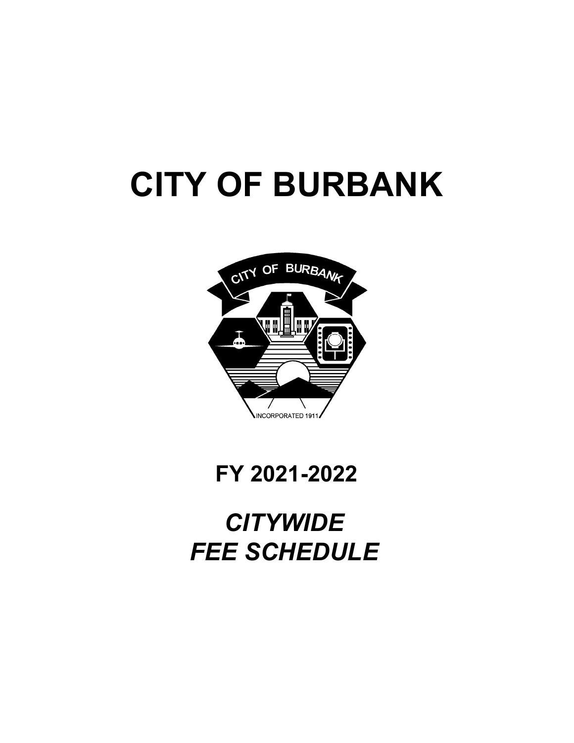# CITY OF BURBANK

## FY 2021-2022

## *CITYWIDE FEE SCHEDULE*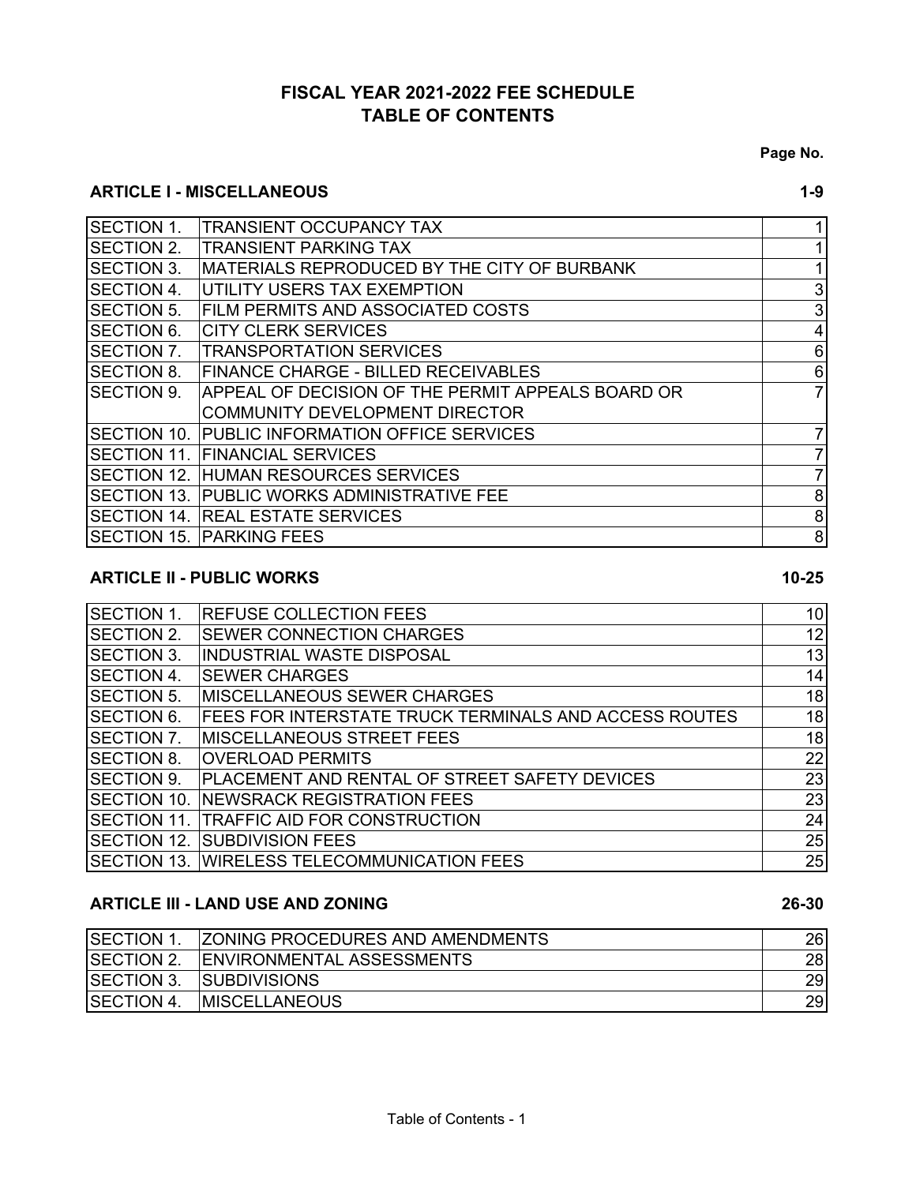# FISCAL YEAR 2021-2022 FEE SCHEDULE
# TABLE OF CONTENTS

**Page No.**

## ARTICLE I - MISCELLANEOUS **1-9**

| | | |
|---|---|---|
| SECTION 1. | TRANSIENT OCCUPANCY TAX | 1 |
| SECTION 2. | TRANSIENT PARKING TAX | 1 |
| SECTION 3. | MATERIALS REPRODUCED BY THE CITY OF BURBANK | 1 |
| SECTION 4. | UTILITY USERS TAX EXEMPTION | 3 |
| SECTION 5. | FILM PERMITS AND ASSOCIATED COSTS | 3 |
| SECTION 6. | CITY CLERK SERVICES | 4 |
| SECTION 7. | TRANSPORTATION SERVICES | 6 |
| SECTION 8. | FINANCE CHARGE - BILLED RECEIVABLES | 6 |
| SECTION 9. | APPEAL OF DECISION OF THE PERMIT APPEALS BOARD OR COMMUNITY DEVELOPMENT DIRECTOR | 7 |
| SECTION 10. | PUBLIC INFORMATION OFFICE SERVICES | 7 |
| SECTION 11. | FINANCIAL SERVICES | 7 |
| SECTION 12. | HUMAN RESOURCES SERVICES | 7 |
| SECTION 13. | PUBLIC WORKS ADMINISTRATIVE FEE | 8 |
| SECTION 14. | REAL ESTATE SERVICES | 8 |
| SECTION 15. | PARKING FEES | 8 |

## ARTICLE II - PUBLIC WORKS **10-25**

| | | |
|---|---|---|
| SECTION 1. | REFUSE COLLECTION FEES | 10 |
| SECTION 2. | SEWER CONNECTION CHARGES | 12 |
| SECTION 3. | INDUSTRIAL WASTE DISPOSAL | 13 |
| SECTION 4. | SEWER CHARGES | 14 |
| SECTION 5. | MISCELLANEOUS SEWER CHARGES | 18 |
| SECTION 6. | FEES FOR INTERSTATE TRUCK TERMINALS AND ACCESS ROUTES | 18 |
| SECTION 7. | MISCELLANEOUS STREET FEES | 18 |
| SECTION 8. | OVERLOAD PERMITS | 22 |
| SECTION 9. | PLACEMENT AND RENTAL OF STREET SAFETY DEVICES | 23 |
| SECTION 10. | NEWSRACK REGISTRATION FEES | 23 |
| SECTION 11. | TRAFFIC AID FOR CONSTRUCTION | 24 |
| SECTION 12. | SUBDIVISION FEES | 25 |
| SECTION 13. | WIRELESS TELECOMMUNICATION FEES | 25 |

## ARTICLE III - LAND USE AND ZONING **26-30**

| | | |
|---|---|---|
| SECTION 1. | ZONING PROCEDURES AND AMENDMENTS | 26 |
| SECTION 2. | ENVIRONMENTAL ASSESSMENTS | 28 |
| SECTION 3. | SUBDIVISIONS | 29 |
| SECTION 4. | MISCELLANEOUS | 29 |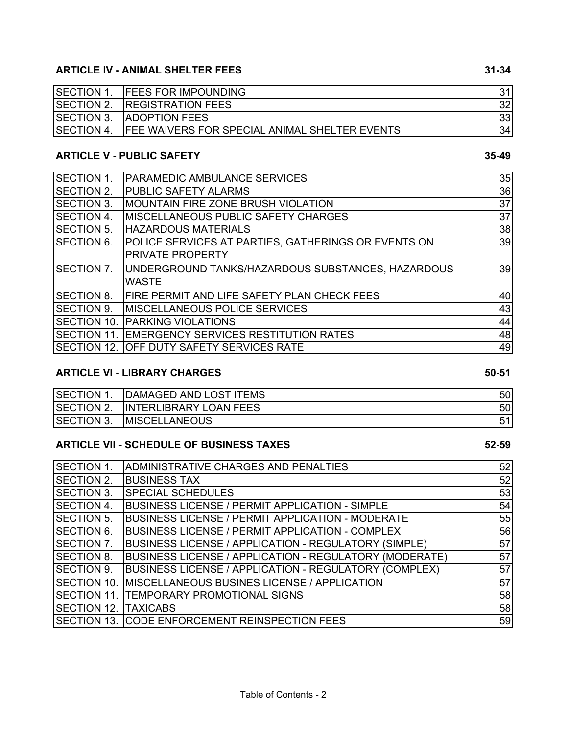## ARTICLE IV - ANIMAL SHELTER FEES 31-34

| | | |
|---|---|---|
| SECTION 1. | FEES FOR IMPOUNDING | 31 |
| SECTION 2. | REGISTRATION FEES | 32 |
| SECTION 3. | ADOPTION FEES | 33 |
| SECTION 4. | FEE WAIVERS FOR SPECIAL ANIMAL SHELTER EVENTS | 34 |

## ARTICLE V - PUBLIC SAFETY 35-49

| | | |
|---|---|---|
| SECTION 1. | PARAMEDIC AMBULANCE SERVICES | 35 |
| SECTION 2. | PUBLIC SAFETY ALARMS | 36 |
| SECTION 3. | MOUNTAIN FIRE ZONE BRUSH VIOLATION | 37 |
| SECTION 4. | MISCELLANEOUS PUBLIC SAFETY CHARGES | 37 |
| SECTION 5. | HAZARDOUS MATERIALS | 38 |
| SECTION 6. | POLICE SERVICES AT PARTIES, GATHERINGS OR EVENTS ON PRIVATE PROPERTY | 39 |
| SECTION 7. | UNDERGROUND TANKS/HAZARDOUS SUBSTANCES, HAZARDOUS WASTE | 39 |
| SECTION 8. | FIRE PERMIT AND LIFE SAFETY PLAN CHECK FEES | 40 |
| SECTION 9. | MISCELLANEOUS POLICE SERVICES | 43 |
| SECTION 10. | PARKING VIOLATIONS | 44 |
| SECTION 11. | EMERGENCY SERVICES RESTITUTION RATES | 48 |
| SECTION 12. | OFF DUTY SAFETY SERVICES RATE | 49 |

## ARTICLE VI - LIBRARY CHARGES 50-51

| | | |
|---|---|---|
| SECTION 1. | DAMAGED AND LOST ITEMS | 50 |
| SECTION 2. | INTERLIBRARY LOAN FEES | 50 |
| SECTION 3. | MISCELLANEOUS | 51 |

## ARTICLE VII - SCHEDULE OF BUSINESS TAXES 52-59

| | | |
|---|---|---|
| SECTION 1. | ADMINISTRATIVE CHARGES AND PENALTIES | 52 |
| SECTION 2. | BUSINESS TAX | 52 |
| SECTION 3. | SPECIAL SCHEDULES | 53 |
| SECTION 4. | BUSINESS LICENSE / PERMIT APPLICATION - SIMPLE | 54 |
| SECTION 5. | BUSINESS LICENSE / PERMIT APPLICATION - MODERATE | 55 |
| SECTION 6. | BUSINESS LICENSE / PERMIT APPLICATION - COMPLEX | 56 |
| SECTION 7. | BUSINESS LICENSE / APPLICATION - REGULATORY (SIMPLE) | 57 |
| SECTION 8. | BUSINESS LICENSE / APPLICATION - REGULATORY (MODERATE) | 57 |
| SECTION 9. | BUSINESS LICENSE / APPLICATION - REGULATORY (COMPLEX) | 57 |
| SECTION 10. | MISCELLANEOUS BUSINES LICENSE / APPLICATION | 57 |
| SECTION 11. | TEMPORARY PROMOTIONAL SIGNS | 58 |
| SECTION 12. | TAXICABS | 58 |
| SECTION 13. | CODE ENFORCEMENT REINSPECTION FEES | 59 |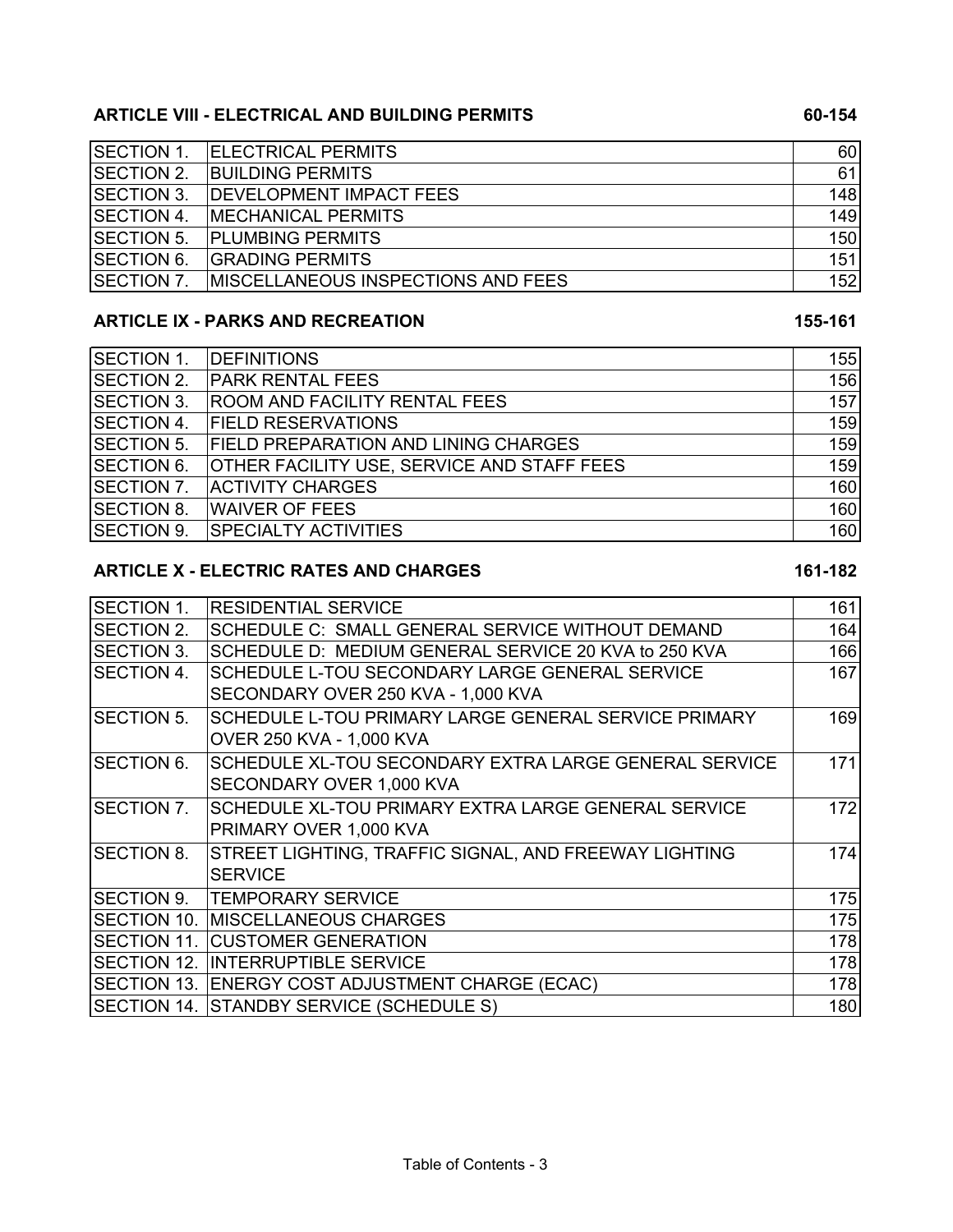## ARTICLE VIII - ELECTRICAL AND BUILDING PERMITS 60-154

| | | |
|---|---|---|
| SECTION 1. | ELECTRICAL PERMITS | 60 |
| SECTION 2. | BUILDING PERMITS | 61 |
| SECTION 3. | DEVELOPMENT IMPACT FEES | 148 |
| SECTION 4. | MECHANICAL PERMITS | 149 |
| SECTION 5. | PLUMBING PERMITS | 150 |
| SECTION 6. | GRADING PERMITS | 151 |
| SECTION 7. | MISCELLANEOUS INSPECTIONS AND FEES | 152 |

## ARTICLE IX - PARKS AND RECREATION 155-161

| | | |
|---|---|---|
| SECTION 1. | DEFINITIONS | 155 |
| SECTION 2. | PARK RENTAL FEES | 156 |
| SECTION 3. | ROOM AND FACILITY RENTAL FEES | 157 |
| SECTION 4. | FIELD RESERVATIONS | 159 |
| SECTION 5. | FIELD PREPARATION AND LINING CHARGES | 159 |
| SECTION 6. | OTHER FACILITY USE, SERVICE AND STAFF FEES | 159 |
| SECTION 7. | ACTIVITY CHARGES | 160 |
| SECTION 8. | WAIVER OF FEES | 160 |
| SECTION 9. | SPECIALTY ACTIVITIES | 160 |

## ARTICLE X - ELECTRIC RATES AND CHARGES 161-182

| | | |
|---|---|---|
| SECTION 1. | RESIDENTIAL SERVICE | 161 |
| SECTION 2. | SCHEDULE C: SMALL GENERAL SERVICE WITHOUT DEMAND | 164 |
| SECTION 3. | SCHEDULE D: MEDIUM GENERAL SERVICE 20 KVA to 250 KVA | 166 |
| SECTION 4. | SCHEDULE L-TOU SECONDARY LARGE GENERAL SERVICE SECONDARY OVER 250 KVA - 1,000 KVA | 167 |
| SECTION 5. | SCHEDULE L-TOU PRIMARY LARGE GENERAL SERVICE PRIMARY OVER 250 KVA - 1,000 KVA | 169 |
| SECTION 6. | SCHEDULE XL-TOU SECONDARY EXTRA LARGE GENERAL SERVICE SECONDARY OVER 1,000 KVA | 171 |
| SECTION 7. | SCHEDULE XL-TOU PRIMARY EXTRA LARGE GENERAL SERVICE PRIMARY OVER 1,000 KVA | 172 |
| SECTION 8. | STREET LIGHTING, TRAFFIC SIGNAL, AND FREEWAY LIGHTING SERVICE | 174 |
| SECTION 9. | TEMPORARY SERVICE | 175 |
| SECTION 10. | MISCELLANEOUS CHARGES | 175 |
| SECTION 11. | CUSTOMER GENERATION | 178 |
| SECTION 12. | INTERRUPTIBLE SERVICE | 178 |
| SECTION 13. | ENERGY COST ADJUSTMENT CHARGE (ECAC) | 178 |
| SECTION 14. | STANDBY SERVICE (SCHEDULE S) | 180 |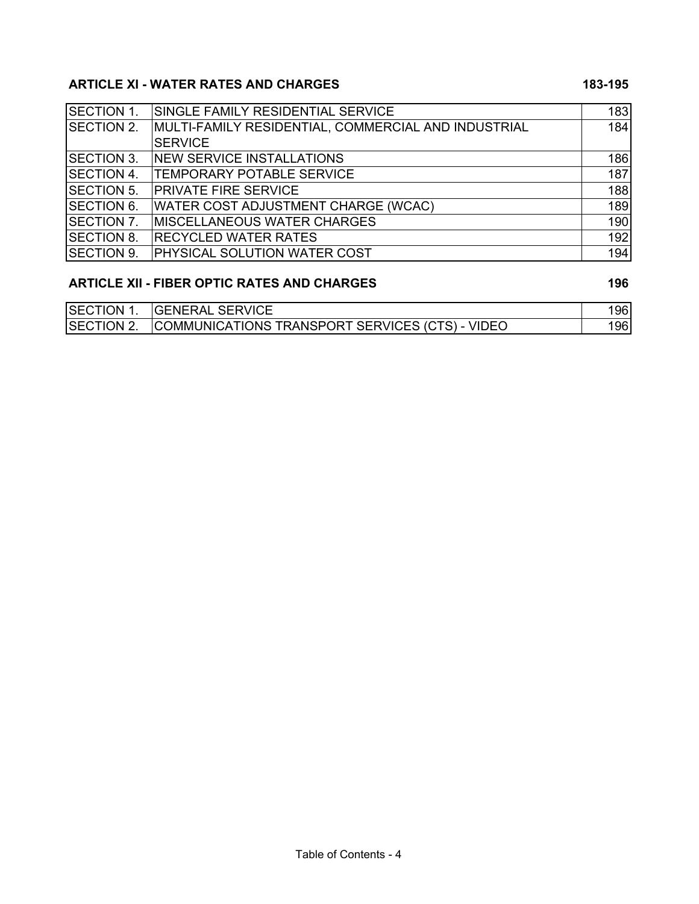**ARTICLE XI - WATER RATES AND CHARGES** **183-195**

| | | |
|---|---|---|
| SECTION 1. | SINGLE FAMILY RESIDENTIAL SERVICE | 183 |
| SECTION 2. | MULTI-FAMILY RESIDENTIAL, COMMERCIAL AND INDUSTRIAL SERVICE | 184 |
| SECTION 3. | NEW SERVICE INSTALLATIONS | 186 |
| SECTION 4. | TEMPORARY POTABLE SERVICE | 187 |
| SECTION 5. | PRIVATE FIRE SERVICE | 188 |
| SECTION 6. | WATER COST ADJUSTMENT CHARGE (WCAC) | 189 |
| SECTION 7. | MISCELLANEOUS WATER CHARGES | 190 |
| SECTION 8. | RECYCLED WATER RATES | 192 |
| SECTION 9. | PHYSICAL SOLUTION WATER COST | 194 |

**ARTICLE XII - FIBER OPTIC RATES AND CHARGES** **196**

| | | |
|---|---|---|
| SECTION 1. | GENERAL SERVICE | 196 |
| SECTION 2. | COMMUNICATIONS TRANSPORT SERVICES (CTS) - VIDEO | 196 |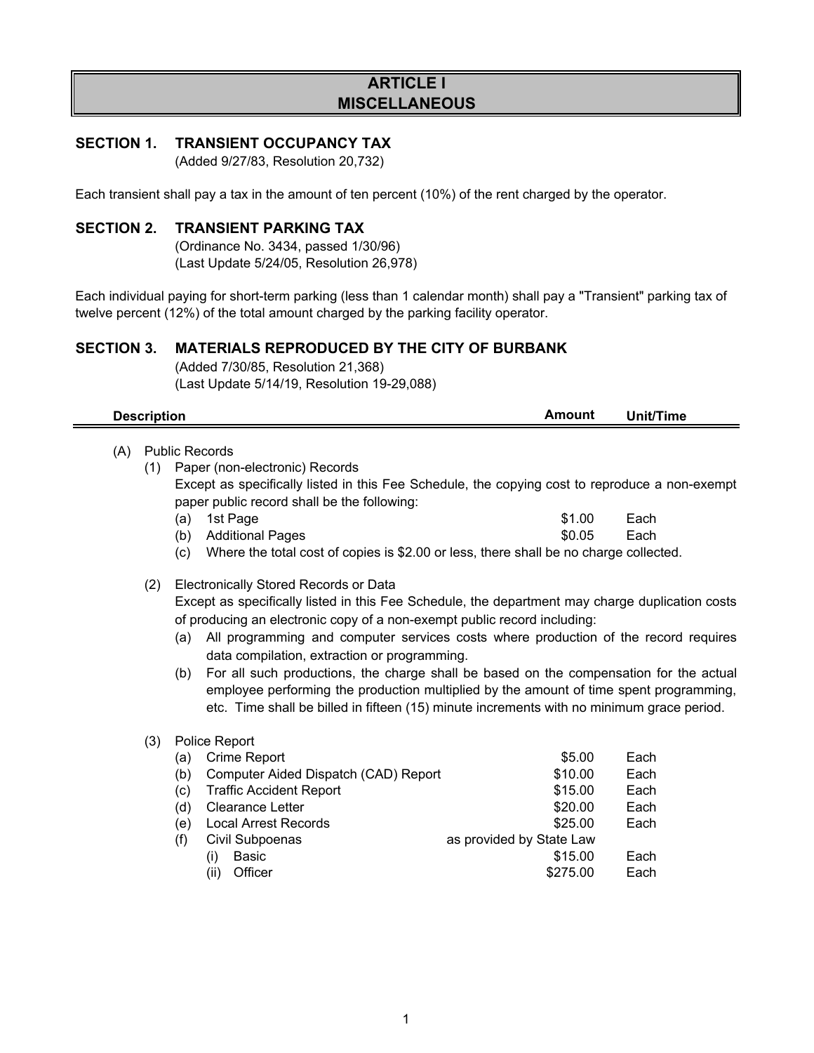# ARTICLE I
# MISCELLANEOUS

## SECTION 1. TRANSIENT OCCUPANCY TAX

(Added 9/27/83, Resolution 20,732)

Each transient shall pay a tax in the amount of ten percent (10%) of the rent charged by the operator.

## SECTION 2. TRANSIENT PARKING TAX

(Ordinance No. 3434, passed 1/30/96)
(Last Update 5/24/05, Resolution 26,978)

Each individual paying for short-term parking (less than 1 calendar month) shall pay a "Transient" parking tax of twelve percent (12%) of the total amount charged by the parking facility operator.

## SECTION 3. MATERIALS REPRODUCED BY THE CITY OF BURBANK

(Added 7/30/85, Resolution 21,368)
(Last Update 5/14/19, Resolution 19-29,088)

| Description | Amount | Unit/Time |
|---|---|---|

(A) Public Records

(1) Paper (non-electronic) Records

Except as specifically listed in this Fee Schedule, the copying cost to reproduce a non-exempt paper public record shall be the following:

| Description | Amount | Unit/Time |
|---|---|---|
| (a) 1st Page | $1.00 | Each |
| (b) Additional Pages | $0.05 | Each |

(c) Where the total cost of copies is $2.00 or less, there shall be no charge collected.

(2) Electronically Stored Records or Data

Except as specifically listed in this Fee Schedule, the department may charge duplication costs of producing an electronic copy of a non-exempt public record including:

(a) All programming and computer services costs where production of the record requires data compilation, extraction or programming.

(b) For all such productions, the charge shall be based on the compensation for the actual employee performing the production multiplied by the amount of time spent programming, etc. Time shall be billed in fifteen (15) minute increments with no minimum grace period.

(3) Police Report

| Description | Amount | Unit/Time |
|---|---|---|
| (a) Crime Report | $5.00 | Each |
| (b) Computer Aided Dispatch (CAD) Report | $10.00 | Each |
| (c) Traffic Accident Report | $15.00 | Each |
| (d) Clearance Letter | $20.00 | Each |
| (e) Local Arrest Records | $25.00 | Each |
| (f) Civil Subpoenas | as provided by State Law | |
| (i) Basic | $15.00 | Each |
| (ii) Officer | $275.00 | Each |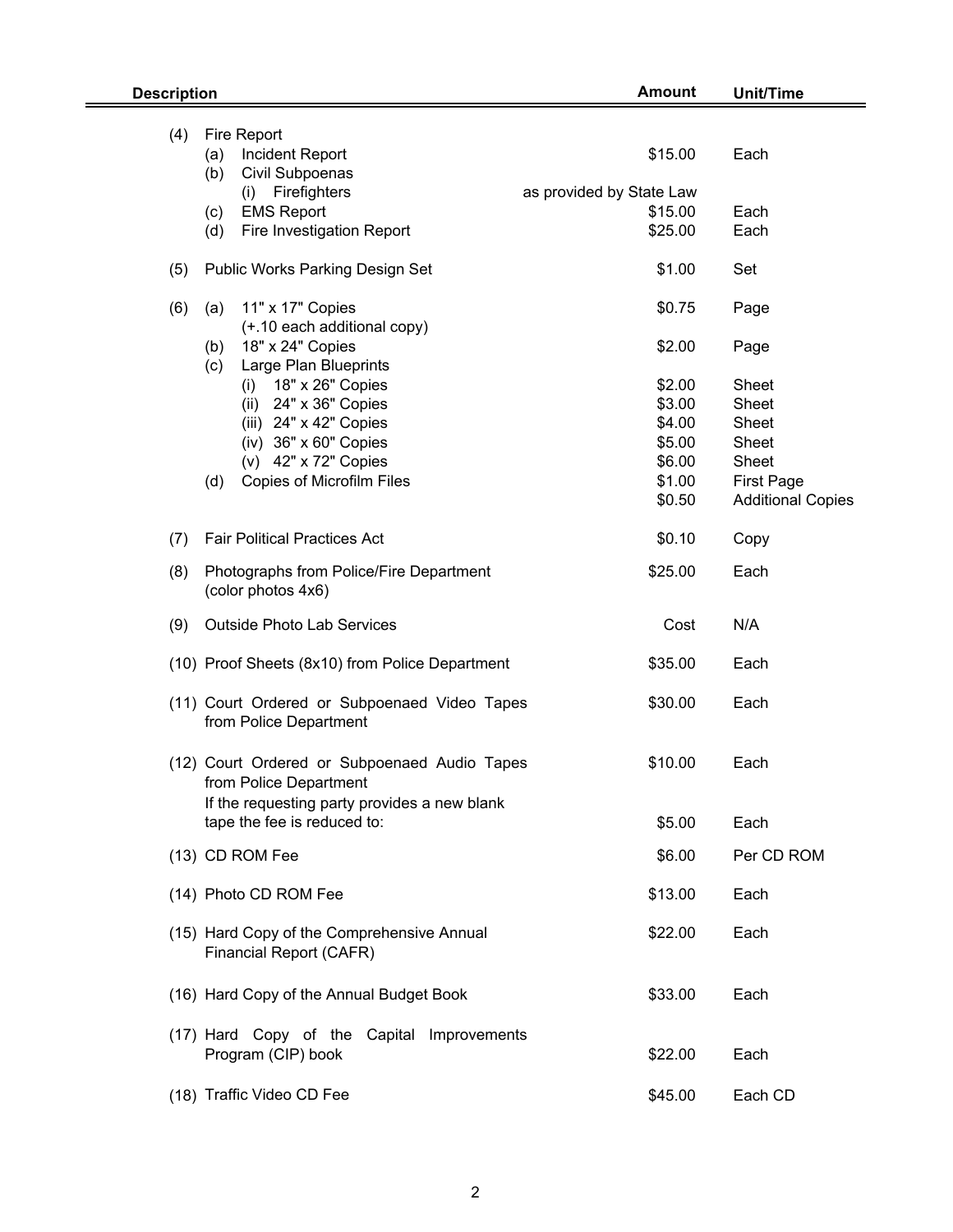| Description | Amount | Unit/Time |
|---|---|---|
| (4) Fire Report | | |
| (a) Incident Report | $15.00 | Each |
| (b) Civil Subpoenas | | |
| (i) Firefighters | as provided by State Law | |
| (c) EMS Report | $15.00 | Each |
| (d) Fire Investigation Report | $25.00 | Each |
| (5) Public Works Parking Design Set | $1.00 | Set |
| (6) (a) 11" x 17" Copies (+.10 each additional copy) | $0.75 | Page |
| (b) 18" x 24" Copies | $2.00 | Page |
| (c) Large Plan Blueprints | | |
| (i) 18" x 26" Copies | $2.00 | Sheet |
| (ii) 24" x 36" Copies | $3.00 | Sheet |
| (iii) 24" x 42" Copies | $4.00 | Sheet |
| (iv) 36" x 60" Copies | $5.00 | Sheet |
| (v) 42" x 72" Copies | $6.00 | Sheet |
| (d) Copies of Microfilm Files | $1.00 | First Page |
| | $0.50 | Additional Copies |
| (7) Fair Political Practices Act | $0.10 | Copy |
| (8) Photographs from Police/Fire Department (color photos 4x6) | $25.00 | Each |
| (9) Outside Photo Lab Services | Cost | N/A |
| (10) Proof Sheets (8x10) from Police Department | $35.00 | Each |
| (11) Court Ordered or Subpoenaed Video Tapes from Police Department | $30.00 | Each |
| (12) Court Ordered or Subpoenaed Audio Tapes from Police Department | $10.00 | Each |
| If the requesting party provides a new blank tape the fee is reduced to: | $5.00 | Each |
| (13) CD ROM Fee | $6.00 | Per CD ROM |
| (14) Photo CD ROM Fee | $13.00 | Each |
| (15) Hard Copy of the Comprehensive Annual Financial Report (CAFR) | $22.00 | Each |
| (16) Hard Copy of the Annual Budget Book | $33.00 | Each |
| (17) Hard Copy of the Capital Improvements Program (CIP) book | $22.00 | Each |
| (18) Traffic Video CD Fee | $45.00 | Each CD |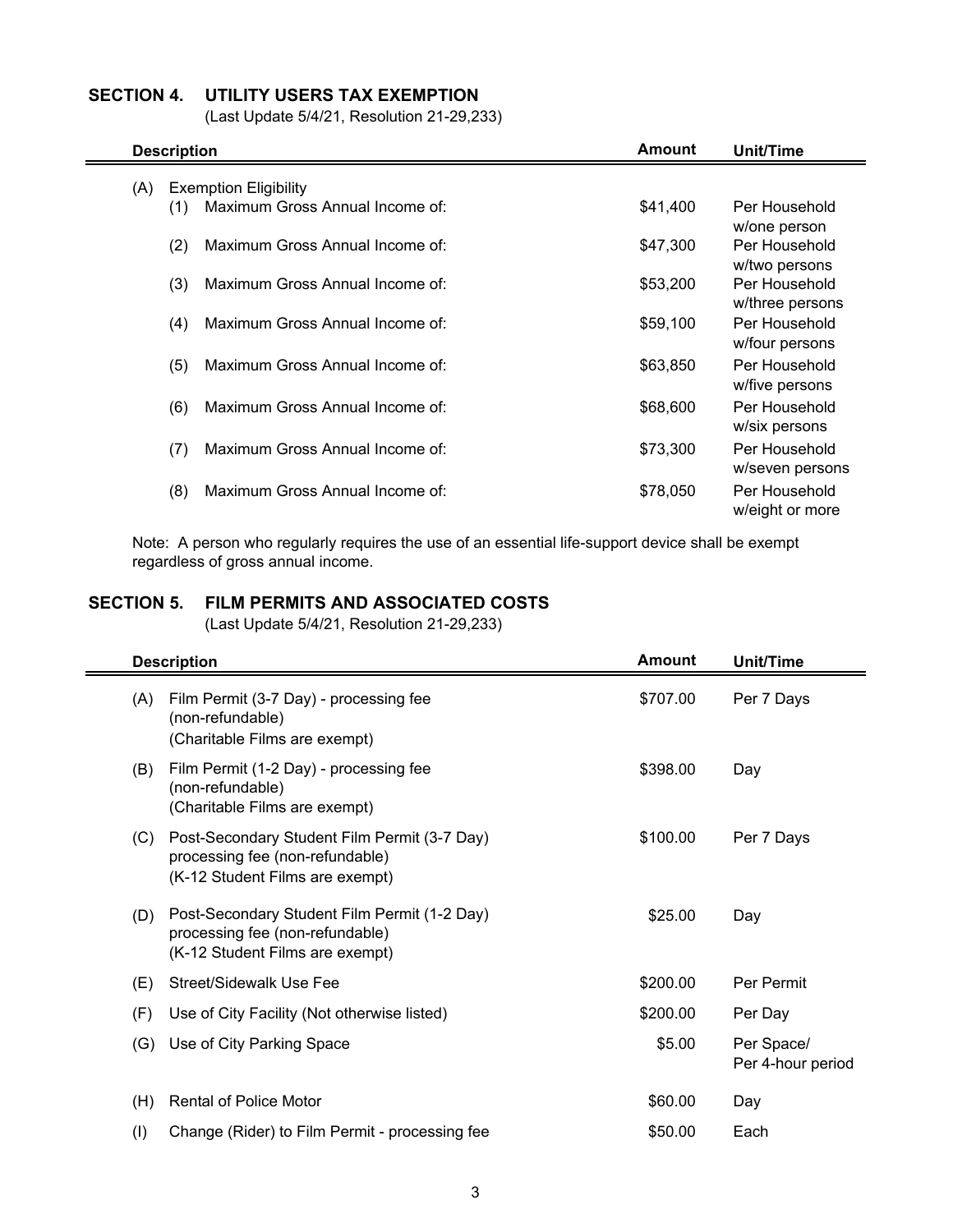## SECTION 4. UTILITY USERS TAX EXEMPTION

(Last Update 5/4/21, Resolution 21-29,233)

| Description | | Amount | Unit/Time |
|---|---|---|---|
| (A) | Exemption Eligibility | | |
| | (1) Maximum Gross Annual Income of: | $41,400 | Per Household w/one person |
| | (2) Maximum Gross Annual Income of: | $47,300 | Per Household w/two persons |
| | (3) Maximum Gross Annual Income of: | $53,200 | Per Household w/three persons |
| | (4) Maximum Gross Annual Income of: | $59,100 | Per Household w/four persons |
| | (5) Maximum Gross Annual Income of: | $63,850 | Per Household w/five persons |
| | (6) Maximum Gross Annual Income of: | $68,600 | Per Household w/six persons |
| | (7) Maximum Gross Annual Income of: | $73,300 | Per Household w/seven persons |
| | (8) Maximum Gross Annual Income of: | $78,050 | Per Household w/eight or more |

Note: A person who regularly requires the use of an essential life-support device shall be exempt regardless of gross annual income.

## SECTION 5. FILM PERMITS AND ASSOCIATED COSTS

(Last Update 5/4/21, Resolution 21-29,233)

| Description | | Amount | Unit/Time |
|---|---|---|---|
| (A) | Film Permit (3-7 Day) - processing fee (non-refundable) (Charitable Films are exempt) | $707.00 | Per 7 Days |
| (B) | Film Permit (1-2 Day) - processing fee (non-refundable) (Charitable Films are exempt) | $398.00 | Day |
| (C) | Post-Secondary Student Film Permit (3-7 Day) processing fee (non-refundable) (K-12 Student Films are exempt) | $100.00 | Per 7 Days |
| (D) | Post-Secondary Student Film Permit (1-2 Day) processing fee (non-refundable) (K-12 Student Films are exempt) | $25.00 | Day |
| (E) | Street/Sidewalk Use Fee | $200.00 | Per Permit |
| (F) | Use of City Facility (Not otherwise listed) | $200.00 | Per Day |
| (G) | Use of City Parking Space | $5.00 | Per Space/ Per 4-hour period |
| (H) | Rental of Police Motor | $60.00 | Day |
| (I) | Change (Rider) to Film Permit - processing fee | $50.00 | Each |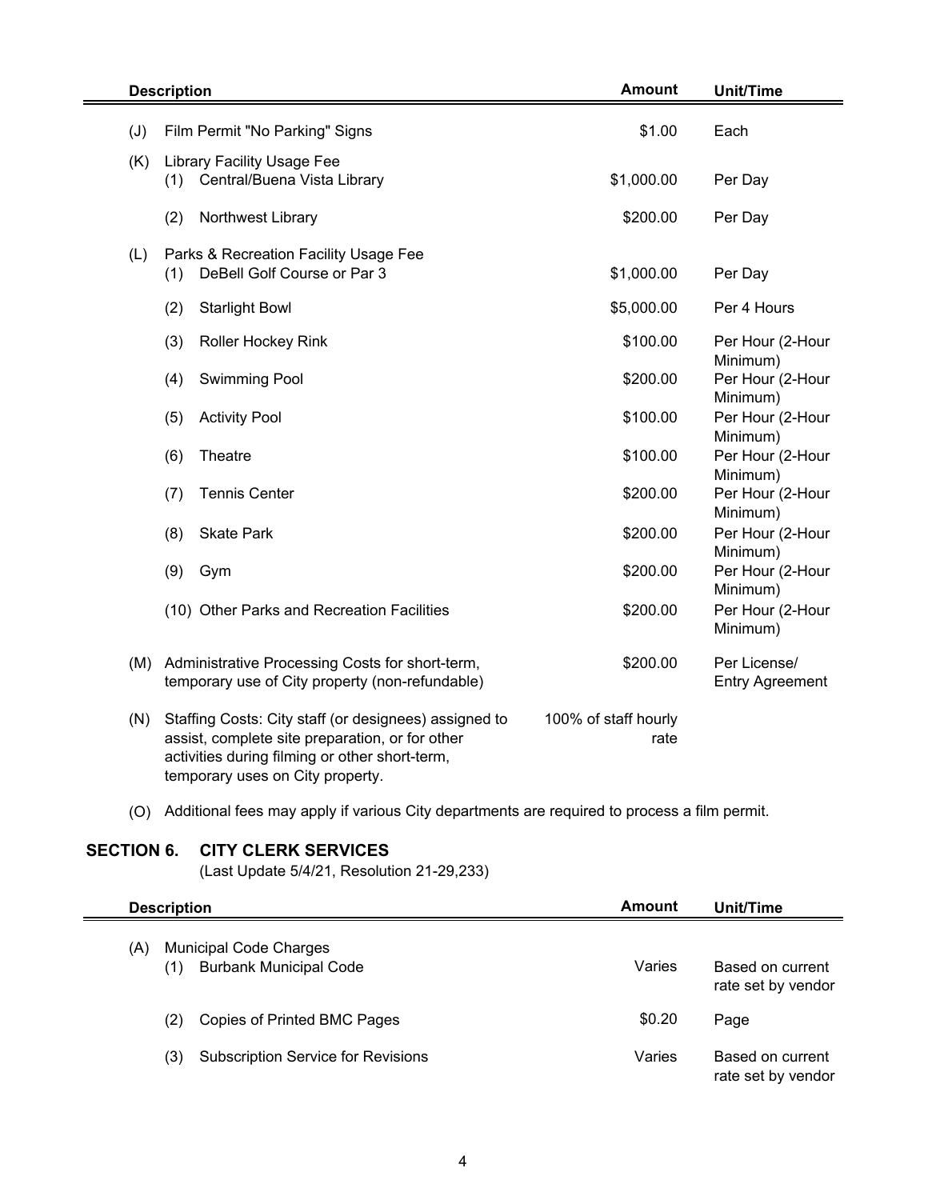| | Description | Amount | Unit/Time |
|---|---|---|---|
| (J) | Film Permit "No Parking" Signs | $1.00 | Each |
| (K) | Library Facility Usage Fee | | |
| | (1) Central/Buena Vista Library | $1,000.00 | Per Day |
| | (2) Northwest Library | $200.00 | Per Day |
| (L) | Parks & Recreation Facility Usage Fee | | |
| | (1) DeBell Golf Course or Par 3 | $1,000.00 | Per Day |
| | (2) Starlight Bowl | $5,000.00 | Per 4 Hours |
| | (3) Roller Hockey Rink | $100.00 | Per Hour (2-Hour Minimum) |
| | (4) Swimming Pool | $200.00 | Per Hour (2-Hour Minimum) |
| | (5) Activity Pool | $100.00 | Per Hour (2-Hour Minimum) |
| | (6) Theatre | $100.00 | Per Hour (2-Hour Minimum) |
| | (7) Tennis Center | $200.00 | Per Hour (2-Hour Minimum) |
| | (8) Skate Park | $200.00 | Per Hour (2-Hour Minimum) |
| | (9) Gym | $200.00 | Per Hour (2-Hour Minimum) |
| | (10) Other Parks and Recreation Facilities | $200.00 | Per Hour (2-Hour Minimum) |
| (M) | Administrative Processing Costs for short-term, temporary use of City property (non-refundable) | $200.00 | Per License/ Entry Agreement |
| (N) | Staffing Costs: City staff (or designees) assigned to assist, complete site preparation, or for other activities during filming or other short-term, temporary uses on City property. | 100% of staff hourly rate | |

(O) Additional fees may apply if various City departments are required to process a film permit.

## SECTION 6. CITY CLERK SERVICES

(Last Update 5/4/21, Resolution 21-29,233)

| | Description | Amount | Unit/Time |
|---|---|---|---|
| (A) | Municipal Code Charges | | |
| | (1) Burbank Municipal Code | Varies | Based on current rate set by vendor |
| | (2) Copies of Printed BMC Pages | $0.20 | Page |
| | (3) Subscription Service for Revisions | Varies | Based on current rate set by vendor |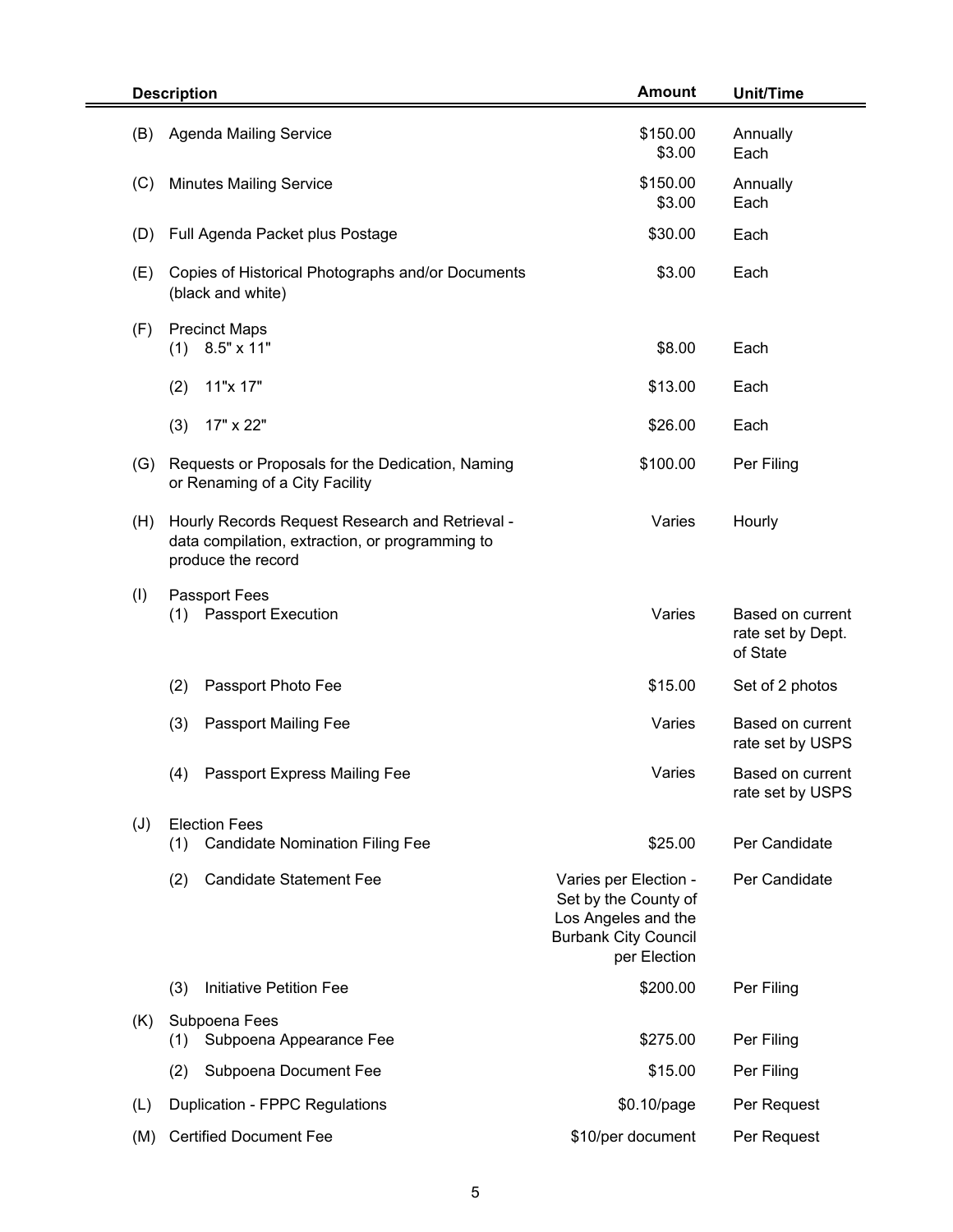| | Description | Amount | Unit/Time |
|---|---|---|---|
| (B) | Agenda Mailing Service | $150.00<br>$3.00 | Annually<br>Each |
| (C) | Minutes Mailing Service | $150.00<br>$3.00 | Annually<br>Each |
| (D) | Full Agenda Packet plus Postage | $30.00 | Each |
| (E) | Copies of Historical Photographs and/or Documents (black and white) | $3.00 | Each |
| (F) | Precinct Maps | | |
| | (1) 8.5" x 11" | $8.00 | Each |
| | (2) 11"x 17" | $13.00 | Each |
| | (3) 17" x 22" | $26.00 | Each |
| (G) | Requests or Proposals for the Dedication, Naming or Renaming of a City Facility | $100.00 | Per Filing |
| (H) | Hourly Records Request Research and Retrieval - data compilation, extraction, or programming to produce the record | Varies | Hourly |
| (I) | Passport Fees | | |
| | (1) Passport Execution | Varies | Based on current rate set by Dept. of State |
| | (2) Passport Photo Fee | $15.00 | Set of 2 photos |
| | (3) Passport Mailing Fee | Varies | Based on current rate set by USPS |
| | (4) Passport Express Mailing Fee | Varies | Based on current rate set by USPS |
| (J) | Election Fees | | |
| | (1) Candidate Nomination Filing Fee | $25.00 | Per Candidate |
| | (2) Candidate Statement Fee | Varies per Election - Set by the County of Los Angeles and the Burbank City Council per Election | Per Candidate |
| | (3) Initiative Petition Fee | $200.00 | Per Filing |
| (K) | Subpoena Fees | | |
| | (1) Subpoena Appearance Fee | $275.00 | Per Filing |
| | (2) Subpoena Document Fee | $15.00 | Per Filing |
| (L) | Duplication - FPPC Regulations | $0.10/page | Per Request |
| (M) | Certified Document Fee | $10/per document | Per Request |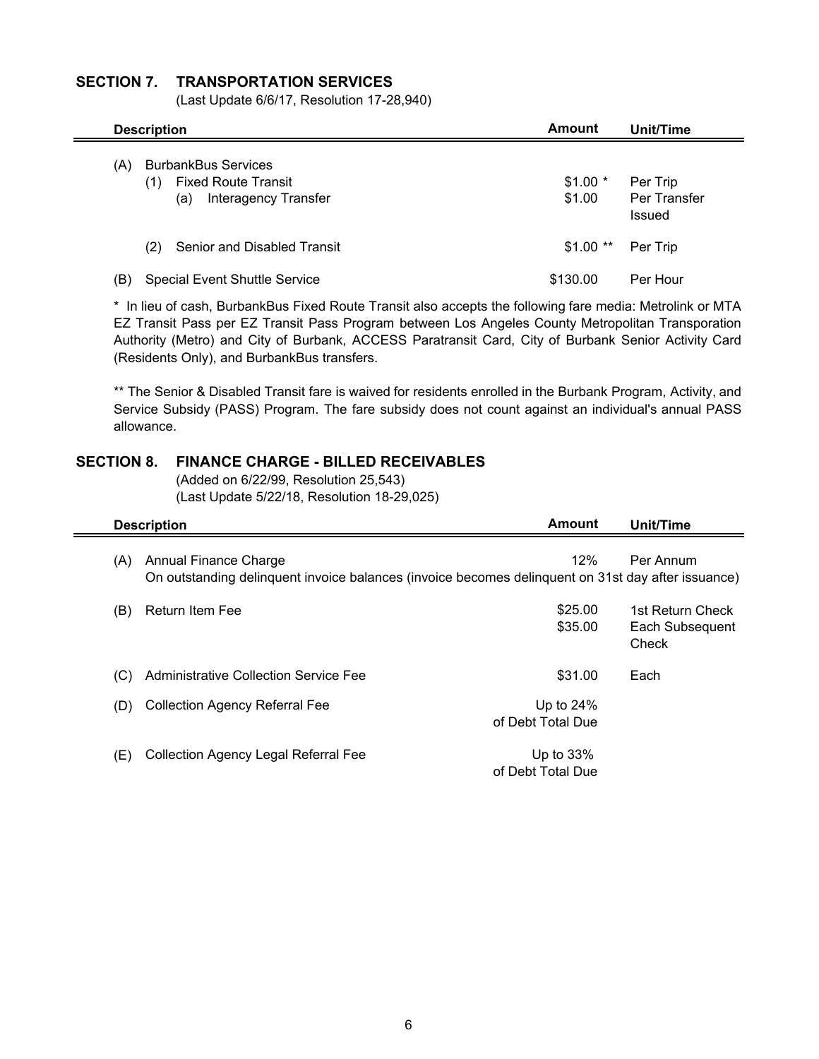## SECTION 7. TRANSPORTATION SERVICES

(Last Update 6/6/17, Resolution 17-28,940)

| Description | Amount | Unit/Time |
|---|---|---|
| (A) BurbankBus Services | | |
| (1) Fixed Route Transit | $1.00 * | Per Trip |
| (a) Interagency Transfer | $1.00 | Per Transfer Issued |
| (2) Senior and Disabled Transit | $1.00 ** | Per Trip |
| (B) Special Event Shuttle Service | $130.00 | Per Hour |

* In lieu of cash, BurbankBus Fixed Route Transit also accepts the following fare media: Metrolink or MTA EZ Transit Pass per EZ Transit Pass Program between Los Angeles County Metropolitan Transporation Authority (Metro) and City of Burbank, ACCESS Paratransit Card, City of Burbank Senior Activity Card (Residents Only), and BurbankBus transfers.

** The Senior & Disabled Transit fare is waived for residents enrolled in the Burbank Program, Activity, and Service Subsidy (PASS) Program. The fare subsidy does not count against an individual's annual PASS allowance.

## SECTION 8. FINANCE CHARGE - BILLED RECEIVABLES

(Added on 6/22/99, Resolution 25,543)
(Last Update 5/22/18, Resolution 18-29,025)

| Description | Amount | Unit/Time |
|---|---|---|
| (A) Annual Finance Charge<br>On outstanding delinquent invoice balances (invoice becomes delinquent on 31st day after issuance) | 12% | Per Annum |
| (B) Return Item Fee | $25.00<br>$35.00 | 1st Return Check<br>Each Subsequent Check |
| (C) Administrative Collection Service Fee | $31.00 | Each |
| (D) Collection Agency Referral Fee | Up to 24% of Debt Total Due | |
| (E) Collection Agency Legal Referral Fee | Up to 33% of Debt Total Due | |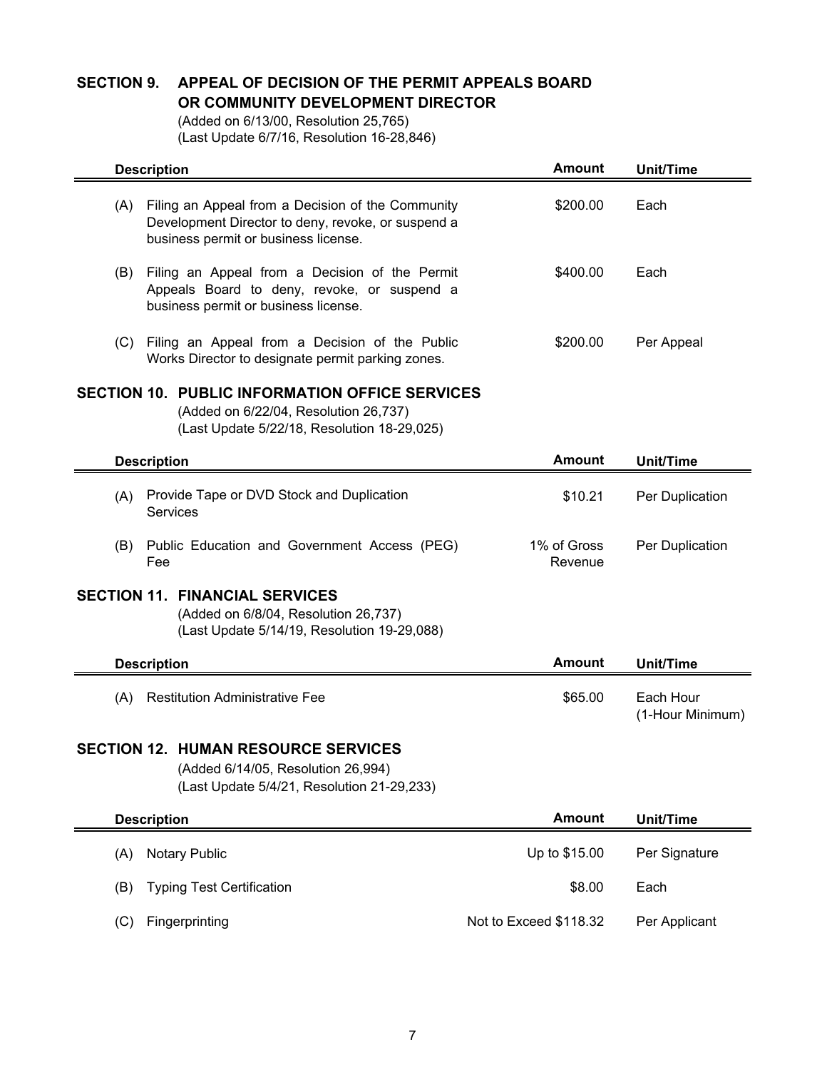## SECTION 9. APPEAL OF DECISION OF THE PERMIT APPEALS BOARD OR COMMUNITY DEVELOPMENT DIRECTOR

(Added on 6/13/00, Resolution 25,765)
(Last Update 6/7/16, Resolution 16-28,846)

| Description | Amount | Unit/Time |
|---|---|---|
| (A) Filing an Appeal from a Decision of the Community Development Director to deny, revoke, or suspend a business permit or business license. | $200.00 | Each |
| (B) Filing an Appeal from a Decision of the Permit Appeals Board to deny, revoke, or suspend a business permit or business license. | $400.00 | Each |
| (C) Filing an Appeal from a Decision of the Public Works Director to designate permit parking zones. | $200.00 | Per Appeal |

## SECTION 10. PUBLIC INFORMATION OFFICE SERVICES

(Added on 6/22/04, Resolution 26,737)
(Last Update 5/22/18, Resolution 18-29,025)

| Description | Amount | Unit/Time |
|---|---|---|
| (A) Provide Tape or DVD Stock and Duplication Services | $10.21 | Per Duplication |
| (B) Public Education and Government Access (PEG) Fee | 1% of Gross Revenue | Per Duplication |

## SECTION 11. FINANCIAL SERVICES

(Added on 6/8/04, Resolution 26,737)
(Last Update 5/14/19, Resolution 19-29,088)

| Description | Amount | Unit/Time |
|---|---|---|
| (A) Restitution Administrative Fee | $65.00 | Each Hour (1-Hour Minimum) |

## SECTION 12. HUMAN RESOURCE SERVICES

(Added 6/14/05, Resolution 26,994)
(Last Update 5/4/21, Resolution 21-29,233)

| Description | Amount | Unit/Time |
|---|---|---|
| (A) Notary Public | Up to $15.00 | Per Signature |
| (B) Typing Test Certification | $8.00 | Each |
| (C) Fingerprinting | Not to Exceed $118.32 | Per Applicant |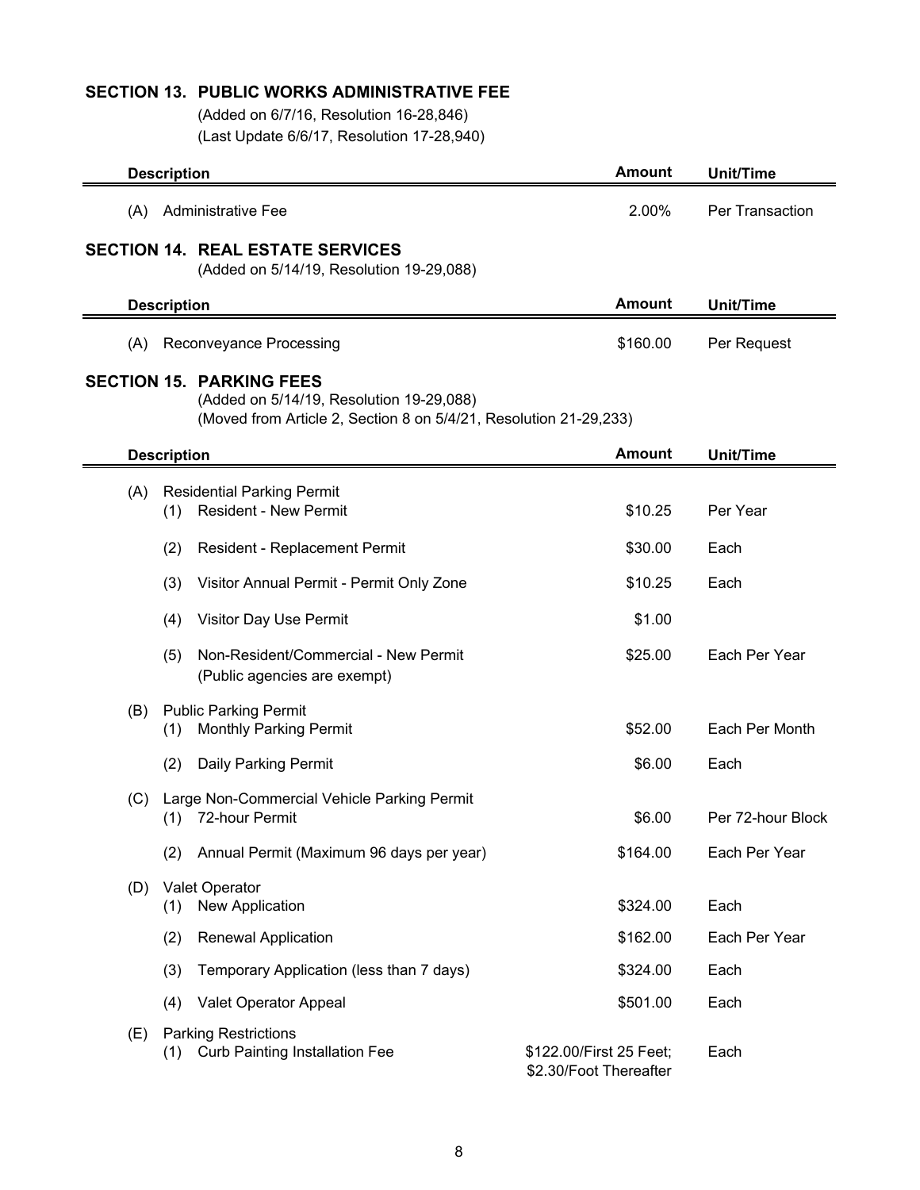## SECTION 13. PUBLIC WORKS ADMINISTRATIVE FEE

(Added on 6/7/16, Resolution 16-28,846)
(Last Update 6/6/17, Resolution 17-28,940)

| Description | Amount | Unit/Time |
|---|---|---|
| (A) Administrative Fee | 2.00% | Per Transaction |

## SECTION 14. REAL ESTATE SERVICES

(Added on 5/14/19, Resolution 19-29,088)

| Description | Amount | Unit/Time |
|---|---|---|
| (A) Reconveyance Processing | \$160.00 | Per Request |

## SECTION 15. PARKING FEES

(Added on 5/14/19, Resolution 19-29,088)
(Moved from Article 2, Section 8 on 5/4/21, Resolution 21-29,233)

| Description | Amount | Unit/Time |
|---|---|---|
| (A) Residential Parking Permit | | |
| (1) Resident - New Permit | \$10.25 | Per Year |
| (2) Resident - Replacement Permit | \$30.00 | Each |
| (3) Visitor Annual Permit - Permit Only Zone | \$10.25 | Each |
| (4) Visitor Day Use Permit | \$1.00 | |
| (5) Non-Resident/Commercial - New Permit (Public agencies are exempt) | \$25.00 | Each Per Year |
| (B) Public Parking Permit | | |
| (1) Monthly Parking Permit | \$52.00 | Each Per Month |
| (2) Daily Parking Permit | \$6.00 | Each |
| (C) Large Non-Commercial Vehicle Parking Permit | | |
| (1) 72-hour Permit | \$6.00 | Per 72-hour Block |
| (2) Annual Permit (Maximum 96 days per year) | \$164.00 | Each Per Year |
| (D) Valet Operator | | |
| (1) New Application | \$324.00 | Each |
| (2) Renewal Application | \$162.00 | Each Per Year |
| (3) Temporary Application (less than 7 days) | \$324.00 | Each |
| (4) Valet Operator Appeal | \$501.00 | Each |
| (E) Parking Restrictions | | |
| (1) Curb Painting Installation Fee | \$122.00/First 25 Feet; \$2.30/Foot Thereafter | Each |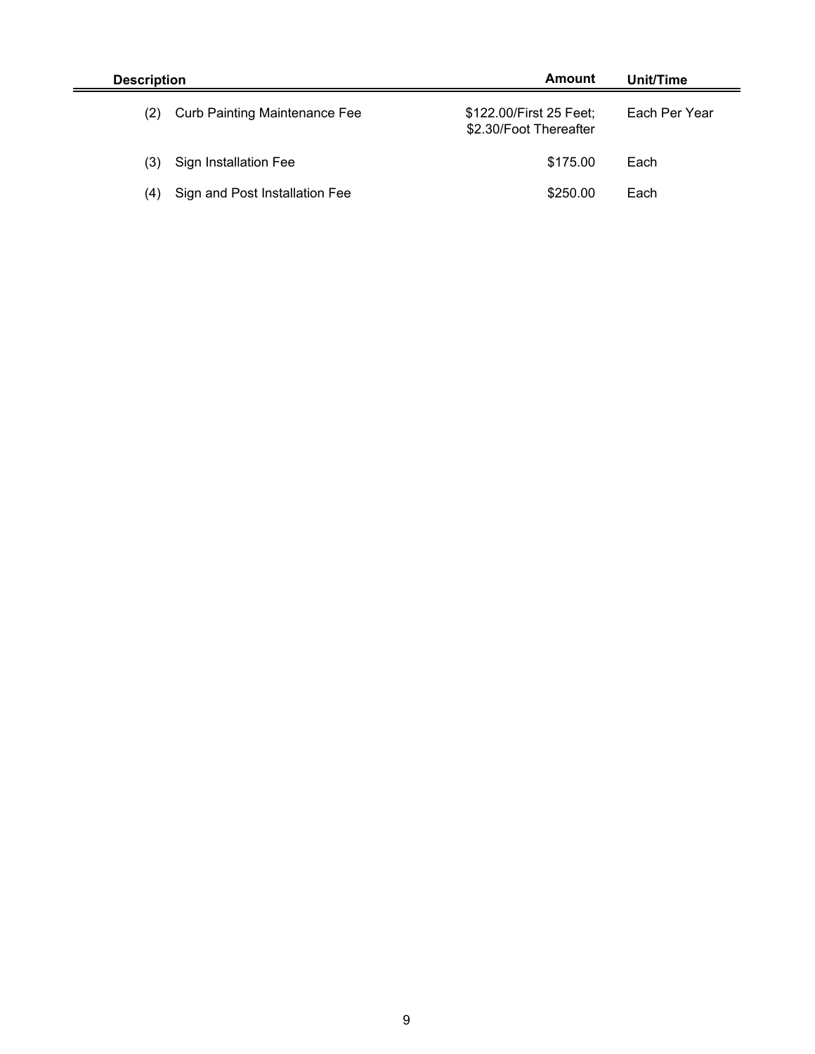| Description | Amount | Unit/Time |
|---|---|---|
| (2) Curb Painting Maintenance Fee | \$122.00/First 25 Feet; \$2.30/Foot Thereafter | Each Per Year |
| (3) Sign Installation Fee | \$175.00 | Each |
| (4) Sign and Post Installation Fee | \$250.00 | Each |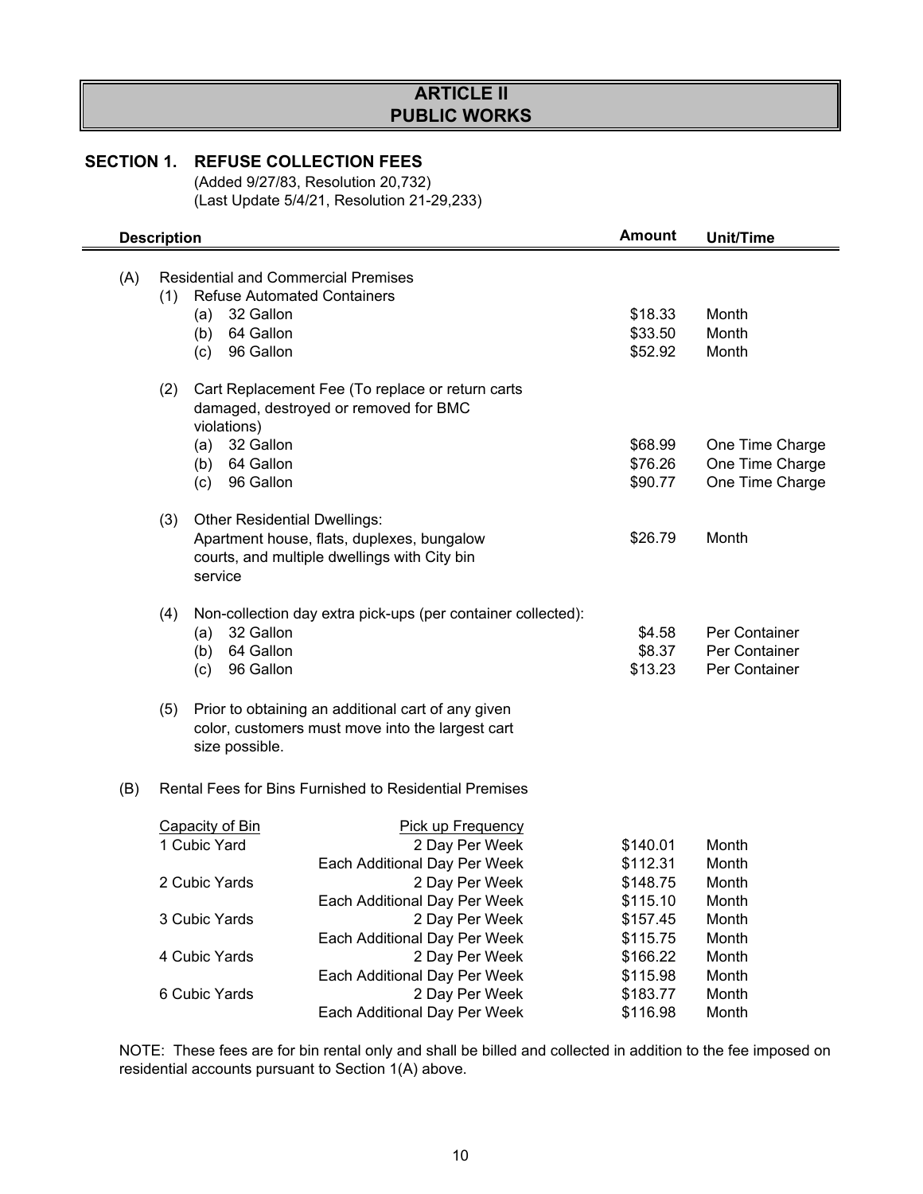# ARTICLE II
# PUBLIC WORKS

## SECTION 1. REFUSE COLLECTION FEES

(Added 9/27/83, Resolution 20,732)
(Last Update 5/4/21, Resolution 21-29,233)

| Description | Amount | Unit/Time |
|---|---|---|
| (A) Residential and Commercial Premises | | |
| (1) Refuse Automated Containers | | |
| (a) 32 Gallon | $18.33 | Month |
| (b) 64 Gallon | $33.50 | Month |
| (c) 96 Gallon | $52.92 | Month |
| (2) Cart Replacement Fee (To replace or return carts damaged, destroyed or removed for BMC violations) | | |
| (a) 32 Gallon | $68.99 | One Time Charge |
| (b) 64 Gallon | $76.26 | One Time Charge |
| (c) 96 Gallon | $90.77 | One Time Charge |
| (3) Other Residential Dwellings: Apartment house, flats, duplexes, bungalow courts, and multiple dwellings with City bin service | $26.79 | Month |
| (4) Non-collection day extra pick-ups (per container collected): | | |
| (a) 32 Gallon | $4.58 | Per Container |
| (b) 64 Gallon | $8.37 | Per Container |
| (c) 96 Gallon | $13.23 | Per Container |
| (5) Prior to obtaining an additional cart of any given color, customers must move into the largest cart size possible. | | |

(B) Rental Fees for Bins Furnished to Residential Premises

| Capacity of Bin | Pick up Frequency | Amount | Unit/Time |
|---|---|---|---|
| 1 Cubic Yard | 2 Day Per Week | $140.01 | Month |
| | Each Additional Day Per Week | $112.31 | Month |
| 2 Cubic Yards | 2 Day Per Week | $148.75 | Month |
| | Each Additional Day Per Week | $115.10 | Month |
| 3 Cubic Yards | 2 Day Per Week | $157.45 | Month |
| | Each Additional Day Per Week | $115.75 | Month |
| 4 Cubic Yards | 2 Day Per Week | $166.22 | Month |
| | Each Additional Day Per Week | $115.98 | Month |
| 6 Cubic Yards | 2 Day Per Week | $183.77 | Month |
| | Each Additional Day Per Week | $116.98 | Month |

NOTE: These fees are for bin rental only and shall be billed and collected in addition to the fee imposed on residential accounts pursuant to Section 1(A) above.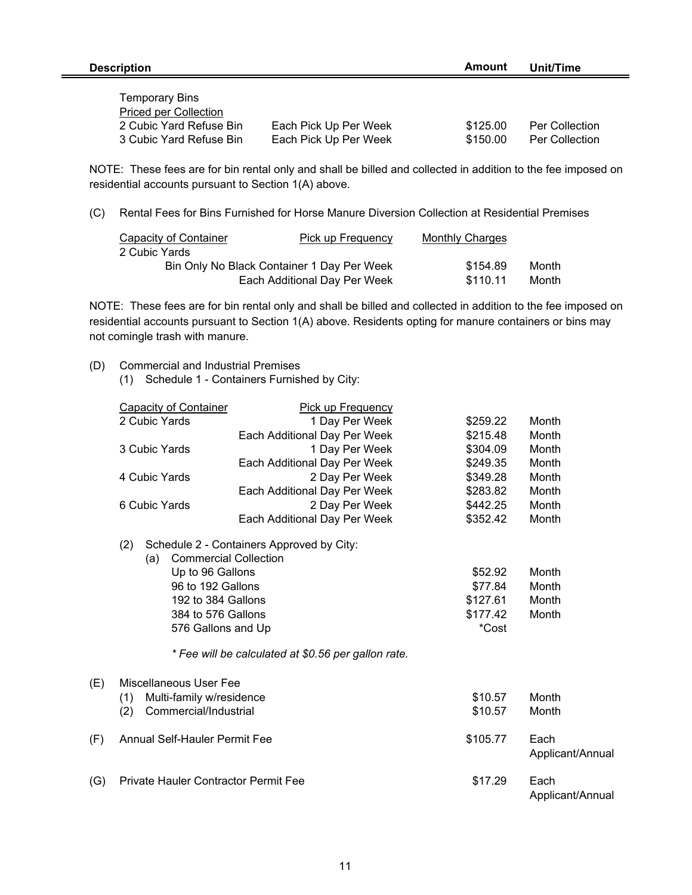| Description | | Amount | Unit/Time |
|---|---|---|---|
| Temporary Bins | | | |
| Priced per Collection | | | |
| 2 Cubic Yard Refuse Bin | Each Pick Up Per Week | $125.00 | Per Collection |
| 3 Cubic Yard Refuse Bin | Each Pick Up Per Week | $150.00 | Per Collection |

NOTE: These fees are for bin rental only and shall be billed and collected in addition to the fee imposed on residential accounts pursuant to Section 1(A) above.

(C) Rental Fees for Bins Furnished for Horse Manure Diversion Collection at Residential Premises

| Capacity of Container | Pick up Frequency | Monthly Charges | |
|---|---|---|---|
| 2 Cubic Yards | | | |
| | Bin Only No Black Container 1 Day Per Week | $154.89 | Month |
| | Each Additional Day Per Week | $110.11 | Month |

NOTE: These fees are for bin rental only and shall be billed and collected in addition to the fee imposed on residential accounts pursuant to Section 1(A) above. Residents opting for manure containers or bins may not comingle trash with manure.

(D) Commercial and Industrial Premises

(1) Schedule 1 - Containers Furnished by City:

| Capacity of Container | Pick up Frequency | | |
|---|---|---|---|
| 2 Cubic Yards | 1 Day Per Week | $259.22 | Month |
| | Each Additional Day Per Week | $215.48 | Month |
| 3 Cubic Yards | 1 Day Per Week | $304.09 | Month |
| | Each Additional Day Per Week | $249.35 | Month |
| 4 Cubic Yards | 2 Day Per Week | $349.28 | Month |
| | Each Additional Day Per Week | $283.82 | Month |
| 6 Cubic Yards | 2 Day Per Week | $442.25 | Month |
| | Each Additional Day Per Week | $352.42 | Month |

(2) Schedule 2 - Containers Approved by City:

(a) Commercial Collection

| | | |
|---|---|---|
| Up to 96 Gallons | $52.92 | Month |
| 96 to 192 Gallons | $77.84 | Month |
| 192 to 384 Gallons | $127.61 | Month |
| 384 to 576 Gallons | $177.42 | Month |
| 576 Gallons and Up | *Cost | |

*\* Fee will be calculated at $0.56 per gallon rate.*

| | | | |
|---|---|---|---|
| (E) | Miscellaneous User Fee | | |
| | (1) Multi-family w/residence | $10.57 | Month |
| | (2) Commercial/Industrial | $10.57 | Month |
| (F) | Annual Self-Hauler Permit Fee | $105.77 | Each Applicant/Annual |
| (G) | Private Hauler Contractor Permit Fee | $17.29 | Each Applicant/Annual |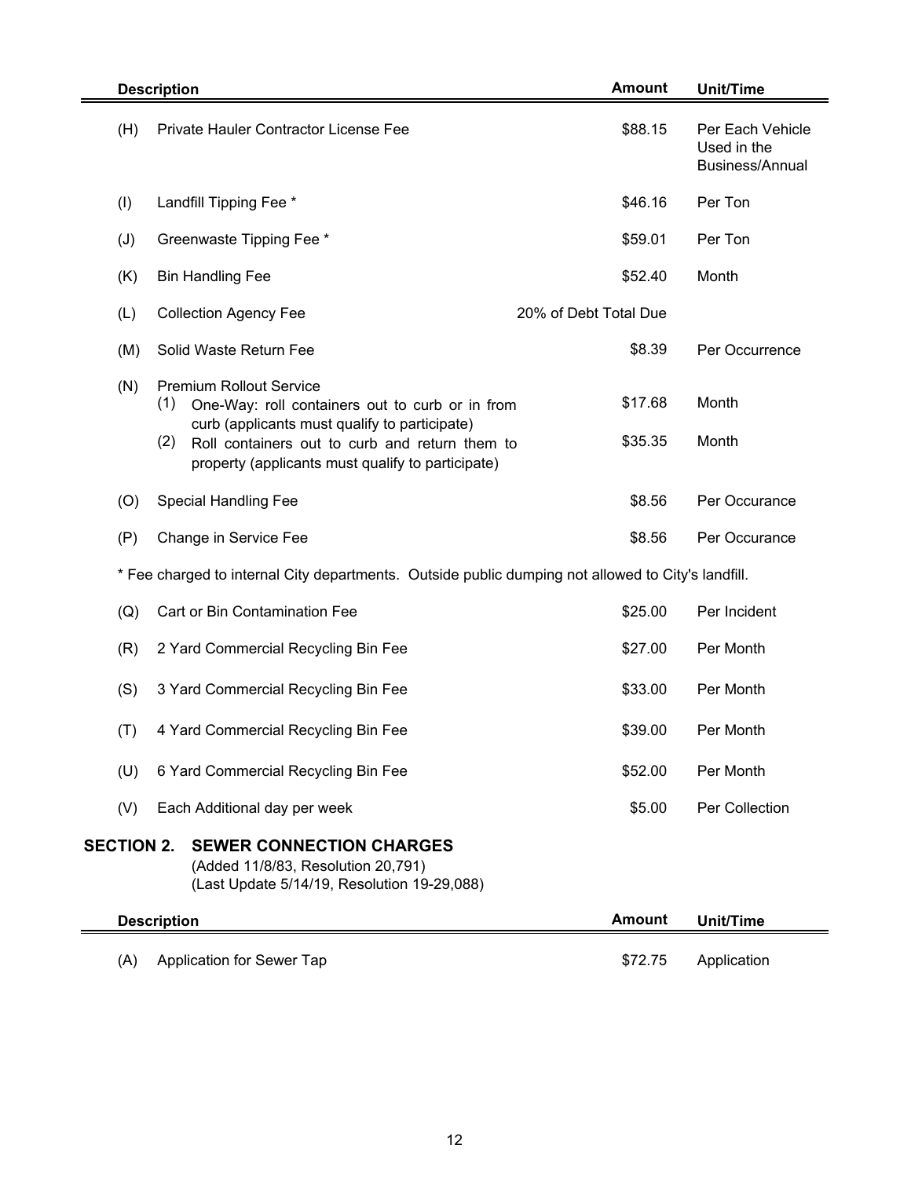| Description | | Amount | Unit/Time |
|---|---|---|---|
| (H) | Private Hauler Contractor License Fee | $88.15 | Per Each Vehicle Used in the Business/Annual |
| (I) | Landfill Tipping Fee * | $46.16 | Per Ton |
| (J) | Greenwaste Tipping Fee * | $59.01 | Per Ton |
| (K) | Bin Handling Fee | $52.40 | Month |
| (L) | Collection Agency Fee | 20% of Debt Total Due | |
| (M) | Solid Waste Return Fee | $8.39 | Per Occurrence |
| (N) | Premium Rollout Service | | |
| | (1) One-Way: roll containers out to curb or in from curb (applicants must qualify to participate) | $17.68 | Month |
| | (2) Roll containers out to curb and return them to property (applicants must qualify to participate) | $35.35 | Month |
| (O) | Special Handling Fee | $8.56 | Per Occurance |
| (P) | Change in Service Fee | $8.56 | Per Occurance |

* Fee charged to internal City departments. Outside public dumping not allowed to City's landfill.

| Description | | Amount | Unit/Time |
|---|---|---|---|
| (Q) | Cart or Bin Contamination Fee | $25.00 | Per Incident |
| (R) | 2 Yard Commercial Recycling Bin Fee | $27.00 | Per Month |
| (S) | 3 Yard Commercial Recycling Bin Fee | $33.00 | Per Month |
| (T) | 4 Yard Commercial Recycling Bin Fee | $39.00 | Per Month |
| (U) | 6 Yard Commercial Recycling Bin Fee | $52.00 | Per Month |
| (V) | Each Additional day per week | $5.00 | Per Collection |

## SECTION 2. SEWER CONNECTION CHARGES

(Added 11/8/83, Resolution 20,791)
(Last Update 5/14/19, Resolution 19-29,088)

| Description | | Amount | Unit/Time |
|---|---|---|---|
| (A) | Application for Sewer Tap | $72.75 | Application |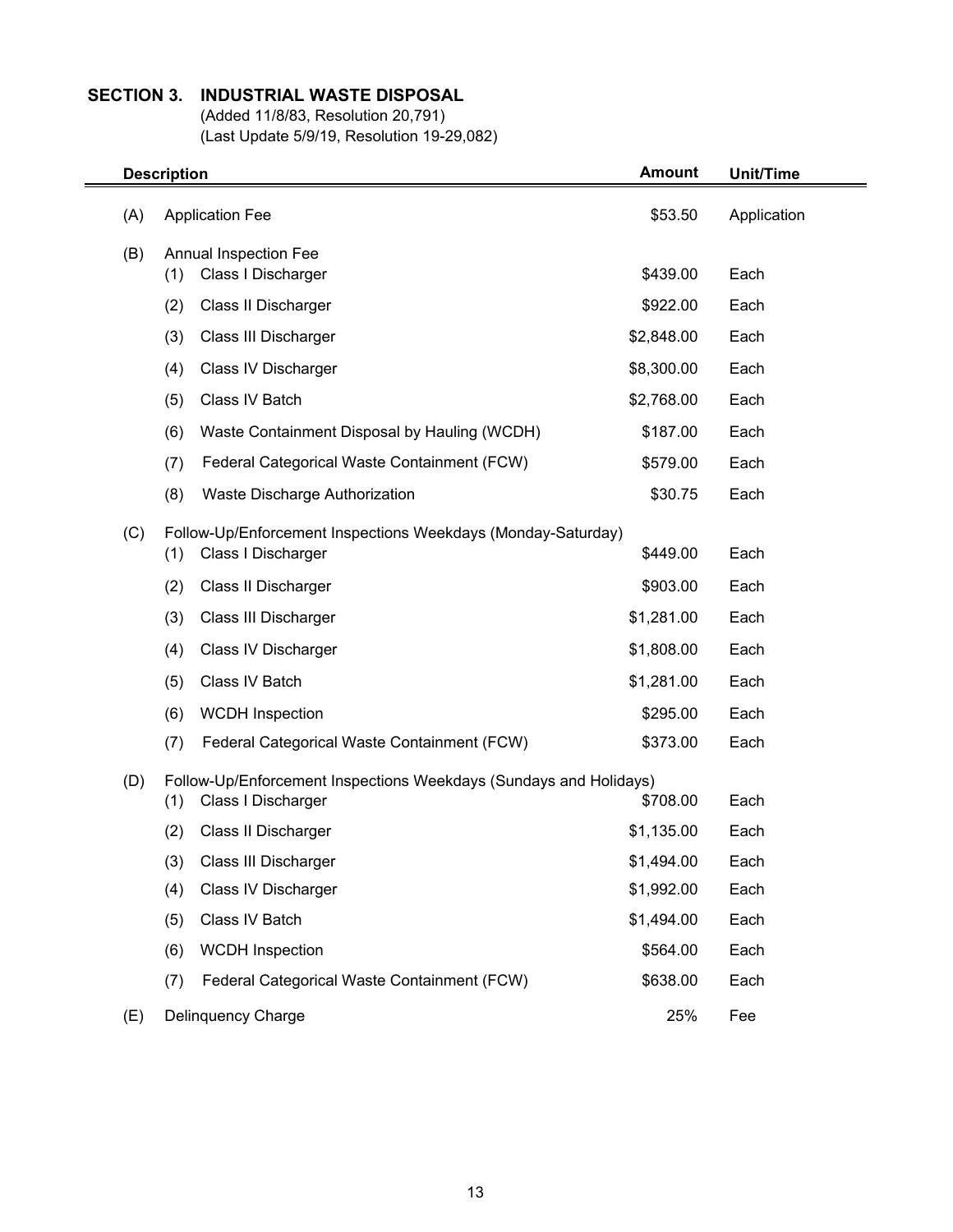## SECTION 3. INDUSTRIAL WASTE DISPOSAL

(Added 11/8/83, Resolution 20,791)
(Last Update 5/9/19, Resolution 19-29,082)

| Description | | Amount | Unit/Time |
|---|---|---|---|
| (A) | Application Fee | $53.50 | Application |
| (B) | Annual Inspection Fee | | |
| | (1) Class I Discharger | $439.00 | Each |
| | (2) Class II Discharger | $922.00 | Each |
| | (3) Class III Discharger | $2,848.00 | Each |
| | (4) Class IV Discharger | $8,300.00 | Each |
| | (5) Class IV Batch | $2,768.00 | Each |
| | (6) Waste Containment Disposal by Hauling (WCDH) | $187.00 | Each |
| | (7) Federal Categorical Waste Containment (FCW) | $579.00 | Each |
| | (8) Waste Discharge Authorization | $30.75 | Each |
| (C) | Follow-Up/Enforcement Inspections Weekdays (Monday-Saturday) | | |
| | (1) Class I Discharger | $449.00 | Each |
| | (2) Class II Discharger | $903.00 | Each |
| | (3) Class III Discharger | $1,281.00 | Each |
| | (4) Class IV Discharger | $1,808.00 | Each |
| | (5) Class IV Batch | $1,281.00 | Each |
| | (6) WCDH Inspection | $295.00 | Each |
| | (7) Federal Categorical Waste Containment (FCW) | $373.00 | Each |
| (D) | Follow-Up/Enforcement Inspections Weekdays (Sundays and Holidays) | | |
| | (1) Class I Discharger | $708.00 | Each |
| | (2) Class II Discharger | $1,135.00 | Each |
| | (3) Class III Discharger | $1,494.00 | Each |
| | (4) Class IV Discharger | $1,992.00 | Each |
| | (5) Class IV Batch | $1,494.00 | Each |
| | (6) WCDH Inspection | $564.00 | Each |
| | (7) Federal Categorical Waste Containment (FCW) | $638.00 | Each |
| (E) | Delinquency Charge | 25% | Fee |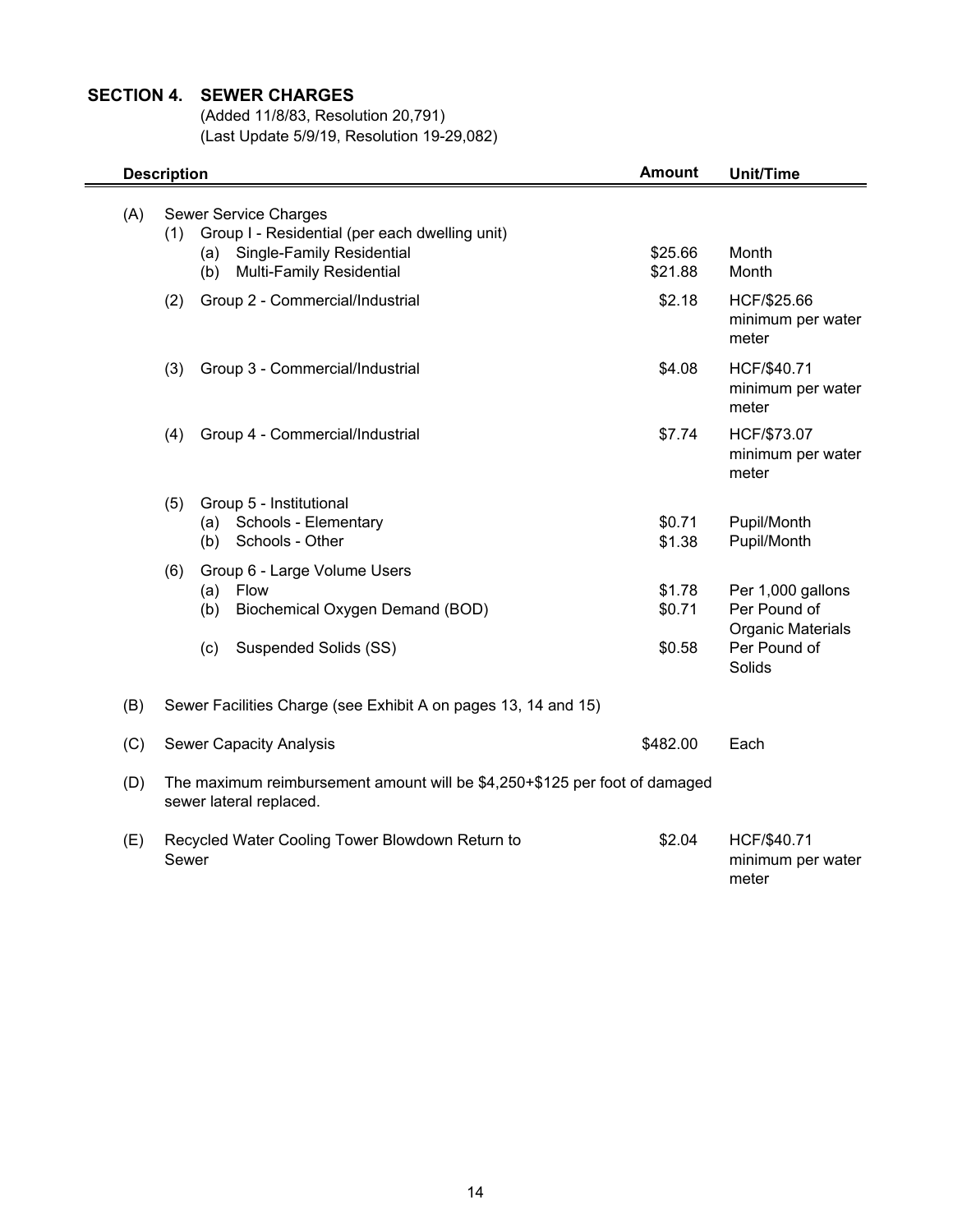## SECTION 4. SEWER CHARGES

(Added 11/8/83, Resolution 20,791)
(Last Update 5/9/19, Resolution 19-29,082)

| Description | Amount | Unit/Time |
|---|---|---|
| (A) Sewer Service Charges | | |
| (1) Group I - Residential (per each dwelling unit) | | |
| (a) Single-Family Residential | $25.66 | Month |
| (b) Multi-Family Residential | $21.88 | Month |
| (2) Group 2 - Commercial/Industrial | $2.18 | HCF/$25.66 minimum per water meter |
| (3) Group 3 - Commercial/Industrial | $4.08 | HCF/$40.71 minimum per water meter |
| (4) Group 4 - Commercial/Industrial | $7.74 | HCF/$73.07 minimum per water meter |
| (5) Group 5 - Institutional | | |
| (a) Schools - Elementary | $0.71 | Pupil/Month |
| (b) Schools - Other | $1.38 | Pupil/Month |
| (6) Group 6 - Large Volume Users | | |
| (a) Flow | $1.78 | Per 1,000 gallons |
| (b) Biochemical Oxygen Demand (BOD) | $0.71 | Per Pound of Organic Materials |
| (c) Suspended Solids (SS) | $0.58 | Per Pound of Solids |
| (B) Sewer Facilities Charge (see Exhibit A on pages 13, 14 and 15) | | |
| (C) Sewer Capacity Analysis | $482.00 | Each |
| (D) The maximum reimbursement amount will be $4,250+$125 per foot of damaged sewer lateral replaced. | | |
| (E) Recycled Water Cooling Tower Blowdown Return to Sewer | $2.04 | HCF/$40.71 minimum per water meter |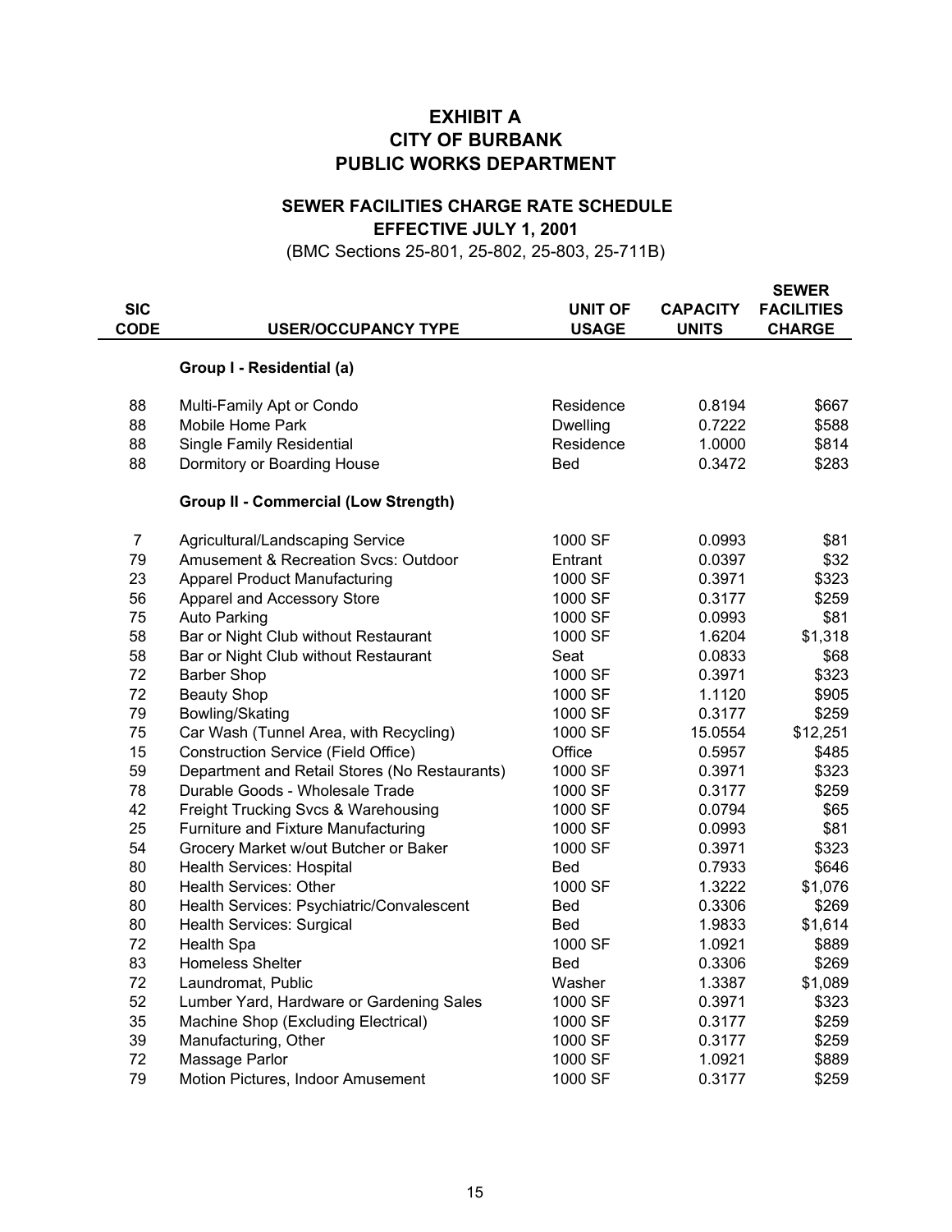# EXHIBIT A
# CITY OF BURBANK
# PUBLIC WORKS DEPARTMENT

## SEWER FACILITIES CHARGE RATE SCHEDULE
## EFFECTIVE JULY 1, 2001

(BMC Sections 25-801, 25-802, 25-803, 25-711B)

| SIC CODE | USER/OCCUPANCY TYPE | UNIT OF USAGE | CAPACITY UNITS | SEWER FACILITIES CHARGE |
|---|---|---|---|---|
| | **Group I - Residential (a)** | | | |
| 88 | Multi-Family Apt or Condo | Residence | 0.8194 | $667 |
| 88 | Mobile Home Park | Dwelling | 0.7222 | $588 |
| 88 | Single Family Residential | Residence | 1.0000 | $814 |
| 88 | Dormitory or Boarding House | Bed | 0.3472 | $283 |
| | **Group II - Commercial (Low Strength)** | | | |
| 7 | Agricultural/Landscaping Service | 1000 SF | 0.0993 | $81 |
| 79 | Amusement & Recreation Svcs: Outdoor | Entrant | 0.0397 | $32 |
| 23 | Apparel Product Manufacturing | 1000 SF | 0.3971 | $323 |
| 56 | Apparel and Accessory Store | 1000 SF | 0.3177 | $259 |
| 75 | Auto Parking | 1000 SF | 0.0993 | $81 |
| 58 | Bar or Night Club without Restaurant | 1000 SF | 1.6204 | $1,318 |
| 58 | Bar or Night Club without Restaurant | Seat | 0.0833 | $68 |
| 72 | Barber Shop | 1000 SF | 0.3971 | $323 |
| 72 | Beauty Shop | 1000 SF | 1.1120 | $905 |
| 79 | Bowling/Skating | 1000 SF | 0.3177 | $259 |
| 75 | Car Wash (Tunnel Area, with Recycling) | 1000 SF | 15.0554 | $12,251 |
| 15 | Construction Service (Field Office) | Office | 0.5957 | $485 |
| 59 | Department and Retail Stores (No Restaurants) | 1000 SF | 0.3971 | $323 |
| 78 | Durable Goods - Wholesale Trade | 1000 SF | 0.3177 | $259 |
| 42 | Freight Trucking Svcs & Warehousing | 1000 SF | 0.0794 | $65 |
| 25 | Furniture and Fixture Manufacturing | 1000 SF | 0.0993 | $81 |
| 54 | Grocery Market w/out Butcher or Baker | 1000 SF | 0.3971 | $323 |
| 80 | Health Services: Hospital | Bed | 0.7933 | $646 |
| 80 | Health Services: Other | 1000 SF | 1.3222 | $1,076 |
| 80 | Health Services: Psychiatric/Convalescent | Bed | 0.3306 | $269 |
| 80 | Health Services: Surgical | Bed | 1.9833 | $1,614 |
| 72 | Health Spa | 1000 SF | 1.0921 | $889 |
| 83 | Homeless Shelter | Bed | 0.3306 | $269 |
| 72 | Laundromat, Public | Washer | 1.3387 | $1,089 |
| 52 | Lumber Yard, Hardware or Gardening Sales | 1000 SF | 0.3971 | $323 |
| 35 | Machine Shop (Excluding Electrical) | 1000 SF | 0.3177 | $259 |
| 39 | Manufacturing, Other | 1000 SF | 0.3177 | $259 |
| 72 | Massage Parlor | 1000 SF | 1.0921 | $889 |
| 79 | Motion Pictures, Indoor Amusement | 1000 SF | 0.3177 | $259 |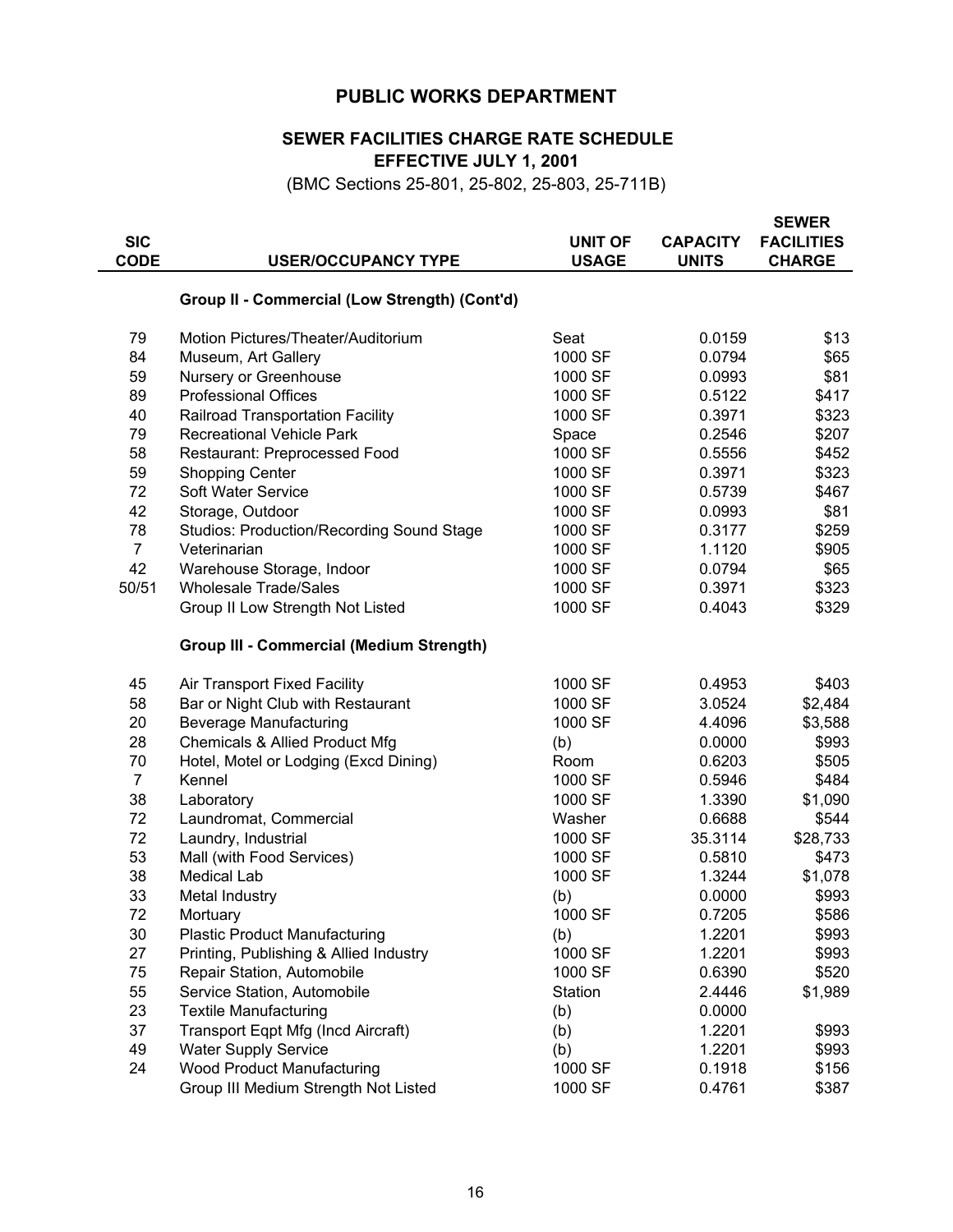## PUBLIC WORKS DEPARTMENT

### SEWER FACILITIES CHARGE RATE SCHEDULE
### EFFECTIVE JULY 1, 2001

(BMC Sections 25-801, 25-802, 25-803, 25-711B)

| SIC CODE | USER/OCCUPANCY TYPE | UNIT OF USAGE | CAPACITY UNITS | SEWER FACILITIES CHARGE |
|---|---|---|---|---|
| | **Group II - Commercial (Low Strength) (Cont'd)** | | | |
| 79 | Motion Pictures/Theater/Auditorium | Seat | 0.0159 | $13 |
| 84 | Museum, Art Gallery | 1000 SF | 0.0794 | $65 |
| 59 | Nursery or Greenhouse | 1000 SF | 0.0993 | $81 |
| 89 | Professional Offices | 1000 SF | 0.5122 | $417 |
| 40 | Railroad Transportation Facility | 1000 SF | 0.3971 | $323 |
| 79 | Recreational Vehicle Park | Space | 0.2546 | $207 |
| 58 | Restaurant: Preprocessed Food | 1000 SF | 0.5556 | $452 |
| 59 | Shopping Center | 1000 SF | 0.3971 | $323 |
| 72 | Soft Water Service | 1000 SF | 0.5739 | $467 |
| 42 | Storage, Outdoor | 1000 SF | 0.0993 | $81 |
| 78 | Studios: Production/Recording Sound Stage | 1000 SF | 0.3177 | $259 |
| 7 | Veterinarian | 1000 SF | 1.1120 | $905 |
| 42 | Warehouse Storage, Indoor | 1000 SF | 0.0794 | $65 |
| 50/51 | Wholesale Trade/Sales | 1000 SF | 0.3971 | $323 |
| | Group II Low Strength Not Listed | 1000 SF | 0.4043 | $329 |
| | **Group III - Commercial (Medium Strength)** | | | |
| 45 | Air Transport Fixed Facility | 1000 SF | 0.4953 | $403 |
| 58 | Bar or Night Club with Restaurant | 1000 SF | 3.0524 | $2,484 |
| 20 | Beverage Manufacturing | 1000 SF | 4.4096 | $3,588 |
| 28 | Chemicals & Allied Product Mfg | (b) | 0.0000 | $993 |
| 70 | Hotel, Motel or Lodging (Excd Dining) | Room | 0.6203 | $505 |
| 7 | Kennel | 1000 SF | 0.5946 | $484 |
| 38 | Laboratory | 1000 SF | 1.3390 | $1,090 |
| 72 | Laundromat, Commercial | Washer | 0.6688 | $544 |
| 72 | Laundry, Industrial | 1000 SF | 35.3114 | $28,733 |
| 53 | Mall (with Food Services) | 1000 SF | 0.5810 | $473 |
| 38 | Medical Lab | 1000 SF | 1.3244 | $1,078 |
| 33 | Metal Industry | (b) | 0.0000 | $993 |
| 72 | Mortuary | 1000 SF | 0.7205 | $586 |
| 30 | Plastic Product Manufacturing | (b) | 1.2201 | $993 |
| 27 | Printing, Publishing & Allied Industry | 1000 SF | 1.2201 | $993 |
| 75 | Repair Station, Automobile | 1000 SF | 0.6390 | $520 |
| 55 | Service Station, Automobile | Station | 2.4446 | $1,989 |
| 23 | Textile Manufacturing | (b) | 0.0000 | |
| 37 | Transport Eqpt Mfg (Incd Aircraft) | (b) | 1.2201 | $993 |
| 49 | Water Supply Service | (b) | 1.2201 | $993 |
| 24 | Wood Product Manufacturing | 1000 SF | 0.1918 | $156 |
| | Group III Medium Strength Not Listed | 1000 SF | 0.4761 | $387 |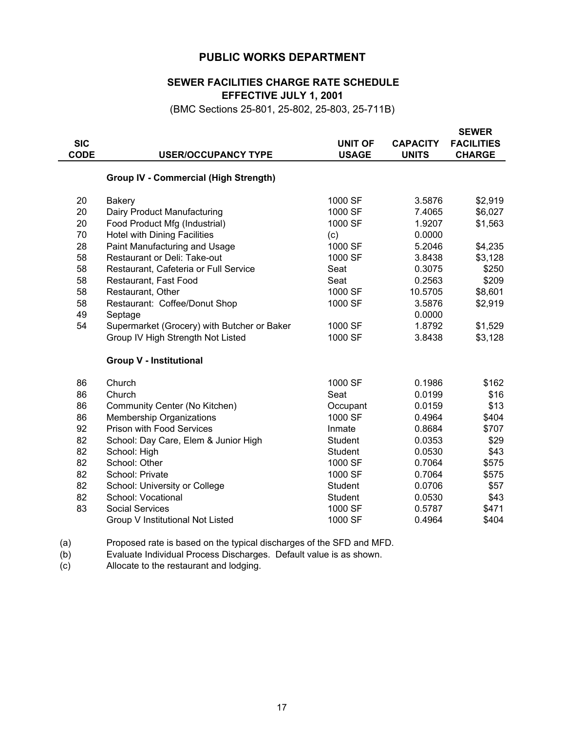## PUBLIC WORKS DEPARTMENT

### SEWER FACILITIES CHARGE RATE SCHEDULE
### EFFECTIVE JULY 1, 2001

(BMC Sections 25-801, 25-802, 25-803, 25-711B)

| SIC CODE | USER/OCCUPANCY TYPE | UNIT OF USAGE | CAPACITY UNITS | SEWER FACILITIES CHARGE |
|---|---|---|---|---|
| | **Group IV - Commercial (High Strength)** | | | |
| 20 | Bakery | 1000 SF | 3.5876 | $2,919 |
| 20 | Dairy Product Manufacturing | 1000 SF | 7.4065 | $6,027 |
| 20 | Food Product Mfg (Industrial) | 1000 SF | 1.9207 | $1,563 |
| 70 | Hotel with Dining Facilities | (c) | 0.0000 | |
| 28 | Paint Manufacturing and Usage | 1000 SF | 5.2046 | $4,235 |
| 58 | Restaurant or Deli: Take-out | 1000 SF | 3.8438 | $3,128 |
| 58 | Restaurant, Cafeteria or Full Service | Seat | 0.3075 | $250 |
| 58 | Restaurant, Fast Food | Seat | 0.2563 | $209 |
| 58 | Restaurant, Other | 1000 SF | 10.5705 | $8,601 |
| 58 | Restaurant: Coffee/Donut Shop | 1000 SF | 3.5876 | $2,919 |
| 49 | Septage | | 0.0000 | |
| 54 | Supermarket (Grocery) with Butcher or Baker | 1000 SF | 1.8792 | $1,529 |
| | Group IV High Strength Not Listed | 1000 SF | 3.8438 | $3,128 |
| | **Group V - Institutional** | | | |
| 86 | Church | 1000 SF | 0.1986 | $162 |
| 86 | Church | Seat | 0.0199 | $16 |
| 86 | Community Center (No Kitchen) | Occupant | 0.0159 | $13 |
| 86 | Membership Organizations | 1000 SF | 0.4964 | $404 |
| 92 | Prison with Food Services | Inmate | 0.8684 | $707 |
| 82 | School: Day Care, Elem & Junior High | Student | 0.0353 | $29 |
| 82 | School: High | Student | 0.0530 | $43 |
| 82 | School: Other | 1000 SF | 0.7064 | $575 |
| 82 | School: Private | 1000 SF | 0.7064 | $575 |
| 82 | School: University or College | Student | 0.0706 | $57 |
| 82 | School: Vocational | Student | 0.0530 | $43 |
| 83 | Social Services | 1000 SF | 0.5787 | $471 |
| | Group V Institutional Not Listed | 1000 SF | 0.4964 | $404 |

(a) Proposed rate is based on the typical discharges of the SFD and MFD.
(b) Evaluate Individual Process Discharges. Default value is as shown.
(c) Allocate to the restaurant and lodging.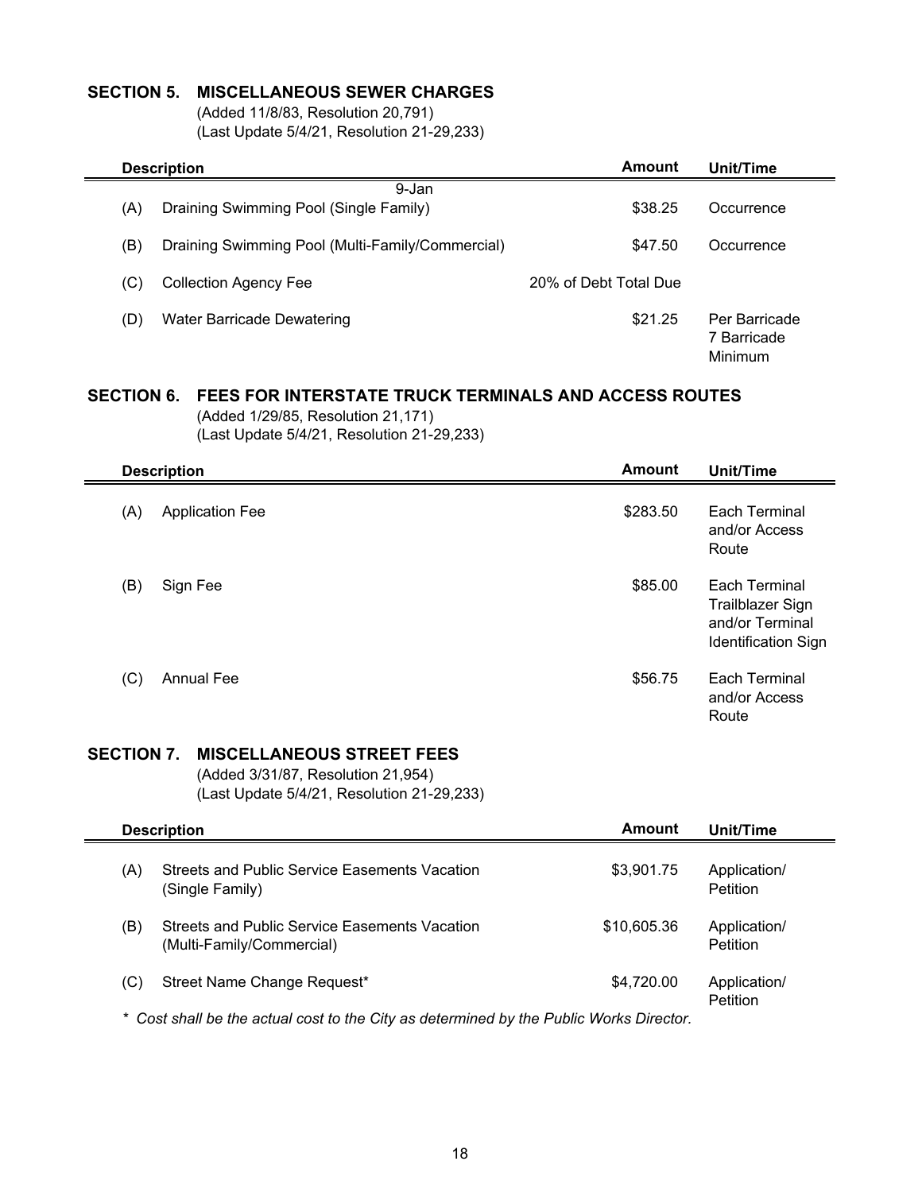## SECTION 5. MISCELLANEOUS SEWER CHARGES

(Added 11/8/83, Resolution 20,791)
(Last Update 5/4/21, Resolution 21-29,233)

| | Description | Amount | Unit/Time |
|---|---|---|---|
| | 9-Jan | | |
| (A) | Draining Swimming Pool (Single Family) | $38.25 | Occurrence |
| (B) | Draining Swimming Pool (Multi-Family/Commercial) | $47.50 | Occurrence |
| (C) | Collection Agency Fee | 20% of Debt Total Due | |
| (D) | Water Barricade Dewatering | $21.25 | Per Barricade 7 Barricade Minimum |

## SECTION 6. FEES FOR INTERSTATE TRUCK TERMINALS AND ACCESS ROUTES

(Added 1/29/85, Resolution 21,171)
(Last Update 5/4/21, Resolution 21-29,233)

| | Description | Amount | Unit/Time |
|---|---|---|---|
| (A) | Application Fee | $283.50 | Each Terminal and/or Access Route |
| (B) | Sign Fee | $85.00 | Each Terminal Trailblazer Sign and/or Terminal Identification Sign |
| (C) | Annual Fee | $56.75 | Each Terminal and/or Access Route |

## SECTION 7. MISCELLANEOUS STREET FEES

(Added 3/31/87, Resolution 21,954)
(Last Update 5/4/21, Resolution 21-29,233)

| | Description | Amount | Unit/Time |
|---|---|---|---|
| (A) | Streets and Public Service Easements Vacation (Single Family) | $3,901.75 | Application/ Petition |
| (B) | Streets and Public Service Easements Vacation (Multi-Family/Commercial) | $10,605.36 | Application/ Petition |
| (C) | Street Name Change Request* | $4,720.00 | Application/ Petition |

*\* Cost shall be the actual cost to the City as determined by the Public Works Director.*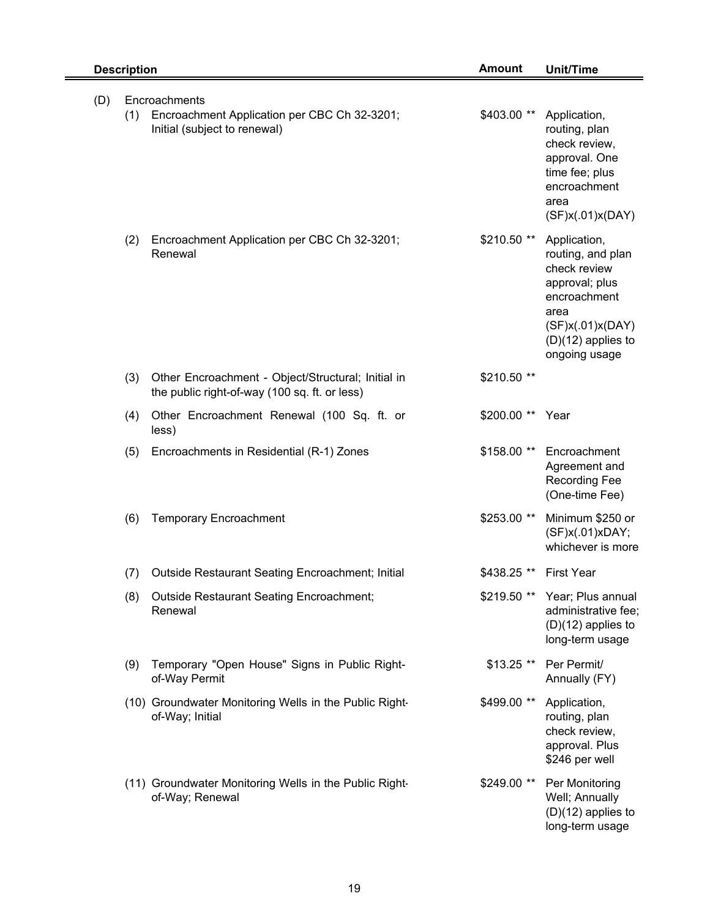| Description | | Amount | Unit/Time |
|---|---|---|---|
| (D) | Encroachments | | |
| | (1) Encroachment Application per CBC Ch 32-3201; Initial (subject to renewal) | $403.00 ** | Application, routing, plan check review, approval. One time fee; plus encroachment area (SF)x(.01)x(DAY) |
| | (2) Encroachment Application per CBC Ch 32-3201; Renewal | $210.50 ** | Application, routing, and plan check review approval; plus encroachment area (SF)x(.01)x(DAY) (D)(12) applies to ongoing usage |
| | (3) Other Encroachment - Object/Structural; Initial in the public right-of-way (100 sq. ft. or less) | $210.50 ** | |
| | (4) Other Encroachment Renewal (100 Sq. ft. or less) | $200.00 ** | Year |
| | (5) Encroachments in Residential (R-1) Zones | $158.00 ** | Encroachment Agreement and Recording Fee (One-time Fee) |
| | (6) Temporary Encroachment | $253.00 ** | Minimum $250 or (SF)x(.01)xDAY; whichever is more |
| | (7) Outside Restaurant Seating Encroachment; Initial | $438.25 ** | First Year |
| | (8) Outside Restaurant Seating Encroachment; Renewal | $219.50 ** | Year; Plus annual administrative fee; (D)(12) applies to long-term usage |
| | (9) Temporary "Open House" Signs in Public Right-of-Way Permit | $13.25 ** | Per Permit/ Annually (FY) |
| | (10) Groundwater Monitoring Wells in the Public Right-of-Way; Initial | $499.00 ** | Application, routing, plan check review, approval. Plus $246 per well |
| | (11) Groundwater Monitoring Wells in the Public Right-of-Way; Renewal | $249.00 ** | Per Monitoring Well; Annually (D)(12) applies to long-term usage |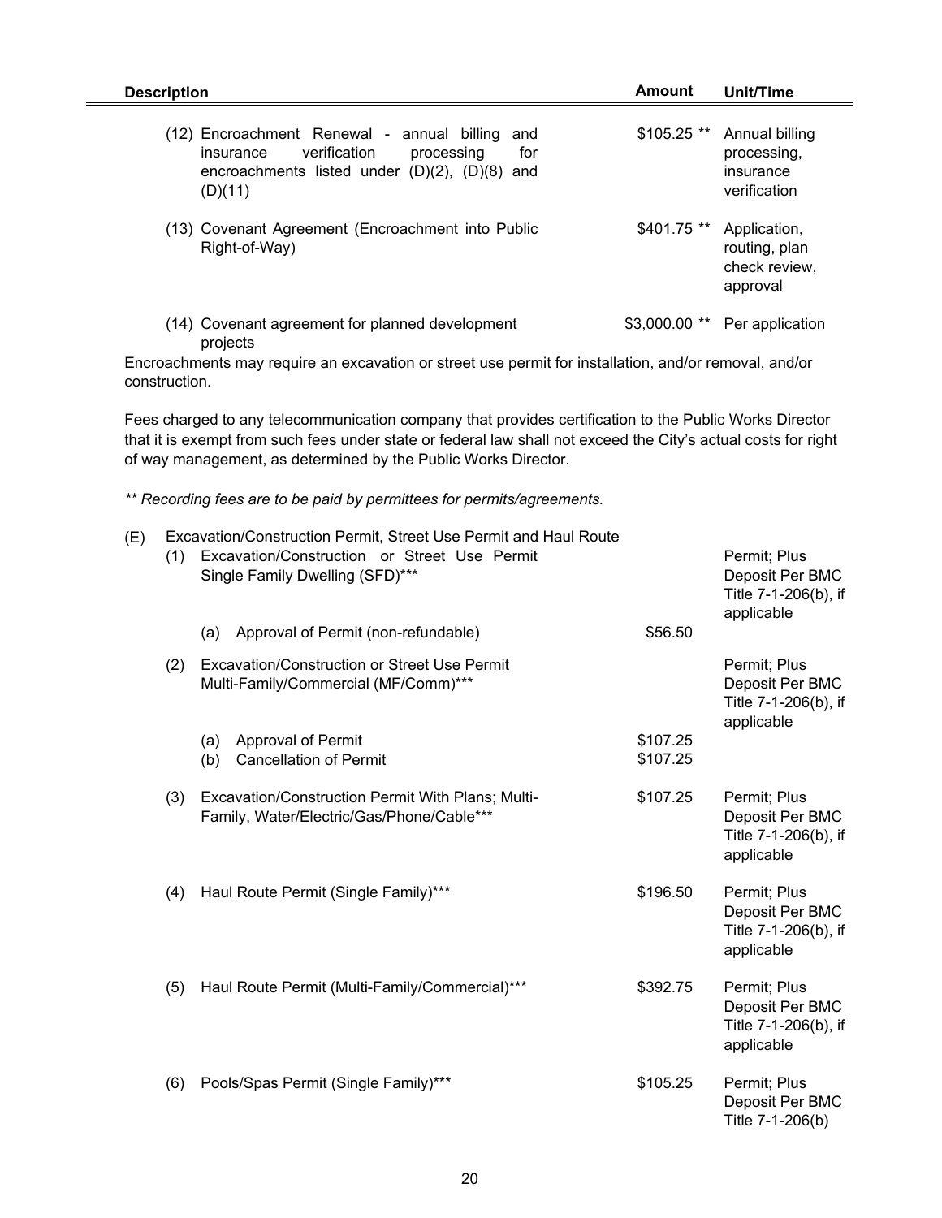| Description | Amount | Unit/Time |
|---|---|---|
| (12) Encroachment Renewal - annual billing and insurance verification processing for encroachments listed under (D)(2), (D)(8) and (D)(11) | $105.25 ** | Annual billing processing, insurance verification |
| (13) Covenant Agreement (Encroachment into Public Right-of-Way) | $401.75 ** | Application, routing, plan check review, approval |
| (14) Covenant agreement for planned development projects | $3,000.00 ** | Per application |

Encroachments may require an excavation or street use permit for installation, and/or removal, and/or construction.

Fees charged to any telecommunication company that provides certification to the Public Works Director that it is exempt from such fees under state or federal law shall not exceed the City's actual costs for right of way management, as determined by the Public Works Director.

*** Recording fees are to be paid by permittees for permits/agreements.*

| Description | Amount | Unit/Time |
|---|---|---|
| (E) Excavation/Construction Permit, Street Use Permit and Haul Route | | |
| (1) Excavation/Construction or Street Use Permit Single Family Dwelling (SFD)*** | | Permit; Plus Deposit Per BMC Title 7-1-206(b), if applicable |
| (a) Approval of Permit (non-refundable) | $56.50 | |
| (2) Excavation/Construction or Street Use Permit Multi-Family/Commercial (MF/Comm)*** | | Permit; Plus Deposit Per BMC Title 7-1-206(b), if applicable |
| (a) Approval of Permit | $107.25 | |
| (b) Cancellation of Permit | $107.25 | |
| (3) Excavation/Construction Permit With Plans; Multi-Family, Water/Electric/Gas/Phone/Cable*** | $107.25 | Permit; Plus Deposit Per BMC Title 7-1-206(b), if applicable |
| (4) Haul Route Permit (Single Family)*** | $196.50 | Permit; Plus Deposit Per BMC Title 7-1-206(b), if applicable |
| (5) Haul Route Permit (Multi-Family/Commercial)*** | $392.75 | Permit; Plus Deposit Per BMC Title 7-1-206(b), if applicable |
| (6) Pools/Spas Permit (Single Family)*** | $105.25 | Permit; Plus Deposit Per BMC Title 7-1-206(b) |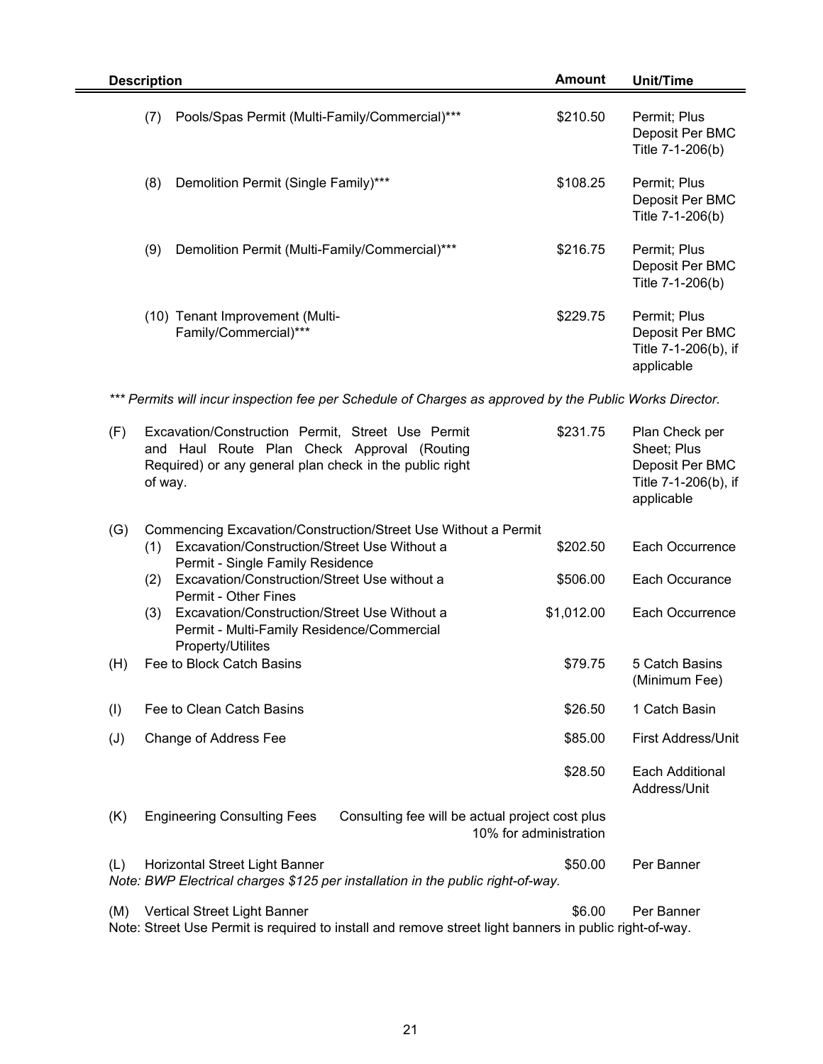| Description | | Amount | Unit/Time |
|---|---|---|---|
| | (7) Pools/Spas Permit (Multi-Family/Commercial)*** | $210.50 | Permit; Plus Deposit Per BMC Title 7-1-206(b) |
| | (8) Demolition Permit (Single Family)*** | $108.25 | Permit; Plus Deposit Per BMC Title 7-1-206(b) |
| | (9) Demolition Permit (Multi-Family/Commercial)*** | $216.75 | Permit; Plus Deposit Per BMC Title 7-1-206(b) |
| | (10) Tenant Improvement (Multi-Family/Commercial)*** | $229.75 | Permit; Plus Deposit Per BMC Title 7-1-206(b), if applicable |

*\*\*\* Permits will incur inspection fee per Schedule of Charges as approved by the Public Works Director.*

| | Description | Amount | Unit/Time |
|---|---|---|---|
| (F) | Excavation/Construction Permit, Street Use Permit and Haul Route Plan Check Approval (Routing Required) or any general plan check in the public right of way. | $231.75 | Plan Check per Sheet; Plus Deposit Per BMC Title 7-1-206(b), if applicable |
| (G) | Commencing Excavation/Construction/Street Use Without a Permit | | |
| | (1) Excavation/Construction/Street Use Without a Permit - Single Family Residence | $202.50 | Each Occurrence |
| | (2) Excavation/Construction/Street Use without a Permit - Other Fines | $506.00 | Each Occurance |
| | (3) Excavation/Construction/Street Use Without a Permit - Multi-Family Residence/Commercial Property/Utilites | $1,012.00 | Each Occurrence |
| (H) | Fee to Block Catch Basins | $79.75 | 5 Catch Basins (Minimum Fee) |
| (I) | Fee to Clean Catch Basins | $26.50 | 1 Catch Basin |
| (J) | Change of Address Fee | $85.00 | First Address/Unit |
| | | $28.50 | Each Additional Address/Unit |
| (K) | Engineering Consulting Fees | Consulting fee will be actual project cost plus 10% for administration | |
| (L) | Horizontal Street Light Banner | $50.00 | Per Banner |

*Note: BWP Electrical charges $125 per installation in the public right-of-way.*

| | Description | Amount | Unit/Time |
|---|---|---|---|
| (M) | Vertical Street Light Banner | $6.00 | Per Banner |

Note: Street Use Permit is required to install and remove street light banners in public right-of-way.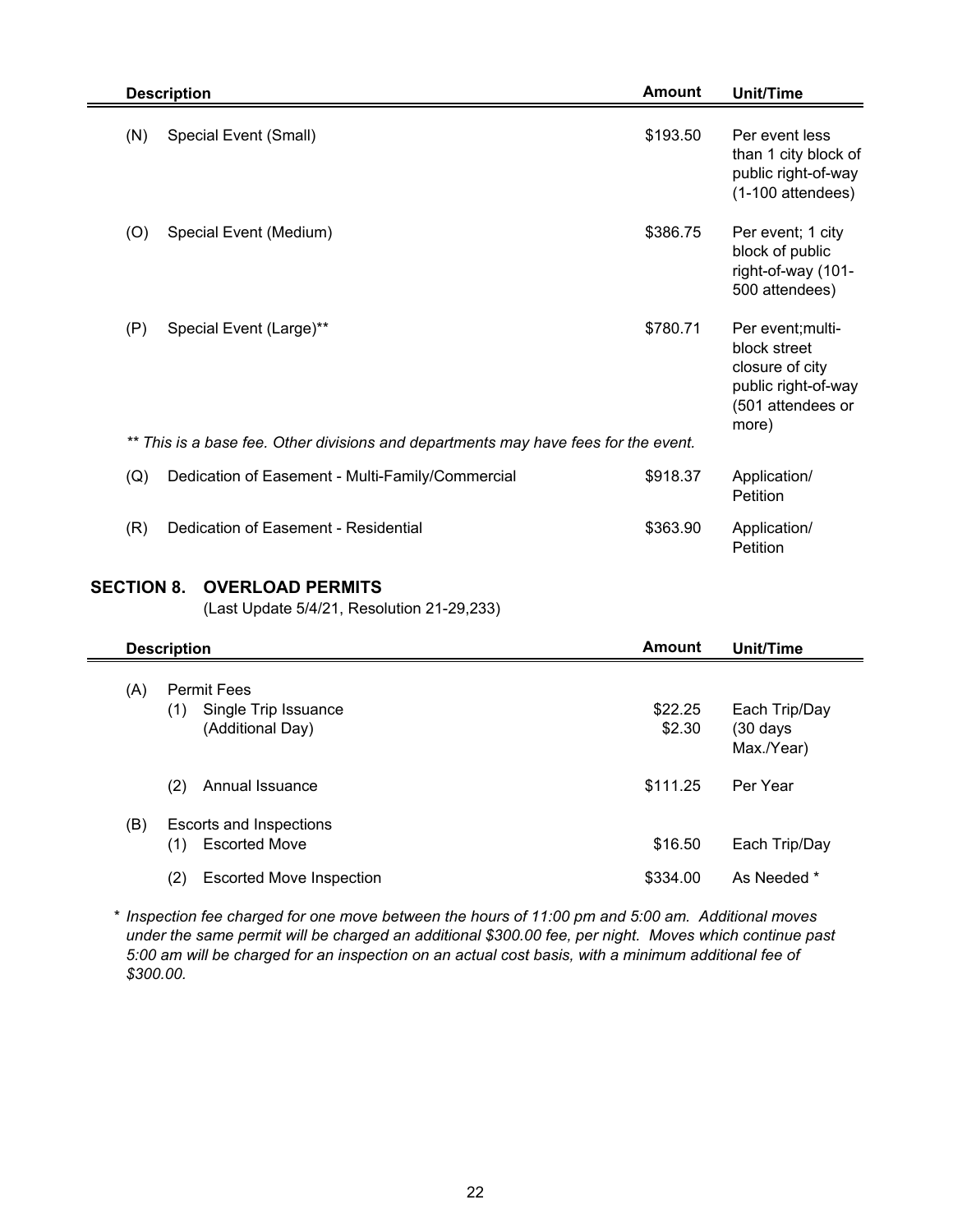| | Description | Amount | Unit/Time |
|---|---|---|---|
| (N) | Special Event (Small) | $193.50 | Per event less than 1 city block of public right-of-way (1-100 attendees) |
| (O) | Special Event (Medium) | $386.75 | Per event; 1 city block of public right-of-way (101-500 attendees) |
| (P) | Special Event (Large)** | $780.71 | Per event;multi-block street closure of city public right-of-way (501 attendees or more) |

*** This is a base fee. Other divisions and departments may have fees for the event.*

| | Description | Amount | Unit/Time |
|---|---|---|---|
| (Q) | Dedication of Easement - Multi-Family/Commercial | $918.37 | Application/ Petition |
| (R) | Dedication of Easement - Residential | $363.90 | Application/ Petition |

## SECTION 8. OVERLOAD PERMITS

(Last Update 5/4/21, Resolution 21-29,233)

| | Description | Amount | Unit/Time |
|---|---|---|---|
| (A) | Permit Fees | | |
| | (1) Single Trip Issuance | $22.25 | Each Trip/Day |
| | (Additional Day) | $2.30 | (30 days Max./Year) |
| | (2) Annual Issuance | $111.25 | Per Year |
| (B) | Escorts and Inspections | | |
| | (1) Escorted Move | $16.50 | Each Trip/Day |
| | (2) Escorted Move Inspection | $334.00 | As Needed * |

\* *Inspection fee charged for one move between the hours of 11:00 pm and 5:00 am. Additional moves under the same permit will be charged an additional $300.00 fee, per night. Moves which continue past 5:00 am will be charged for an inspection on an actual cost basis, with a minimum additional fee of $300.00.*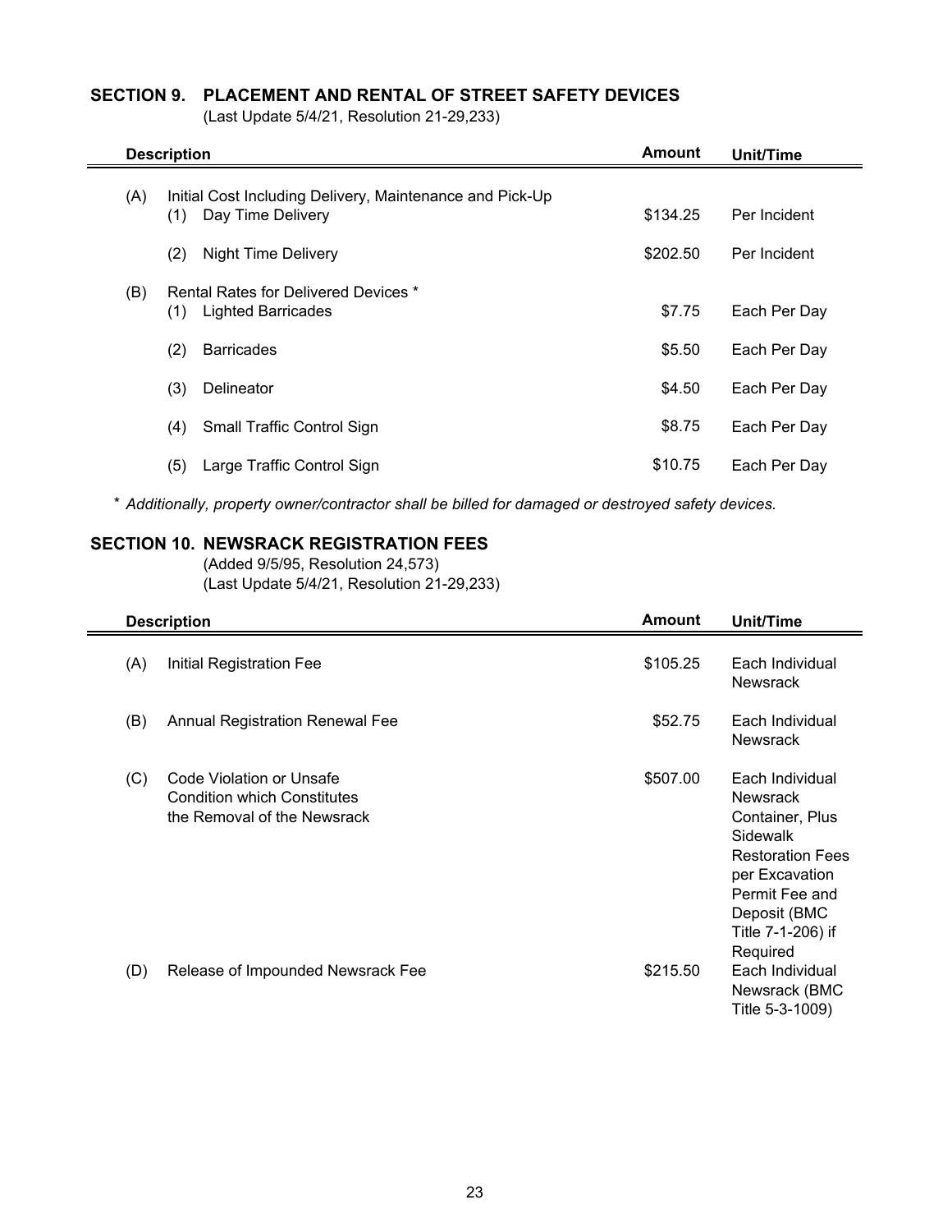## SECTION 9. PLACEMENT AND RENTAL OF STREET SAFETY DEVICES

(Last Update 5/4/21, Resolution 21-29,233)

| Description | | | Amount | Unit/Time |
|---|---|---|---|---|
| (A) | Initial Cost Including Delivery, Maintenance and Pick-Up | | | |
| | (1) | Day Time Delivery | $134.25 | Per Incident |
| | (2) | Night Time Delivery | $202.50 | Per Incident |
| (B) | Rental Rates for Delivered Devices * | | | |
| | (1) | Lighted Barricades | $7.75 | Each Per Day |
| | (2) | Barricades | $5.50 | Each Per Day |
| | (3) | Delineator | $4.50 | Each Per Day |
| | (4) | Small Traffic Control Sign | $8.75 | Each Per Day |
| | (5) | Large Traffic Control Sign | $10.75 | Each Per Day |

\* *Additionally, property owner/contractor shall be billed for damaged or destroyed safety devices.*

## SECTION 10. NEWSRACK REGISTRATION FEES

(Added 9/5/95, Resolution 24,573)
(Last Update 5/4/21, Resolution 21-29,233)

| Description | | Amount | Unit/Time |
|---|---|---|---|
| (A) | Initial Registration Fee | $105.25 | Each Individual Newsrack |
| (B) | Annual Registration Renewal Fee | $52.75 | Each Individual Newsrack |
| (C) | Code Violation or Unsafe Condition which Constitutes the Removal of the Newsrack | $507.00 | Each Individual Newsrack Container, Plus Sidewalk Restoration Fees per Excavation Permit Fee and Deposit (BMC Title 7-1-206) if Required |
| (D) | Release of Impounded Newsrack Fee | $215.50 | Each Individual Newsrack (BMC Title 5-3-1009) |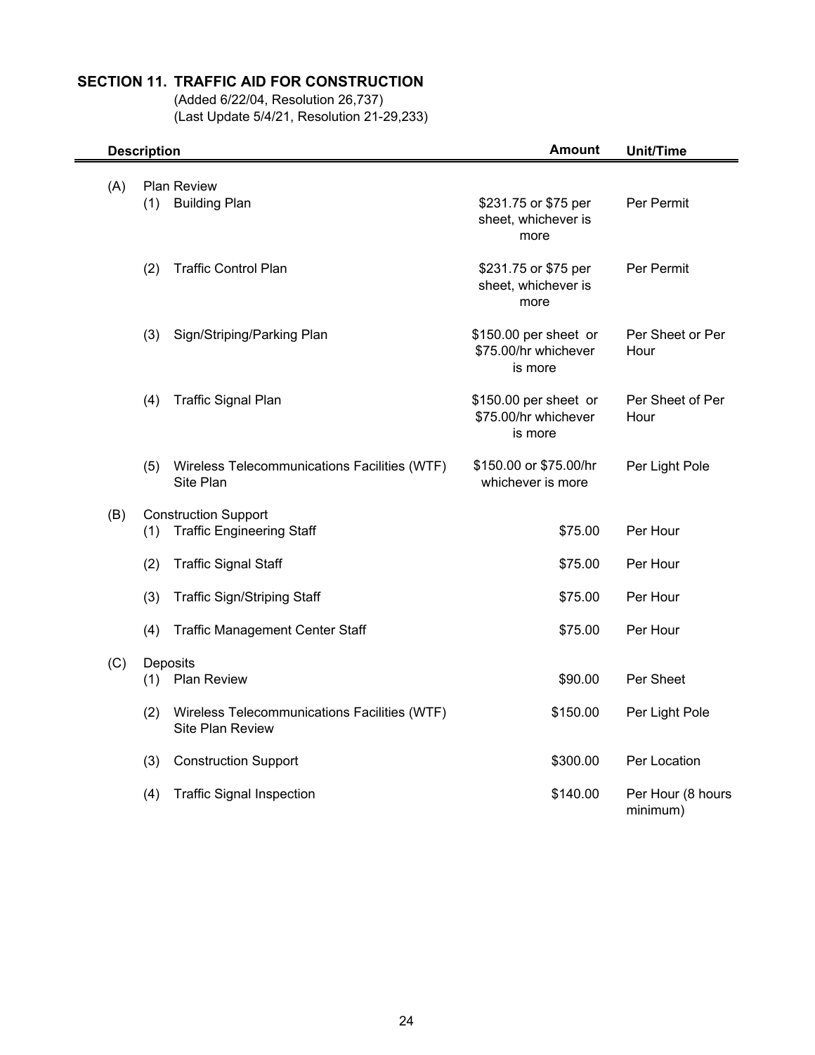## SECTION 11. TRAFFIC AID FOR CONSTRUCTION

(Added 6/22/04, Resolution 26,737)
(Last Update 5/4/21, Resolution 21-29,233)

| Description | | | Amount | Unit/Time |
|---|---|---|---|---|
| (A) | Plan Review | | | |
| | (1) | Building Plan | $231.75 or $75 per sheet, whichever is more | Per Permit |
| | (2) | Traffic Control Plan | $231.75 or $75 per sheet, whichever is more | Per Permit |
| | (3) | Sign/Striping/Parking Plan | $150.00 per sheet or $75.00/hr whichever is more | Per Sheet or Per Hour |
| | (4) | Traffic Signal Plan | $150.00 per sheet or $75.00/hr whichever is more | Per Sheet of Per Hour |
| | (5) | Wireless Telecommunications Facilities (WTF) Site Plan | $150.00 or $75.00/hr whichever is more | Per Light Pole |
| (B) | Construction Support | | | |
| | (1) | Traffic Engineering Staff | $75.00 | Per Hour |
| | (2) | Traffic Signal Staff | $75.00 | Per Hour |
| | (3) | Traffic Sign/Striping Staff | $75.00 | Per Hour |
| | (4) | Traffic Management Center Staff | $75.00 | Per Hour |
| (C) | Deposits | | | |
| | (1) | Plan Review | $90.00 | Per Sheet |
| | (2) | Wireless Telecommunications Facilities (WTF) Site Plan Review | $150.00 | Per Light Pole |
| | (3) | Construction Support | $300.00 | Per Location |
| | (4) | Traffic Signal Inspection | $140.00 | Per Hour (8 hours minimum) |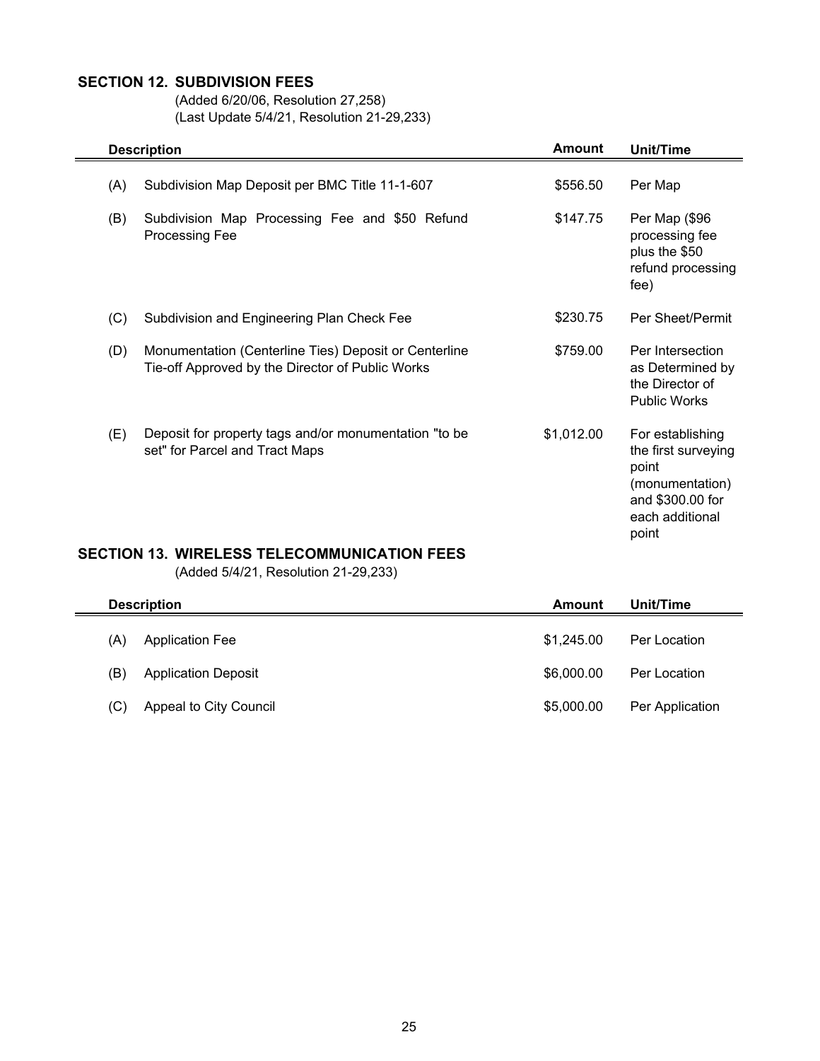## SECTION 12. SUBDIVISION FEES

(Added 6/20/06, Resolution 27,258)
(Last Update 5/4/21, Resolution 21-29,233)

| | Description | Amount | Unit/Time |
|---|---|---|---|
| (A) | Subdivision Map Deposit per BMC Title 11-1-607 | $556.50 | Per Map |
| (B) | Subdivision Map Processing Fee and $50 Refund Processing Fee | $147.75 | Per Map ($96 processing fee plus the $50 refund processing fee) |
| (C) | Subdivision and Engineering Plan Check Fee | $230.75 | Per Sheet/Permit |
| (D) | Monumentation (Centerline Ties) Deposit or Centerline Tie-off Approved by the Director of Public Works | $759.00 | Per Intersection as Determined by the Director of Public Works |
| (E) | Deposit for property tags and/or monumentation "to be set" for Parcel and Tract Maps | $1,012.00 | For establishing the first surveying point (monumentation) and $300.00 for each additional point |

## SECTION 13. WIRELESS TELECOMMUNICATION FEES

(Added 5/4/21, Resolution 21-29,233)

| | Description | Amount | Unit/Time |
|---|---|---|---|
| (A) | Application Fee | $1,245.00 | Per Location |
| (B) | Application Deposit | $6,000.00 | Per Location |
| (C) | Appeal to City Council | $5,000.00 | Per Application |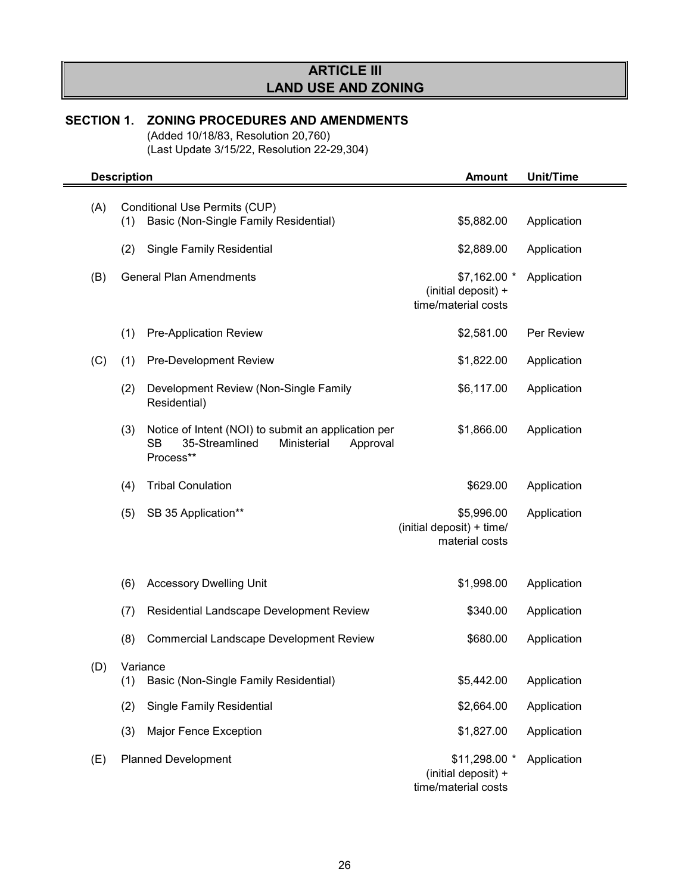# ARTICLE III
# LAND USE AND ZONING

## SECTION 1. ZONING PROCEDURES AND AMENDMENTS

(Added 10/18/83, Resolution 20,760)
(Last Update 3/15/22, Resolution 22-29,304)

| Description | | | Amount | Unit/Time |
|---|---|---|---|---|
| (A) | | Conditional Use Permits (CUP) | | |
| | (1) | Basic (Non-Single Family Residential) | $5,882.00 | Application |
| | (2) | Single Family Residential | $2,889.00 | Application |
| (B) | | General Plan Amendments | $7,162.00 * (initial deposit) + time/material costs | Application |
| | (1) | Pre-Application Review | $2,581.00 | Per Review |
| (C) | (1) | Pre-Development Review | $1,822.00 | Application |
| | (2) | Development Review (Non-Single Family Residential) | $6,117.00 | Application |
| | (3) | Notice of Intent (NOI) to submit an application per SB 35-Streamlined Ministerial Approval Process** | $1,866.00 | Application |
| | (4) | Tribal Conulation | $629.00 | Application |
| | (5) | SB 35 Application** | $5,996.00 (initial deposit) + time/ material costs | Application |
| | (6) | Accessory Dwelling Unit | $1,998.00 | Application |
| | (7) | Residential Landscape Development Review | $340.00 | Application |
| | (8) | Commercial Landscape Development Review | $680.00 | Application |
| (D) | | Variance | | |
| | (1) | Basic (Non-Single Family Residential) | $5,442.00 | Application |
| | (2) | Single Family Residential | $2,664.00 | Application |
| | (3) | Major Fence Exception | $1,827.00 | Application |
| (E) | | Planned Development | $11,298.00 * (initial deposit) + time/material costs | Application |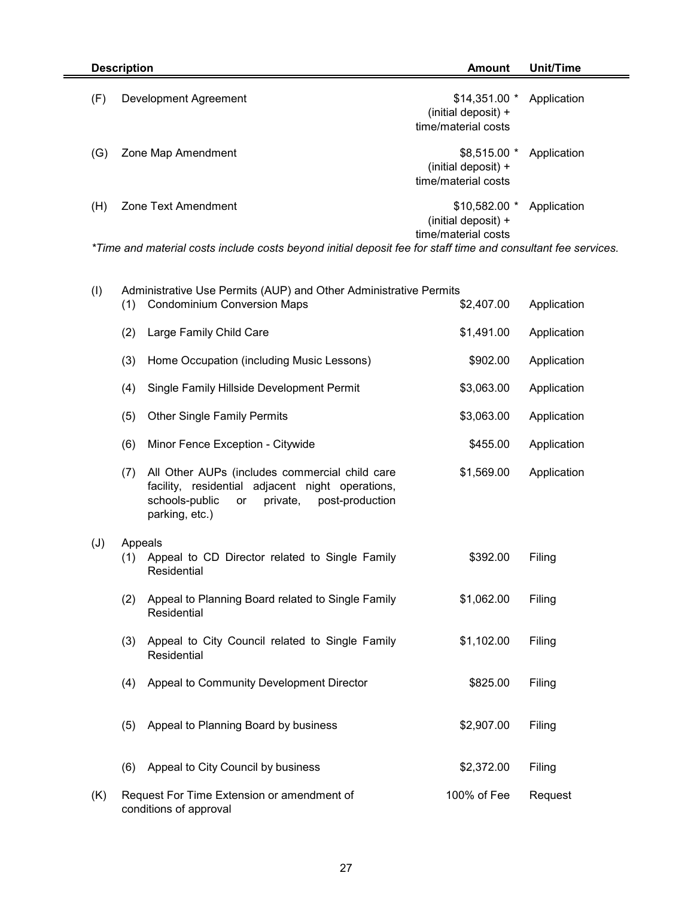| Description | | | Amount | Unit/Time |
|---|---|---|---|---|
| (F) | Development Agreement | | $14,351.00 * (initial deposit) + time/material costs | Application |
| (G) | Zone Map Amendment | | $8,515.00 * (initial deposit) + time/material costs | Application |
| (H) | Zone Text Amendment | | $10,582.00 * (initial deposit) + time/material costs | Application |

*Time and material costs include costs beyond initial deposit fee for staff time and consultant fee services.*

| | | | Amount | Unit/Time |
|---|---|---|---|---|
| (I) | Administrative Use Permits (AUP) and Other Administrative Permits | | | |
| | (1) | Condominium Conversion Maps | $2,407.00 | Application |
| | (2) | Large Family Child Care | $1,491.00 | Application |
| | (3) | Home Occupation (including Music Lessons) | $902.00 | Application |
| | (4) | Single Family Hillside Development Permit | $3,063.00 | Application |
| | (5) | Other Single Family Permits | $3,063.00 | Application |
| | (6) | Minor Fence Exception - Citywide | $455.00 | Application |
| | (7) | All Other AUPs (includes commercial child care facility, residential adjacent night operations, schools-public or private, post-production parking, etc.) | $1,569.00 | Application |
| (J) | Appeals | | | |
| | (1) | Appeal to CD Director related to Single Family Residential | $392.00 | Filing |
| | (2) | Appeal to Planning Board related to Single Family Residential | $1,062.00 | Filing |
| | (3) | Appeal to City Council related to Single Family Residential | $1,102.00 | Filing |
| | (4) | Appeal to Community Development Director | $825.00 | Filing |
| | (5) | Appeal to Planning Board by business | $2,907.00 | Filing |
| | (6) | Appeal to City Council by business | $2,372.00 | Filing |
| (K) | Request For Time Extension or amendment of conditions of approval | | 100% of Fee | Request |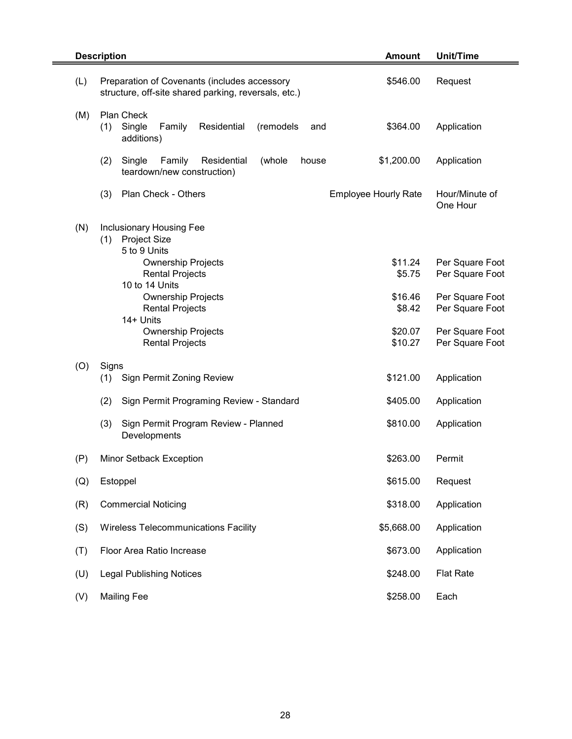| | Description | Amount | Unit/Time |
|---|---|---|---|
| (L) | Preparation of Covenants (includes accessory structure, off-site shared parking, reversals, etc.) | $546.00 | Request |
| (M) | Plan Check | | |
| | (1) Single Family Residential (remodels and additions) | $364.00 | Application |
| | (2) Single Family Residential (whole house teardown/new construction) | $1,200.00 | Application |
| | (3) Plan Check - Others | Employee Hourly Rate | Hour/Minute of One Hour |
| (N) | Inclusionary Housing Fee | | |
| | (1) Project Size | | |
| | 5 to 9 Units | | |
| | Ownership Projects | $11.24 | Per Square Foot |
| | Rental Projects | $5.75 | Per Square Foot |
| | 10 to 14 Units | | |
| | Ownership Projects | $16.46 | Per Square Foot |
| | Rental Projects | $8.42 | Per Square Foot |
| | 14+ Units | | |
| | Ownership Projects | $20.07 | Per Square Foot |
| | Rental Projects | $10.27 | Per Square Foot |
| (O) | Signs | | |
| | (1) Sign Permit Zoning Review | $121.00 | Application |
| | (2) Sign Permit Programing Review - Standard | $405.00 | Application |
| | (3) Sign Permit Program Review - Planned Developments | $810.00 | Application |
| (P) | Minor Setback Exception | $263.00 | Permit |
| (Q) | Estoppel | $615.00 | Request |
| (R) | Commercial Noticing | $318.00 | Application |
| (S) | Wireless Telecommunications Facility | $5,668.00 | Application |
| (T) | Floor Area Ratio Increase | $673.00 | Application |
| (U) | Legal Publishing Notices | $248.00 | Flat Rate |
| (V) | Mailing Fee | $258.00 | Each |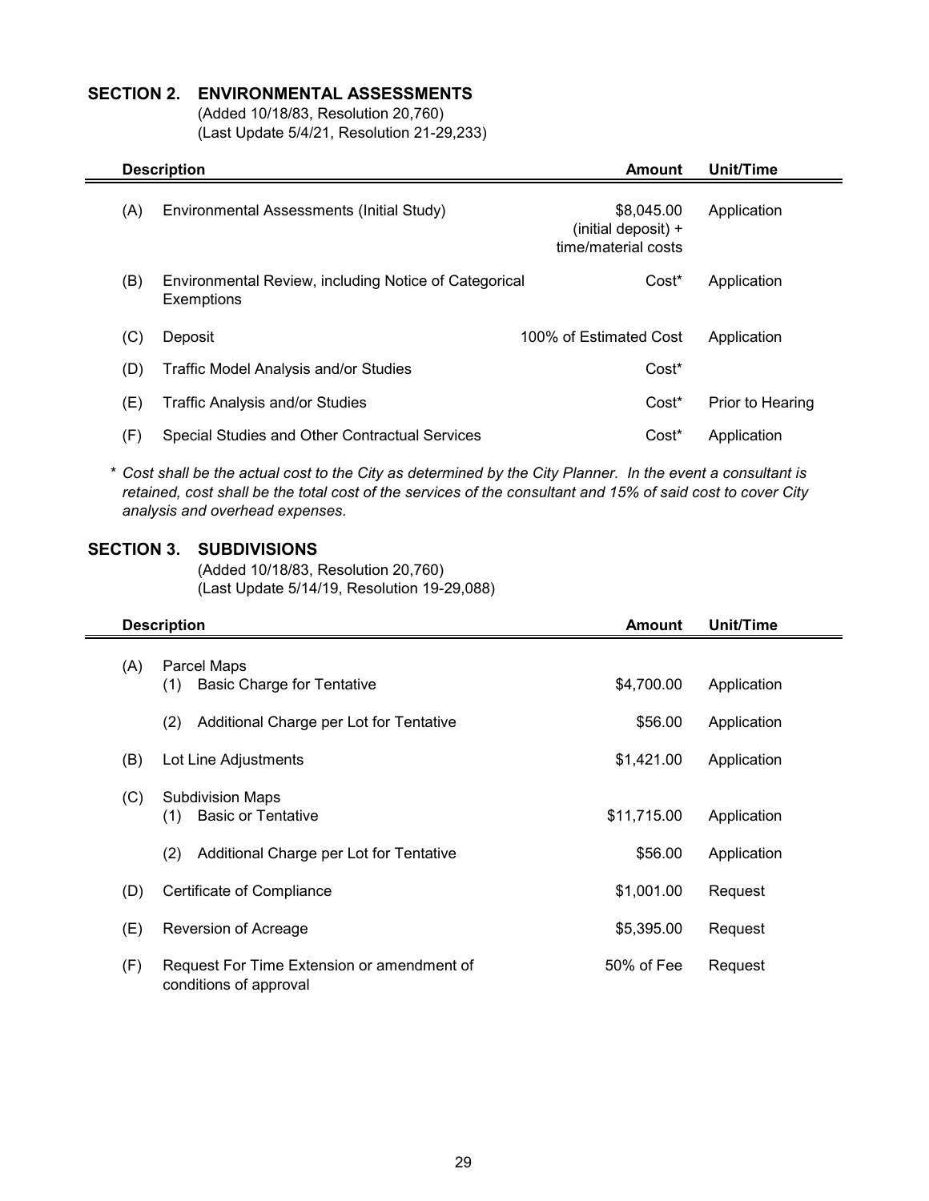## SECTION 2. ENVIRONMENTAL ASSESSMENTS

(Added 10/18/83, Resolution 20,760)
(Last Update 5/4/21, Resolution 21-29,233)

| | Description | Amount | Unit/Time |
|---|---|---|---|
| (A) | Environmental Assessments (Initial Study) | $8,045.00 (initial deposit) + time/material costs | Application |
| (B) | Environmental Review, including Notice of Categorical Exemptions | Cost* | Application |
| (C) | Deposit | 100% of Estimated Cost | Application |
| (D) | Traffic Model Analysis and/or Studies | Cost* | |
| (E) | Traffic Analysis and/or Studies | Cost* | Prior to Hearing |
| (F) | Special Studies and Other Contractual Services | Cost* | Application |

*\* Cost shall be the actual cost to the City as determined by the City Planner. In the event a consultant is retained, cost shall be the total cost of the services of the consultant and 15% of said cost to cover City analysis and overhead expenses.*

## SECTION 3. SUBDIVISIONS

(Added 10/18/83, Resolution 20,760)
(Last Update 5/14/19, Resolution 19-29,088)

| | Description | Amount | Unit/Time |
|---|---|---|---|
| (A) | Parcel Maps | | |
| | (1) Basic Charge for Tentative | $4,700.00 | Application |
| | (2) Additional Charge per Lot for Tentative | $56.00 | Application |
| (B) | Lot Line Adjustments | $1,421.00 | Application |
| (C) | Subdivision Maps | | |
| | (1) Basic or Tentative | $11,715.00 | Application |
| | (2) Additional Charge per Lot for Tentative | $56.00 | Application |
| (D) | Certificate of Compliance | $1,001.00 | Request |
| (E) | Reversion of Acreage | $5,395.00 | Request |
| (F) | Request For Time Extension or amendment of conditions of approval | 50% of Fee | Request |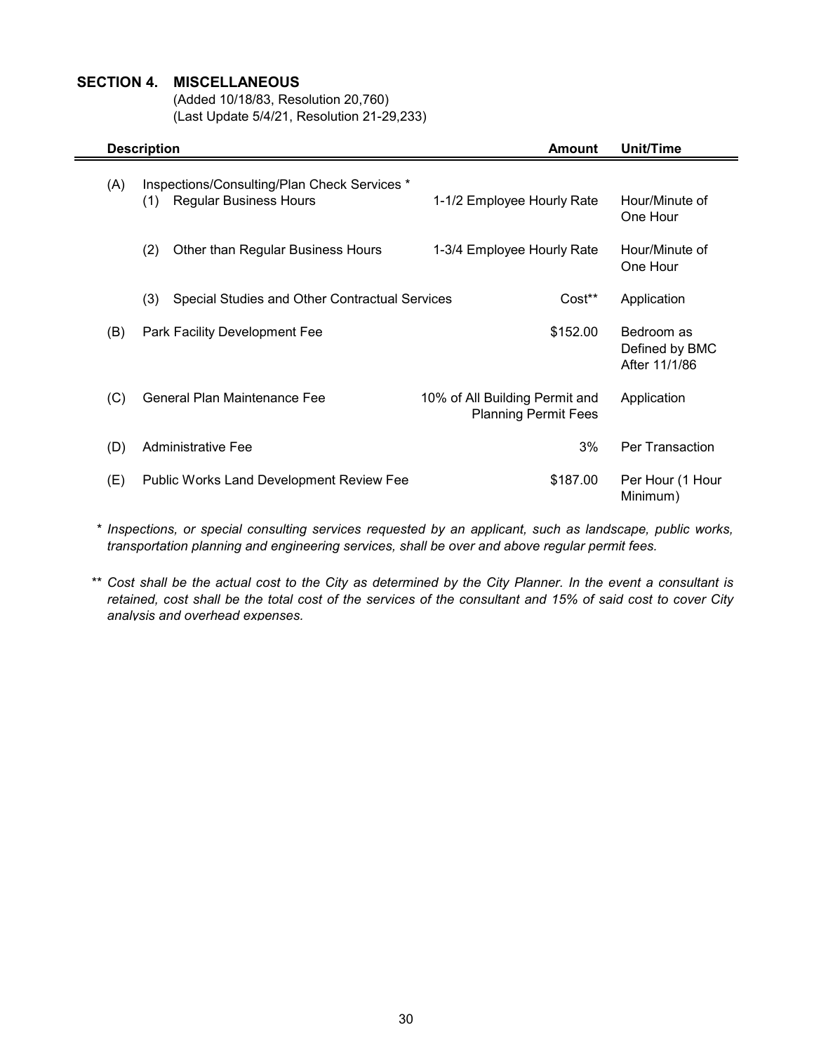## SECTION 4. MISCELLANEOUS

(Added 10/18/83, Resolution 20,760)
(Last Update 5/4/21, Resolution 21-29,233)

| Description | | Amount | Unit/Time |
|---|---|---|---|
| (A) | Inspections/Consulting/Plan Check Services * | | |
| | (1) Regular Business Hours | 1-1/2 Employee Hourly Rate | Hour/Minute of One Hour |
| | (2) Other than Regular Business Hours | 1-3/4 Employee Hourly Rate | Hour/Minute of One Hour |
| | (3) Special Studies and Other Contractual Services | Cost** | Application |
| (B) | Park Facility Development Fee | $152.00 | Bedroom as Defined by BMC After 11/1/86 |
| (C) | General Plan Maintenance Fee | 10% of All Building Permit and Planning Permit Fees | Application |
| (D) | Administrative Fee | 3% | Per Transaction |
| (E) | Public Works Land Development Review Fee | $187.00 | Per Hour (1 Hour Minimum) |

\* *Inspections, or special consulting services requested by an applicant, such as landscape, public works, transportation planning and engineering services, shall be over and above regular permit fees.*

\*\* *Cost shall be the actual cost to the City as determined by the City Planner. In the event a consultant is retained, cost shall be the total cost of the services of the consultant and 15% of said cost to cover City analysis and overhead expenses.*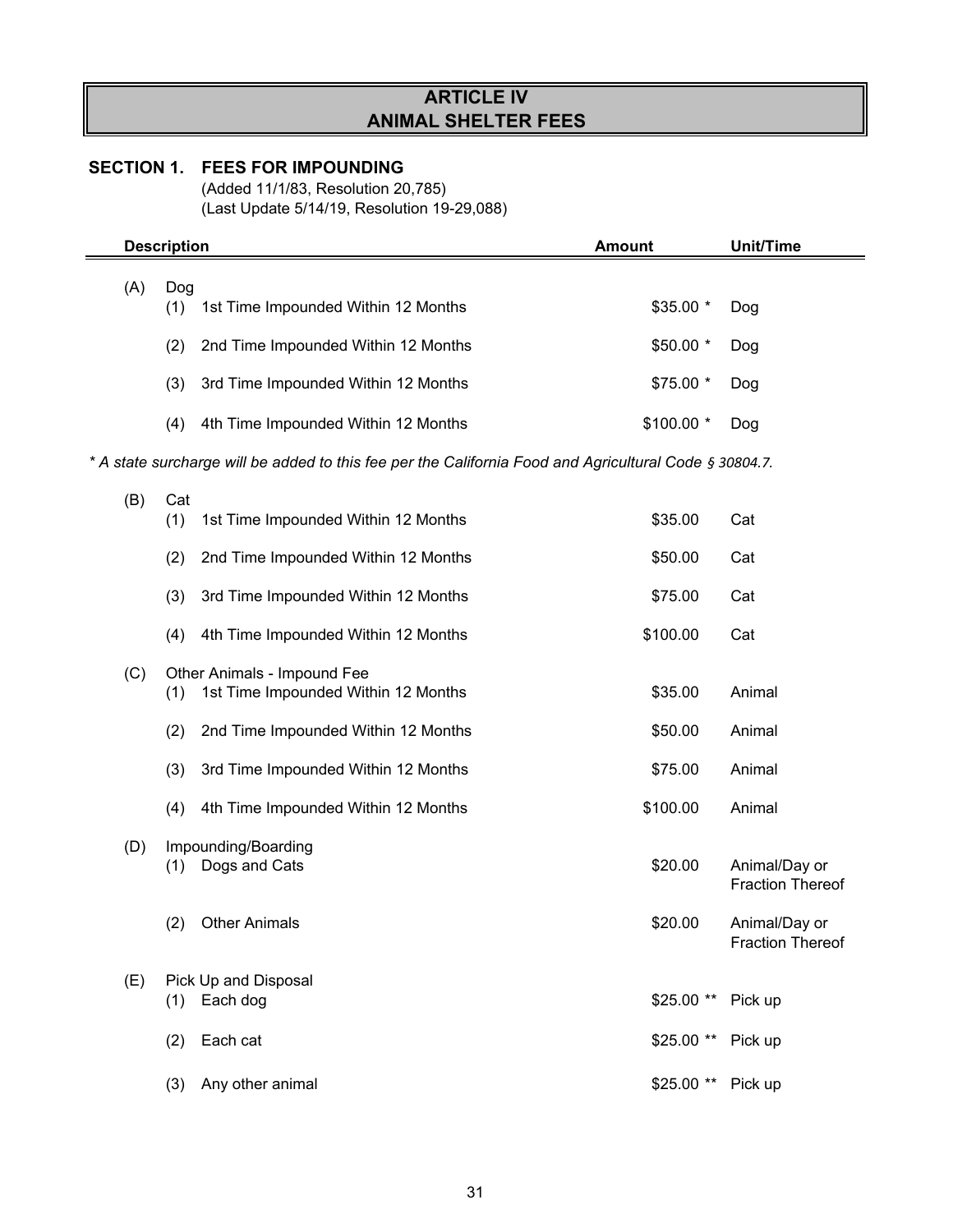# ARTICLE IV
# ANIMAL SHELTER FEES

## SECTION 1. FEES FOR IMPOUNDING

(Added 11/1/83, Resolution 20,785)
(Last Update 5/14/19, Resolution 19-29,088)

| Description | Amount | Unit/Time |
|---|---|---|
| (A) Dog | | |
| (1) 1st Time Impounded Within 12 Months | $35.00 * | Dog |
| (2) 2nd Time Impounded Within 12 Months | $50.00 * | Dog |
| (3) 3rd Time Impounded Within 12 Months | $75.00 * | Dog |
| (4) 4th Time Impounded Within 12 Months | $100.00 * | Dog |

*\* A state surcharge will be added to this fee per the California Food and Agricultural Code § 30804.7.*

| Description | Amount | Unit/Time |
|---|---|---|
| (B) Cat | | |
| (1) 1st Time Impounded Within 12 Months | $35.00 | Cat |
| (2) 2nd Time Impounded Within 12 Months | $50.00 | Cat |
| (3) 3rd Time Impounded Within 12 Months | $75.00 | Cat |
| (4) 4th Time Impounded Within 12 Months | $100.00 | Cat |
| (C) Other Animals - Impound Fee | | |
| (1) 1st Time Impounded Within 12 Months | $35.00 | Animal |
| (2) 2nd Time Impounded Within 12 Months | $50.00 | Animal |
| (3) 3rd Time Impounded Within 12 Months | $75.00 | Animal |
| (4) 4th Time Impounded Within 12 Months | $100.00 | Animal |
| (D) Impounding/Boarding | | |
| (1) Dogs and Cats | $20.00 | Animal/Day or Fraction Thereof |
| (2) Other Animals | $20.00 | Animal/Day or Fraction Thereof |
| (E) Pick Up and Disposal | | |
| (1) Each dog | $25.00 ** | Pick up |
| (2) Each cat | $25.00 ** | Pick up |
| (3) Any other animal | $25.00 ** | Pick up |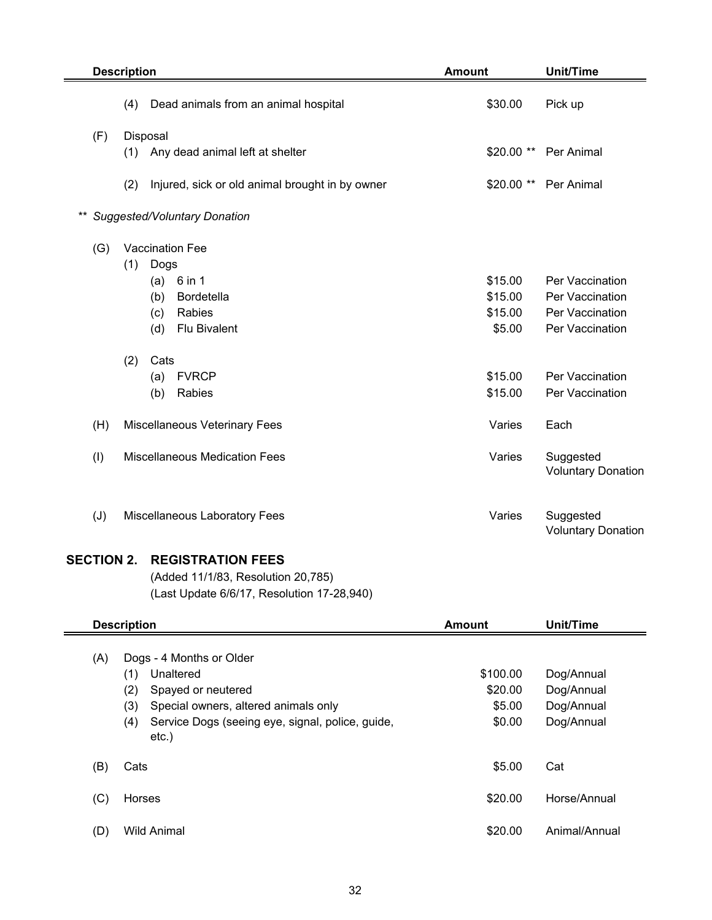| Description | Amount | Unit/Time |
|---|---|---|
| (4) Dead animals from an animal hospital | $30.00 | Pick up |
| (F) Disposal | | |
| (1) Any dead animal left at shelter | $20.00 ** | Per Animal |
| (2) Injured, sick or old animal brought in by owner | $20.00 ** | Per Animal |
| ** *Suggested/Voluntary Donation* | | |
| (G) Vaccination Fee | | |
| (1) Dogs | | |
| (a) 6 in 1 | $15.00 | Per Vaccination |
| (b) Bordetella | $15.00 | Per Vaccination |
| (c) Rabies | $15.00 | Per Vaccination |
| (d) Flu Bivalent | $5.00 | Per Vaccination |
| (2) Cats | | |
| (a) FVRCP | $15.00 | Per Vaccination |
| (b) Rabies | $15.00 | Per Vaccination |
| (H) Miscellaneous Veterinary Fees | Varies | Each |
| (I) Miscellaneous Medication Fees | Varies | Suggested Voluntary Donation |
| (J) Miscellaneous Laboratory Fees | Varies | Suggested Voluntary Donation |

## SECTION 2. REGISTRATION FEES

(Added 11/1/83, Resolution 20,785)
(Last Update 6/6/17, Resolution 17-28,940)

| Description | Amount | Unit/Time |
|---|---|---|
| (A) Dogs - 4 Months or Older | | |
| (1) Unaltered | $100.00 | Dog/Annual |
| (2) Spayed or neutered | $20.00 | Dog/Annual |
| (3) Special owners, altered animals only | $5.00 | Dog/Annual |
| (4) Service Dogs (seeing eye, signal, police, guide, etc.) | $0.00 | Dog/Annual |
| (B) Cats | $5.00 | Cat |
| (C) Horses | $20.00 | Horse/Annual |
| (D) Wild Animal | $20.00 | Animal/Annual |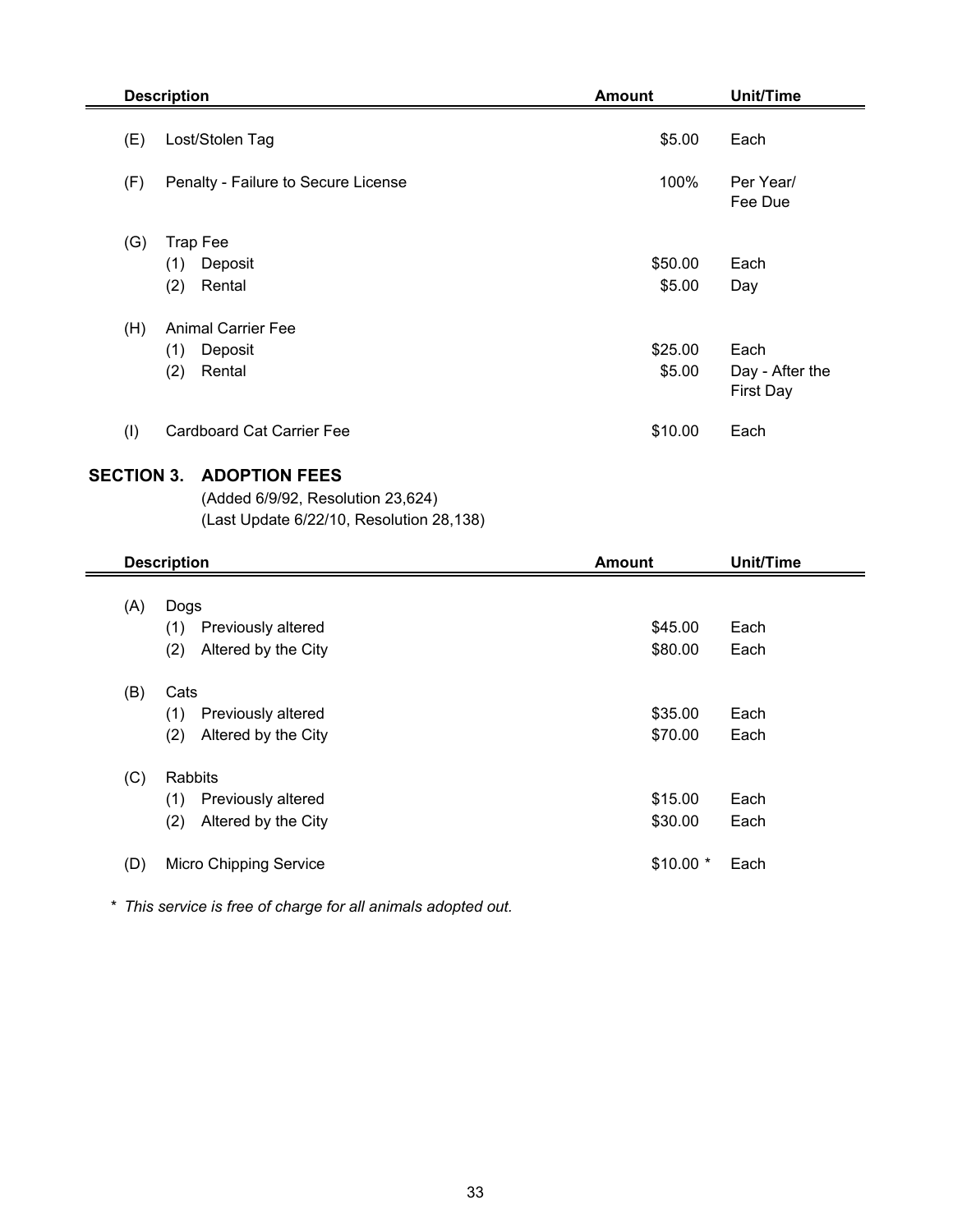| | Description | Amount | Unit/Time |
|---|---|---|---|
| (E) | Lost/Stolen Tag | $5.00 | Each |
| (F) | Penalty - Failure to Secure License | 100% | Per Year/ Fee Due |
| (G) | Trap Fee | | |
| | (1) Deposit | $50.00 | Each |
| | (2) Rental | $5.00 | Day |
| (H) | Animal Carrier Fee | | |
| | (1) Deposit | $25.00 | Each |
| | (2) Rental | $5.00 | Day - After the First Day |
| (I) | Cardboard Cat Carrier Fee | $10.00 | Each |

## SECTION 3. ADOPTION FEES

(Added 6/9/92, Resolution 23,624)
(Last Update 6/22/10, Resolution 28,138)

| | Description | Amount | Unit/Time |
|---|---|---|---|
| (A) | Dogs | | |
| | (1) Previously altered | $45.00 | Each |
| | (2) Altered by the City | $80.00 | Each |
| (B) | Cats | | |
| | (1) Previously altered | $35.00 | Each |
| | (2) Altered by the City | $70.00 | Each |
| (C) | Rabbits | | |
| | (1) Previously altered | $15.00 | Each |
| | (2) Altered by the City | $30.00 | Each |
| (D) | Micro Chipping Service | $10.00 * | Each |

* *This service is free of charge for all animals adopted out.*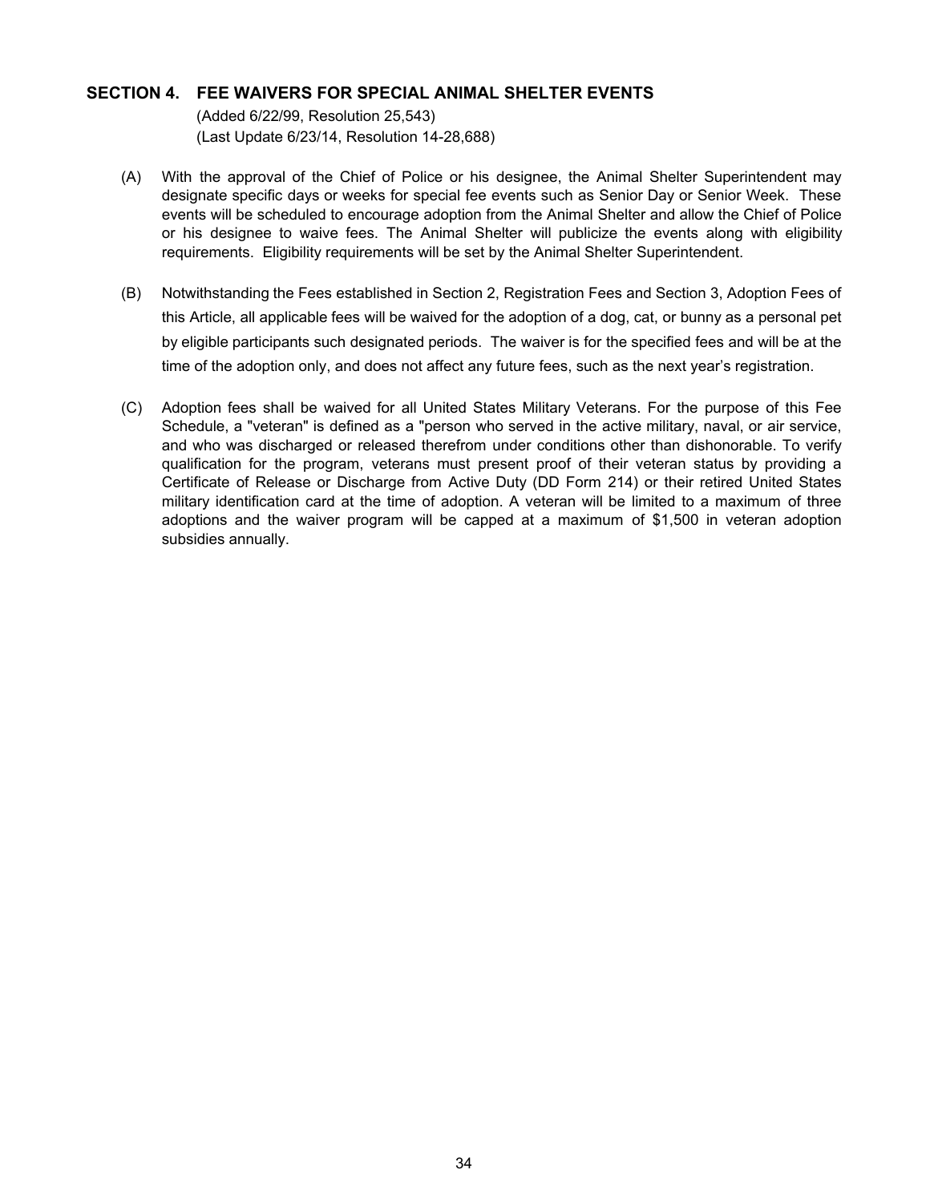## SECTION 4. FEE WAIVERS FOR SPECIAL ANIMAL SHELTER EVENTS

(Added 6/22/99, Resolution 25,543)
(Last Update 6/23/14, Resolution 14-28,688)

(A) With the approval of the Chief of Police or his designee, the Animal Shelter Superintendent may designate specific days or weeks for special fee events such as Senior Day or Senior Week. These events will be scheduled to encourage adoption from the Animal Shelter and allow the Chief of Police or his designee to waive fees. The Animal Shelter will publicize the events along with eligibility requirements. Eligibility requirements will be set by the Animal Shelter Superintendent.

(B) Notwithstanding the Fees established in Section 2, Registration Fees and Section 3, Adoption Fees of this Article, all applicable fees will be waived for the adoption of a dog, cat, or bunny as a personal pet by eligible participants such designated periods. The waiver is for the specified fees and will be at the time of the adoption only, and does not affect any future fees, such as the next year's registration.

(C) Adoption fees shall be waived for all United States Military Veterans. For the purpose of this Fee Schedule, a "veteran" is defined as a "person who served in the active military, naval, or air service, and who was discharged or released therefrom under conditions other than dishonorable. To verify qualification for the program, veterans must present proof of their veteran status by providing a Certificate of Release or Discharge from Active Duty (DD Form 214) or their retired United States military identification card at the time of adoption. A veteran will be limited to a maximum of three adoptions and the waiver program will be capped at a maximum of $1,500 in veteran adoption subsidies annually.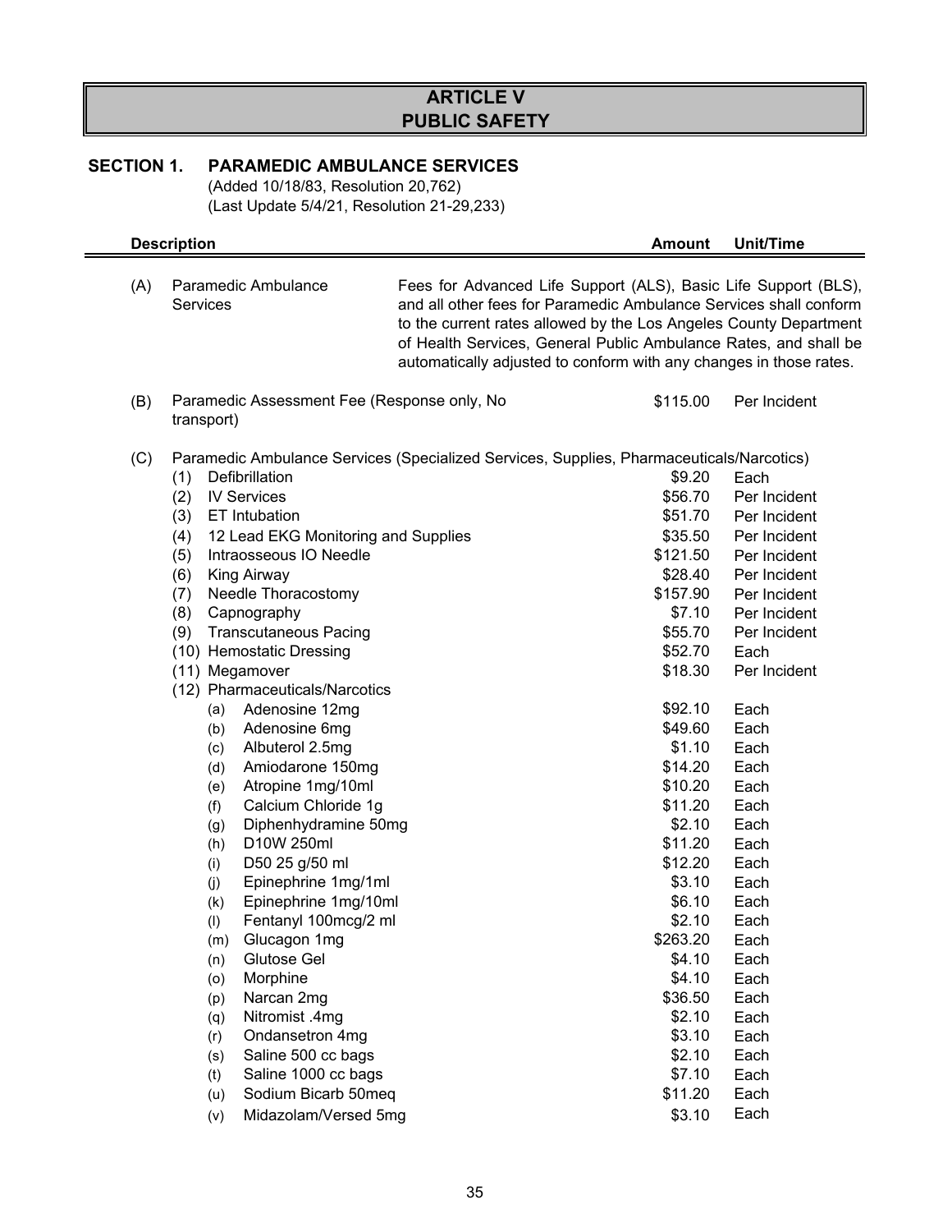# ARTICLE V
# PUBLIC SAFETY

## SECTION 1. PARAMEDIC AMBULANCE SERVICES

(Added 10/18/83, Resolution 20,762)
(Last Update 5/4/21, Resolution 21-29,233)

| | Description | | Amount | Unit/Time |
|---|---|---|---|---|
| (A) | Paramedic Ambulance Services | Fees for Advanced Life Support (ALS), Basic Life Support (BLS), and all other fees for Paramedic Ambulance Services shall conform to the current rates allowed by the Los Angeles County Department of Health Services, General Public Ambulance Rates, and shall be automatically adjusted to conform with any changes in those rates. | | |
| (B) | Paramedic Assessment Fee (Response only, No transport) | | $115.00 | Per Incident |
| (C) | Paramedic Ambulance Services (Specialized Services, Supplies, Pharmaceuticals/Narcotics) | | | |
| | (1) Defibrillation | | $9.20 | Each |
| | (2) IV Services | | $56.70 | Per Incident |
| | (3) ET Intubation | | $51.70 | Per Incident |
| | (4) 12 Lead EKG Monitoring and Supplies | | $35.50 | Per Incident |
| | (5) Intraosseous IO Needle | | $121.50 | Per Incident |
| | (6) King Airway | | $28.40 | Per Incident |
| | (7) Needle Thoracostomy | | $157.90 | Per Incident |
| | (8) Capnography | | $7.10 | Per Incident |
| | (9) Transcutaneous Pacing | | $55.70 | Per Incident |
| | (10) Hemostatic Dressing | | $52.70 | Each |
| | (11) Megamover | | $18.30 | Per Incident |
| | (12) Pharmaceuticals/Narcotics | | | |
| | (a) Adenosine 12mg | | $92.10 | Each |
| | (b) Adenosine 6mg | | $49.60 | Each |
| | (c) Albuterol 2.5mg | | $1.10 | Each |
| | (d) Amiodarone 150mg | | $14.20 | Each |
| | (e) Atropine 1mg/10ml | | $10.20 | Each |
| | (f) Calcium Chloride 1g | | $11.20 | Each |
| | (g) Diphenhydramine 50mg | | $2.10 | Each |
| | (h) D10W 250ml | | $11.20 | Each |
| | (i) D50 25 g/50 ml | | $12.20 | Each |
| | (j) Epinephrine 1mg/1ml | | $3.10 | Each |
| | (k) Epinephrine 1mg/10ml | | $6.10 | Each |
| | (l) Fentanyl 100mcg/2 ml | | $2.10 | Each |
| | (m) Glucagon 1mg | | $263.20 | Each |
| | (n) Glutose Gel | | $4.10 | Each |
| | (o) Morphine | | $4.10 | Each |
| | (p) Narcan 2mg | | $36.50 | Each |
| | (q) Nitromist .4mg | | $2.10 | Each |
| | (r) Ondansetron 4mg | | $3.10 | Each |
| | (s) Saline 500 cc bags | | $2.10 | Each |
| | (t) Saline 1000 cc bags | | $7.10 | Each |
| | (u) Sodium Bicarb 50meq | | $11.20 | Each |
| | (v) Midazolam/Versed 5mg | | $3.10 | Each |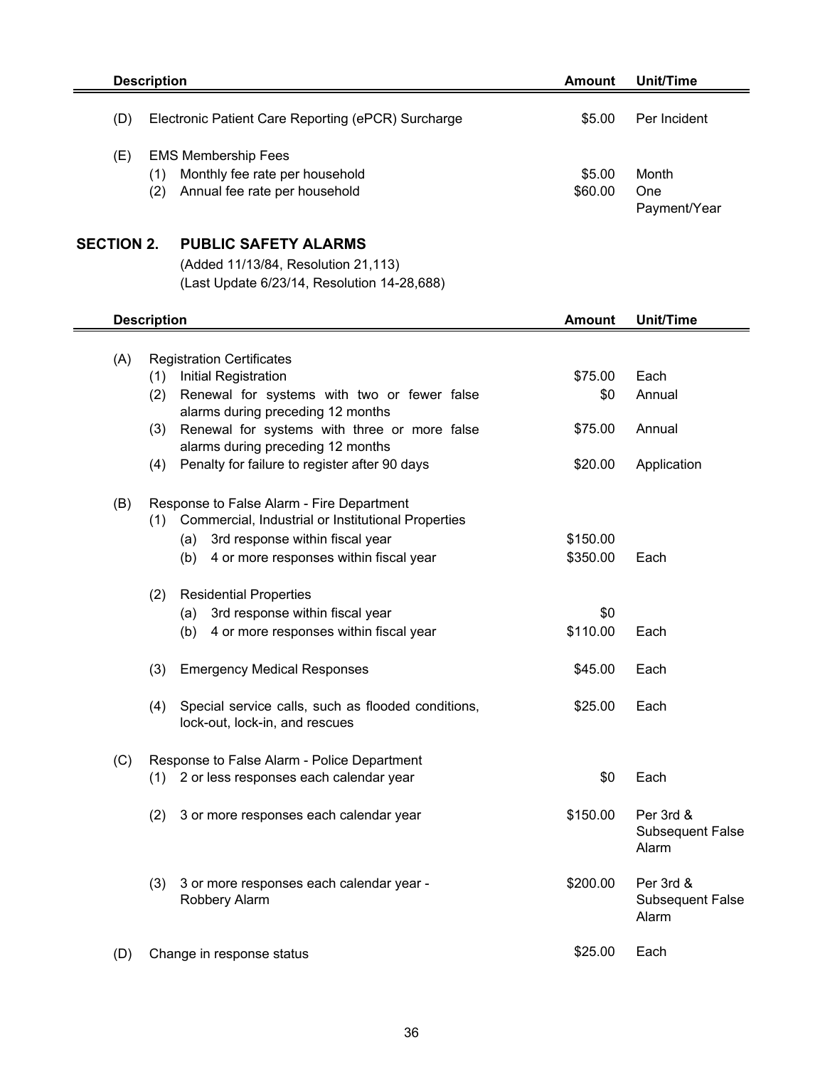| | Description | Amount | Unit/Time |
|---|---|---|---|
| (D) | Electronic Patient Care Reporting (ePCR) Surcharge | $5.00 | Per Incident |
| (E) | EMS Membership Fees | | |
| | (1) Monthly fee rate per household | $5.00 | Month |
| | (2) Annual fee rate per household | $60.00 | One Payment/Year |

## SECTION 2. PUBLIC SAFETY ALARMS

(Added 11/13/84, Resolution 21,113)
(Last Update 6/23/14, Resolution 14-28,688)

| | Description | Amount | Unit/Time |
|---|---|---|---|
| (A) | Registration Certificates | | |
| | (1) Initial Registration | $75.00 | Each |
| | (2) Renewal for systems with two or fewer false alarms during preceding 12 months | $0 | Annual |
| | (3) Renewal for systems with three or more false alarms during preceding 12 months | $75.00 | Annual |
| | (4) Penalty for failure to register after 90 days | $20.00 | Application |
| (B) | Response to False Alarm - Fire Department | | |
| | (1) Commercial, Industrial or Institutional Properties | | |
| | (a) 3rd response within fiscal year | $150.00 | |
| | (b) 4 or more responses within fiscal year | $350.00 | Each |
| | (2) Residential Properties | | |
| | (a) 3rd response within fiscal year | $0 | |
| | (b) 4 or more responses within fiscal year | $110.00 | Each |
| | (3) Emergency Medical Responses | $45.00 | Each |
| | (4) Special service calls, such as flooded conditions, lock-out, lock-in, and rescues | $25.00 | Each |
| (C) | Response to False Alarm - Police Department | | |
| | (1) 2 or less responses each calendar year | $0 | Each |
| | (2) 3 or more responses each calendar year | $150.00 | Per 3rd & Subsequent False Alarm |
| | (3) 3 or more responses each calendar year - Robbery Alarm | $200.00 | Per 3rd & Subsequent False Alarm |
| (D) | Change in response status | $25.00 | Each |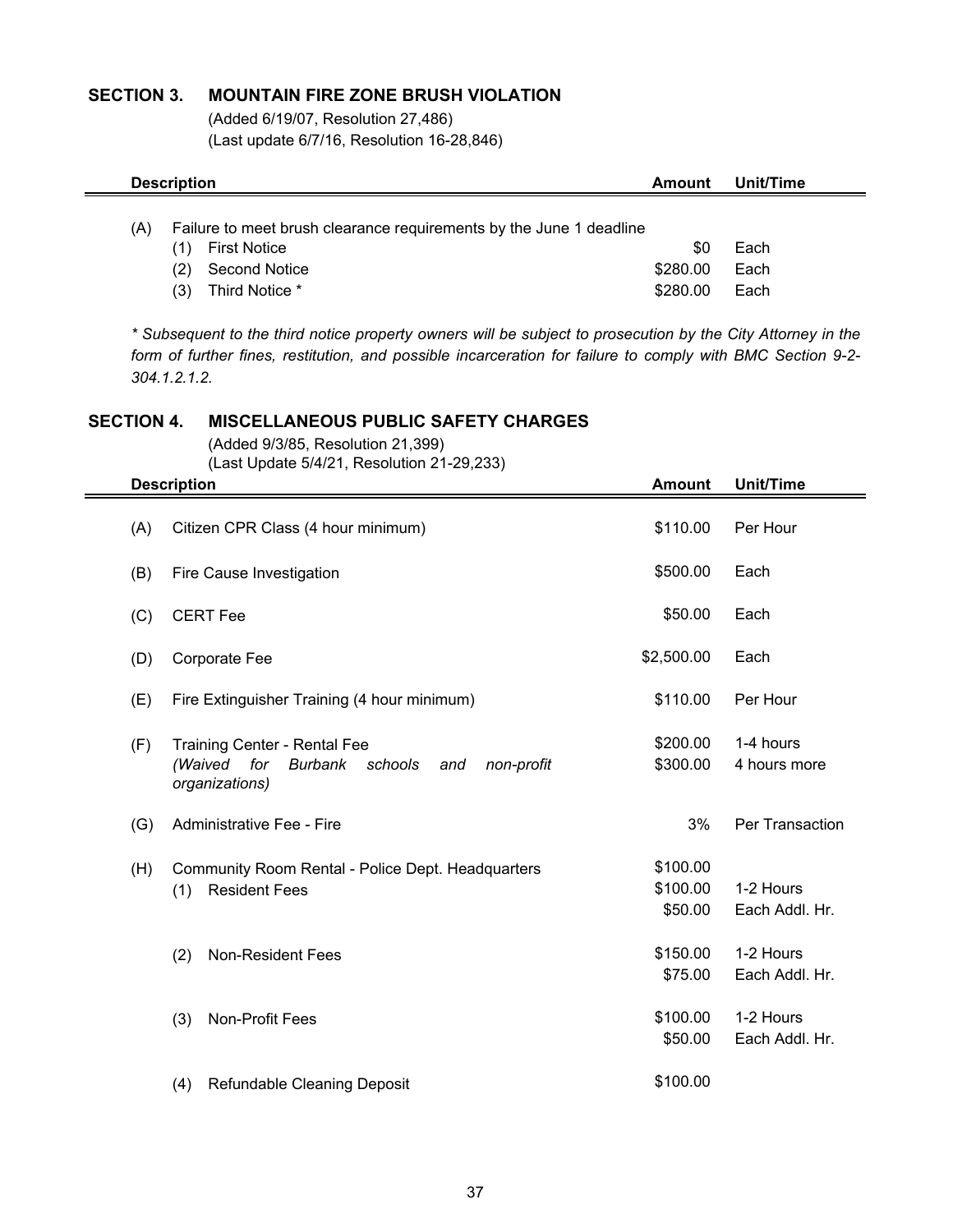## SECTION 3. MOUNTAIN FIRE ZONE BRUSH VIOLATION

(Added 6/19/07, Resolution 27,486)
(Last update 6/7/16, Resolution 16-28,846)

| Description | Amount | Unit/Time |
|---|---|---|
| (A) Failure to meet brush clearance requirements by the June 1 deadline | | |
| (1) First Notice | $0 | Each |
| (2) Second Notice | $280.00 | Each |
| (3) Third Notice * | $280.00 | Each |

*\* Subsequent to the third notice property owners will be subject to prosecution by the City Attorney in the form of further fines, restitution, and possible incarceration for failure to comply with BMC Section 9-2-304.1.2.1.2.*

## SECTION 4. MISCELLANEOUS PUBLIC SAFETY CHARGES

(Added 9/3/85, Resolution 21,399)
(Last Update 5/4/21, Resolution 21-29,233)

| Description | Amount | Unit/Time |
|---|---|---|
| (A) Citizen CPR Class (4 hour minimum) | $110.00 | Per Hour |
| (B) Fire Cause Investigation | $500.00 | Each |
| (C) CERT Fee | $50.00 | Each |
| (D) Corporate Fee | $2,500.00 | Each |
| (E) Fire Extinguisher Training (4 hour minimum) | $110.00 | Per Hour |
| (F) Training Center - Rental Fee *(Waived for Burbank schools and non-profit organizations)* | $200.00 | 1-4 hours |
| | $300.00 | 4 hours more |
| (G) Administrative Fee - Fire | 3% | Per Transaction |
| (H) Community Room Rental - Police Dept. Headquarters | $100.00 | |
| (1) Resident Fees | $100.00 | 1-2 Hours |
| | $50.00 | Each Addl. Hr. |
| (2) Non-Resident Fees | $150.00 | 1-2 Hours |
| | $75.00 | Each Addl. Hr. |
| (3) Non-Profit Fees | $100.00 | 1-2 Hours |
| | $50.00 | Each Addl. Hr. |
| (4) Refundable Cleaning Deposit | $100.00 | |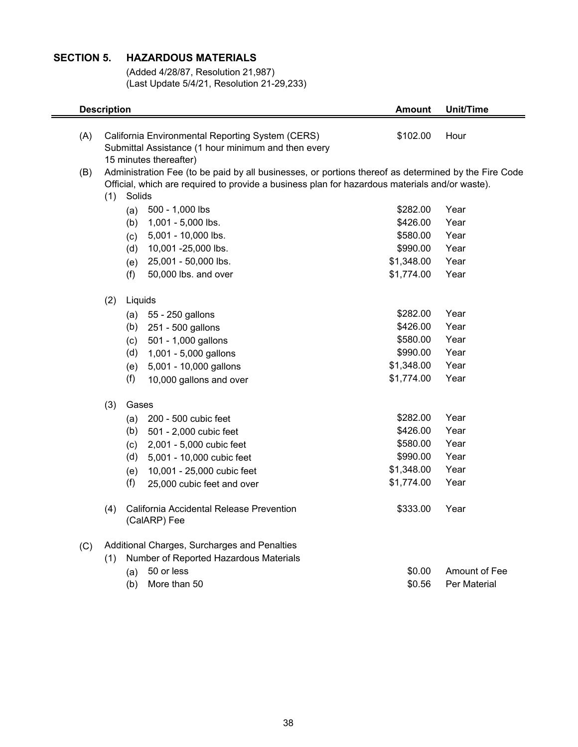## SECTION 5. HAZARDOUS MATERIALS

(Added 4/28/87, Resolution 21,987)
(Last Update 5/4/21, Resolution 21-29,233)

| Description | Amount | Unit/Time |
|---|---|---|
| (A) California Environmental Reporting System (CERS) Submittal Assistance (1 hour minimum and then every 15 minutes thereafter) | $102.00 | Hour |
| (B) Administration Fee (to be paid by all businesses, or portions thereof as determined by the Fire Code Official, which are required to provide a business plan for hazardous materials and/or waste). | | |
| (1) Solids | | |
| (a) 500 - 1,000 lbs | $282.00 | Year |
| (b) 1,001 - 5,000 lbs. | $426.00 | Year |
| (c) 5,001 - 10,000 lbs. | $580.00 | Year |
| (d) 10,001 -25,000 lbs. | $990.00 | Year |
| (e) 25,001 - 50,000 lbs. | $1,348.00 | Year |
| (f) 50,000 lbs. and over | $1,774.00 | Year |
| (2) Liquids | | |
| (a) 55 - 250 gallons | $282.00 | Year |
| (b) 251 - 500 gallons | $426.00 | Year |
| (c) 501 - 1,000 gallons | $580.00 | Year |
| (d) 1,001 - 5,000 gallons | $990.00 | Year |
| (e) 5,001 - 10,000 gallons | $1,348.00 | Year |
| (f) 10,000 gallons and over | $1,774.00 | Year |
| (3) Gases | | |
| (a) 200 - 500 cubic feet | $282.00 | Year |
| (b) 501 - 2,000 cubic feet | $426.00 | Year |
| (c) 2,001 - 5,000 cubic feet | $580.00 | Year |
| (d) 5,001 - 10,000 cubic feet | $990.00 | Year |
| (e) 10,001 - 25,000 cubic feet | $1,348.00 | Year |
| (f) 25,000 cubic feet and over | $1,774.00 | Year |
| (4) California Accidental Release Prevention (CalARP) Fee | $333.00 | Year |
| (C) Additional Charges, Surcharges and Penalties | | |
| (1) Number of Reported Hazardous Materials | | |
| (a) 50 or less | $0.00 | Amount of Fee |
| (b) More than 50 | $0.56 | Per Material |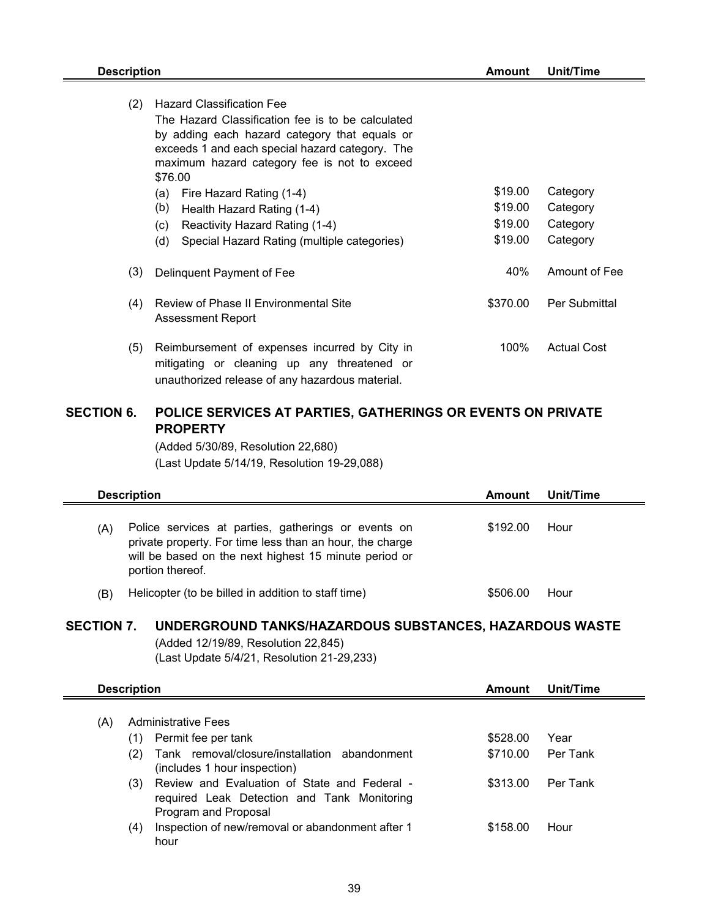| Description | Amount | Unit/Time |
|---|---|---|
| (2) Hazard Classification Fee<br>The Hazard Classification fee is to be calculated by adding each hazard category that equals or exceeds 1 and each special hazard category. The maximum hazard category fee is not to exceed $76.00 | | |
| (a) Fire Hazard Rating (1-4) | $19.00 | Category |
| (b) Health Hazard Rating (1-4) | $19.00 | Category |
| (c) Reactivity Hazard Rating (1-4) | $19.00 | Category |
| (d) Special Hazard Rating (multiple categories) | $19.00 | Category |
| (3) Delinquent Payment of Fee | 40% | Amount of Fee |
| (4) Review of Phase II Environmental Site Assessment Report | $370.00 | Per Submittal |
| (5) Reimbursement of expenses incurred by City in mitigating or cleaning up any threatened or unauthorized release of any hazardous material. | 100% | Actual Cost |

## SECTION 6. POLICE SERVICES AT PARTIES, GATHERINGS OR EVENTS ON PRIVATE PROPERTY

(Added 5/30/89, Resolution 22,680)
(Last Update 5/14/19, Resolution 19-29,088)

| Description | Amount | Unit/Time |
|---|---|---|
| (A) Police services at parties, gatherings or events on private property. For time less than an hour, the charge will be based on the next highest 15 minute period or portion thereof. | $192.00 | Hour |
| (B) Helicopter (to be billed in addition to staff time) | $506.00 | Hour |

## SECTION 7. UNDERGROUND TANKS/HAZARDOUS SUBSTANCES, HAZARDOUS WASTE

(Added 12/19/89, Resolution 22,845)
(Last Update 5/4/21, Resolution 21-29,233)

| Description | Amount | Unit/Time |
|---|---|---|
| (A) Administrative Fees | | |
| (1) Permit fee per tank | $528.00 | Year |
| (2) Tank removal/closure/installation abandonment (includes 1 hour inspection) | $710.00 | Per Tank |
| (3) Review and Evaluation of State and Federal - required Leak Detection and Tank Monitoring Program and Proposal | $313.00 | Per Tank |
| (4) Inspection of new/removal or abandonment after 1 hour | $158.00 | Hour |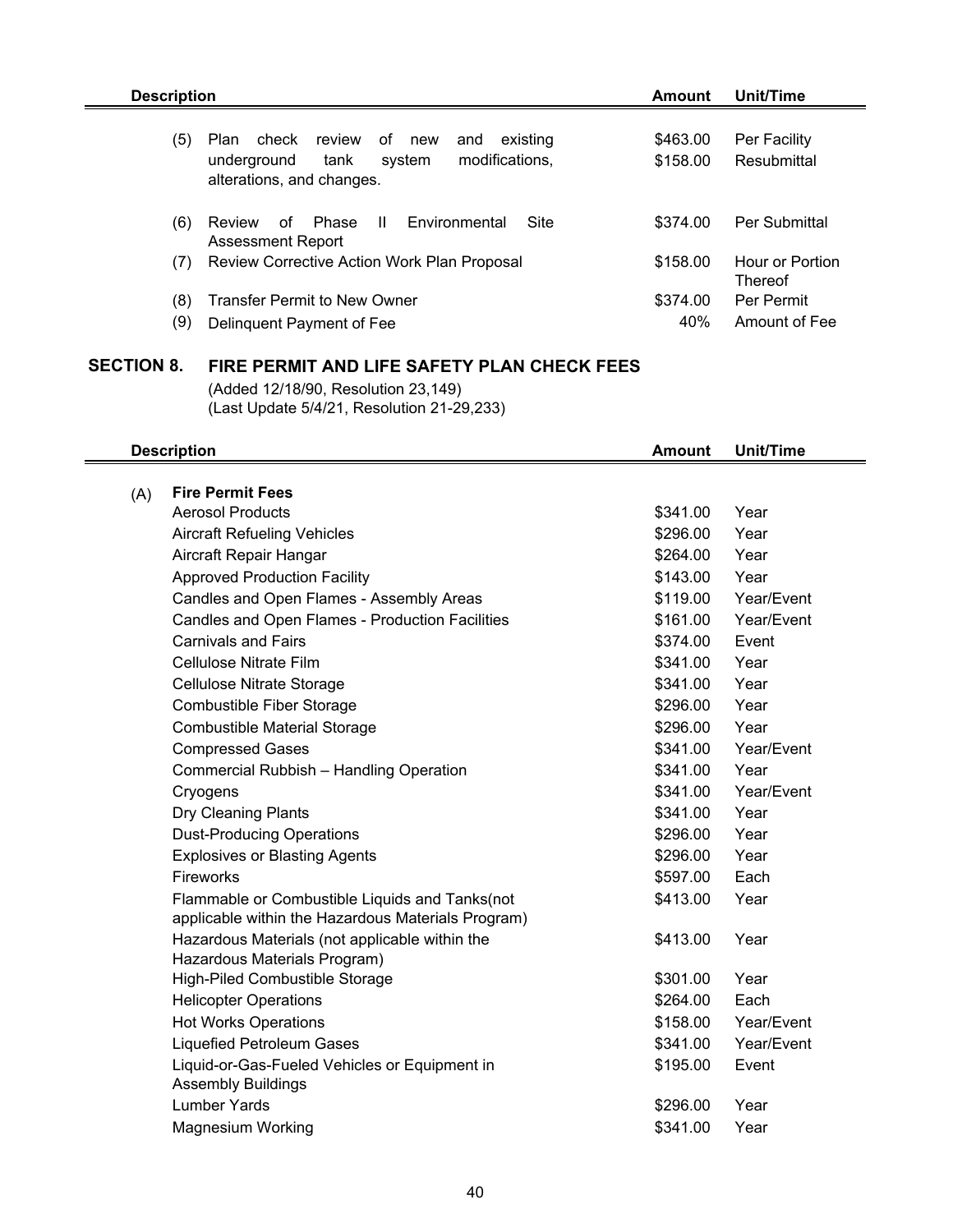| Description | Amount | Unit/Time |
|---|---|---|
| (5) Plan check review of new and existing underground tank system modifications, alterations, and changes. | \$463.00<br>\$158.00 | Per Facility<br>Resubmittal |
| (6) Review of Phase II Environmental Site Assessment Report | \$374.00 | Per Submittal |
| (7) Review Corrective Action Work Plan Proposal | \$158.00 | Hour or Portion Thereof |
| (8) Transfer Permit to New Owner | \$374.00 | Per Permit |
| (9) Delinquent Payment of Fee | 40% | Amount of Fee |

## SECTION 8. FIRE PERMIT AND LIFE SAFETY PLAN CHECK FEES

(Added 12/18/90, Resolution 23,149)
(Last Update 5/4/21, Resolution 21-29,233)

| Description | Amount | Unit/Time |
|---|---|---|
| **(A) Fire Permit Fees** | | |
| Aerosol Products | \$341.00 | Year |
| Aircraft Refueling Vehicles | \$296.00 | Year |
| Aircraft Repair Hangar | \$264.00 | Year |
| Approved Production Facility | \$143.00 | Year |
| Candles and Open Flames - Assembly Areas | \$119.00 | Year/Event |
| Candles and Open Flames - Production Facilities | \$161.00 | Year/Event |
| Carnivals and Fairs | \$374.00 | Event |
| Cellulose Nitrate Film | \$341.00 | Year |
| Cellulose Nitrate Storage | \$341.00 | Year |
| Combustible Fiber Storage | \$296.00 | Year |
| Combustible Material Storage | \$296.00 | Year |
| Compressed Gases | \$341.00 | Year/Event |
| Commercial Rubbish – Handling Operation | \$341.00 | Year |
| Cryogens | \$341.00 | Year/Event |
| Dry Cleaning Plants | \$341.00 | Year |
| Dust-Producing Operations | \$296.00 | Year |
| Explosives or Blasting Agents | \$296.00 | Year |
| Fireworks | \$597.00 | Each |
| Flammable or Combustible Liquids and Tanks(not applicable within the Hazardous Materials Program) | \$413.00 | Year |
| Hazardous Materials (not applicable within the Hazardous Materials Program) | \$413.00 | Year |
| High-Piled Combustible Storage | \$301.00 | Year |
| Helicopter Operations | \$264.00 | Each |
| Hot Works Operations | \$158.00 | Year/Event |
| Liquefied Petroleum Gases | \$341.00 | Year/Event |
| Liquid-or-Gas-Fueled Vehicles or Equipment in Assembly Buildings | \$195.00 | Event |
| Lumber Yards | \$296.00 | Year |
| Magnesium Working | \$341.00 | Year |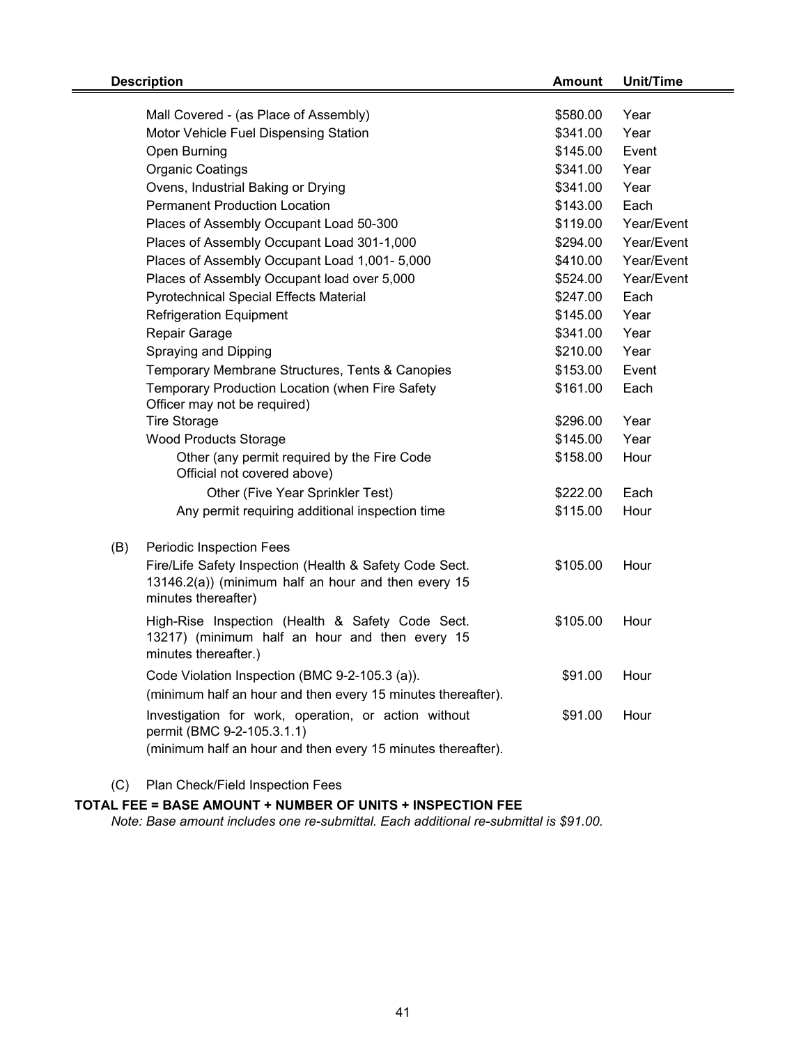| Description | Amount | Unit/Time |
|---|---|---|
| Mall Covered - (as Place of Assembly) | \$580.00 | Year |
| Motor Vehicle Fuel Dispensing Station | \$341.00 | Year |
| Open Burning | \$145.00 | Event |
| Organic Coatings | \$341.00 | Year |
| Ovens, Industrial Baking or Drying | \$341.00 | Year |
| Permanent Production Location | \$143.00 | Each |
| Places of Assembly Occupant Load 50-300 | \$119.00 | Year/Event |
| Places of Assembly Occupant Load 301-1,000 | \$294.00 | Year/Event |
| Places of Assembly Occupant Load 1,001- 5,000 | \$410.00 | Year/Event |
| Places of Assembly Occupant load over 5,000 | \$524.00 | Year/Event |
| Pyrotechnical Special Effects Material | \$247.00 | Each |
| Refrigeration Equipment | \$145.00 | Year |
| Repair Garage | \$341.00 | Year |
| Spraying and Dipping | \$210.00 | Year |
| Temporary Membrane Structures, Tents & Canopies | \$153.00 | Event |
| Temporary Production Location (when Fire Safety Officer may not be required) | \$161.00 | Each |
| Tire Storage | \$296.00 | Year |
| Wood Products Storage | \$145.00 | Year |
| Other (any permit required by the Fire Code Official not covered above) | \$158.00 | Hour |
| Other (Five Year Sprinkler Test) | \$222.00 | Each |
| Any permit requiring additional inspection time | \$115.00 | Hour |
| (B) Periodic Inspection Fees | | |
| Fire/Life Safety Inspection (Health & Safety Code Sect. 13146.2(a)) (minimum half an hour and then every 15 minutes thereafter) | \$105.00 | Hour |
| High-Rise Inspection (Health & Safety Code Sect. 13217) (minimum half an hour and then every 15 minutes thereafter.) | \$105.00 | Hour |
| Code Violation Inspection (BMC 9-2-105.3 (a)). (minimum half an hour and then every 15 minutes thereafter). | \$91.00 | Hour |
| Investigation for work, operation, or action without permit (BMC 9-2-105.3.1.1) (minimum half an hour and then every 15 minutes thereafter). | \$91.00 | Hour |

(C) Plan Check/Field Inspection Fees

**TOTAL FEE = BASE AMOUNT + NUMBER OF UNITS + INSPECTION FEE**

*Note: Base amount includes one re-submittal. Each additional re-submittal is \$91.00.*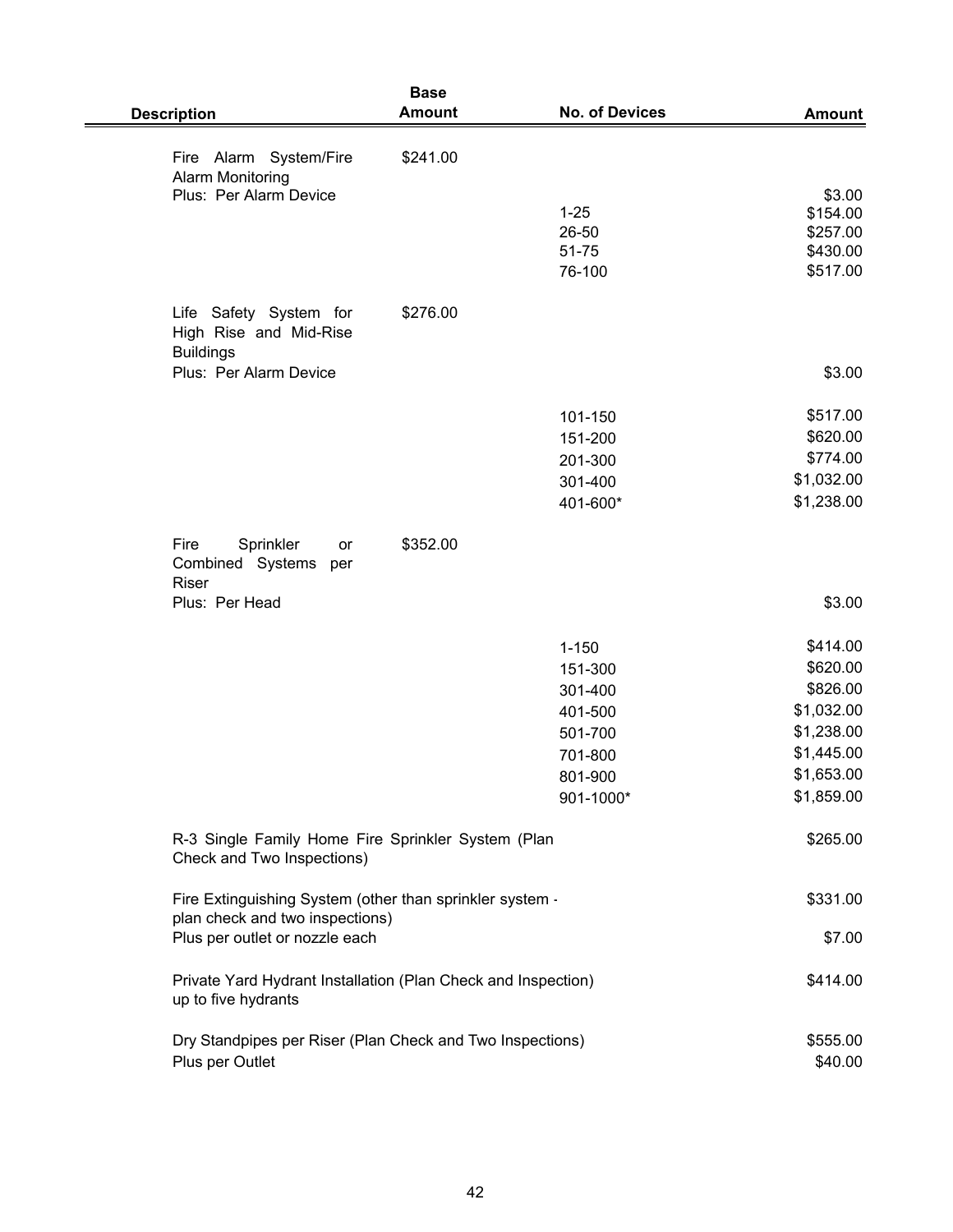| Description | Base Amount | No. of Devices | Amount |
|---|---|---|---|
| Fire Alarm System/Fire Alarm Monitoring | $241.00 | | |
| Plus: Per Alarm Device | | | $3.00 |
| | | 1-25 | $154.00 |
| | | 26-50 | $257.00 |
| | | 51-75 | $430.00 |
| | | 76-100 | $517.00 |
| Life Safety System for High Rise and Mid-Rise Buildings | $276.00 | | |
| Plus: Per Alarm Device | | | $3.00 |
| | | 101-150 | $517.00 |
| | | 151-200 | $620.00 |
| | | 201-300 | $774.00 |
| | | 301-400 | $1,032.00 |
| | | 401-600* | $1,238.00 |
| Fire Sprinkler or Combined Systems per Riser | $352.00 | | |
| Plus: Per Head | | | $3.00 |
| | | 1-150 | $414.00 |
| | | 151-300 | $620.00 |
| | | 301-400 | $826.00 |
| | | 401-500 | $1,032.00 |
| | | 501-700 | $1,238.00 |
| | | 701-800 | $1,445.00 |
| | | 801-900 | $1,653.00 |
| | | 901-1000* | $1,859.00 |
| R-3 Single Family Home Fire Sprinkler System (Plan Check and Two Inspections) | | | $265.00 |
| Fire Extinguishing System (other than sprinkler system - plan check and two inspections) | | | $331.00 |
| Plus per outlet or nozzle each | | | $7.00 |
| Private Yard Hydrant Installation (Plan Check and Inspection) up to five hydrants | | | $414.00 |
| Dry Standpipes per Riser (Plan Check and Two Inspections) | | | $555.00 |
| Plus per Outlet | | | $40.00 |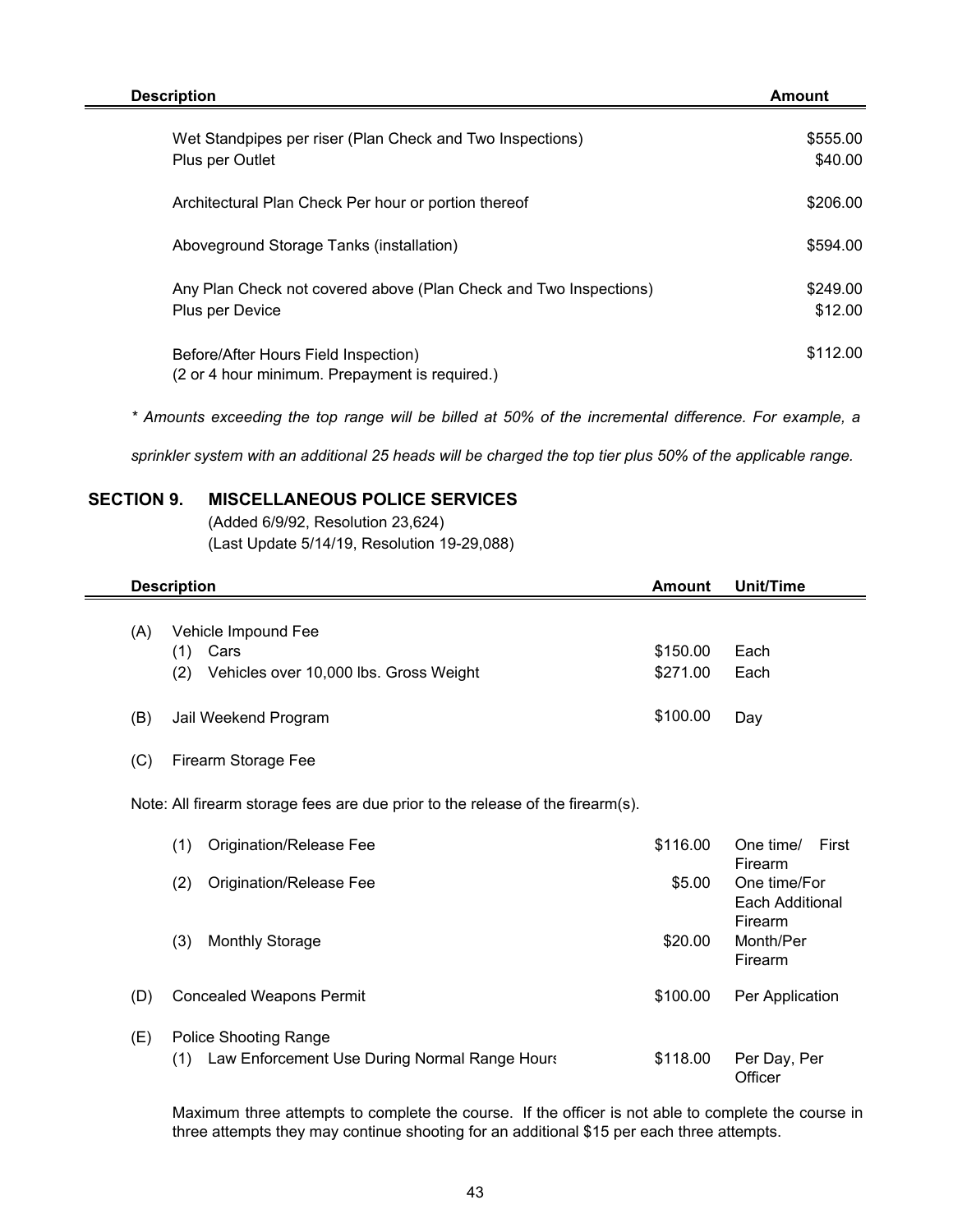| Description | Amount |
|---|---|
| Wet Standpipes per riser (Plan Check and Two Inspections) | $555.00 |
| Plus per Outlet | $40.00 |
| Architectural Plan Check Per hour or portion thereof | $206.00 |
| Aboveground Storage Tanks (installation) | $594.00 |
| Any Plan Check not covered above (Plan Check and Two Inspections) | $249.00 |
| Plus per Device | $12.00 |
| Before/After Hours Field Inspection) (2 or 4 hour minimum. Prepayment is required.) | $112.00 |

*\* Amounts exceeding the top range will be billed at 50% of the incremental difference. For example, a sprinkler system with an additional 25 heads will be charged the top tier plus 50% of the applicable range.*

## SECTION 9. MISCELLANEOUS POLICE SERVICES

(Added 6/9/92, Resolution 23,624)
(Last Update 5/14/19, Resolution 19-29,088)

| Description | Amount | Unit/Time |
|---|---|---|
| (A) Vehicle Impound Fee | | |
| (1) Cars | $150.00 | Each |
| (2) Vehicles over 10,000 lbs. Gross Weight | $271.00 | Each |
| (B) Jail Weekend Program | $100.00 | Day |
| (C) Firearm Storage Fee | | |

Note: All firearm storage fees are due prior to the release of the firearm(s).

| Description | Amount | Unit/Time |
|---|---|---|
| (1) Origination/Release Fee | $116.00 | One time/ First Firearm |
| (2) Origination/Release Fee | $5.00 | One time/For Each Additional Firearm |
| (3) Monthly Storage | $20.00 | Month/Per Firearm |
| (D) Concealed Weapons Permit | $100.00 | Per Application |
| (E) Police Shooting Range | | |
| (1) Law Enforcement Use During Normal Range Hours | $118.00 | Per Day, Per Officer |

Maximum three attempts to complete the course. If the officer is not able to complete the course in three attempts they may continue shooting for an additional $15 per each three attempts.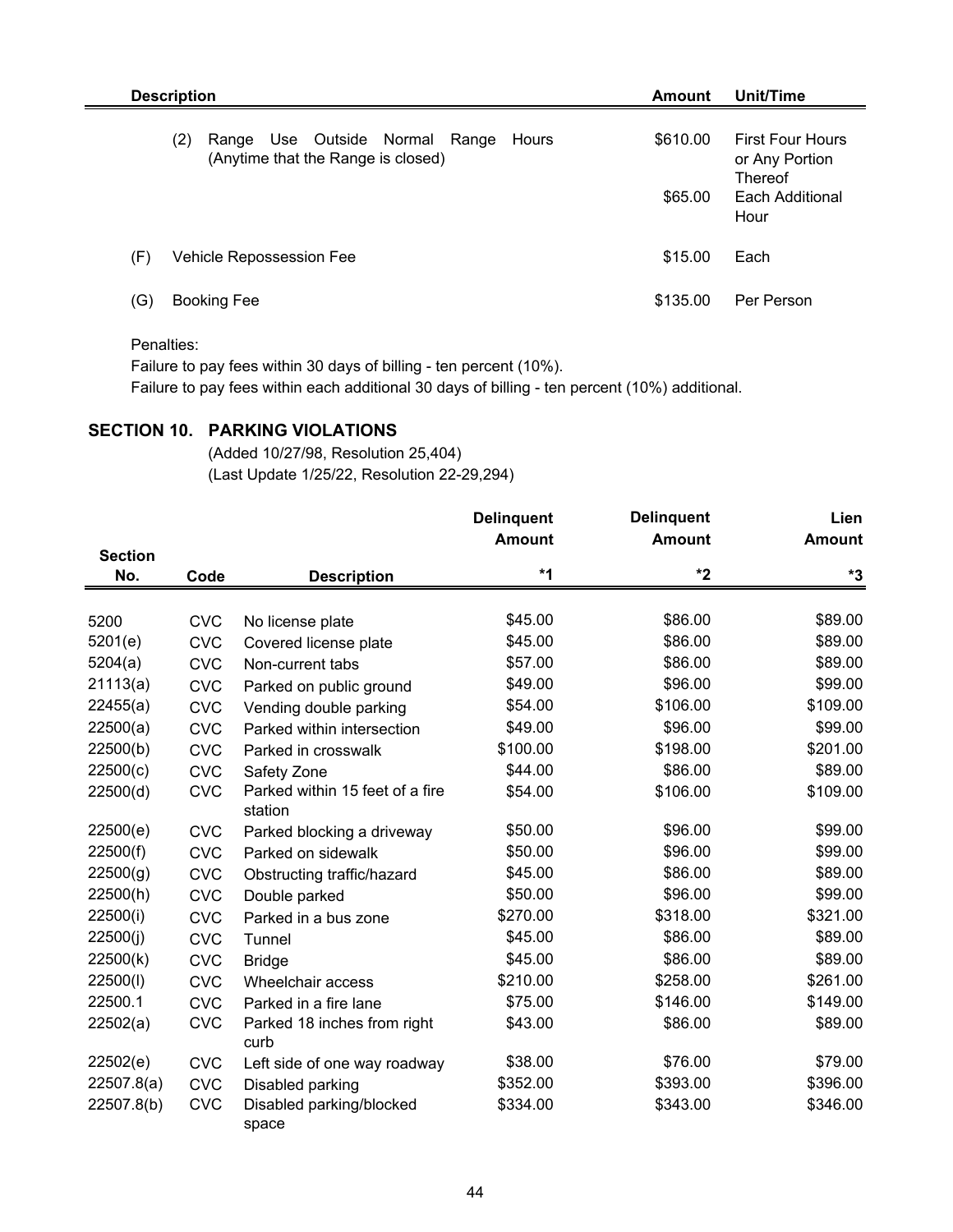| Description | | Amount | Unit/Time |
|---|---|---|---|
| | (2) Range Use Outside Normal Range Hours (Anytime that the Range is closed) | $610.00 | First Four Hours or Any Portion Thereof |
| | | $65.00 | Each Additional Hour |
| (F) | Vehicle Repossession Fee | $15.00 | Each |
| (G) | Booking Fee | $135.00 | Per Person |

Penalties:
Failure to pay fees within 30 days of billing - ten percent (10%).
Failure to pay fees within each additional 30 days of billing - ten percent (10%) additional.

## SECTION 10. PARKING VIOLATIONS

(Added 10/27/98, Resolution 25,404)
(Last Update 1/25/22, Resolution 22-29,294)

| Section No. | Code | Description | Delinquent Amount *1 | Delinquent Amount *2 | Lien Amount *3 |
|---|---|---|---|---|---|
| 5200 | CVC | No license plate | $45.00 | $86.00 | $89.00 |
| 5201(e) | CVC | Covered license plate | $45.00 | $86.00 | $89.00 |
| 5204(a) | CVC | Non-current tabs | $57.00 | $86.00 | $89.00 |
| 21113(a) | CVC | Parked on public ground | $49.00 | $96.00 | $99.00 |
| 22455(a) | CVC | Vending double parking | $54.00 | $106.00 | $109.00 |
| 22500(a) | CVC | Parked within intersection | $49.00 | $96.00 | $99.00 |
| 22500(b) | CVC | Parked in crosswalk | $100.00 | $198.00 | $201.00 |
| 22500(c) | CVC | Safety Zone | $44.00 | $86.00 | $89.00 |
| 22500(d) | CVC | Parked within 15 feet of a fire station | $54.00 | $106.00 | $109.00 |
| 22500(e) | CVC | Parked blocking a driveway | $50.00 | $96.00 | $99.00 |
| 22500(f) | CVC | Parked on sidewalk | $50.00 | $96.00 | $99.00 |
| 22500(g) | CVC | Obstructing traffic/hazard | $45.00 | $86.00 | $89.00 |
| 22500(h) | CVC | Double parked | $50.00 | $96.00 | $99.00 |
| 22500(i) | CVC | Parked in a bus zone | $270.00 | $318.00 | $321.00 |
| 22500(j) | CVC | Tunnel | $45.00 | $86.00 | $89.00 |
| 22500(k) | CVC | Bridge | $45.00 | $86.00 | $89.00 |
| 22500(l) | CVC | Wheelchair access | $210.00 | $258.00 | $261.00 |
| 22500.1 | CVC | Parked in a fire lane | $75.00 | $146.00 | $149.00 |
| 22502(a) | CVC | Parked 18 inches from right curb | $43.00 | $86.00 | $89.00 |
| 22502(e) | CVC | Left side of one way roadway | $38.00 | $76.00 | $79.00 |
| 22507.8(a) | CVC | Disabled parking | $352.00 | $393.00 | $396.00 |
| 22507.8(b) | CVC | Disabled parking/blocked space | $334.00 | $343.00 | $346.00 |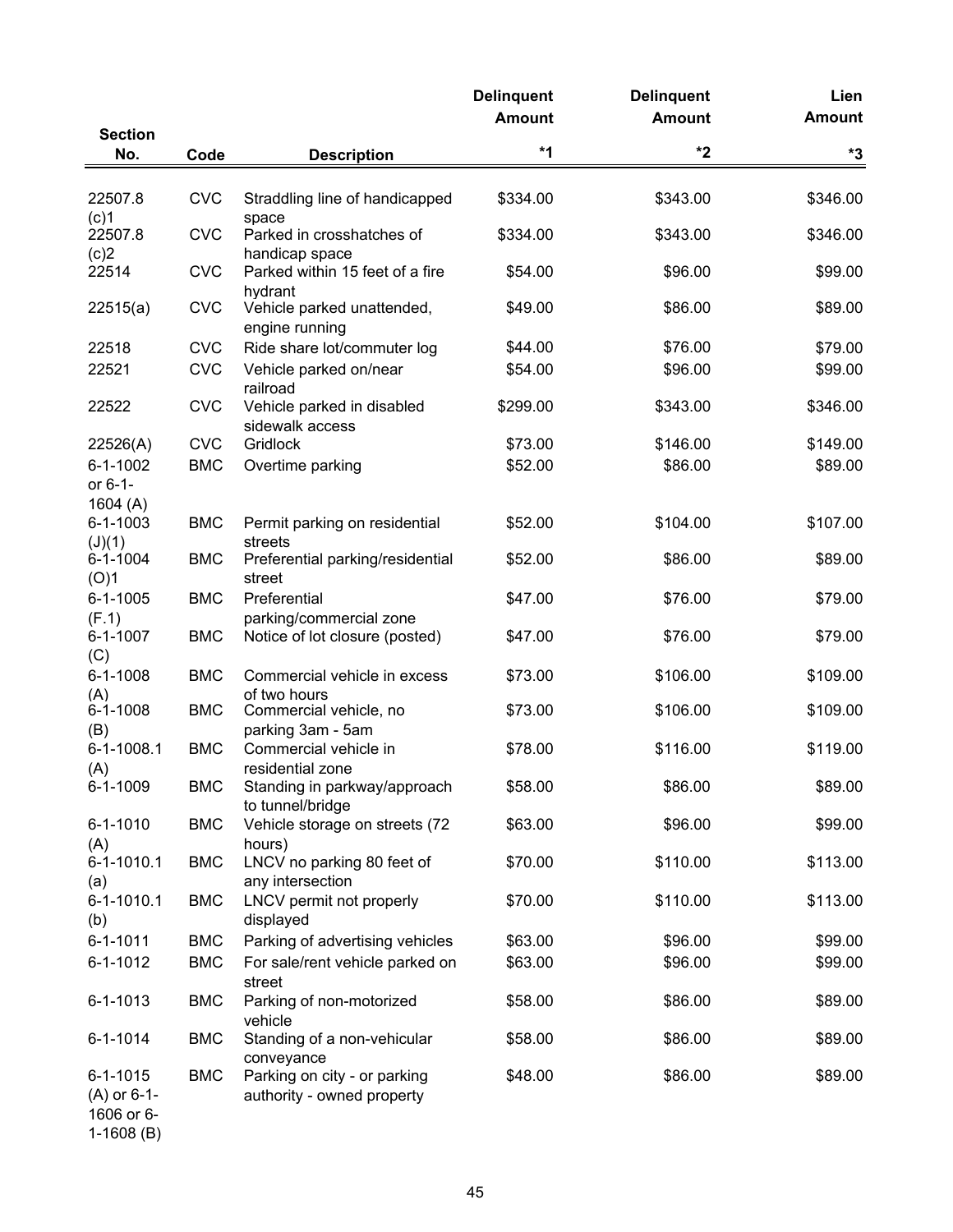| Section No. | Code | Description | Delinquent Amount *1 | Delinquent Amount *2 | Lien Amount *3 |
|---|---|---|---|---|---|
| 22507.8 (c)1 | CVC | Straddling line of handicapped space | $334.00 | $343.00 | $346.00 |
| 22507.8 (c)2 | CVC | Parked in crosshatches of handicap space | $334.00 | $343.00 | $346.00 |
| 22514 | CVC | Parked within 15 feet of a fire hydrant | $54.00 | $96.00 | $99.00 |
| 22515(a) | CVC | Vehicle parked unattended, engine running | $49.00 | $86.00 | $89.00 |
| 22518 | CVC | Ride share lot/commuter log | $44.00 | $76.00 | $79.00 |
| 22521 | CVC | Vehicle parked on/near railroad | $54.00 | $96.00 | $99.00 |
| 22522 | CVC | Vehicle parked in disabled sidewalk access | $299.00 | $343.00 | $346.00 |
| 22526(A) | CVC | Gridlock | $73.00 | $146.00 | $149.00 |
| 6-1-1002 or 6-1-1604 (A) | BMC | Overtime parking | $52.00 | $86.00 | $89.00 |
| 6-1-1003 (J)(1) | BMC | Permit parking on residential streets | $52.00 | $104.00 | $107.00 |
| 6-1-1004 (O)1 | BMC | Preferential parking/residential street | $52.00 | $86.00 | $89.00 |
| 6-1-1005 (F.1) | BMC | Preferential parking/commercial zone | $47.00 | $76.00 | $79.00 |
| 6-1-1007 (C) | BMC | Notice of lot closure (posted) | $47.00 | $76.00 | $79.00 |
| 6-1-1008 (A) | BMC | Commercial vehicle in excess of two hours | $73.00 | $106.00 | $109.00 |
| 6-1-1008 (B) | BMC | Commercial vehicle, no parking 3am - 5am | $73.00 | $106.00 | $109.00 |
| 6-1-1008.1 (A) | BMC | Commercial vehicle in residential zone | $78.00 | $116.00 | $119.00 |
| 6-1-1009 | BMC | Standing in parkway/approach to tunnel/bridge | $58.00 | $86.00 | $89.00 |
| 6-1-1010 (A) | BMC | Vehicle storage on streets (72 hours) | $63.00 | $96.00 | $99.00 |
| 6-1-1010.1 (a) | BMC | LNCV no parking 80 feet of any intersection | $70.00 | $110.00 | $113.00 |
| 6-1-1010.1 (b) | BMC | LNCV permit not properly displayed | $70.00 | $110.00 | $113.00 |
| 6-1-1011 | BMC | Parking of advertising vehicles | $63.00 | $96.00 | $99.00 |
| 6-1-1012 | BMC | For sale/rent vehicle parked on street | $63.00 | $96.00 | $99.00 |
| 6-1-1013 | BMC | Parking of non-motorized vehicle | $58.00 | $86.00 | $89.00 |
| 6-1-1014 | BMC | Standing of a non-vehicular conveyance | $58.00 | $86.00 | $89.00 |
| 6-1-1015 (A) or 6-1-1606 or 6-1-1608 (B) | BMC | Parking on city - or parking authority - owned property | $48.00 | $86.00 | $89.00 |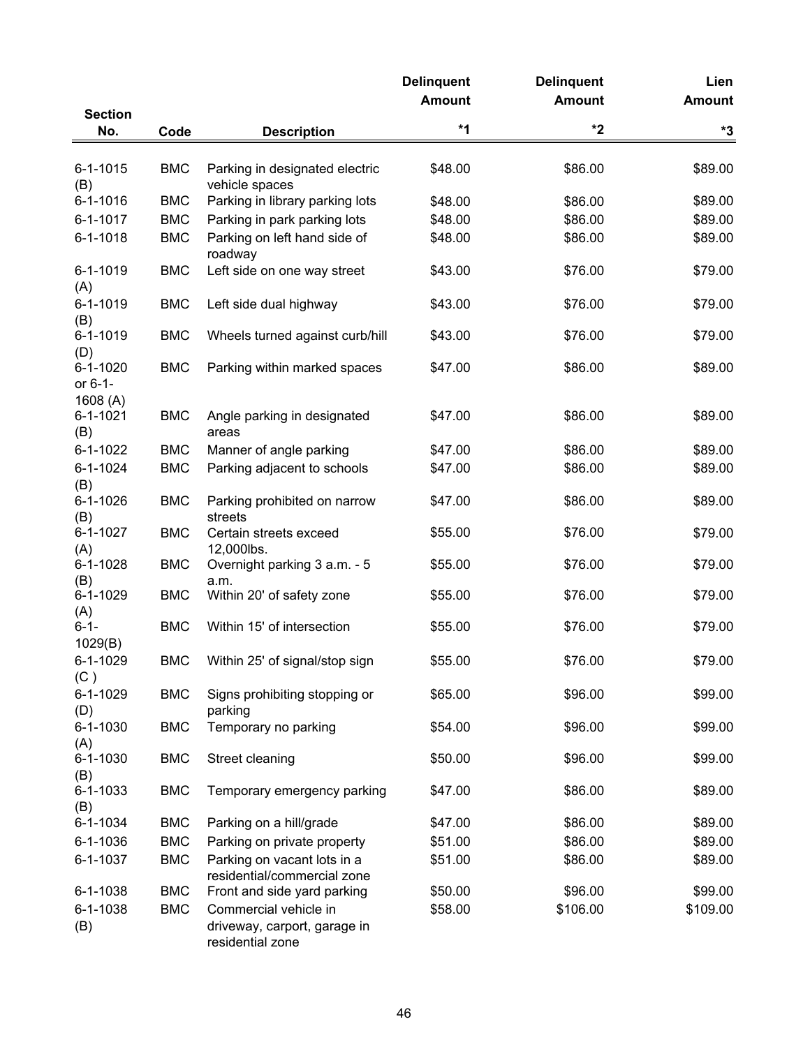| Section No. | Code | Description | Delinquent Amount *1 | Delinquent Amount *2 | Lien Amount *3 |
|---|---|---|---|---|---|
| 6-1-1015 (B) | BMC | Parking in designated electric vehicle spaces | $48.00 | $86.00 | $89.00 |
| 6-1-1016 | BMC | Parking in library parking lots | $48.00 | $86.00 | $89.00 |
| 6-1-1017 | BMC | Parking in park parking lots | $48.00 | $86.00 | $89.00 |
| 6-1-1018 | BMC | Parking on left hand side of roadway | $48.00 | $86.00 | $89.00 |
| 6-1-1019 (A) | BMC | Left side on one way street | $43.00 | $76.00 | $79.00 |
| 6-1-1019 (B) | BMC | Left side dual highway | $43.00 | $76.00 | $79.00 |
| 6-1-1019 (D) | BMC | Wheels turned against curb/hill | $43.00 | $76.00 | $79.00 |
| 6-1-1020 or 6-1-1608 (A) | BMC | Parking within marked spaces | $47.00 | $86.00 | $89.00 |
| 6-1-1021 (B) | BMC | Angle parking in designated areas | $47.00 | $86.00 | $89.00 |
| 6-1-1022 | BMC | Manner of angle parking | $47.00 | $86.00 | $89.00 |
| 6-1-1024 (B) | BMC | Parking adjacent to schools | $47.00 | $86.00 | $89.00 |
| 6-1-1026 (B) | BMC | Parking prohibited on narrow streets | $47.00 | $86.00 | $89.00 |
| 6-1-1027 (A) | BMC | Certain streets exceed 12,000lbs. | $55.00 | $76.00 | $79.00 |
| 6-1-1028 (B) | BMC | Overnight parking 3 a.m. - 5 a.m. | $55.00 | $76.00 | $79.00 |
| 6-1-1029 (A) | BMC | Within 20' of safety zone | $55.00 | $76.00 | $79.00 |
| 6-1-1029(B) | BMC | Within 15' of intersection | $55.00 | $76.00 | $79.00 |
| 6-1-1029 (C ) | BMC | Within 25' of signal/stop sign | $55.00 | $76.00 | $79.00 |
| 6-1-1029 (D) | BMC | Signs prohibiting stopping or parking | $65.00 | $96.00 | $99.00 |
| 6-1-1030 (A) | BMC | Temporary no parking | $54.00 | $96.00 | $99.00 |
| 6-1-1030 (B) | BMC | Street cleaning | $50.00 | $96.00 | $99.00 |
| 6-1-1033 (B) | BMC | Temporary emergency parking | $47.00 | $86.00 | $89.00 |
| 6-1-1034 | BMC | Parking on a hill/grade | $47.00 | $86.00 | $89.00 |
| 6-1-1036 | BMC | Parking on private property | $51.00 | $86.00 | $89.00 |
| 6-1-1037 | BMC | Parking on vacant lots in a residential/commercial zone | $51.00 | $86.00 | $89.00 |
| 6-1-1038 | BMC | Front and side yard parking | $50.00 | $96.00 | $99.00 |
| 6-1-1038 (B) | BMC | Commercial vehicle in driveway, carport, garage in residential zone | $58.00 | $106.00 | $109.00 |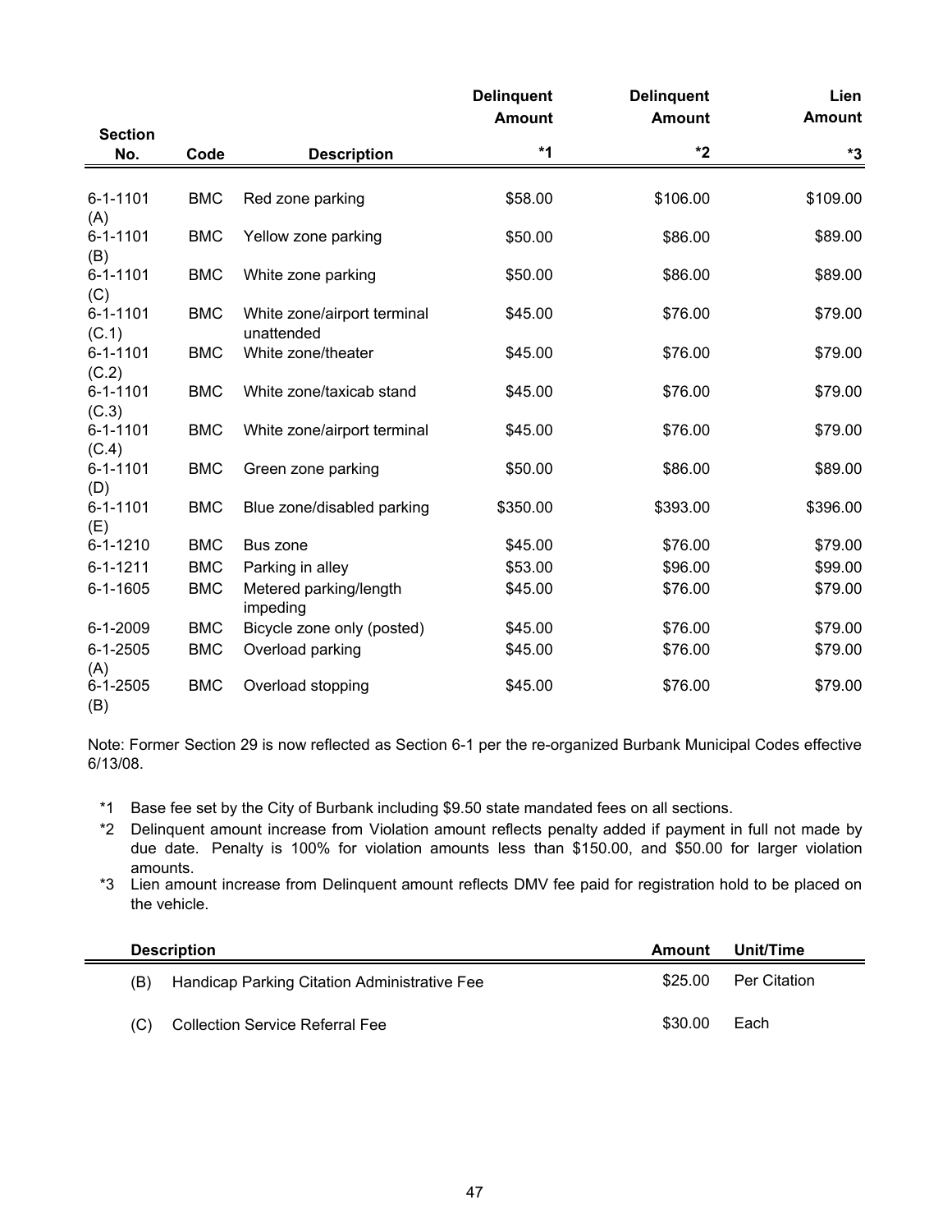| Section No. | Code | Description | Delinquent Amount *1 | Delinquent Amount *2 | Lien Amount *3 |
|---|---|---|---|---|---|
| 6-1-1101 (A) | BMC | Red zone parking | $58.00 | $106.00 | $109.00 |
| 6-1-1101 (B) | BMC | Yellow zone parking | $50.00 | $86.00 | $89.00 |
| 6-1-1101 (C) | BMC | White zone parking | $50.00 | $86.00 | $89.00 |
| 6-1-1101 (C.1) | BMC | White zone/airport terminal unattended | $45.00 | $76.00 | $79.00 |
| 6-1-1101 (C.2) | BMC | White zone/theater | $45.00 | $76.00 | $79.00 |
| 6-1-1101 (C.3) | BMC | White zone/taxicab stand | $45.00 | $76.00 | $79.00 |
| 6-1-1101 (C.4) | BMC | White zone/airport terminal | $45.00 | $76.00 | $79.00 |
| 6-1-1101 (D) | BMC | Green zone parking | $50.00 | $86.00 | $89.00 |
| 6-1-1101 (E) | BMC | Blue zone/disabled parking | $350.00 | $393.00 | $396.00 |
| 6-1-1210 | BMC | Bus zone | $45.00 | $76.00 | $79.00 |
| 6-1-1211 | BMC | Parking in alley | $53.00 | $96.00 | $99.00 |
| 6-1-1605 | BMC | Metered parking/length impeding | $45.00 | $76.00 | $79.00 |
| 6-1-2009 | BMC | Bicycle zone only (posted) | $45.00 | $76.00 | $79.00 |
| 6-1-2505 (A) | BMC | Overload parking | $45.00 | $76.00 | $79.00 |
| 6-1-2505 (B) | BMC | Overload stopping | $45.00 | $76.00 | $79.00 |

Note: Former Section 29 is now reflected as Section 6-1 per the re-organized Burbank Municipal Codes effective 6/13/08.

*1 Base fee set by the City of Burbank including $9.50 state mandated fees on all sections.

*2 Delinquent amount increase from Violation amount reflects penalty added if payment in full not made by due date. Penalty is 100% for violation amounts less than $150.00, and $50.00 for larger violation amounts.

*3 Lien amount increase from Delinquent amount reflects DMV fee paid for registration hold to be placed on the vehicle.

| | Description | Amount | Unit/Time |
|---|---|---|---|
| (B) | Handicap Parking Citation Administrative Fee | $25.00 | Per Citation |
| (C) | Collection Service Referral Fee | $30.00 | Each |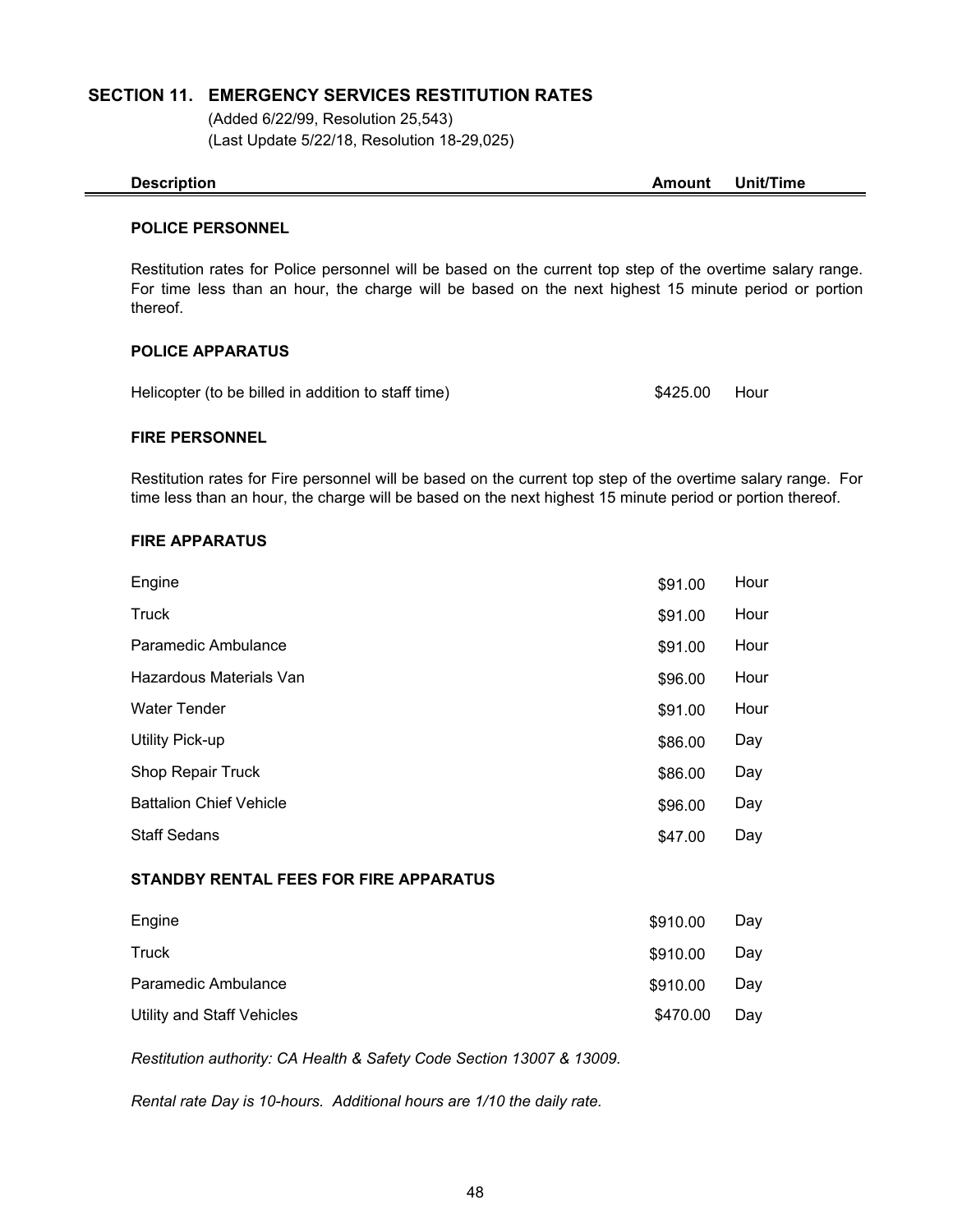## SECTION 11. EMERGENCY SERVICES RESTITUTION RATES

(Added 6/22/99, Resolution 25,543)
(Last Update 5/22/18, Resolution 18-29,025)

| Description | Amount | Unit/Time |
|---|---|---|
| **POLICE PERSONNEL** | | |
| Restitution rates for Police personnel will be based on the current top step of the overtime salary range. For time less than an hour, the charge will be based on the next highest 15 minute period or portion thereof. | | |
| **POLICE APPARATUS** | | |
| Helicopter (to be billed in addition to staff time) | $425.00 | Hour |
| **FIRE PERSONNEL** | | |
| Restitution rates for Fire personnel will be based on the current top step of the overtime salary range. For time less than an hour, the charge will be based on the next highest 15 minute period or portion thereof. | | |
| **FIRE APPARATUS** | | |
| Engine | $91.00 | Hour |
| Truck | $91.00 | Hour |
| Paramedic Ambulance | $91.00 | Hour |
| Hazardous Materials Van | $96.00 | Hour |
| Water Tender | $91.00 | Hour |
| Utility Pick-up | $86.00 | Day |
| Shop Repair Truck | $86.00 | Day |
| Battalion Chief Vehicle | $96.00 | Day |
| Staff Sedans | $47.00 | Day |
| **STANDBY RENTAL FEES FOR FIRE APPARATUS** | | |
| Engine | $910.00 | Day |
| Truck | $910.00 | Day |
| Paramedic Ambulance | $910.00 | Day |
| Utility and Staff Vehicles | $470.00 | Day |

*Restitution authority: CA Health & Safety Code Section 13007 & 13009.*

*Rental rate Day is 10-hours. Additional hours are 1/10 the daily rate.*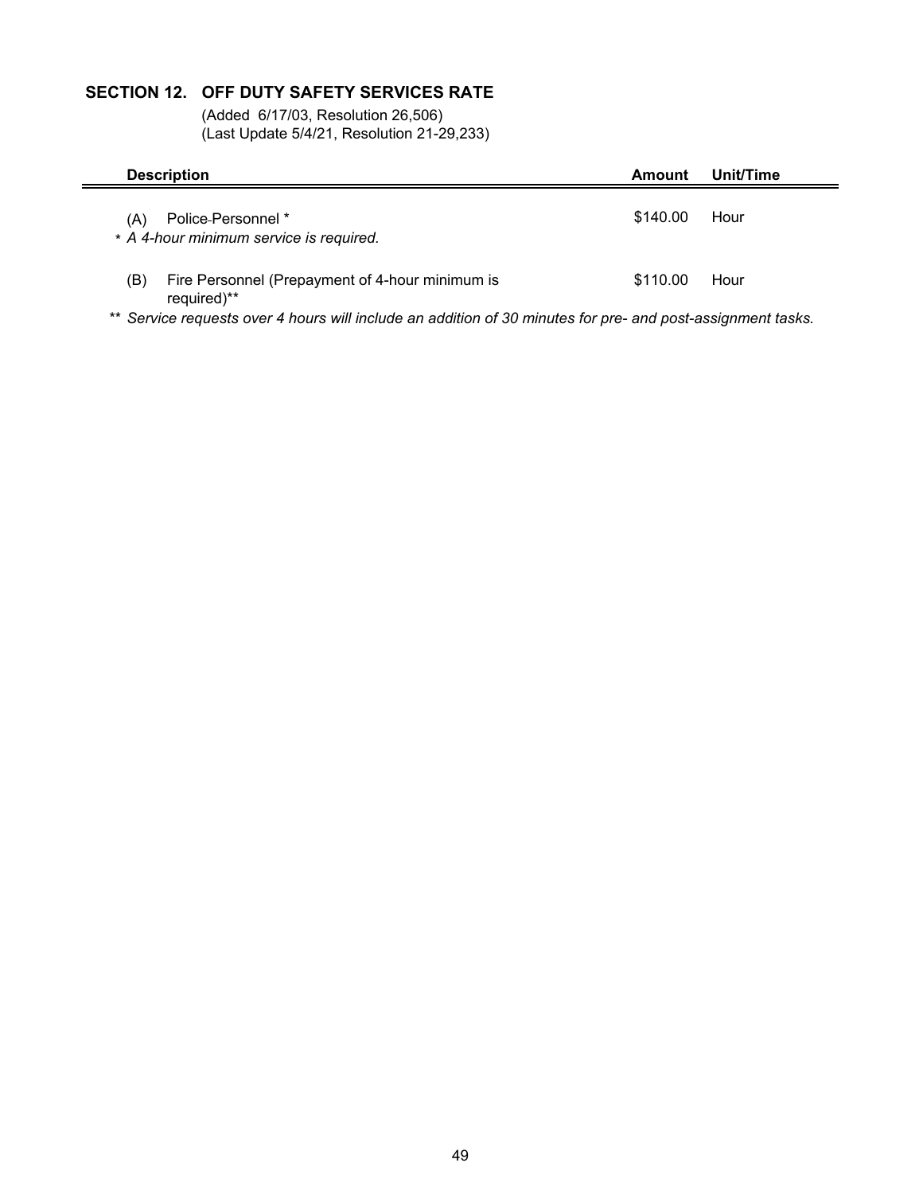## SECTION 12. OFF DUTY SAFETY SERVICES RATE

(Added 6/17/03, Resolution 26,506)
(Last Update 5/4/21, Resolution 21-29,233)

| Description | Amount | Unit/Time |
|---|---|---|
| (A) Police-Personnel * | $140.00 | Hour |
| * *A 4-hour minimum service is required.* | | |
| (B) Fire Personnel (Prepayment of 4-hour minimum is required)** | $110.00 | Hour |

** *Service requests over 4 hours will include an addition of 30 minutes for pre- and post-assignment tasks.*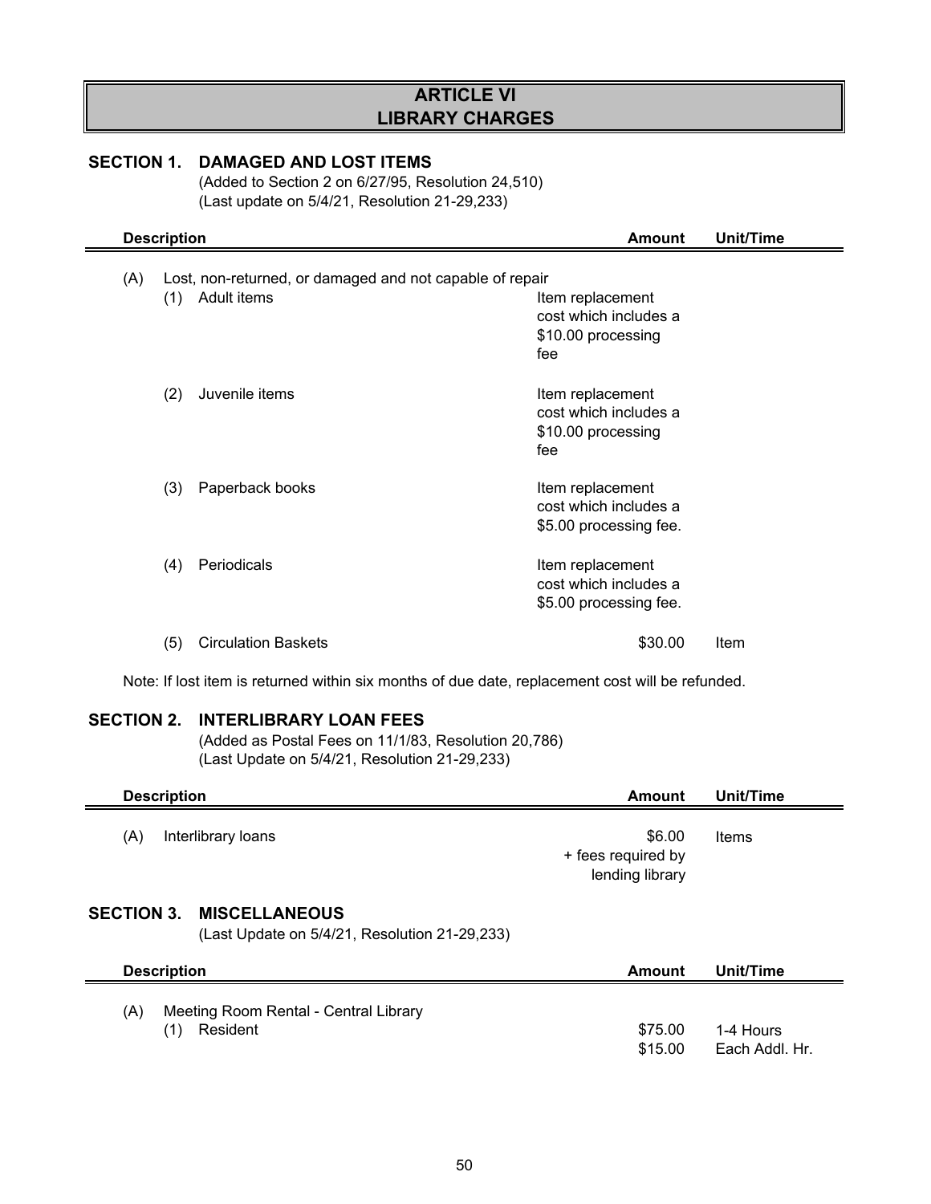# ARTICLE VI
# LIBRARY CHARGES

## SECTION 1. DAMAGED AND LOST ITEMS

(Added to Section 2 on 6/27/95, Resolution 24,510)
(Last update on 5/4/21, Resolution 21-29,233)

| Description | Amount | Unit/Time |
|---|---|---|
| (A) Lost, non-returned, or damaged and not capable of repair | | |
| (1) Adult items | Item replacement cost which includes a $10.00 processing fee | |
| (2) Juvenile items | Item replacement cost which includes a $10.00 processing fee | |
| (3) Paperback books | Item replacement cost which includes a $5.00 processing fee. | |
| (4) Periodicals | Item replacement cost which includes a $5.00 processing fee. | |
| (5) Circulation Baskets | $30.00 | Item |

Note: If lost item is returned within six months of due date, replacement cost will be refunded.

## SECTION 2. INTERLIBRARY LOAN FEES

(Added as Postal Fees on 11/1/83, Resolution 20,786)
(Last Update on 5/4/21, Resolution 21-29,233)

| Description | Amount | Unit/Time |
|---|---|---|
| (A) Interlibrary loans | $6.00 + fees required by lending library | Items |

## SECTION 3. MISCELLANEOUS

(Last Update on 5/4/21, Resolution 21-29,233)

| Description | Amount | Unit/Time |
|---|---|---|
| (A) Meeting Room Rental - Central Library | | |
| (1) Resident | $75.00 | 1-4 Hours |
| | $15.00 | Each Addl. Hr. |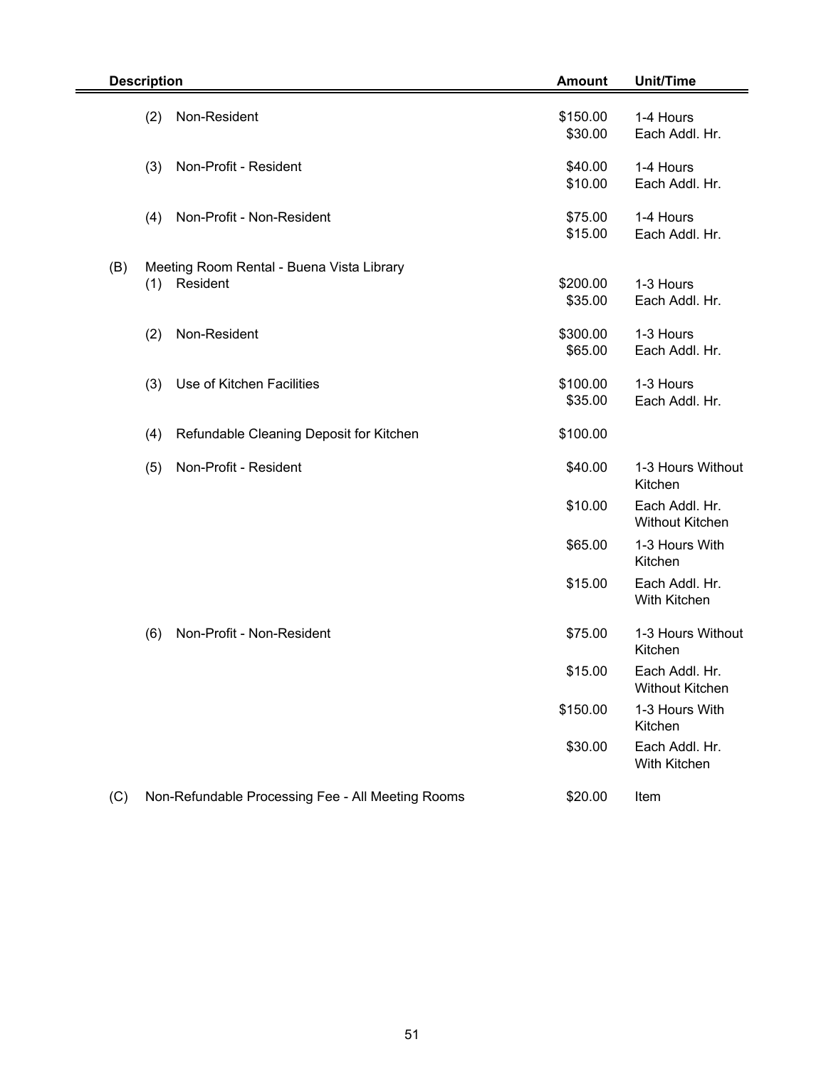| Description | Amount | Unit/Time |
|---|---|---|
| (2) Non-Resident | $150.00 | 1-4 Hours |
| | $30.00 | Each Addl. Hr. |
| (3) Non-Profit - Resident | $40.00 | 1-4 Hours |
| | $10.00 | Each Addl. Hr. |
| (4) Non-Profit - Non-Resident | $75.00 | 1-4 Hours |
| | $15.00 | Each Addl. Hr. |
| (B) Meeting Room Rental - Buena Vista Library | | |
| (1) Resident | $200.00 | 1-3 Hours |
| | $35.00 | Each Addl. Hr. |
| (2) Non-Resident | $300.00 | 1-3 Hours |
| | $65.00 | Each Addl. Hr. |
| (3) Use of Kitchen Facilities | $100.00 | 1-3 Hours |
| | $35.00 | Each Addl. Hr. |
| (4) Refundable Cleaning Deposit for Kitchen | $100.00 | |
| (5) Non-Profit - Resident | $40.00 | 1-3 Hours Without Kitchen |
| | $10.00 | Each Addl. Hr. Without Kitchen |
| | $65.00 | 1-3 Hours With Kitchen |
| | $15.00 | Each Addl. Hr. With Kitchen |
| (6) Non-Profit - Non-Resident | $75.00 | 1-3 Hours Without Kitchen |
| | $15.00 | Each Addl. Hr. Without Kitchen |
| | $150.00 | 1-3 Hours With Kitchen |
| | $30.00 | Each Addl. Hr. With Kitchen |
| (C) Non-Refundable Processing Fee - All Meeting Rooms | $20.00 | Item |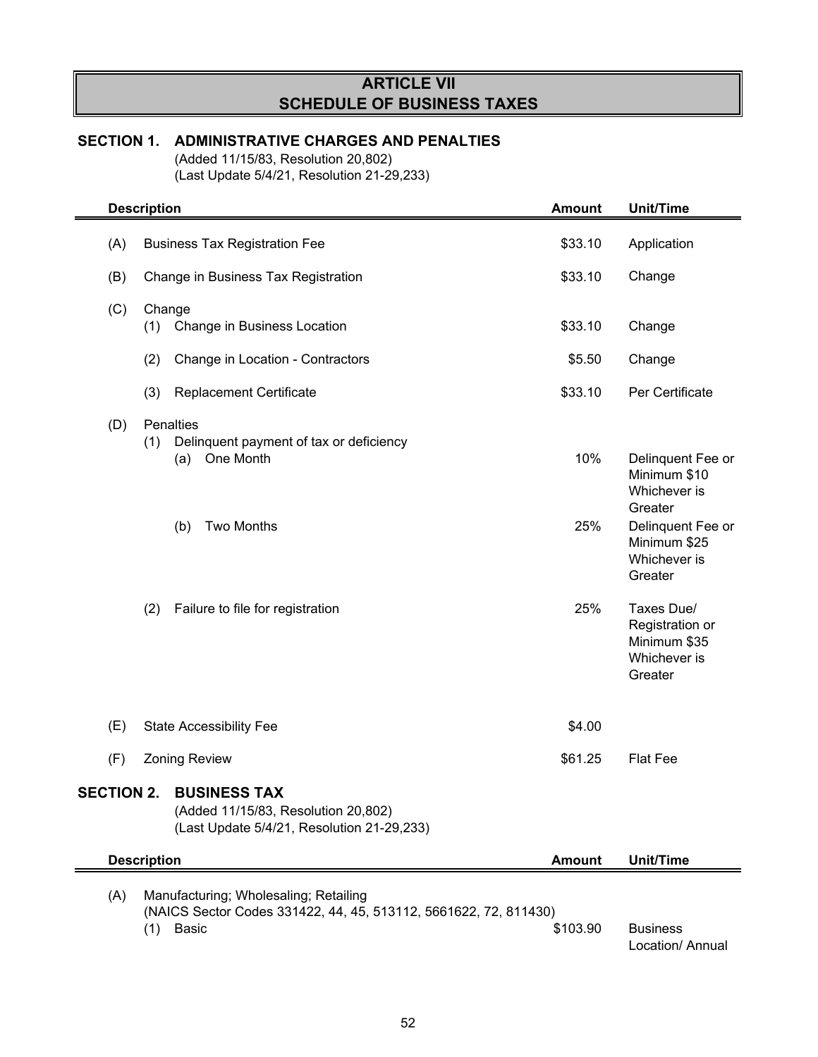# ARTICLE VII
# SCHEDULE OF BUSINESS TAXES

## SECTION 1. ADMINISTRATIVE CHARGES AND PENALTIES

(Added 11/15/83, Resolution 20,802)
(Last Update 5/4/21, Resolution 21-29,233)

| Description | | | | Amount | Unit/Time |
|---|---|---|---|---|---|
| (A) | Business Tax Registration Fee | | | $33.10 | Application |
| (B) | Change in Business Tax Registration | | | $33.10 | Change |
| (C) | Change | | | | |
| | (1) | Change in Business Location | | $33.10 | Change |
| | (2) | Change in Location - Contractors | | $5.50 | Change |
| | (3) | Replacement Certificate | | $33.10 | Per Certificate |
| (D) | Penalties | | | | |
| | (1) | Delinquent payment of tax or deficiency | | | |
| | | (a) | One Month | 10% | Delinquent Fee or Minimum $10 Whichever is Greater |
| | | (b) | Two Months | 25% | Delinquent Fee or Minimum $25 Whichever is Greater |
| | (2) | Failure to file for registration | | 25% | Taxes Due/ Registration or Minimum $35 Whichever is Greater |
| (E) | State Accessibility Fee | | | $4.00 | |
| (F) | Zoning Review | | | $61.25 | Flat Fee |

## SECTION 2. BUSINESS TAX

(Added 11/15/83, Resolution 20,802)
(Last Update 5/4/21, Resolution 21-29,233)

| Description | | | Amount | Unit/Time |
|---|---|---|---|---|
| (A) | Manufacturing; Wholesaling; Retailing (NAICS Sector Codes 331422, 44, 45, 513112, 5661622, 72, 811430) | | | |
| | (1) | Basic | $103.90 | Business Location/ Annual |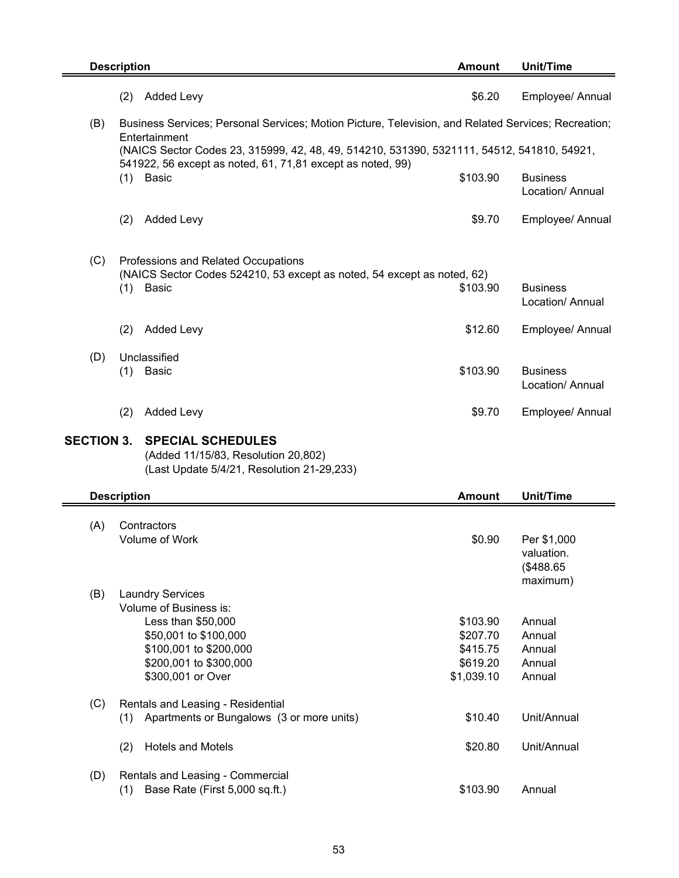| Description | | Amount | Unit/Time |
|---|---|---|---|
| | (2) Added Levy | $6.20 | Employee/ Annual |
| (B) | Business Services; Personal Services; Motion Picture, Television, and Related Services; Recreation; Entertainment (NAICS Sector Codes 23, 315999, 42, 48, 49, 514210, 531390, 5321111, 54512, 541810, 54921, 541922, 56 except as noted, 61, 71,81 except as noted, 99) | | |
| | (1) Basic | $103.90 | Business Location/ Annual |
| | (2) Added Levy | $9.70 | Employee/ Annual |
| (C) | Professions and Related Occupations (NAICS Sector Codes 524210, 53 except as noted, 54 except as noted, 62) | | |
| | (1) Basic | $103.90 | Business Location/ Annual |
| | (2) Added Levy | $12.60 | Employee/ Annual |
| (D) | Unclassified | | |
| | (1) Basic | $103.90 | Business Location/ Annual |
| | (2) Added Levy | $9.70 | Employee/ Annual |

## SECTION 3. SPECIAL SCHEDULES

(Added 11/15/83, Resolution 20,802)
(Last Update 5/4/21, Resolution 21-29,233)

| Description | | Amount | Unit/Time |
|---|---|---|---|
| (A) | Contractors | | |
| | Volume of Work | $0.90 | Per $1,000 valuation. ($488.65 maximum) |
| (B) | Laundry Services | | |
| | Volume of Business is: | | |
| | Less than $50,000 | $103.90 | Annual |
| | $50,001 to $100,000 | $207.70 | Annual |
| | $100,001 to $200,000 | $415.75 | Annual |
| | $200,001 to $300,000 | $619.20 | Annual |
| | $300,001 or Over | $1,039.10 | Annual |
| (C) | Rentals and Leasing - Residential | | |
| | (1) Apartments or Bungalows (3 or more units) | $10.40 | Unit/Annual |
| | (2) Hotels and Motels | $20.80 | Unit/Annual |
| (D) | Rentals and Leasing - Commercial | | |
| | (1) Base Rate (First 5,000 sq.ft.) | $103.90 | Annual |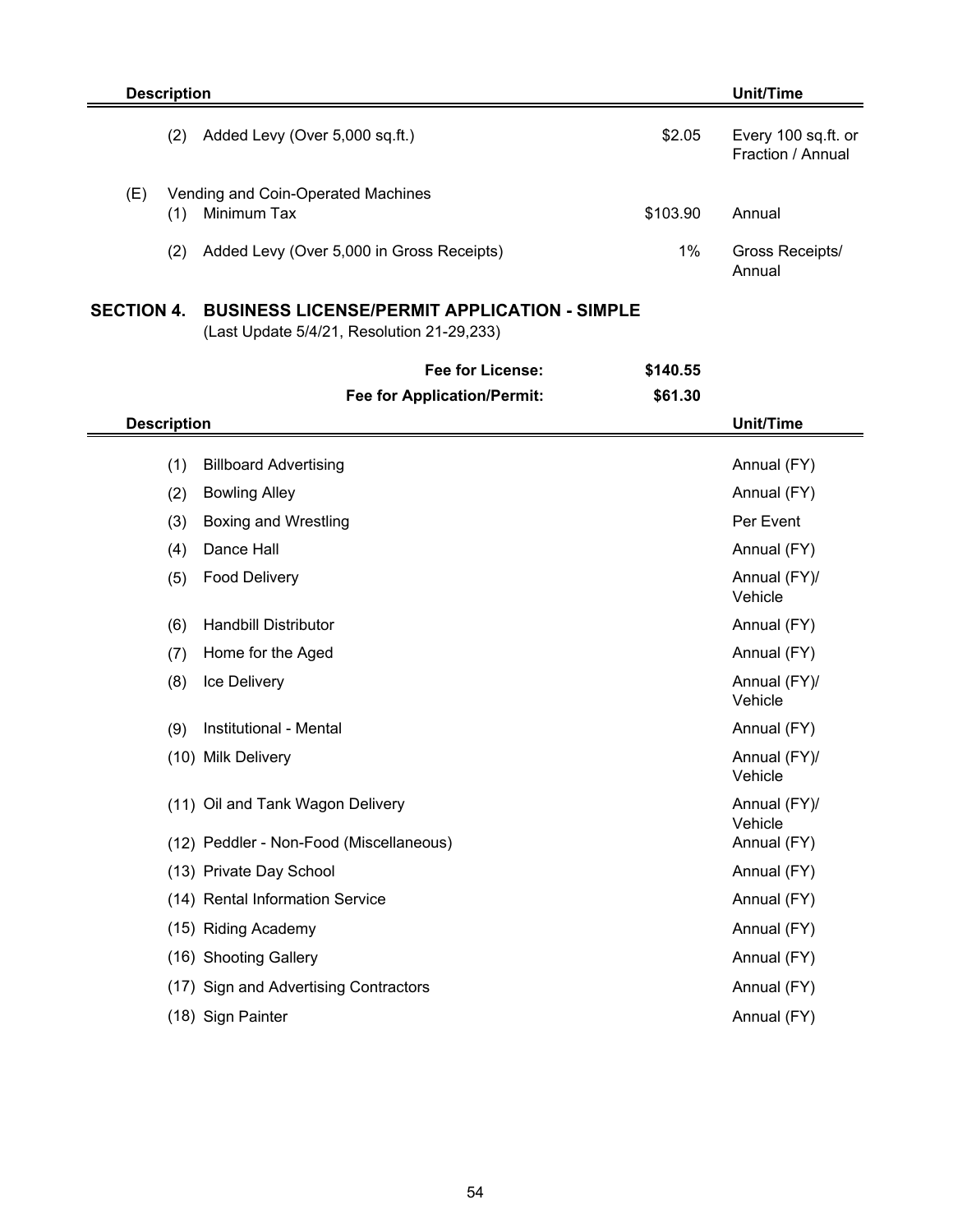| Description | | | Unit/Time |
|---|---|---|---|
| | (2) Added Levy (Over 5,000 sq.ft.) | $2.05 | Every 100 sq.ft. or Fraction / Annual |
| (E) | Vending and Coin-Operated Machines | | |
| | (1) Minimum Tax | $103.90 | Annual |
| | (2) Added Levy (Over 5,000 in Gross Receipts) | 1% | Gross Receipts/ Annual |

## SECTION 4. BUSINESS LICENSE/PERMIT APPLICATION - SIMPLE

(Last Update 5/4/21, Resolution 21-29,233)

| | |
|---|---|
| **Fee for License:** | **$140.55** |
| **Fee for Application/Permit:** | **$61.30** |

| Description | Unit/Time |
|---|---|
| (1) Billboard Advertising | Annual (FY) |
| (2) Bowling Alley | Annual (FY) |
| (3) Boxing and Wrestling | Per Event |
| (4) Dance Hall | Annual (FY) |
| (5) Food Delivery | Annual (FY)/ Vehicle |
| (6) Handbill Distributor | Annual (FY) |
| (7) Home for the Aged | Annual (FY) |
| (8) Ice Delivery | Annual (FY)/ Vehicle |
| (9) Institutional - Mental | Annual (FY) |
| (10) Milk Delivery | Annual (FY)/ Vehicle |
| (11) Oil and Tank Wagon Delivery | Annual (FY)/ Vehicle |
| (12) Peddler - Non-Food (Miscellaneous) | Annual (FY) |
| (13) Private Day School | Annual (FY) |
| (14) Rental Information Service | Annual (FY) |
| (15) Riding Academy | Annual (FY) |
| (16) Shooting Gallery | Annual (FY) |
| (17) Sign and Advertising Contractors | Annual (FY) |
| (18) Sign Painter | Annual (FY) |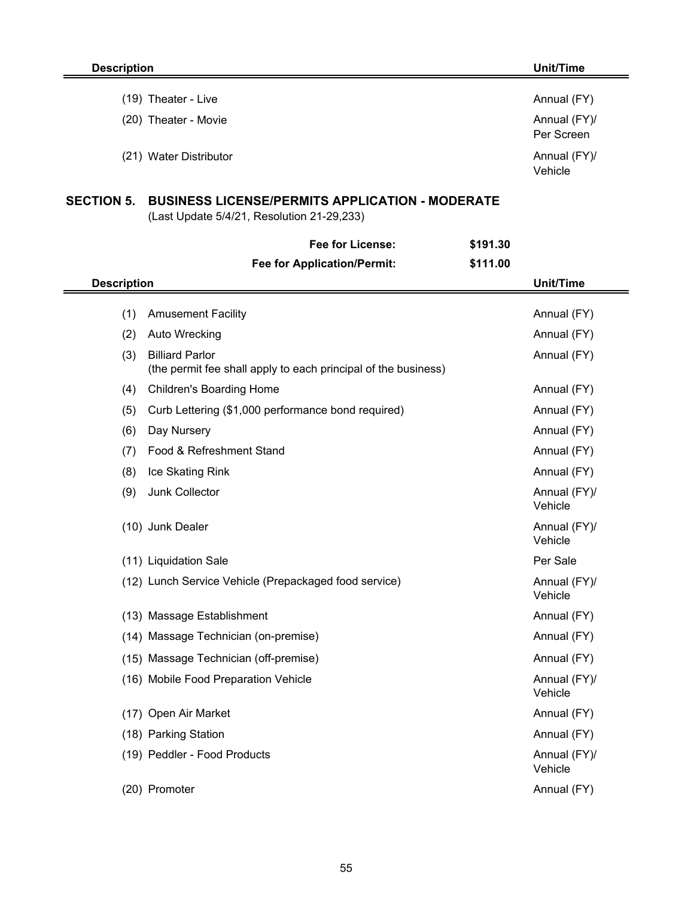| Description | Unit/Time |
|---|---|
| (19) Theater - Live | Annual (FY) |
| (20) Theater - Movie | Annual (FY)/ Per Screen |
| (21) Water Distributor | Annual (FY)/ Vehicle |

## SECTION 5. BUSINESS LICENSE/PERMITS APPLICATION - MODERATE

(Last Update 5/4/21, Resolution 21-29,233)

**Fee for License:** **$191.30**

**Fee for Application/Permit:** **$111.00**

| Description | Unit/Time |
|---|---|
| (1) Amusement Facility | Annual (FY) |
| (2) Auto Wrecking | Annual (FY) |
| (3) Billiard Parlor (the permit fee shall apply to each principal of the business) | Annual (FY) |
| (4) Children's Boarding Home | Annual (FY) |
| (5) Curb Lettering ($1,000 performance bond required) | Annual (FY) |
| (6) Day Nursery | Annual (FY) |
| (7) Food & Refreshment Stand | Annual (FY) |
| (8) Ice Skating Rink | Annual (FY) |
| (9) Junk Collector | Annual (FY)/ Vehicle |
| (10) Junk Dealer | Annual (FY)/ Vehicle |
| (11) Liquidation Sale | Per Sale |
| (12) Lunch Service Vehicle (Prepackaged food service) | Annual (FY)/ Vehicle |
| (13) Massage Establishment | Annual (FY) |
| (14) Massage Technician (on-premise) | Annual (FY) |
| (15) Massage Technician (off-premise) | Annual (FY) |
| (16) Mobile Food Preparation Vehicle | Annual (FY)/ Vehicle |
| (17) Open Air Market | Annual (FY) |
| (18) Parking Station | Annual (FY) |
| (19) Peddler - Food Products | Annual (FY)/ Vehicle |
| (20) Promoter | Annual (FY) |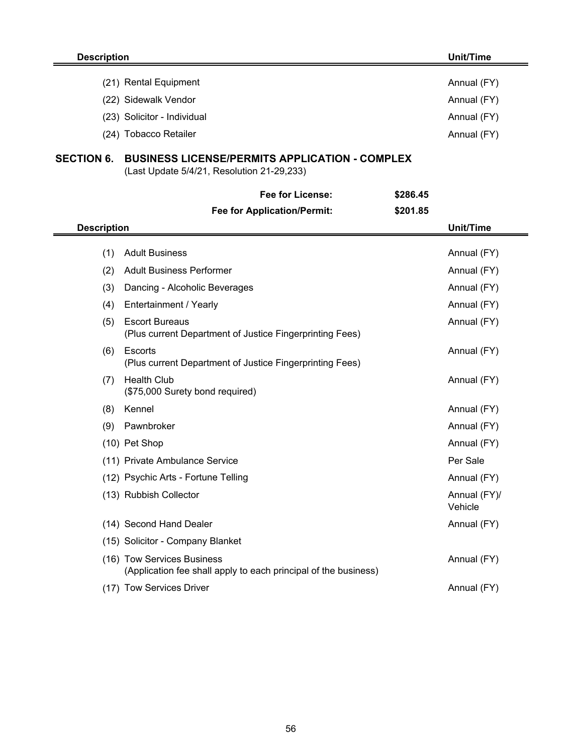| Description | Unit/Time |
| --- | --- |
| (21) Rental Equipment | Annual (FY) |
| (22) Sidewalk Vendor | Annual (FY) |
| (23) Solicitor - Individual | Annual (FY) |
| (24) Tobacco Retailer | Annual (FY) |

## SECTION 6. BUSINESS LICENSE/PERMITS APPLICATION - COMPLEX

(Last Update 5/4/21, Resolution 21-29,233)

**Fee for License:** **$286.45**

**Fee for Application/Permit:** **$201.85**

| Description | Unit/Time |
| --- | --- |
| (1) Adult Business | Annual (FY) |
| (2) Adult Business Performer | Annual (FY) |
| (3) Dancing - Alcoholic Beverages | Annual (FY) |
| (4) Entertainment / Yearly | Annual (FY) |
| (5) Escort Bureaus (Plus current Department of Justice Fingerprinting Fees) | Annual (FY) |
| (6) Escorts (Plus current Department of Justice Fingerprinting Fees) | Annual (FY) |
| (7) Health Club ($75,000 Surety bond required) | Annual (FY) |
| (8) Kennel | Annual (FY) |
| (9) Pawnbroker | Annual (FY) |
| (10) Pet Shop | Annual (FY) |
| (11) Private Ambulance Service | Per Sale |
| (12) Psychic Arts - Fortune Telling | Annual (FY) |
| (13) Rubbish Collector | Annual (FY)/ Vehicle |
| (14) Second Hand Dealer | Annual (FY) |
| (15) Solicitor - Company Blanket | |
| (16) Tow Services Business (Application fee shall apply to each principal of the business) | Annual (FY) |
| (17) Tow Services Driver | Annual (FY) |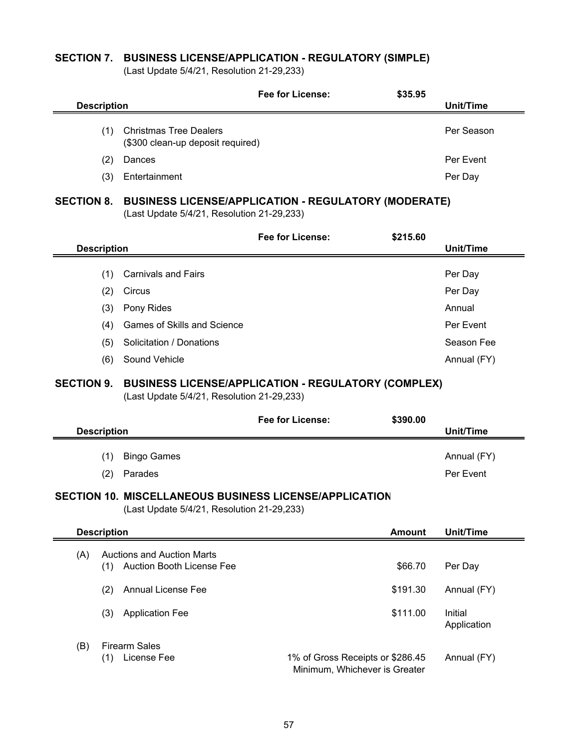## SECTION 7. BUSINESS LICENSE/APPLICATION - REGULATORY (SIMPLE)

(Last Update 5/4/21, Resolution 21-29,233)

| Description | Fee for License: | $35.95 | Unit/Time |
|---|---|---|---|
| (1) | Christmas Tree Dealers (\$300 clean-up deposit required) | | Per Season |
| (2) | Dances | | Per Event |
| (3) | Entertainment | | Per Day |

## SECTION 8. BUSINESS LICENSE/APPLICATION - REGULATORY (MODERATE)

(Last Update 5/4/21, Resolution 21-29,233)

| Description | Fee for License: | $215.60 | Unit/Time |
|---|---|---|---|
| (1) | Carnivals and Fairs | | Per Day |
| (2) | Circus | | Per Day |
| (3) | Pony Rides | | Annual |
| (4) | Games of Skills and Science | | Per Event |
| (5) | Solicitation / Donations | | Season Fee |
| (6) | Sound Vehicle | | Annual (FY) |

## SECTION 9. BUSINESS LICENSE/APPLICATION - REGULATORY (COMPLEX)

(Last Update 5/4/21, Resolution 21-29,233)

| Description | Fee for License: | $390.00 | Unit/Time |
|---|---|---|---|
| (1) | Bingo Games | | Annual (FY) |
| (2) | Parades | | Per Event |

## SECTION 10. MISCELLANEOUS BUSINESS LICENSE/APPLICATION

(Last Update 5/4/21, Resolution 21-29,233)

| Description | | Amount | Unit/Time |
|---|---|---|---|
| (A) | Auctions and Auction Marts | | |
| | (1) Auction Booth License Fee | $66.70 | Per Day |
| | (2) Annual License Fee | $191.30 | Annual (FY) |
| | (3) Application Fee | $111.00 | Initial Application |
| (B) | Firearm Sales | | |
| | (1) License Fee | 1% of Gross Receipts or $286.45 Minimum, Whichever is Greater | Annual (FY) |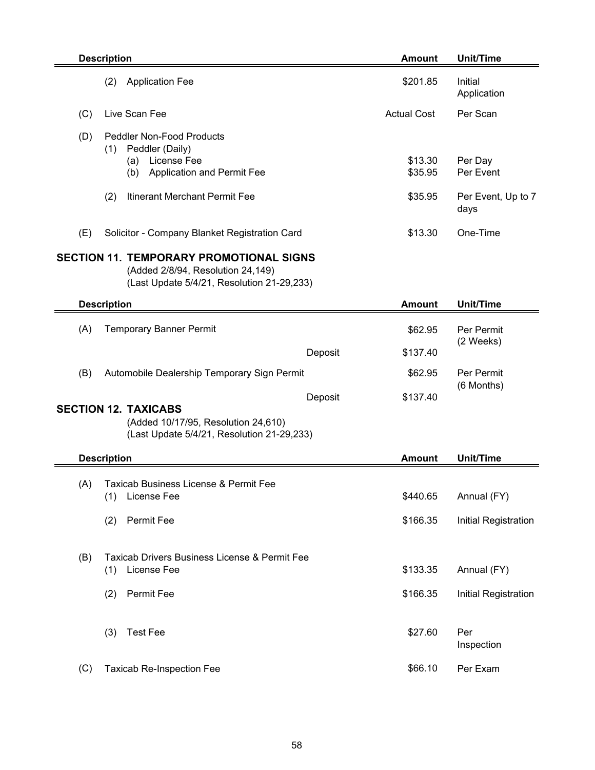| Description | Amount | Unit/Time |
|---|---|---|
| (2) Application Fee | $201.85 | Initial Application |
| (C) Live Scan Fee | Actual Cost | Per Scan |
| (D) Peddler Non-Food Products | | |
| (1) Peddler (Daily) | | |
| (a) License Fee | $13.30 | Per Day |
| (b) Application and Permit Fee | $35.95 | Per Event |
| (2) Itinerant Merchant Permit Fee | $35.95 | Per Event, Up to 7 days |
| (E) Solicitor - Company Blanket Registration Card | $13.30 | One-Time |

## SECTION 11. TEMPORARY PROMOTIONAL SIGNS

(Added 2/8/94, Resolution 24,149)
(Last Update 5/4/21, Resolution 21-29,233)

| Description | Amount | Unit/Time |
|---|---|---|
| (A) Temporary Banner Permit | $62.95 | Per Permit (2 Weeks) |
| Deposit | $137.40 | |
| (B) Automobile Dealership Temporary Sign Permit | $62.95 | Per Permit (6 Months) |
| Deposit | $137.40 | |

## SECTION 12. TAXICABS

(Added 10/17/95, Resolution 24,610)
(Last Update 5/4/21, Resolution 21-29,233)

| Description | Amount | Unit/Time |
|---|---|---|
| (A) Taxicab Business License & Permit Fee | | |
| (1) License Fee | $440.65 | Annual (FY) |
| (2) Permit Fee | $166.35 | Initial Registration |
| (B) Taxicab Drivers Business License & Permit Fee | | |
| (1) License Fee | $133.35 | Annual (FY) |
| (2) Permit Fee | $166.35 | Initial Registration |
| (3) Test Fee | $27.60 | Per Inspection |
| (C) Taxicab Re-Inspection Fee | $66.10 | Per Exam |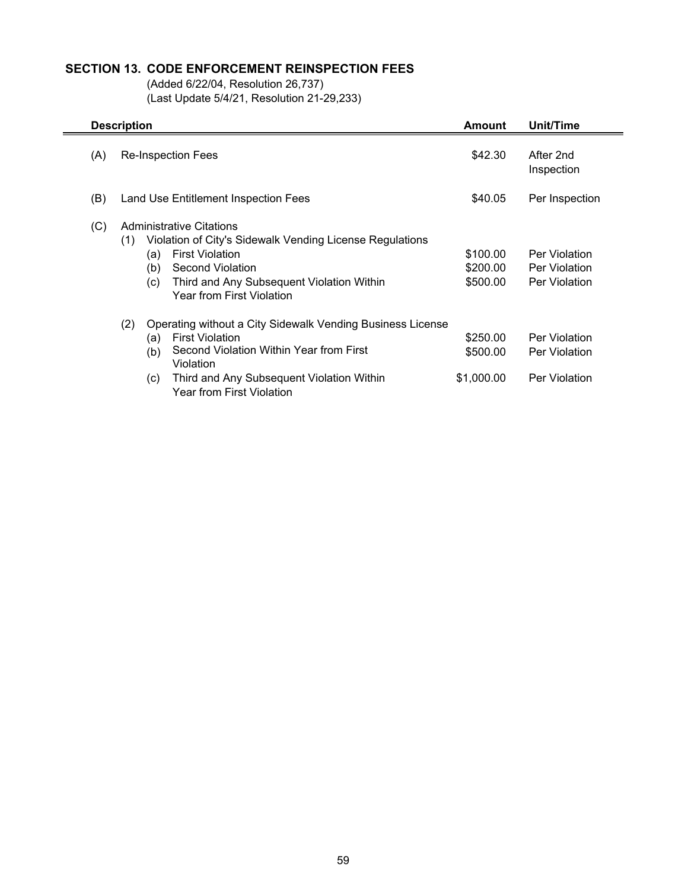## SECTION 13. CODE ENFORCEMENT REINSPECTION FEES

(Added 6/22/04, Resolution 26,737)
(Last Update 5/4/21, Resolution 21-29,233)

| Description | Amount | Unit/Time |
|---|---|---|
| (A) Re-Inspection Fees | $42.30 | After 2nd Inspection |
| (B) Land Use Entitlement Inspection Fees | $40.05 | Per Inspection |
| (C) Administrative Citations | | |
| (1) Violation of City's Sidewalk Vending License Regulations | | |
| (a) First Violation | $100.00 | Per Violation |
| (b) Second Violation | $200.00 | Per Violation |
| (c) Third and Any Subsequent Violation Within Year from First Violation | $500.00 | Per Violation |
| (2) Operating without a City Sidewalk Vending Business License | | |
| (a) First Violation | $250.00 | Per Violation |
| (b) Second Violation Within Year from First Violation | $500.00 | Per Violation |
| (c) Third and Any Subsequent Violation Within Year from First Violation | $1,000.00 | Per Violation |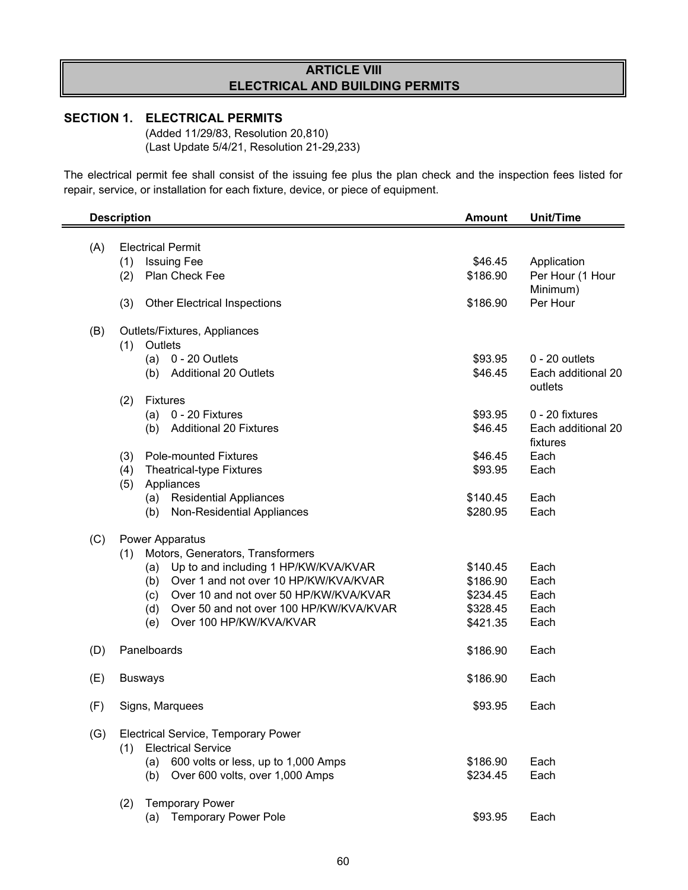# ARTICLE VIII
# ELECTRICAL AND BUILDING PERMITS

## SECTION 1. ELECTRICAL PERMITS

(Added 11/29/83, Resolution 20,810)
(Last Update 5/4/21, Resolution 21-29,233)

The electrical permit fee shall consist of the issuing fee plus the plan check and the inspection fees listed for repair, service, or installation for each fixture, device, or piece of equipment.

| Description | Amount | Unit/Time |
|---|---|---|
| (A) Electrical Permit | | |
| (1) Issuing Fee | $46.45 | Application |
| (2) Plan Check Fee | $186.90 | Per Hour (1 Hour Minimum) |
| (3) Other Electrical Inspections | $186.90 | Per Hour |
| (B) Outlets/Fixtures, Appliances | | |
| (1) Outlets | | |
| (a) 0 - 20 Outlets | $93.95 | 0 - 20 outlets |
| (b) Additional 20 Outlets | $46.45 | Each additional 20 outlets |
| (2) Fixtures | | |
| (a) 0 - 20 Fixtures | $93.95 | 0 - 20 fixtures |
| (b) Additional 20 Fixtures | $46.45 | Each additional 20 fixtures |
| (3) Pole-mounted Fixtures | $46.45 | Each |
| (4) Theatrical-type Fixtures | $93.95 | Each |
| (5) Appliances | | |
| (a) Residential Appliances | $140.45 | Each |
| (b) Non-Residential Appliances | $280.95 | Each |
| (C) Power Apparatus | | |
| (1) Motors, Generators, Transformers | | |
| (a) Up to and including 1 HP/KW/KVA/KVAR | $140.45 | Each |
| (b) Over 1 and not over 10 HP/KW/KVA/KVAR | $186.90 | Each |
| (c) Over 10 and not over 50 HP/KW/KVA/KVAR | $234.45 | Each |
| (d) Over 50 and not over 100 HP/KW/KVA/KVAR | $328.45 | Each |
| (e) Over 100 HP/KW/KVA/KVAR | $421.35 | Each |
| (D) Panelboards | $186.90 | Each |
| (E) Busways | $186.90 | Each |
| (F) Signs, Marquees | $93.95 | Each |
| (G) Electrical Service, Temporary Power | | |
| (1) Electrical Service | | |
| (a) 600 volts or less, up to 1,000 Amps | $186.90 | Each |
| (b) Over 600 volts, over 1,000 Amps | $234.45 | Each |
| (2) Temporary Power | | |
| (a) Temporary Power Pole | $93.95 | Each |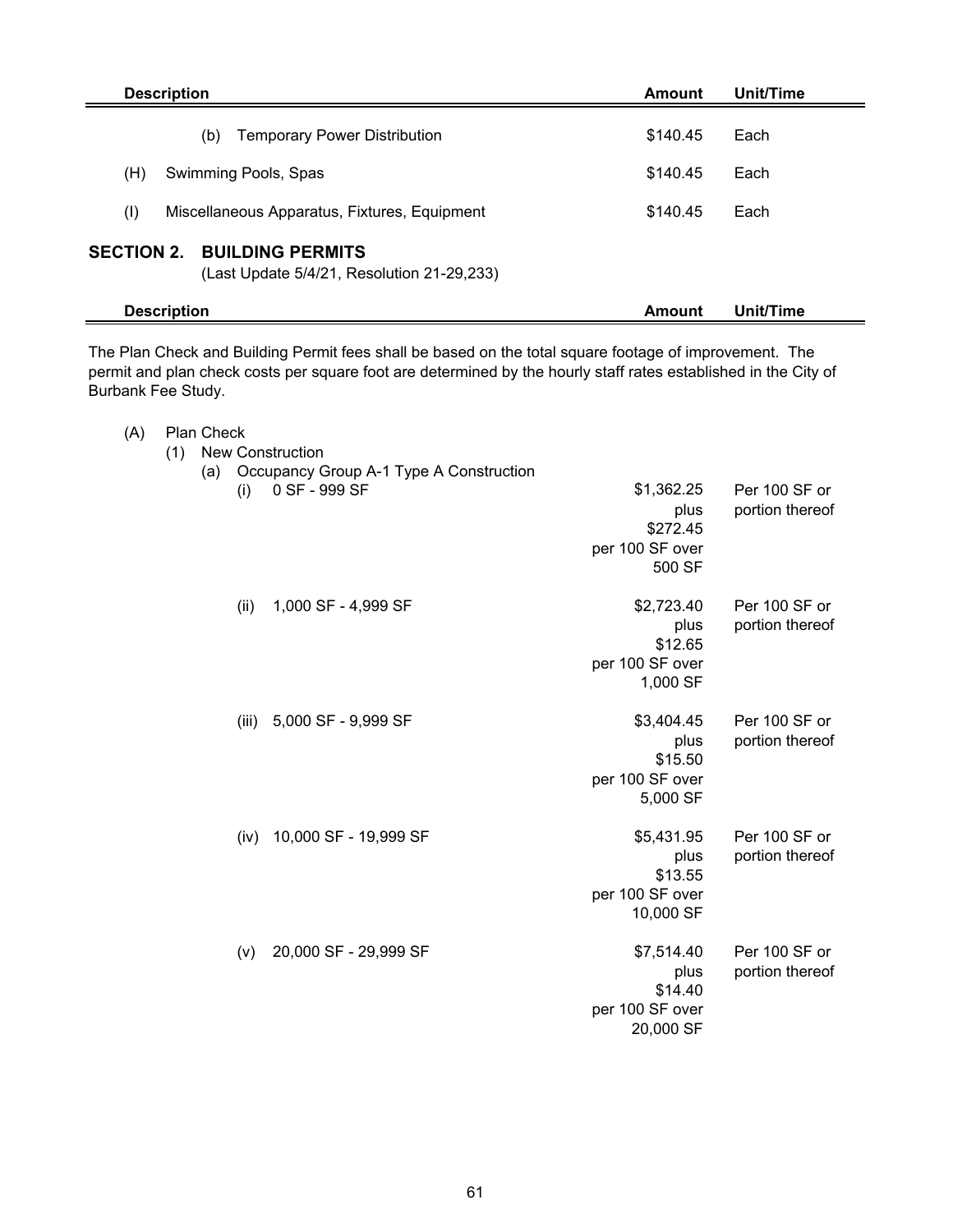| Description | Amount | Unit/Time |
|---|---|---|
| (b) Temporary Power Distribution | $140.45 | Each |
| (H) Swimming Pools, Spas | $140.45 | Each |
| (I) Miscellaneous Apparatus, Fixtures, Equipment | $140.45 | Each |

## SECTION 2. BUILDING PERMITS

(Last Update 5/4/21, Resolution 21-29,233)

| Description | Amount | Unit/Time |
|---|---|---|

The Plan Check and Building Permit fees shall be based on the total square footage of improvement. The permit and plan check costs per square foot are determined by the hourly staff rates established in the City of Burbank Fee Study.

| Description | Amount | Unit/Time |
|---|---|---|
| (A) Plan Check | | |
| (1) New Construction | | |
| (a) Occupancy Group A-1 Type A Construction | | |
| (i) 0 SF - 999 SF | $1,362.25 plus $272.45 per 100 SF over 500 SF | Per 100 SF or portion thereof |
| (ii) 1,000 SF - 4,999 SF | $2,723.40 plus $12.65 per 100 SF over 1,000 SF | Per 100 SF or portion thereof |
| (iii) 5,000 SF - 9,999 SF | $3,404.45 plus $15.50 per 100 SF over 5,000 SF | Per 100 SF or portion thereof |
| (iv) 10,000 SF - 19,999 SF | $5,431.95 plus $13.55 per 100 SF over 10,000 SF | Per 100 SF or portion thereof |
| (v) 20,000 SF - 29,999 SF | $7,514.40 plus $14.40 per 100 SF over 20,000 SF | Per 100 SF or portion thereof |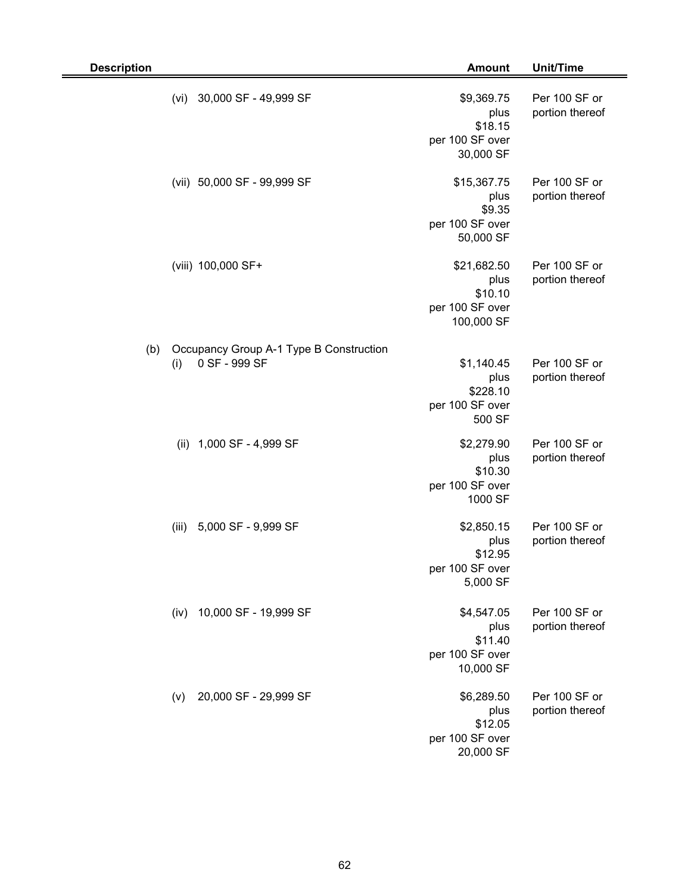| Description | Amount | Unit/Time |
|---|---|---|
| (vi) 30,000 SF - 49,999 SF | \$9,369.75 plus \$18.15 per 100 SF over 30,000 SF | Per 100 SF or portion thereof |
| (vii) 50,000 SF - 99,999 SF | \$15,367.75 plus \$9.35 per 100 SF over 50,000 SF | Per 100 SF or portion thereof |
| (viii) 100,000 SF+ | \$21,682.50 plus \$10.10 per 100 SF over 100,000 SF | Per 100 SF or portion thereof |
| (b) Occupancy Group A-1 Type B Construction | | |
| (i) 0 SF - 999 SF | \$1,140.45 plus \$228.10 per 100 SF over 500 SF | Per 100 SF or portion thereof |
| (ii) 1,000 SF - 4,999 SF | \$2,279.90 plus \$10.30 per 100 SF over 1000 SF | Per 100 SF or portion thereof |
| (iii) 5,000 SF - 9,999 SF | \$2,850.15 plus \$12.95 per 100 SF over 5,000 SF | Per 100 SF or portion thereof |
| (iv) 10,000 SF - 19,999 SF | \$4,547.05 plus \$11.40 per 100 SF over 10,000 SF | Per 100 SF or portion thereof |
| (v) 20,000 SF - 29,999 SF | \$6,289.50 plus \$12.05 per 100 SF over 20,000 SF | Per 100 SF or portion thereof |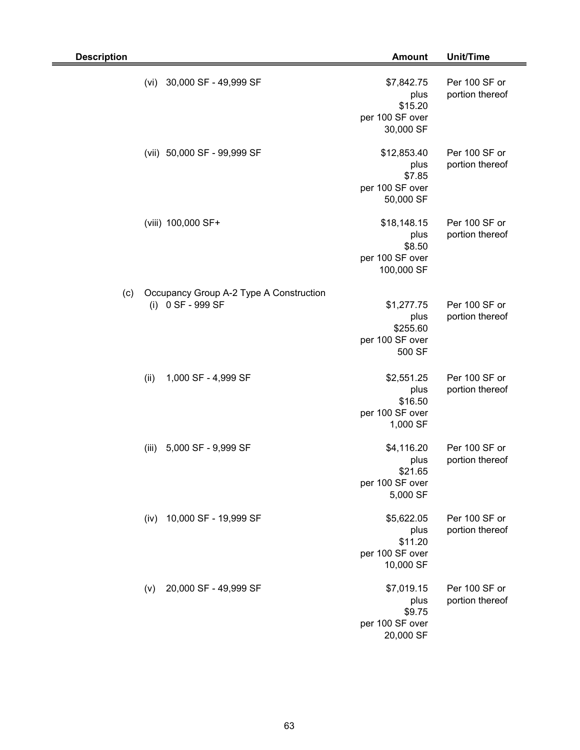| Description | Amount | Unit/Time |
|---|---|---|
| (vi) 30,000 SF - 49,999 SF | $7,842.75 plus $15.20 per 100 SF over 30,000 SF | Per 100 SF or portion thereof |
| (vii) 50,000 SF - 99,999 SF | $12,853.40 plus $7.85 per 100 SF over 50,000 SF | Per 100 SF or portion thereof |
| (viii) 100,000 SF+ | $18,148.15 plus $8.50 per 100 SF over 100,000 SF | Per 100 SF or portion thereof |
| (c) Occupancy Group A-2 Type A Construction | | |
| (i) 0 SF - 999 SF | $1,277.75 plus $255.60 per 100 SF over 500 SF | Per 100 SF or portion thereof |
| (ii) 1,000 SF - 4,999 SF | $2,551.25 plus $16.50 per 100 SF over 1,000 SF | Per 100 SF or portion thereof |
| (iii) 5,000 SF - 9,999 SF | $4,116.20 plus $21.65 per 100 SF over 5,000 SF | Per 100 SF or portion thereof |
| (iv) 10,000 SF - 19,999 SF | $5,622.05 plus $11.20 per 100 SF over 10,000 SF | Per 100 SF or portion thereof |
| (v) 20,000 SF - 49,999 SF | $7,019.15 plus $9.75 per 100 SF over 20,000 SF | Per 100 SF or portion thereof |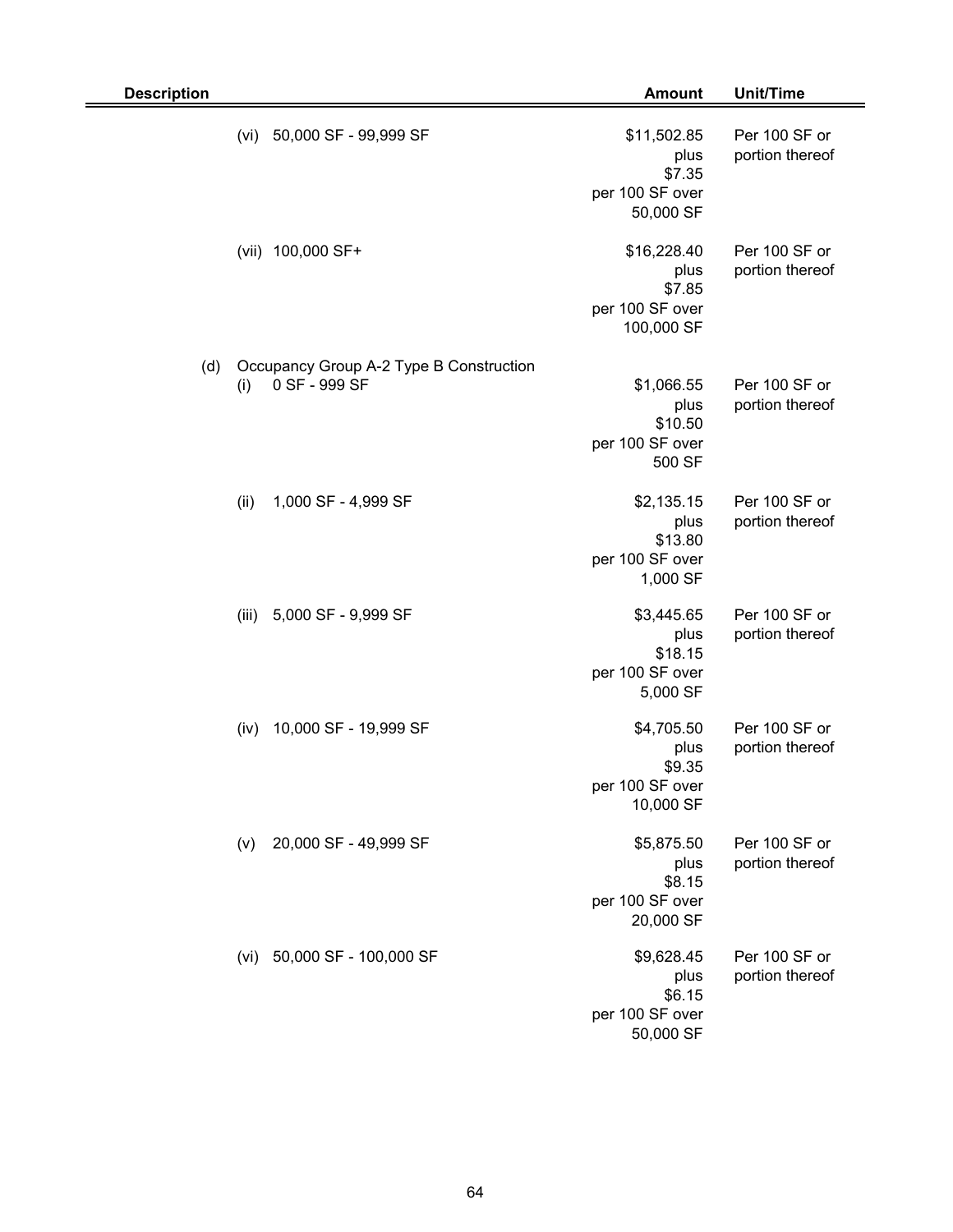| Description | Amount | Unit/Time |
|---|---|---|
| (vi) 50,000 SF - 99,999 SF | $11,502.85 plus $7.35 per 100 SF over 50,000 SF | Per 100 SF or portion thereof |
| (vii) 100,000 SF+ | $16,228.40 plus $7.85 per 100 SF over 100,000 SF | Per 100 SF or portion thereof |
| (d) Occupancy Group A-2 Type B Construction | | |
| (i) 0 SF - 999 SF | $1,066.55 plus $10.50 per 100 SF over 500 SF | Per 100 SF or portion thereof |
| (ii) 1,000 SF - 4,999 SF | $2,135.15 plus $13.80 per 100 SF over 1,000 SF | Per 100 SF or portion thereof |
| (iii) 5,000 SF - 9,999 SF | $3,445.65 plus $18.15 per 100 SF over 5,000 SF | Per 100 SF or portion thereof |
| (iv) 10,000 SF - 19,999 SF | $4,705.50 plus $9.35 per 100 SF over 10,000 SF | Per 100 SF or portion thereof |
| (v) 20,000 SF - 49,999 SF | $5,875.50 plus $8.15 per 100 SF over 20,000 SF | Per 100 SF or portion thereof |
| (vi) 50,000 SF - 100,000 SF | $9,628.45 plus $6.15 per 100 SF over 50,000 SF | Per 100 SF or portion thereof |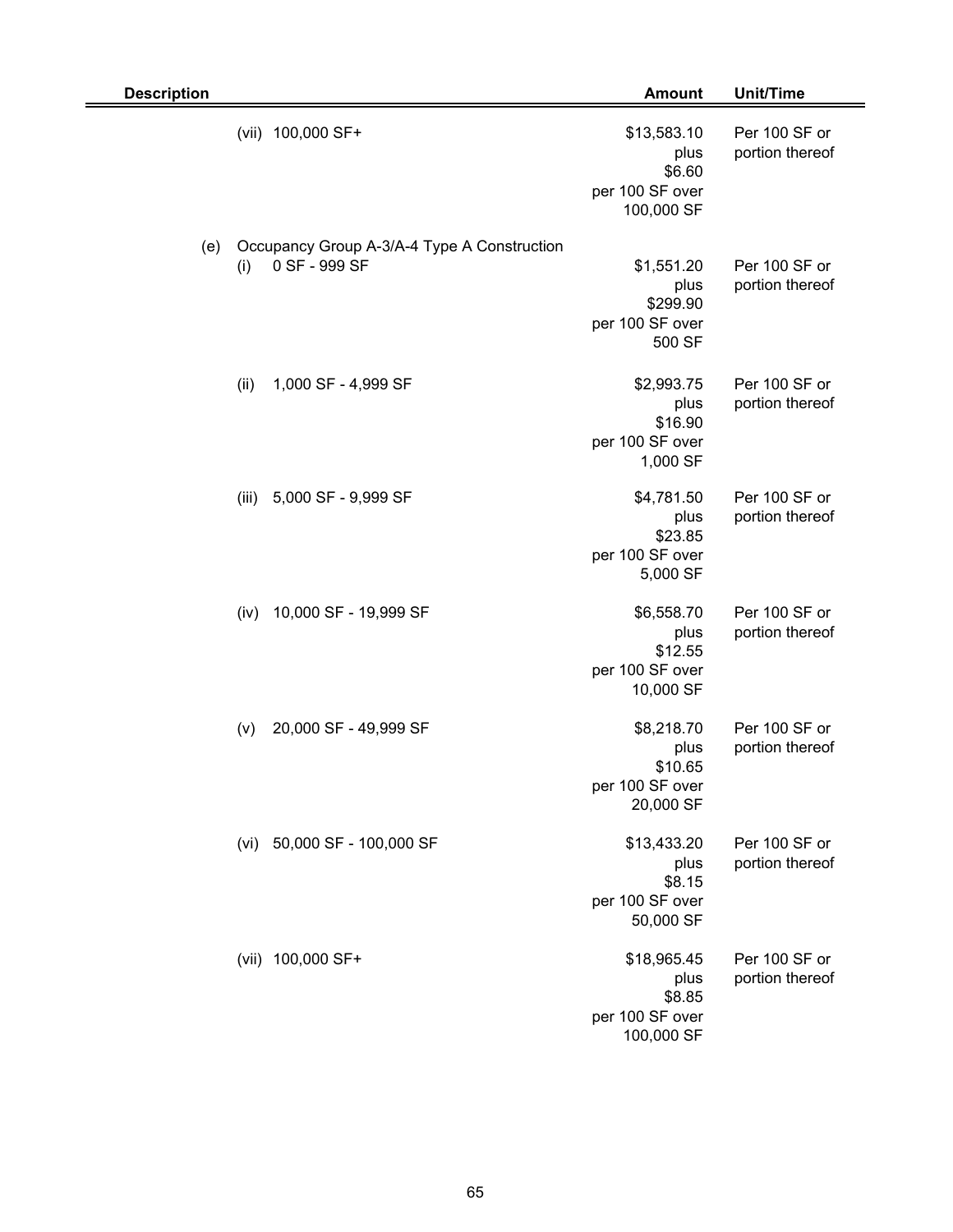| Description | Amount | Unit/Time |
|---|---|---|
| (vii) 100,000 SF+ | $13,583.10 plus $6.60 per 100 SF over 100,000 SF | Per 100 SF or portion thereof |
| (e) Occupancy Group A-3/A-4 Type A Construction | | |
| (i) 0 SF - 999 SF | $1,551.20 plus $299.90 per 100 SF over 500 SF | Per 100 SF or portion thereof |
| (ii) 1,000 SF - 4,999 SF | $2,993.75 plus $16.90 per 100 SF over 1,000 SF | Per 100 SF or portion thereof |
| (iii) 5,000 SF - 9,999 SF | $4,781.50 plus $23.85 per 100 SF over 5,000 SF | Per 100 SF or portion thereof |
| (iv) 10,000 SF - 19,999 SF | $6,558.70 plus $12.55 per 100 SF over 10,000 SF | Per 100 SF or portion thereof |
| (v) 20,000 SF - 49,999 SF | $8,218.70 plus $10.65 per 100 SF over 20,000 SF | Per 100 SF or portion thereof |
| (vi) 50,000 SF - 100,000 SF | $13,433.20 plus $8.15 per 100 SF over 50,000 SF | Per 100 SF or portion thereof |
| (vii) 100,000 SF+ | $18,965.45 plus $8.85 per 100 SF over 100,000 SF | Per 100 SF or portion thereof |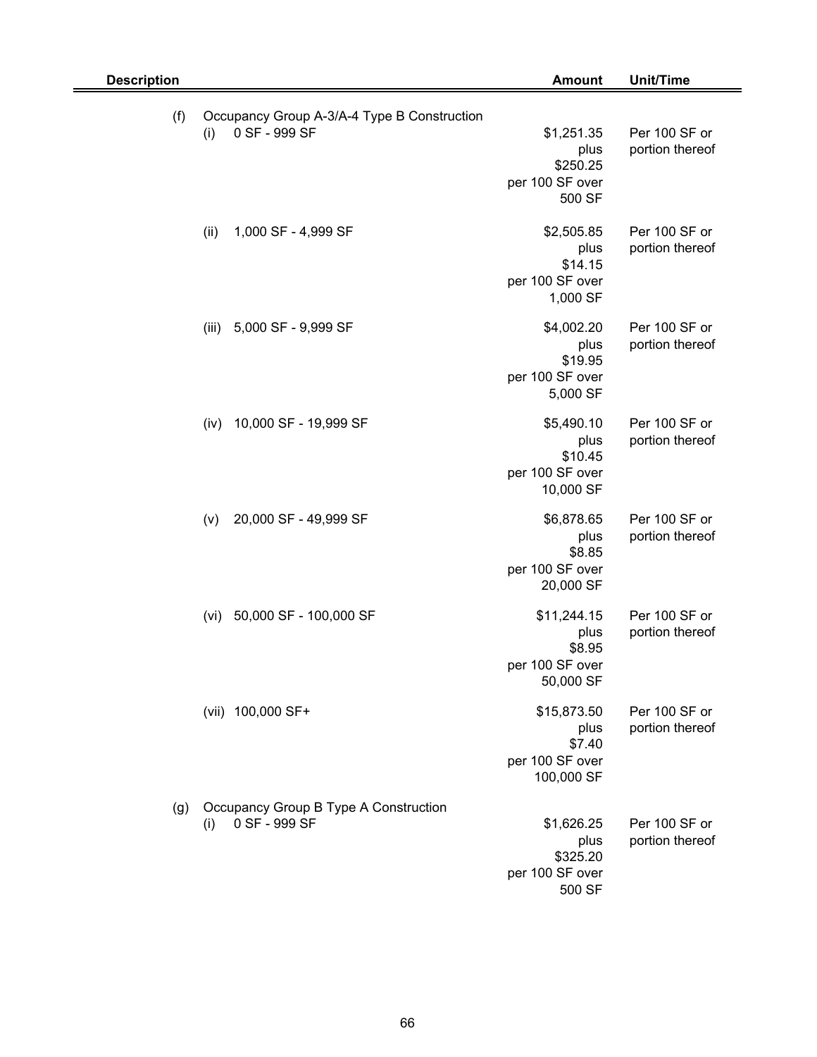| Description | Amount | Unit/Time |
|---|---|---|
| (f) Occupancy Group A-3/A-4 Type B Construction | | |
| (i) 0 SF - 999 SF | \$1,251.35 plus \$250.25 per 100 SF over 500 SF | Per 100 SF or portion thereof |
| (ii) 1,000 SF - 4,999 SF | \$2,505.85 plus \$14.15 per 100 SF over 1,000 SF | Per 100 SF or portion thereof |
| (iii) 5,000 SF - 9,999 SF | \$4,002.20 plus \$19.95 per 100 SF over 5,000 SF | Per 100 SF or portion thereof |
| (iv) 10,000 SF - 19,999 SF | \$5,490.10 plus \$10.45 per 100 SF over 10,000 SF | Per 100 SF or portion thereof |
| (v) 20,000 SF - 49,999 SF | \$6,878.65 plus \$8.85 per 100 SF over 20,000 SF | Per 100 SF or portion thereof |
| (vi) 50,000 SF - 100,000 SF | \$11,244.15 plus \$8.95 per 100 SF over 50,000 SF | Per 100 SF or portion thereof |
| (vii) 100,000 SF+ | \$15,873.50 plus \$7.40 per 100 SF over 100,000 SF | Per 100 SF or portion thereof |
| (g) Occupancy Group B Type A Construction | | |
| (i) 0 SF - 999 SF | \$1,626.25 plus \$325.20 per 100 SF over 500 SF | Per 100 SF or portion thereof |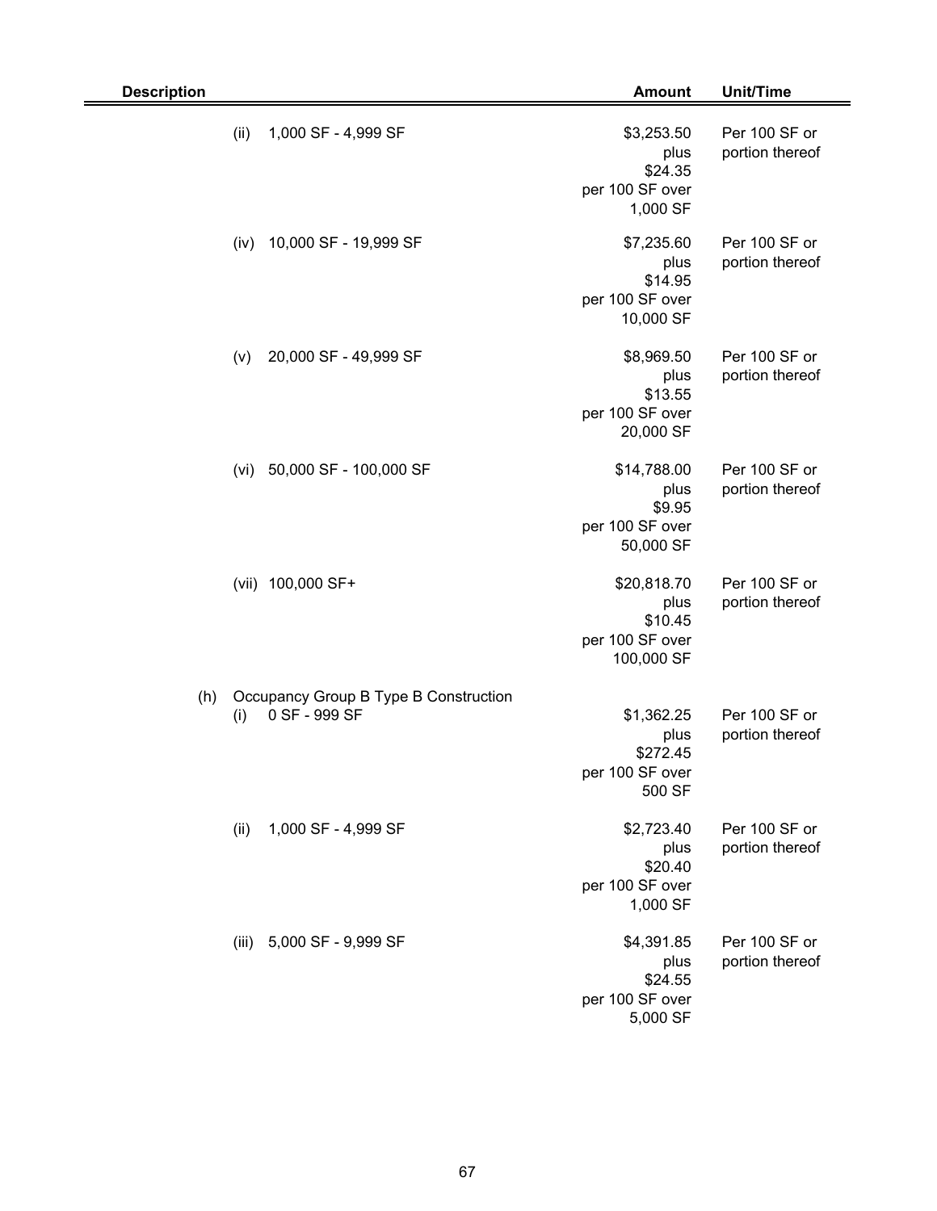| Description | Amount | Unit/Time |
|---|---|---|
| (ii) 1,000 SF - 4,999 SF | $3,253.50 plus $24.35 per 100 SF over 1,000 SF | Per 100 SF or portion thereof |
| (iv) 10,000 SF - 19,999 SF | $7,235.60 plus $14.95 per 100 SF over 10,000 SF | Per 100 SF or portion thereof |
| (v) 20,000 SF - 49,999 SF | $8,969.50 plus $13.55 per 100 SF over 20,000 SF | Per 100 SF or portion thereof |
| (vi) 50,000 SF - 100,000 SF | $14,788.00 plus $9.95 per 100 SF over 50,000 SF | Per 100 SF or portion thereof |
| (vii) 100,000 SF+ | $20,818.70 plus $10.45 per 100 SF over 100,000 SF | Per 100 SF or portion thereof |
| (h) Occupancy Group B Type B Construction | | |
| (i) 0 SF - 999 SF | $1,362.25 plus $272.45 per 100 SF over 500 SF | Per 100 SF or portion thereof |
| (ii) 1,000 SF - 4,999 SF | $2,723.40 plus $20.40 per 100 SF over 1,000 SF | Per 100 SF or portion thereof |
| (iii) 5,000 SF - 9,999 SF | $4,391.85 plus $24.55 per 100 SF over 5,000 SF | Per 100 SF or portion thereof |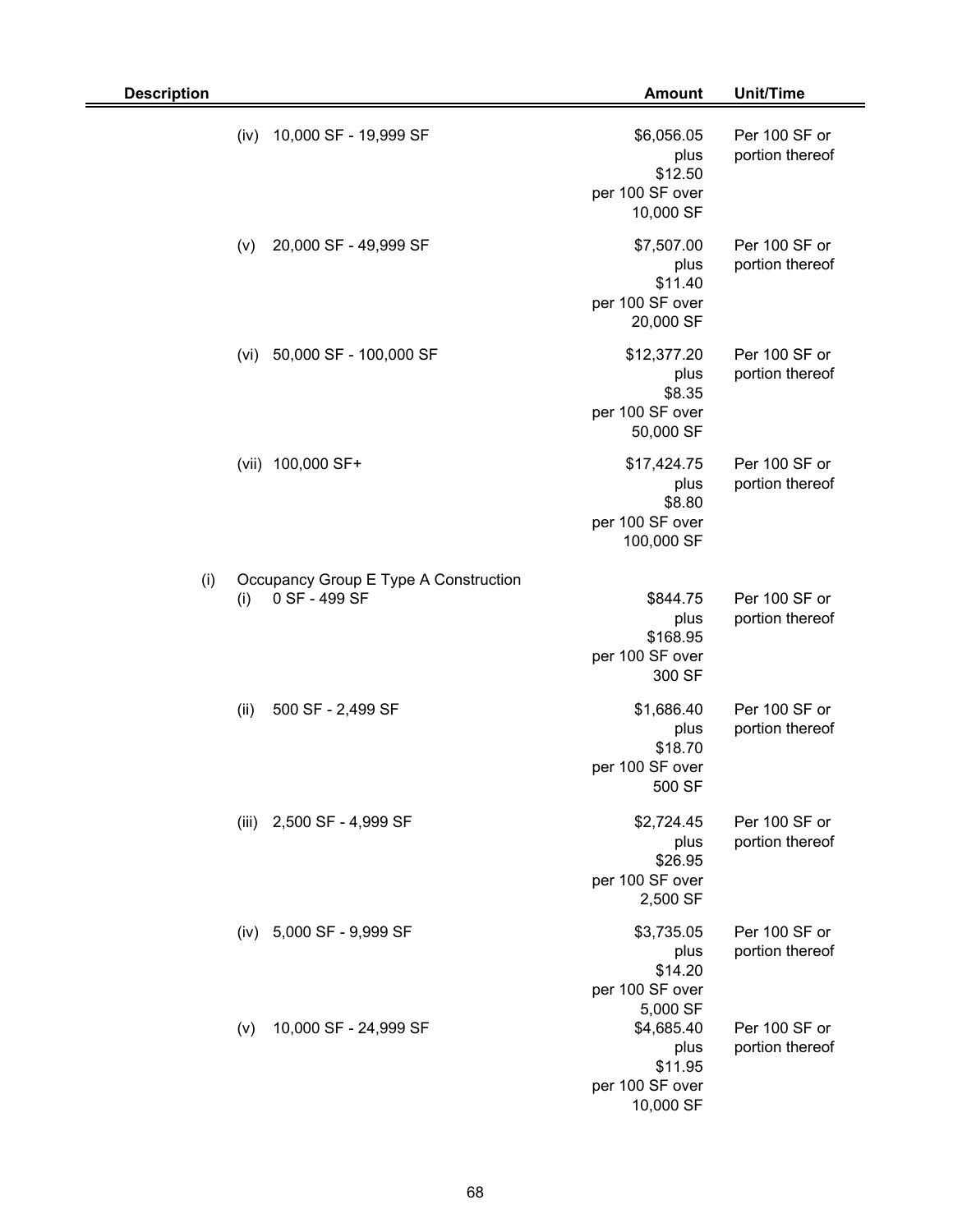| Description | Amount | Unit/Time |
|---|---|---|
| (iv) 10,000 SF - 19,999 SF | $6,056.05 plus $12.50 per 100 SF over 10,000 SF | Per 100 SF or portion thereof |
| (v) 20,000 SF - 49,999 SF | $7,507.00 plus $11.40 per 100 SF over 20,000 SF | Per 100 SF or portion thereof |
| (vi) 50,000 SF - 100,000 SF | $12,377.20 plus $8.35 per 100 SF over 50,000 SF | Per 100 SF or portion thereof |
| (vii) 100,000 SF+ | $17,424.75 plus $8.80 per 100 SF over 100,000 SF | Per 100 SF or portion thereof |
| (i) Occupancy Group E Type A Construction | | |
| (i) 0 SF - 499 SF | $844.75 plus $168.95 per 100 SF over 300 SF | Per 100 SF or portion thereof |
| (ii) 500 SF - 2,499 SF | $1,686.40 plus $18.70 per 100 SF over 500 SF | Per 100 SF or portion thereof |
| (iii) 2,500 SF - 4,999 SF | $2,724.45 plus $26.95 per 100 SF over 2,500 SF | Per 100 SF or portion thereof |
| (iv) 5,000 SF - 9,999 SF | $3,735.05 plus $14.20 per 100 SF over 5,000 SF | Per 100 SF or portion thereof |
| (v) 10,000 SF - 24,999 SF | $4,685.40 plus $11.95 per 100 SF over 10,000 SF | Per 100 SF or portion thereof |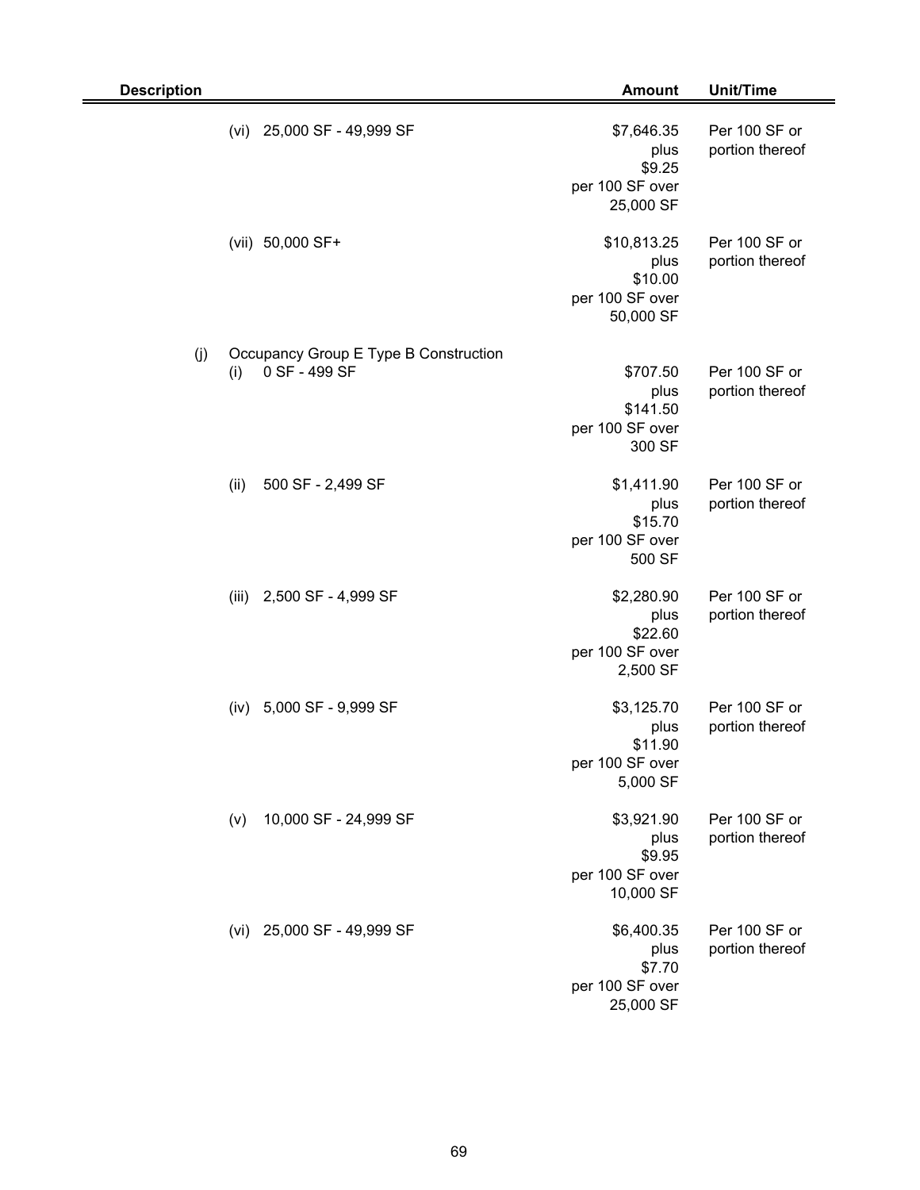| Description | Amount | Unit/Time |
|---|---|---|
| (vi) 25,000 SF - 49,999 SF | $7,646.35 plus $9.25 per 100 SF over 25,000 SF | Per 100 SF or portion thereof |
| (vii) 50,000 SF+ | $10,813.25 plus $10.00 per 100 SF over 50,000 SF | Per 100 SF or portion thereof |
| (j) Occupancy Group E Type B Construction | | |
| (i) 0 SF - 499 SF | $707.50 plus $141.50 per 100 SF over 300 SF | Per 100 SF or portion thereof |
| (ii) 500 SF - 2,499 SF | $1,411.90 plus $15.70 per 100 SF over 500 SF | Per 100 SF or portion thereof |
| (iii) 2,500 SF - 4,999 SF | $2,280.90 plus $22.60 per 100 SF over 2,500 SF | Per 100 SF or portion thereof |
| (iv) 5,000 SF - 9,999 SF | $3,125.70 plus $11.90 per 100 SF over 5,000 SF | Per 100 SF or portion thereof |
| (v) 10,000 SF - 24,999 SF | $3,921.90 plus $9.95 per 100 SF over 10,000 SF | Per 100 SF or portion thereof |
| (vi) 25,000 SF - 49,999 SF | $6,400.35 plus $7.70 per 100 SF over 25,000 SF | Per 100 SF or portion thereof |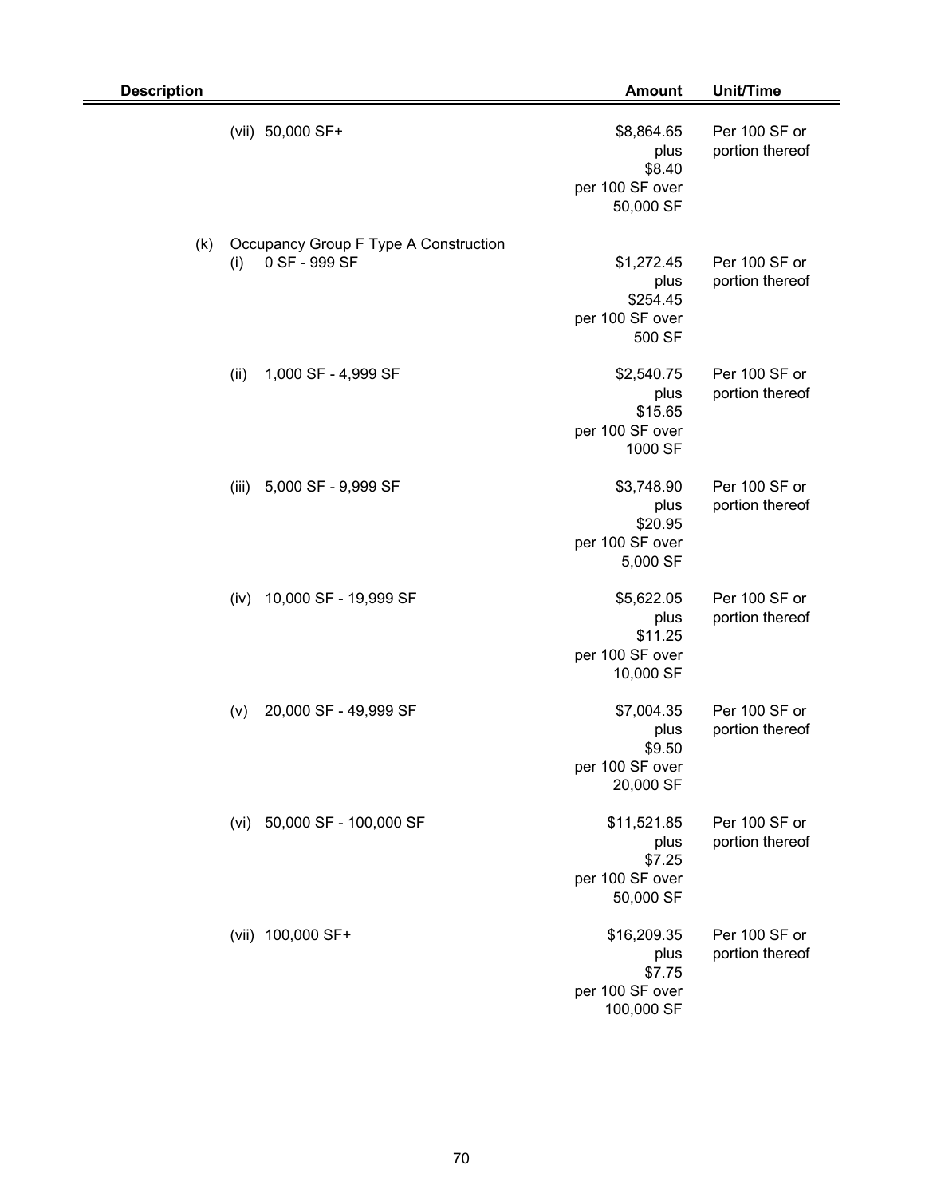| Description | Amount | Unit/Time |
|---|---|---|
| (vii) 50,000 SF+ | \$8,864.65 plus \$8.40 per 100 SF over 50,000 SF | Per 100 SF or portion thereof |
| (k) Occupancy Group F Type A Construction | | |
| (i) 0 SF - 999 SF | \$1,272.45 plus \$254.45 per 100 SF over 500 SF | Per 100 SF or portion thereof |
| (ii) 1,000 SF - 4,999 SF | \$2,540.75 plus \$15.65 per 100 SF over 1000 SF | Per 100 SF or portion thereof |
| (iii) 5,000 SF - 9,999 SF | \$3,748.90 plus \$20.95 per 100 SF over 5,000 SF | Per 100 SF or portion thereof |
| (iv) 10,000 SF - 19,999 SF | \$5,622.05 plus \$11.25 per 100 SF over 10,000 SF | Per 100 SF or portion thereof |
| (v) 20,000 SF - 49,999 SF | \$7,004.35 plus \$9.50 per 100 SF over 20,000 SF | Per 100 SF or portion thereof |
| (vi) 50,000 SF - 100,000 SF | \$11,521.85 plus \$7.25 per 100 SF over 50,000 SF | Per 100 SF or portion thereof |
| (vii) 100,000 SF+ | \$16,209.35 plus \$7.75 per 100 SF over 100,000 SF | Per 100 SF or portion thereof |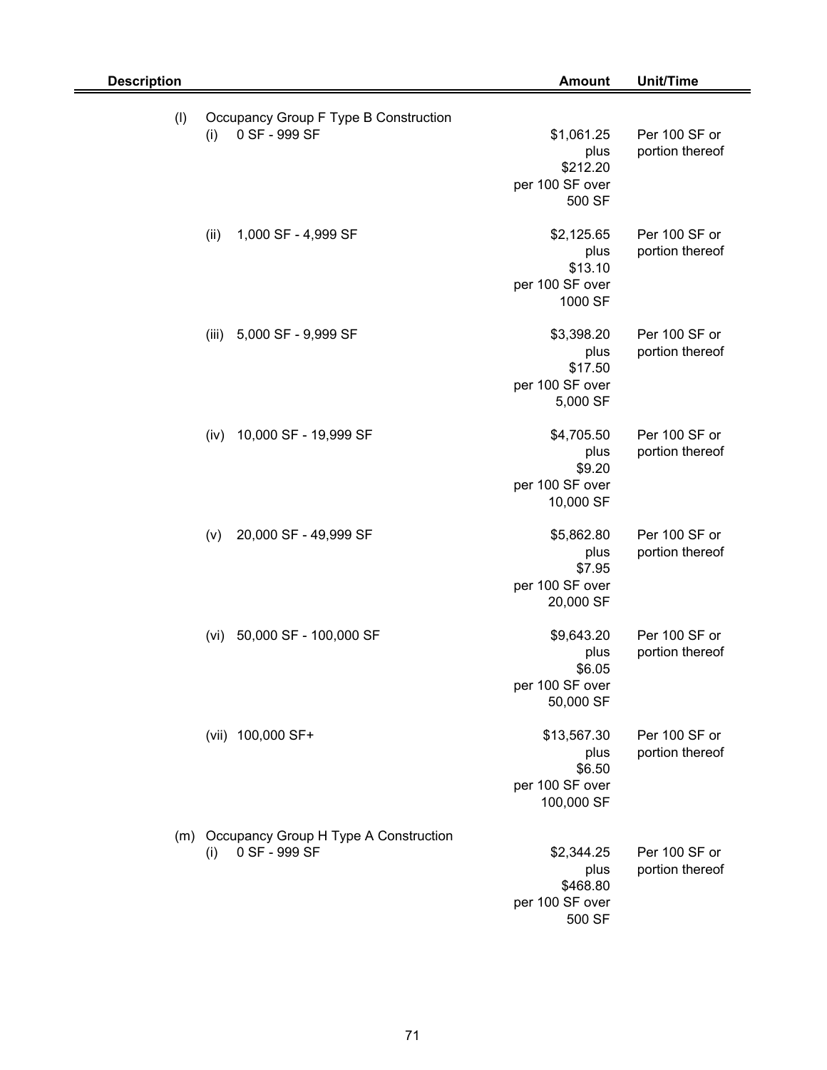| Description | Amount | Unit/Time |
|---|---|---|
| (l) Occupancy Group F Type B Construction | | |
| (i) 0 SF - 999 SF | $1,061.25 plus $212.20 per 100 SF over 500 SF | Per 100 SF or portion thereof |
| (ii) 1,000 SF - 4,999 SF | $2,125.65 plus $13.10 per 100 SF over 1000 SF | Per 100 SF or portion thereof |
| (iii) 5,000 SF - 9,999 SF | $3,398.20 plus $17.50 per 100 SF over 5,000 SF | Per 100 SF or portion thereof |
| (iv) 10,000 SF - 19,999 SF | $4,705.50 plus $9.20 per 100 SF over 10,000 SF | Per 100 SF or portion thereof |
| (v) 20,000 SF - 49,999 SF | $5,862.80 plus $7.95 per 100 SF over 20,000 SF | Per 100 SF or portion thereof |
| (vi) 50,000 SF - 100,000 SF | $9,643.20 plus $6.05 per 100 SF over 50,000 SF | Per 100 SF or portion thereof |
| (vii) 100,000 SF+ | $13,567.30 plus $6.50 per 100 SF over 100,000 SF | Per 100 SF or portion thereof |
| (m) Occupancy Group H Type A Construction | | |
| (i) 0 SF - 999 SF | $2,344.25 plus $468.80 per 100 SF over 500 SF | Per 100 SF or portion thereof |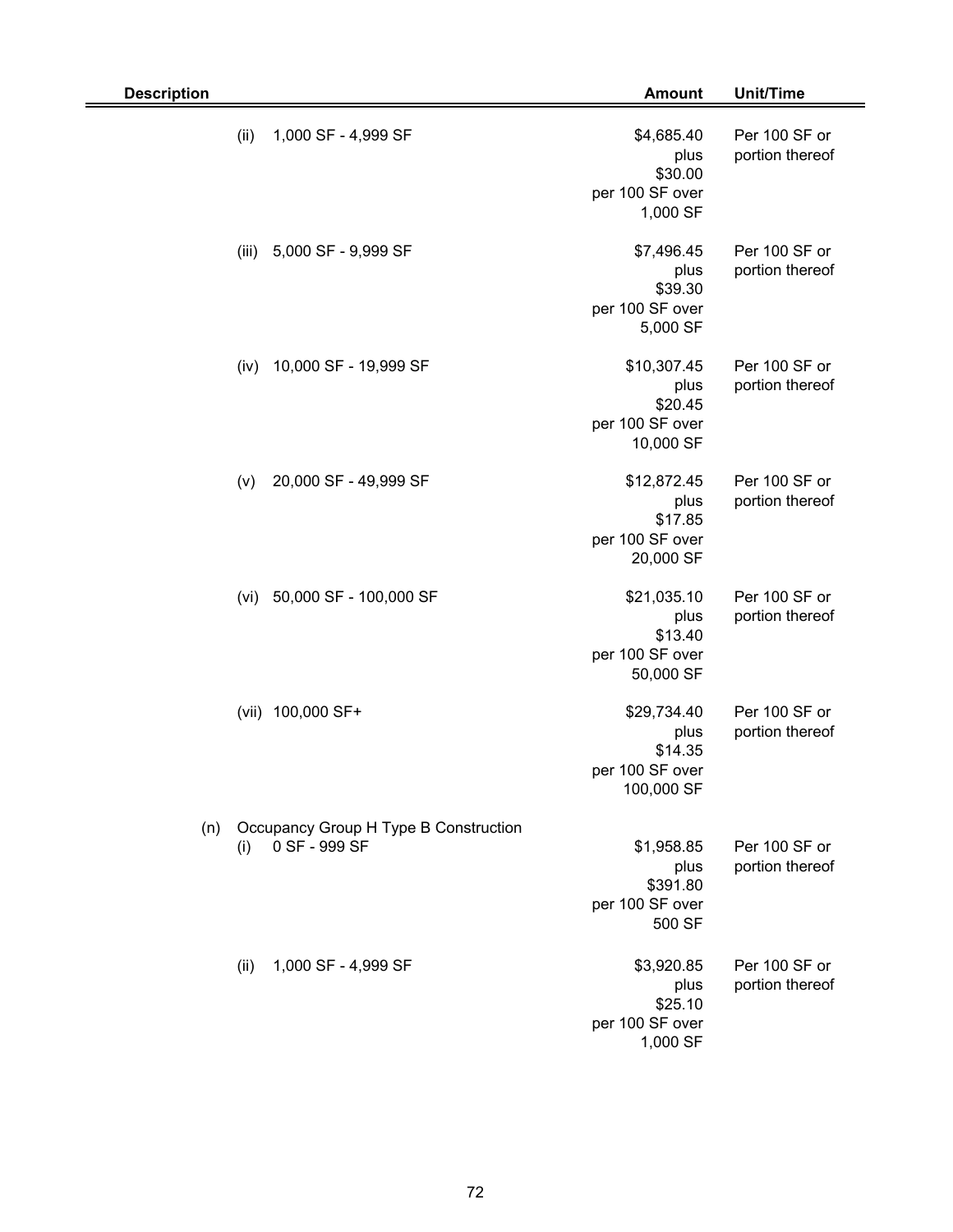| Description | Amount | Unit/Time |
|---|---|---|
| (ii) 1,000 SF - 4,999 SF | $4,685.40 plus $30.00 per 100 SF over 1,000 SF | Per 100 SF or portion thereof |
| (iii) 5,000 SF - 9,999 SF | $7,496.45 plus $39.30 per 100 SF over 5,000 SF | Per 100 SF or portion thereof |
| (iv) 10,000 SF - 19,999 SF | $10,307.45 plus $20.45 per 100 SF over 10,000 SF | Per 100 SF or portion thereof |
| (v) 20,000 SF - 49,999 SF | $12,872.45 plus $17.85 per 100 SF over 20,000 SF | Per 100 SF or portion thereof |
| (vi) 50,000 SF - 100,000 SF | $21,035.10 plus $13.40 per 100 SF over 50,000 SF | Per 100 SF or portion thereof |
| (vii) 100,000 SF+ | $29,734.40 plus $14.35 per 100 SF over 100,000 SF | Per 100 SF or portion thereof |
| (n) Occupancy Group H Type B Construction | | |
| (i) 0 SF - 999 SF | $1,958.85 plus $391.80 per 100 SF over 500 SF | Per 100 SF or portion thereof |
| (ii) 1,000 SF - 4,999 SF | $3,920.85 plus $25.10 per 100 SF over 1,000 SF | Per 100 SF or portion thereof |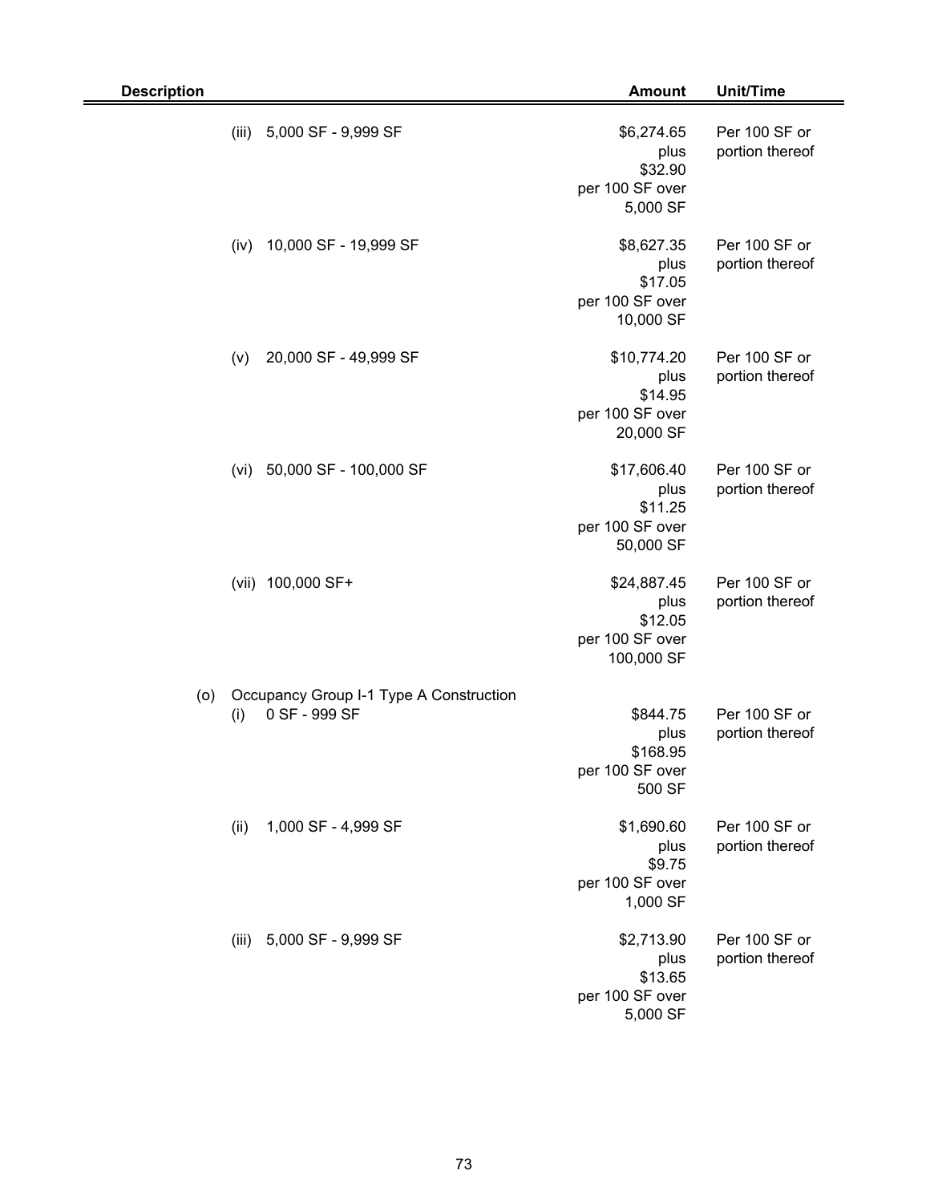| Description | Amount | Unit/Time |
|---|---|---|
| (iii) 5,000 SF - 9,999 SF | $6,274.65 plus $32.90 per 100 SF over 5,000 SF | Per 100 SF or portion thereof |
| (iv) 10,000 SF - 19,999 SF | $8,627.35 plus $17.05 per 100 SF over 10,000 SF | Per 100 SF or portion thereof |
| (v) 20,000 SF - 49,999 SF | $10,774.20 plus $14.95 per 100 SF over 20,000 SF | Per 100 SF or portion thereof |
| (vi) 50,000 SF - 100,000 SF | $17,606.40 plus $11.25 per 100 SF over 50,000 SF | Per 100 SF or portion thereof |
| (vii) 100,000 SF+ | $24,887.45 plus $12.05 per 100 SF over 100,000 SF | Per 100 SF or portion thereof |
| (o) Occupancy Group I-1 Type A Construction | | |
| (i) 0 SF - 999 SF | $844.75 plus $168.95 per 100 SF over 500 SF | Per 100 SF or portion thereof |
| (ii) 1,000 SF - 4,999 SF | $1,690.60 plus $9.75 per 100 SF over 1,000 SF | Per 100 SF or portion thereof |
| (iii) 5,000 SF - 9,999 SF | $2,713.90 plus $13.65 per 100 SF over 5,000 SF | Per 100 SF or portion thereof |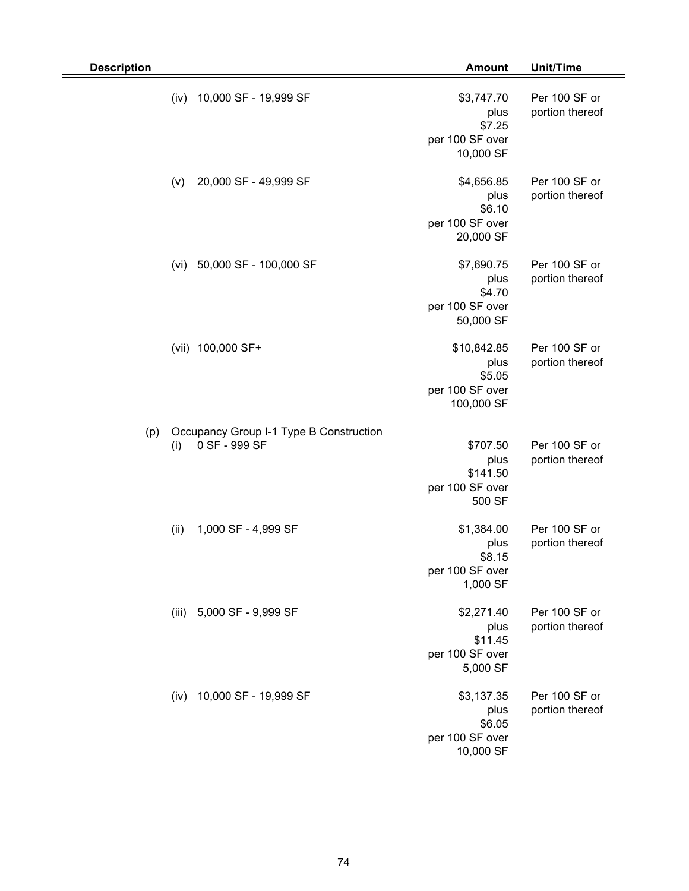| Description | Amount | Unit/Time |
|---|---|---|
| (iv) 10,000 SF - 19,999 SF | $3,747.70 plus $7.25 per 100 SF over 10,000 SF | Per 100 SF or portion thereof |
| (v) 20,000 SF - 49,999 SF | $4,656.85 plus $6.10 per 100 SF over 20,000 SF | Per 100 SF or portion thereof |
| (vi) 50,000 SF - 100,000 SF | $7,690.75 plus $4.70 per 100 SF over 50,000 SF | Per 100 SF or portion thereof |
| (vii) 100,000 SF+ | $10,842.85 plus $5.05 per 100 SF over 100,000 SF | Per 100 SF or portion thereof |
| (p) Occupancy Group I-1 Type B Construction | | |
| (i) 0 SF - 999 SF | $707.50 plus $141.50 per 100 SF over 500 SF | Per 100 SF or portion thereof |
| (ii) 1,000 SF - 4,999 SF | $1,384.00 plus $8.15 per 100 SF over 1,000 SF | Per 100 SF or portion thereof |
| (iii) 5,000 SF - 9,999 SF | $2,271.40 plus $11.45 per 100 SF over 5,000 SF | Per 100 SF or portion thereof |
| (iv) 10,000 SF - 19,999 SF | $3,137.35 plus $6.05 per 100 SF over 10,000 SF | Per 100 SF or portion thereof |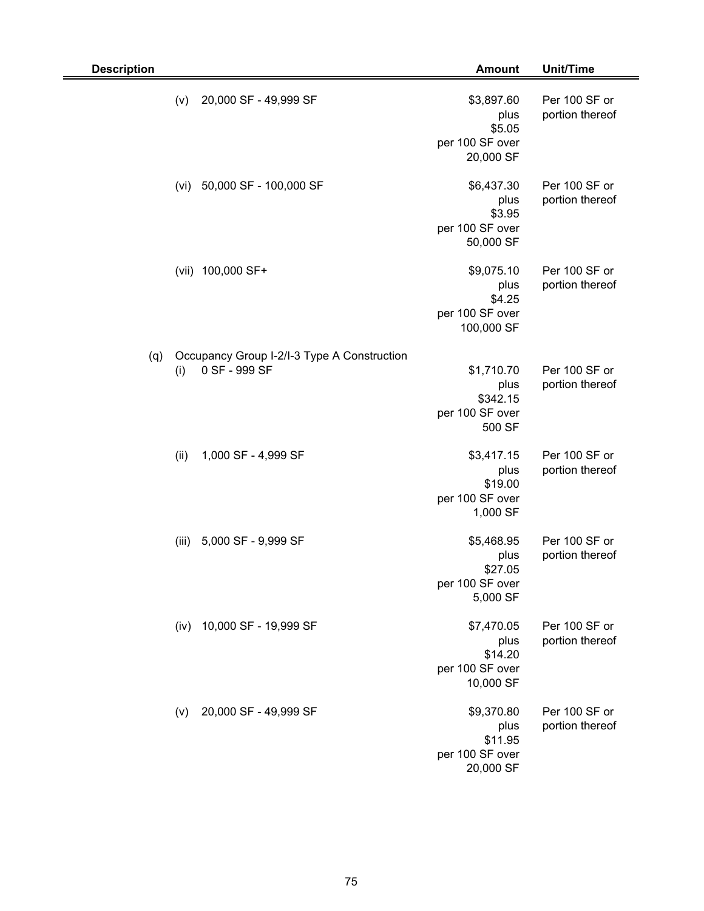| Description | | Amount | Unit/Time |
|---|---|---|---|
| (v) | 20,000 SF - 49,999 SF | $3,897.60 plus $5.05 per 100 SF over 20,000 SF | Per 100 SF or portion thereof |
| (vi) | 50,000 SF - 100,000 SF | $6,437.30 plus $3.95 per 100 SF over 50,000 SF | Per 100 SF or portion thereof |
| (vii) | 100,000 SF+ | $9,075.10 plus $4.25 per 100 SF over 100,000 SF | Per 100 SF or portion thereof |
| (q) | Occupancy Group I-2/I-3 Type A Construction | | |
| (i) | 0 SF - 999 SF | $1,710.70 plus $342.15 per 100 SF over 500 SF | Per 100 SF or portion thereof |
| (ii) | 1,000 SF - 4,999 SF | $3,417.15 plus $19.00 per 100 SF over 1,000 SF | Per 100 SF or portion thereof |
| (iii) | 5,000 SF - 9,999 SF | $5,468.95 plus $27.05 per 100 SF over 5,000 SF | Per 100 SF or portion thereof |
| (iv) | 10,000 SF - 19,999 SF | $7,470.05 plus $14.20 per 100 SF over 10,000 SF | Per 100 SF or portion thereof |
| (v) | 20,000 SF - 49,999 SF | $9,370.80 plus $11.95 per 100 SF over 20,000 SF | Per 100 SF or portion thereof |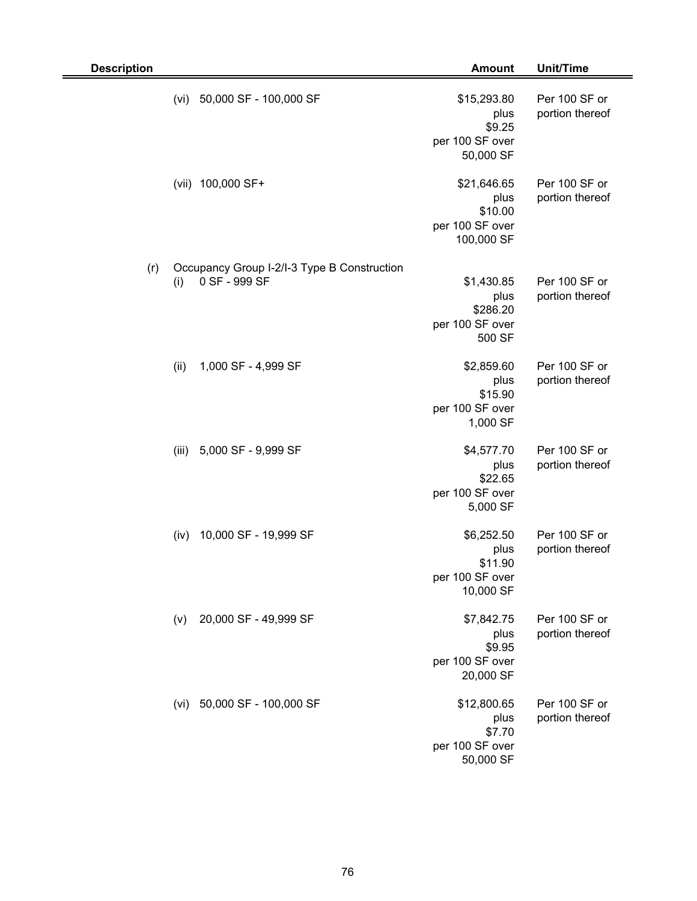| Description | Amount | Unit/Time |
|---|---|---|
| (vi) 50,000 SF - 100,000 SF | $15,293.80 plus $9.25 per 100 SF over 50,000 SF | Per 100 SF or portion thereof |
| (vii) 100,000 SF+ | $21,646.65 plus $10.00 per 100 SF over 100,000 SF | Per 100 SF or portion thereof |
| (r) Occupancy Group I-2/I-3 Type B Construction | | |
| (i) 0 SF - 999 SF | $1,430.85 plus $286.20 per 100 SF over 500 SF | Per 100 SF or portion thereof |
| (ii) 1,000 SF - 4,999 SF | $2,859.60 plus $15.90 per 100 SF over 1,000 SF | Per 100 SF or portion thereof |
| (iii) 5,000 SF - 9,999 SF | $4,577.70 plus $22.65 per 100 SF over 5,000 SF | Per 100 SF or portion thereof |
| (iv) 10,000 SF - 19,999 SF | $6,252.50 plus $11.90 per 100 SF over 10,000 SF | Per 100 SF or portion thereof |
| (v) 20,000 SF - 49,999 SF | $7,842.75 plus $9.95 per 100 SF over 20,000 SF | Per 100 SF or portion thereof |
| (vi) 50,000 SF - 100,000 SF | $12,800.65 plus $7.70 per 100 SF over 50,000 SF | Per 100 SF or portion thereof |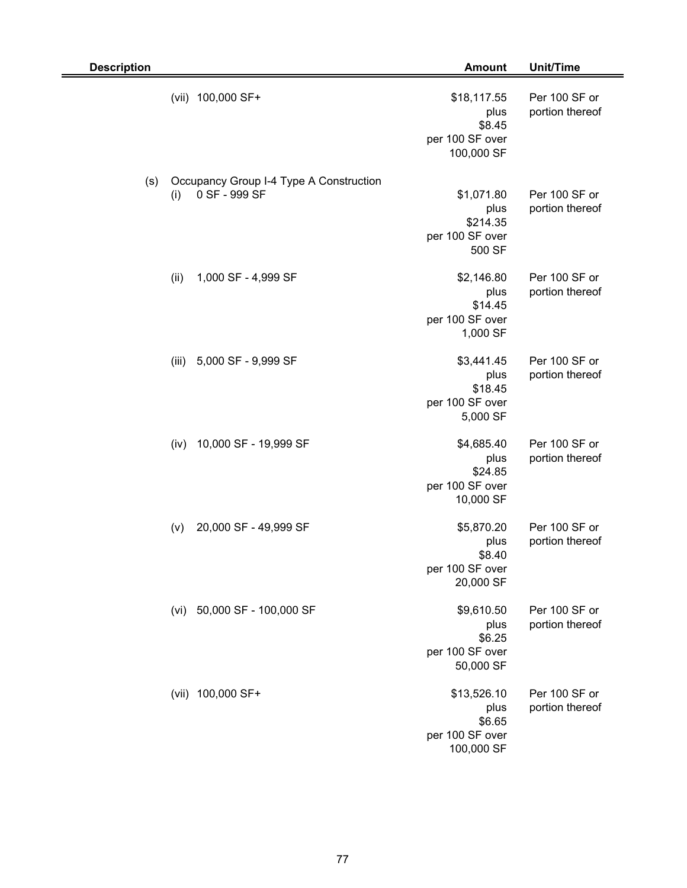| Description | Amount | Unit/Time |
|---|---|---|
| (vii) 100,000 SF+ | $18,117.55 plus $8.45 per 100 SF over 100,000 SF | Per 100 SF or portion thereof |
| (s) Occupancy Group I-4 Type A Construction | | |
| (i) 0 SF - 999 SF | $1,071.80 plus $214.35 per 100 SF over 500 SF | Per 100 SF or portion thereof |
| (ii) 1,000 SF - 4,999 SF | $2,146.80 plus $14.45 per 100 SF over 1,000 SF | Per 100 SF or portion thereof |
| (iii) 5,000 SF - 9,999 SF | $3,441.45 plus $18.45 per 100 SF over 5,000 SF | Per 100 SF or portion thereof |
| (iv) 10,000 SF - 19,999 SF | $4,685.40 plus $24.85 per 100 SF over 10,000 SF | Per 100 SF or portion thereof |
| (v) 20,000 SF - 49,999 SF | $5,870.20 plus $8.40 per 100 SF over 20,000 SF | Per 100 SF or portion thereof |
| (vi) 50,000 SF - 100,000 SF | $9,610.50 plus $6.25 per 100 SF over 50,000 SF | Per 100 SF or portion thereof |
| (vii) 100,000 SF+ | $13,526.10 plus $6.65 per 100 SF over 100,000 SF | Per 100 SF or portion thereof |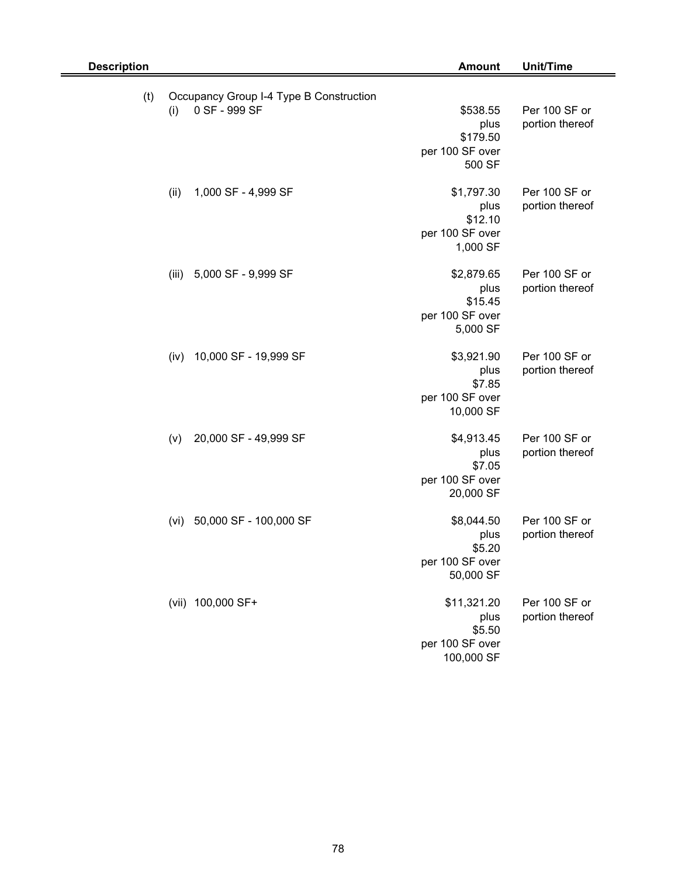| Description | Amount | Unit/Time |
|---|---|---|
| (t) Occupancy Group I-4 Type B Construction | | |
| (i) 0 SF - 999 SF | $538.55 plus $179.50 per 100 SF over 500 SF | Per 100 SF or portion thereof |
| (ii) 1,000 SF - 4,999 SF | $1,797.30 plus $12.10 per 100 SF over 1,000 SF | Per 100 SF or portion thereof |
| (iii) 5,000 SF - 9,999 SF | $2,879.65 plus $15.45 per 100 SF over 5,000 SF | Per 100 SF or portion thereof |
| (iv) 10,000 SF - 19,999 SF | $3,921.90 plus $7.85 per 100 SF over 10,000 SF | Per 100 SF or portion thereof |
| (v) 20,000 SF - 49,999 SF | $4,913.45 plus $7.05 per 100 SF over 20,000 SF | Per 100 SF or portion thereof |
| (vi) 50,000 SF - 100,000 SF | $8,044.50 plus $5.20 per 100 SF over 50,000 SF | Per 100 SF or portion thereof |
| (vii) 100,000 SF+ | $11,321.20 plus $5.50 per 100 SF over 100,000 SF | Per 100 SF or portion thereof |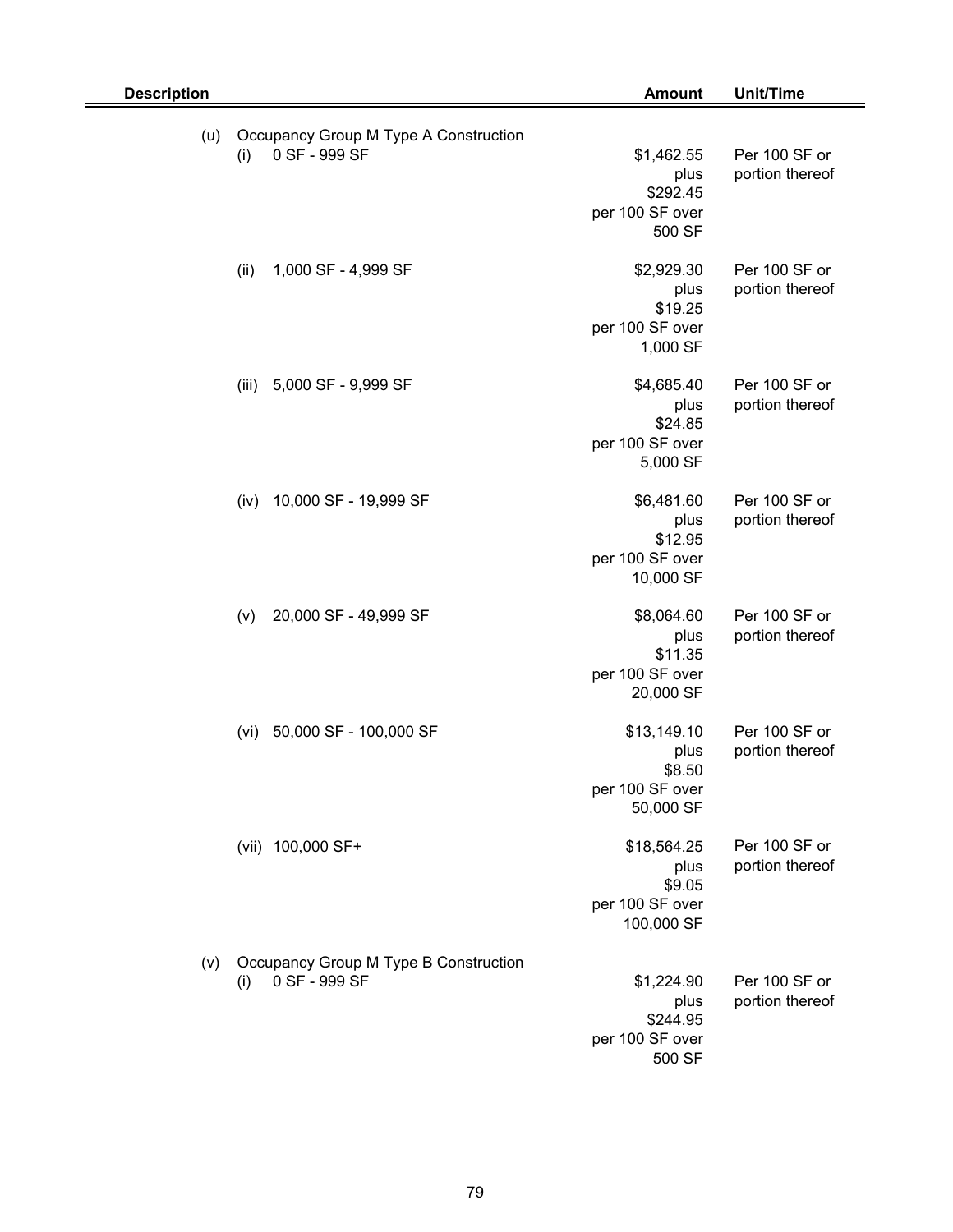| Description | Amount | Unit/Time |
|---|---|---|
| (u) Occupancy Group M Type A Construction | | |
| (i) 0 SF - 999 SF | $1,462.55 plus $292.45 per 100 SF over 500 SF | Per 100 SF or portion thereof |
| (ii) 1,000 SF - 4,999 SF | $2,929.30 plus $19.25 per 100 SF over 1,000 SF | Per 100 SF or portion thereof |
| (iii) 5,000 SF - 9,999 SF | $4,685.40 plus $24.85 per 100 SF over 5,000 SF | Per 100 SF or portion thereof |
| (iv) 10,000 SF - 19,999 SF | $6,481.60 plus $12.95 per 100 SF over 10,000 SF | Per 100 SF or portion thereof |
| (v) 20,000 SF - 49,999 SF | $8,064.60 plus $11.35 per 100 SF over 20,000 SF | Per 100 SF or portion thereof |
| (vi) 50,000 SF - 100,000 SF | $13,149.10 plus $8.50 per 100 SF over 50,000 SF | Per 100 SF or portion thereof |
| (vii) 100,000 SF+ | $18,564.25 plus $9.05 per 100 SF over 100,000 SF | Per 100 SF or portion thereof |
| (v) Occupancy Group M Type B Construction | | |
| (i) 0 SF - 999 SF | $1,224.90 plus $244.95 per 100 SF over 500 SF | Per 100 SF or portion thereof |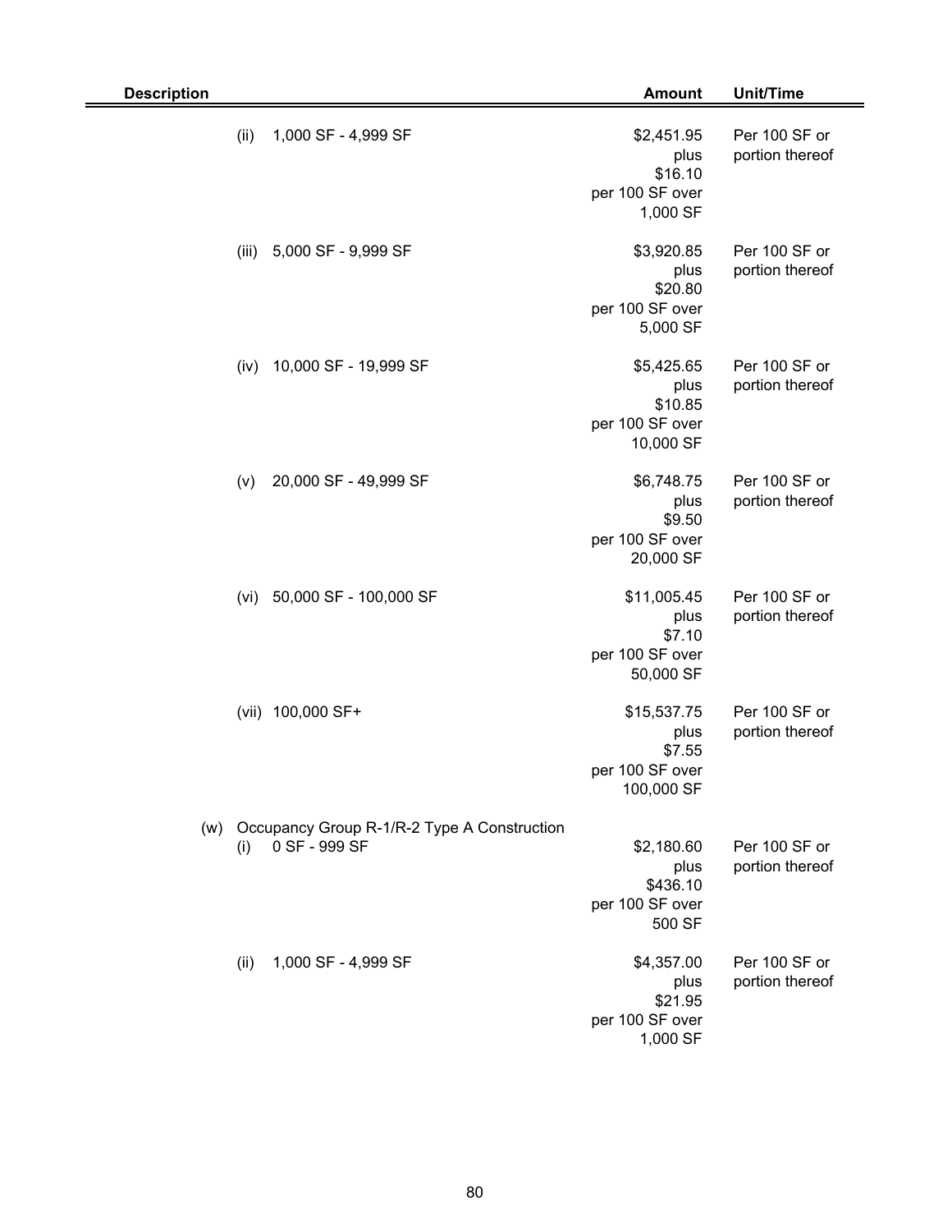| Description | Amount | Unit/Time |
|---|---|---|
| (ii) 1,000 SF - 4,999 SF | $2,451.95 plus $16.10 per 100 SF over 1,000 SF | Per 100 SF or portion thereof |
| (iii) 5,000 SF - 9,999 SF | $3,920.85 plus $20.80 per 100 SF over 5,000 SF | Per 100 SF or portion thereof |
| (iv) 10,000 SF - 19,999 SF | $5,425.65 plus $10.85 per 100 SF over 10,000 SF | Per 100 SF or portion thereof |
| (v) 20,000 SF - 49,999 SF | $6,748.75 plus $9.50 per 100 SF over 20,000 SF | Per 100 SF or portion thereof |
| (vi) 50,000 SF - 100,000 SF | $11,005.45 plus $7.10 per 100 SF over 50,000 SF | Per 100 SF or portion thereof |
| (vii) 100,000 SF+ | $15,537.75 plus $7.55 per 100 SF over 100,000 SF | Per 100 SF or portion thereof |
| (w) Occupancy Group R-1/R-2 Type A Construction | | |
| (i) 0 SF - 999 SF | $2,180.60 plus $436.10 per 100 SF over 500 SF | Per 100 SF or portion thereof |
| (ii) 1,000 SF - 4,999 SF | $4,357.00 plus $21.95 per 100 SF over 1,000 SF | Per 100 SF or portion thereof |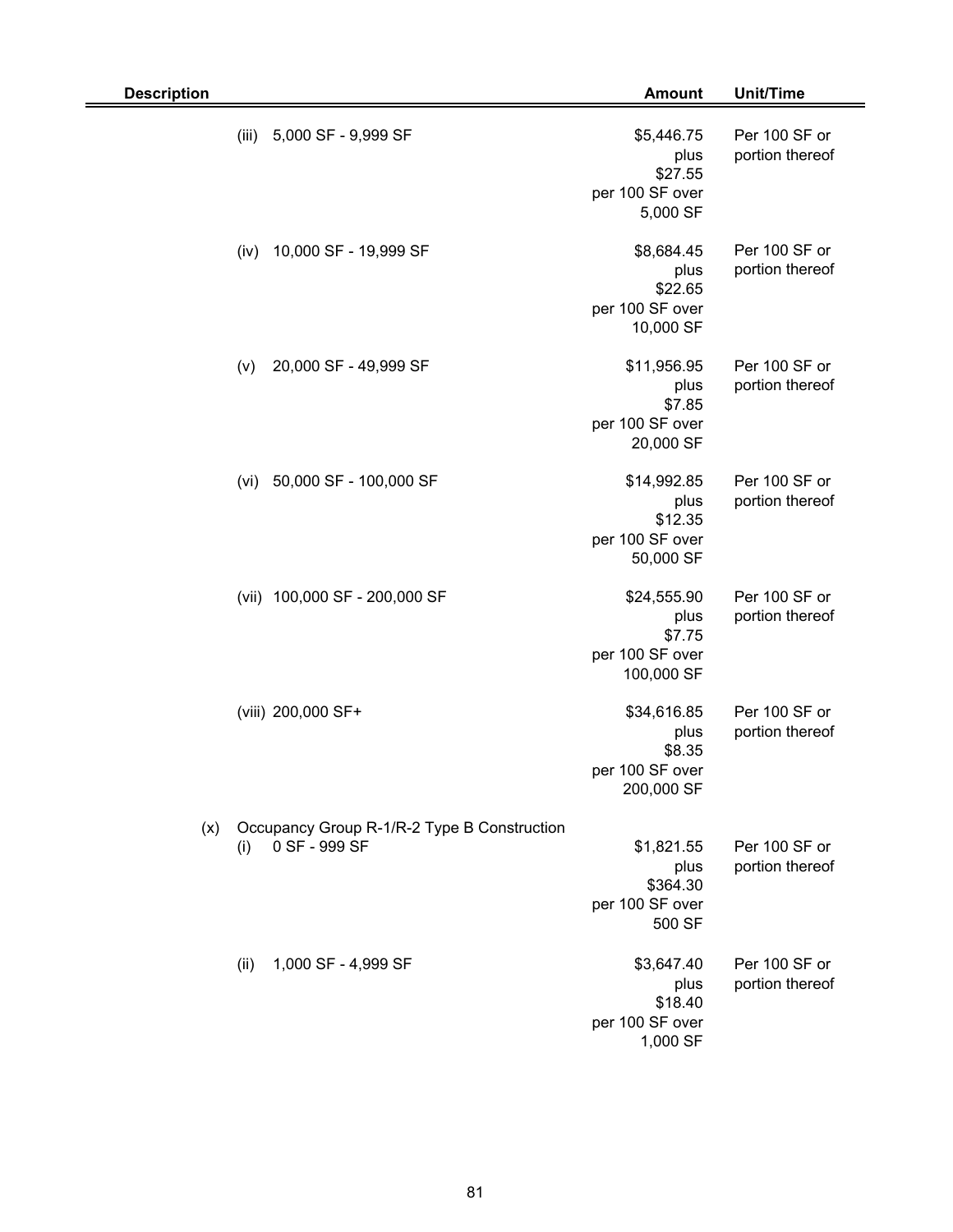| Description | Amount | Unit/Time |
|---|---|---|
| (iii) 5,000 SF - 9,999 SF | \$5,446.75 plus \$27.55 per 100 SF over 5,000 SF | Per 100 SF or portion thereof |
| (iv) 10,000 SF - 19,999 SF | \$8,684.45 plus \$22.65 per 100 SF over 10,000 SF | Per 100 SF or portion thereof |
| (v) 20,000 SF - 49,999 SF | \$11,956.95 plus \$7.85 per 100 SF over 20,000 SF | Per 100 SF or portion thereof |
| (vi) 50,000 SF - 100,000 SF | \$14,992.85 plus \$12.35 per 100 SF over 50,000 SF | Per 100 SF or portion thereof |
| (vii) 100,000 SF - 200,000 SF | \$24,555.90 plus \$7.75 per 100 SF over 100,000 SF | Per 100 SF or portion thereof |
| (viii) 200,000 SF+ | \$34,616.85 plus \$8.35 per 100 SF over 200,000 SF | Per 100 SF or portion thereof |
| (x) Occupancy Group R-1/R-2 Type B Construction | | |
| (i) 0 SF - 999 SF | \$1,821.55 plus \$364.30 per 100 SF over 500 SF | Per 100 SF or portion thereof |
| (ii) 1,000 SF - 4,999 SF | \$3,647.40 plus \$18.40 per 100 SF over 1,000 SF | Per 100 SF or portion thereof |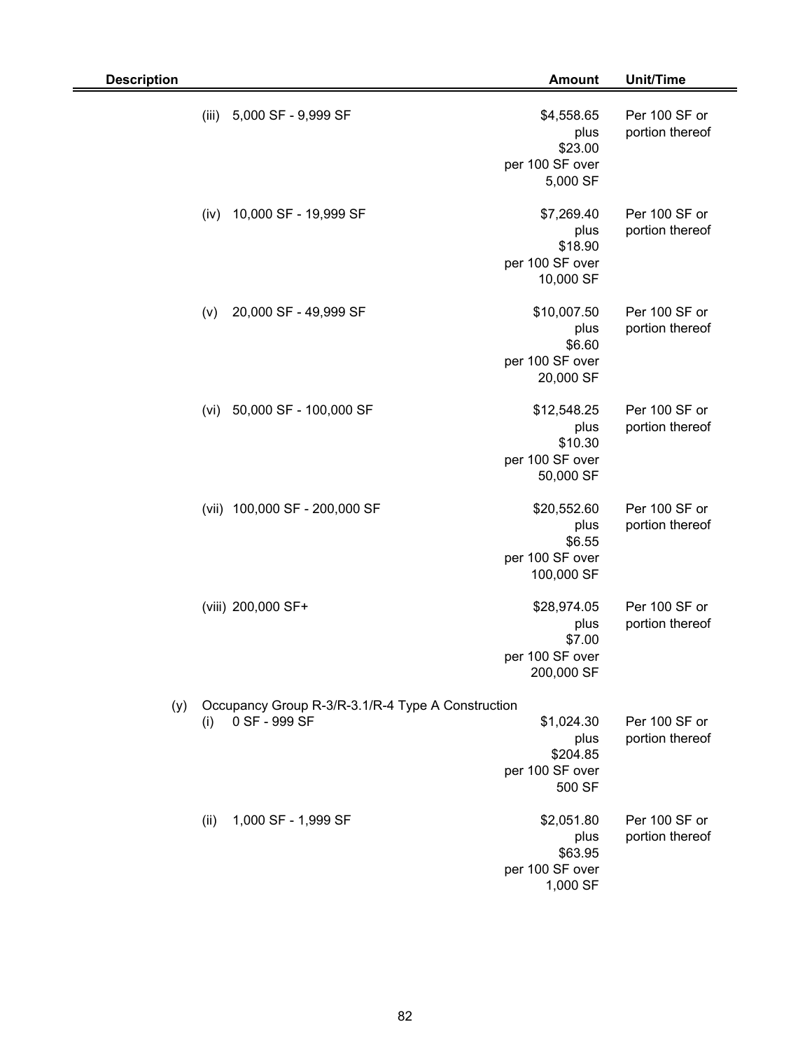| Description | Amount | Unit/Time |
|---|---|---|
| (iii) 5,000 SF - 9,999 SF | \$4,558.65 plus \$23.00 per 100 SF over 5,000 SF | Per 100 SF or portion thereof |
| (iv) 10,000 SF - 19,999 SF | \$7,269.40 plus \$18.90 per 100 SF over 10,000 SF | Per 100 SF or portion thereof |
| (v) 20,000 SF - 49,999 SF | \$10,007.50 plus \$6.60 per 100 SF over 20,000 SF | Per 100 SF or portion thereof |
| (vi) 50,000 SF - 100,000 SF | \$12,548.25 plus \$10.30 per 100 SF over 50,000 SF | Per 100 SF or portion thereof |
| (vii) 100,000 SF - 200,000 SF | \$20,552.60 plus \$6.55 per 100 SF over 100,000 SF | Per 100 SF or portion thereof |
| (viii) 200,000 SF+ | \$28,974.05 plus \$7.00 per 100 SF over 200,000 SF | Per 100 SF or portion thereof |
| (y) Occupancy Group R-3/R-3.1/R-4 Type A Construction | | |
| (i) 0 SF - 999 SF | \$1,024.30 plus \$204.85 per 100 SF over 500 SF | Per 100 SF or portion thereof |
| (ii) 1,000 SF - 1,999 SF | \$2,051.80 plus \$63.95 per 100 SF over 1,000 SF | Per 100 SF or portion thereof |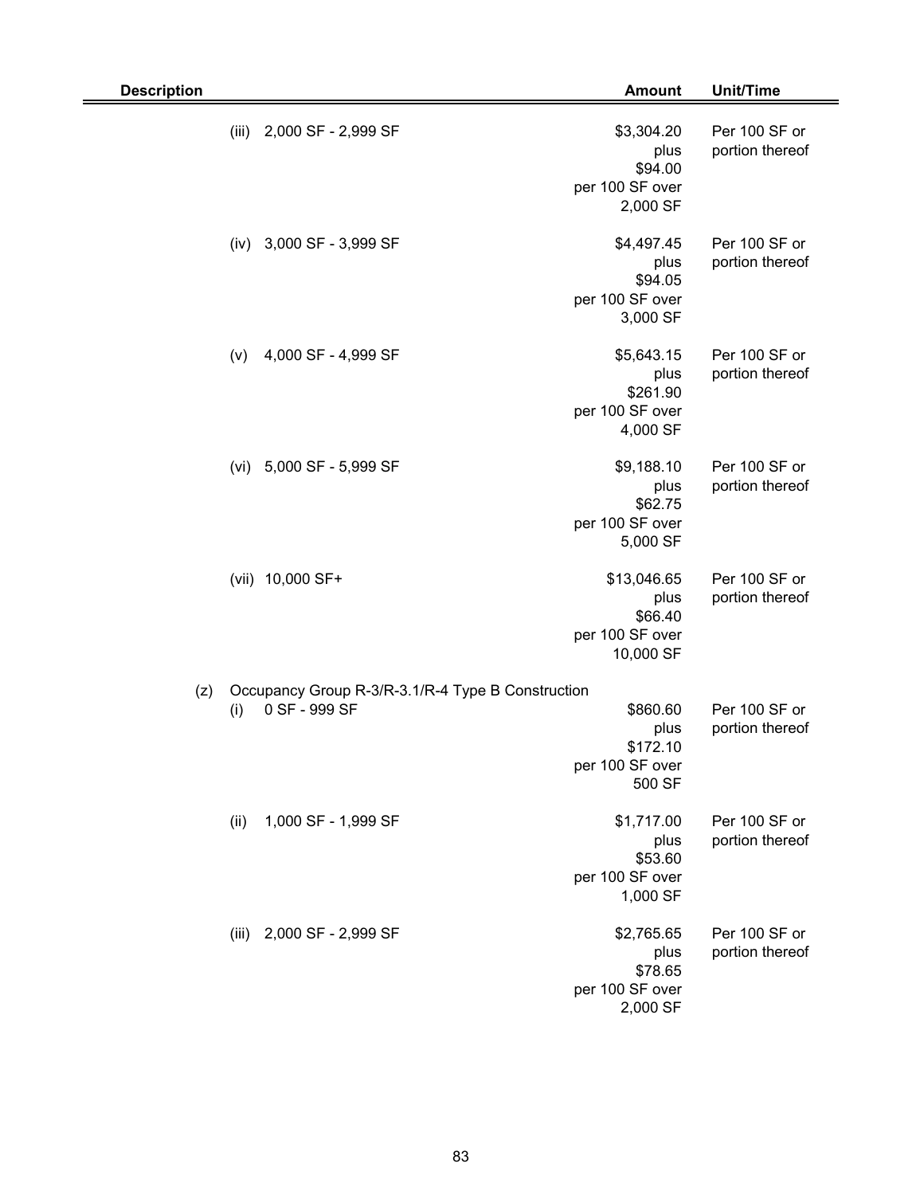| Description | Amount | Unit/Time |
|---|---|---|
| (iii) 2,000 SF - 2,999 SF | \$3,304.20 plus \$94.00 per 100 SF over 2,000 SF | Per 100 SF or portion thereof |
| (iv) 3,000 SF - 3,999 SF | \$4,497.45 plus \$94.05 per 100 SF over 3,000 SF | Per 100 SF or portion thereof |
| (v) 4,000 SF - 4,999 SF | \$5,643.15 plus \$261.90 per 100 SF over 4,000 SF | Per 100 SF or portion thereof |
| (vi) 5,000 SF - 5,999 SF | \$9,188.10 plus \$62.75 per 100 SF over 5,000 SF | Per 100 SF or portion thereof |
| (vii) 10,000 SF+ | \$13,046.65 plus \$66.40 per 100 SF over 10,000 SF | Per 100 SF or portion thereof |
| (z) Occupancy Group R-3/R-3.1/R-4 Type B Construction | | |
| (i) 0 SF - 999 SF | \$860.60 plus \$172.10 per 100 SF over 500 SF | Per 100 SF or portion thereof |
| (ii) 1,000 SF - 1,999 SF | \$1,717.00 plus \$53.60 per 100 SF over 1,000 SF | Per 100 SF or portion thereof |
| (iii) 2,000 SF - 2,999 SF | \$2,765.65 plus \$78.65 per 100 SF over 2,000 SF | Per 100 SF or portion thereof |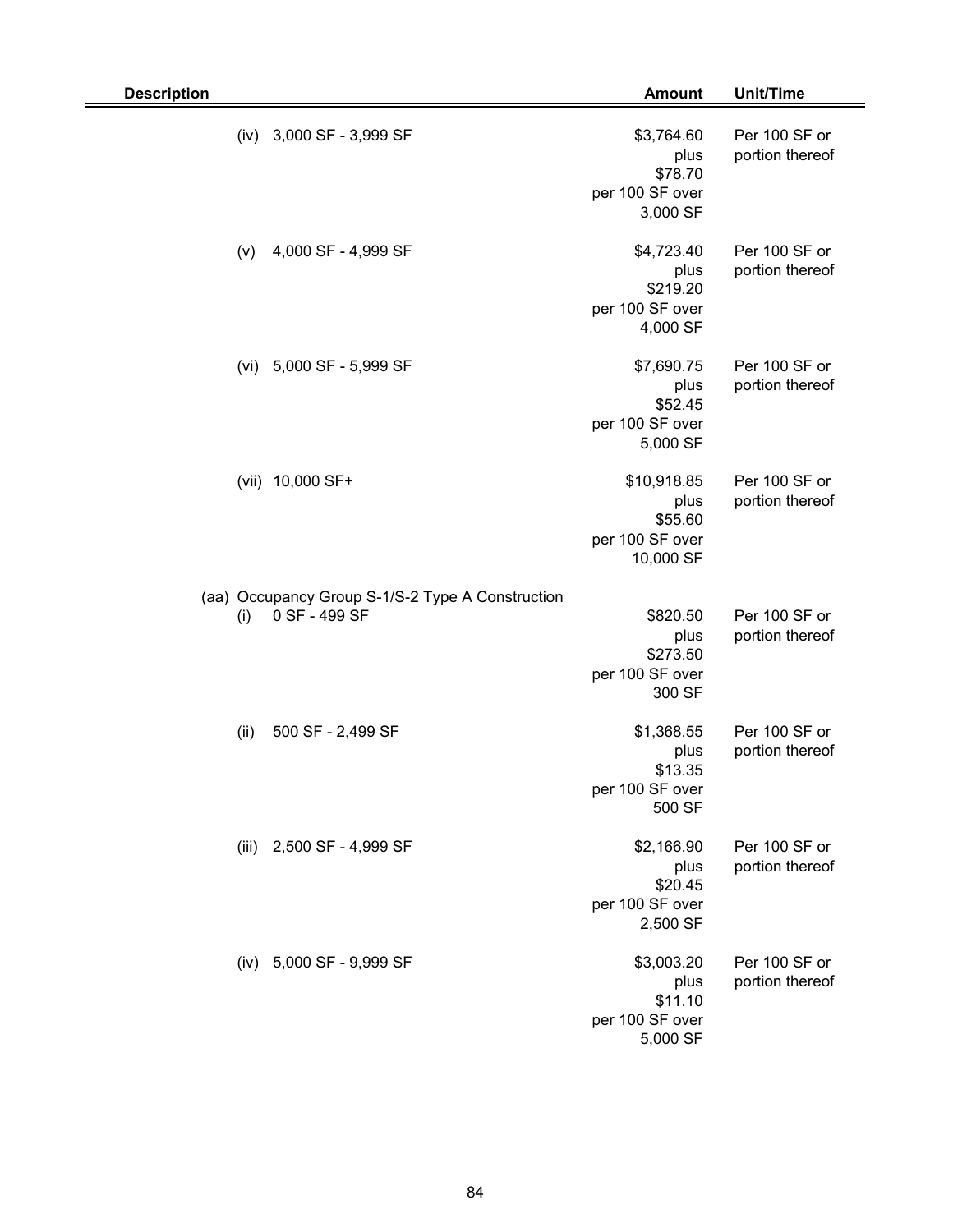| Description | Amount | Unit/Time |
|---|---|---|
| (iv) 3,000 SF - 3,999 SF | \$3,764.60 plus \$78.70 per 100 SF over 3,000 SF | Per 100 SF or portion thereof |
| (v) 4,000 SF - 4,999 SF | \$4,723.40 plus \$219.20 per 100 SF over 4,000 SF | Per 100 SF or portion thereof |
| (vi) 5,000 SF - 5,999 SF | \$7,690.75 plus \$52.45 per 100 SF over 5,000 SF | Per 100 SF or portion thereof |
| (vii) 10,000 SF+ | \$10,918.85 plus \$55.60 per 100 SF over 10,000 SF | Per 100 SF or portion thereof |
| (aa) Occupancy Group S-1/S-2 Type A Construction | | |
| (i) 0 SF - 499 SF | \$820.50 plus \$273.50 per 100 SF over 300 SF | Per 100 SF or portion thereof |
| (ii) 500 SF - 2,499 SF | \$1,368.55 plus \$13.35 per 100 SF over 500 SF | Per 100 SF or portion thereof |
| (iii) 2,500 SF - 4,999 SF | \$2,166.90 plus \$20.45 per 100 SF over 2,500 SF | Per 100 SF or portion thereof |
| (iv) 5,000 SF - 9,999 SF | \$3,003.20 plus \$11.10 per 100 SF over 5,000 SF | Per 100 SF or portion thereof |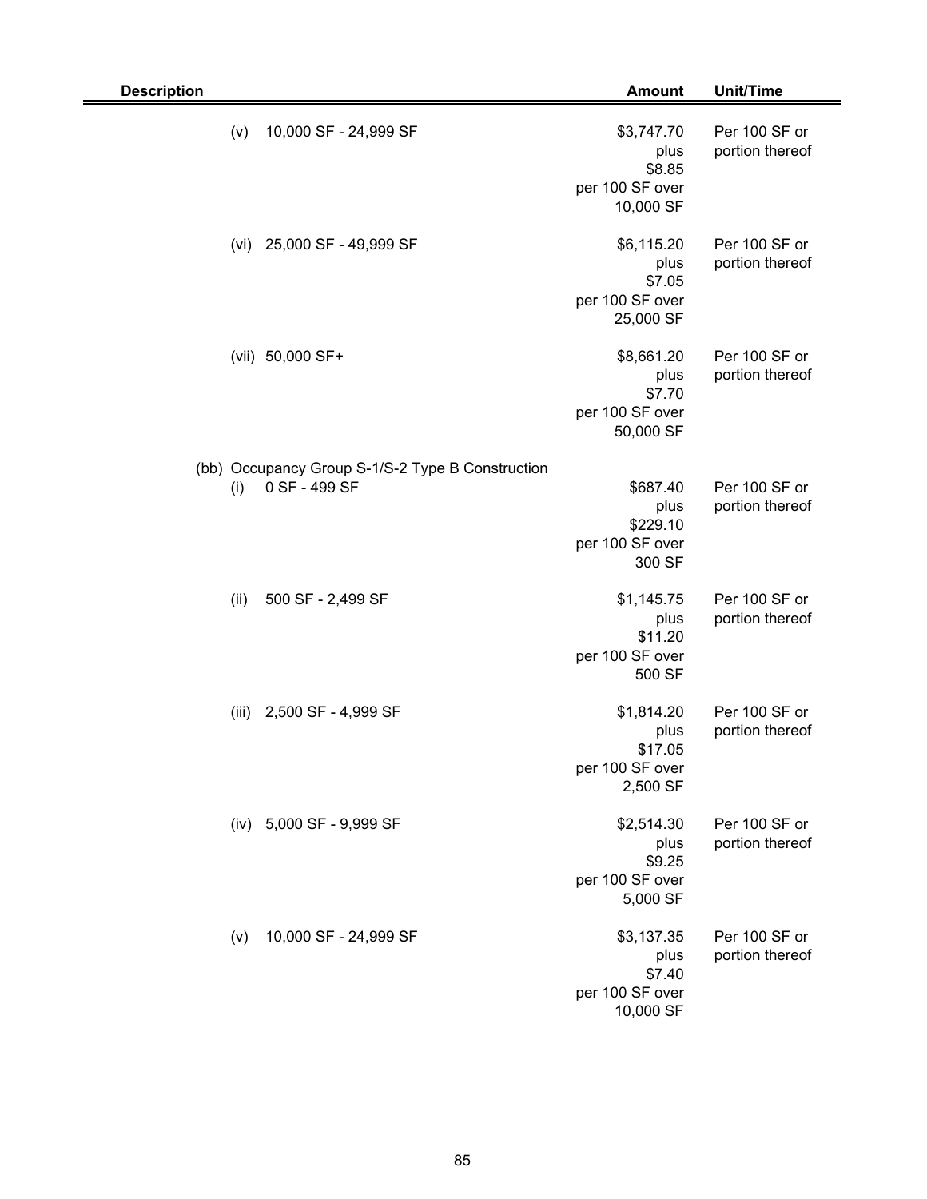| Description | Amount | Unit/Time |
|---|---|---|
| (v) 10,000 SF - 24,999 SF | $3,747.70 plus $8.85 per 100 SF over 10,000 SF | Per 100 SF or portion thereof |
| (vi) 25,000 SF - 49,999 SF | $6,115.20 plus $7.05 per 100 SF over 25,000 SF | Per 100 SF or portion thereof |
| (vii) 50,000 SF+ | $8,661.20 plus $7.70 per 100 SF over 50,000 SF | Per 100 SF or portion thereof |
| (bb) Occupancy Group S-1/S-2 Type B Construction | | |
| (i) 0 SF - 499 SF | $687.40 plus $229.10 per 100 SF over 300 SF | Per 100 SF or portion thereof |
| (ii) 500 SF - 2,499 SF | $1,145.75 plus $11.20 per 100 SF over 500 SF | Per 100 SF or portion thereof |
| (iii) 2,500 SF - 4,999 SF | $1,814.20 plus $17.05 per 100 SF over 2,500 SF | Per 100 SF or portion thereof |
| (iv) 5,000 SF - 9,999 SF | $2,514.30 plus $9.25 per 100 SF over 5,000 SF | Per 100 SF or portion thereof |
| (v) 10,000 SF - 24,999 SF | $3,137.35 plus $7.40 per 100 SF over 10,000 SF | Per 100 SF or portion thereof |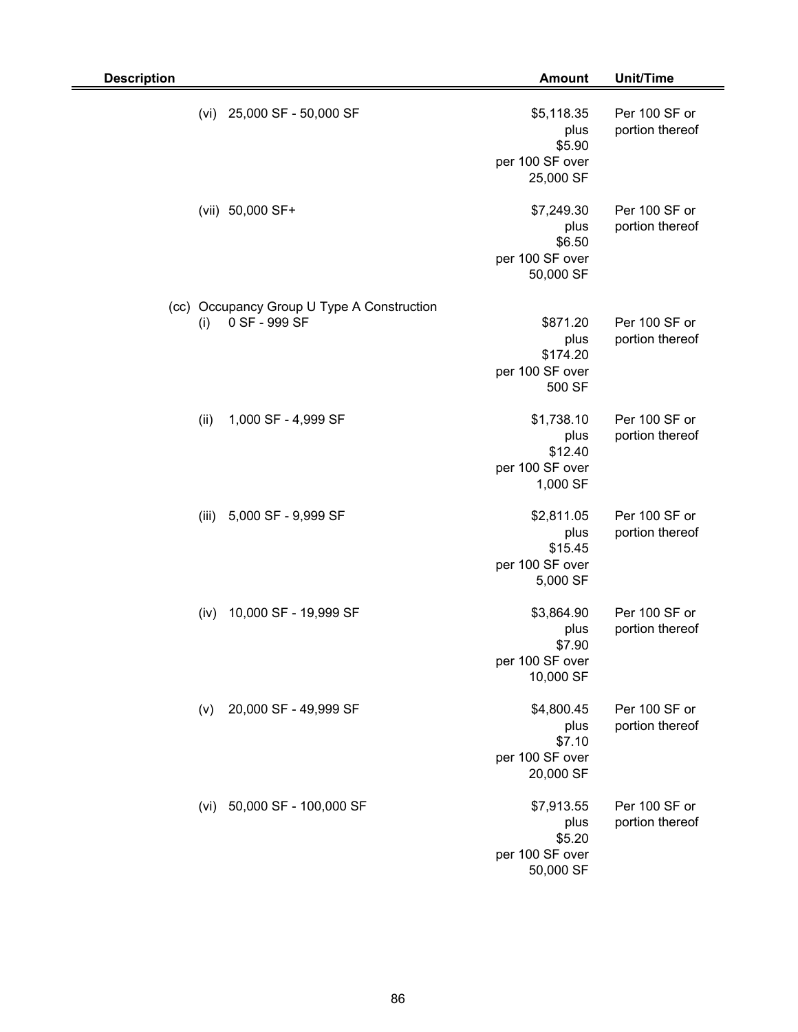| Description | Amount | Unit/Time |
|---|---|---|
| (vi) 25,000 SF - 50,000 SF | \$5,118.35 plus \$5.90 per 100 SF over 25,000 SF | Per 100 SF or portion thereof |
| (vii) 50,000 SF+ | \$7,249.30 plus \$6.50 per 100 SF over 50,000 SF | Per 100 SF or portion thereof |
| (cc) Occupancy Group U Type A Construction | | |
| (i) 0 SF - 999 SF | \$871.20 plus \$174.20 per 100 SF over 500 SF | Per 100 SF or portion thereof |
| (ii) 1,000 SF - 4,999 SF | \$1,738.10 plus \$12.40 per 100 SF over 1,000 SF | Per 100 SF or portion thereof |
| (iii) 5,000 SF - 9,999 SF | \$2,811.05 plus \$15.45 per 100 SF over 5,000 SF | Per 100 SF or portion thereof |
| (iv) 10,000 SF - 19,999 SF | \$3,864.90 plus \$7.90 per 100 SF over 10,000 SF | Per 100 SF or portion thereof |
| (v) 20,000 SF - 49,999 SF | \$4,800.45 plus \$7.10 per 100 SF over 20,000 SF | Per 100 SF or portion thereof |
| (vi) 50,000 SF - 100,000 SF | \$7,913.55 plus \$5.20 per 100 SF over 50,000 SF | Per 100 SF or portion thereof |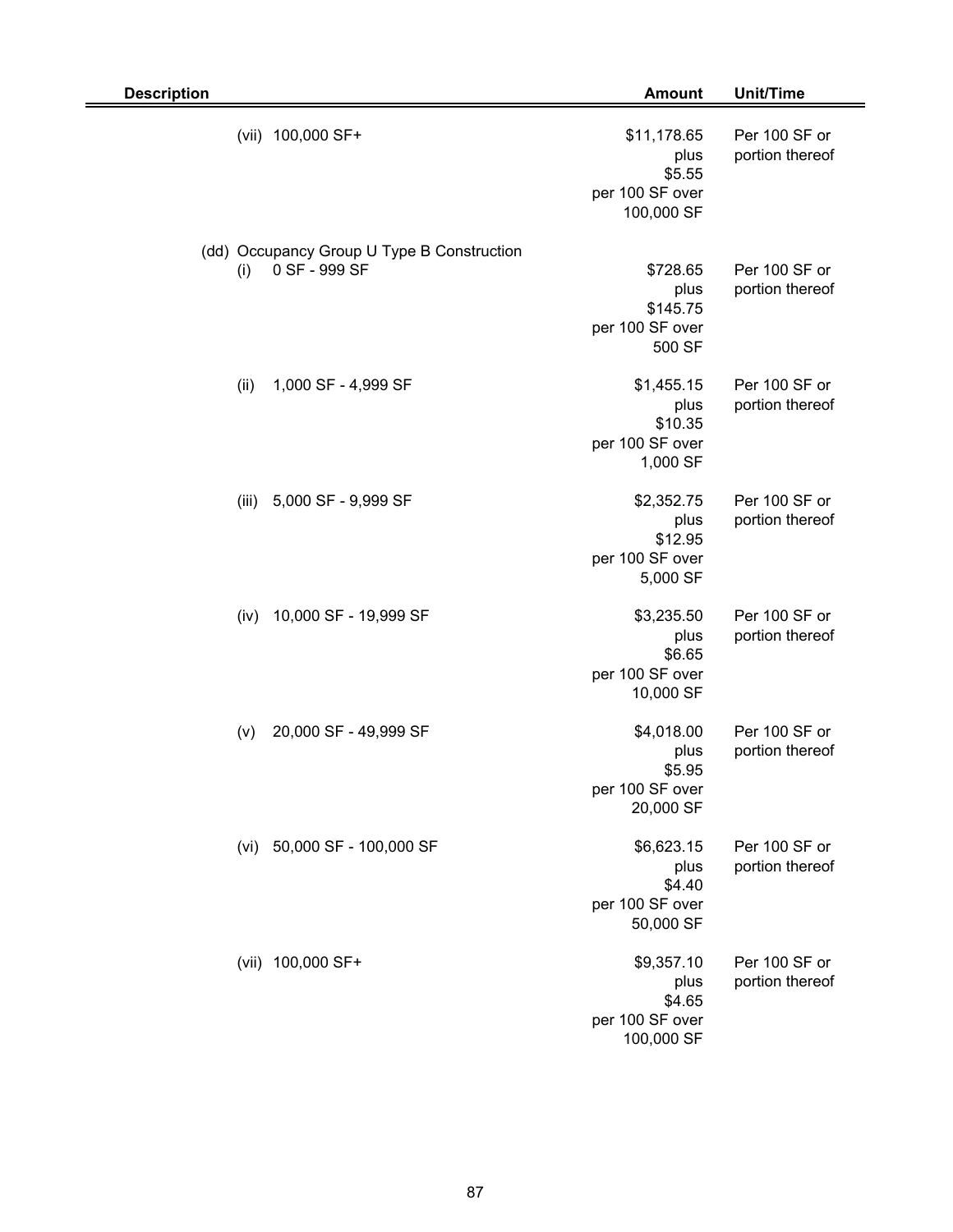| Description | Amount | Unit/Time |
|---|---|---|
| (vii) 100,000 SF+ | $11,178.65 plus $5.55 per 100 SF over 100,000 SF | Per 100 SF or portion thereof |
| (dd) Occupancy Group U Type B Construction | | |
| (i) 0 SF - 999 SF | $728.65 plus $145.75 per 100 SF over 500 SF | Per 100 SF or portion thereof |
| (ii) 1,000 SF - 4,999 SF | $1,455.15 plus $10.35 per 100 SF over 1,000 SF | Per 100 SF or portion thereof |
| (iii) 5,000 SF - 9,999 SF | $2,352.75 plus $12.95 per 100 SF over 5,000 SF | Per 100 SF or portion thereof |
| (iv) 10,000 SF - 19,999 SF | $3,235.50 plus $6.65 per 100 SF over 10,000 SF | Per 100 SF or portion thereof |
| (v) 20,000 SF - 49,999 SF | $4,018.00 plus $5.95 per 100 SF over 20,000 SF | Per 100 SF or portion thereof |
| (vi) 50,000 SF - 100,000 SF | $6,623.15 plus $4.40 per 100 SF over 50,000 SF | Per 100 SF or portion thereof |
| (vii) 100,000 SF+ | $9,357.10 plus $4.65 per 100 SF over 100,000 SF | Per 100 SF or portion thereof |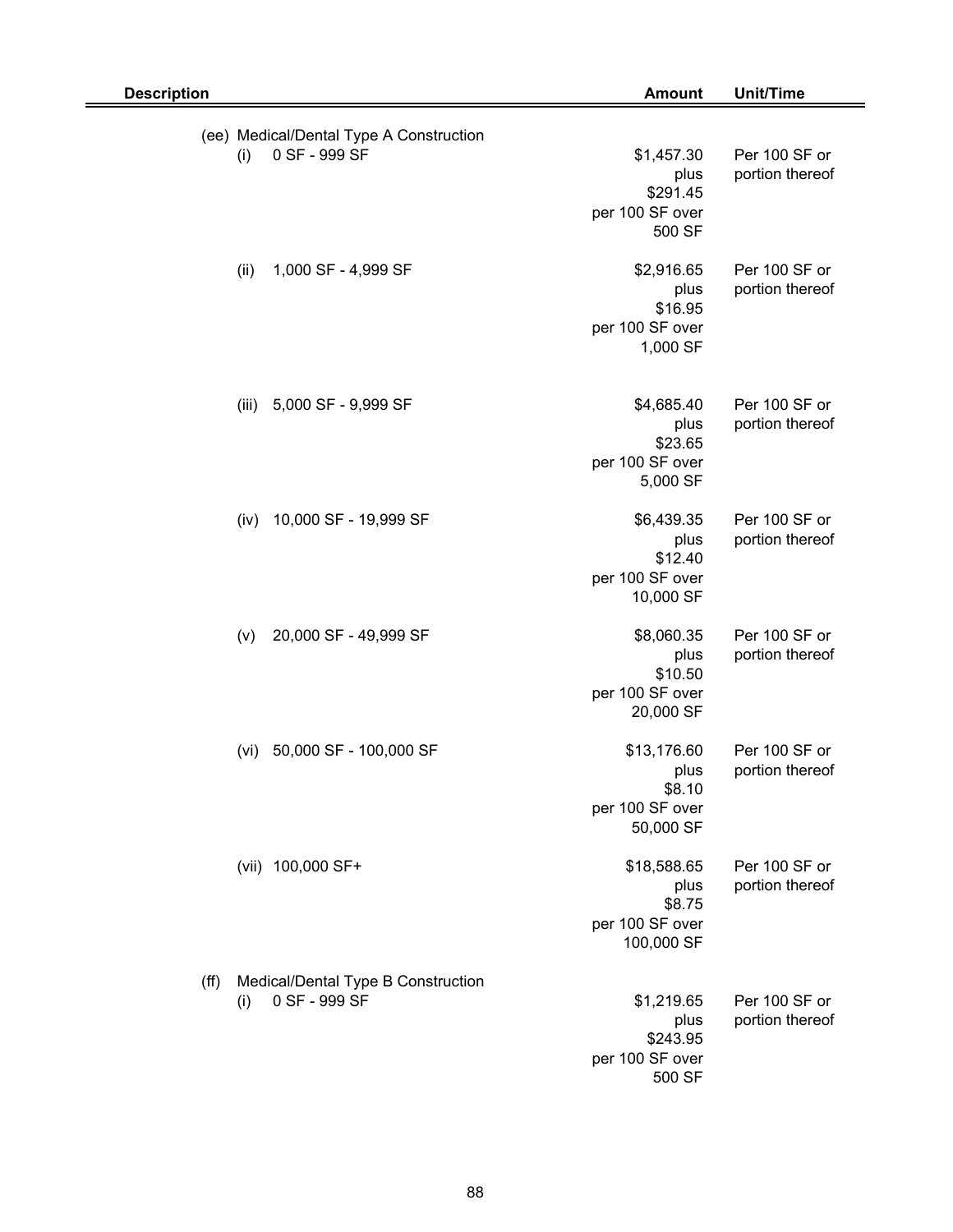| Description | Amount | Unit/Time |
|---|---|---|
| (ee) Medical/Dental Type A Construction | | |
| (i) 0 SF - 999 SF | $1,457.30 plus $291.45 per 100 SF over 500 SF | Per 100 SF or portion thereof |
| (ii) 1,000 SF - 4,999 SF | $2,916.65 plus $16.95 per 100 SF over 1,000 SF | Per 100 SF or portion thereof |
| (iii) 5,000 SF - 9,999 SF | $4,685.40 plus $23.65 per 100 SF over 5,000 SF | Per 100 SF or portion thereof |
| (iv) 10,000 SF - 19,999 SF | $6,439.35 plus $12.40 per 100 SF over 10,000 SF | Per 100 SF or portion thereof |
| (v) 20,000 SF - 49,999 SF | $8,060.35 plus $10.50 per 100 SF over 20,000 SF | Per 100 SF or portion thereof |
| (vi) 50,000 SF - 100,000 SF | $13,176.60 plus $8.10 per 100 SF over 50,000 SF | Per 100 SF or portion thereof |
| (vii) 100,000 SF+ | $18,588.65 plus $8.75 per 100 SF over 100,000 SF | Per 100 SF or portion thereof |
| (ff) Medical/Dental Type B Construction | | |
| (i) 0 SF - 999 SF | $1,219.65 plus $243.95 per 100 SF over 500 SF | Per 100 SF or portion thereof |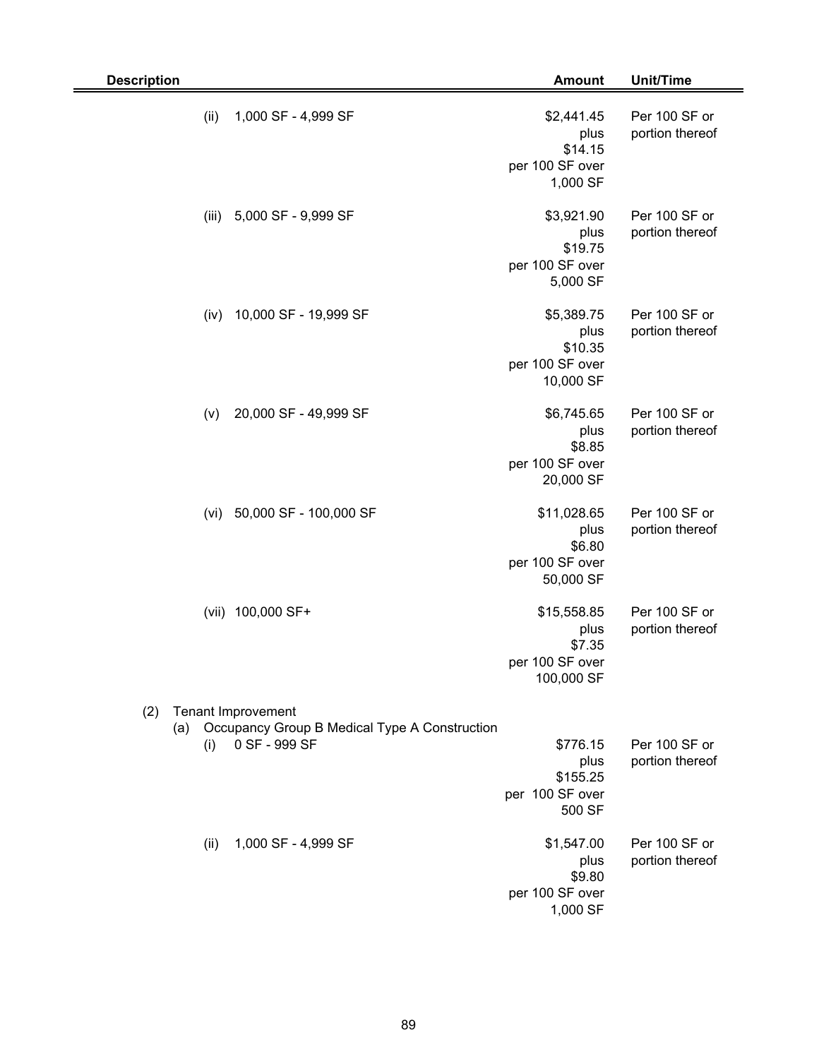| Description | Amount | Unit/Time |
|---|---|---|
| (ii) 1,000 SF - 4,999 SF | $2,441.45 plus $14.15 per 100 SF over 1,000 SF | Per 100 SF or portion thereof |
| (iii) 5,000 SF - 9,999 SF | $3,921.90 plus $19.75 per 100 SF over 5,000 SF | Per 100 SF or portion thereof |
| (iv) 10,000 SF - 19,999 SF | $5,389.75 plus $10.35 per 100 SF over 10,000 SF | Per 100 SF or portion thereof |
| (v) 20,000 SF - 49,999 SF | $6,745.65 plus $8.85 per 100 SF over 20,000 SF | Per 100 SF or portion thereof |
| (vi) 50,000 SF - 100,000 SF | $11,028.65 plus $6.80 per 100 SF over 50,000 SF | Per 100 SF or portion thereof |
| (vii) 100,000 SF+ | $15,558.85 plus $7.35 per 100 SF over 100,000 SF | Per 100 SF or portion thereof |
| (2) Tenant Improvement | | |
| (a) Occupancy Group B Medical Type A Construction | | |
| (i) 0 SF - 999 SF | $776.15 plus $155.25 per 100 SF over 500 SF | Per 100 SF or portion thereof |
| (ii) 1,000 SF - 4,999 SF | $1,547.00 plus $9.80 per 100 SF over 1,000 SF | Per 100 SF or portion thereof |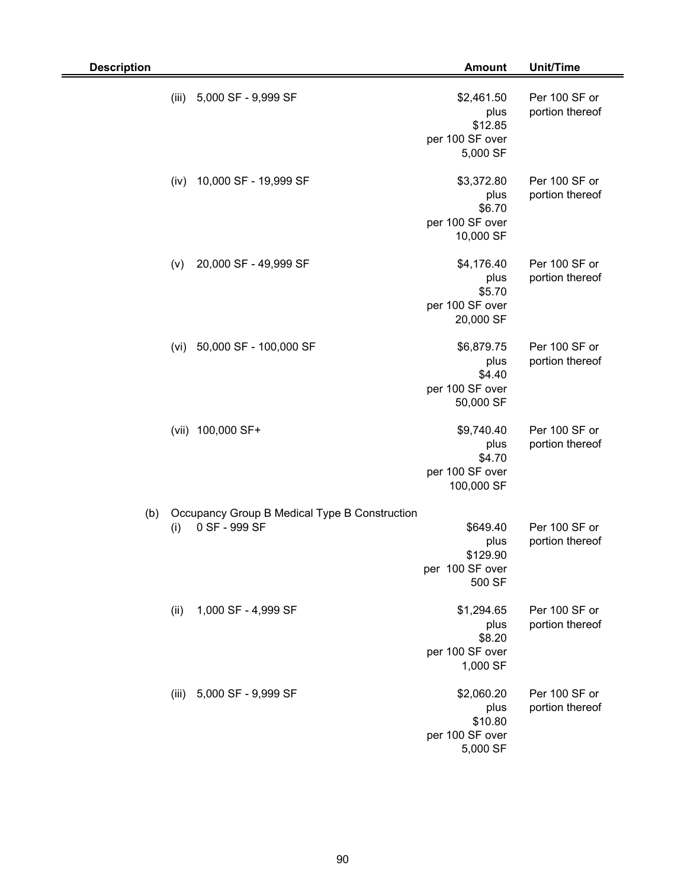| Description | Amount | Unit/Time |
|---|---|---|
| (iii) 5,000 SF - 9,999 SF | \$2,461.50 plus \$12.85 per 100 SF over 5,000 SF | Per 100 SF or portion thereof |
| (iv) 10,000 SF - 19,999 SF | \$3,372.80 plus \$6.70 per 100 SF over 10,000 SF | Per 100 SF or portion thereof |
| (v) 20,000 SF - 49,999 SF | \$4,176.40 plus \$5.70 per 100 SF over 20,000 SF | Per 100 SF or portion thereof |
| (vi) 50,000 SF - 100,000 SF | \$6,879.75 plus \$4.40 per 100 SF over 50,000 SF | Per 100 SF or portion thereof |
| (vii) 100,000 SF+ | \$9,740.40 plus \$4.70 per 100 SF over 100,000 SF | Per 100 SF or portion thereof |
| (b) Occupancy Group B Medical Type B Construction | | |
| (i) 0 SF - 999 SF | \$649.40 plus \$129.90 per 100 SF over 500 SF | Per 100 SF or portion thereof |
| (ii) 1,000 SF - 4,999 SF | \$1,294.65 plus \$8.20 per 100 SF over 1,000 SF | Per 100 SF or portion thereof |
| (iii) 5,000 SF - 9,999 SF | \$2,060.20 plus \$10.80 per 100 SF over 5,000 SF | Per 100 SF or portion thereof |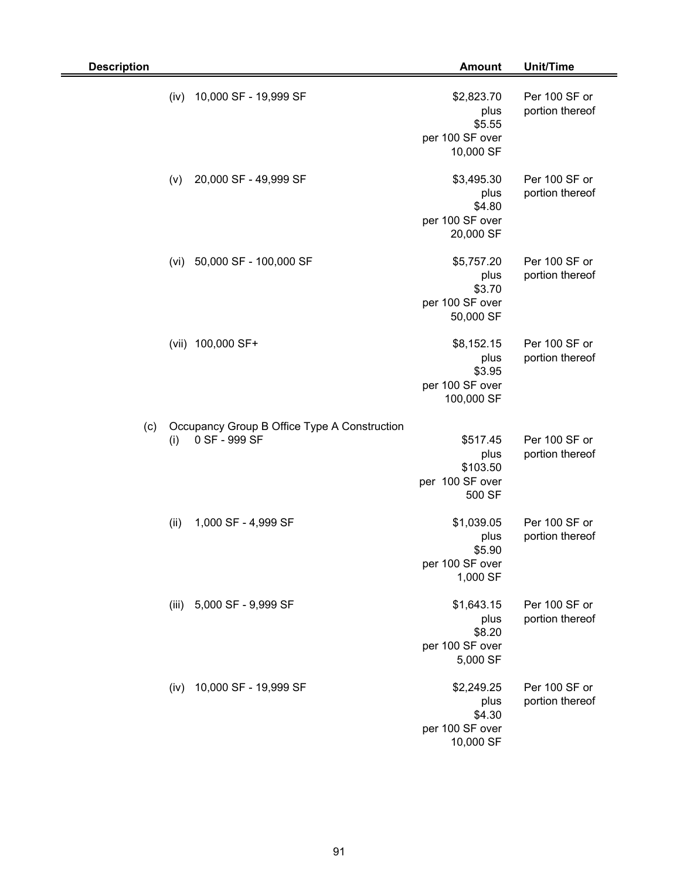| Description | Amount | Unit/Time |
|---|---|---|
| (iv) 10,000 SF - 19,999 SF | \$2,823.70 plus \$5.55 per 100 SF over 10,000 SF | Per 100 SF or portion thereof |
| (v) 20,000 SF - 49,999 SF | \$3,495.30 plus \$4.80 per 100 SF over 20,000 SF | Per 100 SF or portion thereof |
| (vi) 50,000 SF - 100,000 SF | \$5,757.20 plus \$3.70 per 100 SF over 50,000 SF | Per 100 SF or portion thereof |
| (vii) 100,000 SF+ | \$8,152.15 plus \$3.95 per 100 SF over 100,000 SF | Per 100 SF or portion thereof |
| (c) Occupancy Group B Office Type A Construction | | |
| (i) 0 SF - 999 SF | \$517.45 plus \$103.50 per 100 SF over 500 SF | Per 100 SF or portion thereof |
| (ii) 1,000 SF - 4,999 SF | \$1,039.05 plus \$5.90 per 100 SF over 1,000 SF | Per 100 SF or portion thereof |
| (iii) 5,000 SF - 9,999 SF | \$1,643.15 plus \$8.20 per 100 SF over 5,000 SF | Per 100 SF or portion thereof |
| (iv) 10,000 SF - 19,999 SF | \$2,249.25 plus \$4.30 per 100 SF over 10,000 SF | Per 100 SF or portion thereof |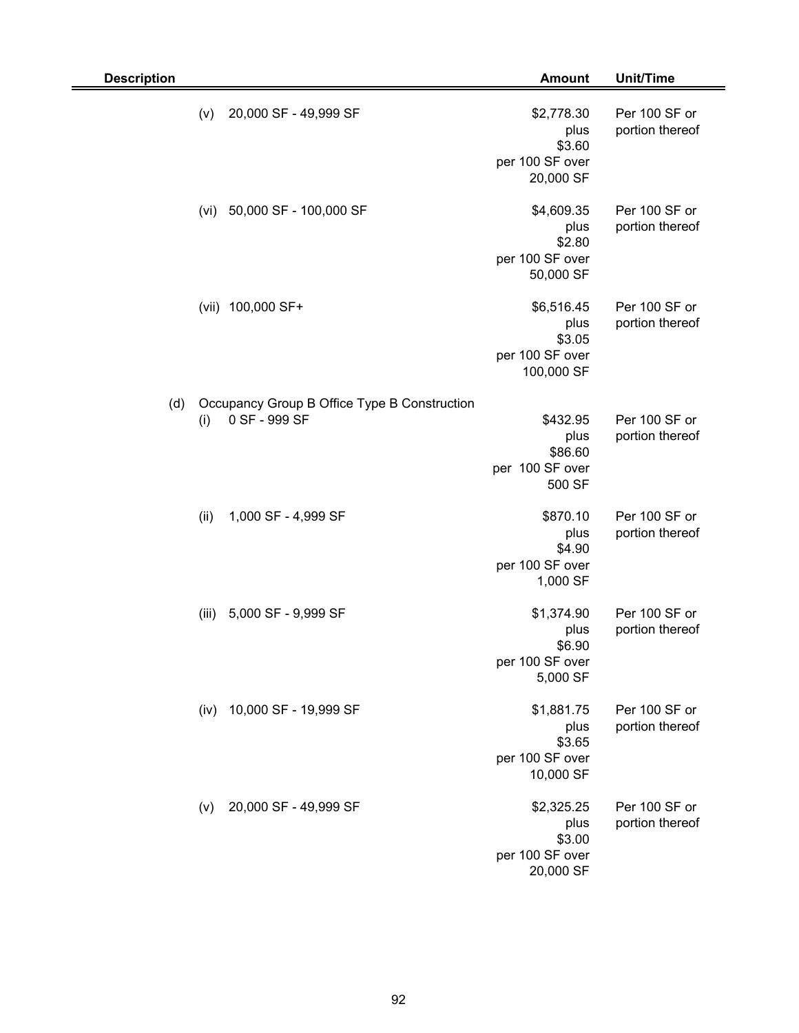| Description | Amount | Unit/Time |
|---|---|---|
| (v) 20,000 SF - 49,999 SF | $2,778.30 plus $3.60 per 100 SF over 20,000 SF | Per 100 SF or portion thereof |
| (vi) 50,000 SF - 100,000 SF | $4,609.35 plus $2.80 per 100 SF over 50,000 SF | Per 100 SF or portion thereof |
| (vii) 100,000 SF+ | $6,516.45 plus $3.05 per 100 SF over 100,000 SF | Per 100 SF or portion thereof |
| (d) Occupancy Group B Office Type B Construction | | |
| (i) 0 SF - 999 SF | $432.95 plus $86.60 per 100 SF over 500 SF | Per 100 SF or portion thereof |
| (ii) 1,000 SF - 4,999 SF | $870.10 plus $4.90 per 100 SF over 1,000 SF | Per 100 SF or portion thereof |
| (iii) 5,000 SF - 9,999 SF | $1,374.90 plus $6.90 per 100 SF over 5,000 SF | Per 100 SF or portion thereof |
| (iv) 10,000 SF - 19,999 SF | $1,881.75 plus $3.65 per 100 SF over 10,000 SF | Per 100 SF or portion thereof |
| (v) 20,000 SF - 49,999 SF | $2,325.25 plus $3.00 per 100 SF over 20,000 SF | Per 100 SF or portion thereof |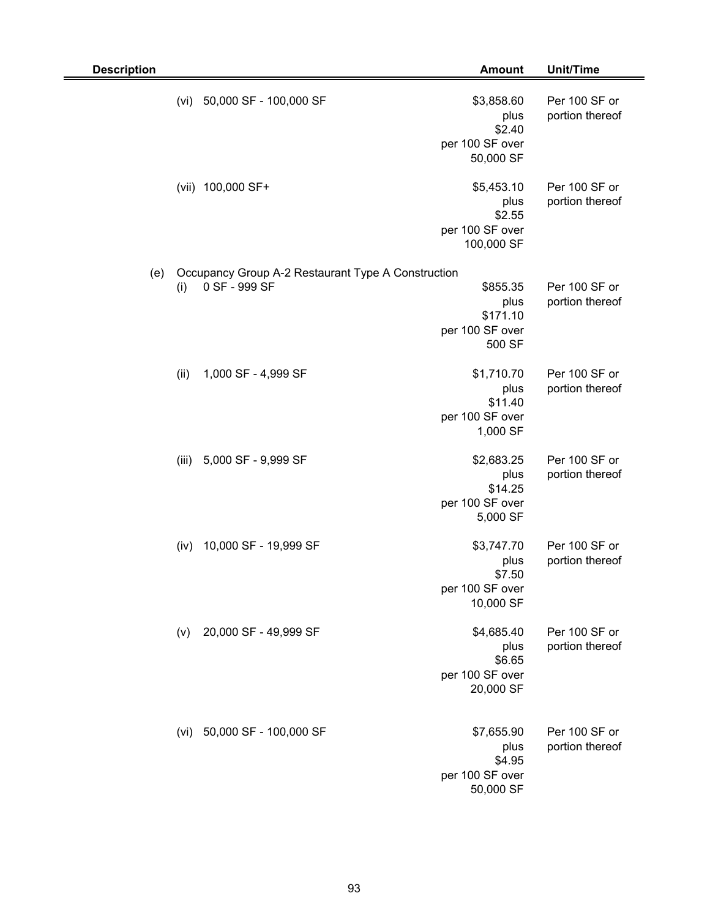| Description | Amount | Unit/Time |
|---|---|---|
| (vi) 50,000 SF - 100,000 SF | \$3,858.60 plus \$2.40 per 100 SF over 50,000 SF | Per 100 SF or portion thereof |
| (vii) 100,000 SF+ | \$5,453.10 plus \$2.55 per 100 SF over 100,000 SF | Per 100 SF or portion thereof |
| (e) Occupancy Group A-2 Restaurant Type A Construction | | |
| (i) 0 SF - 999 SF | \$855.35 plus \$171.10 per 100 SF over 500 SF | Per 100 SF or portion thereof |
| (ii) 1,000 SF - 4,999 SF | \$1,710.70 plus \$11.40 per 100 SF over 1,000 SF | Per 100 SF or portion thereof |
| (iii) 5,000 SF - 9,999 SF | \$2,683.25 plus \$14.25 per 100 SF over 5,000 SF | Per 100 SF or portion thereof |
| (iv) 10,000 SF - 19,999 SF | \$3,747.70 plus \$7.50 per 100 SF over 10,000 SF | Per 100 SF or portion thereof |
| (v) 20,000 SF - 49,999 SF | \$4,685.40 plus \$6.65 per 100 SF over 20,000 SF | Per 100 SF or portion thereof |
| (vi) 50,000 SF - 100,000 SF | \$7,655.90 plus \$4.95 per 100 SF over 50,000 SF | Per 100 SF or portion thereof |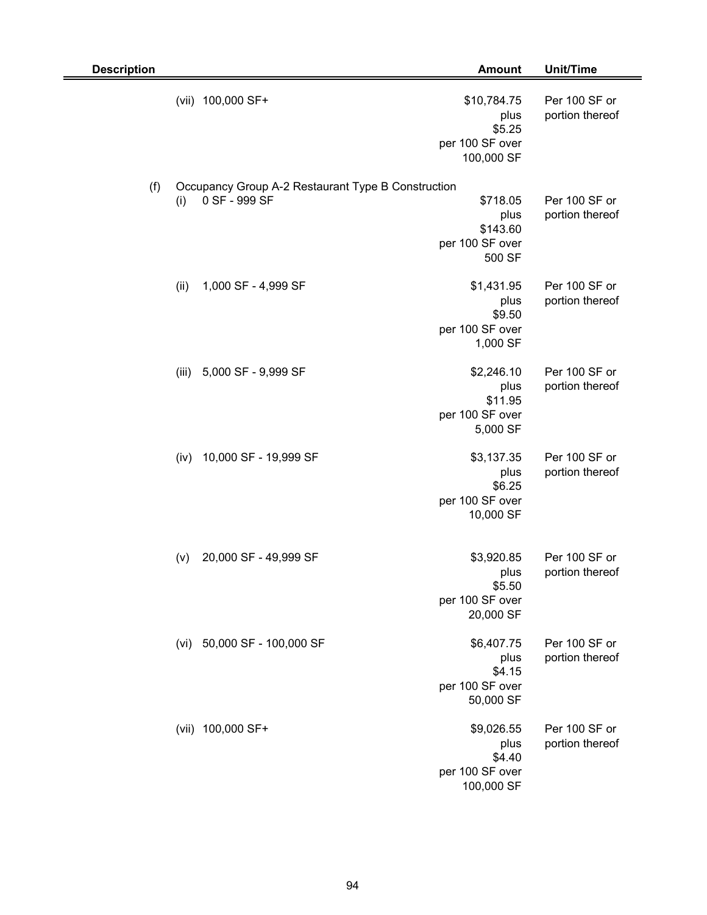| Description | Amount | Unit/Time |
|---|---|---|
| (vii) 100,000 SF+ | $10,784.75 plus $5.25 per 100 SF over 100,000 SF | Per 100 SF or portion thereof |
| (f) Occupancy Group A-2 Restaurant Type B Construction | | |
| (i) 0 SF - 999 SF | $718.05 plus $143.60 per 100 SF over 500 SF | Per 100 SF or portion thereof |
| (ii) 1,000 SF - 4,999 SF | $1,431.95 plus $9.50 per 100 SF over 1,000 SF | Per 100 SF or portion thereof |
| (iii) 5,000 SF - 9,999 SF | $2,246.10 plus $11.95 per 100 SF over 5,000 SF | Per 100 SF or portion thereof |
| (iv) 10,000 SF - 19,999 SF | $3,137.35 plus $6.25 per 100 SF over 10,000 SF | Per 100 SF or portion thereof |
| (v) 20,000 SF - 49,999 SF | $3,920.85 plus $5.50 per 100 SF over 20,000 SF | Per 100 SF or portion thereof |
| (vi) 50,000 SF - 100,000 SF | $6,407.75 plus $4.15 per 100 SF over 50,000 SF | Per 100 SF or portion thereof |
| (vii) 100,000 SF+ | $9,026.55 plus $4.40 per 100 SF over 100,000 SF | Per 100 SF or portion thereof |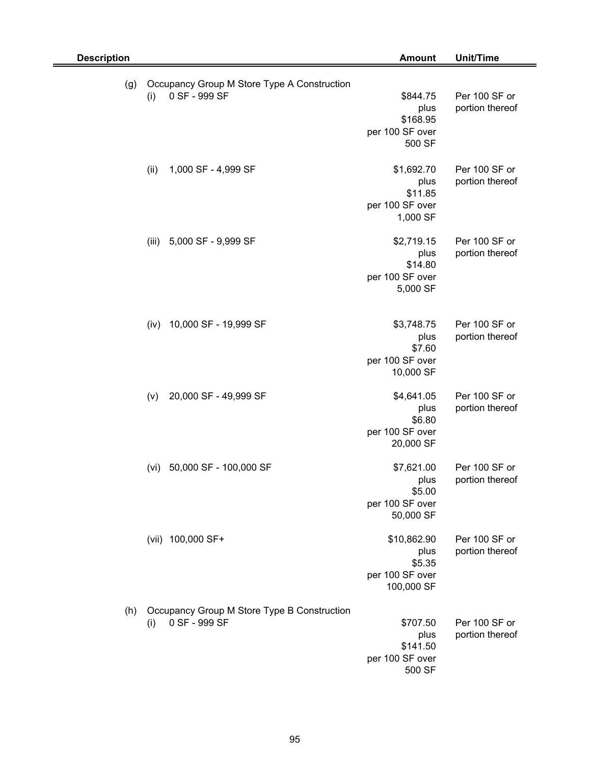| Description | Amount | Unit/Time |
|---|---|---|
| (g) Occupancy Group M Store Type A Construction | | |
| (i) 0 SF - 999 SF | $844.75 plus $168.95 per 100 SF over 500 SF | Per 100 SF or portion thereof |
| (ii) 1,000 SF - 4,999 SF | $1,692.70 plus $11.85 per 100 SF over 1,000 SF | Per 100 SF or portion thereof |
| (iii) 5,000 SF - 9,999 SF | $2,719.15 plus $14.80 per 100 SF over 5,000 SF | Per 100 SF or portion thereof |
| (iv) 10,000 SF - 19,999 SF | $3,748.75 plus $7.60 per 100 SF over 10,000 SF | Per 100 SF or portion thereof |
| (v) 20,000 SF - 49,999 SF | $4,641.05 plus $6.80 per 100 SF over 20,000 SF | Per 100 SF or portion thereof |
| (vi) 50,000 SF - 100,000 SF | $7,621.00 plus $5.00 per 100 SF over 50,000 SF | Per 100 SF or portion thereof |
| (vii) 100,000 SF+ | $10,862.90 plus $5.35 per 100 SF over 100,000 SF | Per 100 SF or portion thereof |
| (h) Occupancy Group M Store Type B Construction | | |
| (i) 0 SF - 999 SF | $707.50 plus $141.50 per 100 SF over 500 SF | Per 100 SF or portion thereof |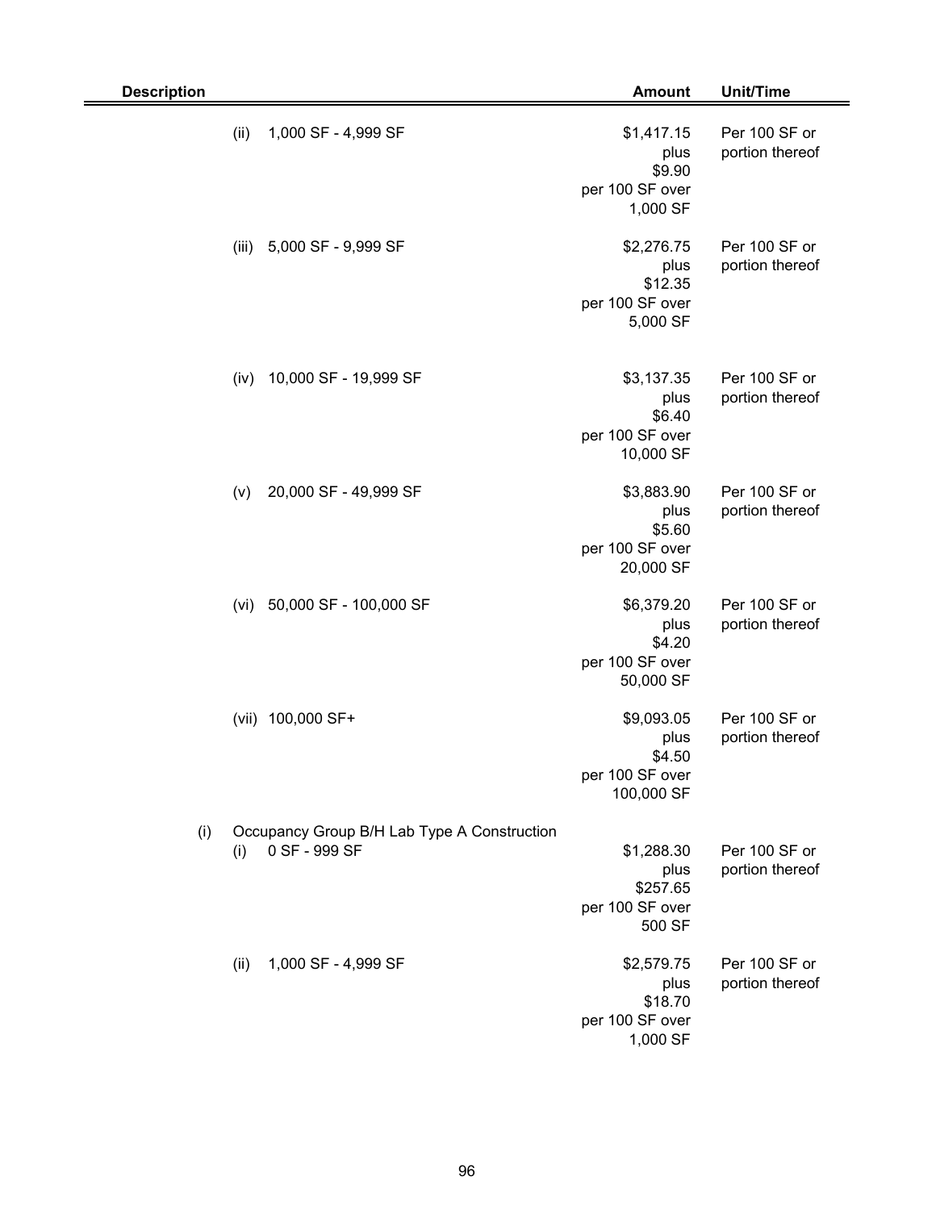| Description | Amount | Unit/Time |
|---|---|---|
| (ii) 1,000 SF - 4,999 SF | $1,417.15 plus $9.90 per 100 SF over 1,000 SF | Per 100 SF or portion thereof |
| (iii) 5,000 SF - 9,999 SF | $2,276.75 plus $12.35 per 100 SF over 5,000 SF | Per 100 SF or portion thereof |
| (iv) 10,000 SF - 19,999 SF | $3,137.35 plus $6.40 per 100 SF over 10,000 SF | Per 100 SF or portion thereof |
| (v) 20,000 SF - 49,999 SF | $3,883.90 plus $5.60 per 100 SF over 20,000 SF | Per 100 SF or portion thereof |
| (vi) 50,000 SF - 100,000 SF | $6,379.20 plus $4.20 per 100 SF over 50,000 SF | Per 100 SF or portion thereof |
| (vii) 100,000 SF+ | $9,093.05 plus $4.50 per 100 SF over 100,000 SF | Per 100 SF or portion thereof |
| (i) Occupancy Group B/H Lab Type A Construction | | |
| (i) 0 SF - 999 SF | $1,288.30 plus $257.65 per 100 SF over 500 SF | Per 100 SF or portion thereof |
| (ii) 1,000 SF - 4,999 SF | $2,579.75 plus $18.70 per 100 SF over 1,000 SF | Per 100 SF or portion thereof |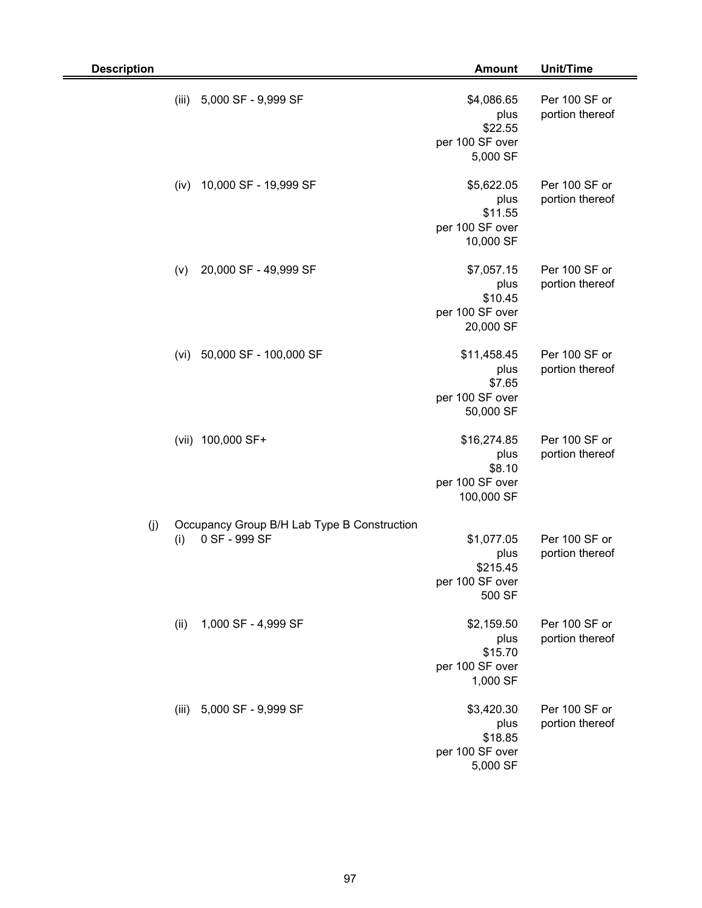| Description | Amount | Unit/Time |
|---|---|---|
| (iii) 5,000 SF - 9,999 SF | \$4,086.65 plus \$22.55 per 100 SF over 5,000 SF | Per 100 SF or portion thereof |
| (iv) 10,000 SF - 19,999 SF | \$5,622.05 plus \$11.55 per 100 SF over 10,000 SF | Per 100 SF or portion thereof |
| (v) 20,000 SF - 49,999 SF | \$7,057.15 plus \$10.45 per 100 SF over 20,000 SF | Per 100 SF or portion thereof |
| (vi) 50,000 SF - 100,000 SF | \$11,458.45 plus \$7.65 per 100 SF over 50,000 SF | Per 100 SF or portion thereof |
| (vii) 100,000 SF+ | \$16,274.85 plus \$8.10 per 100 SF over 100,000 SF | Per 100 SF or portion thereof |
| (j) Occupancy Group B/H Lab Type B Construction | | |
| (i) 0 SF - 999 SF | \$1,077.05 plus \$215.45 per 100 SF over 500 SF | Per 100 SF or portion thereof |
| (ii) 1,000 SF - 4,999 SF | \$2,159.50 plus \$15.70 per 100 SF over 1,000 SF | Per 100 SF or portion thereof |
| (iii) 5,000 SF - 9,999 SF | \$3,420.30 plus \$18.85 per 100 SF over 5,000 SF | Per 100 SF or portion thereof |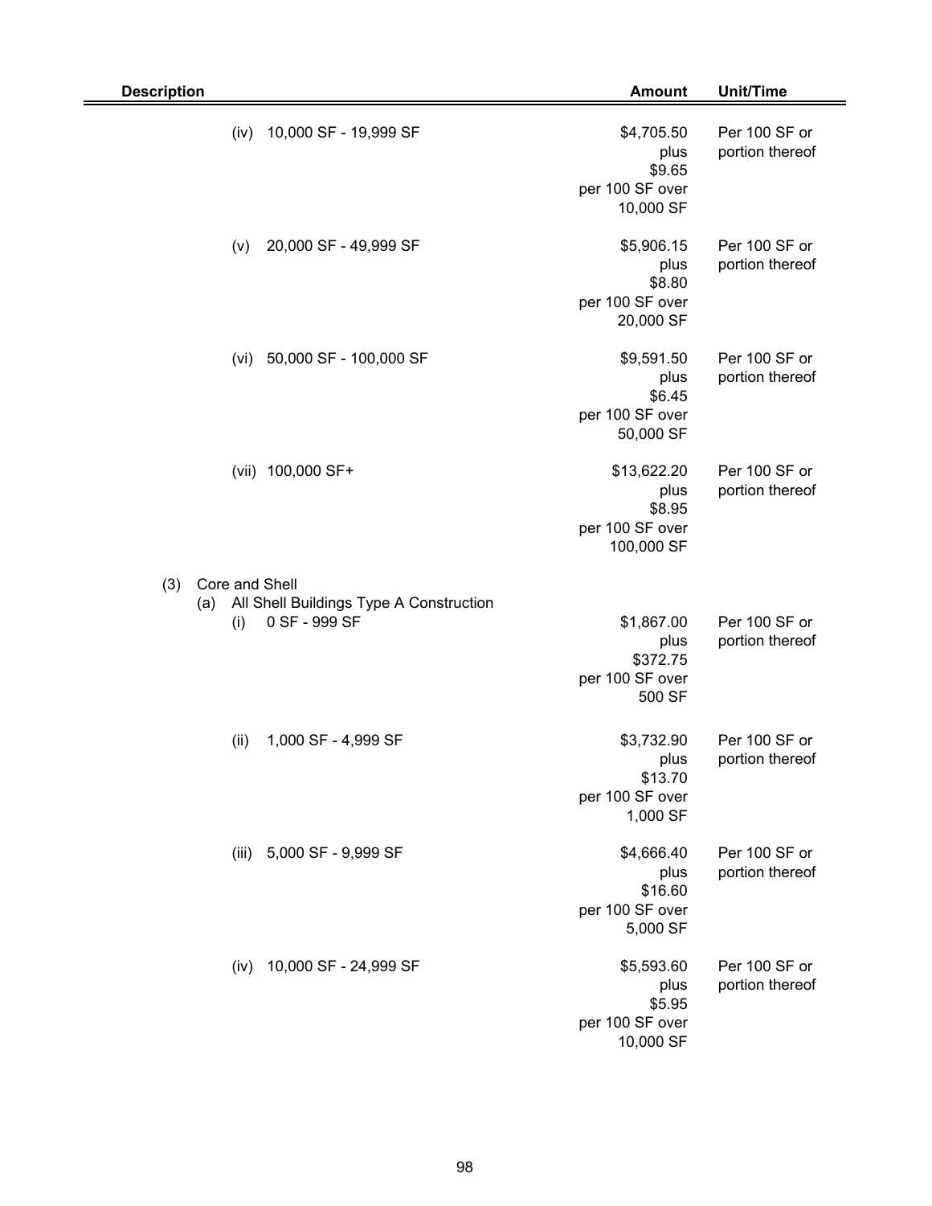| Description | Amount | Unit/Time |
|---|---|---|
| (iv) 10,000 SF - 19,999 SF | $4,705.50 plus $9.65 per 100 SF over 10,000 SF | Per 100 SF or portion thereof |
| (v) 20,000 SF - 49,999 SF | $5,906.15 plus $8.80 per 100 SF over 20,000 SF | Per 100 SF or portion thereof |
| (vi) 50,000 SF - 100,000 SF | $9,591.50 plus $6.45 per 100 SF over 50,000 SF | Per 100 SF or portion thereof |
| (vii) 100,000 SF+ | $13,622.20 plus $8.95 per 100 SF over 100,000 SF | Per 100 SF or portion thereof |
| (3) Core and Shell | | |
| (a) All Shell Buildings Type A Construction | | |
| (i) 0 SF - 999 SF | $1,867.00 plus $372.75 per 100 SF over 500 SF | Per 100 SF or portion thereof |
| (ii) 1,000 SF - 4,999 SF | $3,732.90 plus $13.70 per 100 SF over 1,000 SF | Per 100 SF or portion thereof |
| (iii) 5,000 SF - 9,999 SF | $4,666.40 plus $16.60 per 100 SF over 5,000 SF | Per 100 SF or portion thereof |
| (iv) 10,000 SF - 24,999 SF | $5,593.60 plus $5.95 per 100 SF over 10,000 SF | Per 100 SF or portion thereof |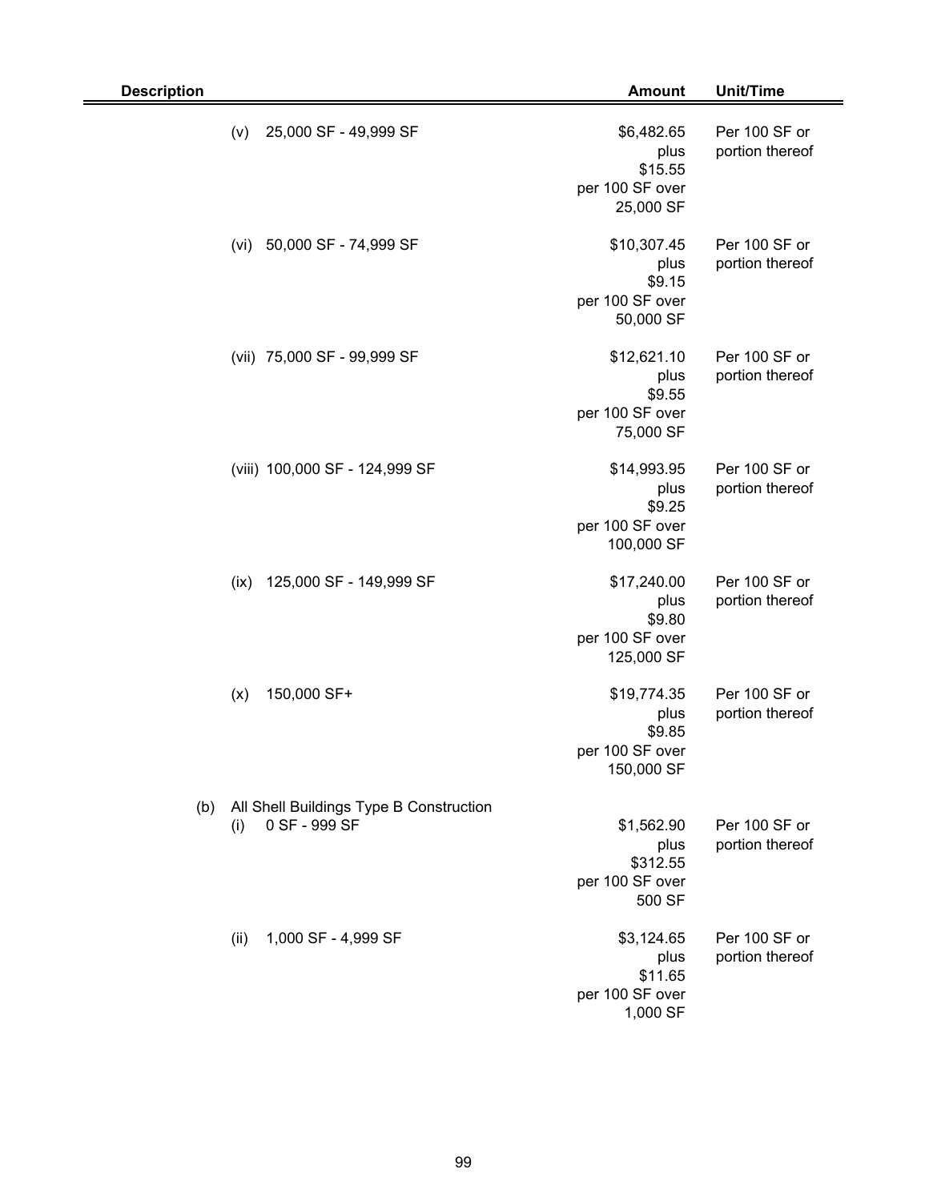| Description | Amount | Unit/Time |
|---|---|---|
| (v) 25,000 SF - 49,999 SF | $6,482.65 plus $15.55 per 100 SF over 25,000 SF | Per 100 SF or portion thereof |
| (vi) 50,000 SF - 74,999 SF | $10,307.45 plus $9.15 per 100 SF over 50,000 SF | Per 100 SF or portion thereof |
| (vii) 75,000 SF - 99,999 SF | $12,621.10 plus $9.55 per 100 SF over 75,000 SF | Per 100 SF or portion thereof |
| (viii) 100,000 SF - 124,999 SF | $14,993.95 plus $9.25 per 100 SF over 100,000 SF | Per 100 SF or portion thereof |
| (ix) 125,000 SF - 149,999 SF | $17,240.00 plus $9.80 per 100 SF over 125,000 SF | Per 100 SF or portion thereof |
| (x) 150,000 SF+ | $19,774.35 plus $9.85 per 100 SF over 150,000 SF | Per 100 SF or portion thereof |
| (b) All Shell Buildings Type B Construction | | |
| (i) 0 SF - 999 SF | $1,562.90 plus $312.55 per 100 SF over 500 SF | Per 100 SF or portion thereof |
| (ii) 1,000 SF - 4,999 SF | $3,124.65 plus $11.65 per 100 SF over 1,000 SF | Per 100 SF or portion thereof |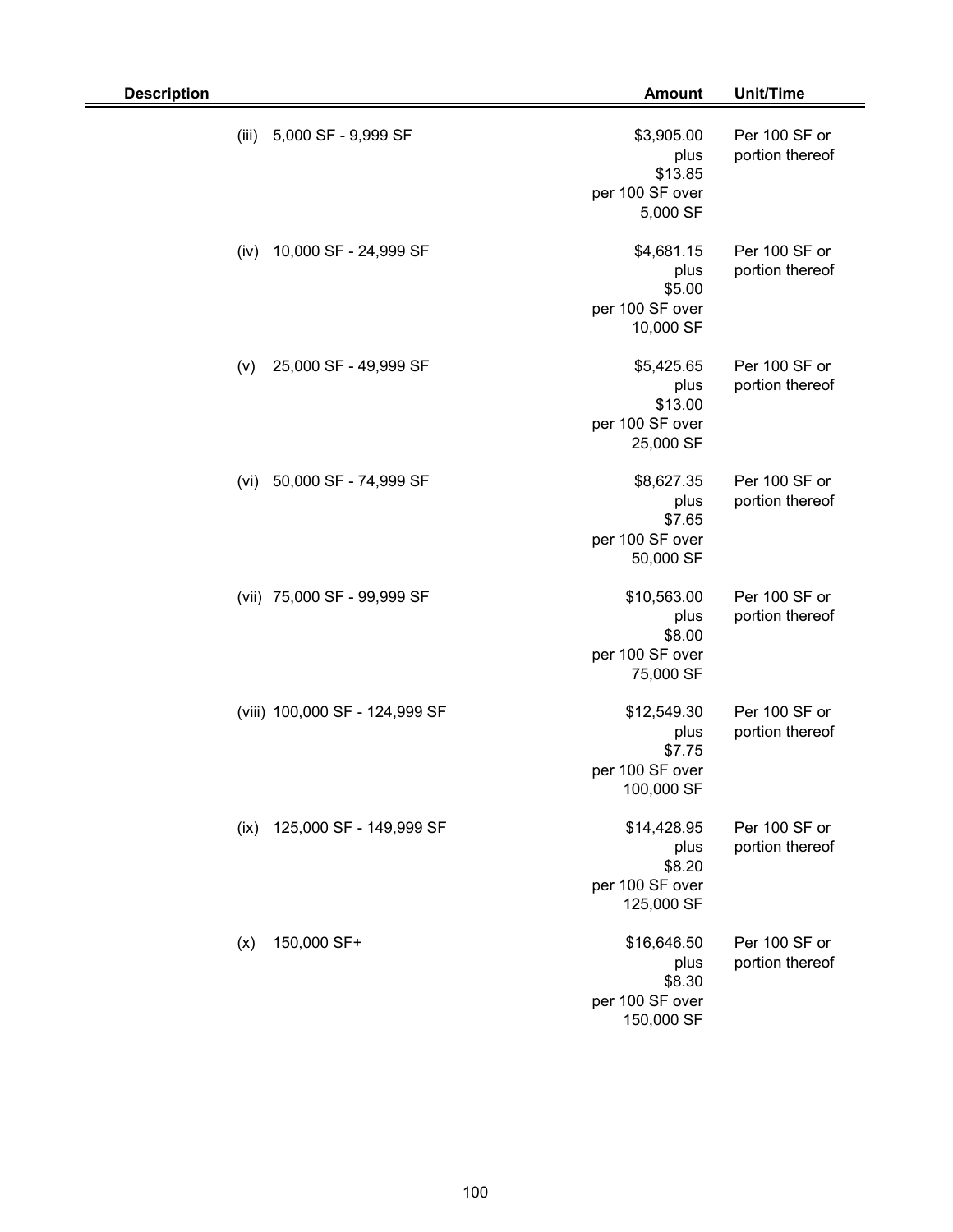| Description | Amount | Unit/Time |
|---|---|---|
| (iii) 5,000 SF - 9,999 SF | $3,905.00 plus $13.85 per 100 SF over 5,000 SF | Per 100 SF or portion thereof |
| (iv) 10,000 SF - 24,999 SF | $4,681.15 plus $5.00 per 100 SF over 10,000 SF | Per 100 SF or portion thereof |
| (v) 25,000 SF - 49,999 SF | $5,425.65 plus $13.00 per 100 SF over 25,000 SF | Per 100 SF or portion thereof |
| (vi) 50,000 SF - 74,999 SF | $8,627.35 plus $7.65 per 100 SF over 50,000 SF | Per 100 SF or portion thereof |
| (vii) 75,000 SF - 99,999 SF | $10,563.00 plus $8.00 per 100 SF over 75,000 SF | Per 100 SF or portion thereof |
| (viii) 100,000 SF - 124,999 SF | $12,549.30 plus $7.75 per 100 SF over 100,000 SF | Per 100 SF or portion thereof |
| (ix) 125,000 SF - 149,999 SF | $14,428.95 plus $8.20 per 100 SF over 125,000 SF | Per 100 SF or portion thereof |
| (x) 150,000 SF+ | $16,646.50 plus $8.30 per 100 SF over 150,000 SF | Per 100 SF or portion thereof |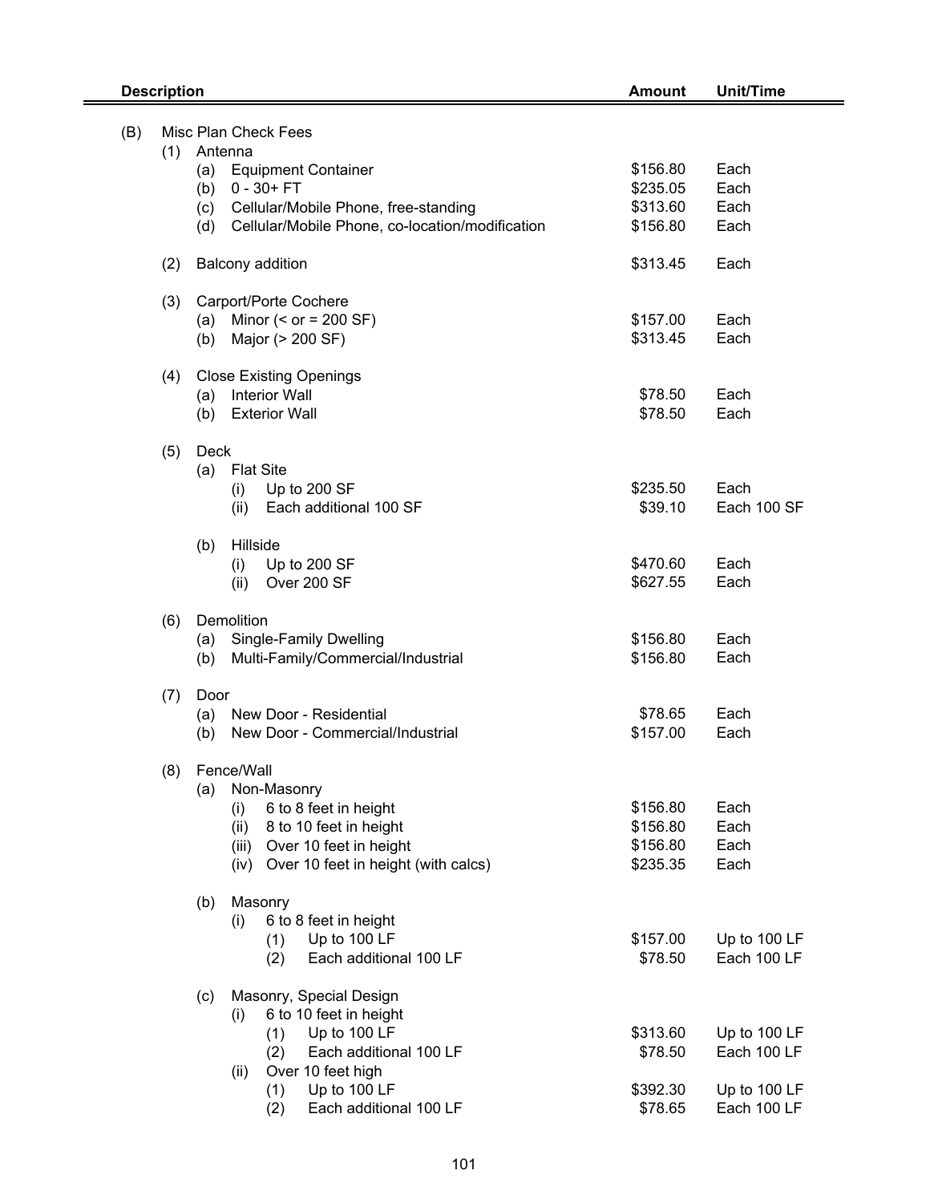| Description | Amount | Unit/Time |
|---|---|---|
| (B) Misc Plan Check Fees | | |
| (1) Antenna | | |
| (a) Equipment Container | $156.80 | Each |
| (b) 0 - 30+ FT | $235.05 | Each |
| (c) Cellular/Mobile Phone, free-standing | $313.60 | Each |
| (d) Cellular/Mobile Phone, co-location/modification | $156.80 | Each |
| (2) Balcony addition | $313.45 | Each |
| (3) Carport/Porte Cochere | | |
| (a) Minor (< or = 200 SF) | $157.00 | Each |
| (b) Major (> 200 SF) | $313.45 | Each |
| (4) Close Existing Openings | | |
| (a) Interior Wall | $78.50 | Each |
| (b) Exterior Wall | $78.50 | Each |
| (5) Deck | | |
| (a) Flat Site | | |
| (i) Up to 200 SF | $235.50 | Each |
| (ii) Each additional 100 SF | $39.10 | Each 100 SF |
| (b) Hillside | | |
| (i) Up to 200 SF | $470.60 | Each |
| (ii) Over 200 SF | $627.55 | Each |
| (6) Demolition | | |
| (a) Single-Family Dwelling | $156.80 | Each |
| (b) Multi-Family/Commercial/Industrial | $156.80 | Each |
| (7) Door | | |
| (a) New Door - Residential | $78.65 | Each |
| (b) New Door - Commercial/Industrial | $157.00 | Each |
| (8) Fence/Wall | | |
| (a) Non-Masonry | | |
| (i) 6 to 8 feet in height | $156.80 | Each |
| (ii) 8 to 10 feet in height | $156.80 | Each |
| (iii) Over 10 feet in height | $156.80 | Each |
| (iv) Over 10 feet in height (with calcs) | $235.35 | Each |
| (b) Masonry | | |
| (i) 6 to 8 feet in height | | |
| (1) Up to 100 LF | $157.00 | Up to 100 LF |
| (2) Each additional 100 LF | $78.50 | Each 100 LF |
| (c) Masonry, Special Design | | |
| (i) 6 to 10 feet in height | | |
| (1) Up to 100 LF | $313.60 | Up to 100 LF |
| (2) Each additional 100 LF | $78.50 | Each 100 LF |
| (ii) Over 10 feet high | | |
| (1) Up to 100 LF | $392.30 | Up to 100 LF |
| (2) Each additional 100 LF | $78.65 | Each 100 LF |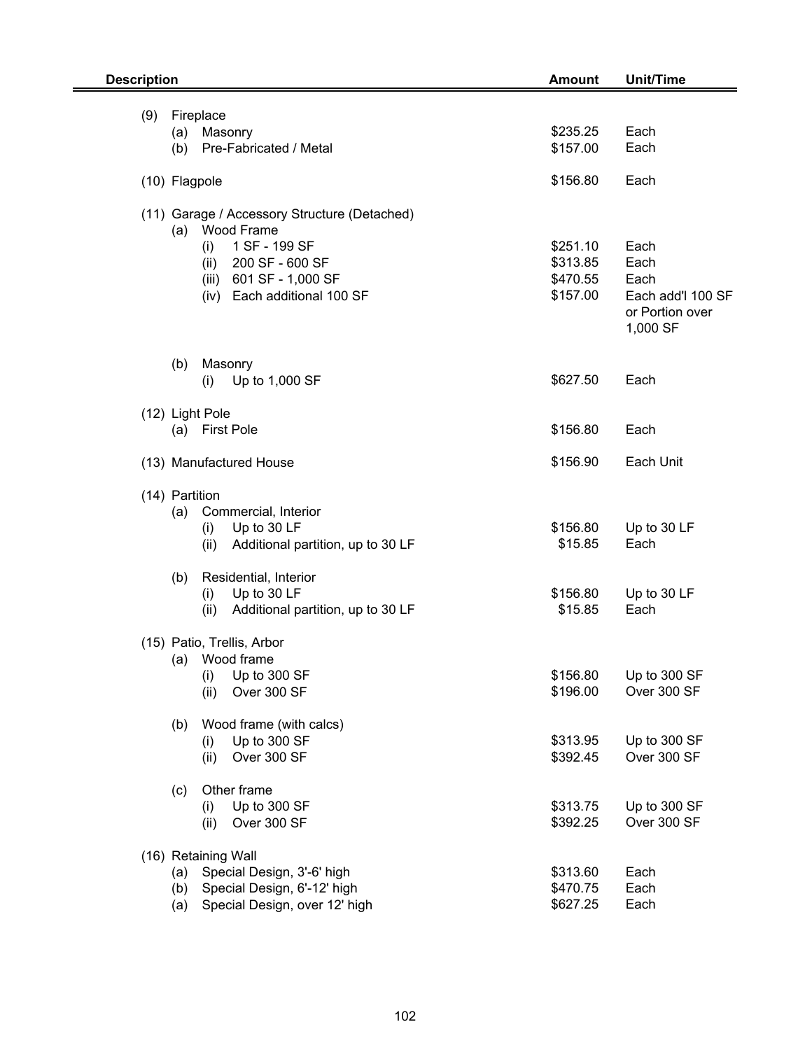| Description | Amount | Unit/Time |
|---|---|---|
| (9) Fireplace | | |
| (a) Masonry | $235.25 | Each |
| (b) Pre-Fabricated / Metal | $157.00 | Each |
| (10) Flagpole | $156.80 | Each |
| (11) Garage / Accessory Structure (Detached) | | |
| (a) Wood Frame | | |
| (i) 1 SF - 199 SF | $251.10 | Each |
| (ii) 200 SF - 600 SF | $313.85 | Each |
| (iii) 601 SF - 1,000 SF | $470.55 | Each |
| (iv) Each additional 100 SF | $157.00 | Each add'l 100 SF or Portion over 1,000 SF |
| (b) Masonry | | |
| (i) Up to 1,000 SF | $627.50 | Each |
| (12) Light Pole | | |
| (a) First Pole | $156.80 | Each |
| (13) Manufactured House | $156.90 | Each Unit |
| (14) Partition | | |
| (a) Commercial, Interior | | |
| (i) Up to 30 LF | $156.80 | Up to 30 LF |
| (ii) Additional partition, up to 30 LF | $15.85 | Each |
| (b) Residential, Interior | | |
| (i) Up to 30 LF | $156.80 | Up to 30 LF |
| (ii) Additional partition, up to 30 LF | $15.85 | Each |
| (15) Patio, Trellis, Arbor | | |
| (a) Wood frame | | |
| (i) Up to 300 SF | $156.80 | Up to 300 SF |
| (ii) Over 300 SF | $196.00 | Over 300 SF |
| (b) Wood frame (with calcs) | | |
| (i) Up to 300 SF | $313.95 | Up to 300 SF |
| (ii) Over 300 SF | $392.45 | Over 300 SF |
| (c) Other frame | | |
| (i) Up to 300 SF | $313.75 | Up to 300 SF |
| (ii) Over 300 SF | $392.25 | Over 300 SF |
| (16) Retaining Wall | | |
| (a) Special Design, 3'-6' high | $313.60 | Each |
| (b) Special Design, 6'-12' high | $470.75 | Each |
| (a) Special Design, over 12' high | $627.25 | Each |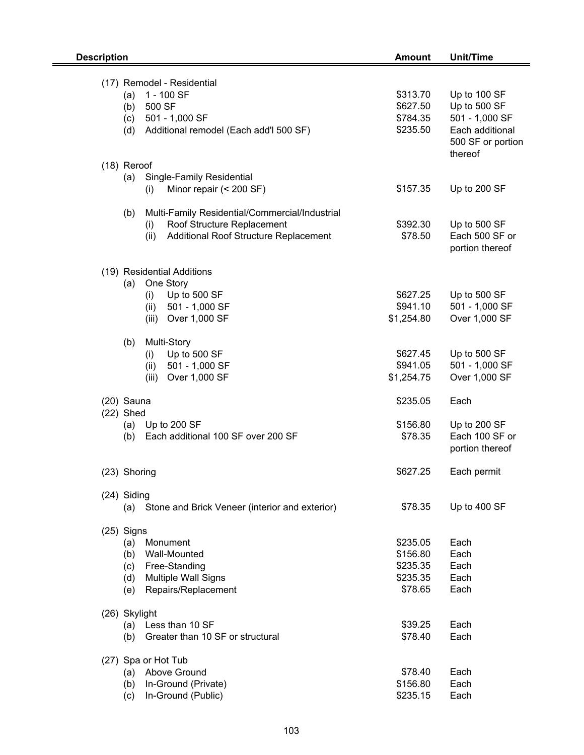| Description | Amount | Unit/Time |
|---|---|---|
| (17) Remodel - Residential | | |
| (a) 1 - 100 SF | $313.70 | Up to 100 SF |
| (b) 500 SF | $627.50 | Up to 500 SF |
| (c) 501 - 1,000 SF | $784.35 | 501 - 1,000 SF |
| (d) Additional remodel (Each add'l 500 SF) | $235.50 | Each additional 500 SF or portion thereof |
| (18) Reroof | | |
| (a) Single-Family Residential | | |
| (i) Minor repair (< 200 SF) | $157.35 | Up to 200 SF |
| (b) Multi-Family Residential/Commercial/Industrial | | |
| (i) Roof Structure Replacement | $392.30 | Up to 500 SF |
| (ii) Additional Roof Structure Replacement | $78.50 | Each 500 SF or portion thereof |
| (19) Residential Additions | | |
| (a) One Story | | |
| (i) Up to 500 SF | $627.25 | Up to 500 SF |
| (ii) 501 - 1,000 SF | $941.10 | 501 - 1,000 SF |
| (iii) Over 1,000 SF | $1,254.80 | Over 1,000 SF |
| (b) Multi-Story | | |
| (i) Up to 500 SF | $627.45 | Up to 500 SF |
| (ii) 501 - 1,000 SF | $941.05 | 501 - 1,000 SF |
| (iii) Over 1,000 SF | $1,254.75 | Over 1,000 SF |
| (20) Sauna | $235.05 | Each |
| (22) Shed | | |
| (a) Up to 200 SF | $156.80 | Up to 200 SF |
| (b) Each additional 100 SF over 200 SF | $78.35 | Each 100 SF or portion thereof |
| (23) Shoring | $627.25 | Each permit |
| (24) Siding | | |
| (a) Stone and Brick Veneer (interior and exterior) | $78.35 | Up to 400 SF |
| (25) Signs | | |
| (a) Monument | $235.05 | Each |
| (b) Wall-Mounted | $156.80 | Each |
| (c) Free-Standing | $235.35 | Each |
| (d) Multiple Wall Signs | $235.35 | Each |
| (e) Repairs/Replacement | $78.65 | Each |
| (26) Skylight | | |
| (a) Less than 10 SF | $39.25 | Each |
| (b) Greater than 10 SF or structural | $78.40 | Each |
| (27) Spa or Hot Tub | | |
| (a) Above Ground | $78.40 | Each |
| (b) In-Ground (Private) | $156.80 | Each |
| (c) In-Ground (Public) | $235.15 | Each |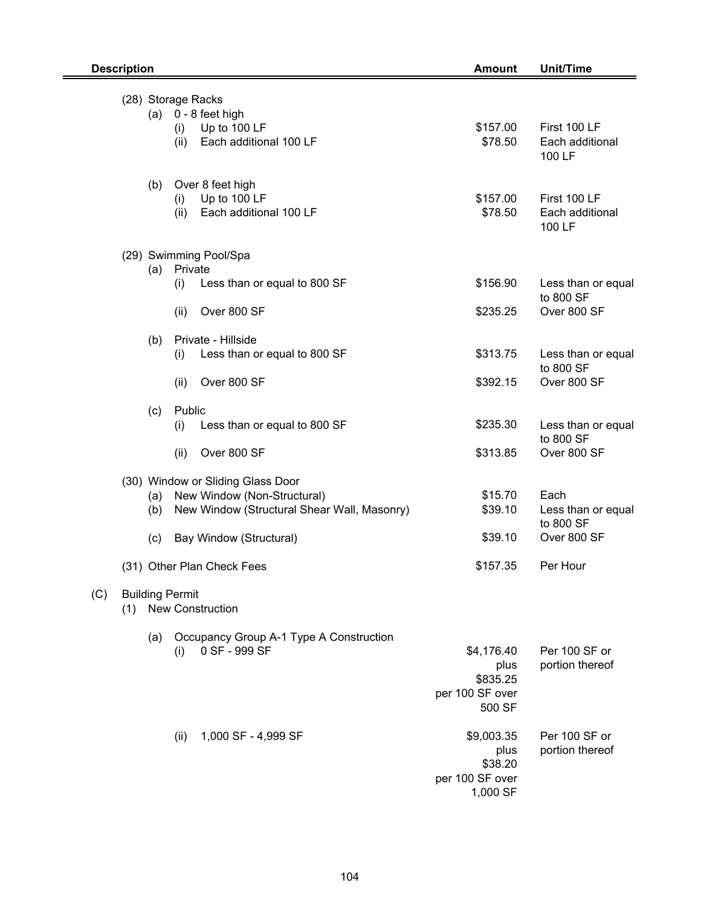| Description | Amount | Unit/Time |
|---|---|---|
| (28) Storage Racks | | |
| (a) 0 - 8 feet high | | |
| (i) Up to 100 LF | $157.00 | First 100 LF |
| (ii) Each additional 100 LF | $78.50 | Each additional 100 LF |
| (b) Over 8 feet high | | |
| (i) Up to 100 LF | $157.00 | First 100 LF |
| (ii) Each additional 100 LF | $78.50 | Each additional 100 LF |
| (29) Swimming Pool/Spa | | |
| (a) Private | | |
| (i) Less than or equal to 800 SF | $156.90 | Less than or equal to 800 SF |
| (ii) Over 800 SF | $235.25 | Over 800 SF |
| (b) Private - Hillside | | |
| (i) Less than or equal to 800 SF | $313.75 | Less than or equal to 800 SF |
| (ii) Over 800 SF | $392.15 | Over 800 SF |
| (c) Public | | |
| (i) Less than or equal to 800 SF | $235.30 | Less than or equal to 800 SF |
| (ii) Over 800 SF | $313.85 | Over 800 SF |
| (30) Window or Sliding Glass Door | | |
| (a) New Window (Non-Structural) | $15.70 | Each |
| (b) New Window (Structural Shear Wall, Masonry) | $39.10 | Less than or equal to 800 SF |
| (c) Bay Window (Structural) | $39.10 | Over 800 SF |
| (31) Other Plan Check Fees | $157.35 | Per Hour |
| (C) Building Permit | | |
| (1) New Construction | | |
| (a) Occupancy Group A-1 Type A Construction | | |
| (i) 0 SF - 999 SF | $4,176.40 plus $835.25 per 100 SF over 500 SF | Per 100 SF or portion thereof |
| (ii) 1,000 SF - 4,999 SF | $9,003.35 plus $38.20 per 100 SF over 1,000 SF | Per 100 SF or portion thereof |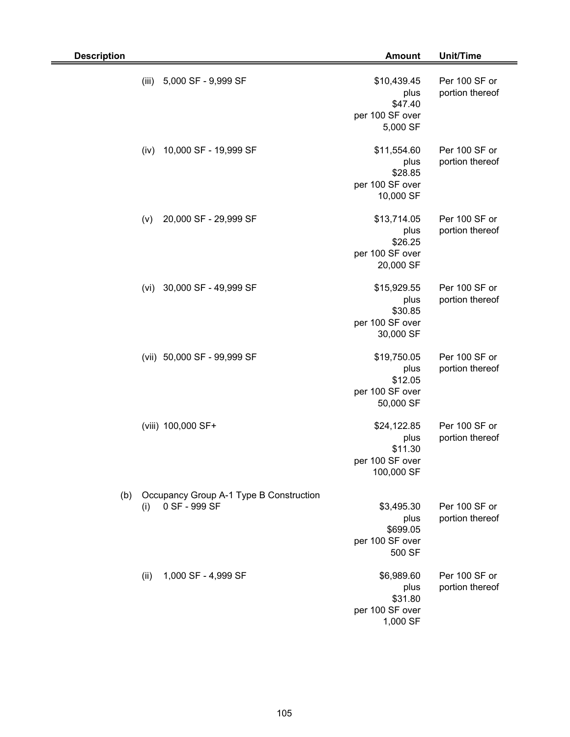| Description | Amount | Unit/Time |
|---|---|---|
| (iii) 5,000 SF - 9,999 SF | \$10,439.45 plus \$47.40 per 100 SF over 5,000 SF | Per 100 SF or portion thereof |
| (iv) 10,000 SF - 19,999 SF | \$11,554.60 plus \$28.85 per 100 SF over 10,000 SF | Per 100 SF or portion thereof |
| (v) 20,000 SF - 29,999 SF | \$13,714.05 plus \$26.25 per 100 SF over 20,000 SF | Per 100 SF or portion thereof |
| (vi) 30,000 SF - 49,999 SF | \$15,929.55 plus \$30.85 per 100 SF over 30,000 SF | Per 100 SF or portion thereof |
| (vii) 50,000 SF - 99,999 SF | \$19,750.05 plus \$12.05 per 100 SF over 50,000 SF | Per 100 SF or portion thereof |
| (viii) 100,000 SF+ | \$24,122.85 plus \$11.30 per 100 SF over 100,000 SF | Per 100 SF or portion thereof |
| (b) Occupancy Group A-1 Type B Construction | | |
| (i) 0 SF - 999 SF | \$3,495.30 plus \$699.05 per 100 SF over 500 SF | Per 100 SF or portion thereof |
| (ii) 1,000 SF - 4,999 SF | \$6,989.60 plus \$31.80 per 100 SF over 1,000 SF | Per 100 SF or portion thereof |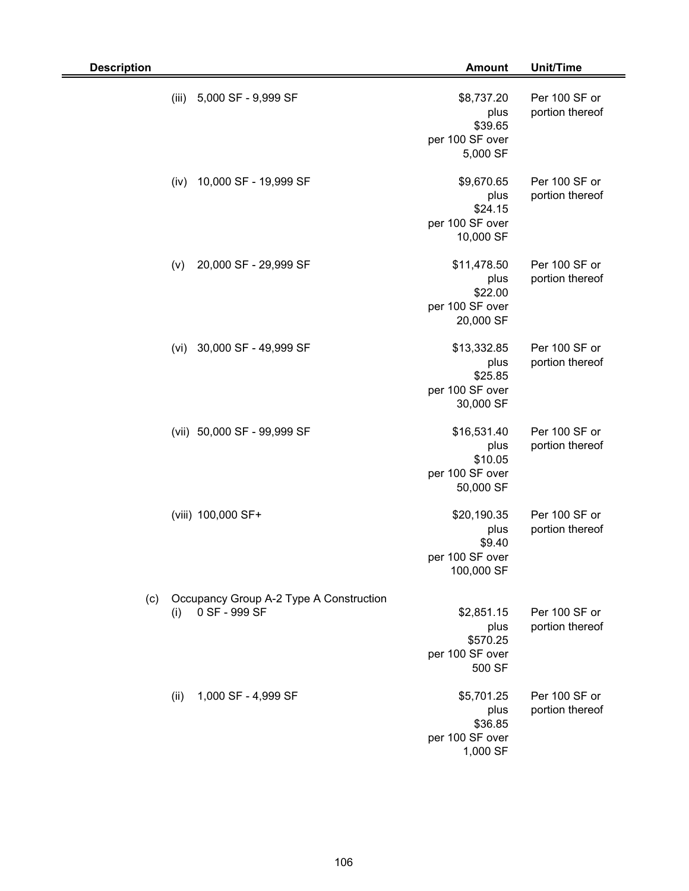| Description | Amount | Unit/Time |
|---|---|---|
| (iii) 5,000 SF - 9,999 SF | $8,737.20 plus $39.65 per 100 SF over 5,000 SF | Per 100 SF or portion thereof |
| (iv) 10,000 SF - 19,999 SF | $9,670.65 plus $24.15 per 100 SF over 10,000 SF | Per 100 SF or portion thereof |
| (v) 20,000 SF - 29,999 SF | $11,478.50 plus $22.00 per 100 SF over 20,000 SF | Per 100 SF or portion thereof |
| (vi) 30,000 SF - 49,999 SF | $13,332.85 plus $25.85 per 100 SF over 30,000 SF | Per 100 SF or portion thereof |
| (vii) 50,000 SF - 99,999 SF | $16,531.40 plus $10.05 per 100 SF over 50,000 SF | Per 100 SF or portion thereof |
| (viii) 100,000 SF+ | $20,190.35 plus $9.40 per 100 SF over 100,000 SF | Per 100 SF or portion thereof |
| (c) Occupancy Group A-2 Type A Construction | | |
| (i) 0 SF - 999 SF | $2,851.15 plus $570.25 per 100 SF over 500 SF | Per 100 SF or portion thereof |
| (ii) 1,000 SF - 4,999 SF | $5,701.25 plus $36.85 per 100 SF over 1,000 SF | Per 100 SF or portion thereof |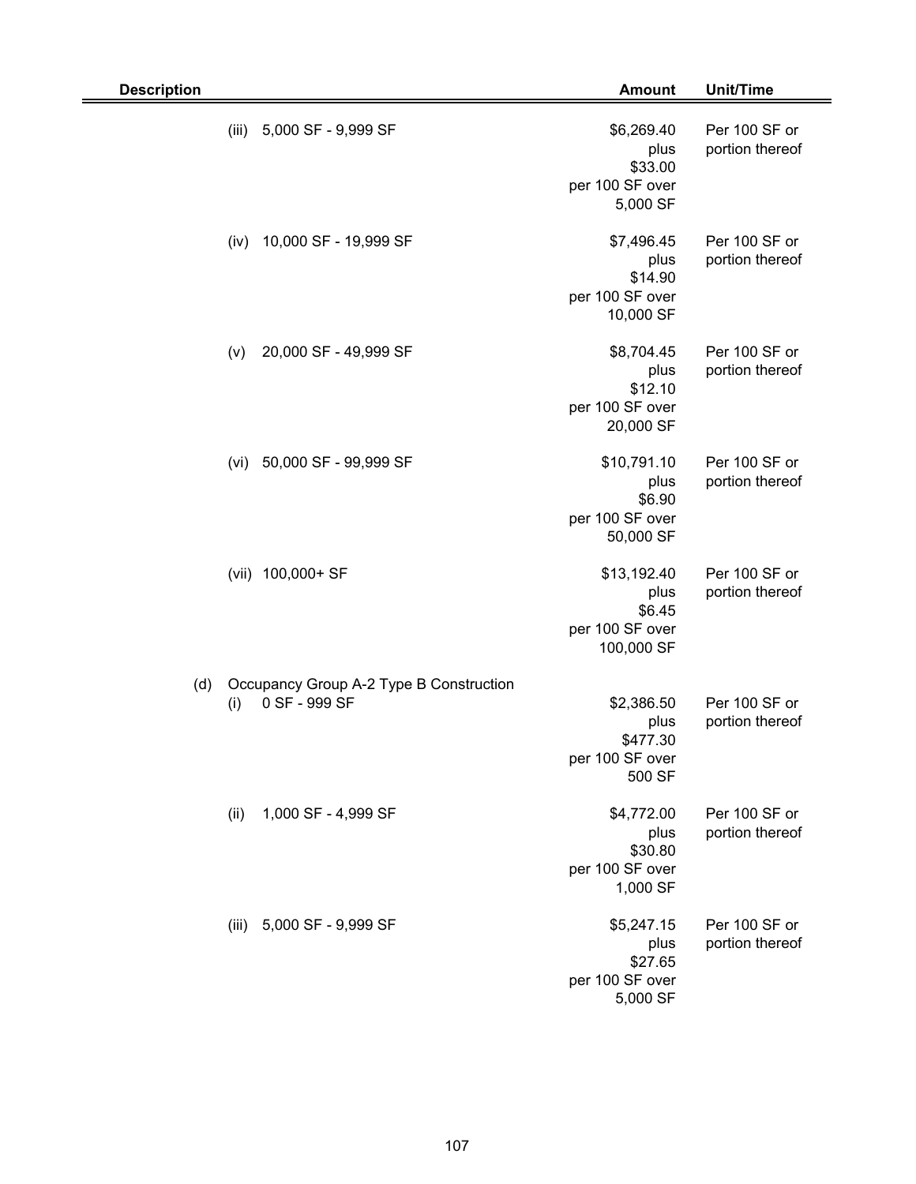| Description | Amount | Unit/Time |
|---|---|---|
| (iii) 5,000 SF - 9,999 SF | \$6,269.40 plus \$33.00 per 100 SF over 5,000 SF | Per 100 SF or portion thereof |
| (iv) 10,000 SF - 19,999 SF | \$7,496.45 plus \$14.90 per 100 SF over 10,000 SF | Per 100 SF or portion thereof |
| (v) 20,000 SF - 49,999 SF | \$8,704.45 plus \$12.10 per 100 SF over 20,000 SF | Per 100 SF or portion thereof |
| (vi) 50,000 SF - 99,999 SF | \$10,791.10 plus \$6.90 per 100 SF over 50,000 SF | Per 100 SF or portion thereof |
| (vii) 100,000+ SF | \$13,192.40 plus \$6.45 per 100 SF over 100,000 SF | Per 100 SF or portion thereof |
| (d) Occupancy Group A-2 Type B Construction | | |
| (i) 0 SF - 999 SF | \$2,386.50 plus \$477.30 per 100 SF over 500 SF | Per 100 SF or portion thereof |
| (ii) 1,000 SF - 4,999 SF | \$4,772.00 plus \$30.80 per 100 SF over 1,000 SF | Per 100 SF or portion thereof |
| (iii) 5,000 SF - 9,999 SF | \$5,247.15 plus \$27.65 per 100 SF over 5,000 SF | Per 100 SF or portion thereof |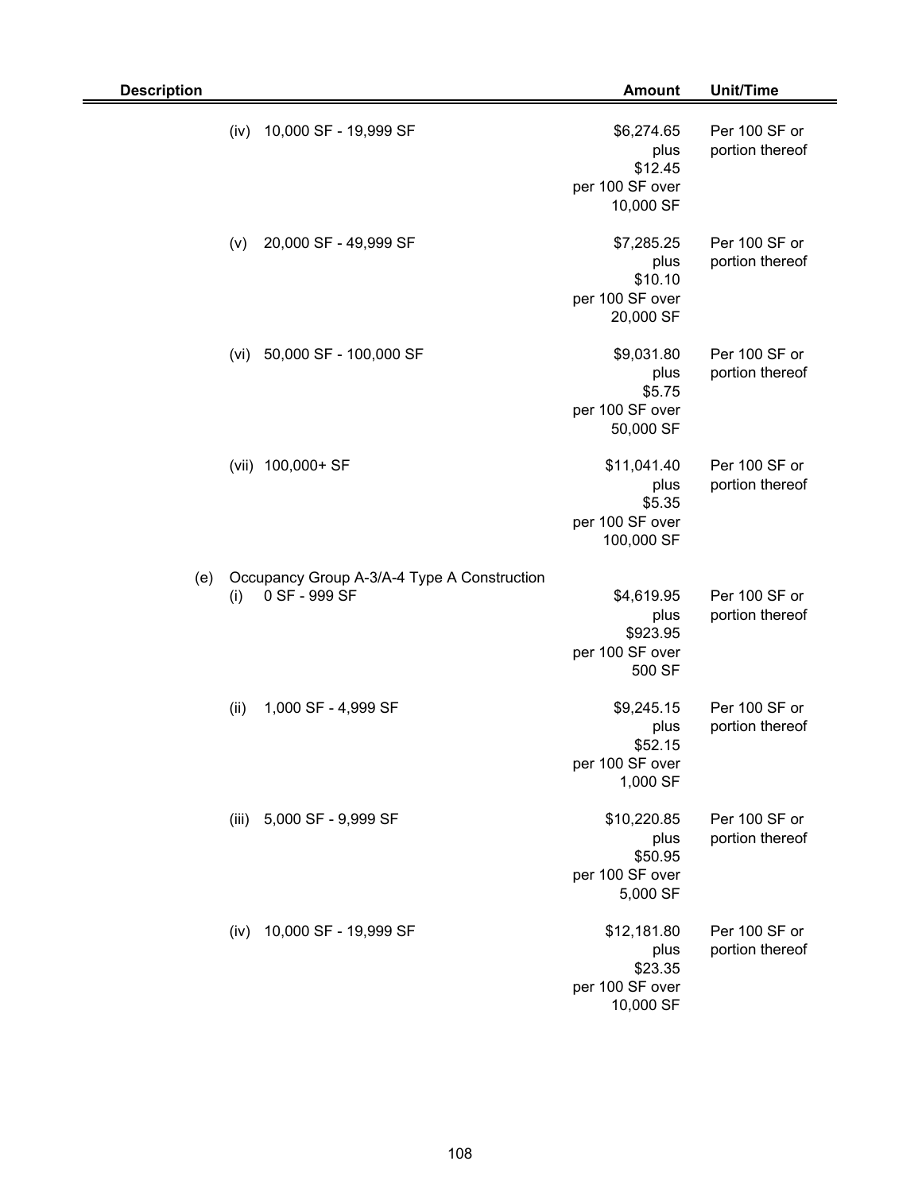| Description | Amount | Unit/Time |
|---|---|---|
| (iv) 10,000 SF - 19,999 SF | $6,274.65 plus $12.45 per 100 SF over 10,000 SF | Per 100 SF or portion thereof |
| (v) 20,000 SF - 49,999 SF | $7,285.25 plus $10.10 per 100 SF over 20,000 SF | Per 100 SF or portion thereof |
| (vi) 50,000 SF - 100,000 SF | $9,031.80 plus $5.75 per 100 SF over 50,000 SF | Per 100 SF or portion thereof |
| (vii) 100,000+ SF | $11,041.40 plus $5.35 per 100 SF over 100,000 SF | Per 100 SF or portion thereof |
| (e) Occupancy Group A-3/A-4 Type A Construction | | |
| (i) 0 SF - 999 SF | $4,619.95 plus $923.95 per 100 SF over 500 SF | Per 100 SF or portion thereof |
| (ii) 1,000 SF - 4,999 SF | $9,245.15 plus $52.15 per 100 SF over 1,000 SF | Per 100 SF or portion thereof |
| (iii) 5,000 SF - 9,999 SF | $10,220.85 plus $50.95 per 100 SF over 5,000 SF | Per 100 SF or portion thereof |
| (iv) 10,000 SF - 19,999 SF | $12,181.80 plus $23.35 per 100 SF over 10,000 SF | Per 100 SF or portion thereof |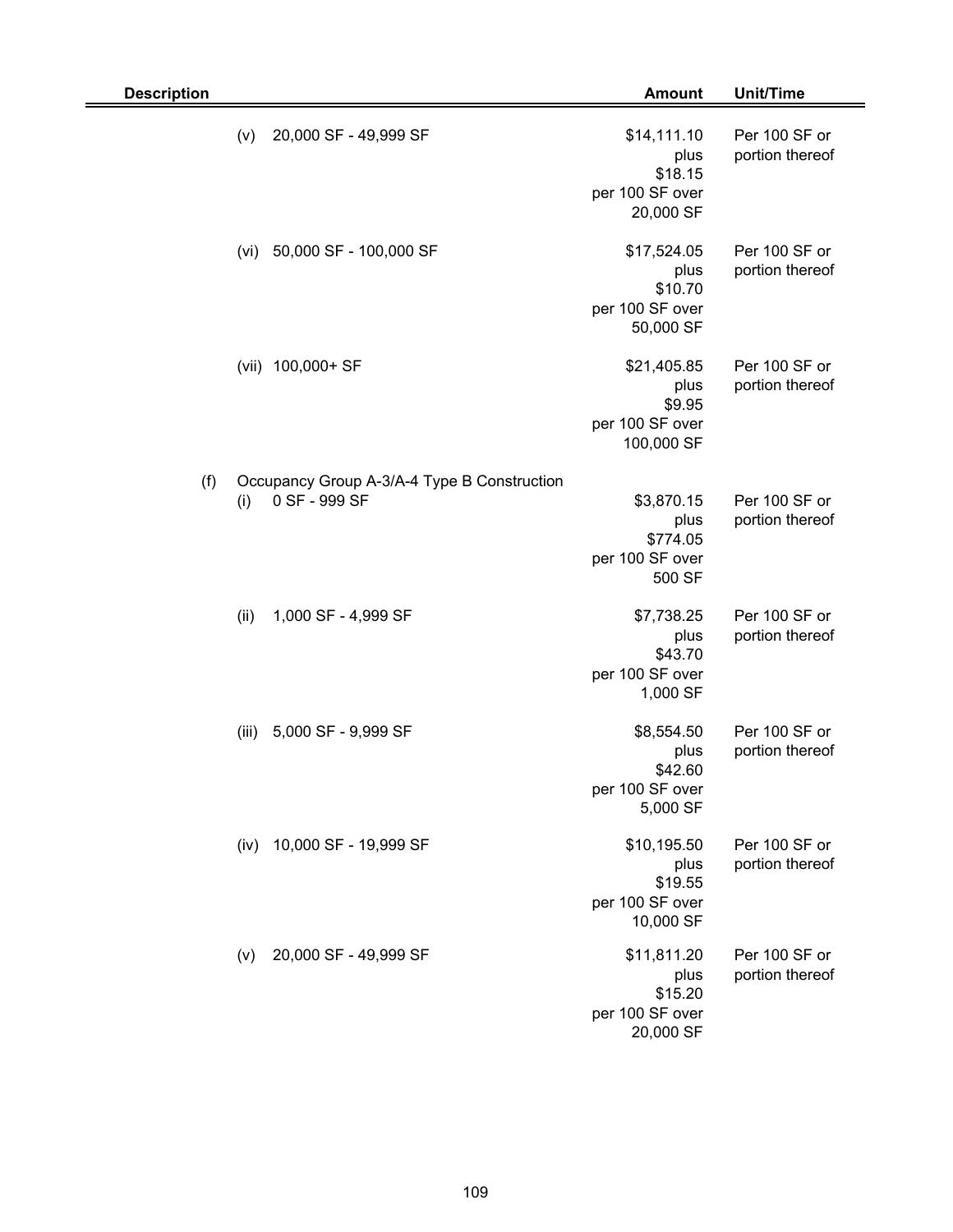| Description | Amount | Unit/Time |
|---|---|---|
| (v) 20,000 SF - 49,999 SF | $14,111.10 plus $18.15 per 100 SF over 20,000 SF | Per 100 SF or portion thereof |
| (vi) 50,000 SF - 100,000 SF | $17,524.05 plus $10.70 per 100 SF over 50,000 SF | Per 100 SF or portion thereof |
| (vii) 100,000+ SF | $21,405.85 plus $9.95 per 100 SF over 100,000 SF | Per 100 SF or portion thereof |
| (f) Occupancy Group A-3/A-4 Type B Construction | | |
| (i) 0 SF - 999 SF | $3,870.15 plus $774.05 per 100 SF over 500 SF | Per 100 SF or portion thereof |
| (ii) 1,000 SF - 4,999 SF | $7,738.25 plus $43.70 per 100 SF over 1,000 SF | Per 100 SF or portion thereof |
| (iii) 5,000 SF - 9,999 SF | $8,554.50 plus $42.60 per 100 SF over 5,000 SF | Per 100 SF or portion thereof |
| (iv) 10,000 SF - 19,999 SF | $10,195.50 plus $19.55 per 100 SF over 10,000 SF | Per 100 SF or portion thereof |
| (v) 20,000 SF - 49,999 SF | $11,811.20 plus $15.20 per 100 SF over 20,000 SF | Per 100 SF or portion thereof |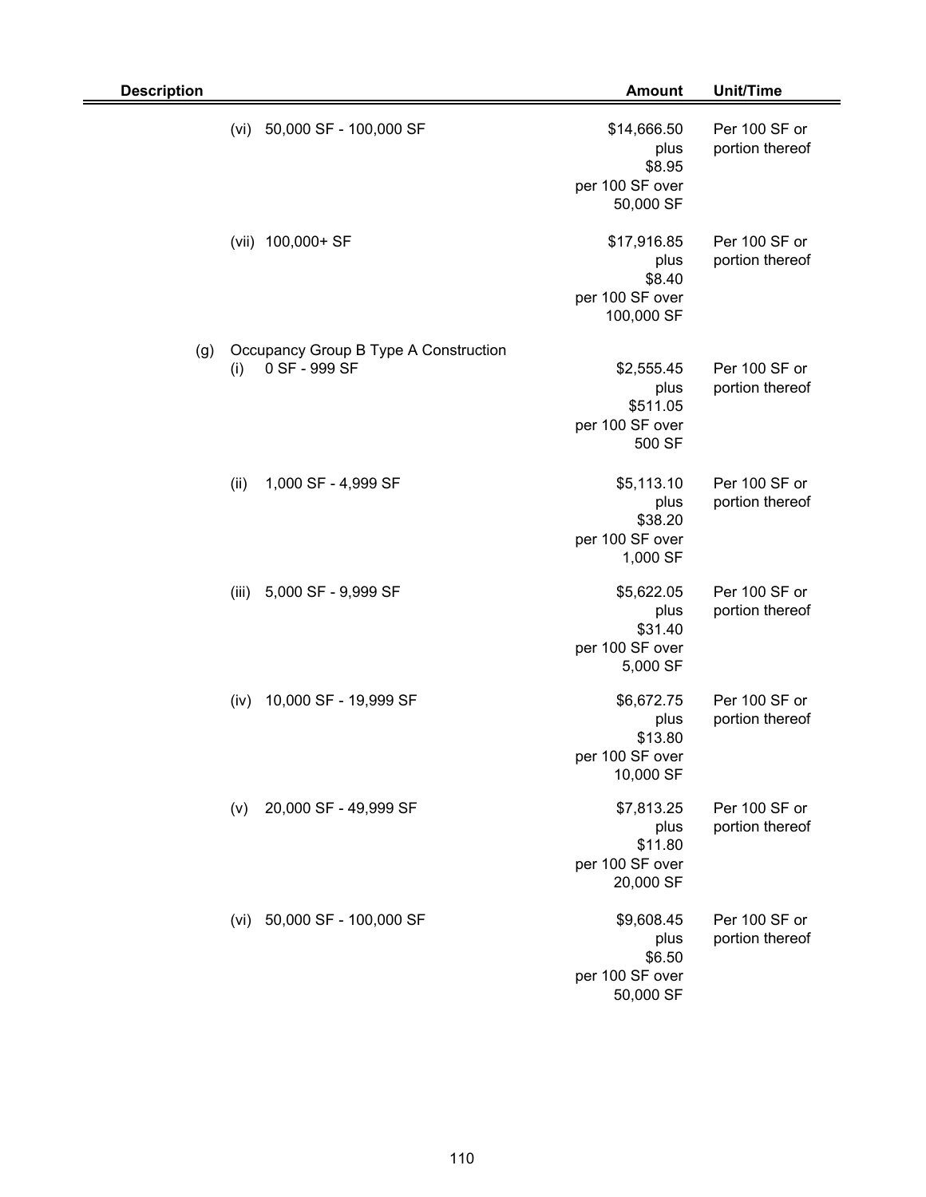| Description | Amount | Unit/Time |
|---|---|---|
| (vi) 50,000 SF - 100,000 SF | $14,666.50 plus $8.95 per 100 SF over 50,000 SF | Per 100 SF or portion thereof |
| (vii) 100,000+ SF | $17,916.85 plus $8.40 per 100 SF over 100,000 SF | Per 100 SF or portion thereof |
| (g) Occupancy Group B Type A Construction | | |
| (i) 0 SF - 999 SF | $2,555.45 plus $511.05 per 100 SF over 500 SF | Per 100 SF or portion thereof |
| (ii) 1,000 SF - 4,999 SF | $5,113.10 plus $38.20 per 100 SF over 1,000 SF | Per 100 SF or portion thereof |
| (iii) 5,000 SF - 9,999 SF | $5,622.05 plus $31.40 per 100 SF over 5,000 SF | Per 100 SF or portion thereof |
| (iv) 10,000 SF - 19,999 SF | $6,672.75 plus $13.80 per 100 SF over 10,000 SF | Per 100 SF or portion thereof |
| (v) 20,000 SF - 49,999 SF | $7,813.25 plus $11.80 per 100 SF over 20,000 SF | Per 100 SF or portion thereof |
| (vi) 50,000 SF - 100,000 SF | $9,608.45 plus $6.50 per 100 SF over 50,000 SF | Per 100 SF or portion thereof |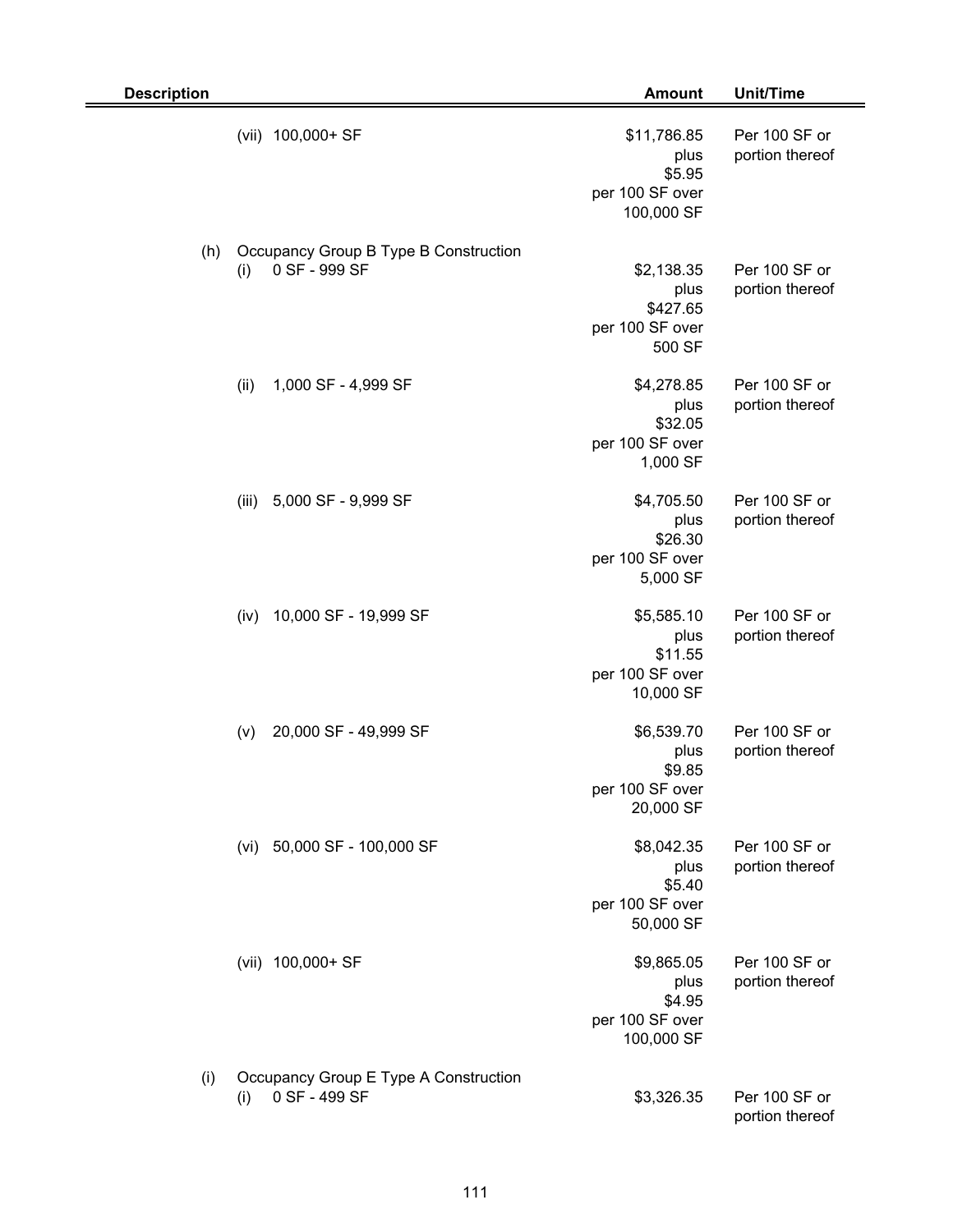| Description | Amount | Unit/Time |
|---|---|---|
| (vii) 100,000+ SF | $11,786.85 plus $5.95 per 100 SF over 100,000 SF | Per 100 SF or portion thereof |
| (h) Occupancy Group B Type B Construction | | |
| (i) 0 SF - 999 SF | $2,138.35 plus $427.65 per 100 SF over 500 SF | Per 100 SF or portion thereof |
| (ii) 1,000 SF - 4,999 SF | $4,278.85 plus $32.05 per 100 SF over 1,000 SF | Per 100 SF or portion thereof |
| (iii) 5,000 SF - 9,999 SF | $4,705.50 plus $26.30 per 100 SF over 5,000 SF | Per 100 SF or portion thereof |
| (iv) 10,000 SF - 19,999 SF | $5,585.10 plus $11.55 per 100 SF over 10,000 SF | Per 100 SF or portion thereof |
| (v) 20,000 SF - 49,999 SF | $6,539.70 plus $9.85 per 100 SF over 20,000 SF | Per 100 SF or portion thereof |
| (vi) 50,000 SF - 100,000 SF | $8,042.35 plus $5.40 per 100 SF over 50,000 SF | Per 100 SF or portion thereof |
| (vii) 100,000+ SF | $9,865.05 plus $4.95 per 100 SF over 100,000 SF | Per 100 SF or portion thereof |
| (i) Occupancy Group E Type A Construction | | |
| (i) 0 SF - 499 SF | $3,326.35 | Per 100 SF or portion thereof |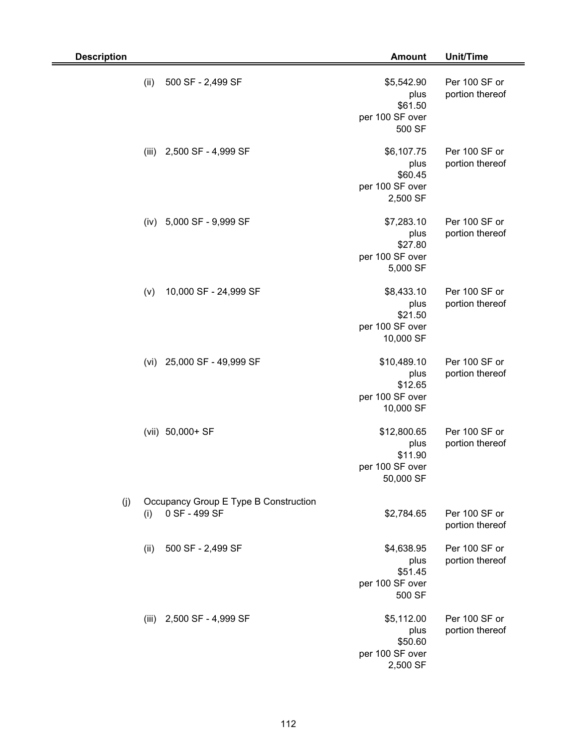| Description | Amount | Unit/Time |
|---|---|---|
| (ii) 500 SF - 2,499 SF | $5,542.90 plus $61.50 per 100 SF over 500 SF | Per 100 SF or portion thereof |
| (iii) 2,500 SF - 4,999 SF | $6,107.75 plus $60.45 per 100 SF over 2,500 SF | Per 100 SF or portion thereof |
| (iv) 5,000 SF - 9,999 SF | $7,283.10 plus $27.80 per 100 SF over 5,000 SF | Per 100 SF or portion thereof |
| (v) 10,000 SF - 24,999 SF | $8,433.10 plus $21.50 per 100 SF over 10,000 SF | Per 100 SF or portion thereof |
| (vi) 25,000 SF - 49,999 SF | $10,489.10 plus $12.65 per 100 SF over 10,000 SF | Per 100 SF or portion thereof |
| (vii) 50,000+ SF | $12,800.65 plus $11.90 per 100 SF over 50,000 SF | Per 100 SF or portion thereof |
| (j) Occupancy Group E Type B Construction | | |
| (i) 0 SF - 499 SF | $2,784.65 | Per 100 SF or portion thereof |
| (ii) 500 SF - 2,499 SF | $4,638.95 plus $51.45 per 100 SF over 500 SF | Per 100 SF or portion thereof |
| (iii) 2,500 SF - 4,999 SF | $5,112.00 plus $50.60 per 100 SF over 2,500 SF | Per 100 SF or portion thereof |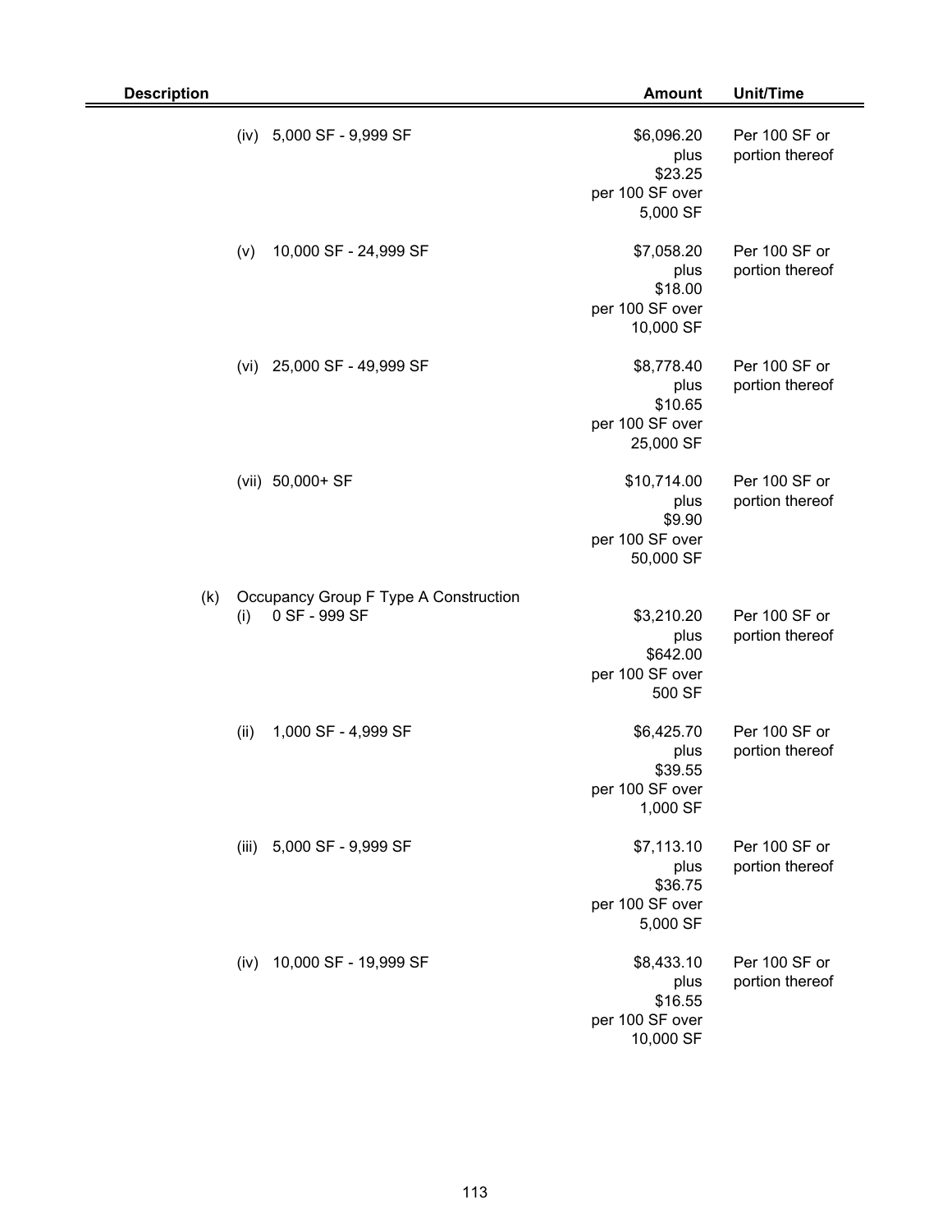| Description | Amount | Unit/Time |
| --- | --- | --- |
| (iv) 5,000 SF - 9,999 SF | $6,096.20 plus $23.25 per 100 SF over 5,000 SF | Per 100 SF or portion thereof |
| (v) 10,000 SF - 24,999 SF | $7,058.20 plus $18.00 per 100 SF over 10,000 SF | Per 100 SF or portion thereof |
| (vi) 25,000 SF - 49,999 SF | $8,778.40 plus $10.65 per 100 SF over 25,000 SF | Per 100 SF or portion thereof |
| (vii) 50,000+ SF | $10,714.00 plus $9.90 per 100 SF over 50,000 SF | Per 100 SF or portion thereof |
| (k) Occupancy Group F Type A Construction | | |
| (i) 0 SF - 999 SF | $3,210.20 plus $642.00 per 100 SF over 500 SF | Per 100 SF or portion thereof |
| (ii) 1,000 SF - 4,999 SF | $6,425.70 plus $39.55 per 100 SF over 1,000 SF | Per 100 SF or portion thereof |
| (iii) 5,000 SF - 9,999 SF | $7,113.10 plus $36.75 per 100 SF over 5,000 SF | Per 100 SF or portion thereof |
| (iv) 10,000 SF - 19,999 SF | $8,433.10 plus $16.55 per 100 SF over 10,000 SF | Per 100 SF or portion thereof |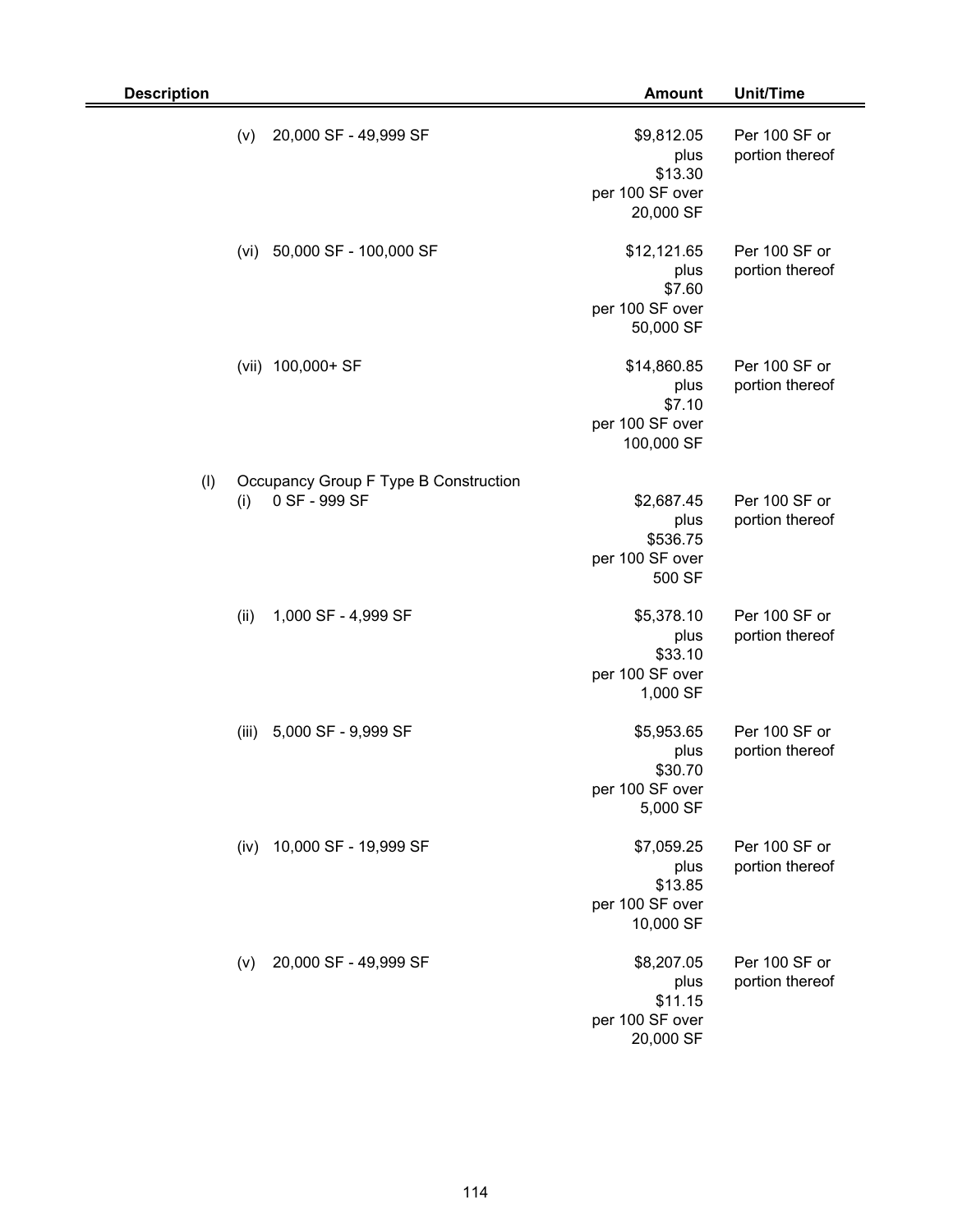| Description | Amount | Unit/Time |
|---|---|---|
| (v) 20,000 SF - 49,999 SF | $9,812.05 plus $13.30 per 100 SF over 20,000 SF | Per 100 SF or portion thereof |
| (vi) 50,000 SF - 100,000 SF | $12,121.65 plus $7.60 per 100 SF over 50,000 SF | Per 100 SF or portion thereof |
| (vii) 100,000+ SF | $14,860.85 plus $7.10 per 100 SF over 100,000 SF | Per 100 SF or portion thereof |
| (l) Occupancy Group F Type B Construction | | |
| (i) 0 SF - 999 SF | $2,687.45 plus $536.75 per 100 SF over 500 SF | Per 100 SF or portion thereof |
| (ii) 1,000 SF - 4,999 SF | $5,378.10 plus $33.10 per 100 SF over 1,000 SF | Per 100 SF or portion thereof |
| (iii) 5,000 SF - 9,999 SF | $5,953.65 plus $30.70 per 100 SF over 5,000 SF | Per 100 SF or portion thereof |
| (iv) 10,000 SF - 19,999 SF | $7,059.25 plus $13.85 per 100 SF over 10,000 SF | Per 100 SF or portion thereof |
| (v) 20,000 SF - 49,999 SF | $8,207.05 plus $11.15 per 100 SF over 20,000 SF | Per 100 SF or portion thereof |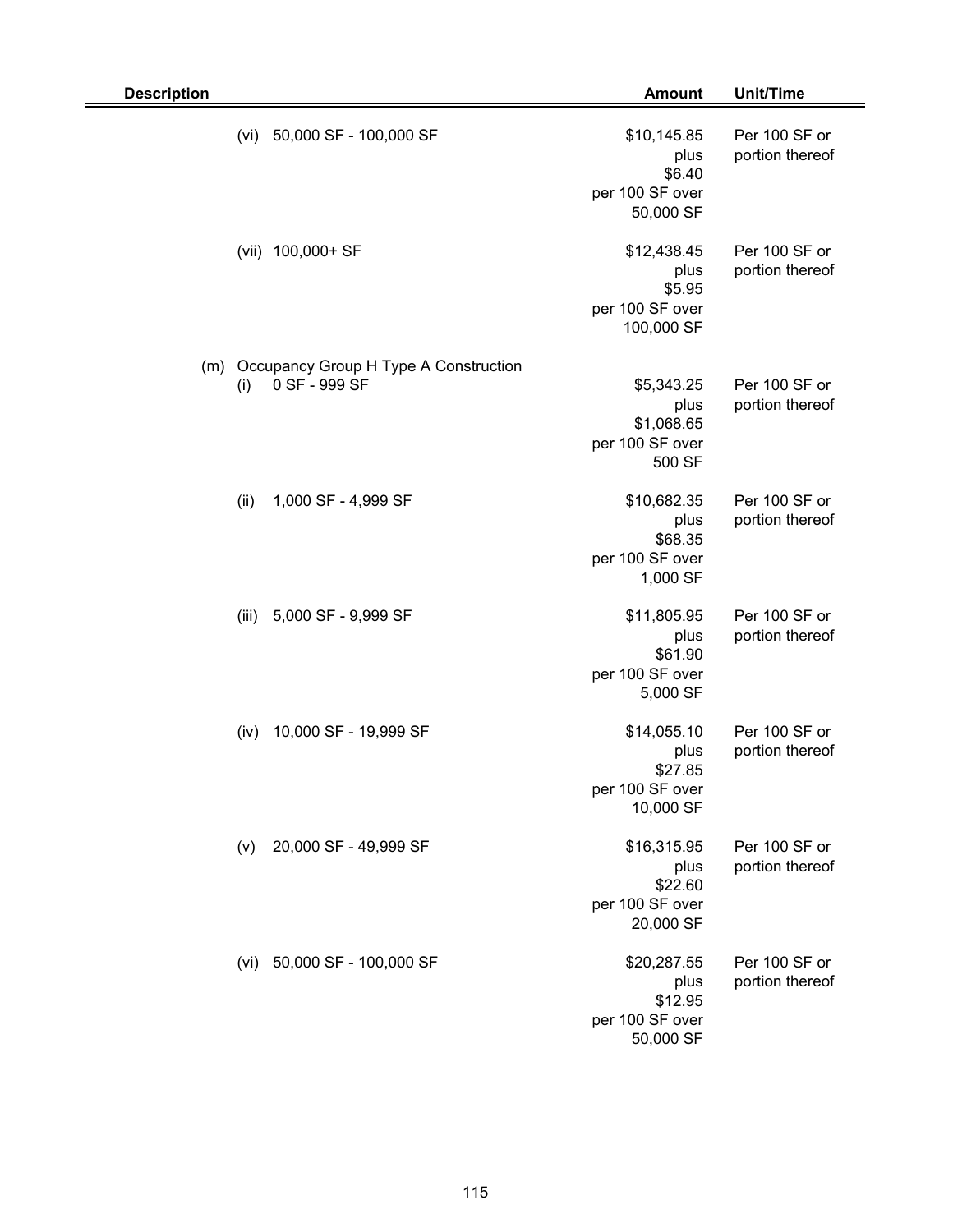| Description | Amount | Unit/Time |
|---|---|---|
| (vi) 50,000 SF - 100,000 SF | $10,145.85 plus $6.40 per 100 SF over 50,000 SF | Per 100 SF or portion thereof |
| (vii) 100,000+ SF | $12,438.45 plus $5.95 per 100 SF over 100,000 SF | Per 100 SF or portion thereof |
| (m) Occupancy Group H Type A Construction | | |
| (i) 0 SF - 999 SF | $5,343.25 plus $1,068.65 per 100 SF over 500 SF | Per 100 SF or portion thereof |
| (ii) 1,000 SF - 4,999 SF | $10,682.35 plus $68.35 per 100 SF over 1,000 SF | Per 100 SF or portion thereof |
| (iii) 5,000 SF - 9,999 SF | $11,805.95 plus $61.90 per 100 SF over 5,000 SF | Per 100 SF or portion thereof |
| (iv) 10,000 SF - 19,999 SF | $14,055.10 plus $27.85 per 100 SF over 10,000 SF | Per 100 SF or portion thereof |
| (v) 20,000 SF - 49,999 SF | $16,315.95 plus $22.60 per 100 SF over 20,000 SF | Per 100 SF or portion thereof |
| (vi) 50,000 SF - 100,000 SF | $20,287.55 plus $12.95 per 100 SF over 50,000 SF | Per 100 SF or portion thereof |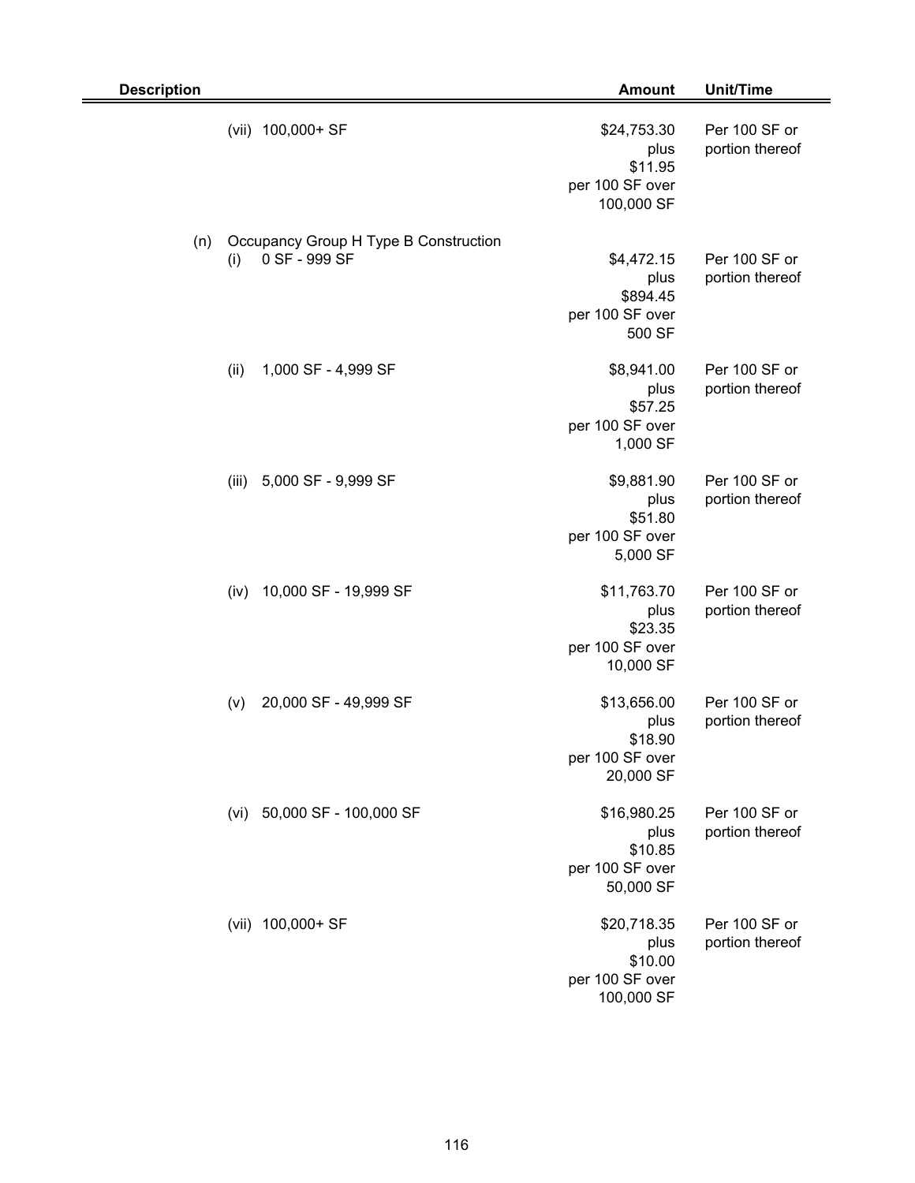| Description | Amount | Unit/Time |
|---|---|---|
| (vii) 100,000+ SF | $24,753.30 plus $11.95 per 100 SF over 100,000 SF | Per 100 SF or portion thereof |
| (n) Occupancy Group H Type B Construction | | |
| (i) 0 SF - 999 SF | $4,472.15 plus $894.45 per 100 SF over 500 SF | Per 100 SF or portion thereof |
| (ii) 1,000 SF - 4,999 SF | $8,941.00 plus $57.25 per 100 SF over 1,000 SF | Per 100 SF or portion thereof |
| (iii) 5,000 SF - 9,999 SF | $9,881.90 plus $51.80 per 100 SF over 5,000 SF | Per 100 SF or portion thereof |
| (iv) 10,000 SF - 19,999 SF | $11,763.70 plus $23.35 per 100 SF over 10,000 SF | Per 100 SF or portion thereof |
| (v) 20,000 SF - 49,999 SF | $13,656.00 plus $18.90 per 100 SF over 20,000 SF | Per 100 SF or portion thereof |
| (vi) 50,000 SF - 100,000 SF | $16,980.25 plus $10.85 per 100 SF over 50,000 SF | Per 100 SF or portion thereof |
| (vii) 100,000+ SF | $20,718.35 plus $10.00 per 100 SF over 100,000 SF | Per 100 SF or portion thereof |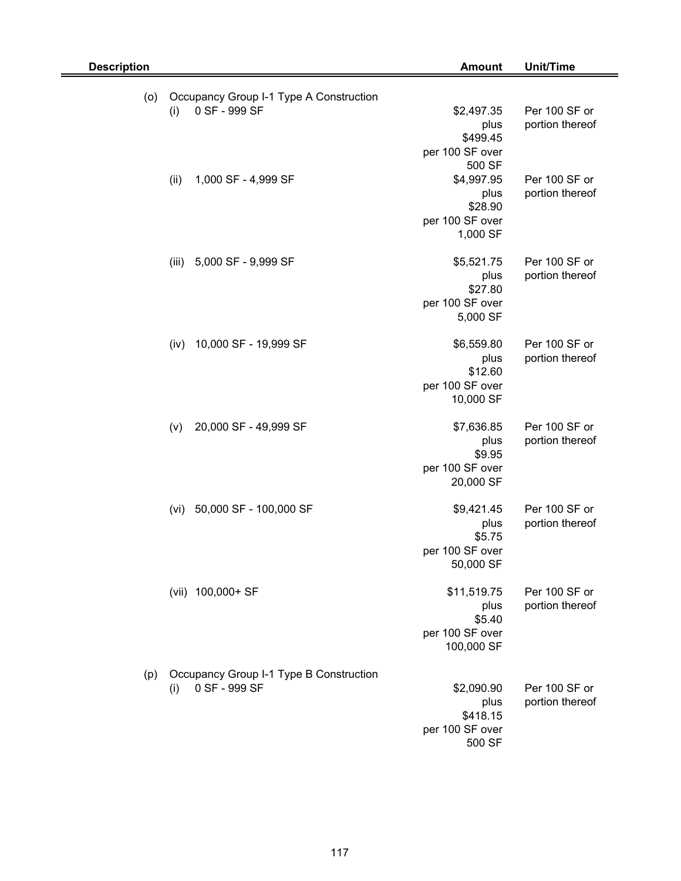| Description | Amount | Unit/Time |
| --- | --- | --- |
| (o) Occupancy Group I-1 Type A Construction | | |
| (i) 0 SF - 999 SF | $2,497.35 plus $499.45 per 100 SF over 500 SF | Per 100 SF or portion thereof |
| (ii) 1,000 SF - 4,999 SF | $4,997.95 plus $28.90 per 100 SF over 1,000 SF | Per 100 SF or portion thereof |
| (iii) 5,000 SF - 9,999 SF | $5,521.75 plus $27.80 per 100 SF over 5,000 SF | Per 100 SF or portion thereof |
| (iv) 10,000 SF - 19,999 SF | $6,559.80 plus $12.60 per 100 SF over 10,000 SF | Per 100 SF or portion thereof |
| (v) 20,000 SF - 49,999 SF | $7,636.85 plus $9.95 per 100 SF over 20,000 SF | Per 100 SF or portion thereof |
| (vi) 50,000 SF - 100,000 SF | $9,421.45 plus $5.75 per 100 SF over 50,000 SF | Per 100 SF or portion thereof |
| (vii) 100,000+ SF | $11,519.75 plus $5.40 per 100 SF over 100,000 SF | Per 100 SF or portion thereof |
| (p) Occupancy Group I-1 Type B Construction | | |
| (i) 0 SF - 999 SF | $2,090.90 plus $418.15 per 100 SF over 500 SF | Per 100 SF or portion thereof |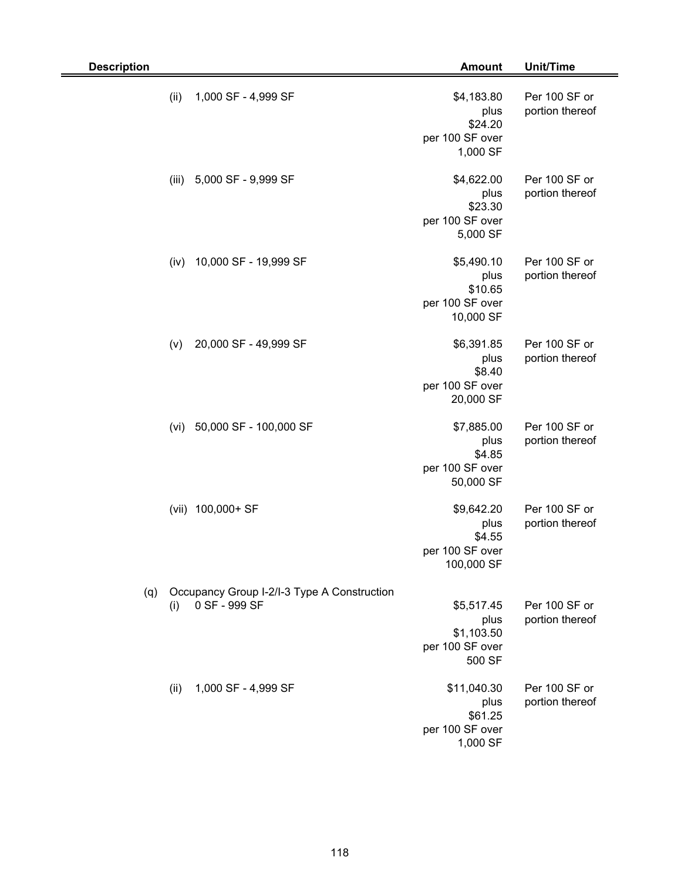| Description | Amount | Unit/Time |
|---|---|---|
| (ii) 1,000 SF - 4,999 SF | $4,183.80 plus $24.20 per 100 SF over 1,000 SF | Per 100 SF or portion thereof |
| (iii) 5,000 SF - 9,999 SF | $4,622.00 plus $23.30 per 100 SF over 5,000 SF | Per 100 SF or portion thereof |
| (iv) 10,000 SF - 19,999 SF | $5,490.10 plus $10.65 per 100 SF over 10,000 SF | Per 100 SF or portion thereof |
| (v) 20,000 SF - 49,999 SF | $6,391.85 plus $8.40 per 100 SF over 20,000 SF | Per 100 SF or portion thereof |
| (vi) 50,000 SF - 100,000 SF | $7,885.00 plus $4.85 per 100 SF over 50,000 SF | Per 100 SF or portion thereof |
| (vii) 100,000+ SF | $9,642.20 plus $4.55 per 100 SF over 100,000 SF | Per 100 SF or portion thereof |
| (q) Occupancy Group I-2/I-3 Type A Construction | | |
| (i) 0 SF - 999 SF | $5,517.45 plus $1,103.50 per 100 SF over 500 SF | Per 100 SF or portion thereof |
| (ii) 1,000 SF - 4,999 SF | $11,040.30 plus $61.25 per 100 SF over 1,000 SF | Per 100 SF or portion thereof |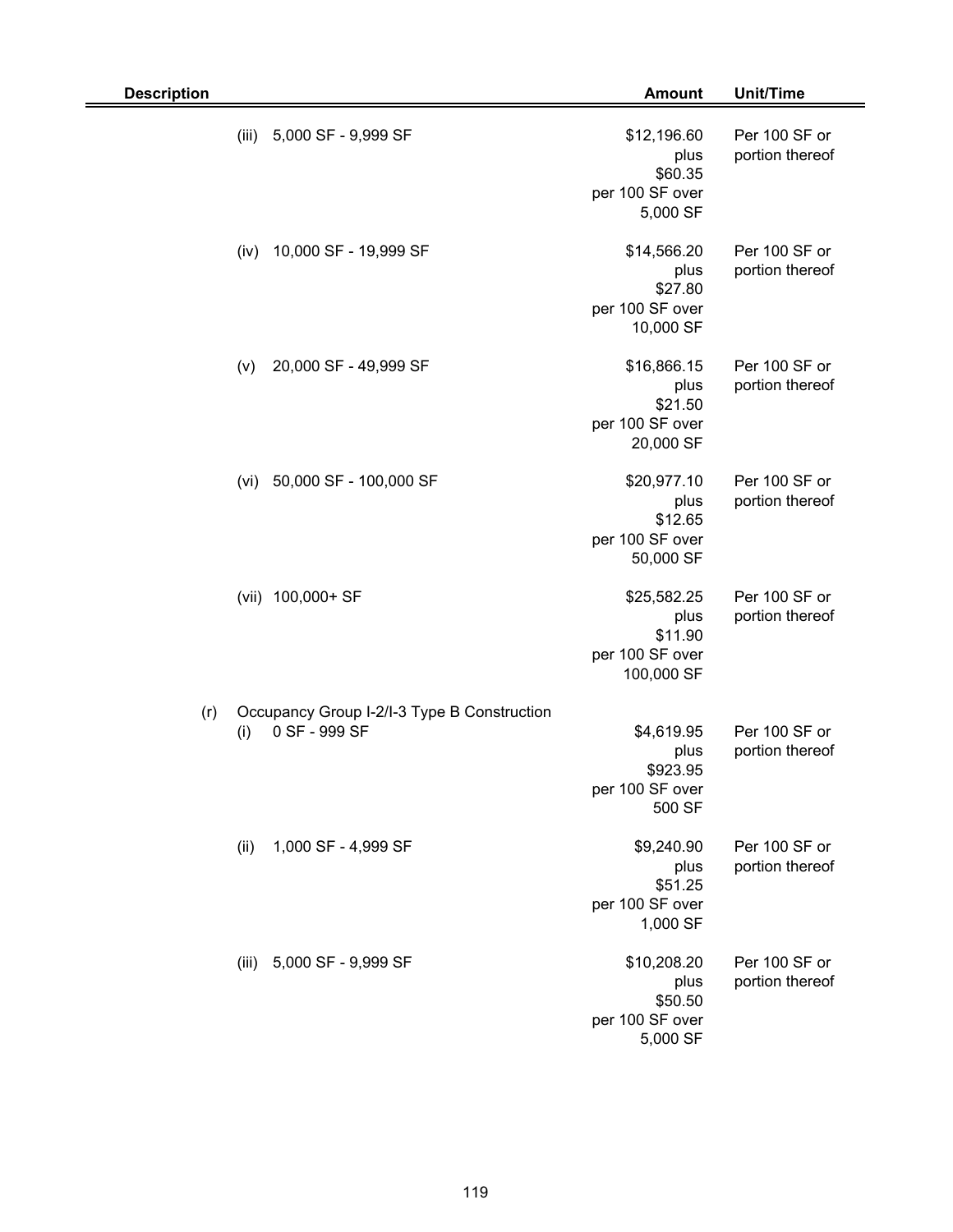| Description | Amount | Unit/Time |
|---|---|---|
| (iii) 5,000 SF - 9,999 SF | $12,196.60 plus $60.35 per 100 SF over 5,000 SF | Per 100 SF or portion thereof |
| (iv) 10,000 SF - 19,999 SF | $14,566.20 plus $27.80 per 100 SF over 10,000 SF | Per 100 SF or portion thereof |
| (v) 20,000 SF - 49,999 SF | $16,866.15 plus $21.50 per 100 SF over 20,000 SF | Per 100 SF or portion thereof |
| (vi) 50,000 SF - 100,000 SF | $20,977.10 plus $12.65 per 100 SF over 50,000 SF | Per 100 SF or portion thereof |
| (vii) 100,000+ SF | $25,582.25 plus $11.90 per 100 SF over 100,000 SF | Per 100 SF or portion thereof |
| (r) Occupancy Group I-2/I-3 Type B Construction | | |
| (i) 0 SF - 999 SF | $4,619.95 plus $923.95 per 100 SF over 500 SF | Per 100 SF or portion thereof |
| (ii) 1,000 SF - 4,999 SF | $9,240.90 plus $51.25 per 100 SF over 1,000 SF | Per 100 SF or portion thereof |
| (iii) 5,000 SF - 9,999 SF | $10,208.20 plus $50.50 per 100 SF over 5,000 SF | Per 100 SF or portion thereof |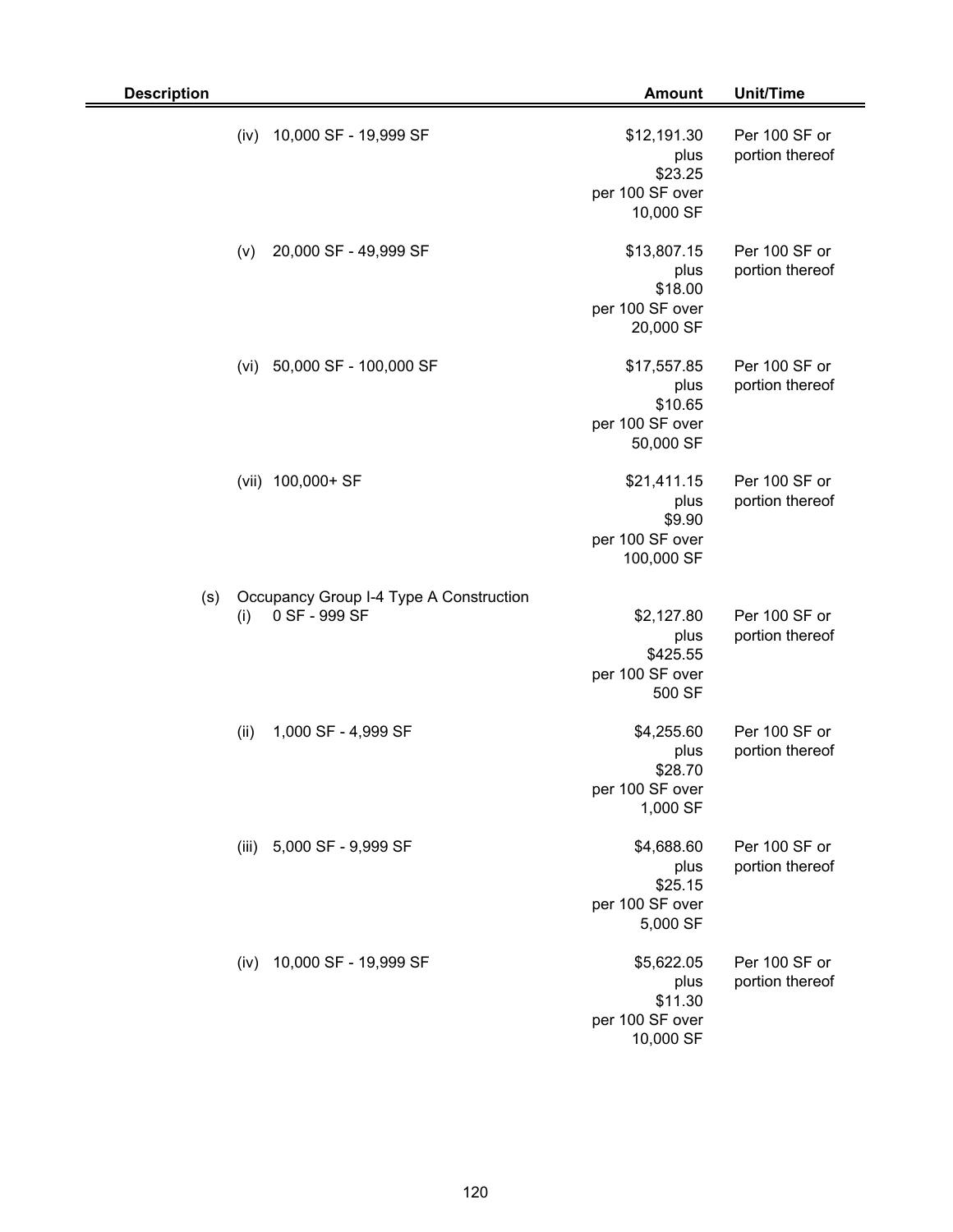| Description | Amount | Unit/Time |
|---|---|---|
| (iv) 10,000 SF - 19,999 SF | $12,191.30 plus $23.25 per 100 SF over 10,000 SF | Per 100 SF or portion thereof |
| (v) 20,000 SF - 49,999 SF | $13,807.15 plus $18.00 per 100 SF over 20,000 SF | Per 100 SF or portion thereof |
| (vi) 50,000 SF - 100,000 SF | $17,557.85 plus $10.65 per 100 SF over 50,000 SF | Per 100 SF or portion thereof |
| (vii) 100,000+ SF | $21,411.15 plus $9.90 per 100 SF over 100,000 SF | Per 100 SF or portion thereof |
| (s) Occupancy Group I-4 Type A Construction | | |
| (i) 0 SF - 999 SF | $2,127.80 plus $425.55 per 100 SF over 500 SF | Per 100 SF or portion thereof |
| (ii) 1,000 SF - 4,999 SF | $4,255.60 plus $28.70 per 100 SF over 1,000 SF | Per 100 SF or portion thereof |
| (iii) 5,000 SF - 9,999 SF | $4,688.60 plus $25.15 per 100 SF over 5,000 SF | Per 100 SF or portion thereof |
| (iv) 10,000 SF - 19,999 SF | $5,622.05 plus $11.30 per 100 SF over 10,000 SF | Per 100 SF or portion thereof |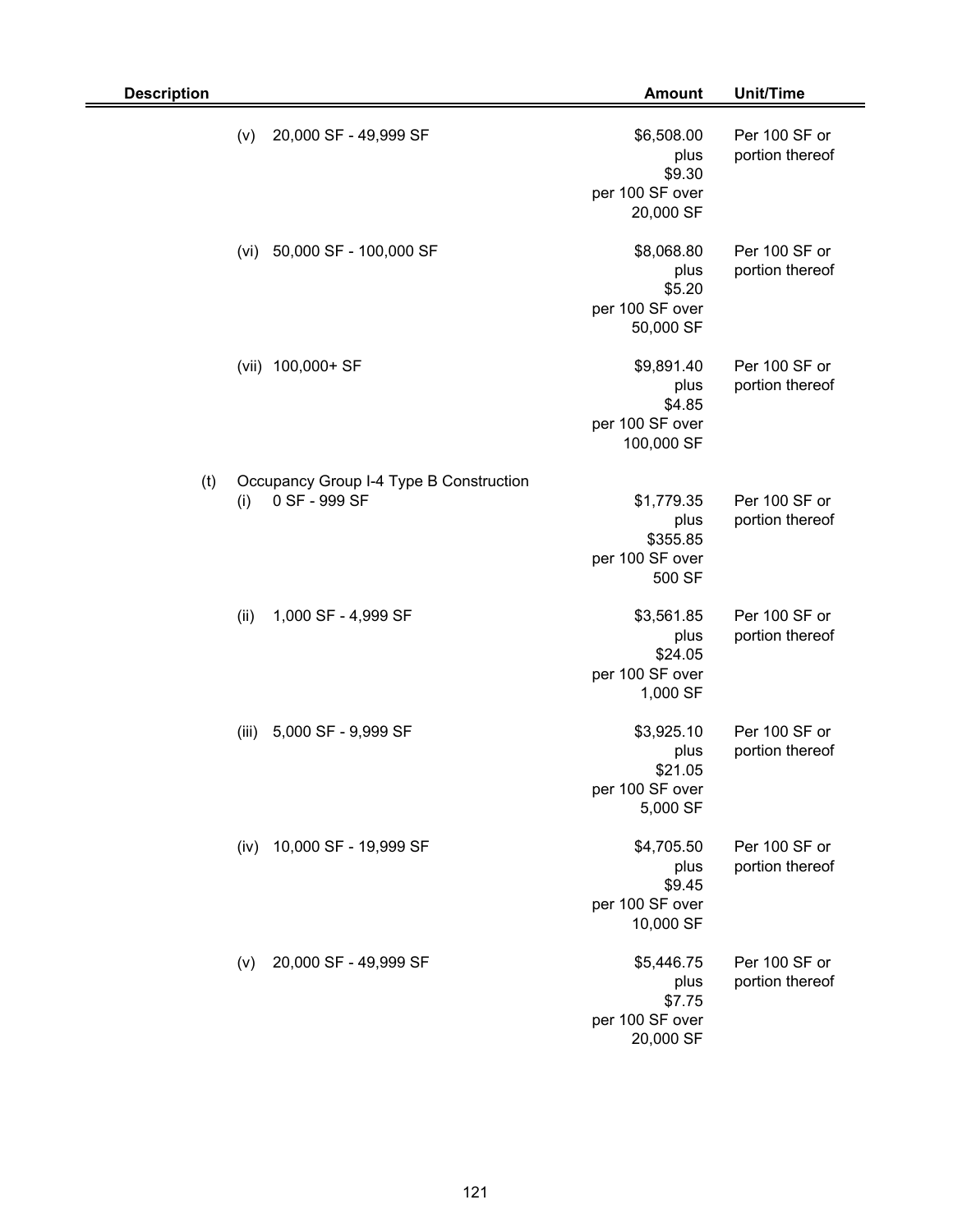| Description | Amount | Unit/Time |
|---|---|---|
| (v) 20,000 SF - 49,999 SF | $6,508.00 plus $9.30 per 100 SF over 20,000 SF | Per 100 SF or portion thereof |
| (vi) 50,000 SF - 100,000 SF | $8,068.80 plus $5.20 per 100 SF over 50,000 SF | Per 100 SF or portion thereof |
| (vii) 100,000+ SF | $9,891.40 plus $4.85 per 100 SF over 100,000 SF | Per 100 SF or portion thereof |
| (t) Occupancy Group I-4 Type B Construction | | |
| (i) 0 SF - 999 SF | $1,779.35 plus $355.85 per 100 SF over 500 SF | Per 100 SF or portion thereof |
| (ii) 1,000 SF - 4,999 SF | $3,561.85 plus $24.05 per 100 SF over 1,000 SF | Per 100 SF or portion thereof |
| (iii) 5,000 SF - 9,999 SF | $3,925.10 plus $21.05 per 100 SF over 5,000 SF | Per 100 SF or portion thereof |
| (iv) 10,000 SF - 19,999 SF | $4,705.50 plus $9.45 per 100 SF over 10,000 SF | Per 100 SF or portion thereof |
| (v) 20,000 SF - 49,999 SF | $5,446.75 plus $7.75 per 100 SF over 20,000 SF | Per 100 SF or portion thereof |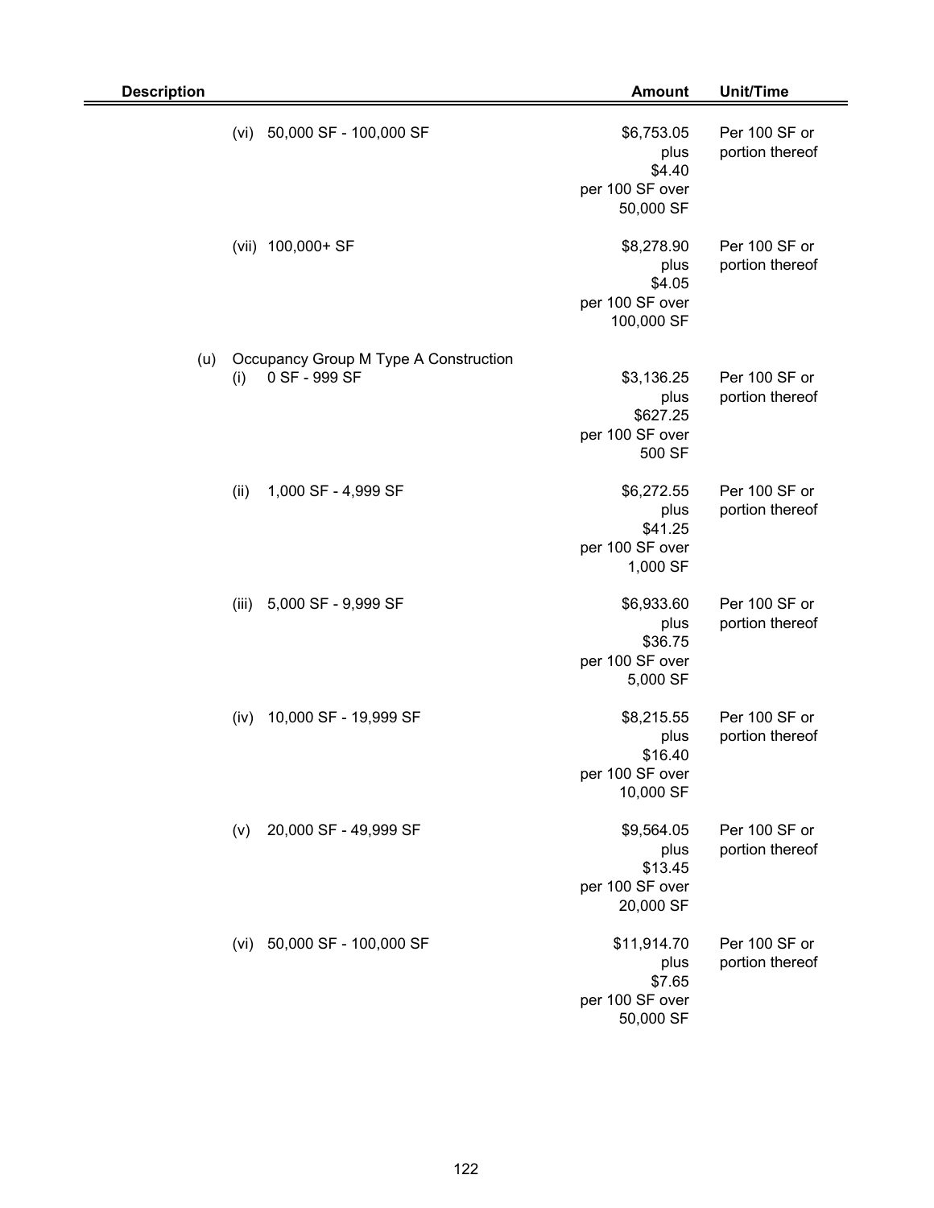| Description | Amount | Unit/Time |
| --- | --- | --- |
| (vi) 50,000 SF - 100,000 SF | $6,753.05 plus $4.40 per 100 SF over 50,000 SF | Per 100 SF or portion thereof |
| (vii) 100,000+ SF | $8,278.90 plus $4.05 per 100 SF over 100,000 SF | Per 100 SF or portion thereof |
| (u) Occupancy Group M Type A Construction | | |
| (i) 0 SF - 999 SF | $3,136.25 plus $627.25 per 100 SF over 500 SF | Per 100 SF or portion thereof |
| (ii) 1,000 SF - 4,999 SF | $6,272.55 plus $41.25 per 100 SF over 1,000 SF | Per 100 SF or portion thereof |
| (iii) 5,000 SF - 9,999 SF | $6,933.60 plus $36.75 per 100 SF over 5,000 SF | Per 100 SF or portion thereof |
| (iv) 10,000 SF - 19,999 SF | $8,215.55 plus $16.40 per 100 SF over 10,000 SF | Per 100 SF or portion thereof |
| (v) 20,000 SF - 49,999 SF | $9,564.05 plus $13.45 per 100 SF over 20,000 SF | Per 100 SF or portion thereof |
| (vi) 50,000 SF - 100,000 SF | $11,914.70 plus $7.65 per 100 SF over 50,000 SF | Per 100 SF or portion thereof |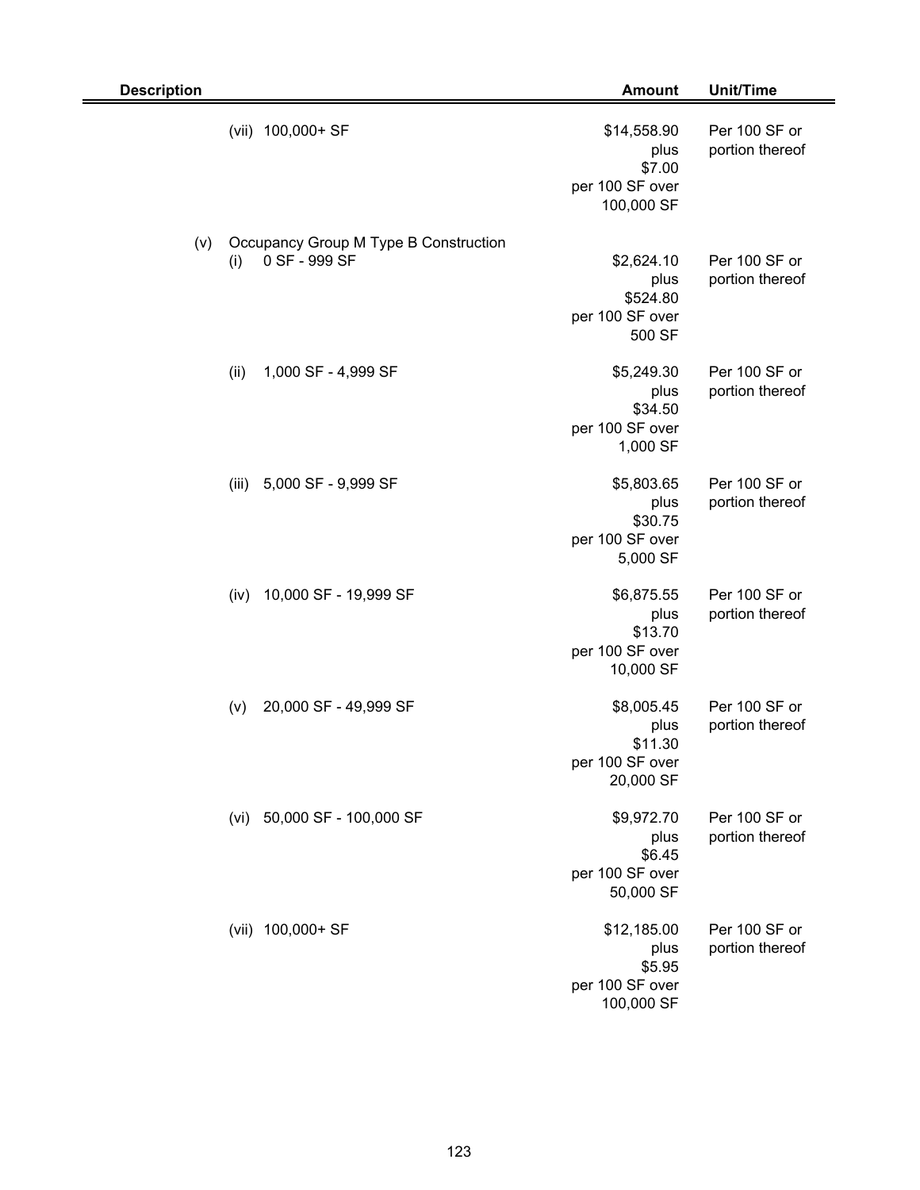| Description | Amount | Unit/Time |
|---|---|---|
| (vii) 100,000+ SF | $14,558.90 plus $7.00 per 100 SF over 100,000 SF | Per 100 SF or portion thereof |
| (v) Occupancy Group M Type B Construction | | |
| (i) 0 SF - 999 SF | $2,624.10 plus $524.80 per 100 SF over 500 SF | Per 100 SF or portion thereof |
| (ii) 1,000 SF - 4,999 SF | $5,249.30 plus $34.50 per 100 SF over 1,000 SF | Per 100 SF or portion thereof |
| (iii) 5,000 SF - 9,999 SF | $5,803.65 plus $30.75 per 100 SF over 5,000 SF | Per 100 SF or portion thereof |
| (iv) 10,000 SF - 19,999 SF | $6,875.55 plus $13.70 per 100 SF over 10,000 SF | Per 100 SF or portion thereof |
| (v) 20,000 SF - 49,999 SF | $8,005.45 plus $11.30 per 100 SF over 20,000 SF | Per 100 SF or portion thereof |
| (vi) 50,000 SF - 100,000 SF | $9,972.70 plus $6.45 per 100 SF over 50,000 SF | Per 100 SF or portion thereof |
| (vii) 100,000+ SF | $12,185.00 plus $5.95 per 100 SF over 100,000 SF | Per 100 SF or portion thereof |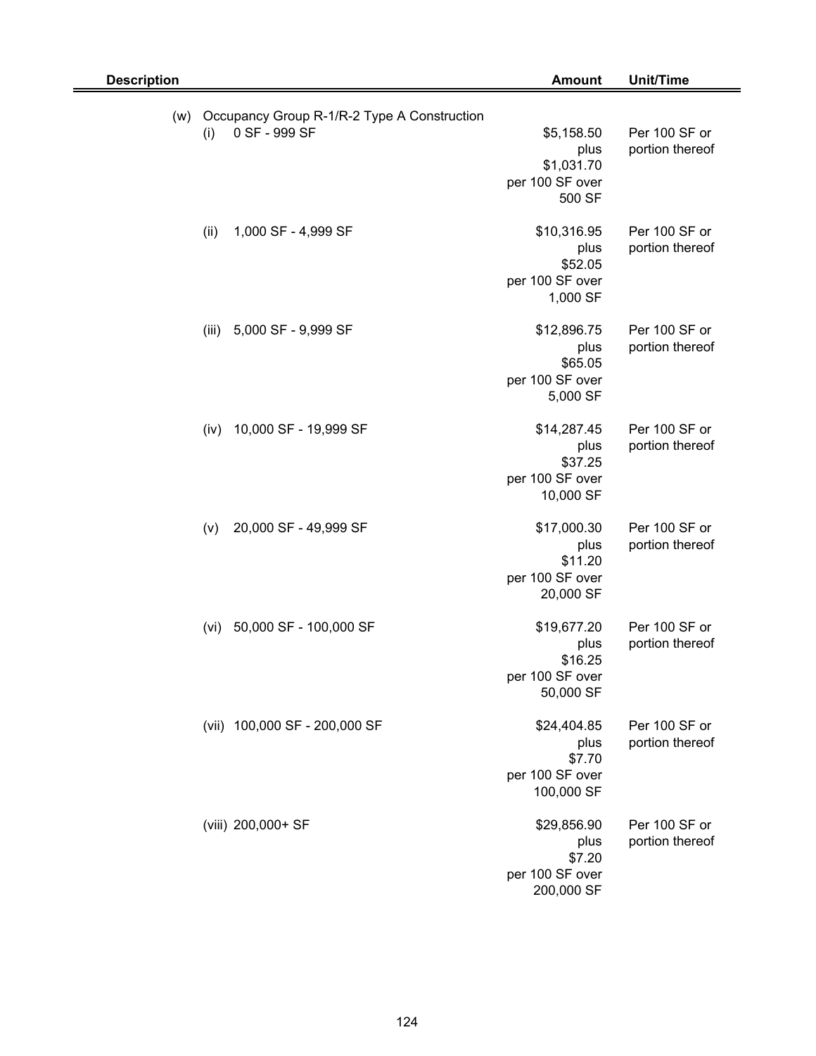| Description | Amount | Unit/Time |
|---|---|---|
| (w) Occupancy Group R-1/R-2 Type A Construction | | |
| (i) 0 SF - 999 SF | $5,158.50 plus $1,031.70 per 100 SF over 500 SF | Per 100 SF or portion thereof |
| (ii) 1,000 SF - 4,999 SF | $10,316.95 plus $52.05 per 100 SF over 1,000 SF | Per 100 SF or portion thereof |
| (iii) 5,000 SF - 9,999 SF | $12,896.75 plus $65.05 per 100 SF over 5,000 SF | Per 100 SF or portion thereof |
| (iv) 10,000 SF - 19,999 SF | $14,287.45 plus $37.25 per 100 SF over 10,000 SF | Per 100 SF or portion thereof |
| (v) 20,000 SF - 49,999 SF | $17,000.30 plus $11.20 per 100 SF over 20,000 SF | Per 100 SF or portion thereof |
| (vi) 50,000 SF - 100,000 SF | $19,677.20 plus $16.25 per 100 SF over 50,000 SF | Per 100 SF or portion thereof |
| (vii) 100,000 SF - 200,000 SF | $24,404.85 plus $7.70 per 100 SF over 100,000 SF | Per 100 SF or portion thereof |
| (viii) 200,000+ SF | $29,856.90 plus $7.20 per 100 SF over 200,000 SF | Per 100 SF or portion thereof |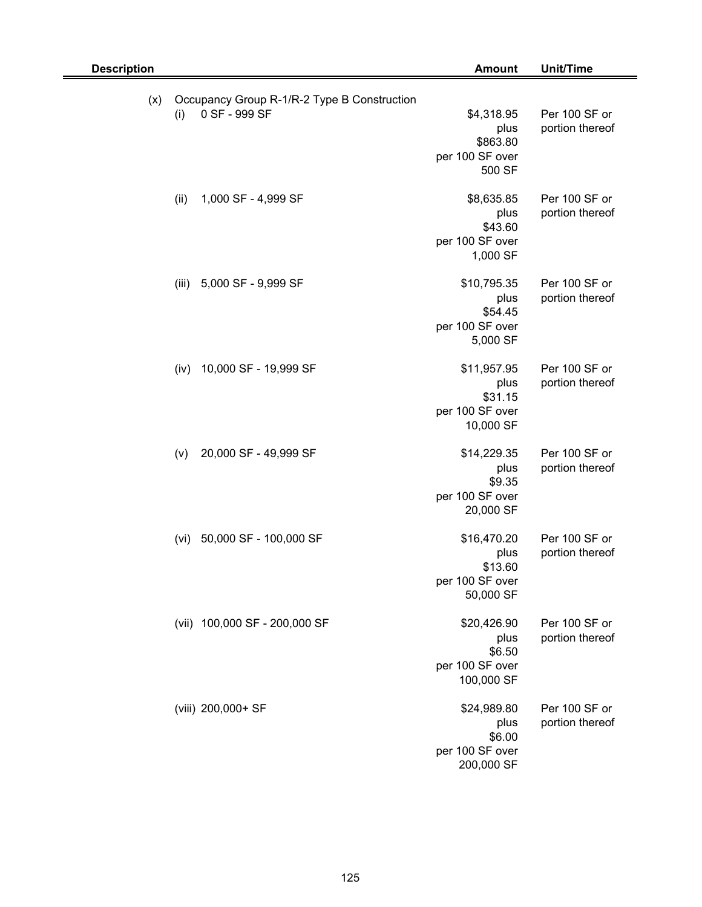| Description | Amount | Unit/Time |
|---|---|---|
| (x) Occupancy Group R-1/R-2 Type B Construction | | |
| (i) 0 SF - 999 SF | $4,318.95 plus $863.80 per 100 SF over 500 SF | Per 100 SF or portion thereof |
| (ii) 1,000 SF - 4,999 SF | $8,635.85 plus $43.60 per 100 SF over 1,000 SF | Per 100 SF or portion thereof |
| (iii) 5,000 SF - 9,999 SF | $10,795.35 plus $54.45 per 100 SF over 5,000 SF | Per 100 SF or portion thereof |
| (iv) 10,000 SF - 19,999 SF | $11,957.95 plus $31.15 per 100 SF over 10,000 SF | Per 100 SF or portion thereof |
| (v) 20,000 SF - 49,999 SF | $14,229.35 plus $9.35 per 100 SF over 20,000 SF | Per 100 SF or portion thereof |
| (vi) 50,000 SF - 100,000 SF | $16,470.20 plus $13.60 per 100 SF over 50,000 SF | Per 100 SF or portion thereof |
| (vii) 100,000 SF - 200,000 SF | $20,426.90 plus $6.50 per 100 SF over 100,000 SF | Per 100 SF or portion thereof |
| (viii) 200,000+ SF | $24,989.80 plus $6.00 per 100 SF over 200,000 SF | Per 100 SF or portion thereof |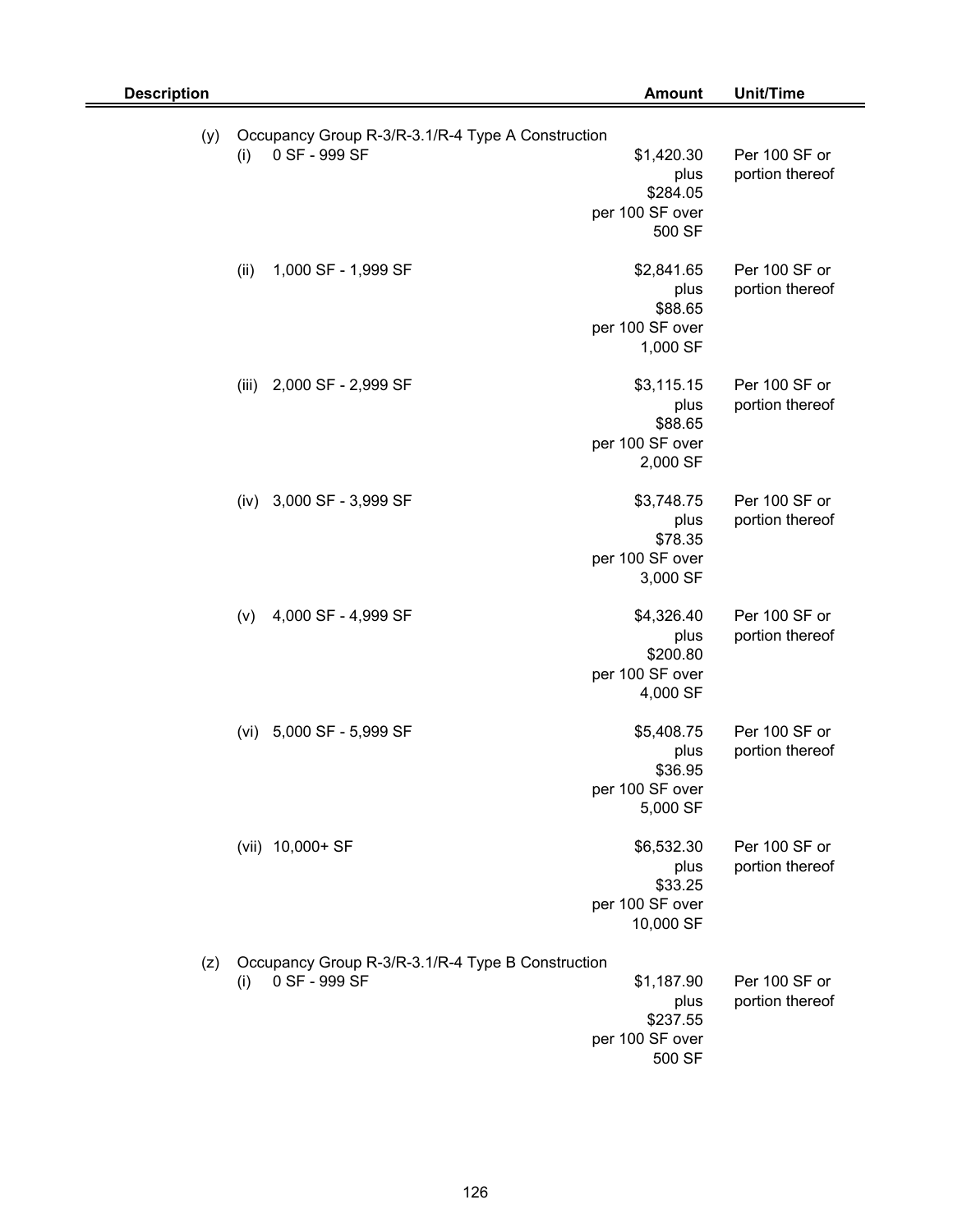| Description | Amount | Unit/Time |
|---|---|---|
| (y) Occupancy Group R-3/R-3.1/R-4 Type A Construction | | |
| (i) 0 SF - 999 SF | \$1,420.30 plus \$284.05 per 100 SF over 500 SF | Per 100 SF or portion thereof |
| (ii) 1,000 SF - 1,999 SF | \$2,841.65 plus \$88.65 per 100 SF over 1,000 SF | Per 100 SF or portion thereof |
| (iii) 2,000 SF - 2,999 SF | \$3,115.15 plus \$88.65 per 100 SF over 2,000 SF | Per 100 SF or portion thereof |
| (iv) 3,000 SF - 3,999 SF | \$3,748.75 plus \$78.35 per 100 SF over 3,000 SF | Per 100 SF or portion thereof |
| (v) 4,000 SF - 4,999 SF | \$4,326.40 plus \$200.80 per 100 SF over 4,000 SF | Per 100 SF or portion thereof |
| (vi) 5,000 SF - 5,999 SF | \$5,408.75 plus \$36.95 per 100 SF over 5,000 SF | Per 100 SF or portion thereof |
| (vii) 10,000+ SF | \$6,532.30 plus \$33.25 per 100 SF over 10,000 SF | Per 100 SF or portion thereof |
| (z) Occupancy Group R-3/R-3.1/R-4 Type B Construction | | |
| (i) 0 SF - 999 SF | \$1,187.90 plus \$237.55 per 100 SF over 500 SF | Per 100 SF or portion thereof |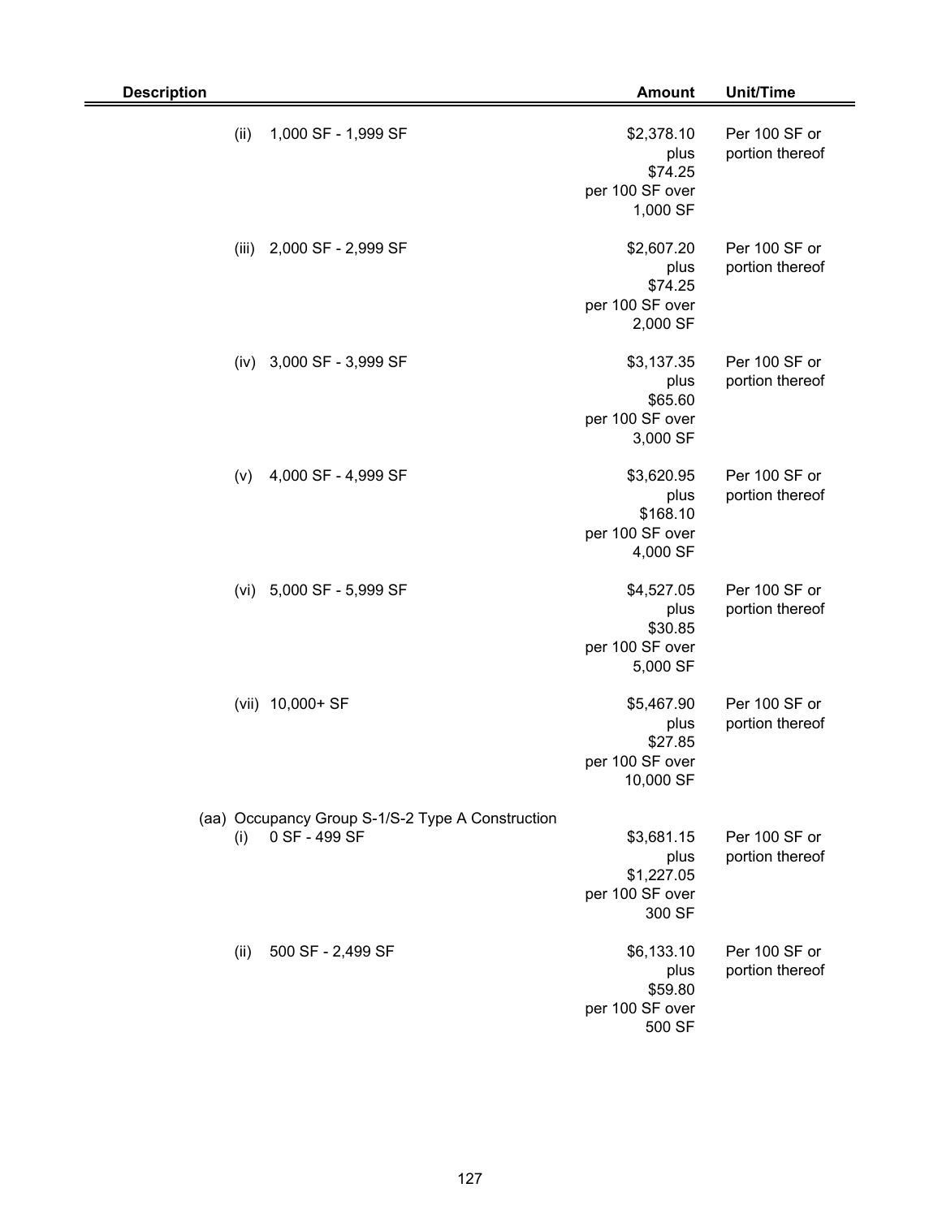| Description | Amount | Unit/Time |
|---|---|---|
| (ii) 1,000 SF - 1,999 SF | $2,378.10 plus $74.25 per 100 SF over 1,000 SF | Per 100 SF or portion thereof |
| (iii) 2,000 SF - 2,999 SF | $2,607.20 plus $74.25 per 100 SF over 2,000 SF | Per 100 SF or portion thereof |
| (iv) 3,000 SF - 3,999 SF | $3,137.35 plus $65.60 per 100 SF over 3,000 SF | Per 100 SF or portion thereof |
| (v) 4,000 SF - 4,999 SF | $3,620.95 plus $168.10 per 100 SF over 4,000 SF | Per 100 SF or portion thereof |
| (vi) 5,000 SF - 5,999 SF | $4,527.05 plus $30.85 per 100 SF over 5,000 SF | Per 100 SF or portion thereof |
| (vii) 10,000+ SF | $5,467.90 plus $27.85 per 100 SF over 10,000 SF | Per 100 SF or portion thereof |
| (aa) Occupancy Group S-1/S-2 Type A Construction | | |
| (i) 0 SF - 499 SF | $3,681.15 plus $1,227.05 per 100 SF over 300 SF | Per 100 SF or portion thereof |
| (ii) 500 SF - 2,499 SF | $6,133.10 plus $59.80 per 100 SF over 500 SF | Per 100 SF or portion thereof |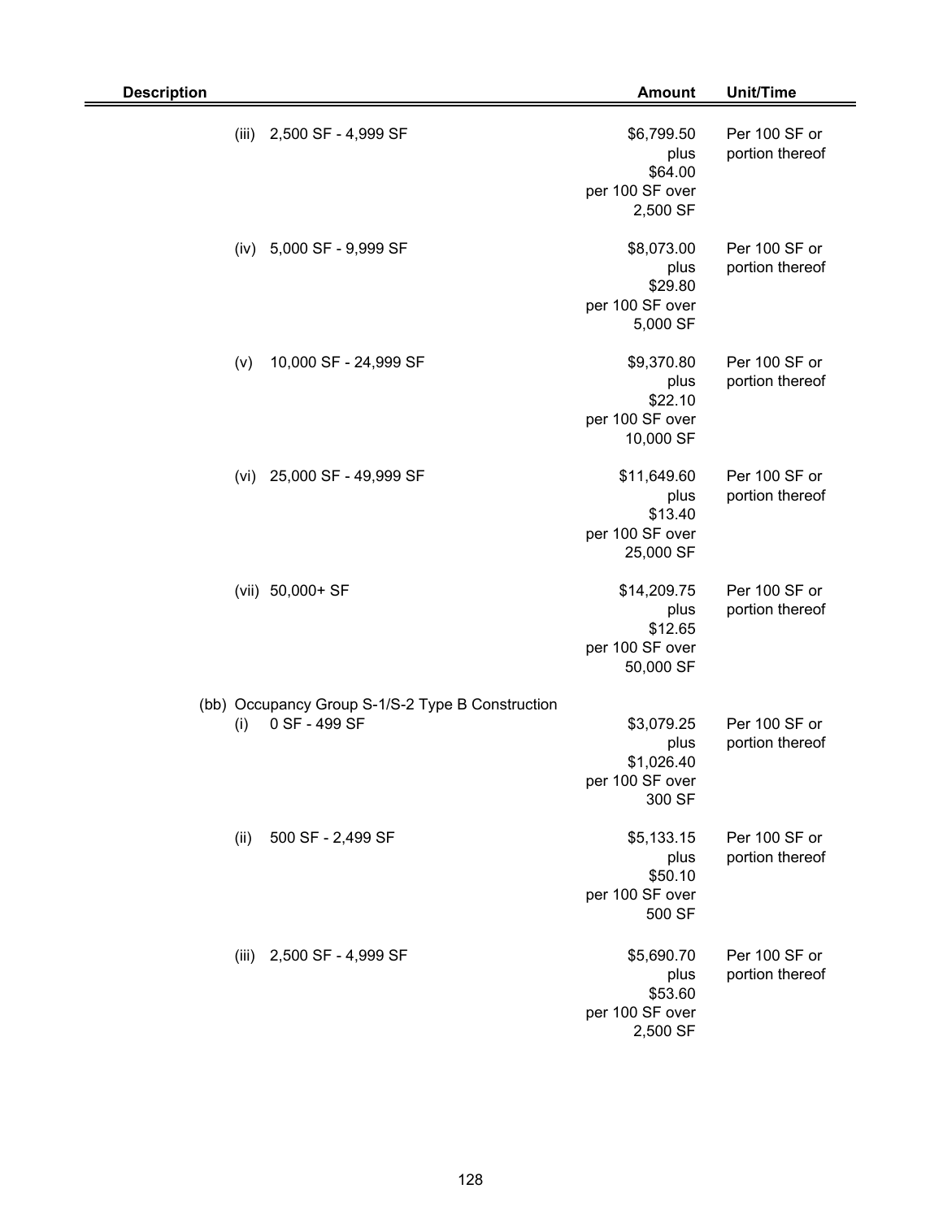| Description | Amount | Unit/Time |
|---|---|---|
| (iii) 2,500 SF - 4,999 SF | $6,799.50 plus $64.00 per 100 SF over 2,500 SF | Per 100 SF or portion thereof |
| (iv) 5,000 SF - 9,999 SF | $8,073.00 plus $29.80 per 100 SF over 5,000 SF | Per 100 SF or portion thereof |
| (v) 10,000 SF - 24,999 SF | $9,370.80 plus $22.10 per 100 SF over 10,000 SF | Per 100 SF or portion thereof |
| (vi) 25,000 SF - 49,999 SF | $11,649.60 plus $13.40 per 100 SF over 25,000 SF | Per 100 SF or portion thereof |
| (vii) 50,000+ SF | $14,209.75 plus $12.65 per 100 SF over 50,000 SF | Per 100 SF or portion thereof |
| (bb) Occupancy Group S-1/S-2 Type B Construction | | |
| (i) 0 SF - 499 SF | $3,079.25 plus $1,026.40 per 100 SF over 300 SF | Per 100 SF or portion thereof |
| (ii) 500 SF - 2,499 SF | $5,133.15 plus $50.10 per 100 SF over 500 SF | Per 100 SF or portion thereof |
| (iii) 2,500 SF - 4,999 SF | $5,690.70 plus $53.60 per 100 SF over 2,500 SF | Per 100 SF or portion thereof |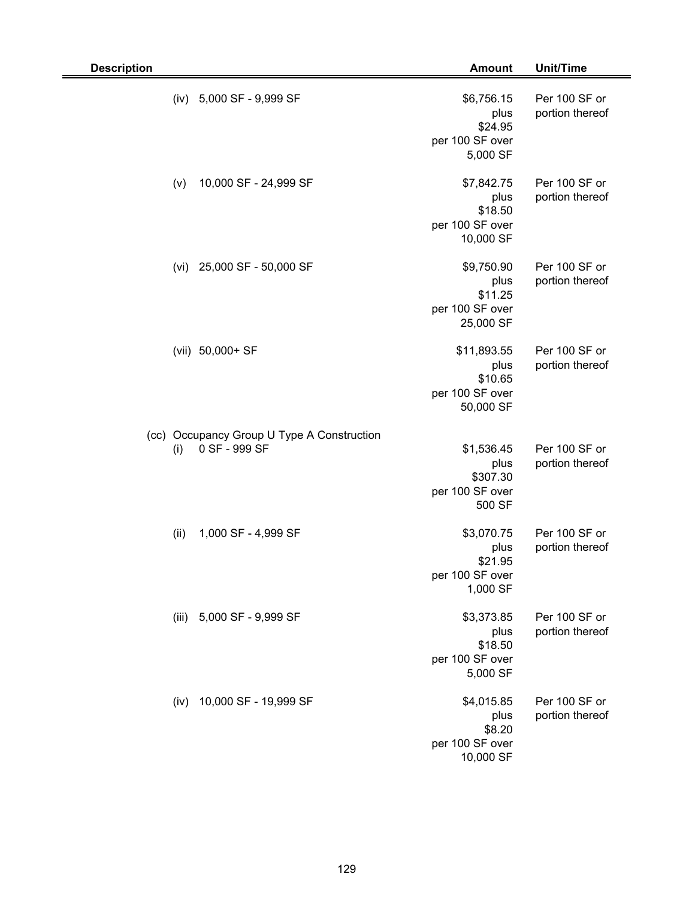| Description | Amount | Unit/Time |
|---|---|---|
| (iv) 5,000 SF - 9,999 SF | \$6,756.15 plus \$24.95 per 100 SF over 5,000 SF | Per 100 SF or portion thereof |
| (v) 10,000 SF - 24,999 SF | \$7,842.75 plus \$18.50 per 100 SF over 10,000 SF | Per 100 SF or portion thereof |
| (vi) 25,000 SF - 50,000 SF | \$9,750.90 plus \$11.25 per 100 SF over 25,000 SF | Per 100 SF or portion thereof |
| (vii) 50,000+ SF | \$11,893.55 plus \$10.65 per 100 SF over 50,000 SF | Per 100 SF or portion thereof |
| (cc) Occupancy Group U Type A Construction | | |
| (i) 0 SF - 999 SF | \$1,536.45 plus \$307.30 per 100 SF over 500 SF | Per 100 SF or portion thereof |
| (ii) 1,000 SF - 4,999 SF | \$3,070.75 plus \$21.95 per 100 SF over 1,000 SF | Per 100 SF or portion thereof |
| (iii) 5,000 SF - 9,999 SF | \$3,373.85 plus \$18.50 per 100 SF over 5,000 SF | Per 100 SF or portion thereof |
| (iv) 10,000 SF - 19,999 SF | \$4,015.85 plus \$8.20 per 100 SF over 10,000 SF | Per 100 SF or portion thereof |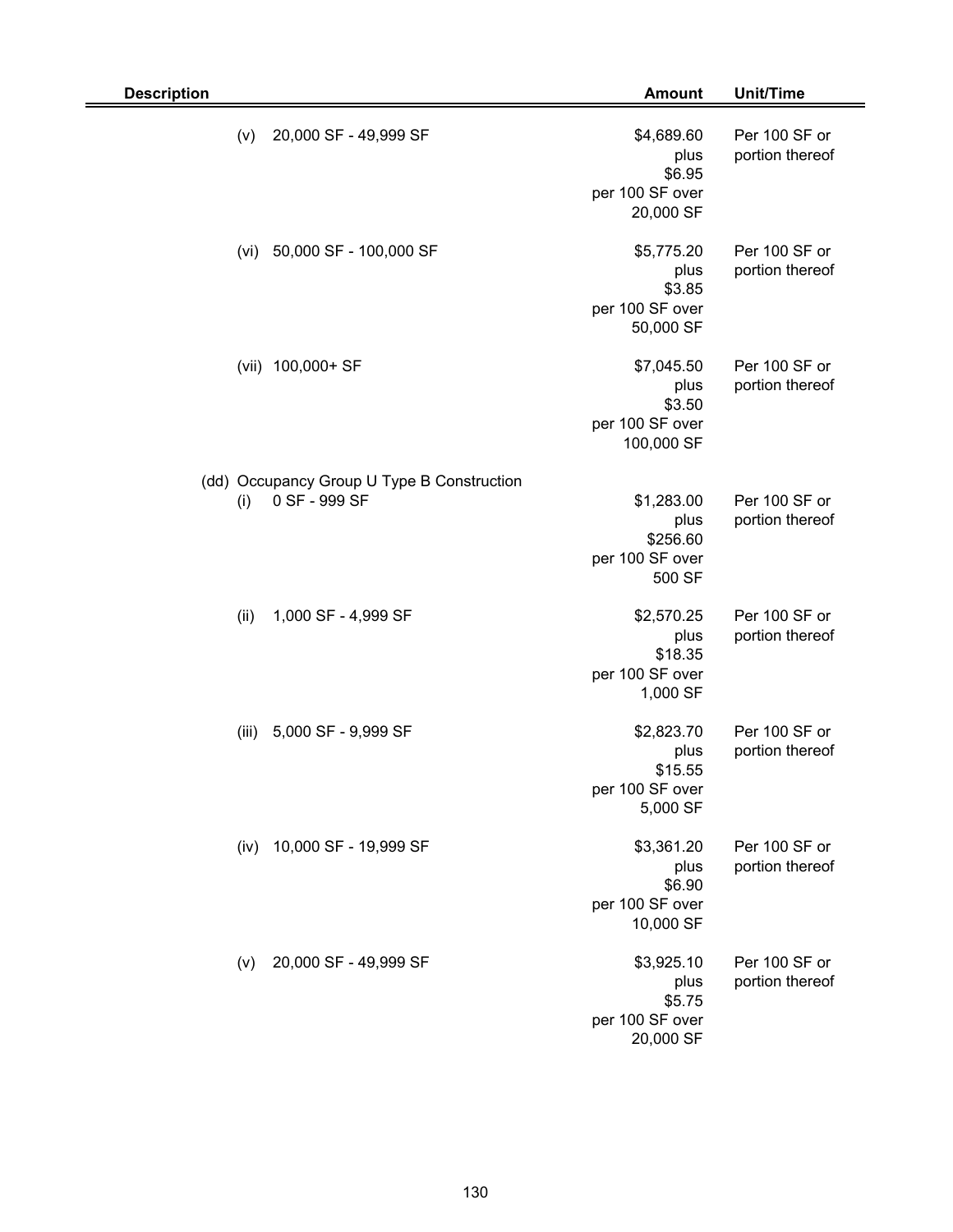| Description | Amount | Unit/Time |
|---|---|---|
| (v) 20,000 SF - 49,999 SF | $4,689.60 plus $6.95 per 100 SF over 20,000 SF | Per 100 SF or portion thereof |
| (vi) 50,000 SF - 100,000 SF | $5,775.20 plus $3.85 per 100 SF over 50,000 SF | Per 100 SF or portion thereof |
| (vii) 100,000+ SF | $7,045.50 plus $3.50 per 100 SF over 100,000 SF | Per 100 SF or portion thereof |
| (dd) Occupancy Group U Type B Construction | | |
| (i) 0 SF - 999 SF | $1,283.00 plus $256.60 per 100 SF over 500 SF | Per 100 SF or portion thereof |
| (ii) 1,000 SF - 4,999 SF | $2,570.25 plus $18.35 per 100 SF over 1,000 SF | Per 100 SF or portion thereof |
| (iii) 5,000 SF - 9,999 SF | $2,823.70 plus $15.55 per 100 SF over 5,000 SF | Per 100 SF or portion thereof |
| (iv) 10,000 SF - 19,999 SF | $3,361.20 plus $6.90 per 100 SF over 10,000 SF | Per 100 SF or portion thereof |
| (v) 20,000 SF - 49,999 SF | $3,925.10 plus $5.75 per 100 SF over 20,000 SF | Per 100 SF or portion thereof |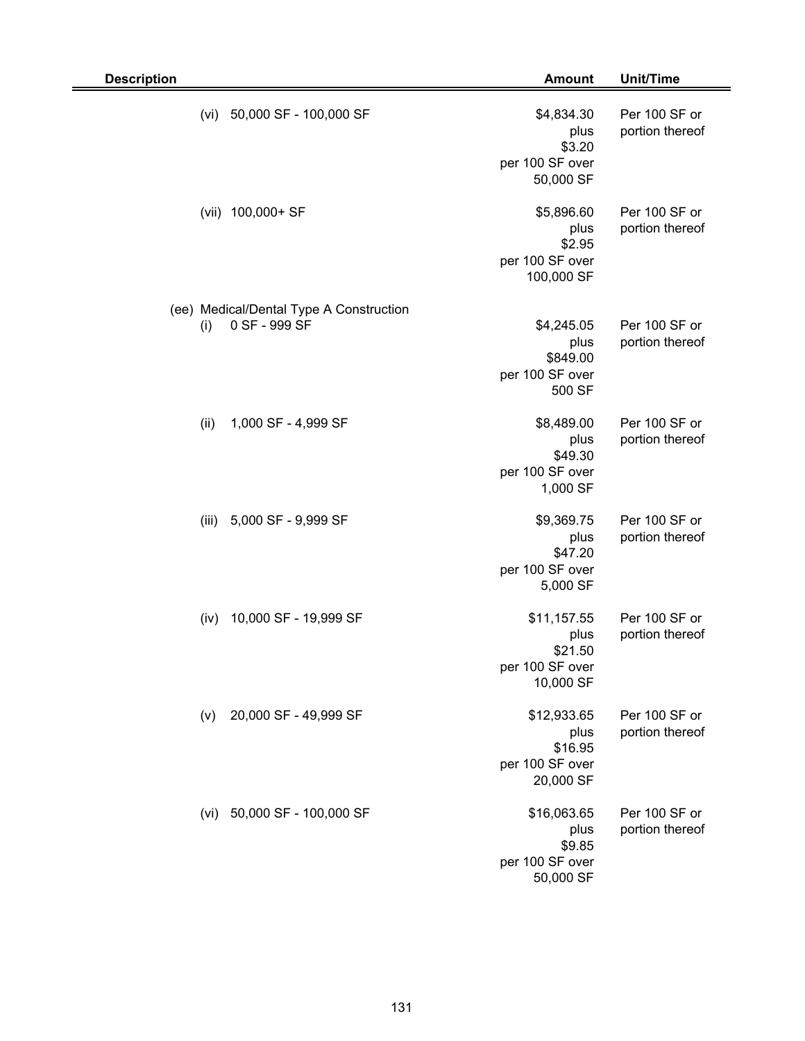| Description | Amount | Unit/Time |
|---|---|---|
| (vi) 50,000 SF - 100,000 SF | $4,834.30 plus $3.20 per 100 SF over 50,000 SF | Per 100 SF or portion thereof |
| (vii) 100,000+ SF | $5,896.60 plus $2.95 per 100 SF over 100,000 SF | Per 100 SF or portion thereof |
| (ee) Medical/Dental Type A Construction | | |
| (i) 0 SF - 999 SF | $4,245.05 plus $849.00 per 100 SF over 500 SF | Per 100 SF or portion thereof |
| (ii) 1,000 SF - 4,999 SF | $8,489.00 plus $49.30 per 100 SF over 1,000 SF | Per 100 SF or portion thereof |
| (iii) 5,000 SF - 9,999 SF | $9,369.75 plus $47.20 per 100 SF over 5,000 SF | Per 100 SF or portion thereof |
| (iv) 10,000 SF - 19,999 SF | $11,157.55 plus $21.50 per 100 SF over 10,000 SF | Per 100 SF or portion thereof |
| (v) 20,000 SF - 49,999 SF | $12,933.65 plus $16.95 per 100 SF over 20,000 SF | Per 100 SF or portion thereof |
| (vi) 50,000 SF - 100,000 SF | $16,063.65 plus $9.85 per 100 SF over 50,000 SF | Per 100 SF or portion thereof |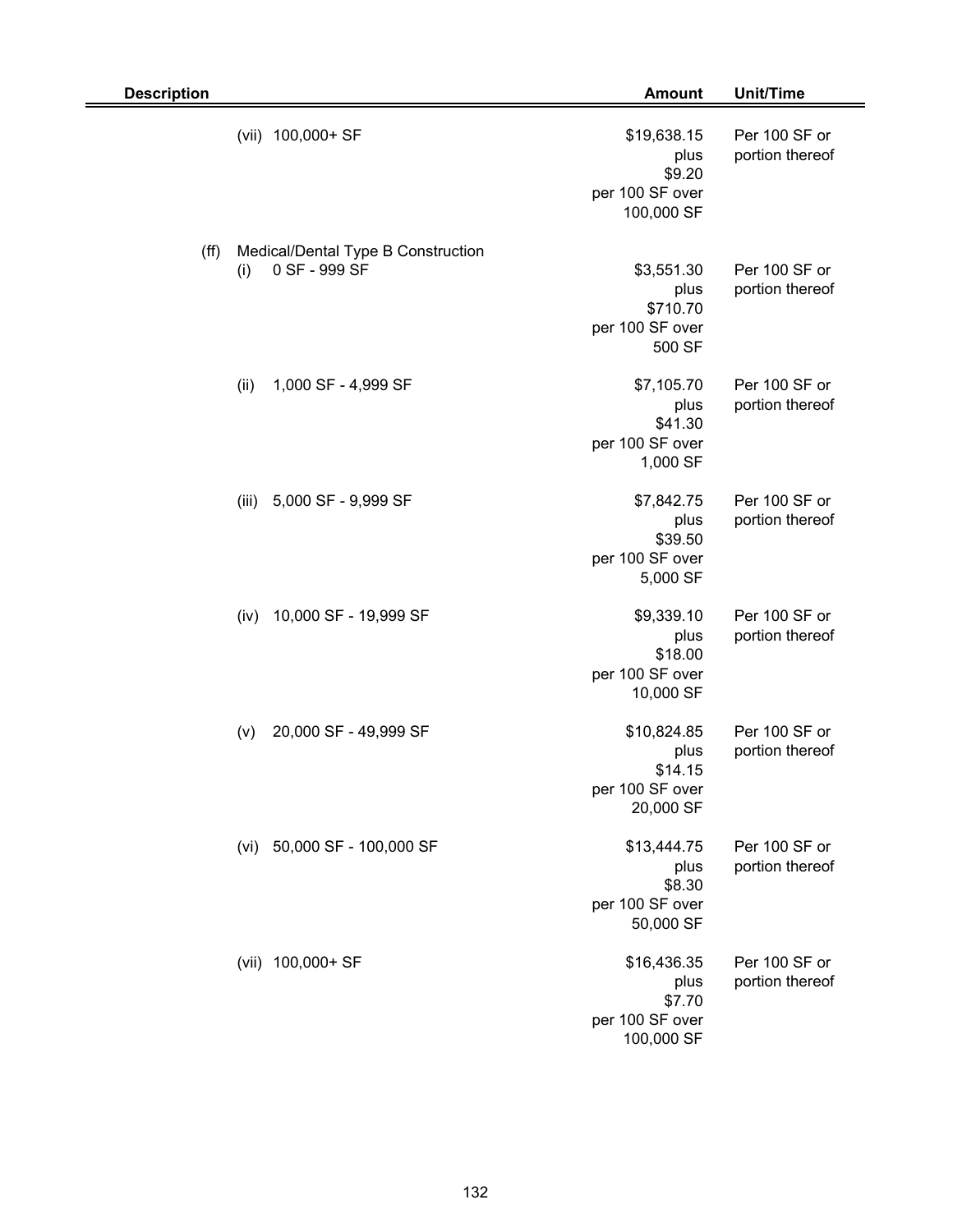| Description | Amount | Unit/Time |
|---|---|---|
| (vii) 100,000+ SF | $19,638.15 plus $9.20 per 100 SF over 100,000 SF | Per 100 SF or portion thereof |
| (ff) Medical/Dental Type B Construction | | |
| (i) 0 SF - 999 SF | $3,551.30 plus $710.70 per 100 SF over 500 SF | Per 100 SF or portion thereof |
| (ii) 1,000 SF - 4,999 SF | $7,105.70 plus $41.30 per 100 SF over 1,000 SF | Per 100 SF or portion thereof |
| (iii) 5,000 SF - 9,999 SF | $7,842.75 plus $39.50 per 100 SF over 5,000 SF | Per 100 SF or portion thereof |
| (iv) 10,000 SF - 19,999 SF | $9,339.10 plus $18.00 per 100 SF over 10,000 SF | Per 100 SF or portion thereof |
| (v) 20,000 SF - 49,999 SF | $10,824.85 plus $14.15 per 100 SF over 20,000 SF | Per 100 SF or portion thereof |
| (vi) 50,000 SF - 100,000 SF | $13,444.75 plus $8.30 per 100 SF over 50,000 SF | Per 100 SF or portion thereof |
| (vii) 100,000+ SF | $16,436.35 plus $7.70 per 100 SF over 100,000 SF | Per 100 SF or portion thereof |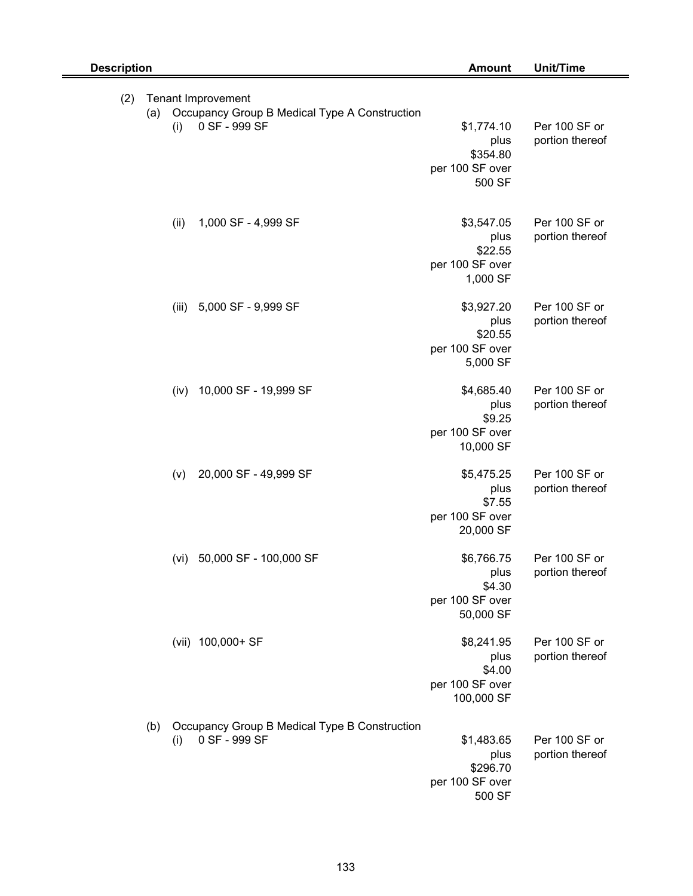| Description | Amount | Unit/Time |
|---|---|---|
| (2) Tenant Improvement | | |
| (a) Occupancy Group B Medical Type A Construction | | |
| (i) 0 SF - 999 SF | $1,774.10 plus $354.80 per 100 SF over 500 SF | Per 100 SF or portion thereof |
| (ii) 1,000 SF - 4,999 SF | $3,547.05 plus $22.55 per 100 SF over 1,000 SF | Per 100 SF or portion thereof |
| (iii) 5,000 SF - 9,999 SF | $3,927.20 plus $20.55 per 100 SF over 5,000 SF | Per 100 SF or portion thereof |
| (iv) 10,000 SF - 19,999 SF | $4,685.40 plus $9.25 per 100 SF over 10,000 SF | Per 100 SF or portion thereof |
| (v) 20,000 SF - 49,999 SF | $5,475.25 plus $7.55 per 100 SF over 20,000 SF | Per 100 SF or portion thereof |
| (vi) 50,000 SF - 100,000 SF | $6,766.75 plus $4.30 per 100 SF over 50,000 SF | Per 100 SF or portion thereof |
| (vii) 100,000+ SF | $8,241.95 plus $4.00 per 100 SF over 100,000 SF | Per 100 SF or portion thereof |
| (b) Occupancy Group B Medical Type B Construction | | |
| (i) 0 SF - 999 SF | $1,483.65 plus $296.70 per 100 SF over 500 SF | Per 100 SF or portion thereof |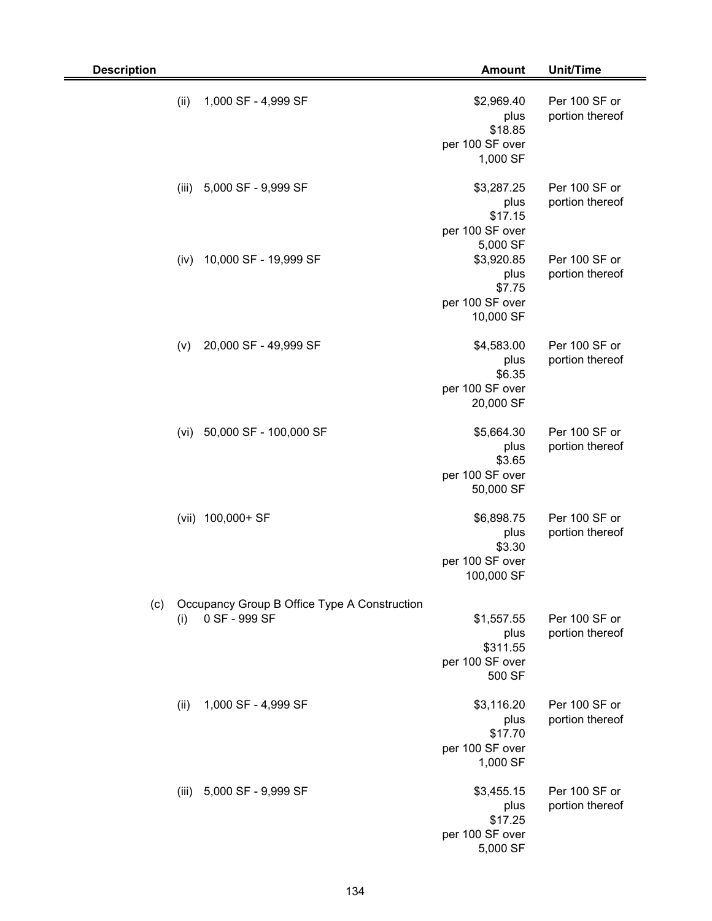| Description | Amount | Unit/Time |
|---|---|---|
| (ii) 1,000 SF - 4,999 SF | $2,969.40 plus $18.85 per 100 SF over 1,000 SF | Per 100 SF or portion thereof |
| (iii) 5,000 SF - 9,999 SF | $3,287.25 plus $17.15 per 100 SF over 5,000 SF | Per 100 SF or portion thereof |
| (iv) 10,000 SF - 19,999 SF | $3,920.85 plus $7.75 per 100 SF over 10,000 SF | Per 100 SF or portion thereof |
| (v) 20,000 SF - 49,999 SF | $4,583.00 plus $6.35 per 100 SF over 20,000 SF | Per 100 SF or portion thereof |
| (vi) 50,000 SF - 100,000 SF | $5,664.30 plus $3.65 per 100 SF over 50,000 SF | Per 100 SF or portion thereof |
| (vii) 100,000+ SF | $6,898.75 plus $3.30 per 100 SF over 100,000 SF | Per 100 SF or portion thereof |
| (c) Occupancy Group B Office Type A Construction | | |
| (i) 0 SF - 999 SF | $1,557.55 plus $311.55 per 100 SF over 500 SF | Per 100 SF or portion thereof |
| (ii) 1,000 SF - 4,999 SF | $3,116.20 plus $17.70 per 100 SF over 1,000 SF | Per 100 SF or portion thereof |
| (iii) 5,000 SF - 9,999 SF | $3,455.15 plus $17.25 per 100 SF over 5,000 SF | Per 100 SF or portion thereof |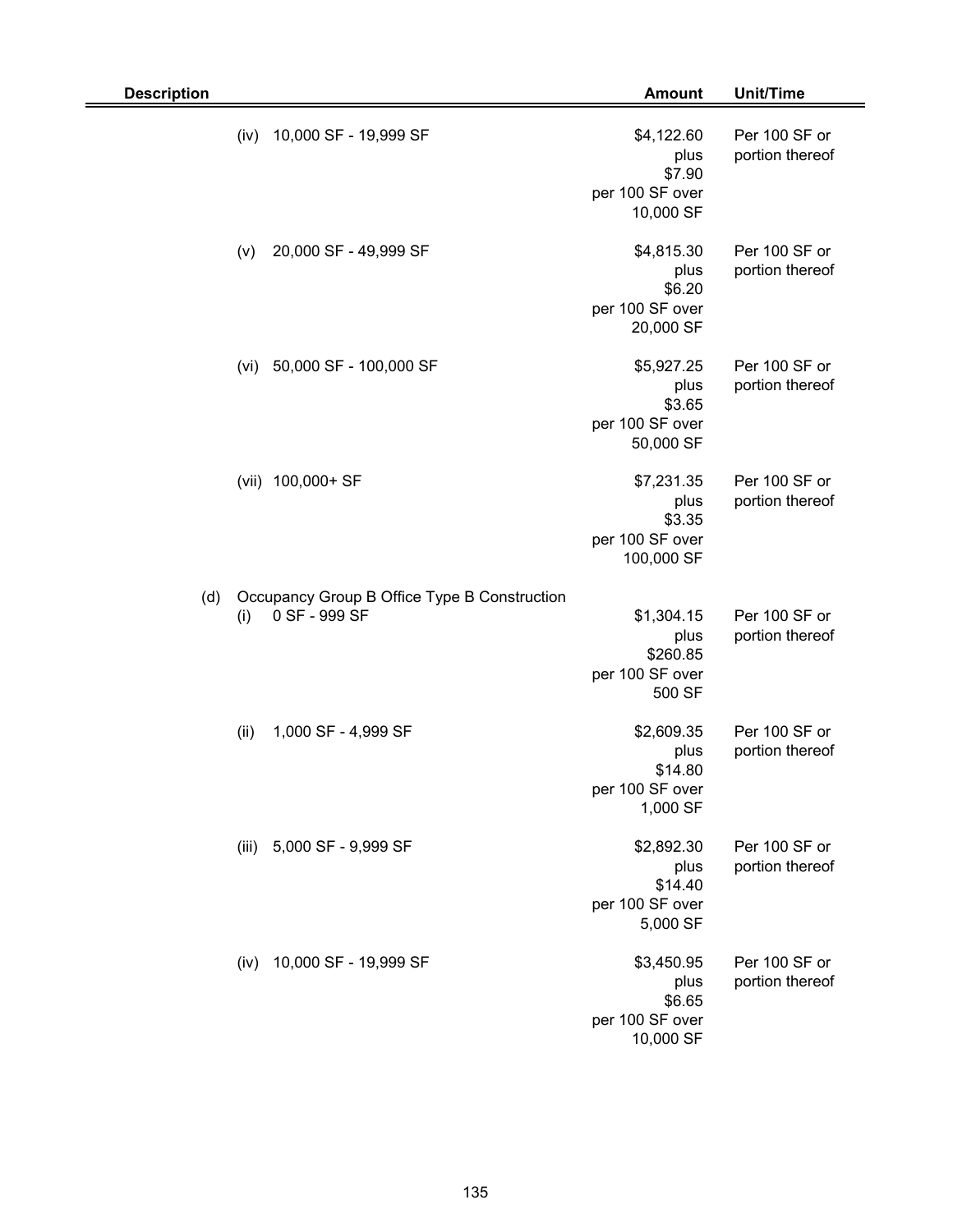| Description | Amount | Unit/Time |
|---|---|---|
| (iv) 10,000 SF - 19,999 SF | $4,122.60 plus $7.90 per 100 SF over 10,000 SF | Per 100 SF or portion thereof |
| (v) 20,000 SF - 49,999 SF | $4,815.30 plus $6.20 per 100 SF over 20,000 SF | Per 100 SF or portion thereof |
| (vi) 50,000 SF - 100,000 SF | $5,927.25 plus $3.65 per 100 SF over 50,000 SF | Per 100 SF or portion thereof |
| (vii) 100,000+ SF | $7,231.35 plus $3.35 per 100 SF over 100,000 SF | Per 100 SF or portion thereof |
| (d) Occupancy Group B Office Type B Construction | | |
| (i) 0 SF - 999 SF | $1,304.15 plus $260.85 per 100 SF over 500 SF | Per 100 SF or portion thereof |
| (ii) 1,000 SF - 4,999 SF | $2,609.35 plus $14.80 per 100 SF over 1,000 SF | Per 100 SF or portion thereof |
| (iii) 5,000 SF - 9,999 SF | $2,892.30 plus $14.40 per 100 SF over 5,000 SF | Per 100 SF or portion thereof |
| (iv) 10,000 SF - 19,999 SF | $3,450.95 plus $6.65 per 100 SF over 10,000 SF | Per 100 SF or portion thereof |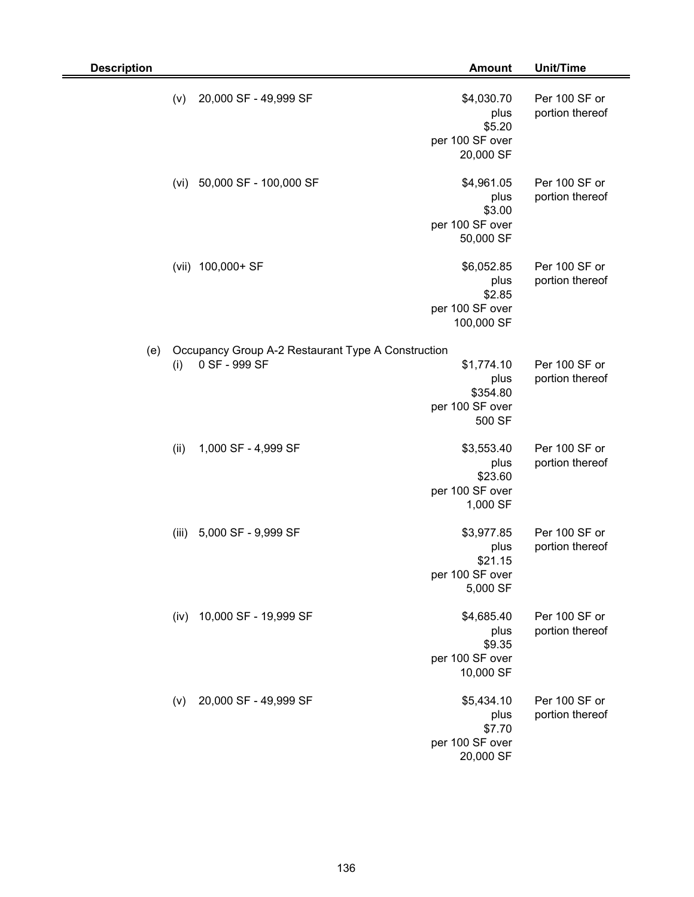| Description | Amount | Unit/Time |
|---|---|---|
| (v) 20,000 SF - 49,999 SF | $4,030.70 plus $5.20 per 100 SF over 20,000 SF | Per 100 SF or portion thereof |
| (vi) 50,000 SF - 100,000 SF | $4,961.05 plus $3.00 per 100 SF over 50,000 SF | Per 100 SF or portion thereof |
| (vii) 100,000+ SF | $6,052.85 plus $2.85 per 100 SF over 100,000 SF | Per 100 SF or portion thereof |
| (e) Occupancy Group A-2 Restaurant Type A Construction | | |
| (i) 0 SF - 999 SF | $1,774.10 plus $354.80 per 100 SF over 500 SF | Per 100 SF or portion thereof |
| (ii) 1,000 SF - 4,999 SF | $3,553.40 plus $23.60 per 100 SF over 1,000 SF | Per 100 SF or portion thereof |
| (iii) 5,000 SF - 9,999 SF | $3,977.85 plus $21.15 per 100 SF over 5,000 SF | Per 100 SF or portion thereof |
| (iv) 10,000 SF - 19,999 SF | $4,685.40 plus $9.35 per 100 SF over 10,000 SF | Per 100 SF or portion thereof |
| (v) 20,000 SF - 49,999 SF | $5,434.10 plus $7.70 per 100 SF over 20,000 SF | Per 100 SF or portion thereof |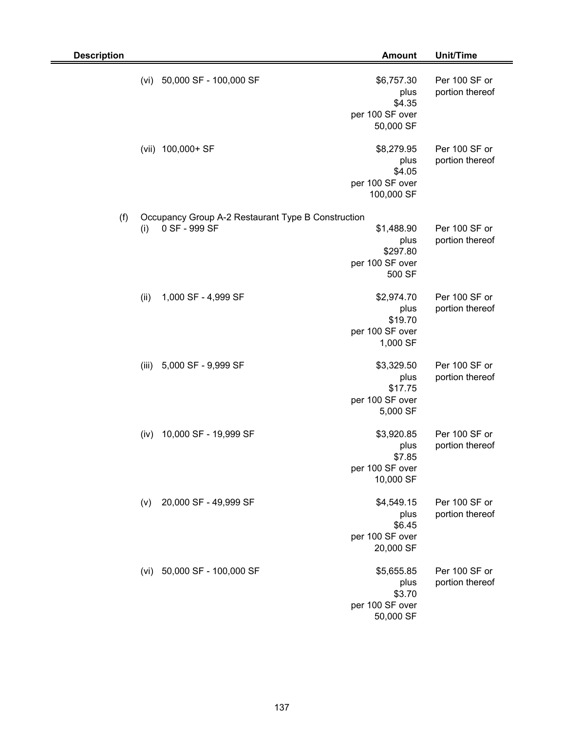| Description | Amount | Unit/Time |
|---|---|---|
| (vi) 50,000 SF - 100,000 SF | $6,757.30 plus $4.35 per 100 SF over 50,000 SF | Per 100 SF or portion thereof |
| (vii) 100,000+ SF | $8,279.95 plus $4.05 per 100 SF over 100,000 SF | Per 100 SF or portion thereof |
| (f) Occupancy Group A-2 Restaurant Type B Construction | | |
| (i) 0 SF - 999 SF | $1,488.90 plus $297.80 per 100 SF over 500 SF | Per 100 SF or portion thereof |
| (ii) 1,000 SF - 4,999 SF | $2,974.70 plus $19.70 per 100 SF over 1,000 SF | Per 100 SF or portion thereof |
| (iii) 5,000 SF - 9,999 SF | $3,329.50 plus $17.75 per 100 SF over 5,000 SF | Per 100 SF or portion thereof |
| (iv) 10,000 SF - 19,999 SF | $3,920.85 plus $7.85 per 100 SF over 10,000 SF | Per 100 SF or portion thereof |
| (v) 20,000 SF - 49,999 SF | $4,549.15 plus $6.45 per 100 SF over 20,000 SF | Per 100 SF or portion thereof |
| (vi) 50,000 SF - 100,000 SF | $5,655.85 plus $3.70 per 100 SF over 50,000 SF | Per 100 SF or portion thereof |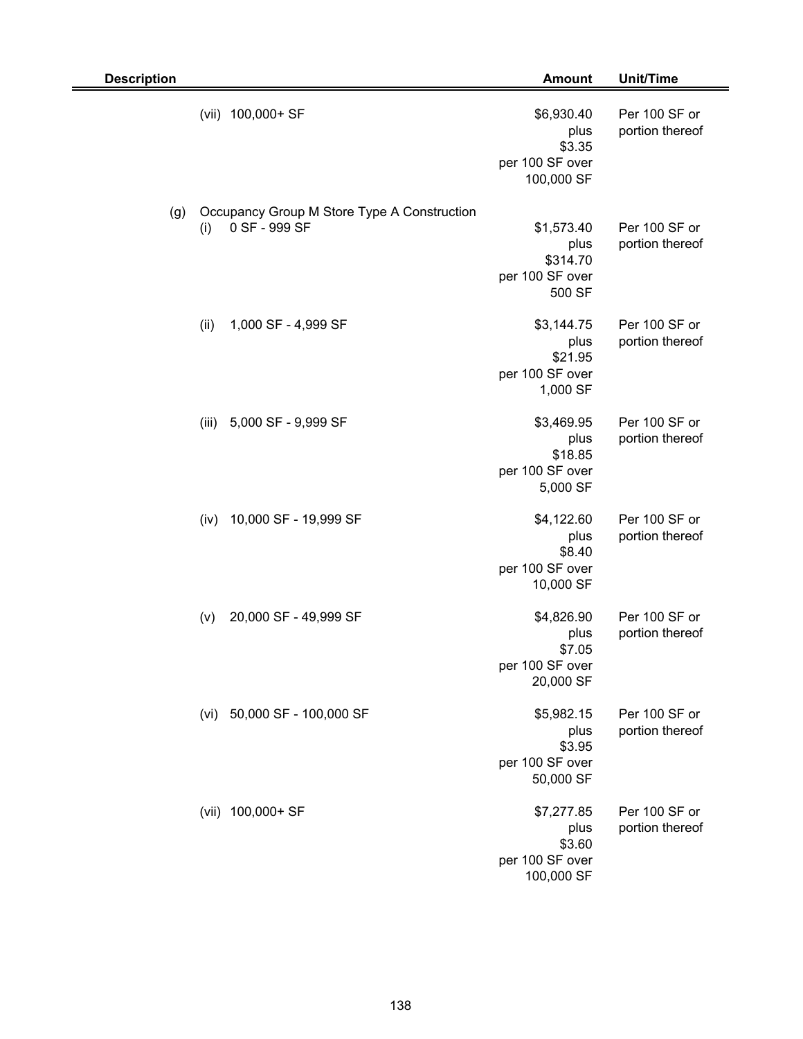| Description | Amount | Unit/Time |
|---|---|---|
| (vii) 100,000+ SF | $6,930.40 plus $3.35 per 100 SF over 100,000 SF | Per 100 SF or portion thereof |
| (g) Occupancy Group M Store Type A Construction | | |
| (i) 0 SF - 999 SF | $1,573.40 plus $314.70 per 100 SF over 500 SF | Per 100 SF or portion thereof |
| (ii) 1,000 SF - 4,999 SF | $3,144.75 plus $21.95 per 100 SF over 1,000 SF | Per 100 SF or portion thereof |
| (iii) 5,000 SF - 9,999 SF | $3,469.95 plus $18.85 per 100 SF over 5,000 SF | Per 100 SF or portion thereof |
| (iv) 10,000 SF - 19,999 SF | $4,122.60 plus $8.40 per 100 SF over 10,000 SF | Per 100 SF or portion thereof |
| (v) 20,000 SF - 49,999 SF | $4,826.90 plus $7.05 per 100 SF over 20,000 SF | Per 100 SF or portion thereof |
| (vi) 50,000 SF - 100,000 SF | $5,982.15 plus $3.95 per 100 SF over 50,000 SF | Per 100 SF or portion thereof |
| (vii) 100,000+ SF | $7,277.85 plus $3.60 per 100 SF over 100,000 SF | Per 100 SF or portion thereof |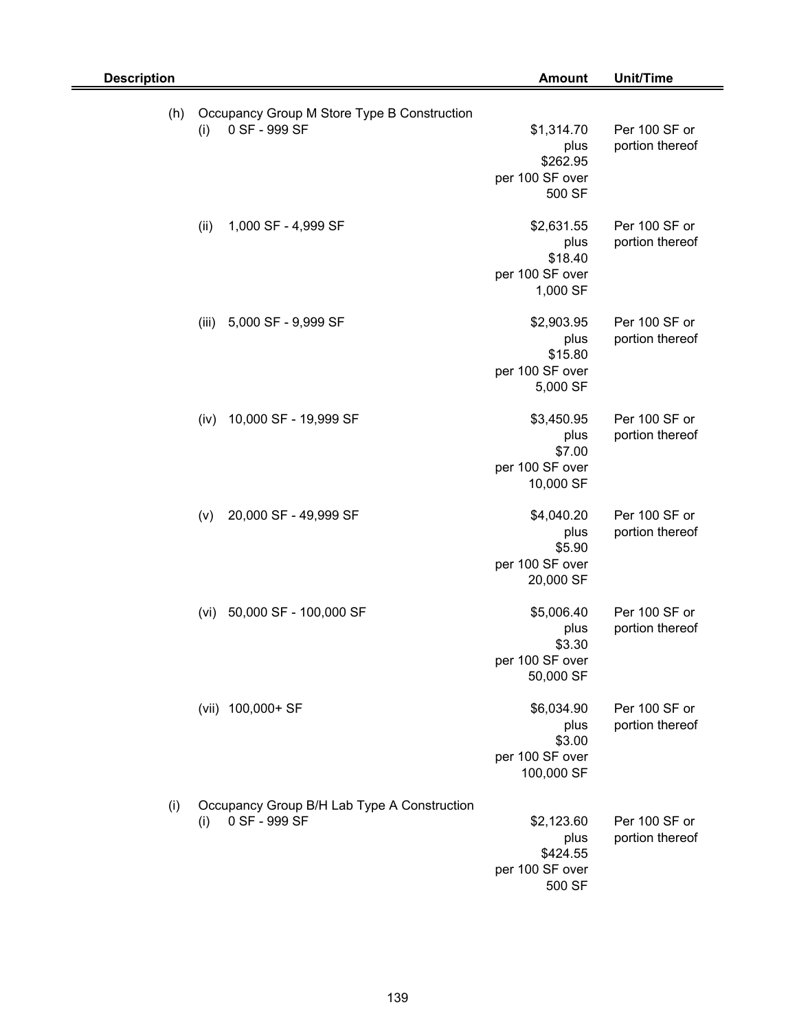| Description | Amount | Unit/Time |
|---|---|---|
| (h) Occupancy Group M Store Type B Construction | | |
| (i) 0 SF - 999 SF | $1,314.70 plus $262.95 per 100 SF over 500 SF | Per 100 SF or portion thereof |
| (ii) 1,000 SF - 4,999 SF | $2,631.55 plus $18.40 per 100 SF over 1,000 SF | Per 100 SF or portion thereof |
| (iii) 5,000 SF - 9,999 SF | $2,903.95 plus $15.80 per 100 SF over 5,000 SF | Per 100 SF or portion thereof |
| (iv) 10,000 SF - 19,999 SF | $3,450.95 plus $7.00 per 100 SF over 10,000 SF | Per 100 SF or portion thereof |
| (v) 20,000 SF - 49,999 SF | $4,040.20 plus $5.90 per 100 SF over 20,000 SF | Per 100 SF or portion thereof |
| (vi) 50,000 SF - 100,000 SF | $5,006.40 plus $3.30 per 100 SF over 50,000 SF | Per 100 SF or portion thereof |
| (vii) 100,000+ SF | $6,034.90 plus $3.00 per 100 SF over 100,000 SF | Per 100 SF or portion thereof |
| (i) Occupancy Group B/H Lab Type A Construction | | |
| (i) 0 SF - 999 SF | $2,123.60 plus $424.55 per 100 SF over 500 SF | Per 100 SF or portion thereof |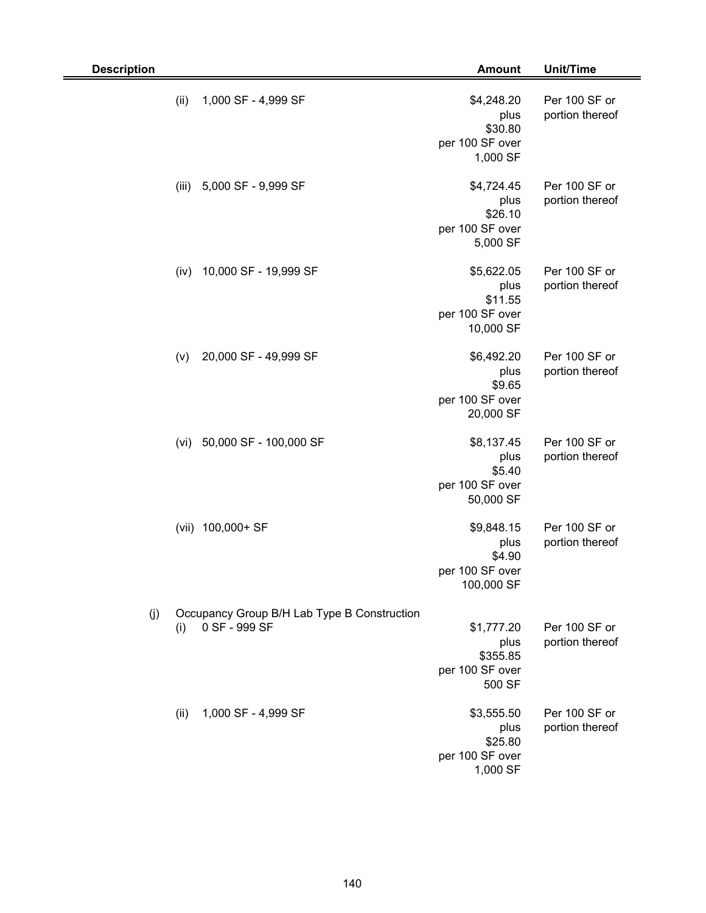| Description | Amount | Unit/Time |
|---|---|---|
| (ii) 1,000 SF - 4,999 SF | $4,248.20 plus $30.80 per 100 SF over 1,000 SF | Per 100 SF or portion thereof |
| (iii) 5,000 SF - 9,999 SF | $4,724.45 plus $26.10 per 100 SF over 5,000 SF | Per 100 SF or portion thereof |
| (iv) 10,000 SF - 19,999 SF | $5,622.05 plus $11.55 per 100 SF over 10,000 SF | Per 100 SF or portion thereof |
| (v) 20,000 SF - 49,999 SF | $6,492.20 plus $9.65 per 100 SF over 20,000 SF | Per 100 SF or portion thereof |
| (vi) 50,000 SF - 100,000 SF | $8,137.45 plus $5.40 per 100 SF over 50,000 SF | Per 100 SF or portion thereof |
| (vii) 100,000+ SF | $9,848.15 plus $4.90 per 100 SF over 100,000 SF | Per 100 SF or portion thereof |
| (j) Occupancy Group B/H Lab Type B Construction | | |
| (i) 0 SF - 999 SF | $1,777.20 plus $355.85 per 100 SF over 500 SF | Per 100 SF or portion thereof |
| (ii) 1,000 SF - 4,999 SF | $3,555.50 plus $25.80 per 100 SF over 1,000 SF | Per 100 SF or portion thereof |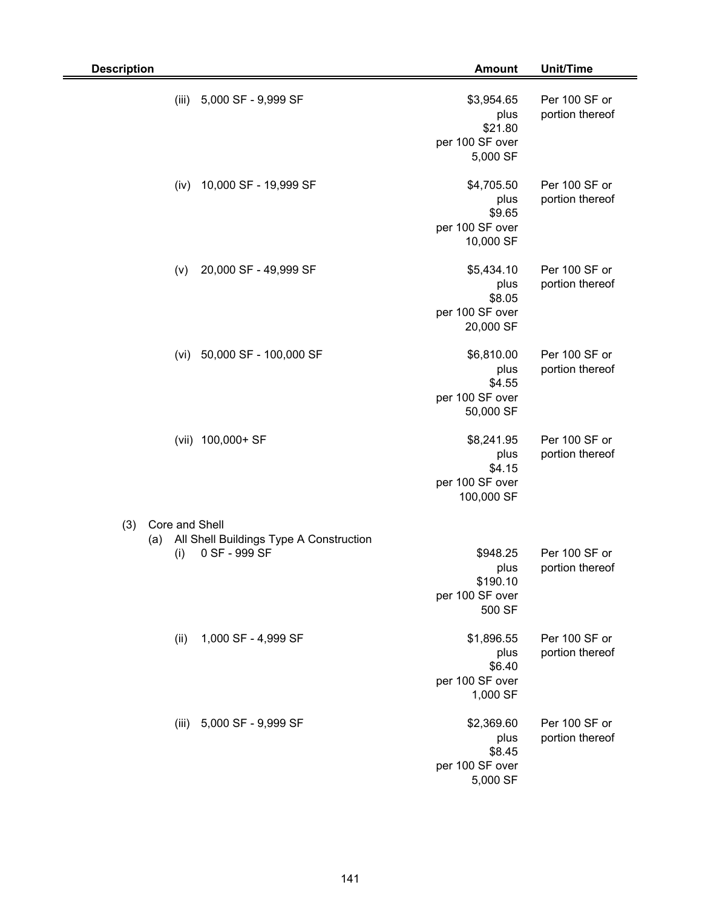| Description | Amount | Unit/Time |
|---|---|---|
| (iii) 5,000 SF - 9,999 SF | $3,954.65 plus $21.80 per 100 SF over 5,000 SF | Per 100 SF or portion thereof |
| (iv) 10,000 SF - 19,999 SF | $4,705.50 plus $9.65 per 100 SF over 10,000 SF | Per 100 SF or portion thereof |
| (v) 20,000 SF - 49,999 SF | $5,434.10 plus $8.05 per 100 SF over 20,000 SF | Per 100 SF or portion thereof |
| (vi) 50,000 SF - 100,000 SF | $6,810.00 plus $4.55 per 100 SF over 50,000 SF | Per 100 SF or portion thereof |
| (vii) 100,000+ SF | $8,241.95 plus $4.15 per 100 SF over 100,000 SF | Per 100 SF or portion thereof |
| (3) Core and Shell | | |
| (a) All Shell Buildings Type A Construction | | |
| (i) 0 SF - 999 SF | $948.25 plus $190.10 per 100 SF over 500 SF | Per 100 SF or portion thereof |
| (ii) 1,000 SF - 4,999 SF | $1,896.55 plus $6.40 per 100 SF over 1,000 SF | Per 100 SF or portion thereof |
| (iii) 5,000 SF - 9,999 SF | $2,369.60 plus $8.45 per 100 SF over 5,000 SF | Per 100 SF or portion thereof |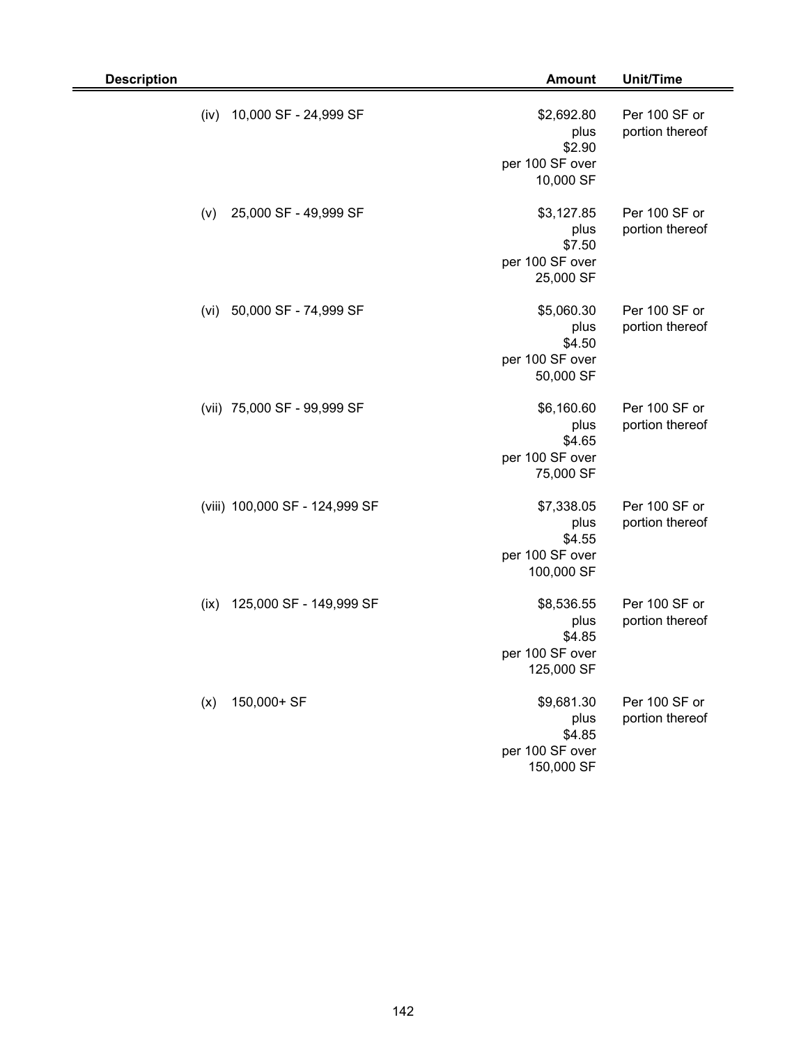| Description | Amount | Unit/Time |
|---|---|---|
| (iv) 10,000 SF - 24,999 SF | $2,692.80 plus $2.90 per 100 SF over 10,000 SF | Per 100 SF or portion thereof |
| (v) 25,000 SF - 49,999 SF | $3,127.85 plus $7.50 per 100 SF over 25,000 SF | Per 100 SF or portion thereof |
| (vi) 50,000 SF - 74,999 SF | $5,060.30 plus $4.50 per 100 SF over 50,000 SF | Per 100 SF or portion thereof |
| (vii) 75,000 SF - 99,999 SF | $6,160.60 plus $4.65 per 100 SF over 75,000 SF | Per 100 SF or portion thereof |
| (viii) 100,000 SF - 124,999 SF | $7,338.05 plus $4.55 per 100 SF over 100,000 SF | Per 100 SF or portion thereof |
| (ix) 125,000 SF - 149,999 SF | $8,536.55 plus $4.85 per 100 SF over 125,000 SF | Per 100 SF or portion thereof |
| (x) 150,000+ SF | $9,681.30 plus $4.85 per 100 SF over 150,000 SF | Per 100 SF or portion thereof |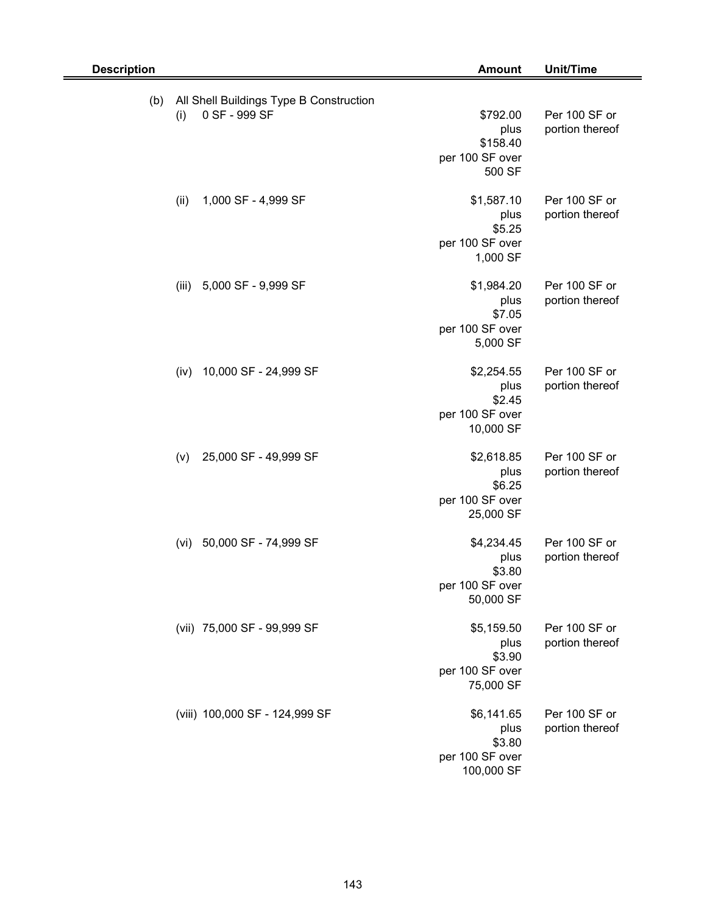| Description | Amount | Unit/Time |
|---|---|---|
| (b) All Shell Buildings Type B Construction | | |
| (i) 0 SF - 999 SF | \$792.00 plus \$158.40 per 100 SF over 500 SF | Per 100 SF or portion thereof |
| (ii) 1,000 SF - 4,999 SF | \$1,587.10 plus \$5.25 per 100 SF over 1,000 SF | Per 100 SF or portion thereof |
| (iii) 5,000 SF - 9,999 SF | \$1,984.20 plus \$7.05 per 100 SF over 5,000 SF | Per 100 SF or portion thereof |
| (iv) 10,000 SF - 24,999 SF | \$2,254.55 plus \$2.45 per 100 SF over 10,000 SF | Per 100 SF or portion thereof |
| (v) 25,000 SF - 49,999 SF | \$2,618.85 plus \$6.25 per 100 SF over 25,000 SF | Per 100 SF or portion thereof |
| (vi) 50,000 SF - 74,999 SF | \$4,234.45 plus \$3.80 per 100 SF over 50,000 SF | Per 100 SF or portion thereof |
| (vii) 75,000 SF - 99,999 SF | \$5,159.50 plus \$3.90 per 100 SF over 75,000 SF | Per 100 SF or portion thereof |
| (viii) 100,000 SF - 124,999 SF | \$6,141.65 plus \$3.80 per 100 SF over 100,000 SF | Per 100 SF or portion thereof |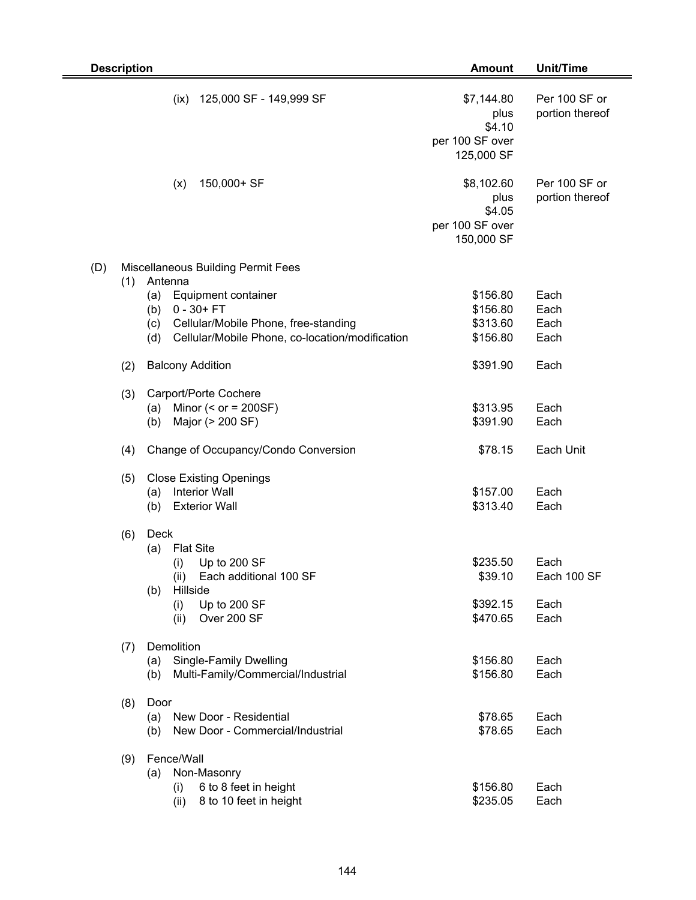| Description | Amount | Unit/Time |
|---|---|---|
| (ix) 125,000 SF - 149,999 SF | $7,144.80 plus $4.10 per 100 SF over 125,000 SF | Per 100 SF or portion thereof |
| (x) 150,000+ SF | $8,102.60 plus $4.05 per 100 SF over 150,000 SF | Per 100 SF or portion thereof |
| (D) Miscellaneous Building Permit Fees | | |
| (1) Antenna | | |
| (a) Equipment container | $156.80 | Each |
| (b) 0 - 30+ FT | $156.80 | Each |
| (c) Cellular/Mobile Phone, free-standing | $313.60 | Each |
| (d) Cellular/Mobile Phone, co-location/modification | $156.80 | Each |
| (2) Balcony Addition | $391.90 | Each |
| (3) Carport/Porte Cochere | | |
| (a) Minor (< or = 200SF) | $313.95 | Each |
| (b) Major (> 200 SF) | $391.90 | Each |
| (4) Change of Occupancy/Condo Conversion | $78.15 | Each Unit |
| (5) Close Existing Openings | | |
| (a) Interior Wall | $157.00 | Each |
| (b) Exterior Wall | $313.40 | Each |
| (6) Deck | | |
| (a) Flat Site | | |
| (i) Up to 200 SF | $235.50 | Each |
| (ii) Each additional 100 SF | $39.10 | Each 100 SF |
| (b) Hillside | | |
| (i) Up to 200 SF | $392.15 | Each |
| (ii) Over 200 SF | $470.65 | Each |
| (7) Demolition | | |
| (a) Single-Family Dwelling | $156.80 | Each |
| (b) Multi-Family/Commercial/Industrial | $156.80 | Each |
| (8) Door | | |
| (a) New Door - Residential | $78.65 | Each |
| (b) New Door - Commercial/Industrial | $78.65 | Each |
| (9) Fence/Wall | | |
| (a) Non-Masonry | | |
| (i) 6 to 8 feet in height | $156.80 | Each |
| (ii) 8 to 10 feet in height | $235.05 | Each |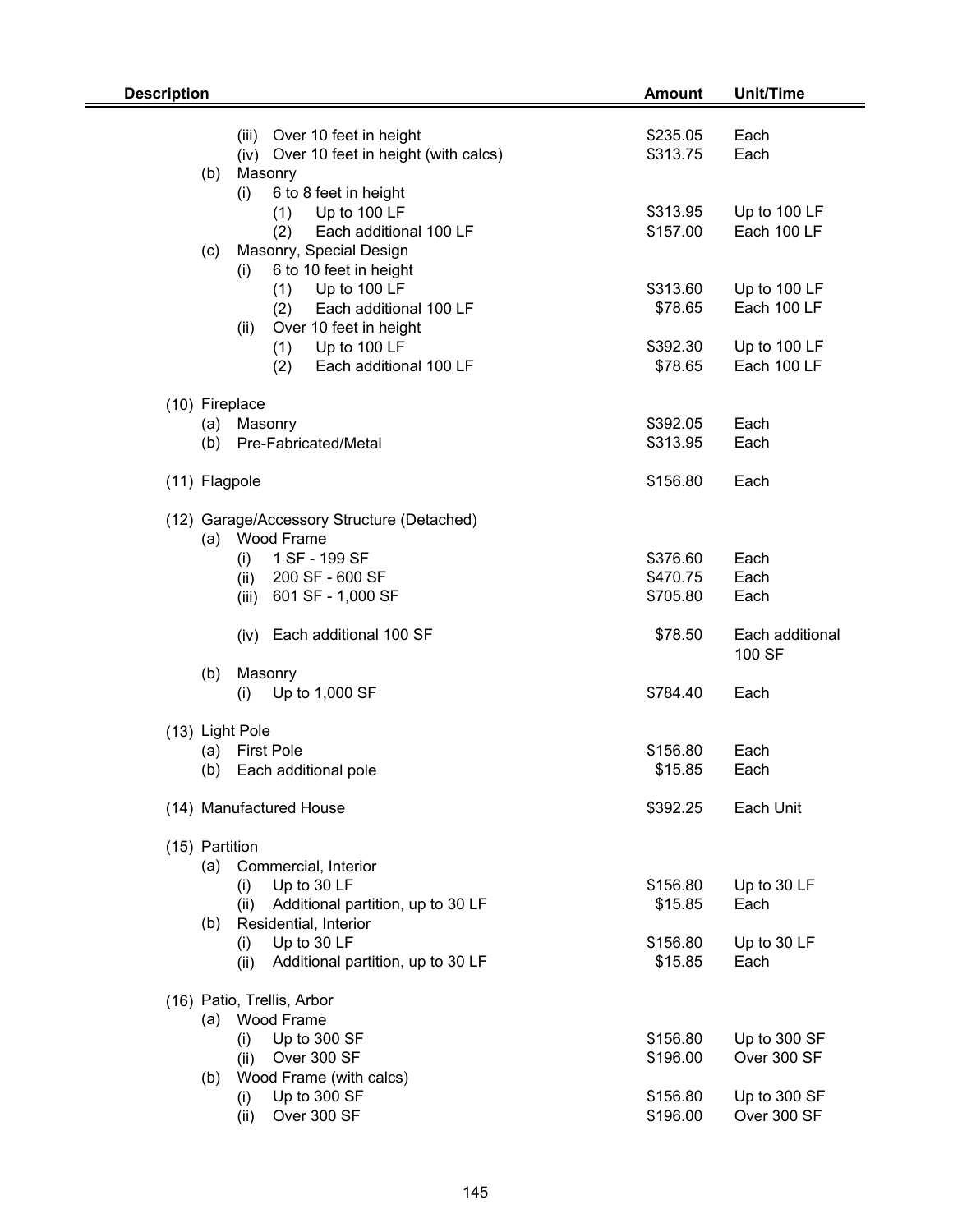| Description | Amount | Unit/Time |
|---|---|---|
| (iii) Over 10 feet in height | $235.05 | Each |
| (iv) Over 10 feet in height (with calcs) | $313.75 | Each |
| (b) Masonry | | |
| (i) 6 to 8 feet in height | | |
| (1) Up to 100 LF | $313.95 | Up to 100 LF |
| (2) Each additional 100 LF | $157.00 | Each 100 LF |
| (c) Masonry, Special Design | | |
| (i) 6 to 10 feet in height | | |
| (1) Up to 100 LF | $313.60 | Up to 100 LF |
| (2) Each additional 100 LF | $78.65 | Each 100 LF |
| (ii) Over 10 feet in height | | |
| (1) Up to 100 LF | $392.30 | Up to 100 LF |
| (2) Each additional 100 LF | $78.65 | Each 100 LF |
| (10) Fireplace | | |
| (a) Masonry | $392.05 | Each |
| (b) Pre-Fabricated/Metal | $313.95 | Each |
| (11) Flagpole | $156.80 | Each |
| (12) Garage/Accessory Structure (Detached) | | |
| (a) Wood Frame | | |
| (i) 1 SF - 199 SF | $376.60 | Each |
| (ii) 200 SF - 600 SF | $470.75 | Each |
| (iii) 601 SF - 1,000 SF | $705.80 | Each |
| (iv) Each additional 100 SF | $78.50 | Each additional 100 SF |
| (b) Masonry | | |
| (i) Up to 1,000 SF | $784.40 | Each |
| (13) Light Pole | | |
| (a) First Pole | $156.80 | Each |
| (b) Each additional pole | $15.85 | Each |
| (14) Manufactured House | $392.25 | Each Unit |
| (15) Partition | | |
| (a) Commercial, Interior | | |
| (i) Up to 30 LF | $156.80 | Up to 30 LF |
| (ii) Additional partition, up to 30 LF | $15.85 | Each |
| (b) Residential, Interior | | |
| (i) Up to 30 LF | $156.80 | Up to 30 LF |
| (ii) Additional partition, up to 30 LF | $15.85 | Each |
| (16) Patio, Trellis, Arbor | | |
| (a) Wood Frame | | |
| (i) Up to 300 SF | $156.80 | Up to 300 SF |
| (ii) Over 300 SF | $196.00 | Over 300 SF |
| (b) Wood Frame (with calcs) | | |
| (i) Up to 300 SF | $156.80 | Up to 300 SF |
| (ii) Over 300 SF | $196.00 | Over 300 SF |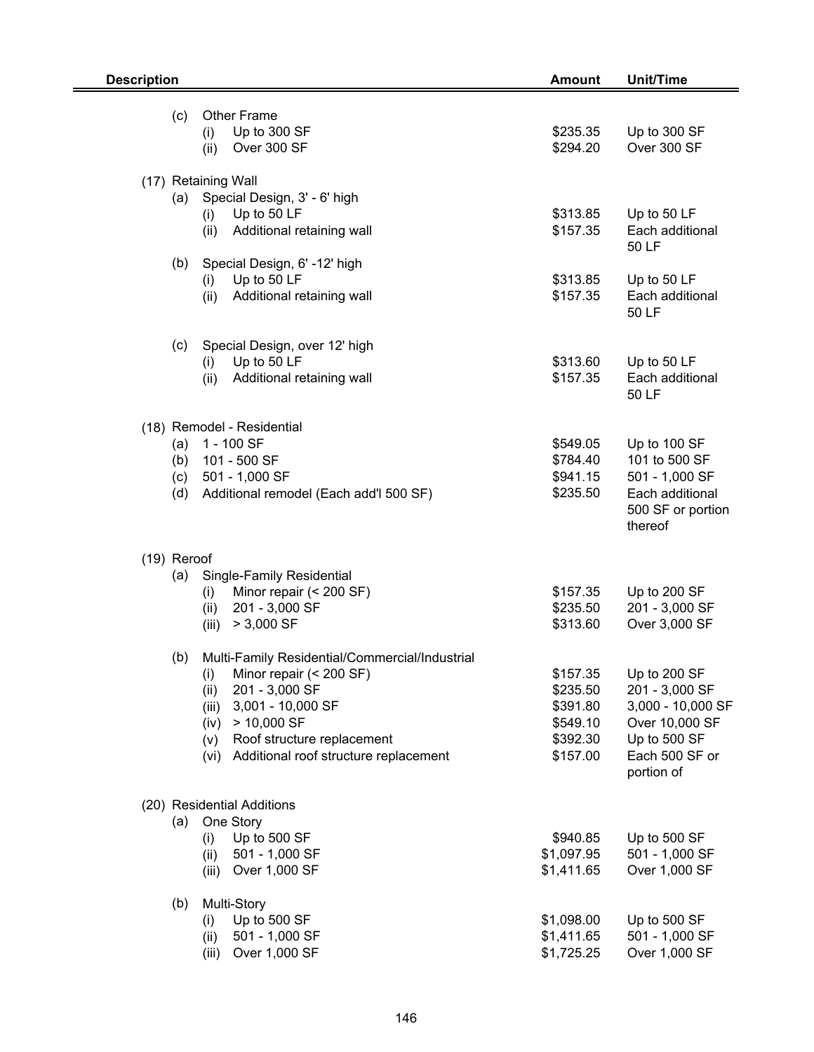| Description | Amount | Unit/Time |
|---|---|---|
| (c) Other Frame | | |
| (i) Up to 300 SF | $235.35 | Up to 300 SF |
| (ii) Over 300 SF | $294.20 | Over 300 SF |
| (17) Retaining Wall | | |
| (a) Special Design, 3' - 6' high | | |
| (i) Up to 50 LF | $313.85 | Up to 50 LF |
| (ii) Additional retaining wall | $157.35 | Each additional 50 LF |
| (b) Special Design, 6' -12' high | | |
| (i) Up to 50 LF | $313.85 | Up to 50 LF |
| (ii) Additional retaining wall | $157.35 | Each additional 50 LF |
| (c) Special Design, over 12' high | | |
| (i) Up to 50 LF | $313.60 | Up to 50 LF |
| (ii) Additional retaining wall | $157.35 | Each additional 50 LF |
| (18) Remodel - Residential | | |
| (a) 1 - 100 SF | $549.05 | Up to 100 SF |
| (b) 101 - 500 SF | $784.40 | 101 to 500 SF |
| (c) 501 - 1,000 SF | $941.15 | 501 - 1,000 SF |
| (d) Additional remodel (Each add'l 500 SF) | $235.50 | Each additional 500 SF or portion thereof |
| (19) Reroof | | |
| (a) Single-Family Residential | | |
| (i) Minor repair (< 200 SF) | $157.35 | Up to 200 SF |
| (ii) 201 - 3,000 SF | $235.50 | 201 - 3,000 SF |
| (iii) > 3,000 SF | $313.60 | Over 3,000 SF |
| (b) Multi-Family Residential/Commercial/Industrial | | |
| (i) Minor repair (< 200 SF) | $157.35 | Up to 200 SF |
| (ii) 201 - 3,000 SF | $235.50 | 201 - 3,000 SF |
| (iii) 3,001 - 10,000 SF | $391.80 | 3,000 - 10,000 SF |
| (iv) > 10,000 SF | $549.10 | Over 10,000 SF |
| (v) Roof structure replacement | $392.30 | Up to 500 SF |
| (vi) Additional roof structure replacement | $157.00 | Each 500 SF or portion of |
| (20) Residential Additions | | |
| (a) One Story | | |
| (i) Up to 500 SF | $940.85 | Up to 500 SF |
| (ii) 501 - 1,000 SF | $1,097.95 | 501 - 1,000 SF |
| (iii) Over 1,000 SF | $1,411.65 | Over 1,000 SF |
| (b) Multi-Story | | |
| (i) Up to 500 SF | $1,098.00 | Up to 500 SF |
| (ii) 501 - 1,000 SF | $1,411.65 | 501 - 1,000 SF |
| (iii) Over 1,000 SF | $1,725.25 | Over 1,000 SF |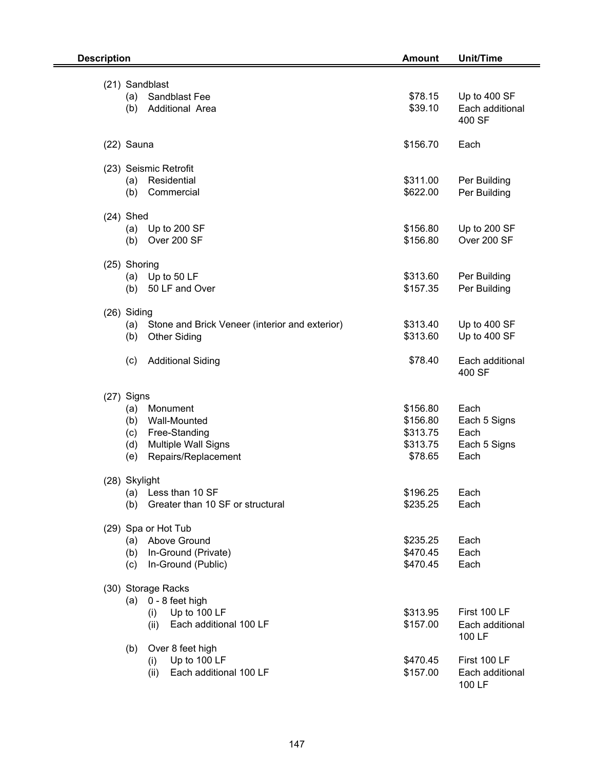| Description | Amount | Unit/Time |
|---|---|---|
| (21) Sandblast | | |
| (a) Sandblast Fee | $78.15 | Up to 400 SF |
| (b) Additional Area | $39.10 | Each additional 400 SF |
| (22) Sauna | $156.70 | Each |
| (23) Seismic Retrofit | | |
| (a) Residential | $311.00 | Per Building |
| (b) Commercial | $622.00 | Per Building |
| (24) Shed | | |
| (a) Up to 200 SF | $156.80 | Up to 200 SF |
| (b) Over 200 SF | $156.80 | Over 200 SF |
| (25) Shoring | | |
| (a) Up to 50 LF | $313.60 | Per Building |
| (b) 50 LF and Over | $157.35 | Per Building |
| (26) Siding | | |
| (a) Stone and Brick Veneer (interior and exterior) | $313.40 | Up to 400 SF |
| (b) Other Siding | $313.60 | Up to 400 SF |
| (c) Additional Siding | $78.40 | Each additional 400 SF |
| (27) Signs | | |
| (a) Monument | $156.80 | Each |
| (b) Wall-Mounted | $156.80 | Each 5 Signs |
| (c) Free-Standing | $313.75 | Each |
| (d) Multiple Wall Signs | $313.75 | Each 5 Signs |
| (e) Repairs/Replacement | $78.65 | Each |
| (28) Skylight | | |
| (a) Less than 10 SF | $196.25 | Each |
| (b) Greater than 10 SF or structural | $235.25 | Each |
| (29) Spa or Hot Tub | | |
| (a) Above Ground | $235.25 | Each |
| (b) In-Ground (Private) | $470.45 | Each |
| (c) In-Ground (Public) | $470.45 | Each |
| (30) Storage Racks | | |
| (a) 0 - 8 feet high | | |
| (i) Up to 100 LF | $313.95 | First 100 LF |
| (ii) Each additional 100 LF | $157.00 | Each additional 100 LF |
| (b) Over 8 feet high | | |
| (i) Up to 100 LF | $470.45 | First 100 LF |
| (ii) Each additional 100 LF | $157.00 | Each additional 100 LF |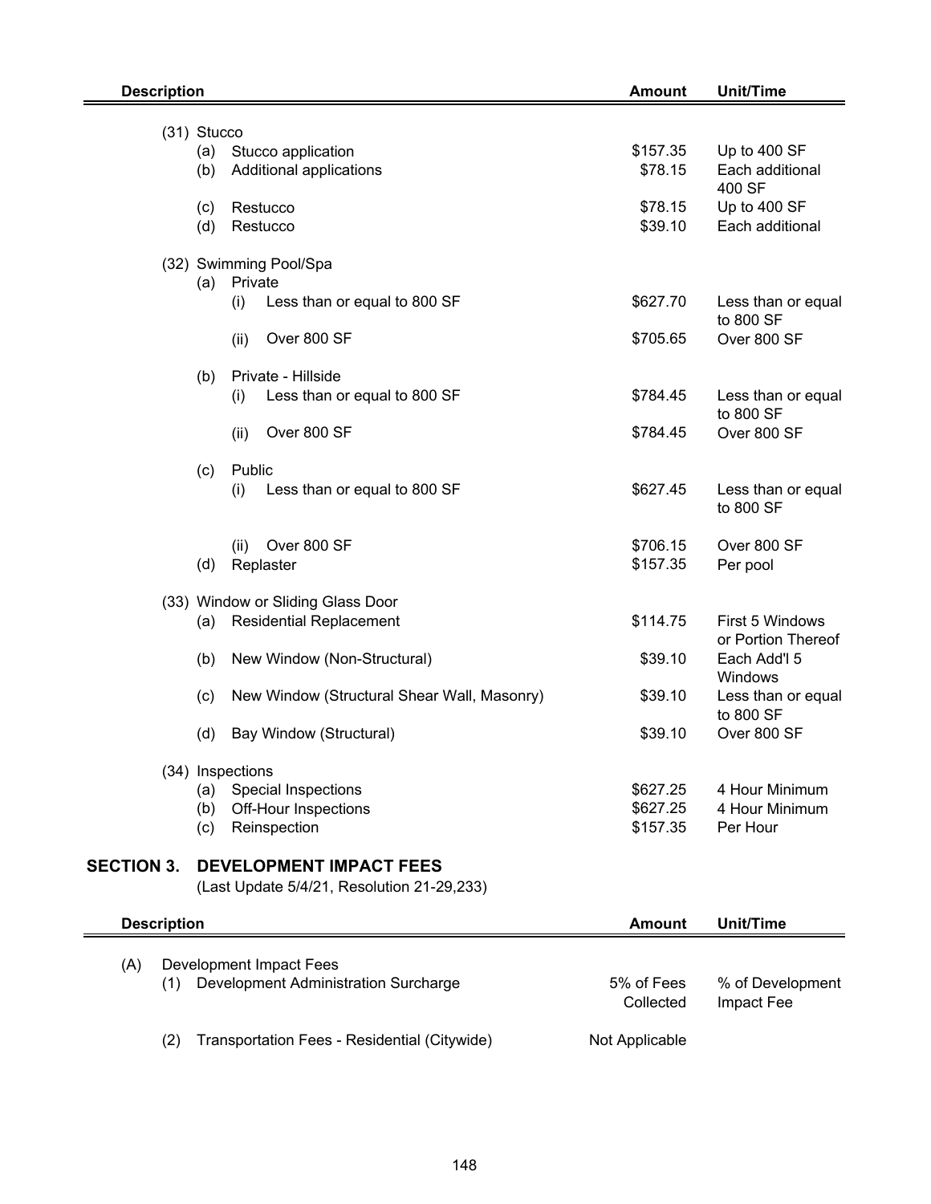| Description | Amount | Unit/Time |
|---|---|---|
| (31) Stucco | | |
| (a) Stucco application | $157.35 | Up to 400 SF |
| (b) Additional applications | $78.15 | Each additional 400 SF |
| (c) Restucco | $78.15 | Up to 400 SF |
| (d) Restucco | $39.10 | Each additional |
| (32) Swimming Pool/Spa | | |
| (a) Private | | |
| (i) Less than or equal to 800 SF | $627.70 | Less than or equal to 800 SF |
| (ii) Over 800 SF | $705.65 | Over 800 SF |
| (b) Private - Hillside | | |
| (i) Less than or equal to 800 SF | $784.45 | Less than or equal to 800 SF |
| (ii) Over 800 SF | $784.45 | Over 800 SF |
| (c) Public | | |
| (i) Less than or equal to 800 SF | $627.45 | Less than or equal to 800 SF |
| (ii) Over 800 SF | $706.15 | Over 800 SF |
| (d) Replaster | $157.35 | Per pool |
| (33) Window or Sliding Glass Door | | |
| (a) Residential Replacement | $114.75 | First 5 Windows or Portion Thereof |
| (b) New Window (Non-Structural) | $39.10 | Each Add'l 5 Windows |
| (c) New Window (Structural Shear Wall, Masonry) | $39.10 | Less than or equal to 800 SF |
| (d) Bay Window (Structural) | $39.10 | Over 800 SF |
| (34) Inspections | | |
| (a) Special Inspections | $627.25 | 4 Hour Minimum |
| (b) Off-Hour Inspections | $627.25 | 4 Hour Minimum |
| (c) Reinspection | $157.35 | Per Hour |

## SECTION 3. DEVELOPMENT IMPACT FEES

(Last Update 5/4/21, Resolution 21-29,233)

| Description | Amount | Unit/Time |
|---|---|---|
| (A) Development Impact Fees | | |
| (1) Development Administration Surcharge | 5% of Fees Collected | % of Development Impact Fee |
| (2) Transportation Fees - Residential (Citywide) | Not Applicable | |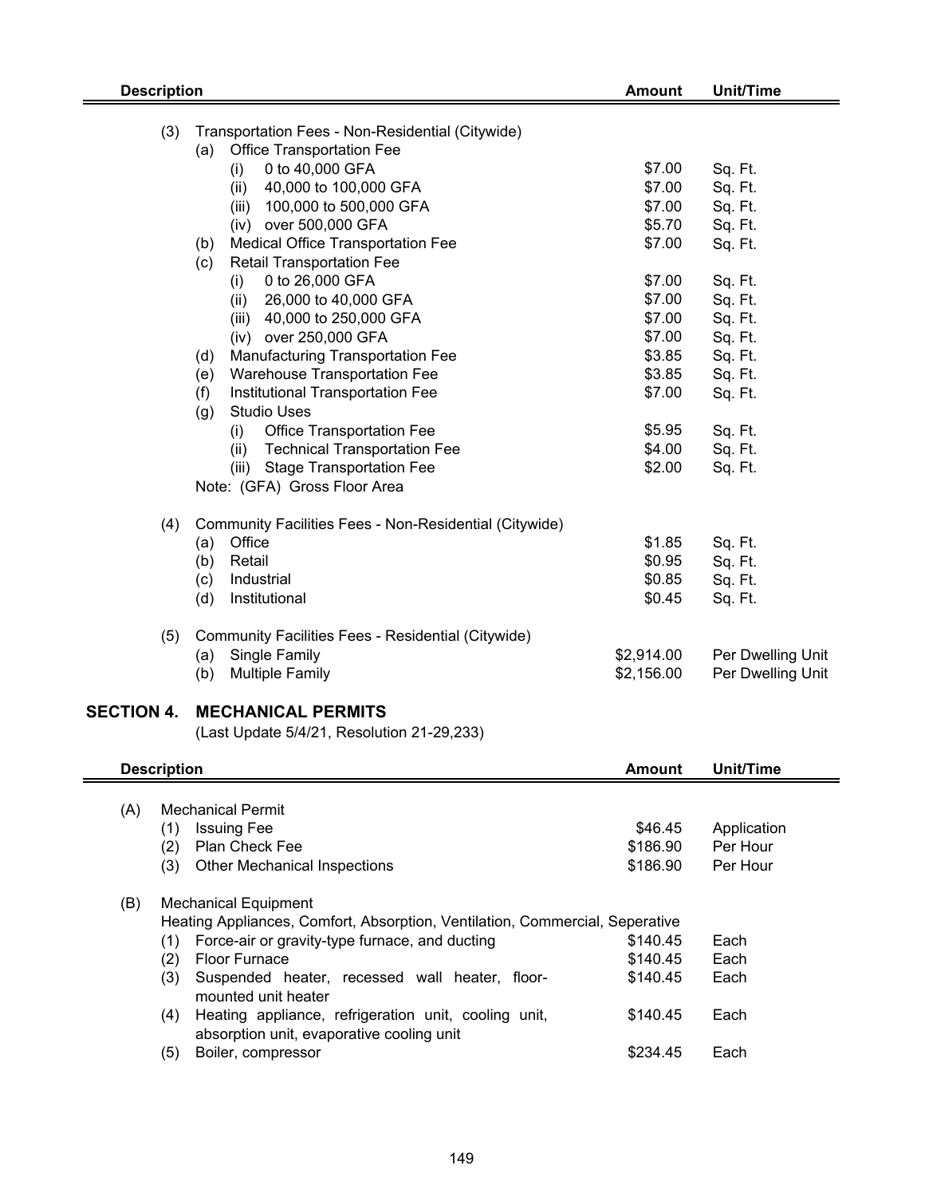| Description | Amount | Unit/Time |
|---|---|---|
| (3) Transportation Fees - Non-Residential (Citywide) | | |
| (a) Office Transportation Fee | | |
| (i) 0 to 40,000 GFA | $7.00 | Sq. Ft. |
| (ii) 40,000 to 100,000 GFA | $7.00 | Sq. Ft. |
| (iii) 100,000 to 500,000 GFA | $7.00 | Sq. Ft. |
| (iv) over 500,000 GFA | $5.70 | Sq. Ft. |
| (b) Medical Office Transportation Fee | $7.00 | Sq. Ft. |
| (c) Retail Transportation Fee | | |
| (i) 0 to 26,000 GFA | $7.00 | Sq. Ft. |
| (ii) 26,000 to 40,000 GFA | $7.00 | Sq. Ft. |
| (iii) 40,000 to 250,000 GFA | $7.00 | Sq. Ft. |
| (iv) over 250,000 GFA | $7.00 | Sq. Ft. |
| (d) Manufacturing Transportation Fee | $3.85 | Sq. Ft. |
| (e) Warehouse Transportation Fee | $3.85 | Sq. Ft. |
| (f) Institutional Transportation Fee | $7.00 | Sq. Ft. |
| (g) Studio Uses | | |
| (i) Office Transportation Fee | $5.95 | Sq. Ft. |
| (ii) Technical Transportation Fee | $4.00 | Sq. Ft. |
| (iii) Stage Transportation Fee | $2.00 | Sq. Ft. |
| Note: (GFA) Gross Floor Area | | |
| (4) Community Facilities Fees - Non-Residential (Citywide) | | |
| (a) Office | $1.85 | Sq. Ft. |
| (b) Retail | $0.95 | Sq. Ft. |
| (c) Industrial | $0.85 | Sq. Ft. |
| (d) Institutional | $0.45 | Sq. Ft. |
| (5) Community Facilities Fees - Residential (Citywide) | | |
| (a) Single Family | $2,914.00 | Per Dwelling Unit |
| (b) Multiple Family | $2,156.00 | Per Dwelling Unit |

## SECTION 4. MECHANICAL PERMITS

(Last Update 5/4/21, Resolution 21-29,233)

| Description | Amount | Unit/Time |
|---|---|---|
| (A) Mechanical Permit | | |
| (1) Issuing Fee | $46.45 | Application |
| (2) Plan Check Fee | $186.90 | Per Hour |
| (3) Other Mechanical Inspections | $186.90 | Per Hour |
| (B) Mechanical Equipment | | |
| Heating Appliances, Comfort, Absorption, Ventilation, Commercial, Seperative | | |
| (1) Force-air or gravity-type furnace, and ducting | $140.45 | Each |
| (2) Floor Furnace | $140.45 | Each |
| (3) Suspended heater, recessed wall heater, floor-mounted unit heater | $140.45 | Each |
| (4) Heating appliance, refrigeration unit, cooling unit, absorption unit, evaporative cooling unit | $140.45 | Each |
| (5) Boiler, compressor | $234.45 | Each |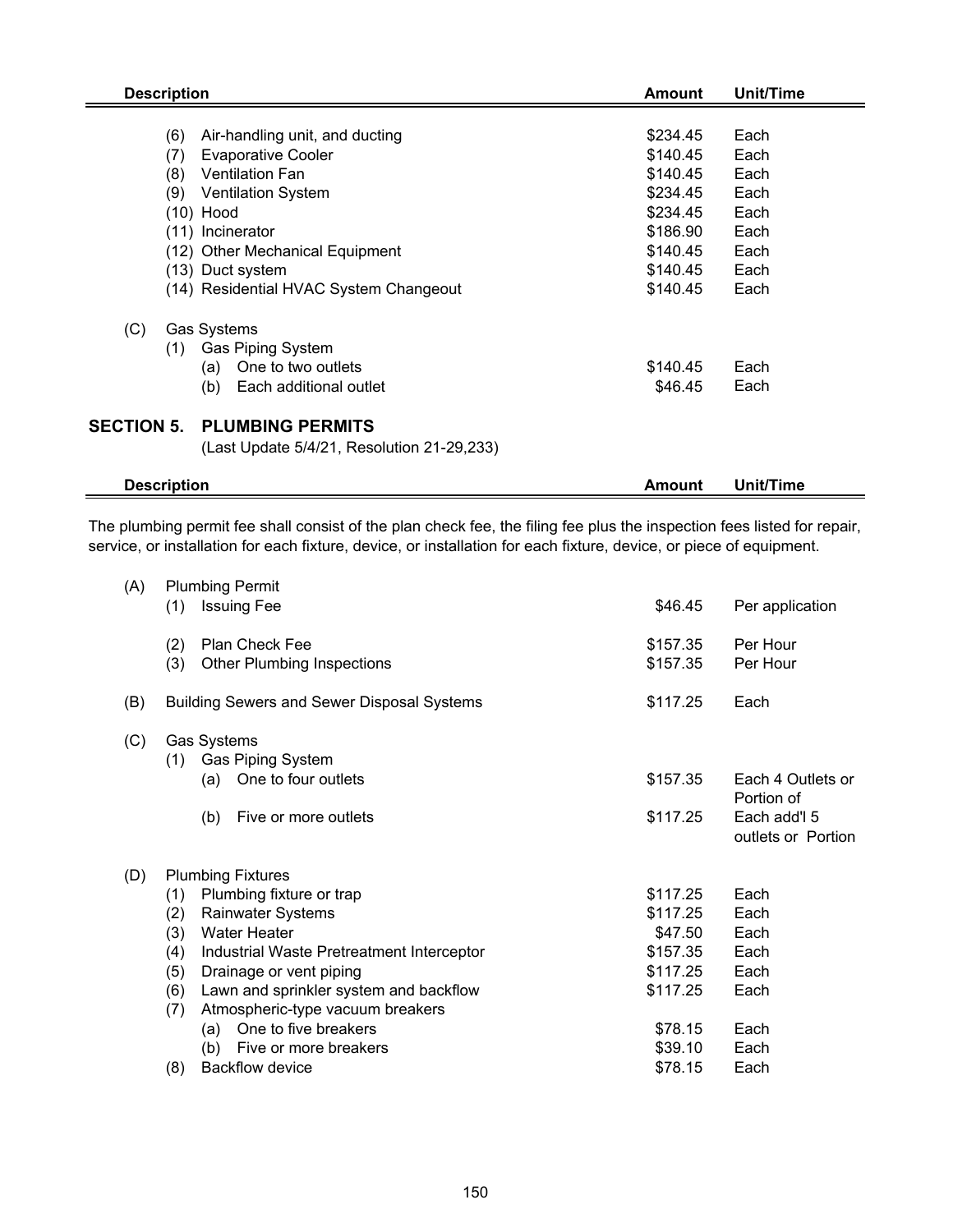| Description | Amount | Unit/Time |
|---|---|---|
| (6) Air-handling unit, and ducting | $234.45 | Each |
| (7) Evaporative Cooler | $140.45 | Each |
| (8) Ventilation Fan | $140.45 | Each |
| (9) Ventilation System | $234.45 | Each |
| (10) Hood | $234.45 | Each |
| (11) Incinerator | $186.90 | Each |
| (12) Other Mechanical Equipment | $140.45 | Each |
| (13) Duct system | $140.45 | Each |
| (14) Residential HVAC System Changeout | $140.45 | Each |
| (C) Gas Systems | | |
| (1) Gas Piping System | | |
| (a) One to two outlets | $140.45 | Each |
| (b) Each additional outlet | $46.45 | Each |

## SECTION 5. PLUMBING PERMITS

(Last Update 5/4/21, Resolution 21-29,233)

The plumbing permit fee shall consist of the plan check fee, the filing fee plus the inspection fees listed for repair, service, or installation for each fixture, device, or installation for each fixture, device, or piece of equipment.

| Description | Amount | Unit/Time |
|---|---|---|
| (A) Plumbing Permit | | |
| (1) Issuing Fee | $46.45 | Per application |
| (2) Plan Check Fee | $157.35 | Per Hour |
| (3) Other Plumbing Inspections | $157.35 | Per Hour |
| (B) Building Sewers and Sewer Disposal Systems | $117.25 | Each |
| (C) Gas Systems | | |
| (1) Gas Piping System | | |
| (a) One to four outlets | $157.35 | Each 4 Outlets or Portion of |
| (b) Five or more outlets | $117.25 | Each add'l 5 outlets or Portion |
| (D) Plumbing Fixtures | | |
| (1) Plumbing fixture or trap | $117.25 | Each |
| (2) Rainwater Systems | $117.25 | Each |
| (3) Water Heater | $47.50 | Each |
| (4) Industrial Waste Pretreatment Interceptor | $157.35 | Each |
| (5) Drainage or vent piping | $117.25 | Each |
| (6) Lawn and sprinkler system and backflow | $117.25 | Each |
| (7) Atmospheric-type vacuum breakers | | |
| (a) One to five breakers | $78.15 | Each |
| (b) Five or more breakers | $39.10 | Each |
| (8) Backflow device | $78.15 | Each |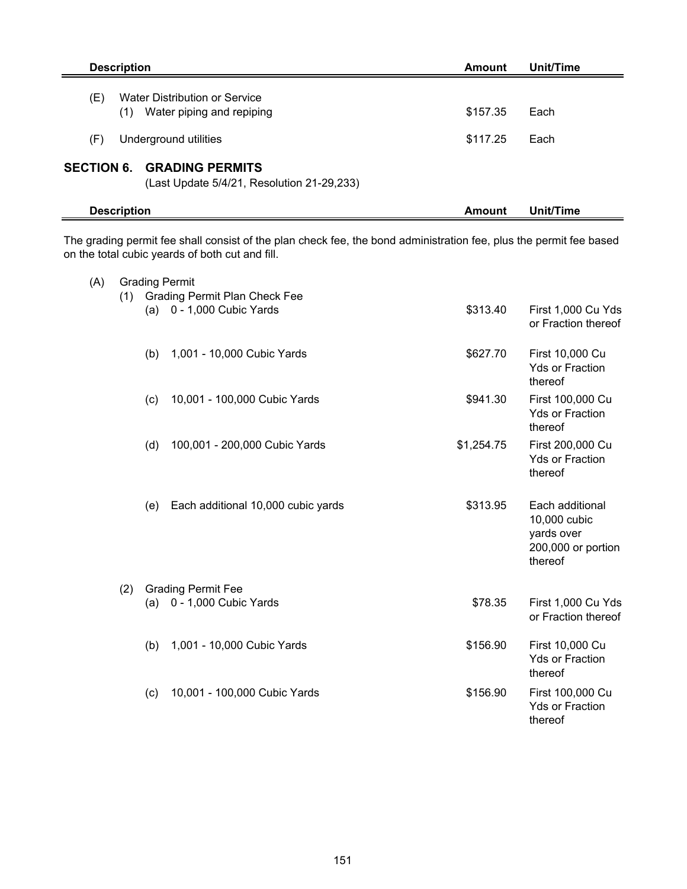| Description | Amount | Unit/Time |
|---|---|---|
| (E) Water Distribution or Service | | |
| (1) Water piping and repiping | $157.35 | Each |
| (F) Underground utilities | $117.25 | Each |

## SECTION 6. GRADING PERMITS

(Last Update 5/4/21, Resolution 21-29,233)

| Description | Amount | Unit/Time |
|---|---|---|

The grading permit fee shall consist of the plan check fee, the bond administration fee, plus the permit fee based on the total cubic yards of both cut and fill.

| Description | Amount | Unit/Time |
|---|---|---|
| (A) Grading Permit | | |
| (1) Grading Permit Plan Check Fee | | |
| (a) 0 - 1,000 Cubic Yards | $313.40 | First 1,000 Cu Yds or Fraction thereof |
| (b) 1,001 - 10,000 Cubic Yards | $627.70 | First 10,000 Cu Yds or Fraction thereof |
| (c) 10,001 - 100,000 Cubic Yards | $941.30 | First 100,000 Cu Yds or Fraction thereof |
| (d) 100,001 - 200,000 Cubic Yards | $1,254.75 | First 200,000 Cu Yds or Fraction thereof |
| (e) Each additional 10,000 cubic yards | $313.95 | Each additional 10,000 cubic yards over 200,000 or portion thereof |
| (2) Grading Permit Fee | | |
| (a) 0 - 1,000 Cubic Yards | $78.35 | First 1,000 Cu Yds or Fraction thereof |
| (b) 1,001 - 10,000 Cubic Yards | $156.90 | First 10,000 Cu Yds or Fraction thereof |
| (c) 10,001 - 100,000 Cubic Yards | $156.90 | First 100,000 Cu Yds or Fraction thereof |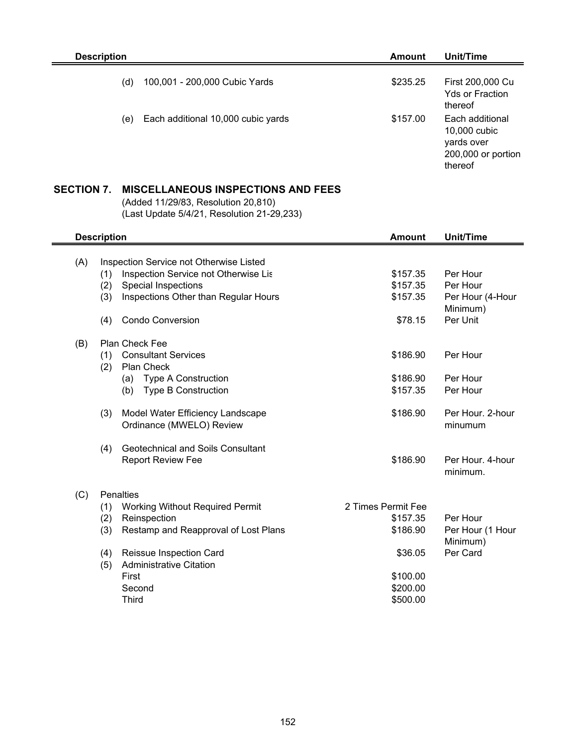| Description | Amount | Unit/Time |
|---|---|---|
| (d) 100,001 - 200,000 Cubic Yards | $235.25 | First 200,000 Cu Yds or Fraction thereof |
| (e) Each additional 10,000 cubic yards | $157.00 | Each additional 10,000 cubic yards over 200,000 or portion thereof |

## SECTION 7. MISCELLANEOUS INSPECTIONS AND FEES

(Added 11/29/83, Resolution 20,810)
(Last Update 5/4/21, Resolution 21-29,233)

| Description | Amount | Unit/Time |
|---|---|---|
| (A) Inspection Service not Otherwise Listed | | |
| (1) Inspection Service not Otherwise Lis | $157.35 | Per Hour |
| (2) Special Inspections | $157.35 | Per Hour |
| (3) Inspections Other than Regular Hours | $157.35 | Per Hour (4-Hour Minimum) |
| (4) Condo Conversion | $78.15 | Per Unit |
| (B) Plan Check Fee | | |
| (1) Consultant Services | $186.90 | Per Hour |
| (2) Plan Check | | |
| (a) Type A Construction | $186.90 | Per Hour |
| (b) Type B Construction | $157.35 | Per Hour |
| (3) Model Water Efficiency Landscape Ordinance (MWELO) Review | $186.90 | Per Hour. 2-hour minumum |
| (4) Geotechnical and Soils Consultant Report Review Fee | $186.90 | Per Hour. 4-hour minimum. |
| (C) Penalties | | |
| (1) Working Without Required Permit | 2 Times Permit Fee | |
| (2) Reinspection | $157.35 | Per Hour |
| (3) Restamp and Reapproval of Lost Plans | $186.90 | Per Hour (1 Hour Minimum) |
| (4) Reissue Inspection Card | $36.05 | Per Card |
| (5) Administrative Citation | | |
| First | $100.00 | |
| Second | $200.00 | |
| Third | $500.00 | |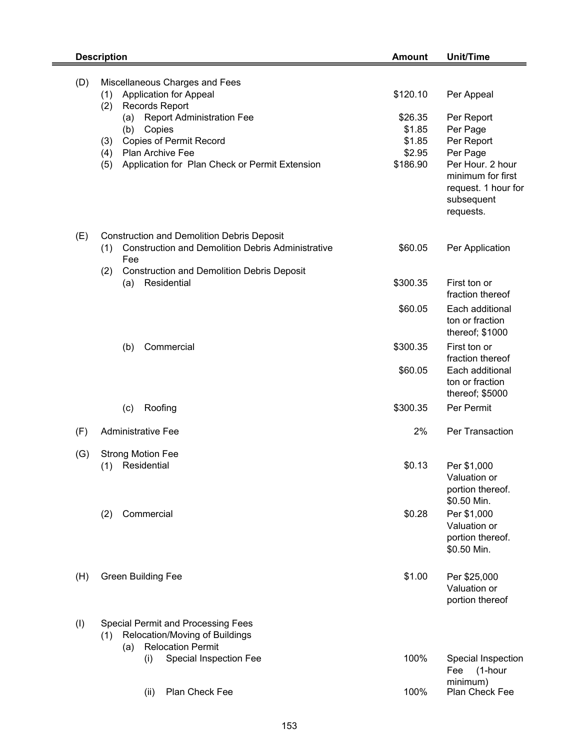| Description | Amount | Unit/Time |
|---|---|---|
| (D) Miscellaneous Charges and Fees | | |
| (1) Application for Appeal | $120.10 | Per Appeal |
| (2) Records Report | | |
| (a) Report Administration Fee | $26.35 | Per Report |
| (b) Copies | $1.85 | Per Page |
| (3) Copies of Permit Record | $1.85 | Per Report |
| (4) Plan Archive Fee | $2.95 | Per Page |
| (5) Application for Plan Check or Permit Extension | $186.90 | Per Hour. 2 hour minimum for first request. 1 hour for subsequent requests. |
| (E) Construction and Demolition Debris Deposit | | |
| (1) Construction and Demolition Debris Administrative Fee | $60.05 | Per Application |
| (2) Construction and Demolition Debris Deposit | | |
| (a) Residential | $300.35 | First ton or fraction thereof |
| | $60.05 | Each additional ton or fraction thereof; $1000 |
| (b) Commercial | $300.35 | First ton or fraction thereof |
| | $60.05 | Each additional ton or fraction thereof; $5000 |
| (c) Roofing | $300.35 | Per Permit |
| (F) Administrative Fee | 2% | Per Transaction |
| (G) Strong Motion Fee | | |
| (1) Residential | $0.13 | Per $1,000 Valuation or portion thereof. $0.50 Min. |
| (2) Commercial | $0.28 | Per $1,000 Valuation or portion thereof. $0.50 Min. |
| (H) Green Building Fee | $1.00 | Per $25,000 Valuation or portion thereof |
| (I) Special Permit and Processing Fees | | |
| (1) Relocation/Moving of Buildings | | |
| (a) Relocation Permit | | |
| (i) Special Inspection Fee | 100% | Special Inspection Fee (1-hour minimum) |
| (ii) Plan Check Fee | 100% | Plan Check Fee |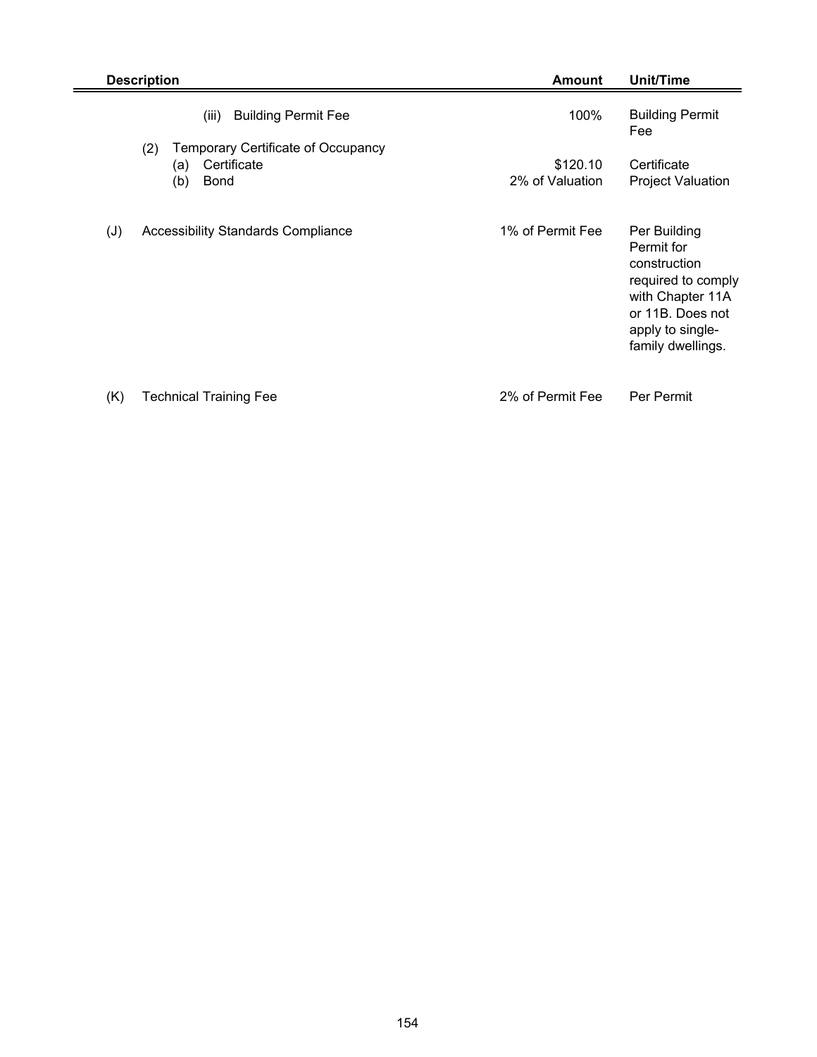| Description | Amount | Unit/Time |
| --- | --- | --- |
| (iii) Building Permit Fee | 100% | Building Permit Fee |
| (2) Temporary Certificate of Occupancy | | |
| (a) Certificate | $120.10 | Certificate |
| (b) Bond | 2% of Valuation | Project Valuation |
| (J) Accessibility Standards Compliance | 1% of Permit Fee | Per Building Permit for construction required to comply with Chapter 11A or 11B. Does not apply to single-family dwellings. |
| (K) Technical Training Fee | 2% of Permit Fee | Per Permit |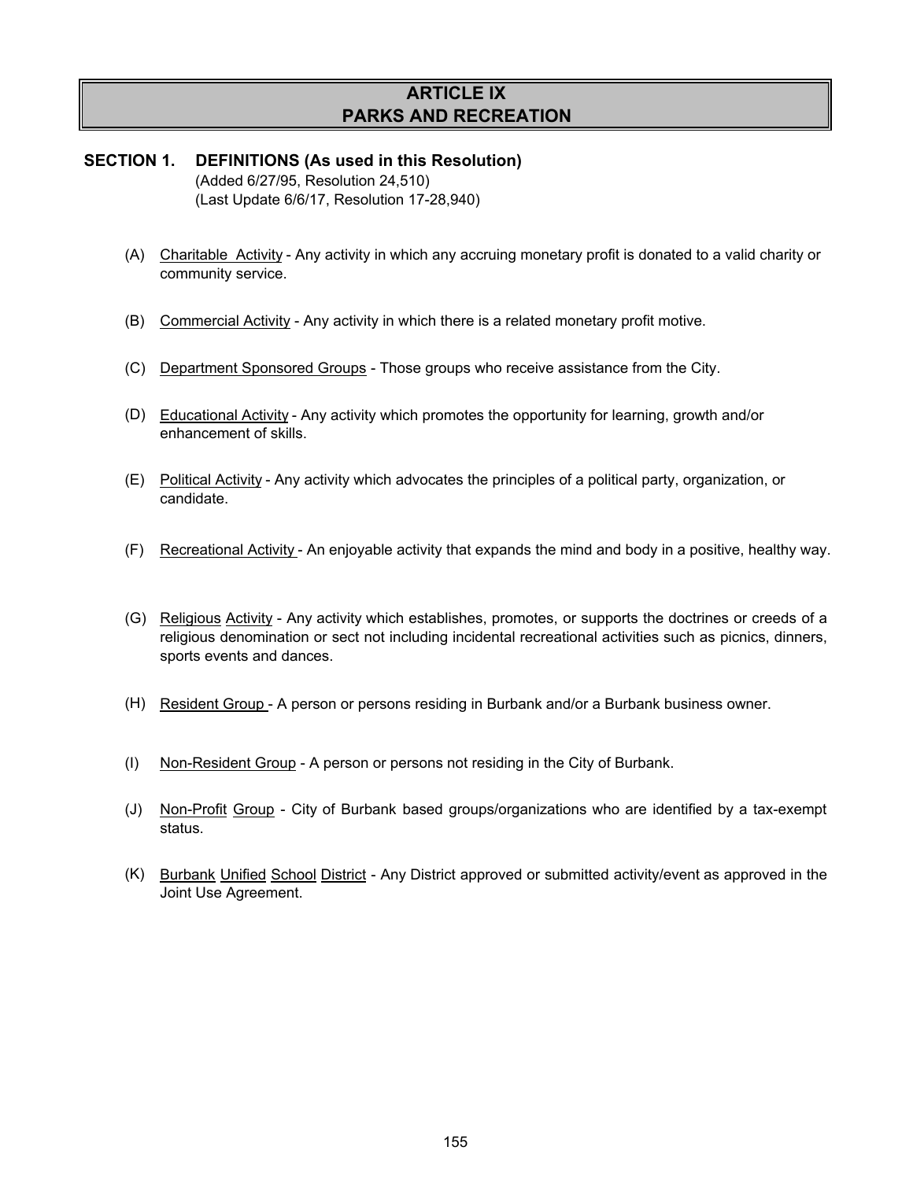# ARTICLE IX
# PARKS AND RECREATION

## SECTION 1. DEFINITIONS (As used in this Resolution)

(Added 6/27/95, Resolution 24,510)
(Last Update 6/6/17, Resolution 17-28,940)

(A) Charitable Activity - Any activity in which any accruing monetary profit is donated to a valid charity or community service.

(B) Commercial Activity - Any activity in which there is a related monetary profit motive.

(C) Department Sponsored Groups - Those groups who receive assistance from the City.

(D) Educational Activity - Any activity which promotes the opportunity for learning, growth and/or enhancement of skills.

(E) Political Activity - Any activity which advocates the principles of a political party, organization, or candidate.

(F) Recreational Activity - An enjoyable activity that expands the mind and body in a positive, healthy way.

(G) Religious Activity - Any activity which establishes, promotes, or supports the doctrines or creeds of a religious denomination or sect not including incidental recreational activities such as picnics, dinners, sports events and dances.

(H) Resident Group - A person or persons residing in Burbank and/or a Burbank business owner.

(I) Non-Resident Group - A person or persons not residing in the City of Burbank.

(J) Non-Profit Group - City of Burbank based groups/organizations who are identified by a tax-exempt status.

(K) Burbank Unified School District - Any District approved or submitted activity/event as approved in the Joint Use Agreement.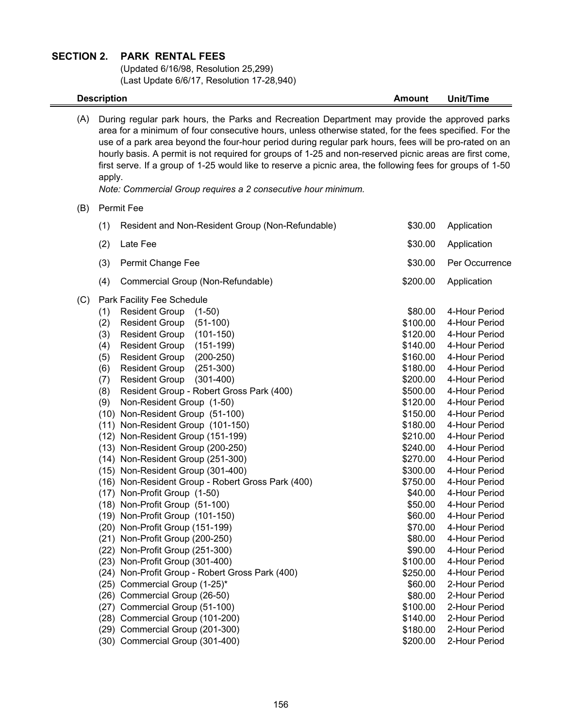## SECTION 2. PARK RENTAL FEES

(Updated 6/16/98, Resolution 25,299)
(Last Update 6/6/17, Resolution 17-28,940)

| Description | Amount | Unit/Time |
|---|---|---|

(A) During regular park hours, the Parks and Recreation Department may provide the approved parks area for a minimum of four consecutive hours, unless otherwise stated, for the fees specified. For the use of a park area beyond the four-hour period during regular park hours, fees will be pro-rated on an hourly basis. A permit is not required for groups of 1-25 and non-reserved picnic areas are first come, first serve. If a group of 1-25 would like to reserve a picnic area, the following fees for groups of 1-50 apply.

*Note: Commercial Group requires a 2 consecutive hour minimum.*

(B) Permit Fee

| Description | Amount | Unit/Time |
|---|---|---|
| (1) Resident and Non-Resident Group (Non-Refundable) | $30.00 | Application |
| (2) Late Fee | $30.00 | Application |
| (3) Permit Change Fee | $30.00 | Per Occurrence |
| (4) Commercial Group (Non-Refundable) | $200.00 | Application |

(C) Park Facility Fee Schedule

| Description | Amount | Unit/Time |
|---|---|---|
| (1) Resident Group (1-50) | $80.00 | 4-Hour Period |
| (2) Resident Group (51-100) | $100.00 | 4-Hour Period |
| (3) Resident Group (101-150) | $120.00 | 4-Hour Period |
| (4) Resident Group (151-199) | $140.00 | 4-Hour Period |
| (5) Resident Group (200-250) | $160.00 | 4-Hour Period |
| (6) Resident Group (251-300) | $180.00 | 4-Hour Period |
| (7) Resident Group (301-400) | $200.00 | 4-Hour Period |
| (8) Resident Group - Robert Gross Park (400) | $500.00 | 4-Hour Period |
| (9) Non-Resident Group (1-50) | $120.00 | 4-Hour Period |
| (10) Non-Resident Group (51-100) | $150.00 | 4-Hour Period |
| (11) Non-Resident Group (101-150) | $180.00 | 4-Hour Period |
| (12) Non-Resident Group (151-199) | $210.00 | 4-Hour Period |
| (13) Non-Resident Group (200-250) | $240.00 | 4-Hour Period |
| (14) Non-Resident Group (251-300) | $270.00 | 4-Hour Period |
| (15) Non-Resident Group (301-400) | $300.00 | 4-Hour Period |
| (16) Non-Resident Group - Robert Gross Park (400) | $750.00 | 4-Hour Period |
| (17) Non-Profit Group (1-50) | $40.00 | 4-Hour Period |
| (18) Non-Profit Group (51-100) | $50.00 | 4-Hour Period |
| (19) Non-Profit Group (101-150) | $60.00 | 4-Hour Period |
| (20) Non-Profit Group (151-199) | $70.00 | 4-Hour Period |
| (21) Non-Profit Group (200-250) | $80.00 | 4-Hour Period |
| (22) Non-Profit Group (251-300) | $90.00 | 4-Hour Period |
| (23) Non-Profit Group (301-400) | $100.00 | 4-Hour Period |
| (24) Non-Profit Group - Robert Gross Park (400) | $250.00 | 4-Hour Period |
| (25) Commercial Group (1-25)* | $60.00 | 2-Hour Period |
| (26) Commercial Group (26-50) | $80.00 | 2-Hour Period |
| (27) Commercial Group (51-100) | $100.00 | 2-Hour Period |
| (28) Commercial Group (101-200) | $140.00 | 2-Hour Period |
| (29) Commercial Group (201-300) | $180.00 | 2-Hour Period |
| (30) Commercial Group (301-400) | $200.00 | 2-Hour Period |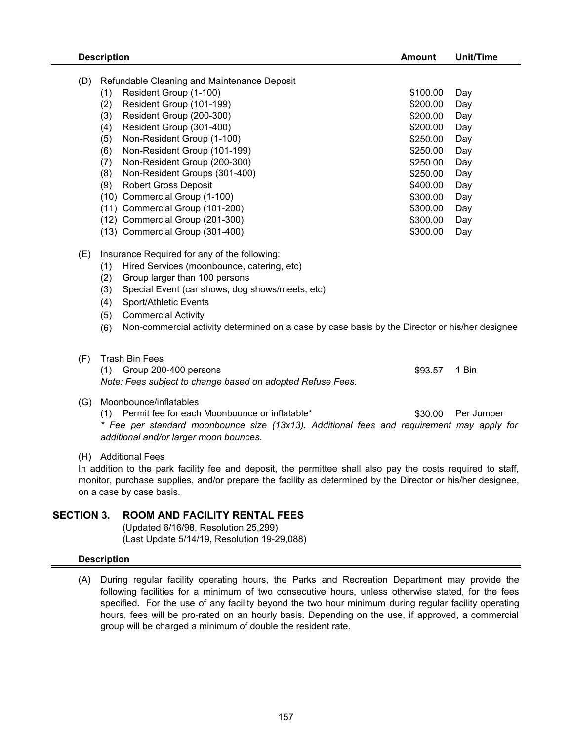| Description | Amount | Unit/Time |
|---|---|---|
| (D) Refundable Cleaning and Maintenance Deposit | | |
| (1) Resident Group (1-100) | $100.00 | Day |
| (2) Resident Group (101-199) | $200.00 | Day |
| (3) Resident Group (200-300) | $200.00 | Day |
| (4) Resident Group (301-400) | $200.00 | Day |
| (5) Non-Resident Group (1-100) | $250.00 | Day |
| (6) Non-Resident Group (101-199) | $250.00 | Day |
| (7) Non-Resident Group (200-300) | $250.00 | Day |
| (8) Non-Resident Groups (301-400) | $250.00 | Day |
| (9) Robert Gross Deposit | $400.00 | Day |
| (10) Commercial Group (1-100) | $300.00 | Day |
| (11) Commercial Group (101-200) | $300.00 | Day |
| (12) Commercial Group (201-300) | $300.00 | Day |
| (13) Commercial Group (301-400) | $300.00 | Day |

(E) Insurance Required for any of the following:

(1) Hired Services (moonbounce, catering, etc)
(2) Group larger than 100 persons
(3) Special Event (car shows, dog shows/meets, etc)
(4) Sport/Athletic Events
(5) Commercial Activity
(6) Non-commercial activity determined on a case by case basis by the Director or his/her designee

| Description | Amount | Unit/Time |
|---|---|---|
| (F) Trash Bin Fees | | |
| (1) Group 200-400 persons | $93.57 | 1 Bin |

*Note: Fees subject to change based on adopted Refuse Fees.*

| Description | Amount | Unit/Time |
|---|---|---|
| (G) Moonbounce/inflatables | | |
| (1) Permit fee for each Moonbounce or inflatable* | $30.00 | Per Jumper |

*\* Fee per standard moonbounce size (13x13). Additional fees and requirement may apply for additional and/or larger moon bounces.*

(H) Additional Fees

In addition to the park facility fee and deposit, the permittee shall also pay the costs required to staff, monitor, purchase supplies, and/or prepare the facility as determined by the Director or his/her designee, on a case by case basis.

## SECTION 3. ROOM AND FACILITY RENTAL FEES

(Updated 6/16/98, Resolution 25,299)
(Last Update 5/14/19, Resolution 19-29,088)

**Description**

(A) During regular facility operating hours, the Parks and Recreation Department may provide the following facilities for a minimum of two consecutive hours, unless otherwise stated, for the fees specified. For the use of any facility beyond the two hour minimum during regular facility operating hours, fees will be pro-rated on an hourly basis. Depending on the use, if approved, a commercial group will be charged a minimum of double the resident rate.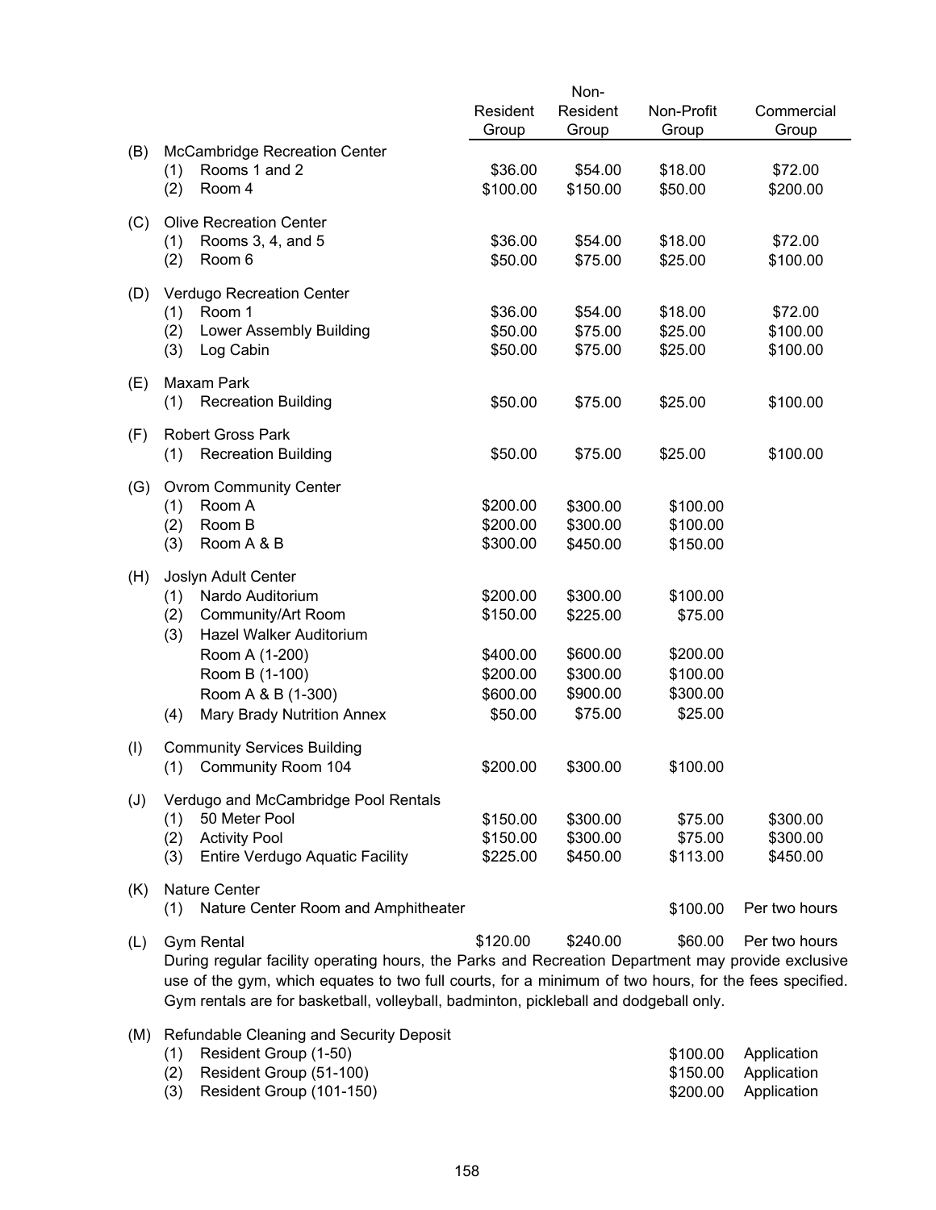| | | Resident Group | Non-Resident Group | Non-Profit Group | Commercial Group |
|---|---|---|---|---|---|
| (B) | McCambridge Recreation Center | | | | |
| | (1) Rooms 1 and 2 | $36.00 | $54.00 | $18.00 | $72.00 |
| | (2) Room 4 | $100.00 | $150.00 | $50.00 | $200.00 |
| (C) | Olive Recreation Center | | | | |
| | (1) Rooms 3, 4, and 5 | $36.00 | $54.00 | $18.00 | $72.00 |
| | (2) Room 6 | $50.00 | $75.00 | $25.00 | $100.00 |
| (D) | Verdugo Recreation Center | | | | |
| | (1) Room 1 | $36.00 | $54.00 | $18.00 | $72.00 |
| | (2) Lower Assembly Building | $50.00 | $75.00 | $25.00 | $100.00 |
| | (3) Log Cabin | $50.00 | $75.00 | $25.00 | $100.00 |
| (E) | Maxam Park | | | | |
| | (1) Recreation Building | $50.00 | $75.00 | $25.00 | $100.00 |
| (F) | Robert Gross Park | | | | |
| | (1) Recreation Building | $50.00 | $75.00 | $25.00 | $100.00 |
| (G) | Ovrom Community Center | | | | |
| | (1) Room A | $200.00 | $300.00 | $100.00 | |
| | (2) Room B | $200.00 | $300.00 | $100.00 | |
| | (3) Room A & B | $300.00 | $450.00 | $150.00 | |
| (H) | Joslyn Adult Center | | | | |
| | (1) Nardo Auditorium | $200.00 | $300.00 | $100.00 | |
| | (2) Community/Art Room | $150.00 | $225.00 | $75.00 | |
| | (3) Hazel Walker Auditorium | | | | |
| | Room A (1-200) | $400.00 | $600.00 | $200.00 | |
| | Room B (1-100) | $200.00 | $300.00 | $100.00 | |
| | Room A & B (1-300) | $600.00 | $900.00 | $300.00 | |
| | (4) Mary Brady Nutrition Annex | $50.00 | $75.00 | $25.00 | |
| (I) | Community Services Building | | | | |
| | (1) Community Room 104 | $200.00 | $300.00 | $100.00 | |
| (J) | Verdugo and McCambridge Pool Rentals | | | | |
| | (1) 50 Meter Pool | $150.00 | $300.00 | $75.00 | $300.00 |
| | (2) Activity Pool | $150.00 | $300.00 | $75.00 | $300.00 |
| | (3) Entire Verdugo Aquatic Facility | $225.00 | $450.00 | $113.00 | $450.00 |
| (K) | Nature Center | | | | |
| | (1) Nature Center Room and Amphitheater | | | $100.00 | Per two hours |
| (L) | Gym Rental | $120.00 | $240.00 | $60.00 | Per two hours |

During regular facility operating hours, the Parks and Recreation Department may provide exclusive use of the gym, which equates to two full courts, for a minimum of two hours, for the fees specified. Gym rentals are for basketball, volleyball, badminton, pickleball and dodgeball only.

| | | | |
|---|---|---|---|
| (M) | Refundable Cleaning and Security Deposit | | |
| | (1) Resident Group (1-50) | $100.00 | Application |
| | (2) Resident Group (51-100) | $150.00 | Application |
| | (3) Resident Group (101-150) | $200.00 | Application |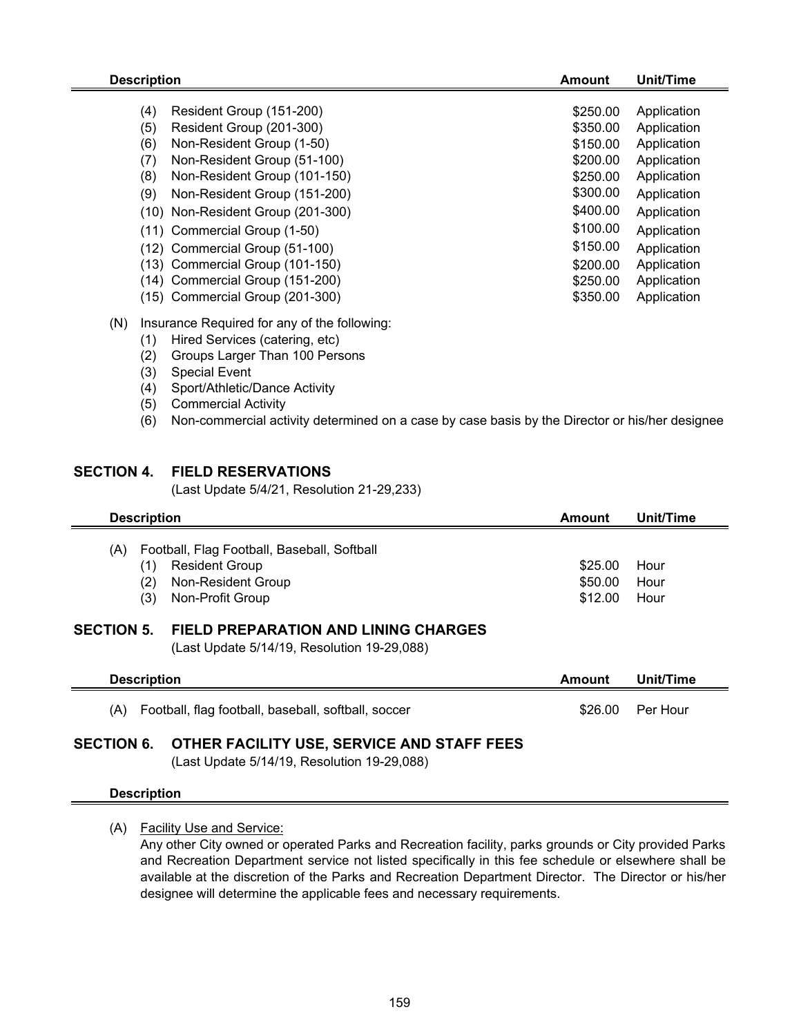| Description | Amount | Unit/Time |
|---|---|---|
| (4) Resident Group (151-200) | \$250.00 | Application |
| (5) Resident Group (201-300) | \$350.00 | Application |
| (6) Non-Resident Group (1-50) | \$150.00 | Application |
| (7) Non-Resident Group (51-100) | \$200.00 | Application |
| (8) Non-Resident Group (101-150) | \$250.00 | Application |
| (9) Non-Resident Group (151-200) | \$300.00 | Application |
| (10) Non-Resident Group (201-300) | \$400.00 | Application |
| (11) Commercial Group (1-50) | \$100.00 | Application |
| (12) Commercial Group (51-100) | \$150.00 | Application |
| (13) Commercial Group (101-150) | \$200.00 | Application |
| (14) Commercial Group (151-200) | \$250.00 | Application |
| (15) Commercial Group (201-300) | \$350.00 | Application |

(N) Insurance Required for any of the following:

(1) Hired Services (catering, etc)
(2) Groups Larger Than 100 Persons
(3) Special Event
(4) Sport/Athletic/Dance Activity
(5) Commercial Activity
(6) Non-commercial activity determined on a case by case basis by the Director or his/her designee

## SECTION 4. FIELD RESERVATIONS

(Last Update 5/4/21, Resolution 21-29,233)

| Description | Amount | Unit/Time |
|---|---|---|
| (A) Football, Flag Football, Baseball, Softball | | |
| (1) Resident Group | \$25.00 | Hour |
| (2) Non-Resident Group | \$50.00 | Hour |
| (3) Non-Profit Group | \$12.00 | Hour |

## SECTION 5. FIELD PREPARATION AND LINING CHARGES

(Last Update 5/14/19, Resolution 19-29,088)

| Description | Amount | Unit/Time |
|---|---|---|
| (A) Football, flag football, baseball, softball, soccer | \$26.00 | Per Hour |

## SECTION 6. OTHER FACILITY USE, SERVICE AND STAFF FEES

(Last Update 5/14/19, Resolution 19-29,088)

**Description**

(A) Facility Use and Service:
Any other City owned or operated Parks and Recreation facility, parks grounds or City provided Parks and Recreation Department service not listed specifically in this fee schedule or elsewhere shall be available at the discretion of the Parks and Recreation Department Director. The Director or his/her designee will determine the applicable fees and necessary requirements.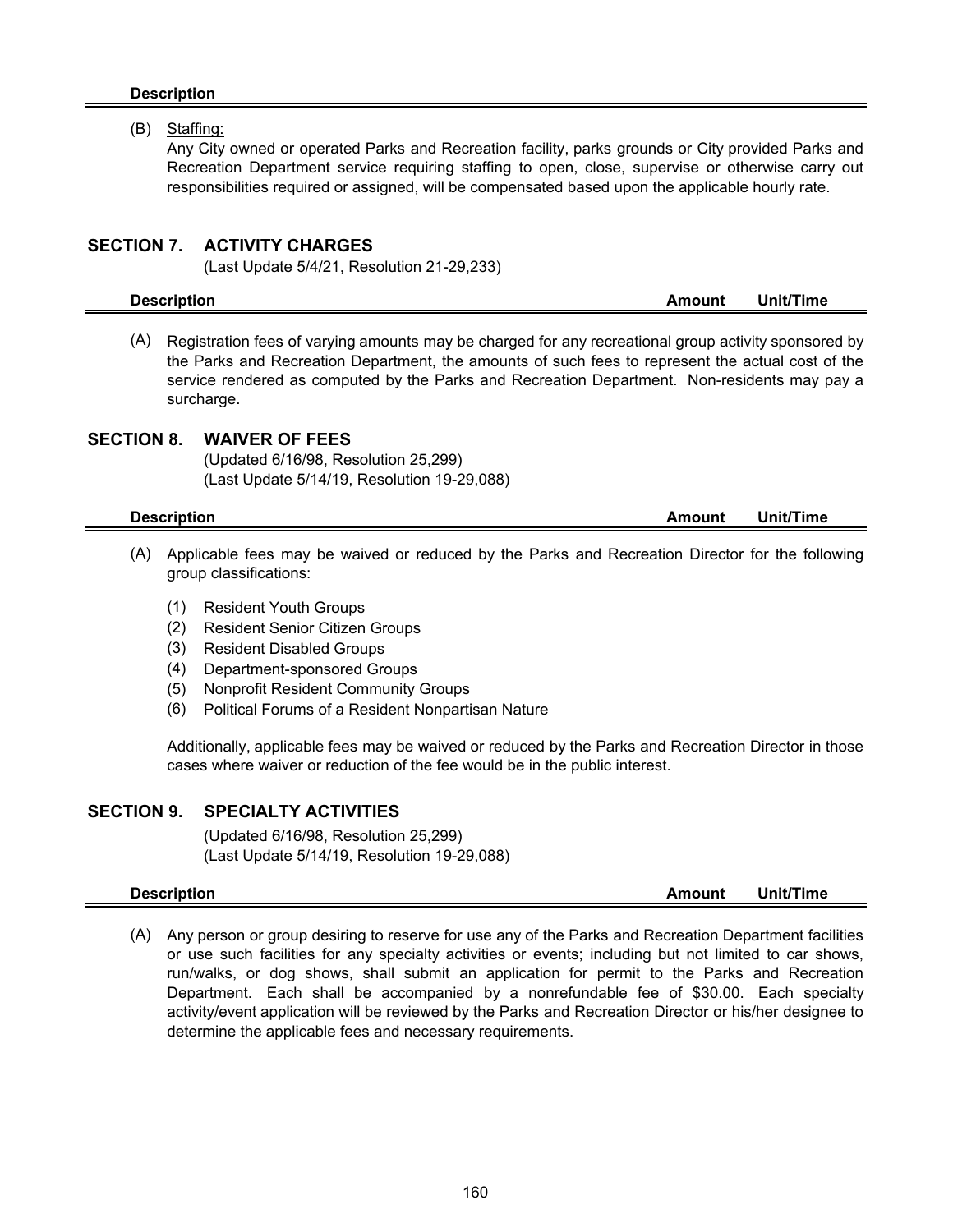**Description**

(B) Staffing:
Any City owned or operated Parks and Recreation facility, parks grounds or City provided Parks and Recreation Department service requiring staffing to open, close, supervise or otherwise carry out responsibilities required or assigned, will be compensated based upon the applicable hourly rate.

## SECTION 7. ACTIVITY CHARGES

(Last Update 5/4/21, Resolution 21-29,233)

| Description | Amount | Unit/Time |
|---|---|---|

(A) Registration fees of varying amounts may be charged for any recreational group activity sponsored by the Parks and Recreation Department, the amounts of such fees to represent the actual cost of the service rendered as computed by the Parks and Recreation Department. Non-residents may pay a surcharge.

## SECTION 8. WAIVER OF FEES

(Updated 6/16/98, Resolution 25,299)
(Last Update 5/14/19, Resolution 19-29,088)

| Description | Amount | Unit/Time |
|---|---|---|

(A) Applicable fees may be waived or reduced by the Parks and Recreation Director for the following group classifications:

(1) Resident Youth Groups
(2) Resident Senior Citizen Groups
(3) Resident Disabled Groups
(4) Department-sponsored Groups
(5) Nonprofit Resident Community Groups
(6) Political Forums of a Resident Nonpartisan Nature

Additionally, applicable fees may be waived or reduced by the Parks and Recreation Director in those cases where waiver or reduction of the fee would be in the public interest.

## SECTION 9. SPECIALTY ACTIVITIES

(Updated 6/16/98, Resolution 25,299)
(Last Update 5/14/19, Resolution 19-29,088)

| Description | Amount | Unit/Time |
|---|---|---|

(A) Any person or group desiring to reserve for use any of the Parks and Recreation Department facilities or use such facilities for any specialty activities or events; including but not limited to car shows, run/walks, or dog shows, shall submit an application for permit to the Parks and Recreation Department. Each shall be accompanied by a nonrefundable fee of $30.00. Each specialty activity/event application will be reviewed by the Parks and Recreation Director or his/her designee to determine the applicable fees and necessary requirements.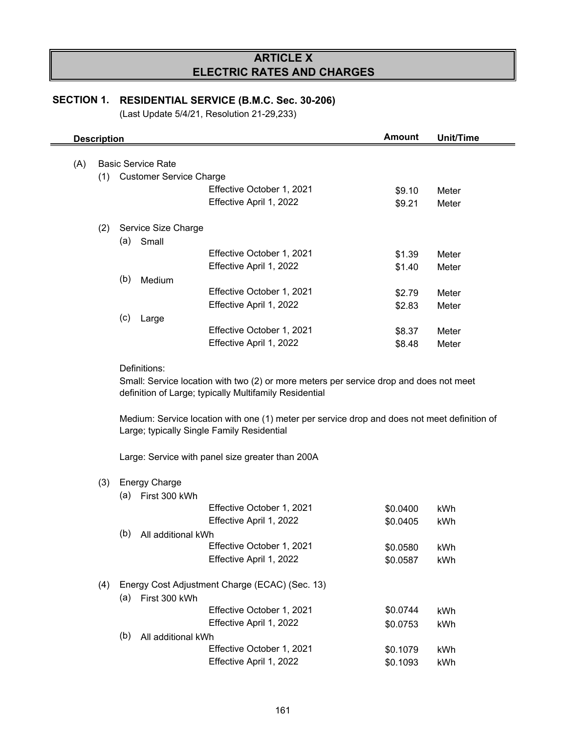# ARTICLE X
# ELECTRIC RATES AND CHARGES

## SECTION 1. RESIDENTIAL SERVICE (B.M.C. Sec. 30-206)

(Last Update 5/4/21, Resolution 21-29,233)

| Description | | | Amount | Unit/Time |
|---|---|---|---|---|
| (A) Basic Service Rate | | | | |
| (1) Customer Service Charge | | | | |
| | | Effective October 1, 2021 | $9.10 | Meter |
| | | Effective April 1, 2022 | $9.21 | Meter |
| (2) Service Size Charge | | | | |
| | (a) Small | | | |
| | | Effective October 1, 2021 | $1.39 | Meter |
| | | Effective April 1, 2022 | $1.40 | Meter |
| | (b) Medium | | | |
| | | Effective October 1, 2021 | $2.79 | Meter |
| | | Effective April 1, 2022 | $2.83 | Meter |
| | (c) Large | | | |
| | | Effective October 1, 2021 | $8.37 | Meter |
| | | Effective April 1, 2022 | $8.48 | Meter |

Definitions:

Small: Service location with two (2) or more meters per service drop and does not meet definition of Large; typically Multifamily Residential

Medium: Service location with one (1) meter per service drop and does not meet definition of Large; typically Single Family Residential

Large: Service with panel size greater than 200A

| Description | | | Amount | Unit/Time |
|---|---|---|---|---|
| (3) Energy Charge | | | | |
| | (a) First 300 kWh | | | |
| | | Effective October 1, 2021 | $0.0400 | kWh |
| | | Effective April 1, 2022 | $0.0405 | kWh |
| | (b) All additional kWh | | | |
| | | Effective October 1, 2021 | $0.0580 | kWh |
| | | Effective April 1, 2022 | $0.0587 | kWh |
| (4) Energy Cost Adjustment Charge (ECAC) (Sec. 13) | | | | |
| | (a) First 300 kWh | | | |
| | | Effective October 1, 2021 | $0.0744 | kWh |
| | | Effective April 1, 2022 | $0.0753 | kWh |
| | (b) All additional kWh | | | |
| | | Effective October 1, 2021 | $0.1079 | kWh |
| | | Effective April 1, 2022 | $0.1093 | kWh |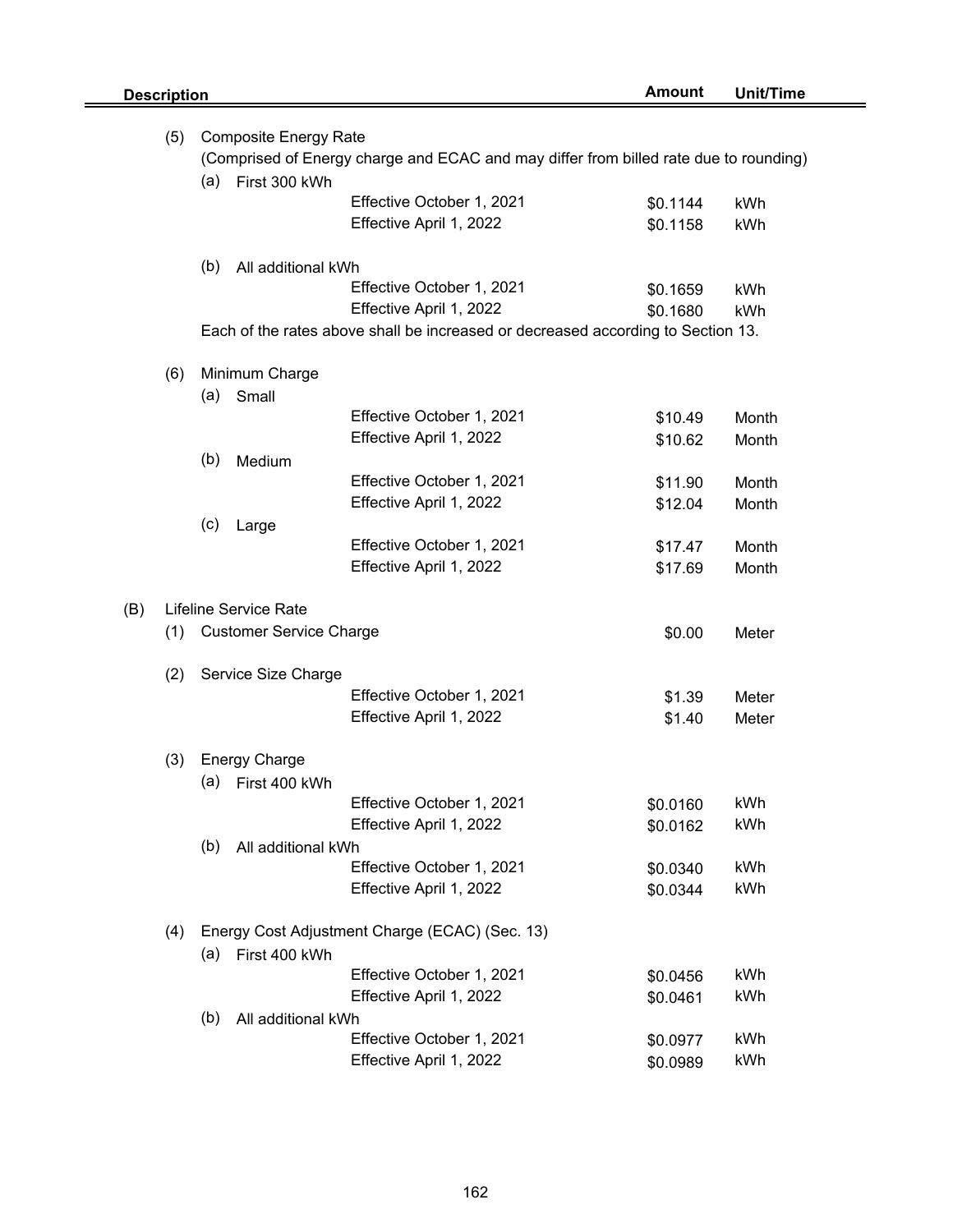| Description | | | | Amount | Unit/Time |
|---|---|---|---|---|---|
| | (5) | Composite Energy Rate | | | |
| | | (Comprised of Energy charge and ECAC and may differ from billed rate due to rounding) | | | |
| | | (a) First 300 kWh | | | |
| | | | Effective October 1, 2021 | $0.1144 | kWh |
| | | | Effective April 1, 2022 | $0.1158 | kWh |
| | | (b) All additional kWh | | | |
| | | | Effective October 1, 2021 | $0.1659 | kWh |
| | | | Effective April 1, 2022 | $0.1680 | kWh |
| | | Each of the rates above shall be increased or decreased according to Section 13. | | | |
| | (6) | Minimum Charge | | | |
| | | (a) Small | | | |
| | | | Effective October 1, 2021 | $10.49 | Month |
| | | | Effective April 1, 2022 | $10.62 | Month |
| | | (b) Medium | | | |
| | | | Effective October 1, 2021 | $11.90 | Month |
| | | | Effective April 1, 2022 | $12.04 | Month |
| | | (c) Large | | | |
| | | | Effective October 1, 2021 | $17.47 | Month |
| | | | Effective April 1, 2022 | $17.69 | Month |
| (B) | Lifeline Service Rate | | | | |
| | (1) | Customer Service Charge | | $0.00 | Meter |
| | (2) | Service Size Charge | | | |
| | | | Effective October 1, 2021 | $1.39 | Meter |
| | | | Effective April 1, 2022 | $1.40 | Meter |
| | (3) | Energy Charge | | | |
| | | (a) First 400 kWh | | | |
| | | | Effective October 1, 2021 | $0.0160 | kWh |
| | | | Effective April 1, 2022 | $0.0162 | kWh |
| | | (b) All additional kWh | | | |
| | | | Effective October 1, 2021 | $0.0340 | kWh |
| | | | Effective April 1, 2022 | $0.0344 | kWh |
| | (4) | Energy Cost Adjustment Charge (ECAC) (Sec. 13) | | | |
| | | (a) First 400 kWh | | | |
| | | | Effective October 1, 2021 | $0.0456 | kWh |
| | | | Effective April 1, 2022 | $0.0461 | kWh |
| | | (b) All additional kWh | | | |
| | | | Effective October 1, 2021 | $0.0977 | kWh |
| | | | Effective April 1, 2022 | $0.0989 | kWh |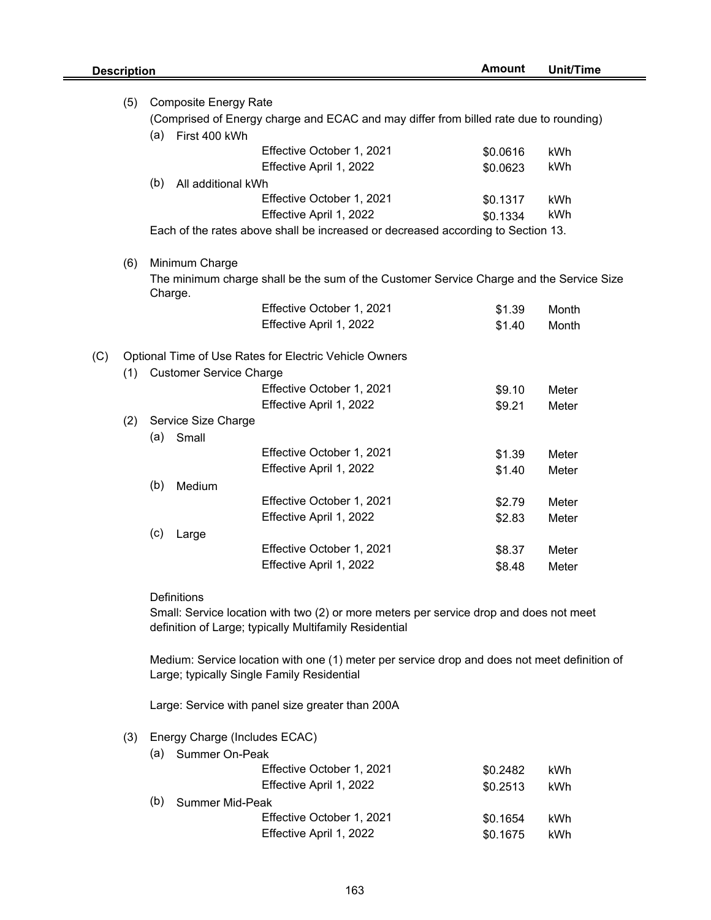| Description | | | | Amount | Unit/Time |
|---|---|---|---|---|---|
| | (5) | Composite Energy Rate | | | |
| | | (Comprised of Energy charge and ECAC and may differ from billed rate due to rounding) | | | |
| | | (a) First 400 kWh | | | |
| | | | Effective October 1, 2021 | $0.0616 | kWh |
| | | | Effective April 1, 2022 | $0.0623 | kWh |
| | | (b) All additional kWh | | | |
| | | | Effective October 1, 2021 | $0.1317 | kWh |
| | | | Effective April 1, 2022 | $0.1334 | kWh |
| | | Each of the rates above shall be increased or decreased according to Section 13. | | | |
| | (6) | Minimum Charge | | | |
| | | The minimum charge shall be the sum of the Customer Service Charge and the Service Size Charge. | | | |
| | | | Effective October 1, 2021 | $1.39 | Month |
| | | | Effective April 1, 2022 | $1.40 | Month |
| (C) | | Optional Time of Use Rates for Electric Vehicle Owners | | | |
| | (1) | Customer Service Charge | | | |
| | | | Effective October 1, 2021 | $9.10 | Meter |
| | | | Effective April 1, 2022 | $9.21 | Meter |
| | (2) | Service Size Charge | | | |
| | | (a) Small | | | |
| | | | Effective October 1, 2021 | $1.39 | Meter |
| | | | Effective April 1, 2022 | $1.40 | Meter |
| | | (b) Medium | | | |
| | | | Effective October 1, 2021 | $2.79 | Meter |
| | | | Effective April 1, 2022 | $2.83 | Meter |
| | | (c) Large | | | |
| | | | Effective October 1, 2021 | $8.37 | Meter |
| | | | Effective April 1, 2022 | $8.48 | Meter |

Definitions

Small: Service location with two (2) or more meters per service drop and does not meet definition of Large; typically Multifamily Residential

Medium: Service location with one (1) meter per service drop and does not meet definition of Large; typically Single Family Residential

Large: Service with panel size greater than 200A

| | | | | Amount | Unit/Time |
|---|---|---|---|---|---|
| | (3) | Energy Charge (Includes ECAC) | | | |
| | | (a) Summer On-Peak | | | |
| | | | Effective October 1, 2021 | $0.2482 | kWh |
| | | | Effective April 1, 2022 | $0.2513 | kWh |
| | | (b) Summer Mid-Peak | | | |
| | | | Effective October 1, 2021 | $0.1654 | kWh |
| | | | Effective April 1, 2022 | $0.1675 | kWh |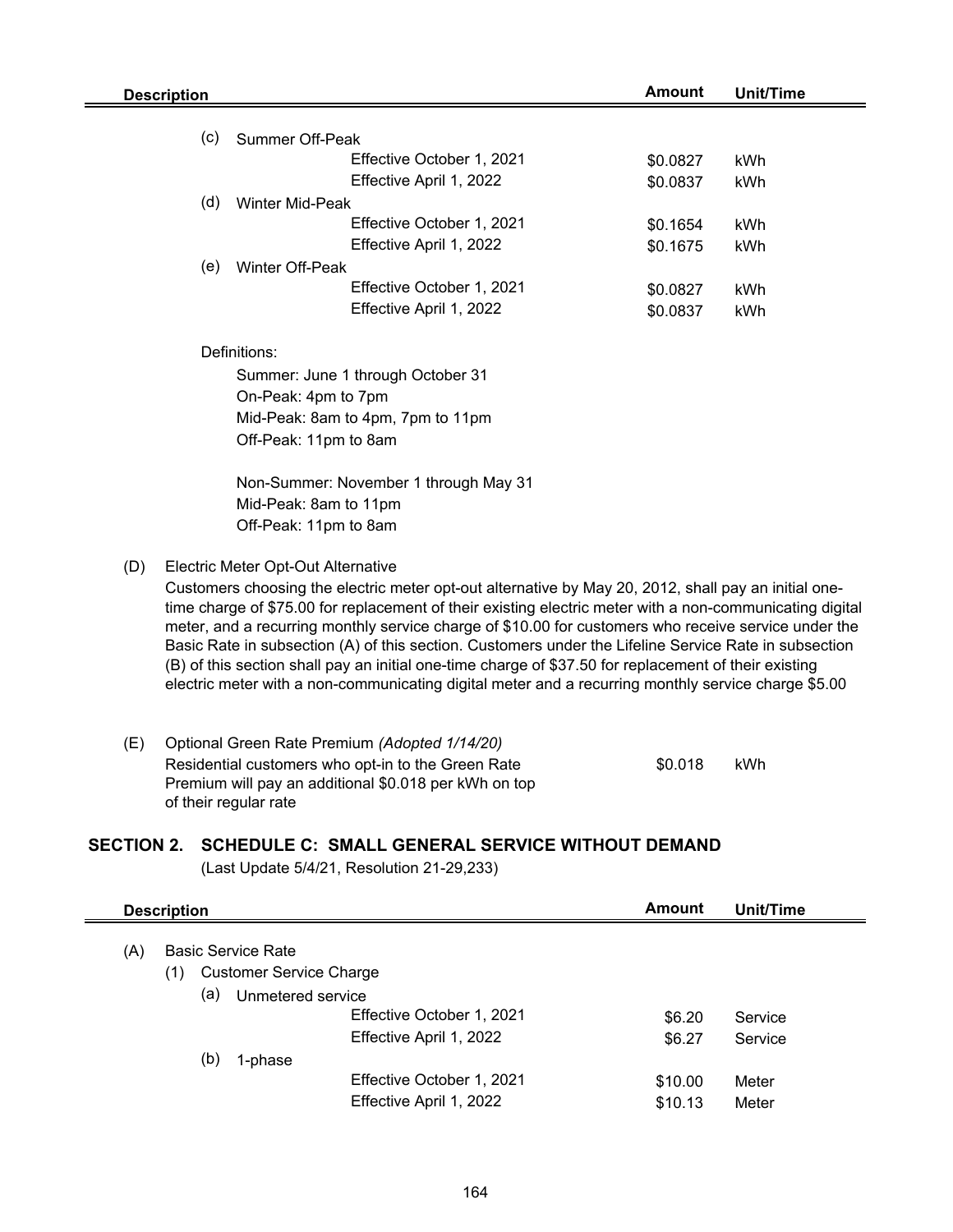| Description | | | Amount | Unit/Time |
|---|---|---|---|---|
| (c) | Summer Off-Peak | | | |
| | | Effective October 1, 2021 | $0.0827 | kWh |
| | | Effective April 1, 2022 | $0.0837 | kWh |
| (d) | Winter Mid-Peak | | | |
| | | Effective October 1, 2021 | $0.1654 | kWh |
| | | Effective April 1, 2022 | $0.1675 | kWh |
| (e) | Winter Off-Peak | | | |
| | | Effective October 1, 2021 | $0.0827 | kWh |
| | | Effective April 1, 2022 | $0.0837 | kWh |

Definitions:

Summer: June 1 through October 31
On-Peak: 4pm to 7pm
Mid-Peak: 8am to 4pm, 7pm to 11pm
Off-Peak: 11pm to 8am

Non-Summer: November 1 through May 31
Mid-Peak: 8am to 11pm
Off-Peak: 11pm to 8am

(D) Electric Meter Opt-Out Alternative

Customers choosing the electric meter opt-out alternative by May 20, 2012, shall pay an initial one-time charge of $75.00 for replacement of their existing electric meter with a non-communicating digital meter, and a recurring monthly service charge of $10.00 for customers who receive service under the Basic Rate in subsection (A) of this section. Customers under the Lifeline Service Rate in subsection (B) of this section shall pay an initial one-time charge of $37.50 for replacement of their existing electric meter with a non-communicating digital meter and a recurring monthly service charge $5.00

| | | Amount | Unit/Time |
|---|---|---|---|
| (E) | Optional Green Rate Premium *(Adopted 1/14/20)* Residential customers who opt-in to the Green Rate Premium will pay an additional $0.018 per kWh on top of their regular rate | $0.018 | kWh |

## SECTION 2. SCHEDULE C: SMALL GENERAL SERVICE WITHOUT DEMAND

(Last Update 5/4/21, Resolution 21-29,233)

| Description | | | | Amount | Unit/Time |
|---|---|---|---|---|---|
| (A) | Basic Service Rate | | | | |
| | (1) | Customer Service Charge | | | |
| | | (a) | Unmetered service | | |
| | | | Effective October 1, 2021 | $6.20 | Service |
| | | | Effective April 1, 2022 | $6.27 | Service |
| | | (b) | 1-phase | | |
| | | | Effective October 1, 2021 | $10.00 | Meter |
| | | | Effective April 1, 2022 | $10.13 | Meter |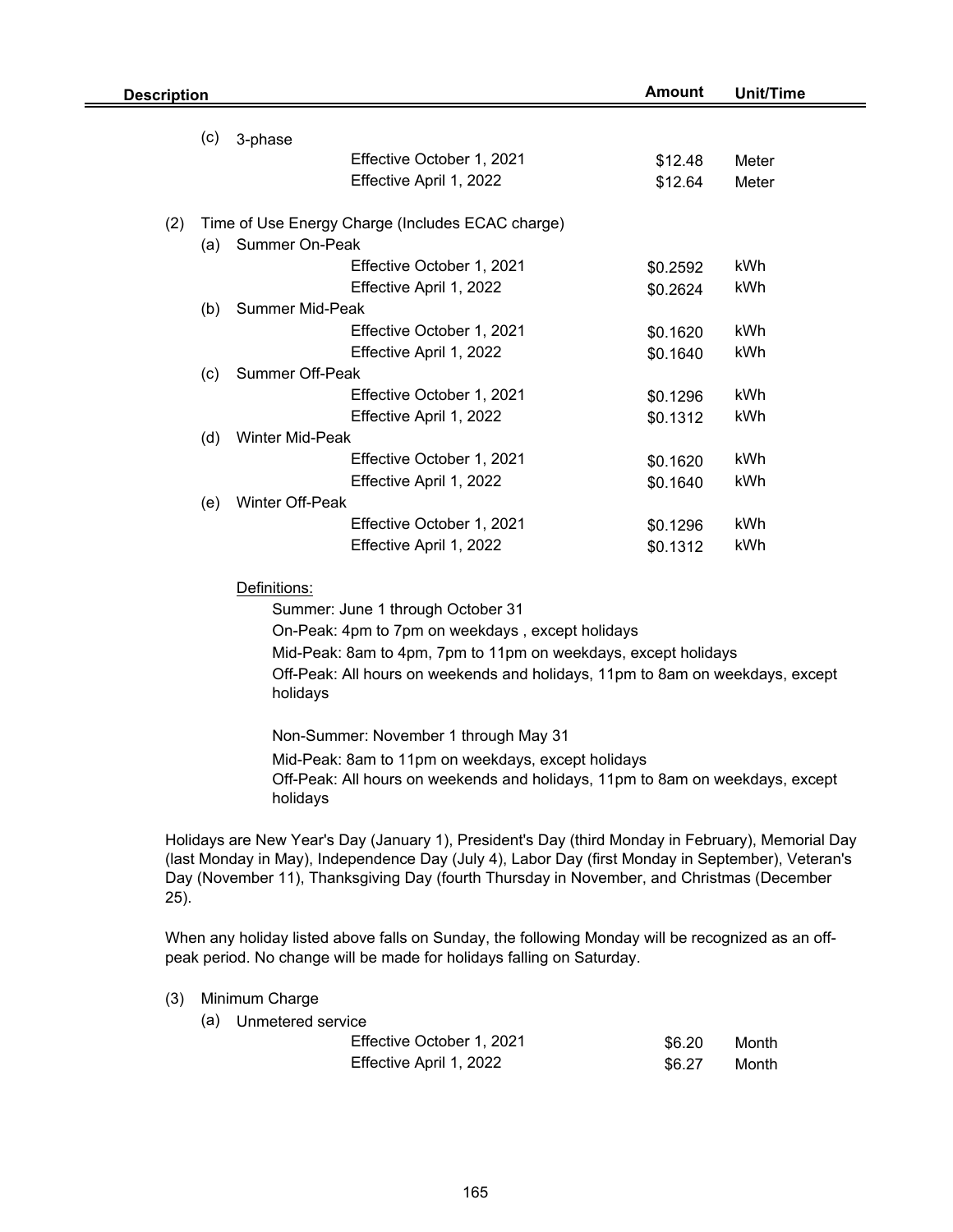| Description | | | Amount | Unit/Time |
|---|---|---|---|---|
| | (c) | 3-phase | | |
| | | Effective October 1, 2021 | $12.48 | Meter |
| | | Effective April 1, 2022 | $12.64 | Meter |
| (2) | Time of Use Energy Charge (Includes ECAC charge) | | | |
| | (a) | Summer On-Peak | | |
| | | Effective October 1, 2021 | $0.2592 | kWh |
| | | Effective April 1, 2022 | $0.2624 | kWh |
| | (b) | Summer Mid-Peak | | |
| | | Effective October 1, 2021 | $0.1620 | kWh |
| | | Effective April 1, 2022 | $0.1640 | kWh |
| | (c) | Summer Off-Peak | | |
| | | Effective October 1, 2021 | $0.1296 | kWh |
| | | Effective April 1, 2022 | $0.1312 | kWh |
| | (d) | Winter Mid-Peak | | |
| | | Effective October 1, 2021 | $0.1620 | kWh |
| | | Effective April 1, 2022 | $0.1640 | kWh |
| | (e) | Winter Off-Peak | | |
| | | Effective October 1, 2021 | $0.1296 | kWh |
| | | Effective April 1, 2022 | $0.1312 | kWh |

Definitions:

Summer: June 1 through October 31

On-Peak: 4pm to 7pm on weekdays , except holidays

Mid-Peak: 8am to 4pm, 7pm to 11pm on weekdays, except holidays

Off-Peak: All hours on weekends and holidays, 11pm to 8am on weekdays, except holidays

Non-Summer: November 1 through May 31

Mid-Peak: 8am to 11pm on weekdays, except holidays

Off-Peak: All hours on weekends and holidays, 11pm to 8am on weekdays, except holidays

Holidays are New Year's Day (January 1), President's Day (third Monday in February), Memorial Day (last Monday in May), Independence Day (July 4), Labor Day (first Monday in September), Veteran's Day (November 11), Thanksgiving Day (fourth Thursday in November, and Christmas (December 25).

When any holiday listed above falls on Sunday, the following Monday will be recognized as an off-peak period. No change will be made for holidays falling on Saturday.

| | | | Amount | Unit/Time |
|---|---|---|---|---|
| (3) | Minimum Charge | | | |
| | (a) | Unmetered service | | |
| | | Effective October 1, 2021 | $6.20 | Month |
| | | Effective April 1, 2022 | $6.27 | Month |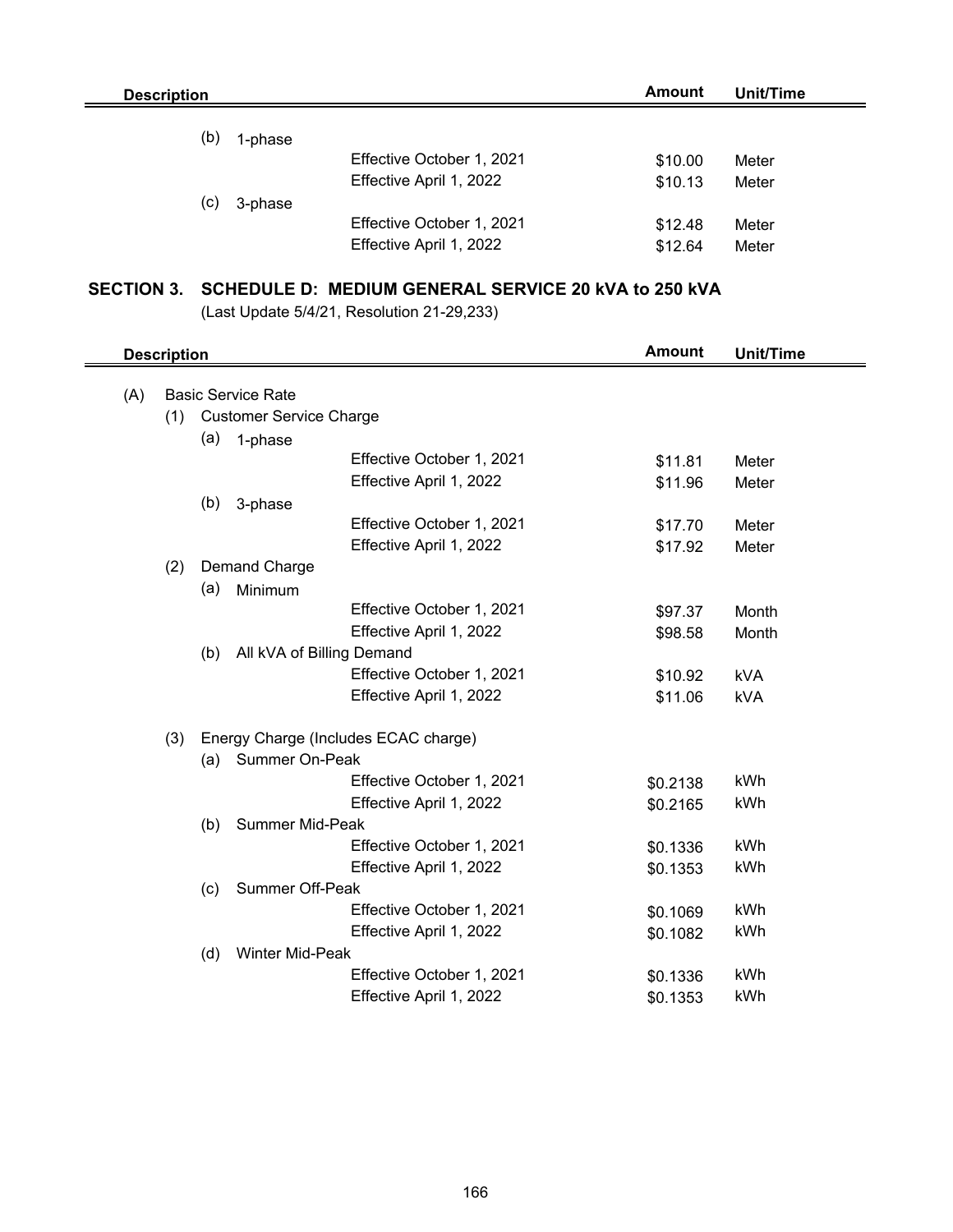| Description | | | | Amount | Unit/Time |
|---|---|---|---|---|---|
| | | (b) 1-phase | | | |
| | | | Effective October 1, 2021 | $10.00 | Meter |
| | | | Effective April 1, 2022 | $10.13 | Meter |
| | | (c) 3-phase | | | |
| | | | Effective October 1, 2021 | $12.48 | Meter |
| | | | Effective April 1, 2022 | $12.64 | Meter |

## SECTION 3. SCHEDULE D: MEDIUM GENERAL SERVICE 20 kVA to 250 kVA

(Last Update 5/4/21, Resolution 21-29,233)

| Description | | | | Amount | Unit/Time |
|---|---|---|---|---|---|
| (A) Basic Service Rate | | | | | |
| | (1) Customer Service Charge | | | | |
| | | (a) 1-phase | | | |
| | | | Effective October 1, 2021 | $11.81 | Meter |
| | | | Effective April 1, 2022 | $11.96 | Meter |
| | | (b) 3-phase | | | |
| | | | Effective October 1, 2021 | $17.70 | Meter |
| | | | Effective April 1, 2022 | $17.92 | Meter |
| | (2) Demand Charge | | | | |
| | | (a) Minimum | | | |
| | | | Effective October 1, 2021 | $97.37 | Month |
| | | | Effective April 1, 2022 | $98.58 | Month |
| | | (b) All kVA of Billing Demand | | | |
| | | | Effective October 1, 2021 | $10.92 | kVA |
| | | | Effective April 1, 2022 | $11.06 | kVA |
| | (3) Energy Charge (Includes ECAC charge) | | | | |
| | | (a) Summer On-Peak | | | |
| | | | Effective October 1, 2021 | $0.2138 | kWh |
| | | | Effective April 1, 2022 | $0.2165 | kWh |
| | | (b) Summer Mid-Peak | | | |
| | | | Effective October 1, 2021 | $0.1336 | kWh |
| | | | Effective April 1, 2022 | $0.1353 | kWh |
| | | (c) Summer Off-Peak | | | |
| | | | Effective October 1, 2021 | $0.1069 | kWh |
| | | | Effective April 1, 2022 | $0.1082 | kWh |
| | | (d) Winter Mid-Peak | | | |
| | | | Effective October 1, 2021 | $0.1336 | kWh |
| | | | Effective April 1, 2022 | $0.1353 | kWh |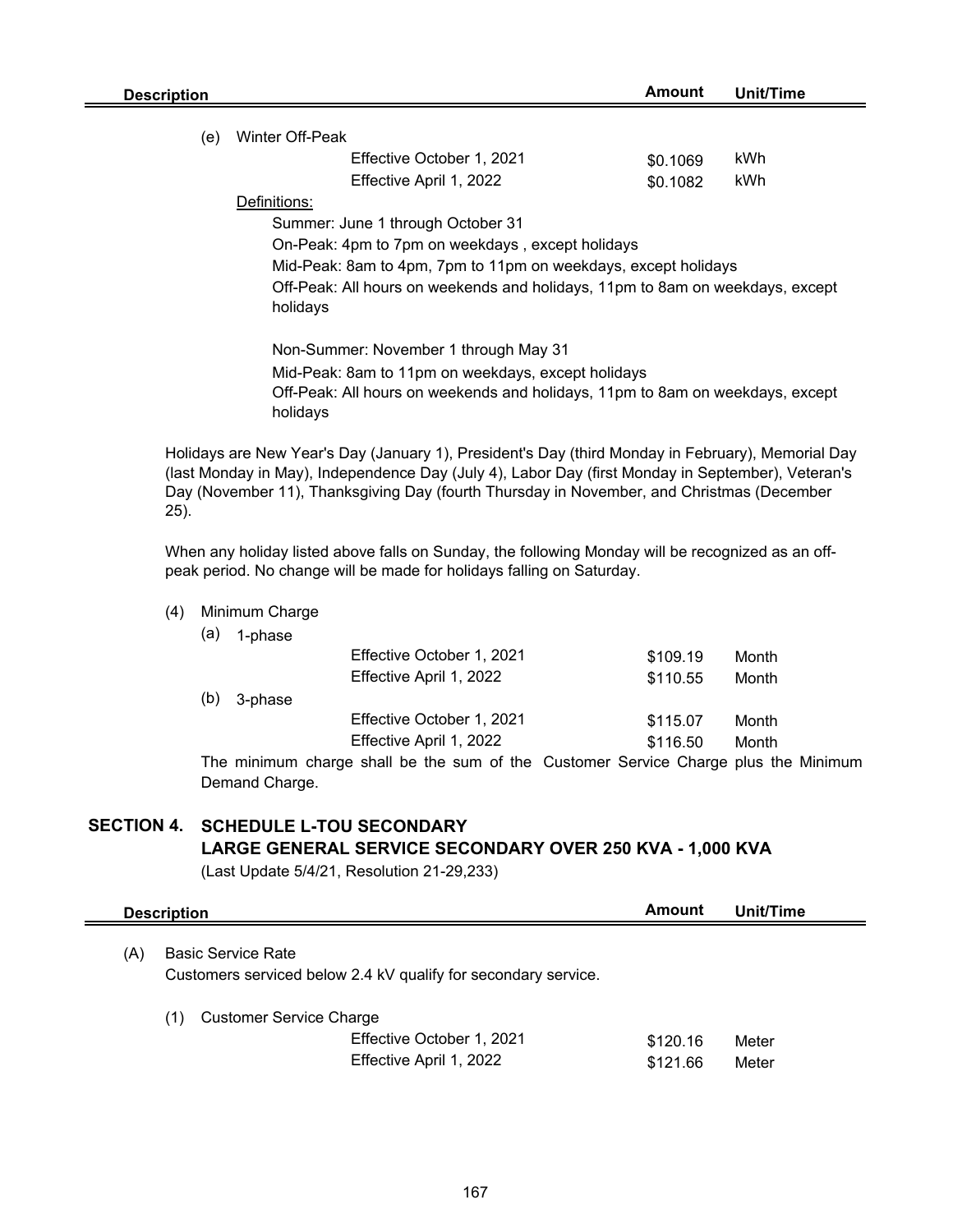| Description | Amount | Unit/Time |
| --- | --- | --- |
| (e) Winter Off-Peak | | |
| Effective October 1, 2021 | $0.1069 | kWh |
| Effective April 1, 2022 | $0.1082 | kWh |

Definitions:

Summer: June 1 through October 31

On-Peak: 4pm to 7pm on weekdays , except holidays

Mid-Peak: 8am to 4pm, 7pm to 11pm on weekdays, except holidays

Off-Peak: All hours on weekends and holidays, 11pm to 8am on weekdays, except holidays

Non-Summer: November 1 through May 31

Mid-Peak: 8am to 11pm on weekdays, except holidays

Off-Peak: All hours on weekends and holidays, 11pm to 8am on weekdays, except holidays

Holidays are New Year's Day (January 1), President's Day (third Monday in February), Memorial Day (last Monday in May), Independence Day (July 4), Labor Day (first Monday in September), Veteran's Day (November 11), Thanksgiving Day (fourth Thursday in November, and Christmas (December 25).

When any holiday listed above falls on Sunday, the following Monday will be recognized as an off-peak period. No change will be made for holidays falling on Saturday.

| Description | Amount | Unit/Time |
| --- | --- | --- |
| (4) Minimum Charge | | |
| (a) 1-phase | | |
| Effective October 1, 2021 | $109.19 | Month |
| Effective April 1, 2022 | $110.55 | Month |
| (b) 3-phase | | |
| Effective October 1, 2021 | $115.07 | Month |
| Effective April 1, 2022 | $116.50 | Month |

The minimum charge shall be the sum of the Customer Service Charge plus the Minimum Demand Charge.

## SECTION 4. SCHEDULE L-TOU SECONDARY
## LARGE GENERAL SERVICE SECONDARY OVER 250 KVA - 1,000 KVA

(Last Update 5/4/21, Resolution 21-29,233)

| Description | Amount | Unit/Time |
| --- | --- | --- |
| (A) Basic Service Rate | | |
| Customers serviced below 2.4 kV qualify for secondary service. | | |
| (1) Customer Service Charge | | |
| Effective October 1, 2021 | $120.16 | Meter |
| Effective April 1, 2022 | $121.66 | Meter |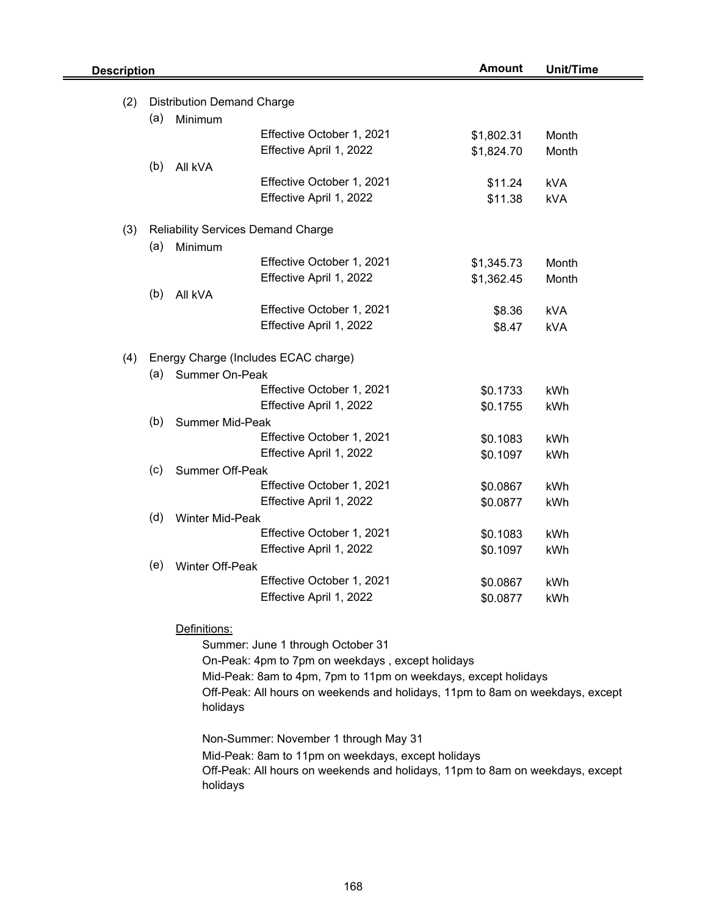| Description | | | Amount | Unit/Time |
|---|---|---|---|---|
| (2) | Distribution Demand Charge | | | |
| | (a) Minimum | | | |
| | | Effective October 1, 2021 | $1,802.31 | Month |
| | | Effective April 1, 2022 | $1,824.70 | Month |
| | (b) All kVA | | | |
| | | Effective October 1, 2021 | $11.24 | kVA |
| | | Effective April 1, 2022 | $11.38 | kVA |
| (3) | Reliability Services Demand Charge | | | |
| | (a) Minimum | | | |
| | | Effective October 1, 2021 | $1,345.73 | Month |
| | | Effective April 1, 2022 | $1,362.45 | Month |
| | (b) All kVA | | | |
| | | Effective October 1, 2021 | $8.36 | kVA |
| | | Effective April 1, 2022 | $8.47 | kVA |
| (4) | Energy Charge (Includes ECAC charge) | | | |
| | (a) Summer On-Peak | | | |
| | | Effective October 1, 2021 | $0.1733 | kWh |
| | | Effective April 1, 2022 | $0.1755 | kWh |
| | (b) Summer Mid-Peak | | | |
| | | Effective October 1, 2021 | $0.1083 | kWh |
| | | Effective April 1, 2022 | $0.1097 | kWh |
| | (c) Summer Off-Peak | | | |
| | | Effective October 1, 2021 | $0.0867 | kWh |
| | | Effective April 1, 2022 | $0.0877 | kWh |
| | (d) Winter Mid-Peak | | | |
| | | Effective October 1, 2021 | $0.1083 | kWh |
| | | Effective April 1, 2022 | $0.1097 | kWh |
| | (e) Winter Off-Peak | | | |
| | | Effective October 1, 2021 | $0.0867 | kWh |
| | | Effective April 1, 2022 | $0.0877 | kWh |

Definitions:

Summer: June 1 through October 31

On-Peak: 4pm to 7pm on weekdays , except holidays

Mid-Peak: 8am to 4pm, 7pm to 11pm on weekdays, except holidays

Off-Peak: All hours on weekends and holidays, 11pm to 8am on weekdays, except holidays

Non-Summer: November 1 through May 31

Mid-Peak: 8am to 11pm on weekdays, except holidays

Off-Peak: All hours on weekends and holidays, 11pm to 8am on weekdays, except holidays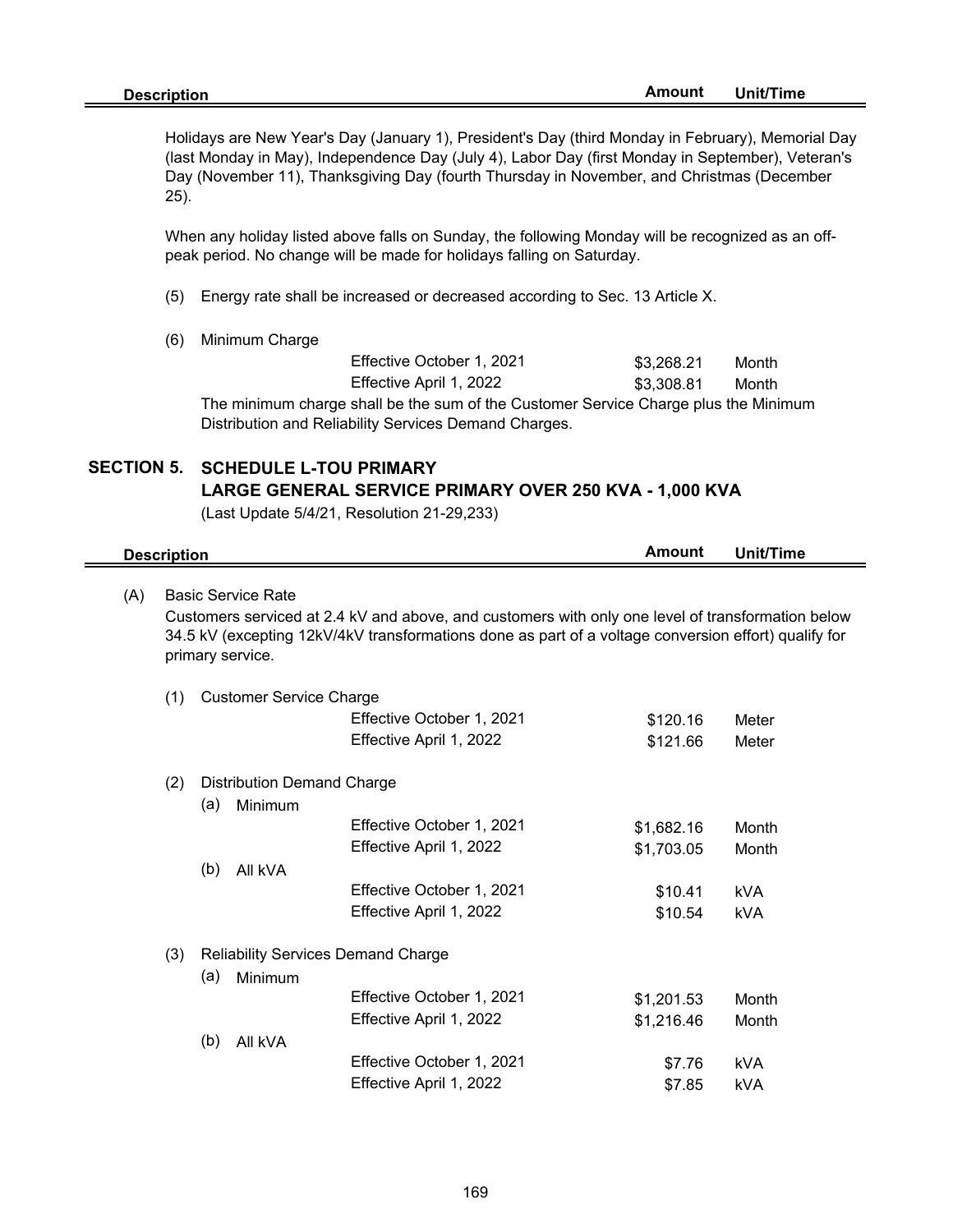| Description | Amount | Unit/Time |
|---|---|---|

Holidays are New Year's Day (January 1), President's Day (third Monday in February), Memorial Day (last Monday in May), Independence Day (July 4), Labor Day (first Monday in September), Veteran's Day (November 11), Thanksgiving Day (fourth Thursday in November, and Christmas (December 25).

When any holiday listed above falls on Sunday, the following Monday will be recognized as an off-peak period. No change will be made for holidays falling on Saturday.

(5) Energy rate shall be increased or decreased according to Sec. 13 Article X.

(6) Minimum Charge

| | Amount | Unit/Time |
|---|---|---|
| Effective October 1, 2021 | $3,268.21 | Month |
| Effective April 1, 2022 | $3,308.81 | Month |

The minimum charge shall be the sum of the Customer Service Charge plus the Minimum Distribution and Reliability Services Demand Charges.

## SECTION 5. SCHEDULE L-TOU PRIMARY LARGE GENERAL SERVICE PRIMARY OVER 250 KVA - 1,000 KVA

(Last Update 5/4/21, Resolution 21-29,233)

| Description | Amount | Unit/Time |
|---|---|---|

(A) Basic Service Rate

Customers serviced at 2.4 kV and above, and customers with only one level of transformation below 34.5 kV (excepting 12kV/4kV transformations done as part of a voltage conversion effort) qualify for primary service.

(1) Customer Service Charge

| | Amount | Unit/Time |
|---|---|---|
| Effective October 1, 2021 | $120.16 | Meter |
| Effective April 1, 2022 | $121.66 | Meter |

(2) Distribution Demand Charge

| | | Amount | Unit/Time |
|---|---|---|---|
| (a) Minimum | Effective October 1, 2021 | $1,682.16 | Month |
| | Effective April 1, 2022 | $1,703.05 | Month |
| (b) All kVA | Effective October 1, 2021 | $10.41 | kVA |
| | Effective April 1, 2022 | $10.54 | kVA |

(3) Reliability Services Demand Charge

| | | Amount | Unit/Time |
|---|---|---|---|
| (a) Minimum | Effective October 1, 2021 | $1,201.53 | Month |
| | Effective April 1, 2022 | $1,216.46 | Month |
| (b) All kVA | Effective October 1, 2021 | $7.76 | kVA |
| | Effective April 1, 2022 | $7.85 | kVA |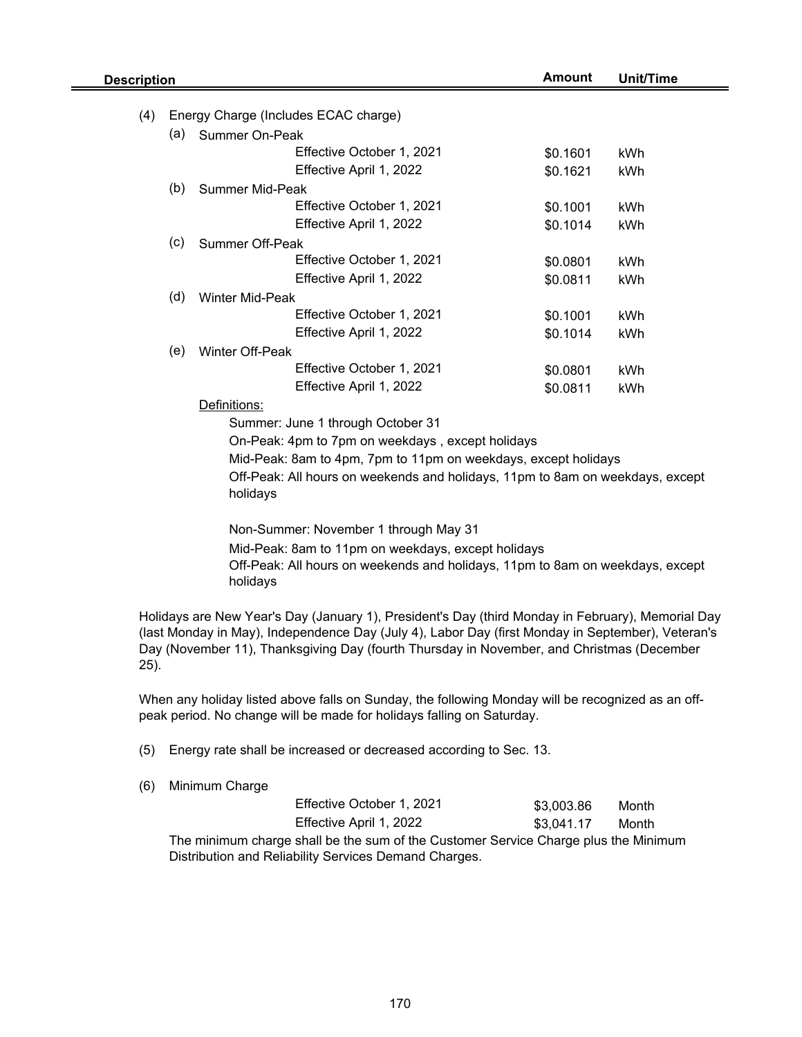| Description | Amount | Unit/Time |
|---|---|---|
| (4) Energy Charge (Includes ECAC charge) | | |
| (a) Summer On-Peak | | |
| Effective October 1, 2021 | $0.1601 | kWh |
| Effective April 1, 2022 | $0.1621 | kWh |
| (b) Summer Mid-Peak | | |
| Effective October 1, 2021 | $0.1001 | kWh |
| Effective April 1, 2022 | $0.1014 | kWh |
| (c) Summer Off-Peak | | |
| Effective October 1, 2021 | $0.0801 | kWh |
| Effective April 1, 2022 | $0.0811 | kWh |
| (d) Winter Mid-Peak | | |
| Effective October 1, 2021 | $0.1001 | kWh |
| Effective April 1, 2022 | $0.1014 | kWh |
| (e) Winter Off-Peak | | |
| Effective October 1, 2021 | $0.0801 | kWh |
| Effective April 1, 2022 | $0.0811 | kWh |

Definitions:

Summer: June 1 through October 31

On-Peak: 4pm to 7pm on weekdays , except holidays

Mid-Peak: 8am to 4pm, 7pm to 11pm on weekdays, except holidays

Off-Peak: All hours on weekends and holidays, 11pm to 8am on weekdays, except holidays

Non-Summer: November 1 through May 31

Mid-Peak: 8am to 11pm on weekdays, except holidays

Off-Peak: All hours on weekends and holidays, 11pm to 8am on weekdays, except holidays

Holidays are New Year's Day (January 1), President's Day (third Monday in February), Memorial Day (last Monday in May), Independence Day (July 4), Labor Day (first Monday in September), Veteran's Day (November 11), Thanksgiving Day (fourth Thursday in November, and Christmas (December 25).

When any holiday listed above falls on Sunday, the following Monday will be recognized as an off-peak period. No change will be made for holidays falling on Saturday.

(5) Energy rate shall be increased or decreased according to Sec. 13.

(6) Minimum Charge

| | Amount | Unit/Time |
|---|---|---|
| Effective October 1, 2021 | $3,003.86 | Month |
| Effective April 1, 2022 | $3,041.17 | Month |

The minimum charge shall be the sum of the Customer Service Charge plus the Minimum Distribution and Reliability Services Demand Charges.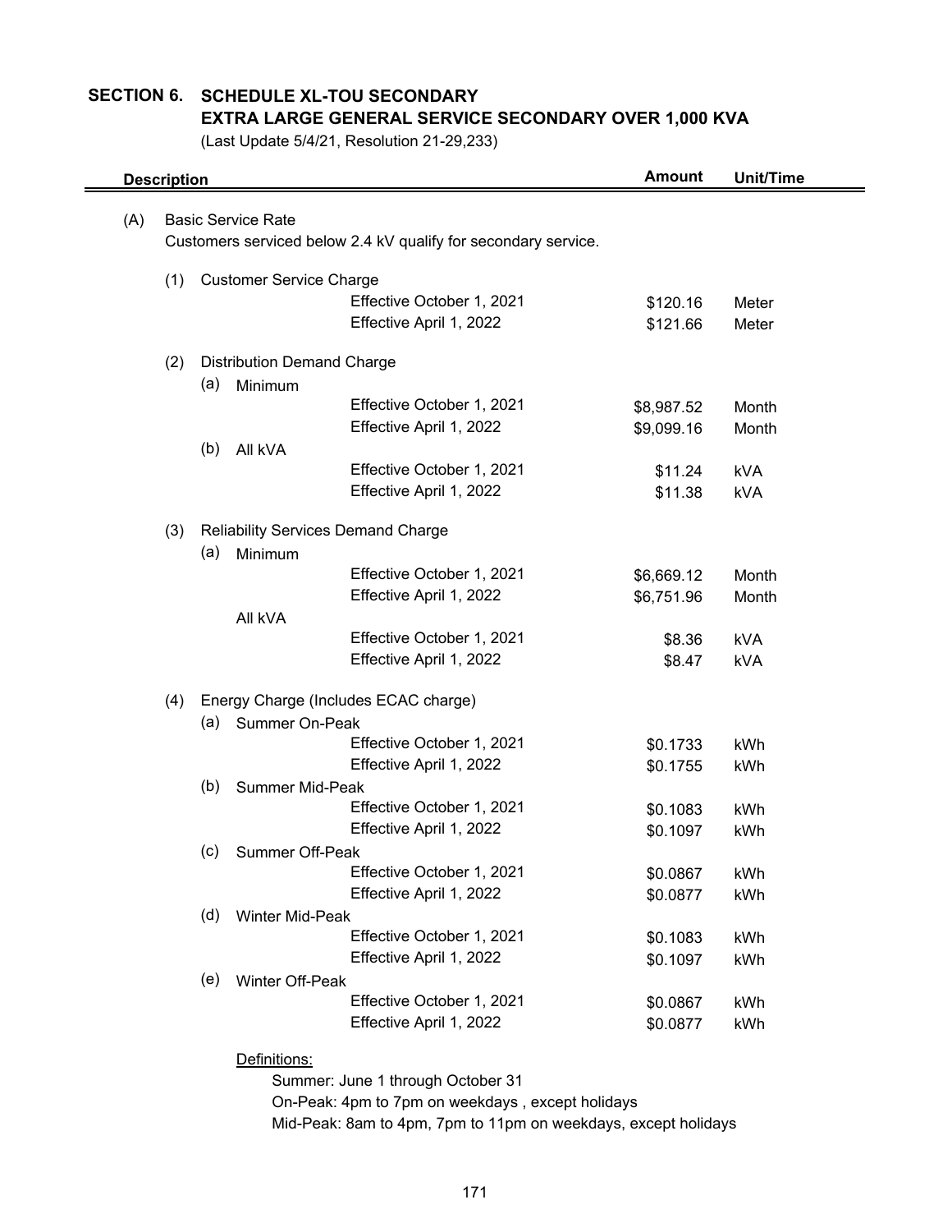# SECTION 6. SCHEDULE XL-TOU SECONDARY
## EXTRA LARGE GENERAL SERVICE SECONDARY OVER 1,000 KVA

(Last Update 5/4/21, Resolution 21-29,233)

| Description | Amount | Unit/Time |
|---|---|---|
| **(A) Basic Service Rate** | | |
| Customers serviced below 2.4 kV qualify for secondary service. | | |
| **(1) Customer Service Charge** | | |
| Effective October 1, 2021 | $120.16 | Meter |
| Effective April 1, 2022 | $121.66 | Meter |
| **(2) Distribution Demand Charge** | | |
| (a) Minimum | | |
| Effective October 1, 2021 | $8,987.52 | Month |
| Effective April 1, 2022 | $9,099.16 | Month |
| (b) All kVA | | |
| Effective October 1, 2021 | $11.24 | kVA |
| Effective April 1, 2022 | $11.38 | kVA |
| **(3) Reliability Services Demand Charge** | | |
| (a) Minimum | | |
| Effective October 1, 2021 | $6,669.12 | Month |
| Effective April 1, 2022 | $6,751.96 | Month |
| All kVA | | |
| Effective October 1, 2021 | $8.36 | kVA |
| Effective April 1, 2022 | $8.47 | kVA |
| **(4) Energy Charge (Includes ECAC charge)** | | |
| (a) Summer On-Peak | | |
| Effective October 1, 2021 | $0.1733 | kWh |
| Effective April 1, 2022 | $0.1755 | kWh |
| (b) Summer Mid-Peak | | |
| Effective October 1, 2021 | $0.1083 | kWh |
| Effective April 1, 2022 | $0.1097 | kWh |
| (c) Summer Off-Peak | | |
| Effective October 1, 2021 | $0.0867 | kWh |
| Effective April 1, 2022 | $0.0877 | kWh |
| (d) Winter Mid-Peak | | |
| Effective October 1, 2021 | $0.1083 | kWh |
| Effective April 1, 2022 | $0.1097 | kWh |
| (e) Winter Off-Peak | | |
| Effective October 1, 2021 | $0.0867 | kWh |
| Effective April 1, 2022 | $0.0877 | kWh |

Definitions:

Summer: June 1 through October 31

On-Peak: 4pm to 7pm on weekdays , except holidays

Mid-Peak: 8am to 4pm, 7pm to 11pm on weekdays, except holidays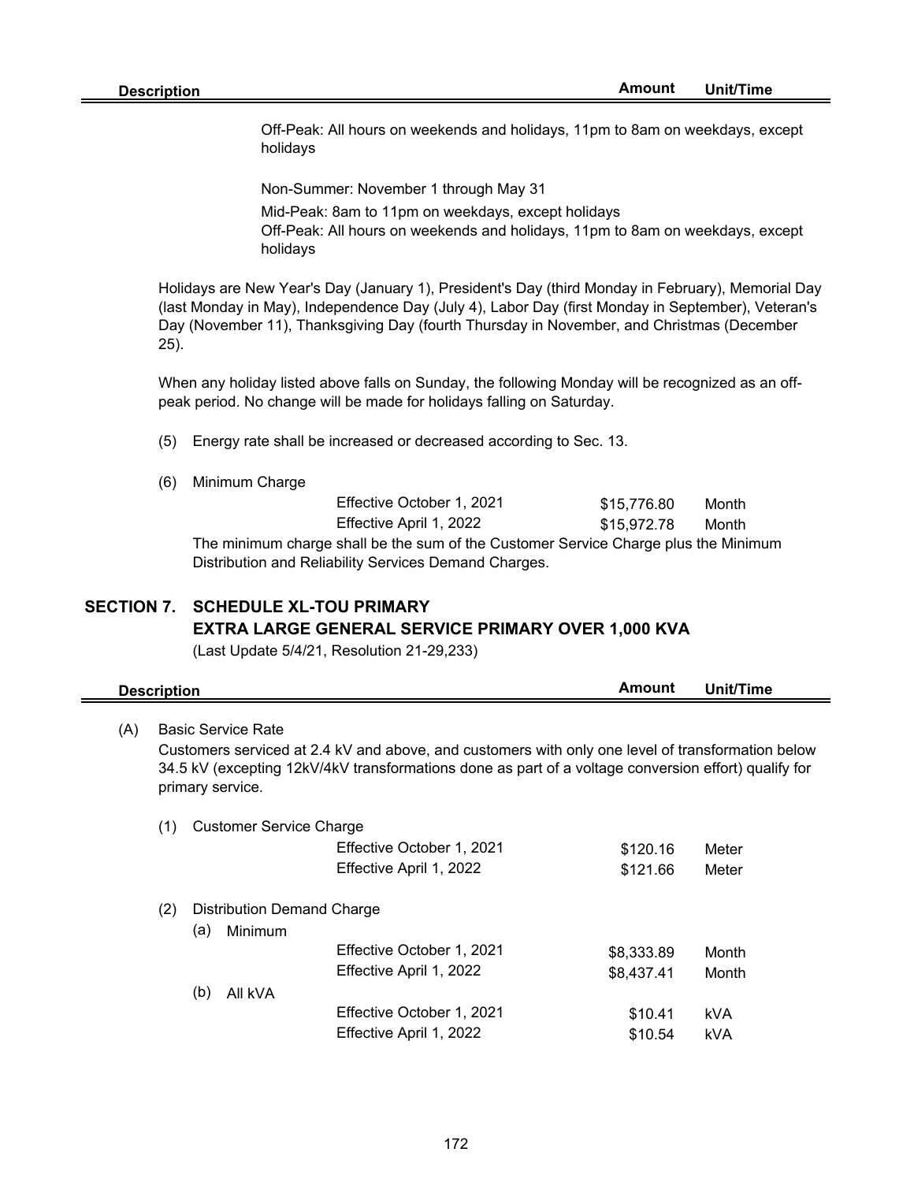| Description | Amount | Unit/Time |
|---|---|---|

Off-Peak: All hours on weekends and holidays, 11pm to 8am on weekdays, except holidays

Non-Summer: November 1 through May 31

Mid-Peak: 8am to 11pm on weekdays, except holidays
Off-Peak: All hours on weekends and holidays, 11pm to 8am on weekdays, except holidays

Holidays are New Year's Day (January 1), President's Day (third Monday in February), Memorial Day (last Monday in May), Independence Day (July 4), Labor Day (first Monday in September), Veteran's Day (November 11), Thanksgiving Day (fourth Thursday in November, and Christmas (December 25).

When any holiday listed above falls on Sunday, the following Monday will be recognized as an off-peak period. No change will be made for holidays falling on Saturday.

(5) Energy rate shall be increased or decreased according to Sec. 13.

(6) Minimum Charge

| | Amount | Unit/Time |
|---|---|---|
| Effective October 1, 2021 | $15,776.80 | Month |
| Effective April 1, 2022 | $15,972.78 | Month |

The minimum charge shall be the sum of the Customer Service Charge plus the Minimum Distribution and Reliability Services Demand Charges.

## SECTION 7. SCHEDULE XL-TOU PRIMARY
## EXTRA LARGE GENERAL SERVICE PRIMARY OVER 1,000 KVA

(Last Update 5/4/21, Resolution 21-29,233)

| Description | Amount | Unit/Time |
|---|---|---|

(A) Basic Service Rate

Customers serviced at 2.4 kV and above, and customers with only one level of transformation below 34.5 kV (excepting 12kV/4kV transformations done as part of a voltage conversion effort) qualify for primary service.

(1) Customer Service Charge

| | Amount | Unit/Time |
|---|---|---|
| Effective October 1, 2021 | $120.16 | Meter |
| Effective April 1, 2022 | $121.66 | Meter |

(2) Distribution Demand Charge

(a) Minimum

| | Amount | Unit/Time |
|---|---|---|
| Effective October 1, 2021 | $8,333.89 | Month |
| Effective April 1, 2022 | $8,437.41 | Month |

(b) All kVA

| | Amount | Unit/Time |
|---|---|---|
| Effective October 1, 2021 | $10.41 | kVA |
| Effective April 1, 2022 | $10.54 | kVA |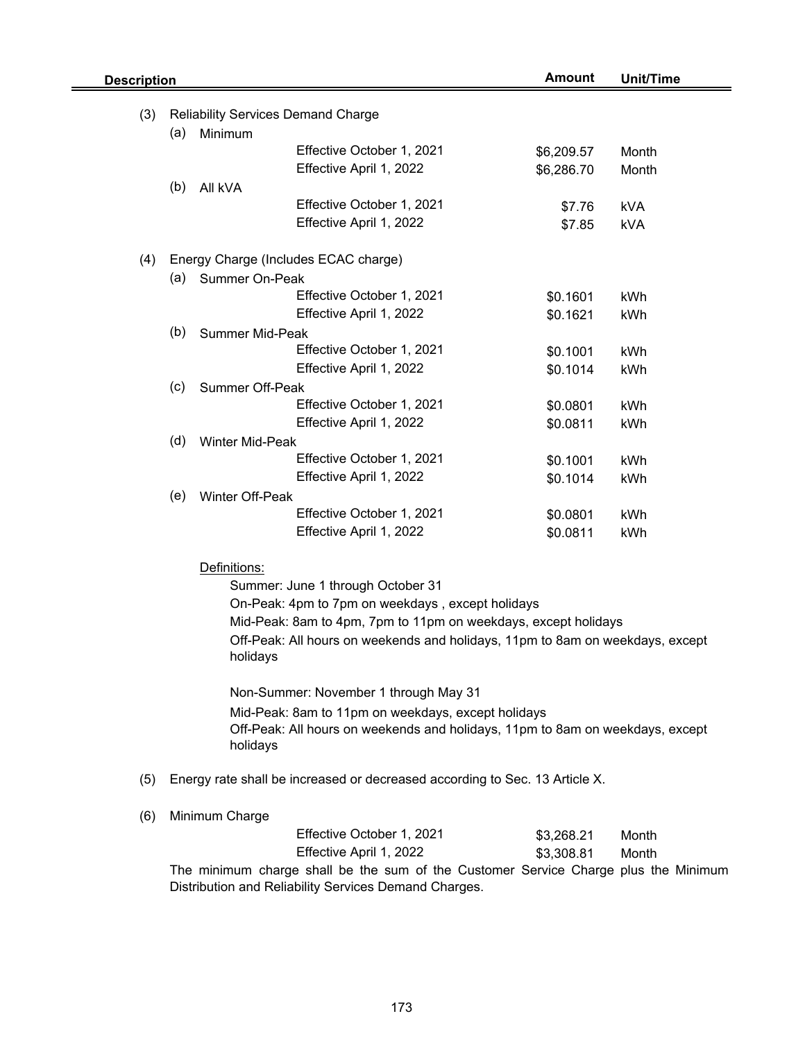| Description | | | Amount | Unit/Time |
|---|---|---|---|---|
| (3) | Reliability Services Demand Charge | | | |
| | (a) Minimum | | | |
| | | Effective October 1, 2021 | $6,209.57 | Month |
| | | Effective April 1, 2022 | $6,286.70 | Month |
| | (b) All kVA | | | |
| | | Effective October 1, 2021 | $7.76 | kVA |
| | | Effective April 1, 2022 | $7.85 | kVA |
| (4) | Energy Charge (Includes ECAC charge) | | | |
| | (a) Summer On-Peak | | | |
| | | Effective October 1, 2021 | $0.1601 | kWh |
| | | Effective April 1, 2022 | $0.1621 | kWh |
| | (b) Summer Mid-Peak | | | |
| | | Effective October 1, 2021 | $0.1001 | kWh |
| | | Effective April 1, 2022 | $0.1014 | kWh |
| | (c) Summer Off-Peak | | | |
| | | Effective October 1, 2021 | $0.0801 | kWh |
| | | Effective April 1, 2022 | $0.0811 | kWh |
| | (d) Winter Mid-Peak | | | |
| | | Effective October 1, 2021 | $0.1001 | kWh |
| | | Effective April 1, 2022 | $0.1014 | kWh |
| | (e) Winter Off-Peak | | | |
| | | Effective October 1, 2021 | $0.0801 | kWh |
| | | Effective April 1, 2022 | $0.0811 | kWh |

Definitions:

Summer: June 1 through October 31

On-Peak: 4pm to 7pm on weekdays , except holidays

Mid-Peak: 8am to 4pm, 7pm to 11pm on weekdays, except holidays

Off-Peak: All hours on weekends and holidays, 11pm to 8am on weekdays, except holidays

Non-Summer: November 1 through May 31

Mid-Peak: 8am to 11pm on weekdays, except holidays

Off-Peak: All hours on weekends and holidays, 11pm to 8am on weekdays, except holidays

(5) Energy rate shall be increased or decreased according to Sec. 13 Article X.

(6) Minimum Charge

| | Amount | Unit/Time |
|---|---|---|
| Effective October 1, 2021 | $3,268.21 | Month |
| Effective April 1, 2022 | $3,308.81 | Month |

The minimum charge shall be the sum of the Customer Service Charge plus the Minimum Distribution and Reliability Services Demand Charges.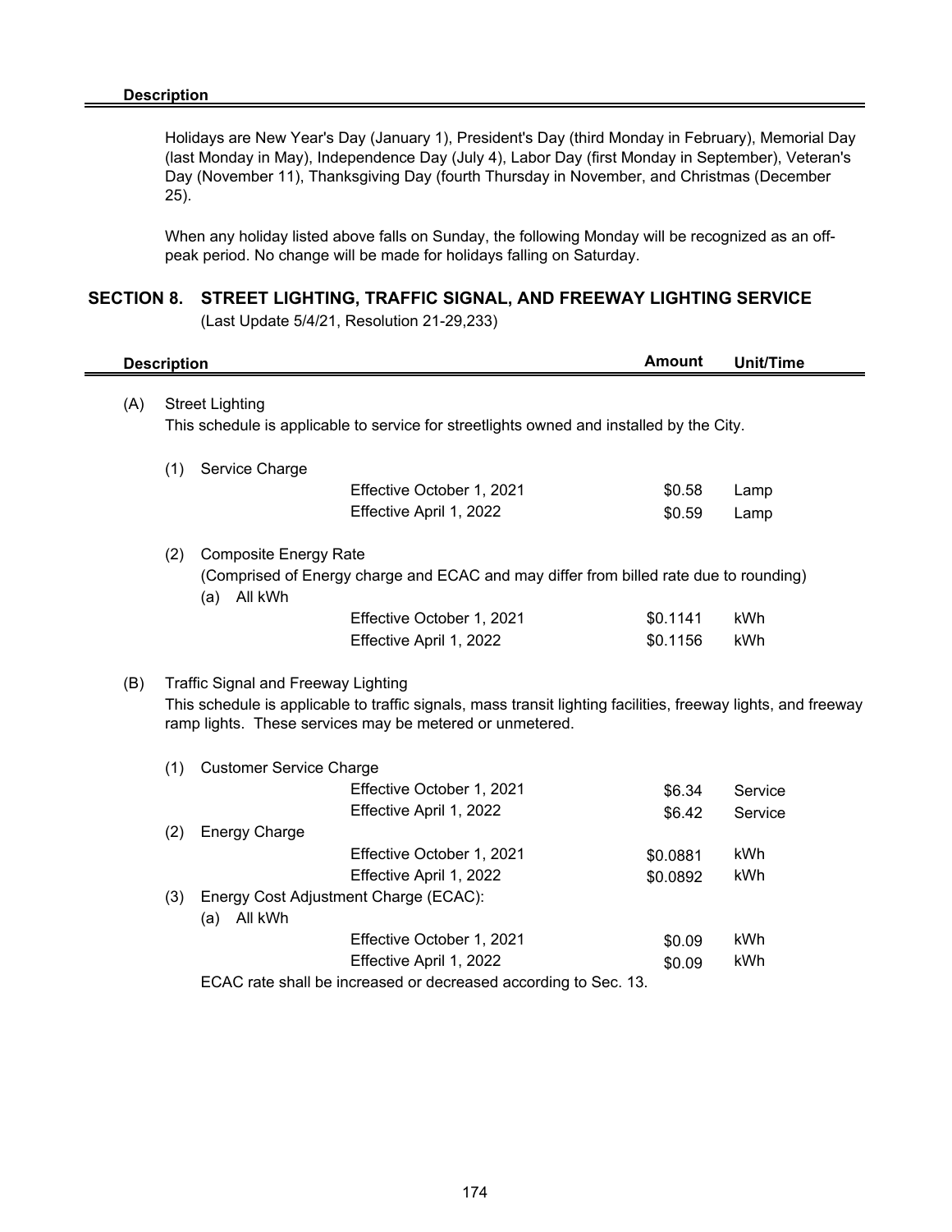**Description**

Holidays are New Year's Day (January 1), President's Day (third Monday in February), Memorial Day (last Monday in May), Independence Day (July 4), Labor Day (first Monday in September), Veteran's Day (November 11), Thanksgiving Day (fourth Thursday in November, and Christmas (December 25).

When any holiday listed above falls on Sunday, the following Monday will be recognized as an off-peak period. No change will be made for holidays falling on Saturday.

## SECTION 8. STREET LIGHTING, TRAFFIC SIGNAL, AND FREEWAY LIGHTING SERVICE

(Last Update 5/4/21, Resolution 21-29,233)

| Description | | Amount | Unit/Time |
|---|---|---|---|
| (A) Street Lighting<br>This schedule is applicable to service for streetlights owned and installed by the City. | | | |
| (1) Service Charge | | | |
| | Effective October 1, 2021 | $0.58 | Lamp |
| | Effective April 1, 2022 | $0.59 | Lamp |
| (2) Composite Energy Rate<br>(Comprised of Energy charge and ECAC and may differ from billed rate due to rounding) | | | |
| (a) All kWh | | | |
| | Effective October 1, 2021 | $0.1141 | kWh |
| | Effective April 1, 2022 | $0.1156 | kWh |
| (B) Traffic Signal and Freeway Lighting<br>This schedule is applicable to traffic signals, mass transit lighting facilities, freeway lights, and freeway ramp lights. These services may be metered or unmetered. | | | |
| (1) Customer Service Charge | | | |
| | Effective October 1, 2021 | $6.34 | Service |
| | Effective April 1, 2022 | $6.42 | Service |
| (2) Energy Charge | | | |
| | Effective October 1, 2021 | $0.0881 | kWh |
| | Effective April 1, 2022 | $0.0892 | kWh |
| (3) Energy Cost Adjustment Charge (ECAC): | | | |
| (a) All kWh | | | |
| | Effective October 1, 2021 | $0.09 | kWh |
| | Effective April 1, 2022 | $0.09 | kWh |

ECAC rate shall be increased or decreased according to Sec. 13.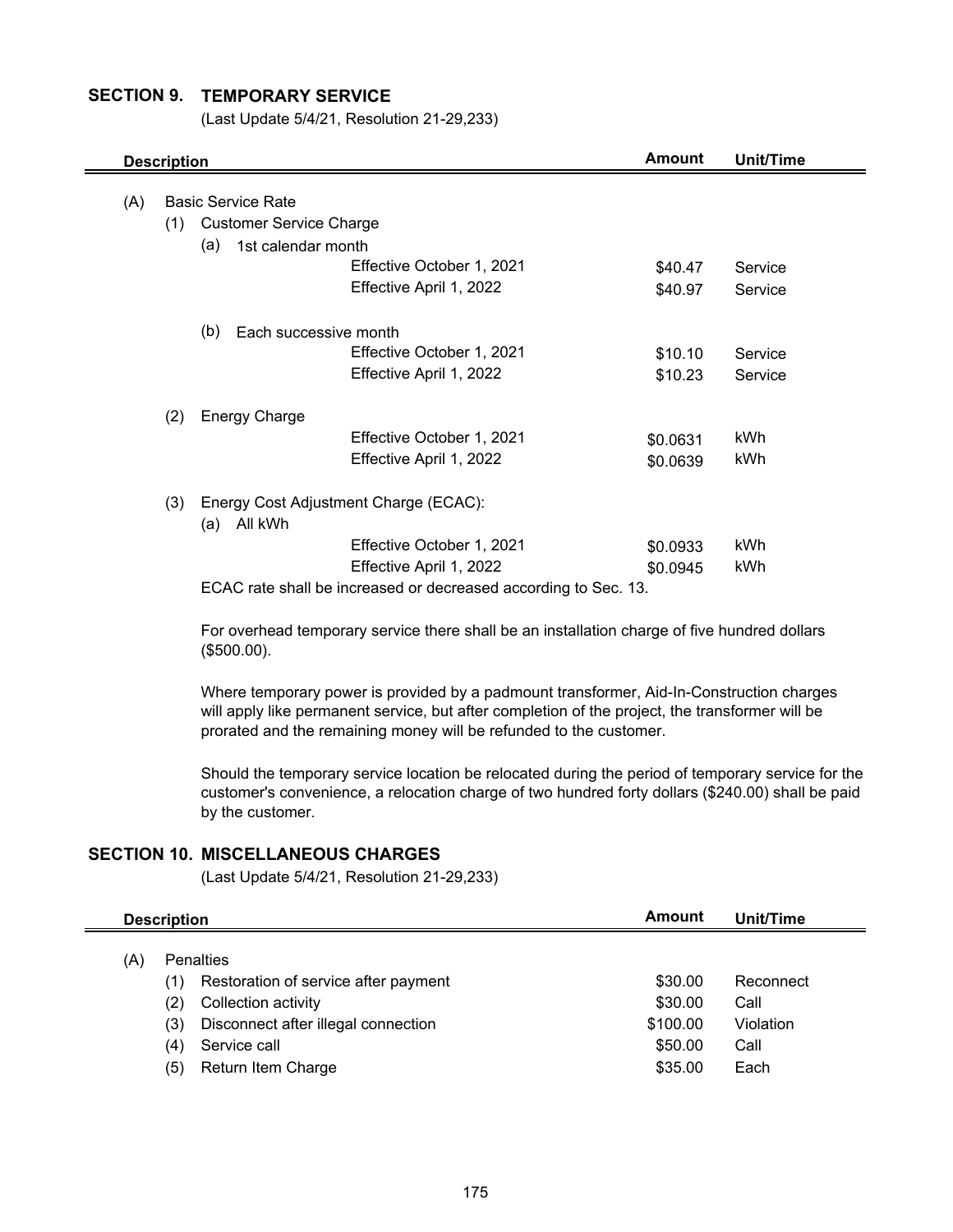## SECTION 9. TEMPORARY SERVICE

(Last Update 5/4/21, Resolution 21-29,233)

| Description | Amount | Unit/Time |
|---|---|---|
| (A) Basic Service Rate | | |
| (1) Customer Service Charge | | |
| (a) 1st calendar month | | |
| Effective October 1, 2021 | $40.47 | Service |
| Effective April 1, 2022 | $40.97 | Service |
| (b) Each successive month | | |
| Effective October 1, 2021 | $10.10 | Service |
| Effective April 1, 2022 | $10.23 | Service |
| (2) Energy Charge | | |
| Effective October 1, 2021 | $0.0631 | kWh |
| Effective April 1, 2022 | $0.0639 | kWh |
| (3) Energy Cost Adjustment Charge (ECAC): | | |
| (a) All kWh | | |
| Effective October 1, 2021 | $0.0933 | kWh |
| Effective April 1, 2022 | $0.0945 | kWh |

ECAC rate shall be increased or decreased according to Sec. 13.

For overhead temporary service there shall be an installation charge of five hundred dollars ($500.00).

Where temporary power is provided by a padmount transformer, Aid-In-Construction charges will apply like permanent service, but after completion of the project, the transformer will be prorated and the remaining money will be refunded to the customer.

Should the temporary service location be relocated during the period of temporary service for the customer's convenience, a relocation charge of two hundred forty dollars ($240.00) shall be paid by the customer.

## SECTION 10. MISCELLANEOUS CHARGES

(Last Update 5/4/21, Resolution 21-29,233)

| Description | Amount | Unit/Time |
|---|---|---|
| (A) Penalties | | |
| (1) Restoration of service after payment | $30.00 | Reconnect |
| (2) Collection activity | $30.00 | Call |
| (3) Disconnect after illegal connection | $100.00 | Violation |
| (4) Service call | $50.00 | Call |
| (5) Return Item Charge | $35.00 | Each |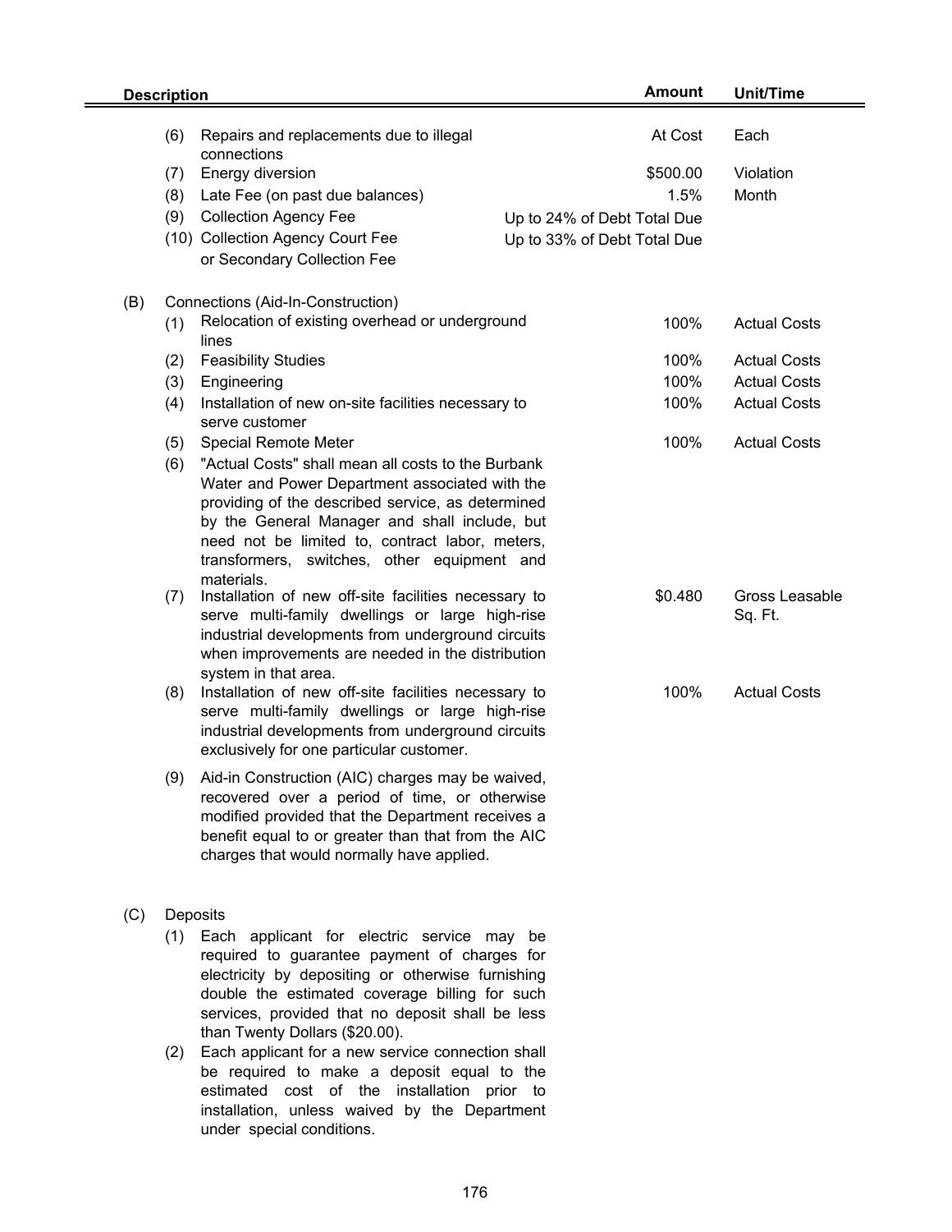| Description | | | Amount | Unit/Time |
|---|---|---|---|---|
| | (6) | Repairs and replacements due to illegal connections | At Cost | Each |
| | (7) | Energy diversion | $500.00 | Violation |
| | (8) | Late Fee (on past due balances) | 1.5% | Month |
| | (9) | Collection Agency Fee | Up to 24% of Debt Total Due | |
| | (10) | Collection Agency Court Fee or Secondary Collection Fee | Up to 33% of Debt Total Due | |
| (B) | | Connections (Aid-In-Construction) | | |
| | (1) | Relocation of existing overhead or underground lines | 100% | Actual Costs |
| | (2) | Feasibility Studies | 100% | Actual Costs |
| | (3) | Engineering | 100% | Actual Costs |
| | (4) | Installation of new on-site facilities necessary to serve customer | 100% | Actual Costs |
| | (5) | Special Remote Meter | 100% | Actual Costs |
| | (6) | "Actual Costs" shall mean all costs to the Burbank Water and Power Department associated with the providing of the described service, as determined by the General Manager and shall include, but need not be limited to, contract labor, meters, transformers, switches, other equipment and materials. | | |
| | (7) | Installation of new off-site facilities necessary to serve multi-family dwellings or large high-rise industrial developments from underground circuits when improvements are needed in the distribution system in that area. | $0.480 | Gross Leasable Sq. Ft. |
| | (8) | Installation of new off-site facilities necessary to serve multi-family dwellings or large high-rise industrial developments from underground circuits exclusively for one particular customer. | 100% | Actual Costs |
| | (9) | Aid-in Construction (AIC) charges may be waived, recovered over a period of time, or otherwise modified provided that the Department receives a benefit equal to or greater than that from the AIC charges that would normally have applied. | | |
| (C) | | Deposits | | |
| | (1) | Each applicant for electric service may be required to guarantee payment of charges for electricity by depositing or otherwise furnishing double the estimated coverage billing for such services, provided that no deposit shall be less than Twenty Dollars ($20.00). | | |
| | (2) | Each applicant for a new service connection shall be required to make a deposit equal to the estimated cost of the installation prior to installation, unless waived by the Department under special conditions. | | |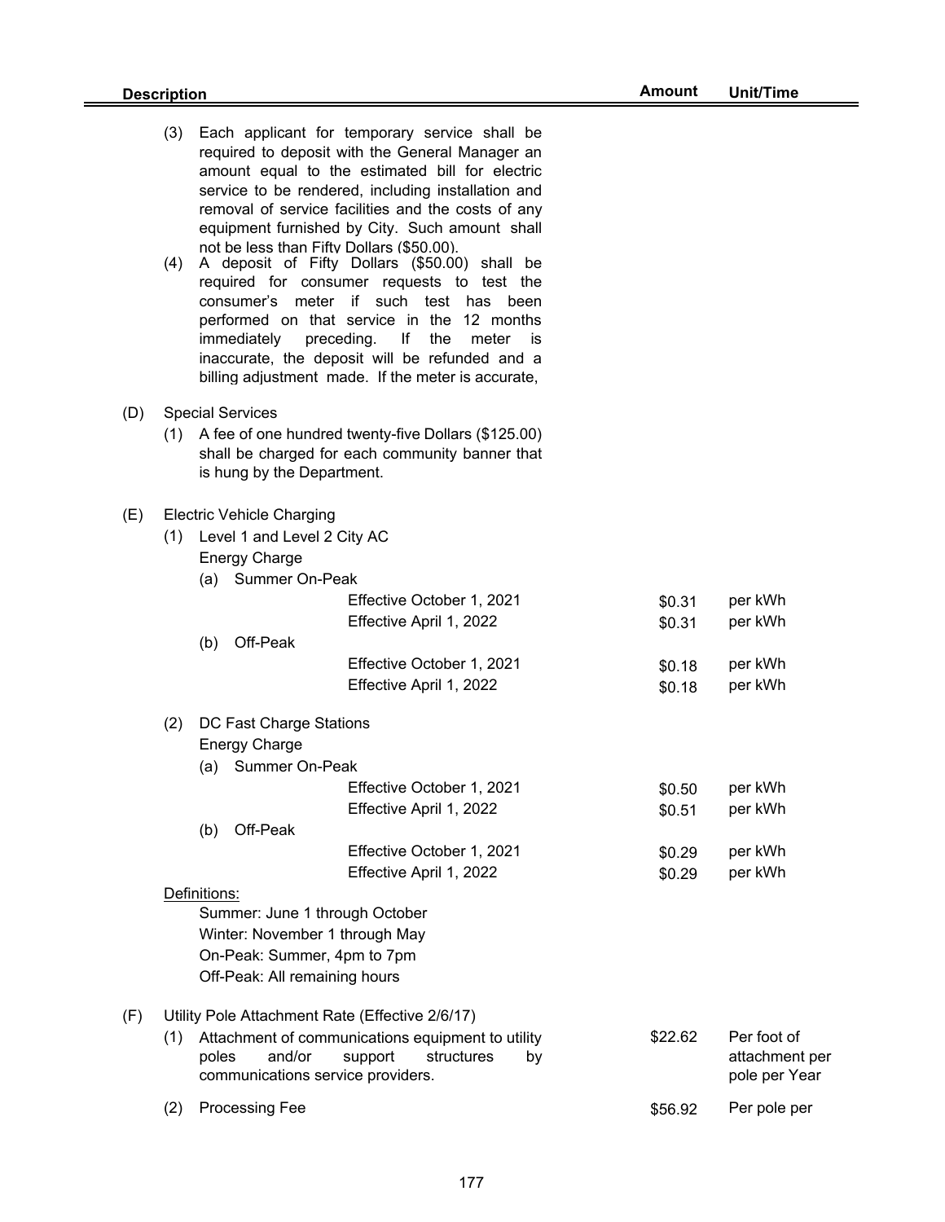| Description | Amount | Unit/Time |
|---|---|---|
| (3) Each applicant for temporary service shall be required to deposit with the General Manager an amount equal to the estimated bill for electric service to be rendered, including installation and removal of service facilities and the costs of any equipment furnished by City. Such amount shall not be less than Fifty Dollars ($50.00). | | |
| (4) A deposit of Fifty Dollars ($50.00) shall be required for consumer requests to test the consumer's meter if such test has been performed on that service in the 12 months immediately preceding. If the meter is inaccurate, the deposit will be refunded and a billing adjustment made. If the meter is accurate, | | |
| (D) Special Services | | |
| (1) A fee of one hundred twenty-five Dollars ($125.00) shall be charged for each community banner that is hung by the Department. | | |
| (E) Electric Vehicle Charging | | |
| (1) Level 1 and Level 2 City AC | | |
| Energy Charge | | |
| (a) Summer On-Peak | | |
| Effective October 1, 2021 | $0.31 | per kWh |
| Effective April 1, 2022 | $0.31 | per kWh |
| (b) Off-Peak | | |
| Effective October 1, 2021 | $0.18 | per kWh |
| Effective April 1, 2022 | $0.18 | per kWh |
| (2) DC Fast Charge Stations | | |
| Energy Charge | | |
| (a) Summer On-Peak | | |
| Effective October 1, 2021 | $0.50 | per kWh |
| Effective April 1, 2022 | $0.51 | per kWh |
| (b) Off-Peak | | |
| Effective October 1, 2021 | $0.29 | per kWh |
| Effective April 1, 2022 | $0.29 | per kWh |
| Definitions: | | |
| Summer: June 1 through October | | |
| Winter: November 1 through May | | |
| On-Peak: Summer, 4pm to 7pm | | |
| Off-Peak: All remaining hours | | |
| (F) Utility Pole Attachment Rate (Effective 2/6/17) | | |
| (1) Attachment of communications equipment to utility poles and/or support structures by communications service providers. | $22.62 | Per foot of attachment per pole per Year |
| (2) Processing Fee | $56.92 | Per pole per |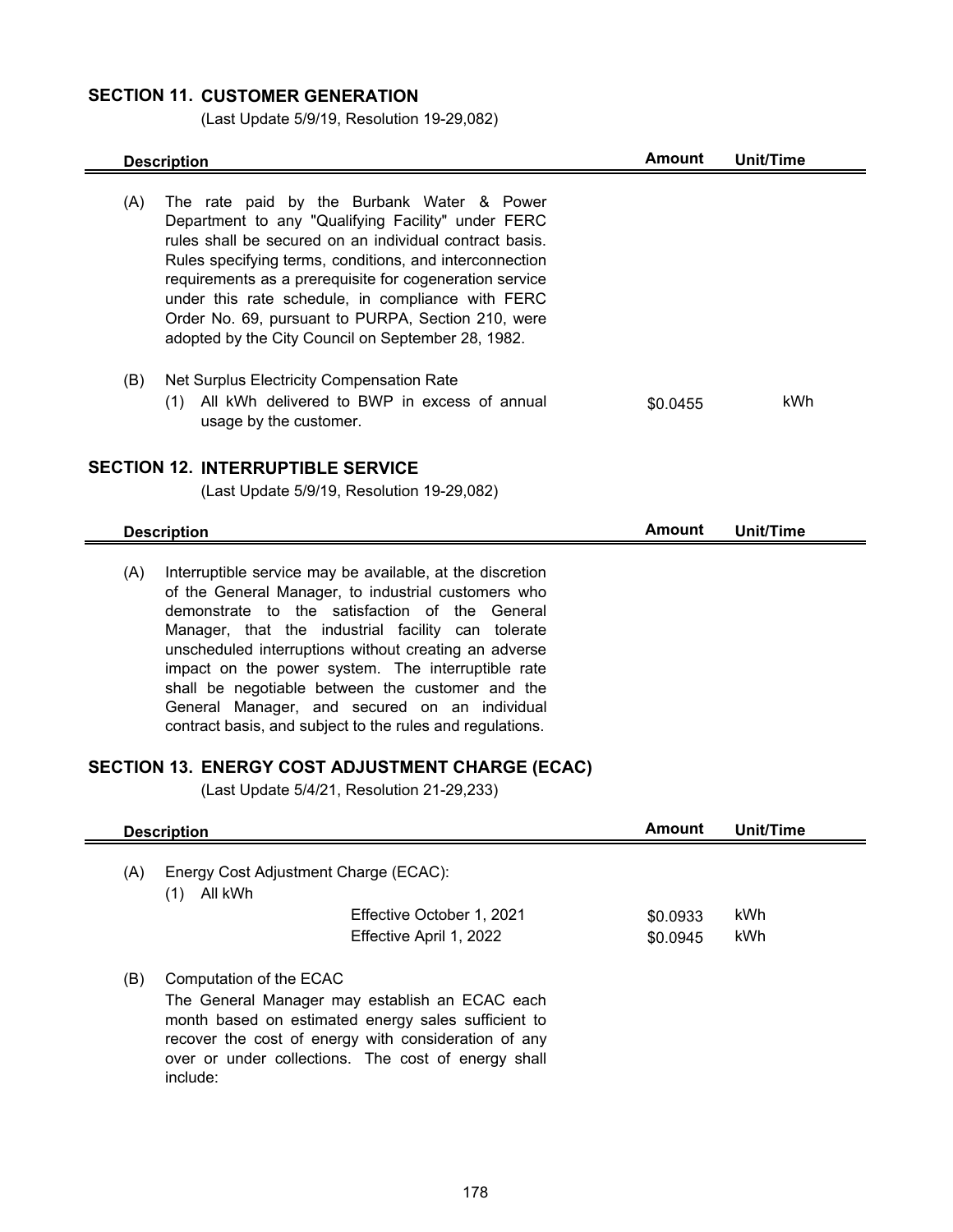## SECTION 11. CUSTOMER GENERATION

(Last Update 5/9/19, Resolution 19-29,082)

| Description | Amount | Unit/Time |
|---|---|---|
| (A) The rate paid by the Burbank Water & Power Department to any "Qualifying Facility" under FERC rules shall be secured on an individual contract basis. Rules specifying terms, conditions, and interconnection requirements as a prerequisite for cogeneration service under this rate schedule, in compliance with FERC Order No. 69, pursuant to PURPA, Section 210, were adopted by the City Council on September 28, 1982. | | |
| (B) Net Surplus Electricity Compensation Rate | | |
| (1) All kWh delivered to BWP in excess of annual usage by the customer. | \$0.0455 | kWh |

## SECTION 12. INTERRUPTIBLE SERVICE

(Last Update 5/9/19, Resolution 19-29,082)

| Description | Amount | Unit/Time |
|---|---|---|
| (A) Interruptible service may be available, at the discretion of the General Manager, to industrial customers who demonstrate to the satisfaction of the General Manager, that the industrial facility can tolerate unscheduled interruptions without creating an adverse impact on the power system. The interruptible rate shall be negotiable between the customer and the General Manager, and secured on an individual contract basis, and subject to the rules and regulations. | | |

## SECTION 13. ENERGY COST ADJUSTMENT CHARGE (ECAC)

(Last Update 5/4/21, Resolution 21-29,233)

| Description | Amount | Unit/Time |
|---|---|---|
| (A) Energy Cost Adjustment Charge (ECAC): | | |
| (1) All kWh | | |
| Effective October 1, 2021 | \$0.0933 | kWh |
| Effective April 1, 2022 | \$0.0945 | kWh |
| (B) Computation of the ECAC<br>The General Manager may establish an ECAC each month based on estimated energy sales sufficient to recover the cost of energy with consideration of any over or under collections. The cost of energy shall include: | | |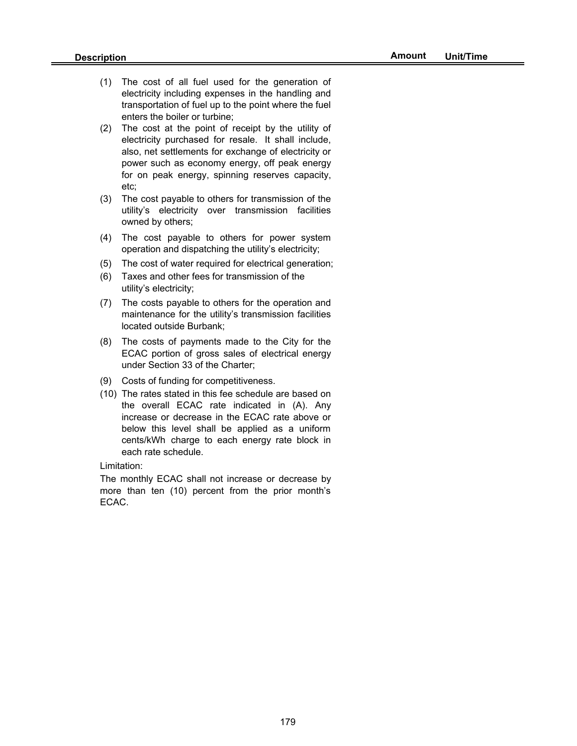| Description | Amount | Unit/Time |
|---|---|---|

(1) The cost of all fuel used for the generation of electricity including expenses in the handling and transportation of fuel up to the point where the fuel enters the boiler or turbine;

(2) The cost at the point of receipt by the utility of electricity purchased for resale. It shall include, also, net settlements for exchange of electricity or power such as economy energy, off peak energy for on peak energy, spinning reserves capacity, etc;

(3) The cost payable to others for transmission of the utility's electricity over transmission facilities owned by others;

(4) The cost payable to others for power system operation and dispatching the utility's electricity;

(5) The cost of water required for electrical generation;

(6) Taxes and other fees for transmission of the utility's electricity;

(7) The costs payable to others for the operation and maintenance for the utility's transmission facilities located outside Burbank;

(8) The costs of payments made to the City for the ECAC portion of gross sales of electrical energy under Section 33 of the Charter;

(9) Costs of funding for competitiveness.

(10) The rates stated in this fee schedule are based on the overall ECAC rate indicated in (A). Any increase or decrease in the ECAC rate above or below this level shall be applied as a uniform cents/kWh charge to each energy rate block in each rate schedule.

Limitation:

The monthly ECAC shall not increase or decrease by more than ten (10) percent from the prior month's ECAC.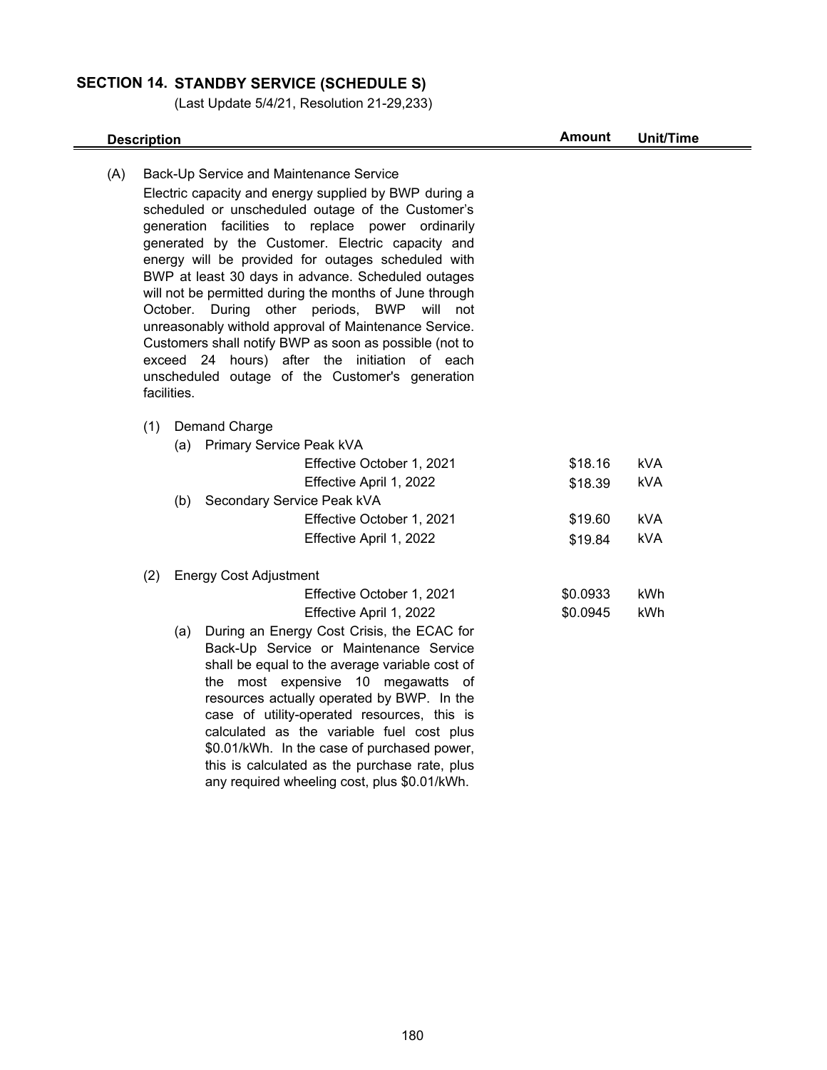## SECTION 14. STANDBY SERVICE (SCHEDULE S)

(Last Update 5/4/21, Resolution 21-29,233)

| Description | Amount | Unit/Time |
|---|---|---|
| (A) Back-Up Service and Maintenance Service | | |
| Electric capacity and energy supplied by BWP during a scheduled or unscheduled outage of the Customer's generation facilities to replace power ordinarily generated by the Customer. Electric capacity and energy will be provided for outages scheduled with BWP at least 30 days in advance. Scheduled outages will not be permitted during the months of June through October. During other periods, BWP will not unreasonably withold approval of Maintenance Service. Customers shall notify BWP as soon as possible (not to exceed 24 hours) after the initiation of each unscheduled outage of the Customer's generation facilities. | | |
| (1) Demand Charge | | |
| (a) Primary Service Peak kVA | | |
| Effective October 1, 2021 | $18.16 | kVA |
| Effective April 1, 2022 | $18.39 | kVA |
| (b) Secondary Service Peak kVA | | |
| Effective October 1, 2021 | $19.60 | kVA |
| Effective April 1, 2022 | $19.84 | kVA |
| (2) Energy Cost Adjustment | | |
| Effective October 1, 2021 | $0.0933 | kWh |
| Effective April 1, 2022 | $0.0945 | kWh |
| (a) During an Energy Cost Crisis, the ECAC for Back-Up Service or Maintenance Service shall be equal to the average variable cost of the most expensive 10 megawatts of resources actually operated by BWP. In the case of utility-operated resources, this is calculated as the variable fuel cost plus $0.01/kWh. In the case of purchased power, this is calculated as the purchase rate, plus any required wheeling cost, plus $0.01/kWh. | | |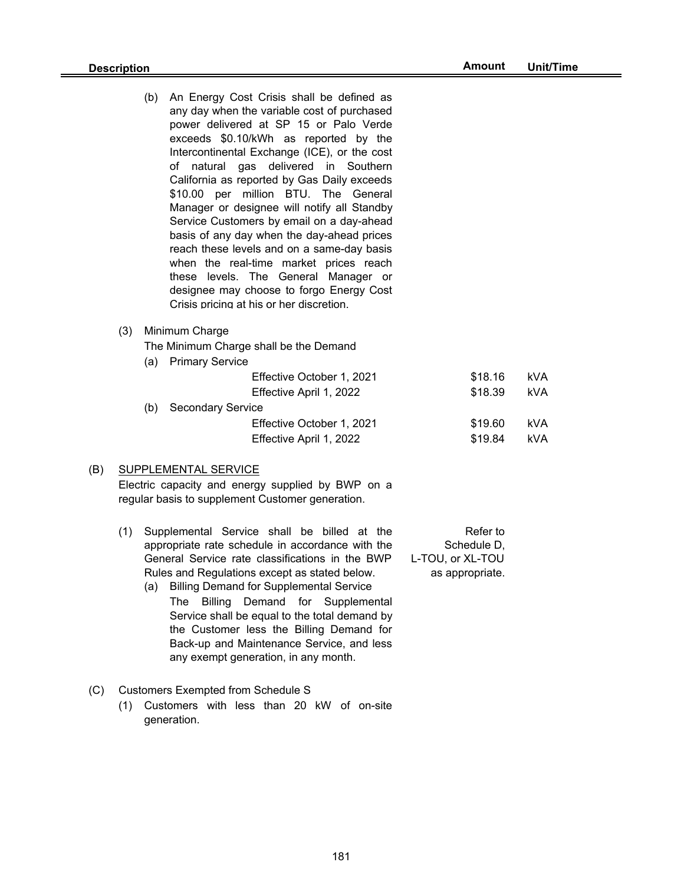| Description | Amount | Unit/Time |
|---|---|---|
| (b) An Energy Cost Crisis shall be defined as any day when the variable cost of purchased power delivered at SP 15 or Palo Verde exceeds $0.10/kWh as reported by the Intercontinental Exchange (ICE), or the cost of natural gas delivered in Southern California as reported by Gas Daily exceeds $10.00 per million BTU. The General Manager or designee will notify all Standby Service Customers by email on a day-ahead basis of any day when the day-ahead prices reach these levels and on a same-day basis when the real-time market prices reach these levels. The General Manager or designee may choose to forgo Energy Cost Crisis pricing at his or her discretion. | | |
| (3) Minimum Charge | | |
| The Minimum Charge shall be the Demand | | |
| (a) Primary Service | | |
| Effective October 1, 2021 | $18.16 | kVA |
| Effective April 1, 2022 | $18.39 | kVA |
| (b) Secondary Service | | |
| Effective October 1, 2021 | $19.60 | kVA |
| Effective April 1, 2022 | $19.84 | kVA |

(B) SUPPLEMENTAL SERVICE

Electric capacity and energy supplied by BWP on a regular basis to supplement Customer generation.

| Description | Amount | Unit/Time |
|---|---|---|
| (1) Supplemental Service shall be billed at the appropriate rate schedule in accordance with the General Service rate classifications in the BWP Rules and Regulations except as stated below. | Refer to Schedule D, L-TOU, or XL-TOU as appropriate. | |

(a) Billing Demand for Supplemental Service

The Billing Demand for Supplemental Service shall be equal to the total demand by the Customer less the Billing Demand for Back-up and Maintenance Service, and less any exempt generation, in any month.

(C) Customers Exempted from Schedule S

(1) Customers with less than 20 kW of on-site generation.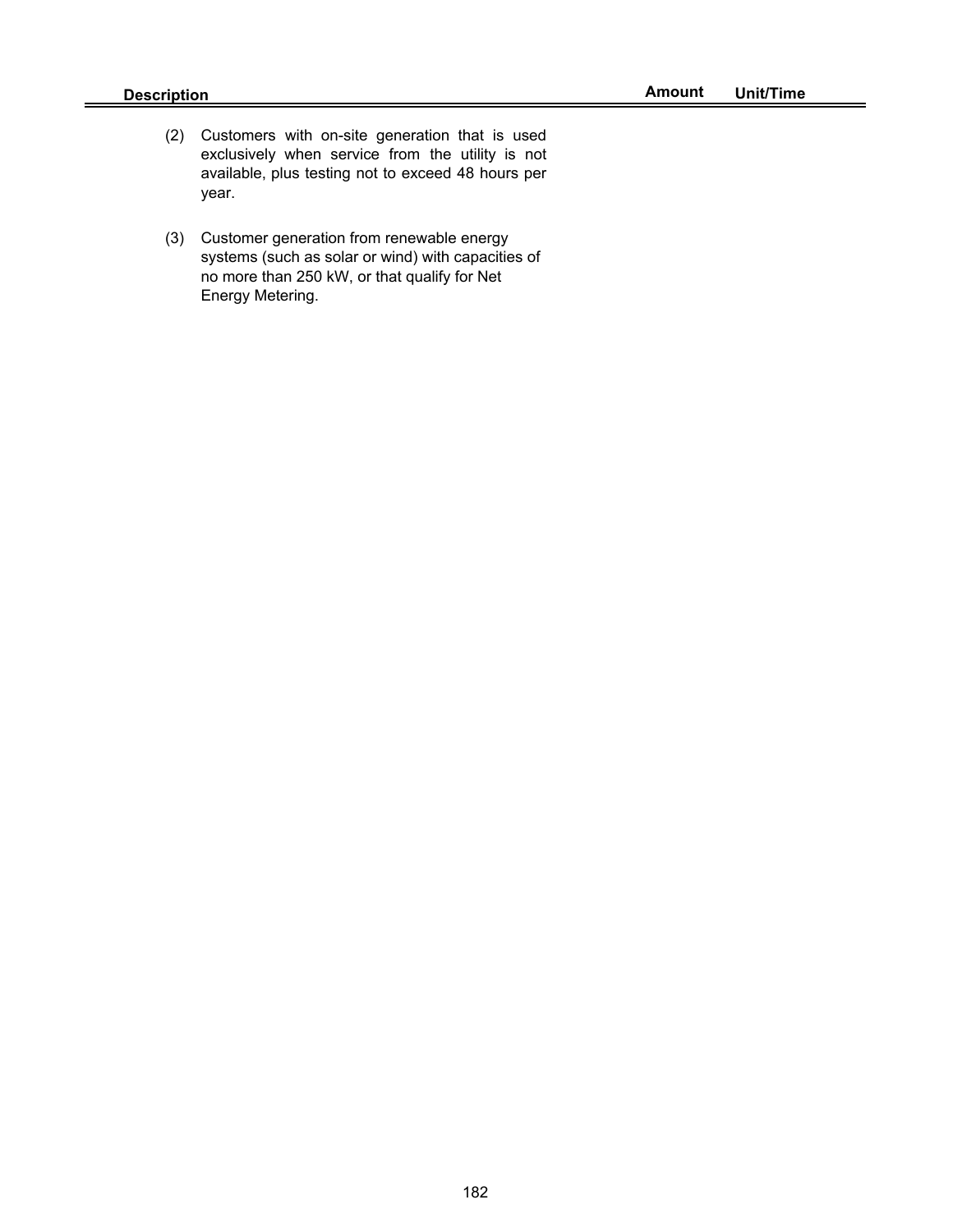| Description | Amount | Unit/Time |
|---|---|---|
| (2) Customers with on-site generation that is used exclusively when service from the utility is not available, plus testing not to exceed 48 hours per year. | | |
| (3) Customer generation from renewable energy systems (such as solar or wind) with capacities of no more than 250 kW, or that qualify for Net Energy Metering. | | |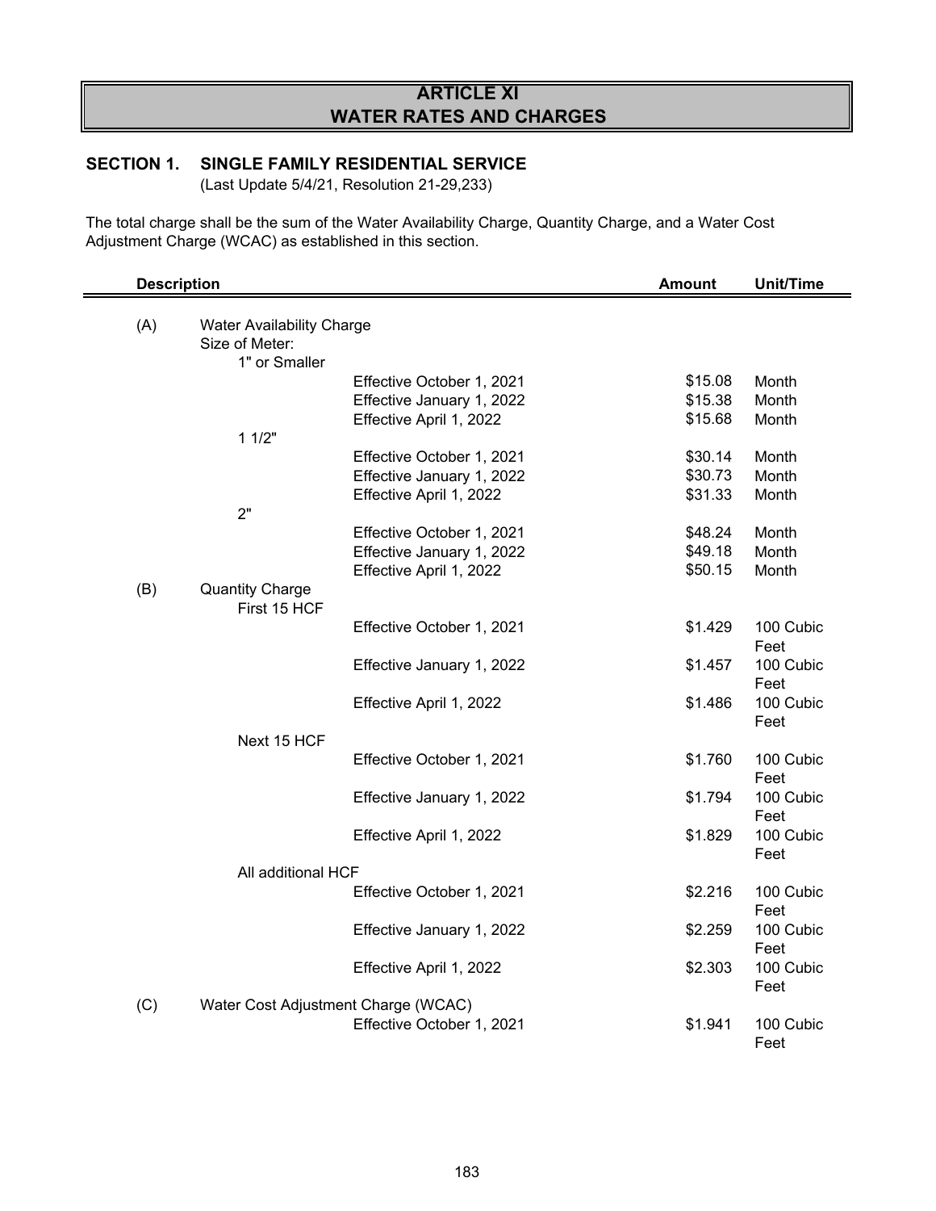# ARTICLE XI
# WATER RATES AND CHARGES

## SECTION 1. SINGLE FAMILY RESIDENTIAL SERVICE

(Last Update 5/4/21, Resolution 21-29,233)

The total charge shall be the sum of the Water Availability Charge, Quantity Charge, and a Water Cost Adjustment Charge (WCAC) as established in this section.

| Description | | | | Amount | Unit/Time |
|---|---|---|---|---|---|
| (A) | Water Availability Charge | | | | |
| | Size of Meter: | | | | |
| | | 1" or Smaller | | | |
| | | | Effective October 1, 2021 | $15.08 | Month |
| | | | Effective January 1, 2022 | $15.38 | Month |
| | | | Effective April 1, 2022 | $15.68 | Month |
| | | 1 1/2" | | | |
| | | | Effective October 1, 2021 | $30.14 | Month |
| | | | Effective January 1, 2022 | $30.73 | Month |
| | | | Effective April 1, 2022 | $31.33 | Month |
| | | 2" | | | |
| | | | Effective October 1, 2021 | $48.24 | Month |
| | | | Effective January 1, 2022 | $49.18 | Month |
| | | | Effective April 1, 2022 | $50.15 | Month |
| (B) | Quantity Charge | | | | |
| | | First 15 HCF | | | |
| | | | Effective October 1, 2021 | $1.429 | 100 Cubic Feet |
| | | | Effective January 1, 2022 | $1.457 | 100 Cubic Feet |
| | | | Effective April 1, 2022 | $1.486 | 100 Cubic Feet |
| | | Next 15 HCF | | | |
| | | | Effective October 1, 2021 | $1.760 | 100 Cubic Feet |
| | | | Effective January 1, 2022 | $1.794 | 100 Cubic Feet |
| | | | Effective April 1, 2022 | $1.829 | 100 Cubic Feet |
| | | All additional HCF | | | |
| | | | Effective October 1, 2021 | $2.216 | 100 Cubic Feet |
| | | | Effective January 1, 2022 | $2.259 | 100 Cubic Feet |
| | | | Effective April 1, 2022 | $2.303 | 100 Cubic Feet |
| (C) | Water Cost Adjustment Charge (WCAC) | | | | |
| | | | Effective October 1, 2021 | $1.941 | 100 Cubic Feet |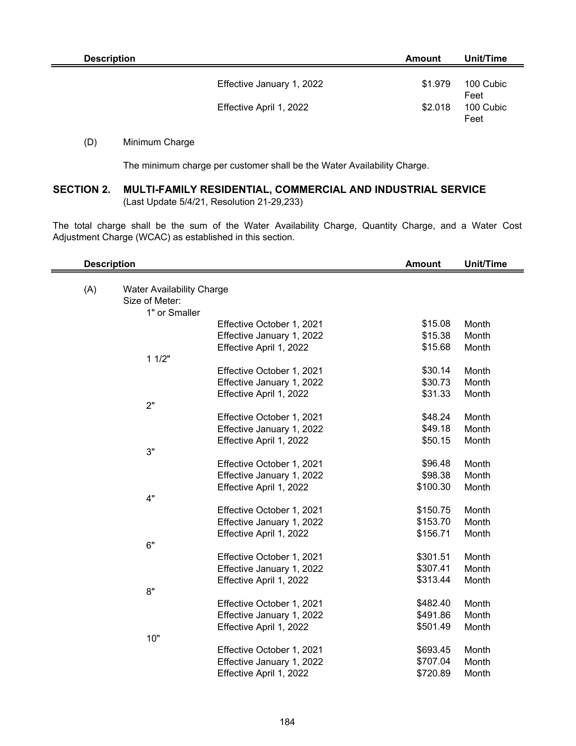| Description | | Amount | Unit/Time |
|---|---|---|---|
| | Effective January 1, 2022 | $1.979 | 100 Cubic Feet |
| | Effective April 1, 2022 | $2.018 | 100 Cubic Feet |

(D) Minimum Charge

The minimum charge per customer shall be the Water Availability Charge.

## SECTION 2. MULTI-FAMILY RESIDENTIAL, COMMERCIAL AND INDUSTRIAL SERVICE

(Last Update 5/4/21, Resolution 21-29,233)

The total charge shall be the sum of the Water Availability Charge, Quantity Charge, and a Water Cost Adjustment Charge (WCAC) as established in this section.

| Description | | Amount | Unit/Time |
|---|---|---|---|
| (A) Water Availability Charge | | | |
| Size of Meter: | | | |
| 1" or Smaller | | | |
| | Effective October 1, 2021 | $15.08 | Month |
| | Effective January 1, 2022 | $15.38 | Month |
| | Effective April 1, 2022 | $15.68 | Month |
| 1 1/2" | | | |
| | Effective October 1, 2021 | $30.14 | Month |
| | Effective January 1, 2022 | $30.73 | Month |
| | Effective April 1, 2022 | $31.33 | Month |
| 2" | | | |
| | Effective October 1, 2021 | $48.24 | Month |
| | Effective January 1, 2022 | $49.18 | Month |
| | Effective April 1, 2022 | $50.15 | Month |
| 3" | | | |
| | Effective October 1, 2021 | $96.48 | Month |
| | Effective January 1, 2022 | $98.38 | Month |
| | Effective April 1, 2022 | $100.30 | Month |
| 4" | | | |
| | Effective October 1, 2021 | $150.75 | Month |
| | Effective January 1, 2022 | $153.70 | Month |
| | Effective April 1, 2022 | $156.71 | Month |
| 6" | | | |
| | Effective October 1, 2021 | $301.51 | Month |
| | Effective January 1, 2022 | $307.41 | Month |
| | Effective April 1, 2022 | $313.44 | Month |
| 8" | | | |
| | Effective October 1, 2021 | $482.40 | Month |
| | Effective January 1, 2022 | $491.86 | Month |
| | Effective April 1, 2022 | $501.49 | Month |
| 10" | | | |
| | Effective October 1, 2021 | $693.45 | Month |
| | Effective January 1, 2022 | $707.04 | Month |
| | Effective April 1, 2022 | $720.89 | Month |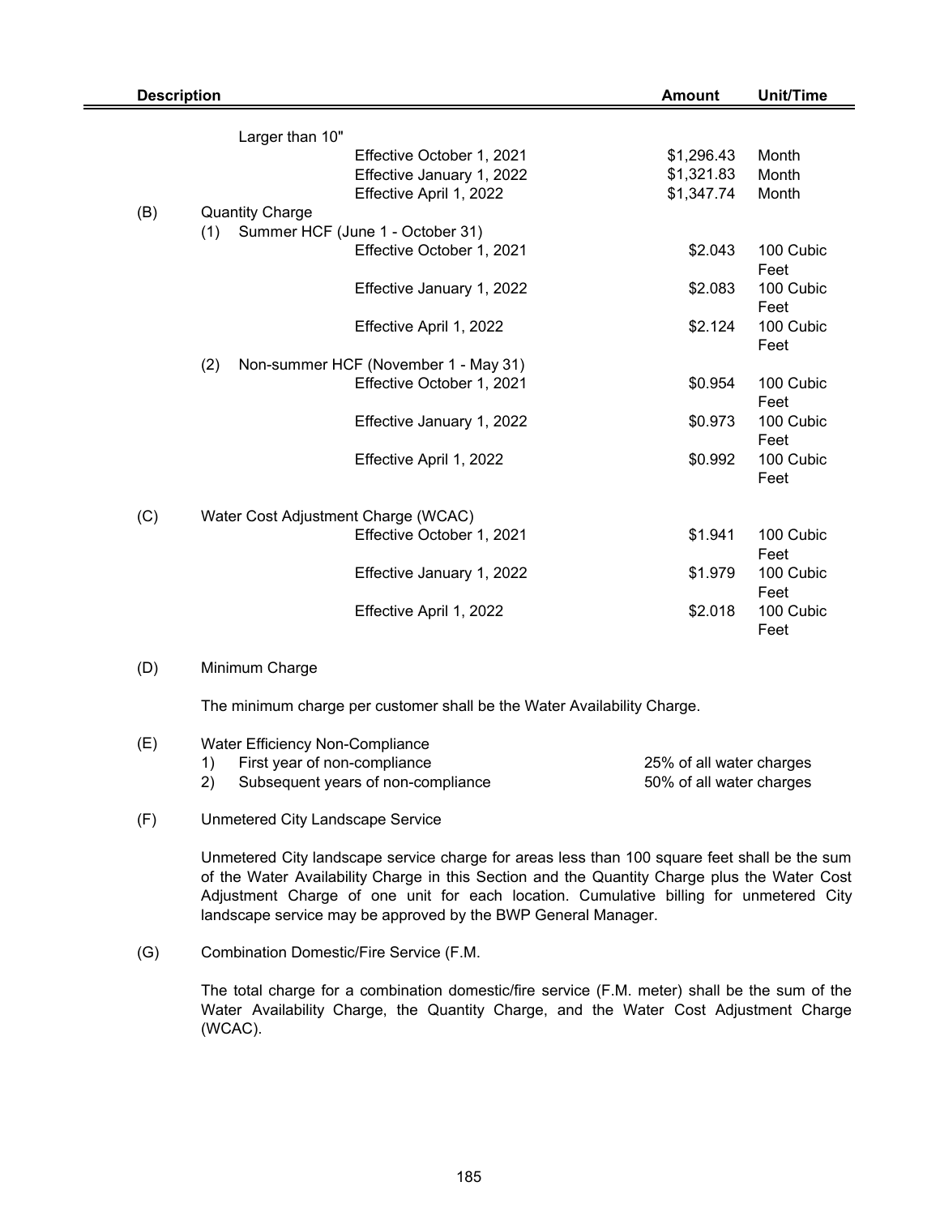| Description | | Amount | Unit/Time |
|---|---|---|---|
| | Larger than 10" | | |
| | Effective October 1, 2021 | $1,296.43 | Month |
| | Effective January 1, 2022 | $1,321.83 | Month |
| | Effective April 1, 2022 | $1,347.74 | Month |
| (B) | Quantity Charge | | |
| | (1) Summer HCF (June 1 - October 31) | | |
| | Effective October 1, 2021 | $2.043 | 100 Cubic Feet |
| | Effective January 1, 2022 | $2.083 | 100 Cubic Feet |
| | Effective April 1, 2022 | $2.124 | 100 Cubic Feet |
| | (2) Non-summer HCF (November 1 - May 31) | | |
| | Effective October 1, 2021 | $0.954 | 100 Cubic Feet |
| | Effective January 1, 2022 | $0.973 | 100 Cubic Feet |
| | Effective April 1, 2022 | $0.992 | 100 Cubic Feet |
| (C) | Water Cost Adjustment Charge (WCAC) | | |
| | Effective October 1, 2021 | $1.941 | 100 Cubic Feet |
| | Effective January 1, 2022 | $1.979 | 100 Cubic Feet |
| | Effective April 1, 2022 | $2.018 | 100 Cubic Feet |

(D) Minimum Charge

The minimum charge per customer shall be the Water Availability Charge.

(E) Water Efficiency Non-Compliance

| | | |
|---|---|---|
| 1) | First year of non-compliance | 25% of all water charges |
| 2) | Subsequent years of non-compliance | 50% of all water charges |

(F) Unmetered City Landscape Service

Unmetered City landscape service charge for areas less than 100 square feet shall be the sum of the Water Availability Charge in this Section and the Quantity Charge plus the Water Cost Adjustment Charge of one unit for each location. Cumulative billing for unmetered City landscape service may be approved by the BWP General Manager.

(G) Combination Domestic/Fire Service (F.M.

The total charge for a combination domestic/fire service (F.M. meter) shall be the sum of the Water Availability Charge, the Quantity Charge, and the Water Cost Adjustment Charge (WCAC).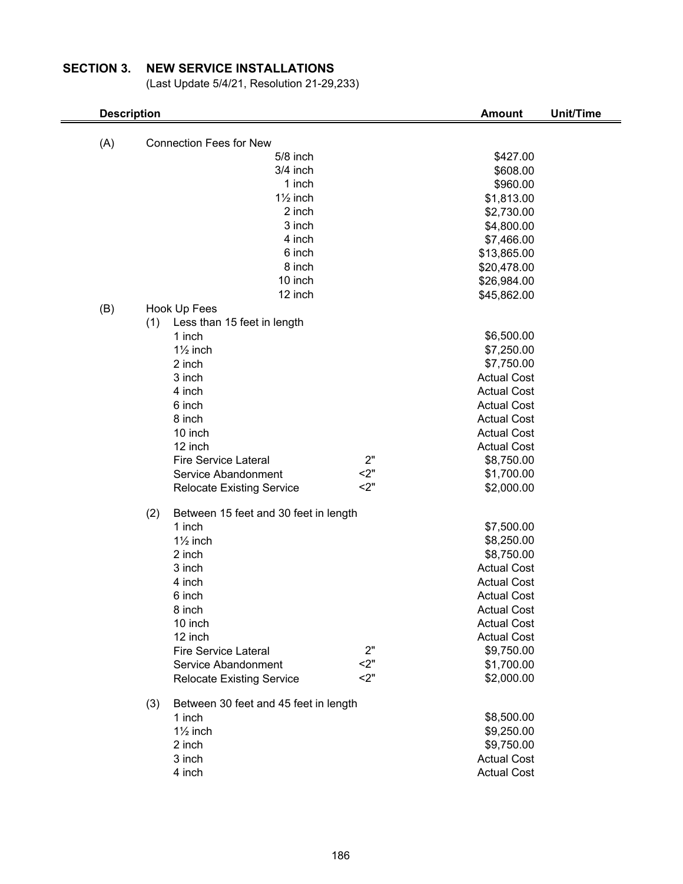## SECTION 3. NEW SERVICE INSTALLATIONS

(Last Update 5/4/21, Resolution 21-29,233)

| Description | | | Amount | Unit/Time |
|---|---|---|---|---|
| (A) | Connection Fees for New | | | |
| | 5/8 inch | | $427.00 | |
| | 3/4 inch | | $608.00 | |
| | 1 inch | | $960.00 | |
| | 1½ inch | | $1,813.00 | |
| | 2 inch | | $2,730.00 | |
| | 3 inch | | $4,800.00 | |
| | 4 inch | | $7,466.00 | |
| | 6 inch | | $13,865.00 | |
| | 8 inch | | $20,478.00 | |
| | 10 inch | | $26,984.00 | |
| | 12 inch | | $45,862.00 | |
| (B) | Hook Up Fees | | | |
| | (1) Less than 15 feet in length | | | |
| | 1 inch | | $6,500.00 | |
| | 1½ inch | | $7,250.00 | |
| | 2 inch | | $7,750.00 | |
| | 3 inch | | Actual Cost | |
| | 4 inch | | Actual Cost | |
| | 6 inch | | Actual Cost | |
| | 8 inch | | Actual Cost | |
| | 10 inch | | Actual Cost | |
| | 12 inch | | Actual Cost | |
| | Fire Service Lateral | 2" | $8,750.00 | |
| | Service Abandonment | <2" | $1,700.00 | |
| | Relocate Existing Service | <2" | $2,000.00 | |
| | (2) Between 15 feet and 30 feet in length | | | |
| | 1 inch | | $7,500.00 | |
| | 1½ inch | | $8,250.00 | |
| | 2 inch | | $8,750.00 | |
| | 3 inch | | Actual Cost | |
| | 4 inch | | Actual Cost | |
| | 6 inch | | Actual Cost | |
| | 8 inch | | Actual Cost | |
| | 10 inch | | Actual Cost | |
| | 12 inch | | Actual Cost | |
| | Fire Service Lateral | 2" | $9,750.00 | |
| | Service Abandonment | <2" | $1,700.00 | |
| | Relocate Existing Service | <2" | $2,000.00 | |
| | (3) Between 30 feet and 45 feet in length | | | |
| | 1 inch | | $8,500.00 | |
| | 1½ inch | | $9,250.00 | |
| | 2 inch | | $9,750.00 | |
| | 3 inch | | Actual Cost | |
| | 4 inch | | Actual Cost | |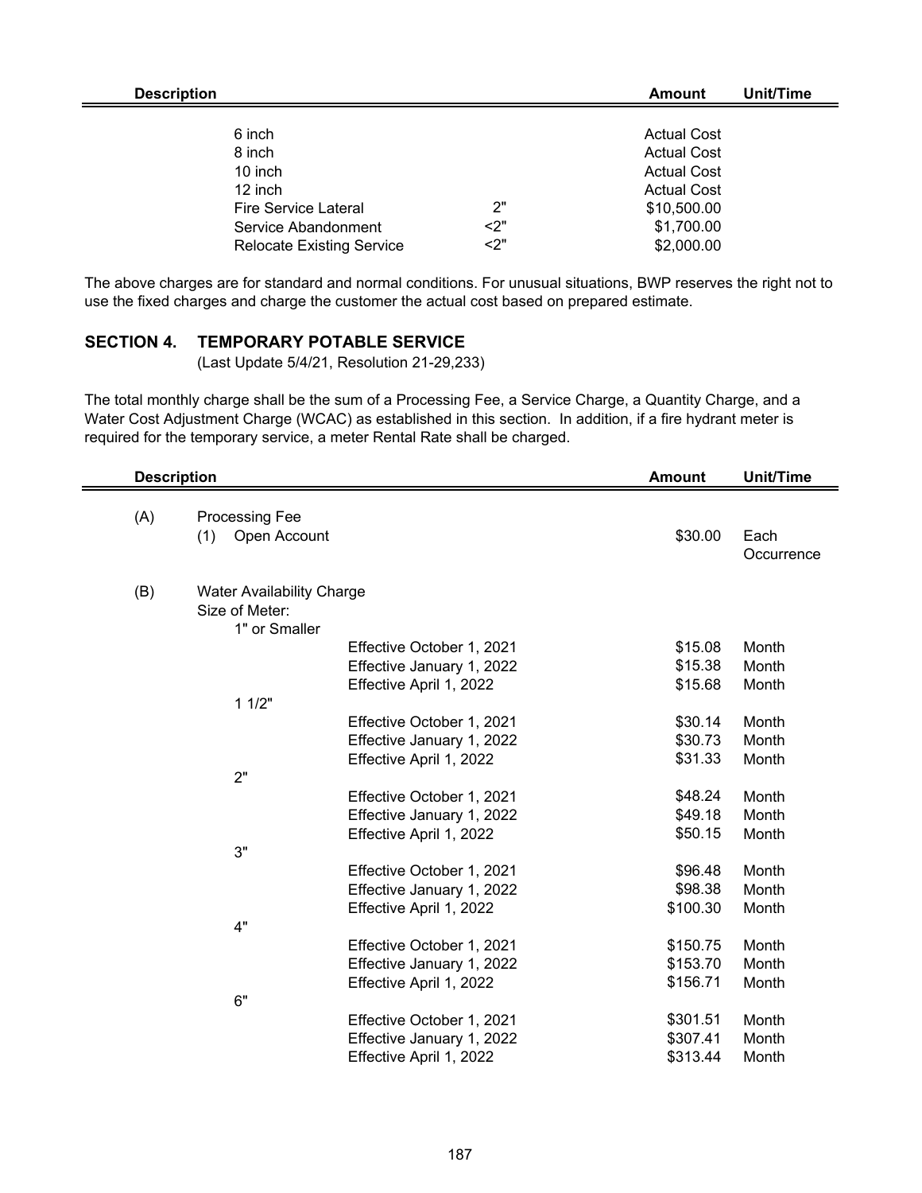| Description | | Amount | Unit/Time |
|---|---|---|---|
| 6 inch | | Actual Cost | |
| 8 inch | | Actual Cost | |
| 10 inch | | Actual Cost | |
| 12 inch | | Actual Cost | |
| Fire Service Lateral | 2" | $10,500.00 | |
| Service Abandonment | <2" | $1,700.00 | |
| Relocate Existing Service | <2" | $2,000.00 | |

The above charges are for standard and normal conditions. For unusual situations, BWP reserves the right not to use the fixed charges and charge the customer the actual cost based on prepared estimate.

## SECTION 4. TEMPORARY POTABLE SERVICE

(Last Update 5/4/21, Resolution 21-29,233)

The total monthly charge shall be the sum of a Processing Fee, a Service Charge, a Quantity Charge, and a Water Cost Adjustment Charge (WCAC) as established in this section. In addition, if a fire hydrant meter is required for the temporary service, a meter Rental Rate shall be charged.

| Description | | | Amount | Unit/Time |
|---|---|---|---|---|
| (A) | Processing Fee | | | |
| | (1) Open Account | | $30.00 | Each Occurrence |
| (B) | Water Availability Charge | | | |
| | Size of Meter: | | | |
| | 1" or Smaller | | | |
| | | Effective October 1, 2021 | $15.08 | Month |
| | | Effective January 1, 2022 | $15.38 | Month |
| | | Effective April 1, 2022 | $15.68 | Month |
| | 1 1/2" | | | |
| | | Effective October 1, 2021 | $30.14 | Month |
| | | Effective January 1, 2022 | $30.73 | Month |
| | | Effective April 1, 2022 | $31.33 | Month |
| | 2" | | | |
| | | Effective October 1, 2021 | $48.24 | Month |
| | | Effective January 1, 2022 | $49.18 | Month |
| | | Effective April 1, 2022 | $50.15 | Month |
| | 3" | | | |
| | | Effective October 1, 2021 | $96.48 | Month |
| | | Effective January 1, 2022 | $98.38 | Month |
| | | Effective April 1, 2022 | $100.30 | Month |
| | 4" | | | |
| | | Effective October 1, 2021 | $150.75 | Month |
| | | Effective January 1, 2022 | $153.70 | Month |
| | | Effective April 1, 2022 | $156.71 | Month |
| | 6" | | | |
| | | Effective October 1, 2021 | $301.51 | Month |
| | | Effective January 1, 2022 | $307.41 | Month |
| | | Effective April 1, 2022 | $313.44 | Month |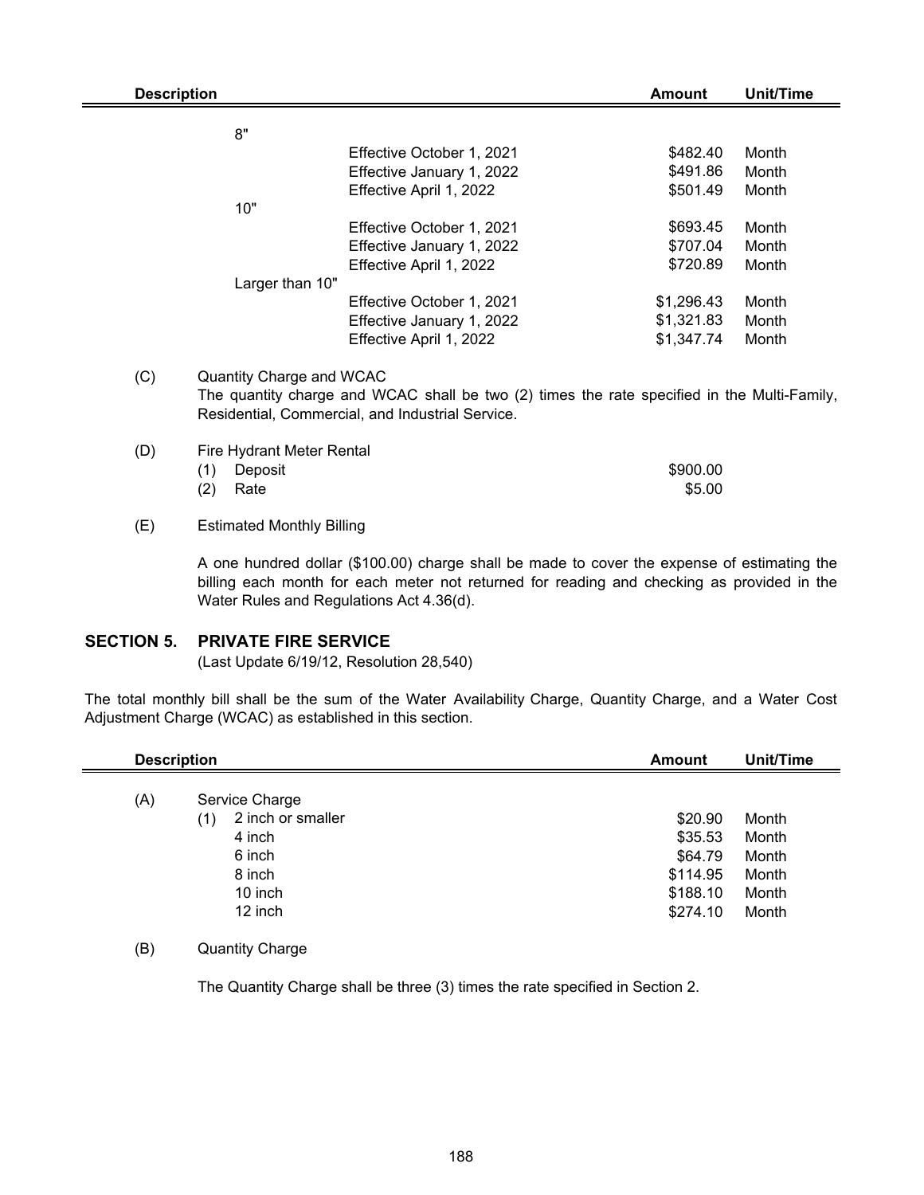| Description | | Amount | Unit/Time |
|---|---|---|---|
| 8" | | | |
| | Effective October 1, 2021 | $482.40 | Month |
| | Effective January 1, 2022 | $491.86 | Month |
| | Effective April 1, 2022 | $501.49 | Month |
| 10" | | | |
| | Effective October 1, 2021 | $693.45 | Month |
| | Effective January 1, 2022 | $707.04 | Month |
| | Effective April 1, 2022 | $720.89 | Month |
| Larger than 10" | | | |
| | Effective October 1, 2021 | $1,296.43 | Month |
| | Effective January 1, 2022 | $1,321.83 | Month |
| | Effective April 1, 2022 | $1,347.74 | Month |

(C) Quantity Charge and WCAC

The quantity charge and WCAC shall be two (2) times the rate specified in the Multi-Family, Residential, Commercial, and Industrial Service.

(D) Fire Hydrant Meter Rental

| | Amount |
|---|---|
| (1) Deposit | $900.00 |
| (2) Rate | $5.00 |

(E) Estimated Monthly Billing

A one hundred dollar ($100.00) charge shall be made to cover the expense of estimating the billing each month for each meter not returned for reading and checking as provided in the Water Rules and Regulations Act 4.36(d).

## SECTION 5. PRIVATE FIRE SERVICE

(Last Update 6/19/12, Resolution 28,540)

The total monthly bill shall be the sum of the Water Availability Charge, Quantity Charge, and a Water Cost Adjustment Charge (WCAC) as established in this section.

| Description | Amount | Unit/Time |
|---|---|---|
| (A) Service Charge | | |
| (1) 2 inch or smaller | $20.90 | Month |
| 4 inch | $35.53 | Month |
| 6 inch | $64.79 | Month |
| 8 inch | $114.95 | Month |
| 10 inch | $188.10 | Month |
| 12 inch | $274.10 | Month |

(B) Quantity Charge

The Quantity Charge shall be three (3) times the rate specified in Section 2.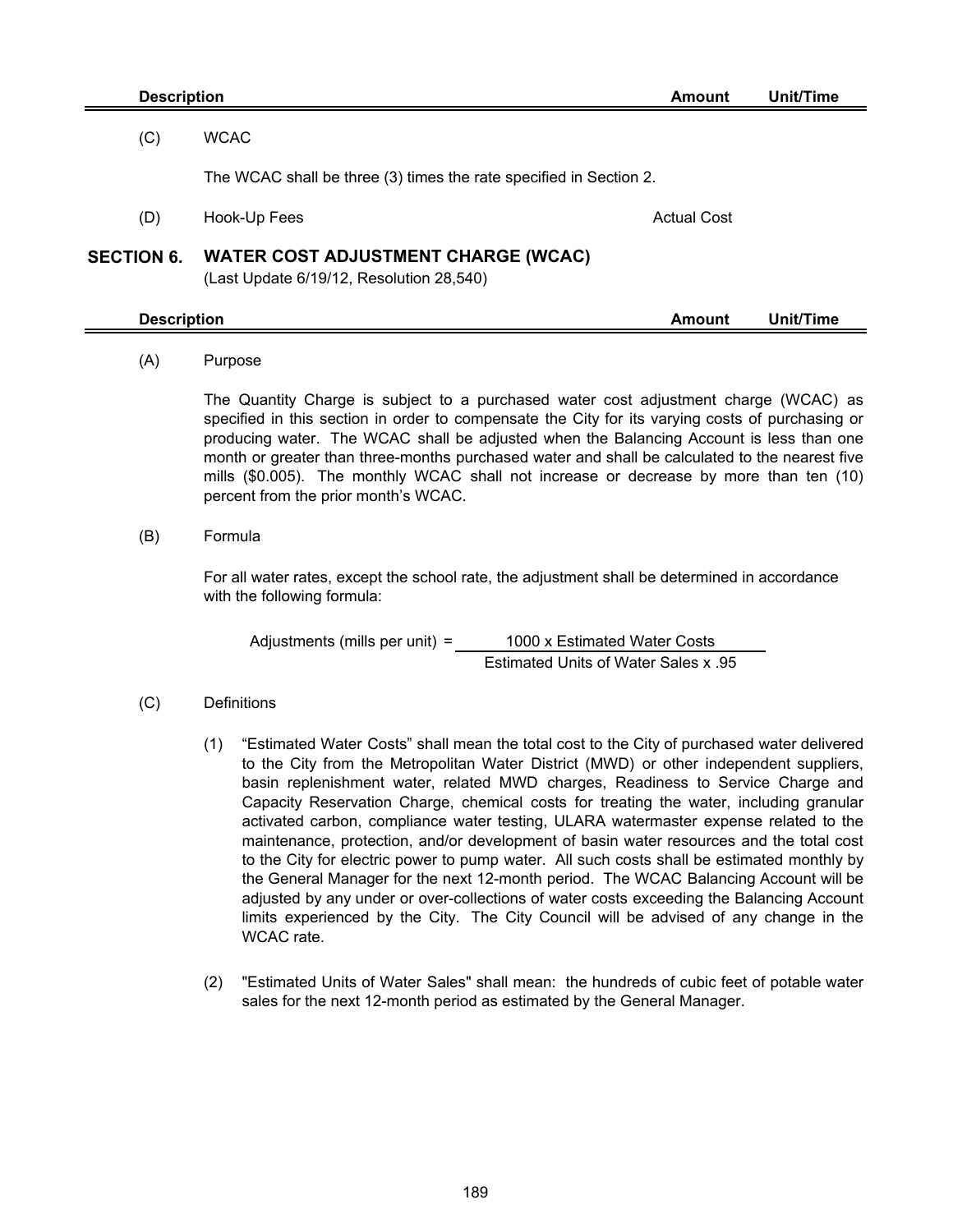| Description | Amount | Unit/Time |
|---|---|---|

(C) WCAC

The WCAC shall be three (3) times the rate specified in Section 2.

| (D) Hook-Up Fees | Actual Cost | |
|---|---|---|

## SECTION 6. WATER COST ADJUSTMENT CHARGE (WCAC)

(Last Update 6/19/12, Resolution 28,540)

| Description | Amount | Unit/Time |
|---|---|---|

(A) Purpose

The Quantity Charge is subject to a purchased water cost adjustment charge (WCAC) as specified in this section in order to compensate the City for its varying costs of purchasing or producing water. The WCAC shall be adjusted when the Balancing Account is less than one month or greater than three-months purchased water and shall be calculated to the nearest five mills ($0.005). The monthly WCAC shall not increase or decrease by more than ten (10) percent from the prior month's WCAC.

(B) Formula

For all water rates, except the school rate, the adjustment shall be determined in accordance with the following formula:

$$\text{Adjustments (mills per unit)} = \frac{1000 \times \text{Estimated Water Costs}}{\text{Estimated Units of Water Sales} \times .95}$$

(C) Definitions

(1) "Estimated Water Costs" shall mean the total cost to the City of purchased water delivered to the City from the Metropolitan Water District (MWD) or other independent suppliers, basin replenishment water, related MWD charges, Readiness to Service Charge and Capacity Reservation Charge, chemical costs for treating the water, including granular activated carbon, compliance water testing, ULARA watermaster expense related to the maintenance, protection, and/or development of basin water resources and the total cost to the City for electric power to pump water. All such costs shall be estimated monthly by the General Manager for the next 12-month period. The WCAC Balancing Account will be adjusted by any under or over-collections of water costs exceeding the Balancing Account limits experienced by the City. The City Council will be advised of any change in the WCAC rate.

(2) "Estimated Units of Water Sales" shall mean: the hundreds of cubic feet of potable water sales for the next 12-month period as estimated by the General Manager.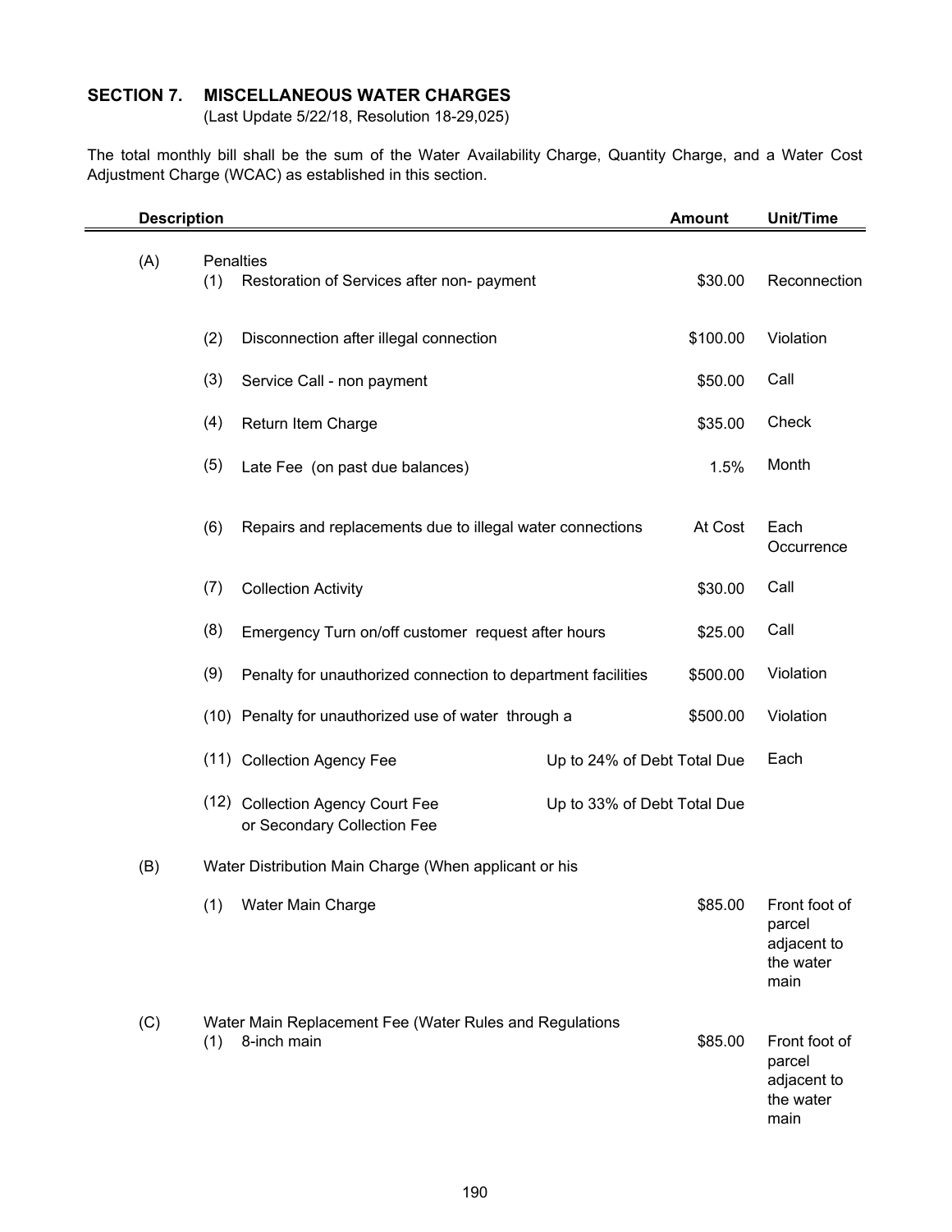## SECTION 7. MISCELLANEOUS WATER CHARGES

(Last Update 5/22/18, Resolution 18-29,025)

The total monthly bill shall be the sum of the Water Availability Charge, Quantity Charge, and a Water Cost Adjustment Charge (WCAC) as established in this section.

| Description | | | Amount | Unit/Time |
|---|---|---|---|---|
| (A) | Penalties | | | |
| | (1) | Restoration of Services after non- payment | $30.00 | Reconnection |
| | (2) | Disconnection after illegal connection | $100.00 | Violation |
| | (3) | Service Call - non payment | $50.00 | Call |
| | (4) | Return Item Charge | $35.00 | Check |
| | (5) | Late Fee (on past due balances) | 1.5% | Month |
| | (6) | Repairs and replacements due to illegal water connections | At Cost | Each Occurrence |
| | (7) | Collection Activity | $30.00 | Call |
| | (8) | Emergency Turn on/off customer request after hours | $25.00 | Call |
| | (9) | Penalty for unauthorized connection to department facilities | $500.00 | Violation |
| | (10) | Penalty for unauthorized use of water through a | $500.00 | Violation |
| | (11) | Collection Agency Fee | Up to 24% of Debt Total Due | Each |
| | (12) | Collection Agency Court Fee or Secondary Collection Fee | Up to 33% of Debt Total Due | |
| (B) | Water Distribution Main Charge (When applicant or his | | | |
| | (1) | Water Main Charge | $85.00 | Front foot of parcel adjacent to the water main |
| (C) | Water Main Replacement Fee (Water Rules and Regulations | | | |
| | (1) | 8-inch main | $85.00 | Front foot of parcel adjacent to the water main |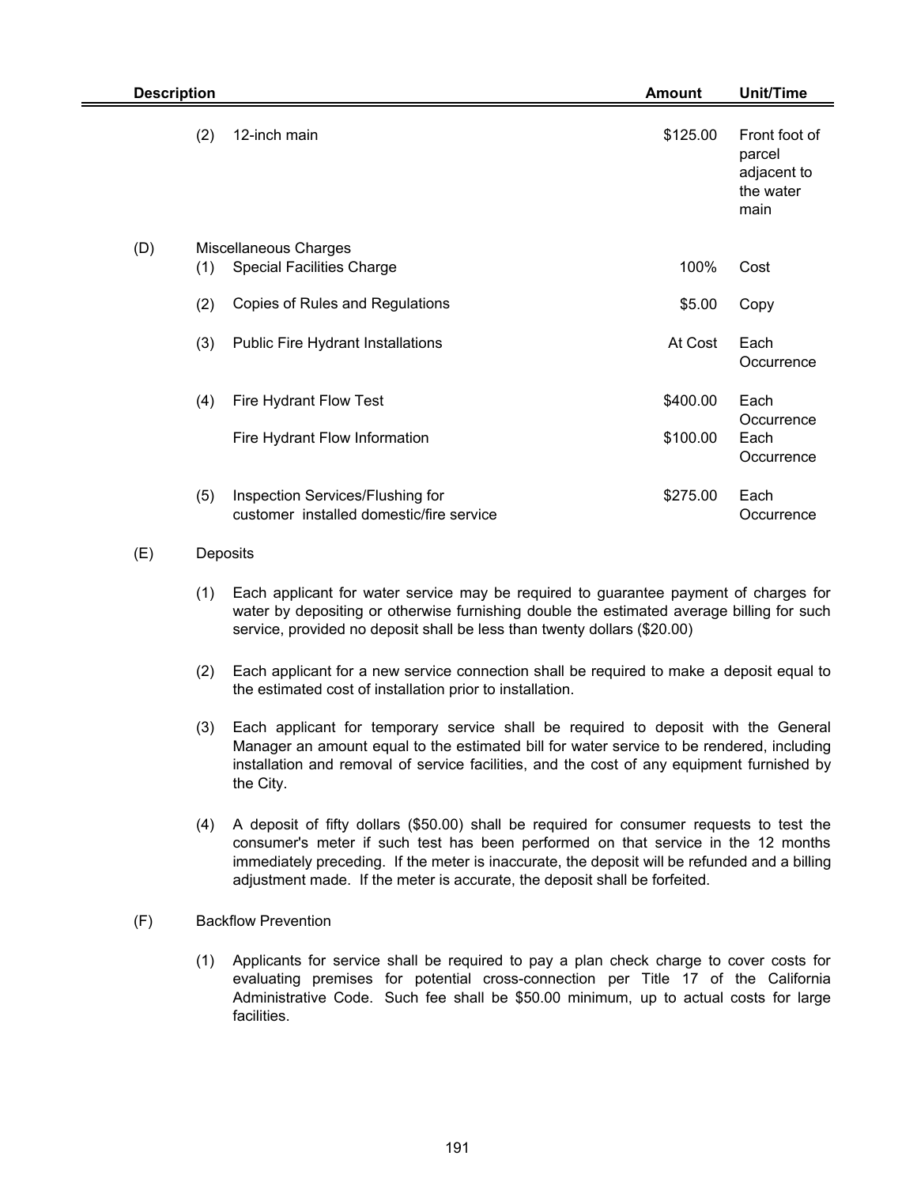| Description | | | Amount | Unit/Time |
|---|---|---|---|---|
| | (2) | 12-inch main | $125.00 | Front foot of parcel adjacent to the water main |
| (D) | | Miscellaneous Charges | | |
| | (1) | Special Facilities Charge | 100% | Cost |
| | (2) | Copies of Rules and Regulations | $5.00 | Copy |
| | (3) | Public Fire Hydrant Installations | At Cost | Each Occurrence |
| | (4) | Fire Hydrant Flow Test | $400.00 | Each Occurrence |
| | | Fire Hydrant Flow Information | $100.00 | Each Occurrence |
| | (5) | Inspection Services/Flushing for customer installed domestic/fire service | $275.00 | Each Occurrence |

(E) Deposits

(1) Each applicant for water service may be required to guarantee payment of charges for water by depositing or otherwise furnishing double the estimated average billing for such service, provided no deposit shall be less than twenty dollars ($20.00)

(2) Each applicant for a new service connection shall be required to make a deposit equal to the estimated cost of installation prior to installation.

(3) Each applicant for temporary service shall be required to deposit with the General Manager an amount equal to the estimated bill for water service to be rendered, including installation and removal of service facilities, and the cost of any equipment furnished by the City.

(4) A deposit of fifty dollars ($50.00) shall be required for consumer requests to test the consumer's meter if such test has been performed on that service in the 12 months immediately preceding. If the meter is inaccurate, the deposit will be refunded and a billing adjustment made. If the meter is accurate, the deposit shall be forfeited.

(F) Backflow Prevention

(1) Applicants for service shall be required to pay a plan check charge to cover costs for evaluating premises for potential cross-connection per Title 17 of the California Administrative Code. Such fee shall be $50.00 minimum, up to actual costs for large facilities.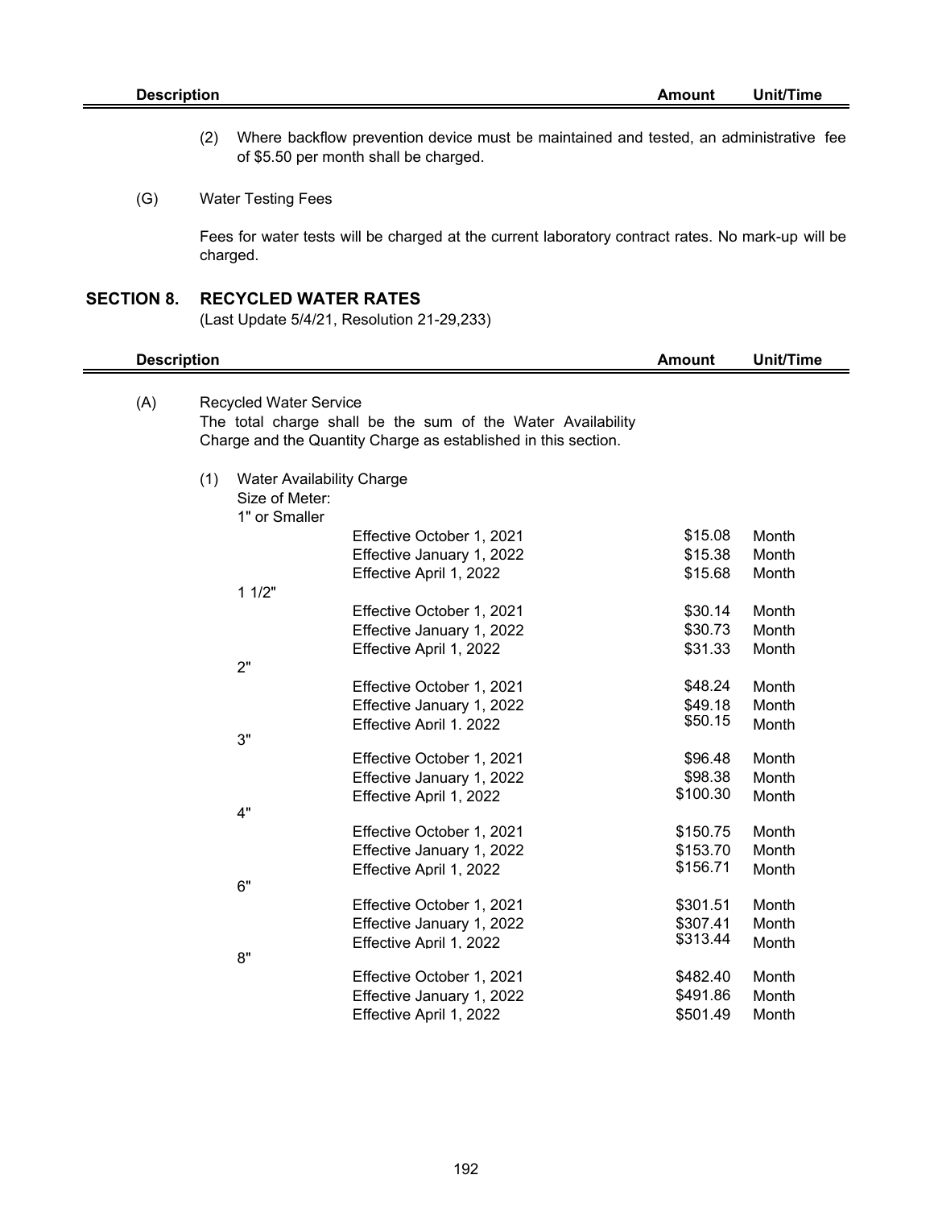| Description | Amount | Unit/Time |
|---|---|---|

(2) Where backflow prevention device must be maintained and tested, an administrative fee of $5.50 per month shall be charged.

(G) Water Testing Fees

Fees for water tests will be charged at the current laboratory contract rates. No mark-up will be charged.

## SECTION 8. RECYCLED WATER RATES

(Last Update 5/4/21, Resolution 21-29,233)

| Description | Amount | Unit/Time |
|---|---|---|
| (A) Recycled Water Service<br>The total charge shall be the sum of the Water Availability Charge and the Quantity Charge as established in this section. | | |
| (1) Water Availability Charge<br>Size of Meter: | | |
| 1" or Smaller | | |
| Effective October 1, 2021 | $15.08 | Month |
| Effective January 1, 2022 | $15.38 | Month |
| Effective April 1, 2022 | $15.68 | Month |
| 1 1/2" | | |
| Effective October 1, 2021 | $30.14 | Month |
| Effective January 1, 2022 | $30.73 | Month |
| Effective April 1, 2022 | $31.33 | Month |
| 2" | | |
| Effective October 1, 2021 | $48.24 | Month |
| Effective January 1, 2022 | $49.18 | Month |
| Effective April 1, 2022 | $50.15 | Month |
| 3" | | |
| Effective October 1, 2021 | $96.48 | Month |
| Effective January 1, 2022 | $98.38 | Month |
| Effective April 1, 2022 | $100.30 | Month |
| 4" | | |
| Effective October 1, 2021 | $150.75 | Month |
| Effective January 1, 2022 | $153.70 | Month |
| Effective April 1, 2022 | $156.71 | Month |
| 6" | | |
| Effective October 1, 2021 | $301.51 | Month |
| Effective January 1, 2022 | $307.41 | Month |
| Effective April 1, 2022 | $313.44 | Month |
| 8" | | |
| Effective October 1, 2021 | $482.40 | Month |
| Effective January 1, 2022 | $491.86 | Month |
| Effective April 1, 2022 | $501.49 | Month |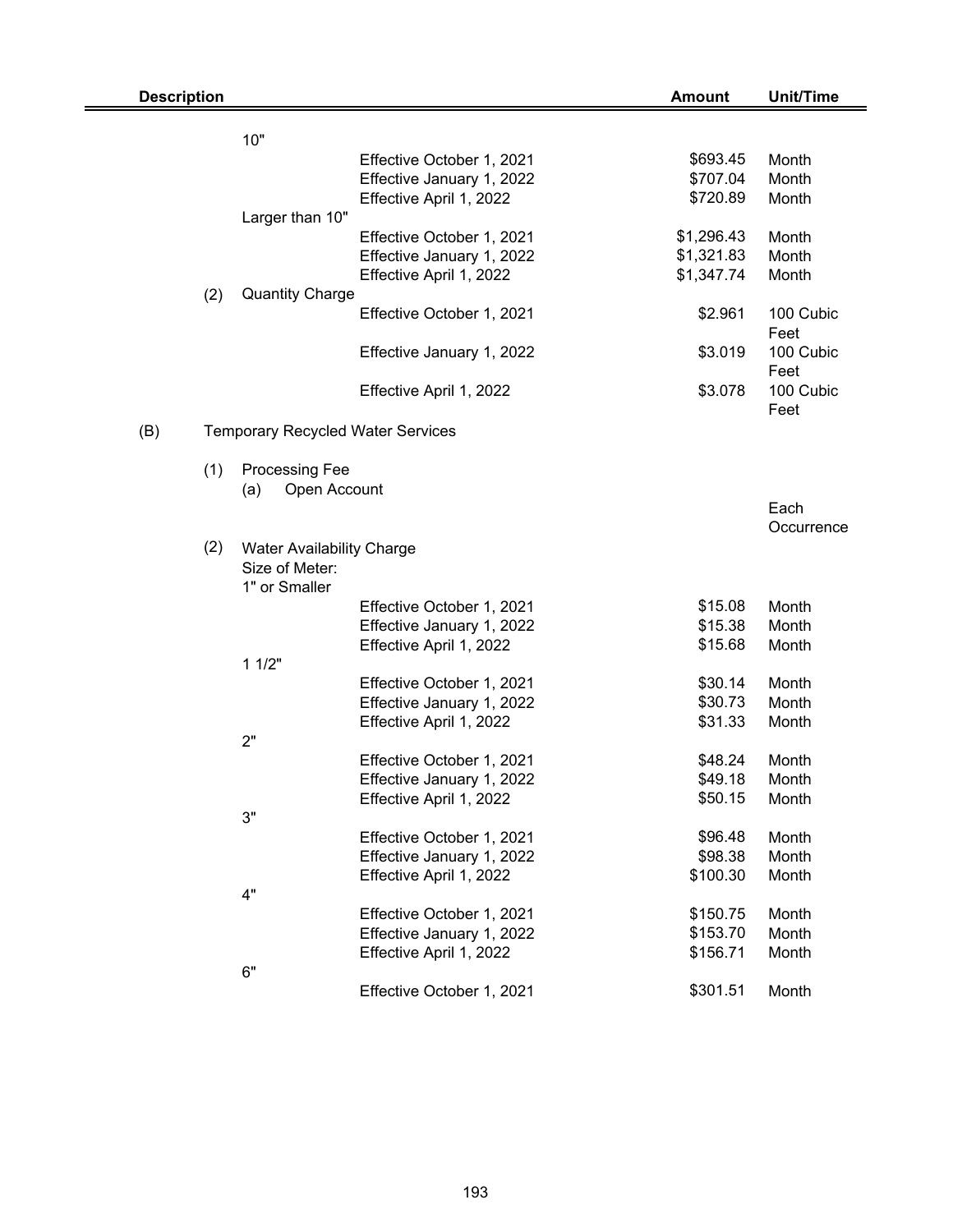| Description | | | | Amount | Unit/Time |
|---|---|---|---|---|---|
| | | 10" | | | |
| | | | Effective October 1, 2021 | $693.45 | Month |
| | | | Effective January 1, 2022 | $707.04 | Month |
| | | | Effective April 1, 2022 | $720.89 | Month |
| | | Larger than 10" | | | |
| | | | Effective October 1, 2021 | $1,296.43 | Month |
| | | | Effective January 1, 2022 | $1,321.83 | Month |
| | | | Effective April 1, 2022 | $1,347.74 | Month |
| | (2) | Quantity Charge | | | |
| | | | Effective October 1, 2021 | $2.961 | 100 Cubic Feet |
| | | | Effective January 1, 2022 | $3.019 | 100 Cubic Feet |
| | | | Effective April 1, 2022 | $3.078 | 100 Cubic Feet |
| (B) | Temporary Recycled Water Services | | | | |
| | (1) | Processing Fee | | | |
| | | (a) Open Account | | | Each Occurrence |
| | (2) | Water Availability Charge | | | |
| | | Size of Meter: | | | |
| | | 1" or Smaller | | | |
| | | | Effective October 1, 2021 | $15.08 | Month |
| | | | Effective January 1, 2022 | $15.38 | Month |
| | | | Effective April 1, 2022 | $15.68 | Month |
| | | 1 1/2" | | | |
| | | | Effective October 1, 2021 | $30.14 | Month |
| | | | Effective January 1, 2022 | $30.73 | Month |
| | | | Effective April 1, 2022 | $31.33 | Month |
| | | 2" | | | |
| | | | Effective October 1, 2021 | $48.24 | Month |
| | | | Effective January 1, 2022 | $49.18 | Month |
| | | | Effective April 1, 2022 | $50.15 | Month |
| | | 3" | | | |
| | | | Effective October 1, 2021 | $96.48 | Month |
| | | | Effective January 1, 2022 | $98.38 | Month |
| | | | Effective April 1, 2022 | $100.30 | Month |
| | | 4" | | | |
| | | | Effective October 1, 2021 | $150.75 | Month |
| | | | Effective January 1, 2022 | $153.70 | Month |
| | | | Effective April 1, 2022 | $156.71 | Month |
| | | 6" | | | |
| | | | Effective October 1, 2021 | $301.51 | Month |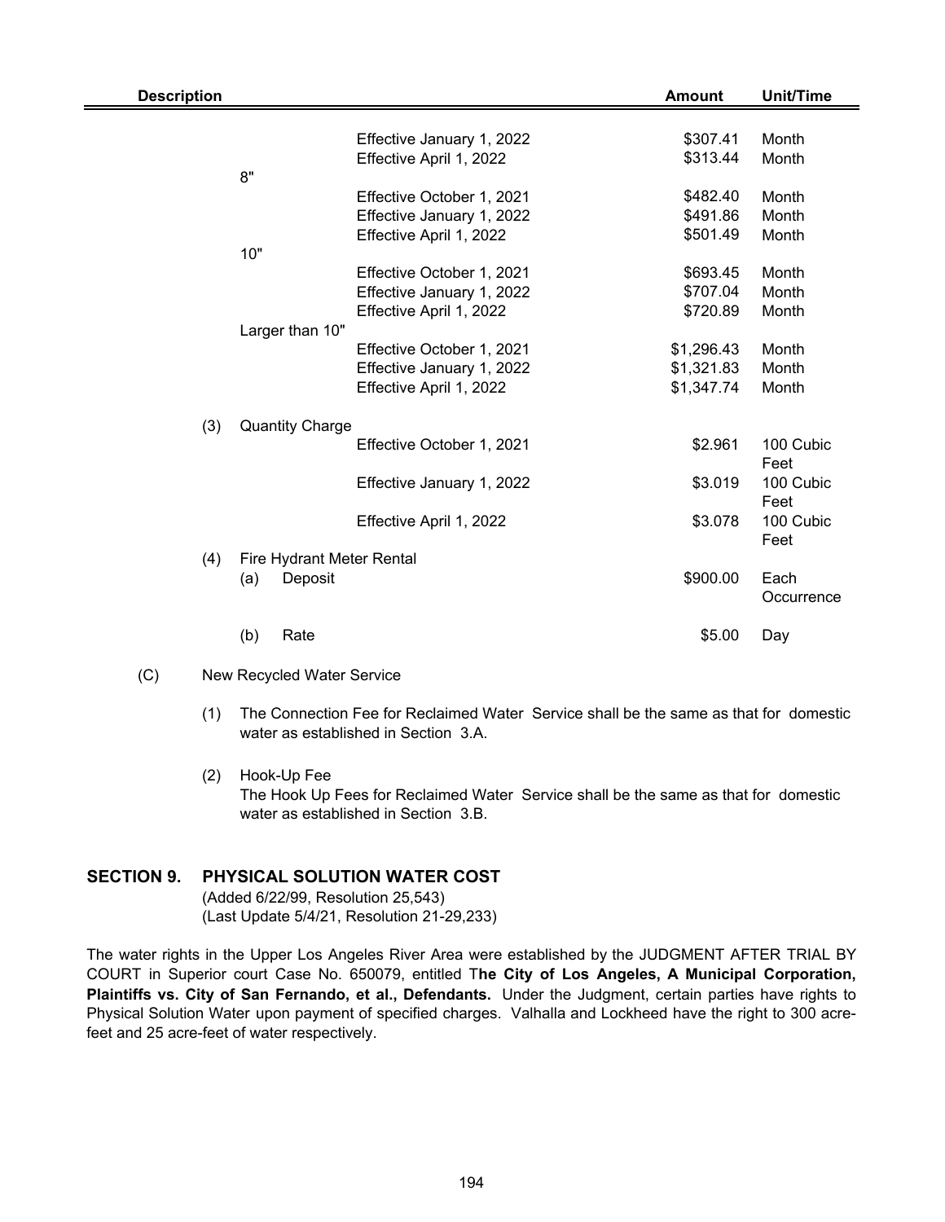| Description | | | | Amount | Unit/Time |
|---|---|---|---|---|---|
| | | | Effective January 1, 2022 | $307.41 | Month |
| | | | Effective April 1, 2022 | $313.44 | Month |
| | | 8" | | | |
| | | | Effective October 1, 2021 | $482.40 | Month |
| | | | Effective January 1, 2022 | $491.86 | Month |
| | | | Effective April 1, 2022 | $501.49 | Month |
| | | 10" | | | |
| | | | Effective October 1, 2021 | $693.45 | Month |
| | | | Effective January 1, 2022 | $707.04 | Month |
| | | | Effective April 1, 2022 | $720.89 | Month |
| | | Larger than 10" | | | |
| | | | Effective October 1, 2021 | $1,296.43 | Month |
| | | | Effective January 1, 2022 | $1,321.83 | Month |
| | | | Effective April 1, 2022 | $1,347.74 | Month |
| | (3) | Quantity Charge | | | |
| | | | Effective October 1, 2021 | $2.961 | 100 Cubic Feet |
| | | | Effective January 1, 2022 | $3.019 | 100 Cubic Feet |
| | | | Effective April 1, 2022 | $3.078 | 100 Cubic Feet |
| | (4) | Fire Hydrant Meter Rental | | | |
| | | (a) Deposit | | $900.00 | Each Occurrence |
| | | (b) Rate | | $5.00 | Day |

(C) New Recycled Water Service

(1) The Connection Fee for Reclaimed Water Service shall be the same as that for domestic water as established in Section 3.A.

(2) Hook-Up Fee
The Hook Up Fees for Reclaimed Water Service shall be the same as that for domestic water as established in Section 3.B.

## SECTION 9. PHYSICAL SOLUTION WATER COST

(Added 6/22/99, Resolution 25,543)
(Last Update 5/4/21, Resolution 21-29,233)

The water rights in the Upper Los Angeles River Area were established by the JUDGMENT AFTER TRIAL BY COURT in Superior court Case No. 650079, entitled **The City of Los Angeles, A Municipal Corporation, Plaintiffs vs. City of San Fernando, et al., Defendants.** Under the Judgment, certain parties have rights to Physical Solution Water upon payment of specified charges. Valhalla and Lockheed have the right to 300 acre-feet and 25 acre-feet of water respectively.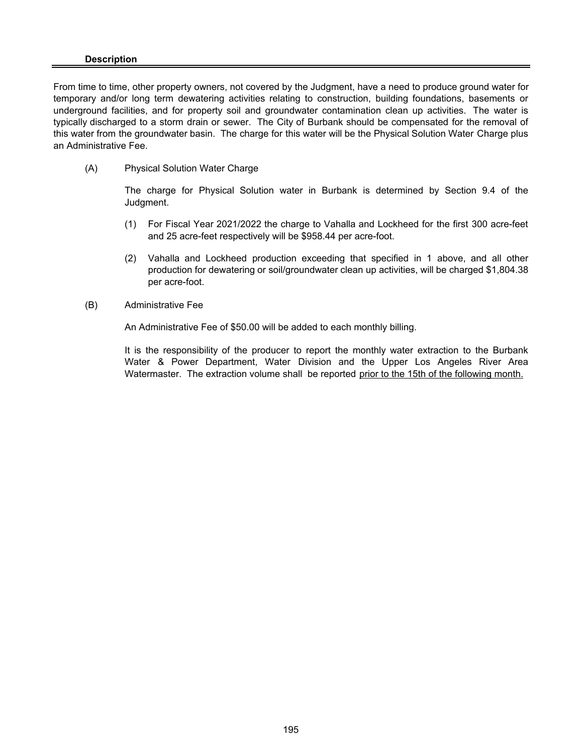**Description**

From time to time, other property owners, not covered by the Judgment, have a need to produce ground water for temporary and/or long term dewatering activities relating to construction, building foundations, basements or underground facilities, and for property soil and groundwater contamination clean up activities. The water is typically discharged to a storm drain or sewer. The City of Burbank should be compensated for the removal of this water from the groundwater basin. The charge for this water will be the Physical Solution Water Charge plus an Administrative Fee.

(A) Physical Solution Water Charge

The charge for Physical Solution water in Burbank is determined by Section 9.4 of the Judgment.

(1) For Fiscal Year 2021/2022 the charge to Vahalla and Lockheed for the first 300 acre-feet and 25 acre-feet respectively will be $958.44 per acre-foot.

(2) Vahalla and Lockheed production exceeding that specified in 1 above, and all other production for dewatering or soil/groundwater clean up activities, will be charged $1,804.38 per acre-foot.

(B) Administrative Fee

An Administrative Fee of $50.00 will be added to each monthly billing.

It is the responsibility of the producer to report the monthly water extraction to the Burbank Water & Power Department, Water Division and the Upper Los Angeles River Area Watermaster. The extraction volume shall be reported <u>prior to the 15th of the following month.</u>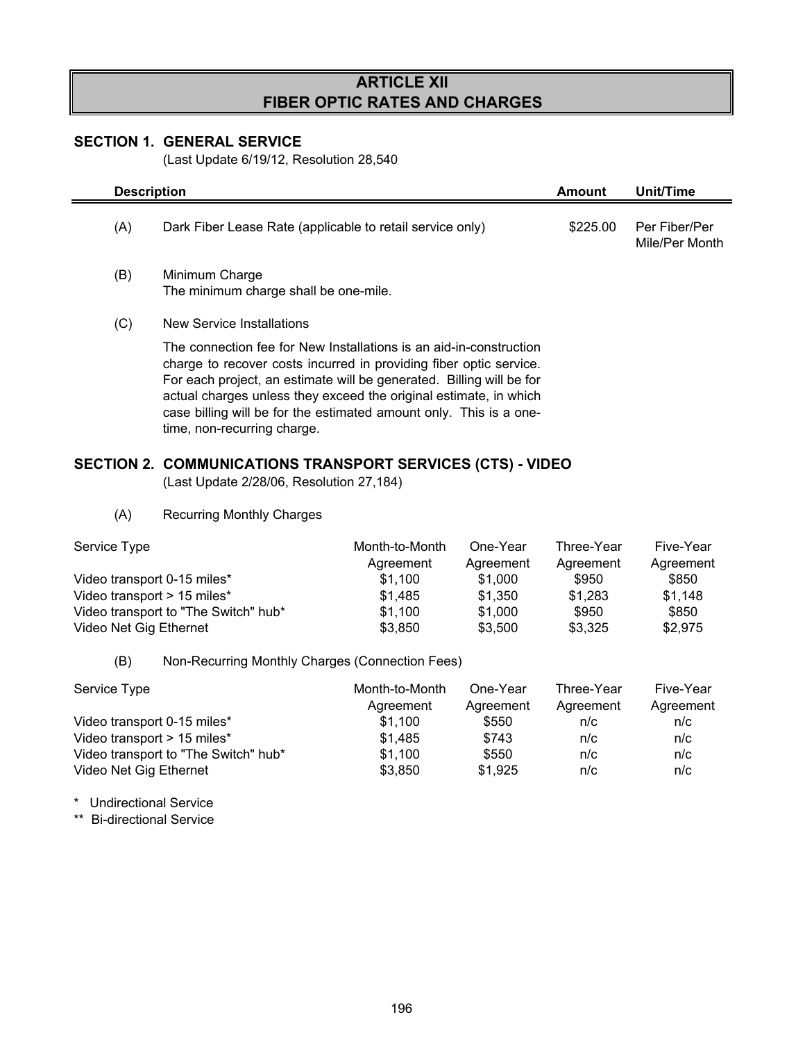# ARTICLE XII
# FIBER OPTIC RATES AND CHARGES

## SECTION 1. GENERAL SERVICE

(Last Update 6/19/12, Resolution 28,540

| Description | | Amount | Unit/Time |
|---|---|---|---|
| (A) | Dark Fiber Lease Rate (applicable to retail service only) | $225.00 | Per Fiber/Per Mile/Per Month |

(B) Minimum Charge
The minimum charge shall be one-mile.

(C) New Service Installations

The connection fee for New Installations is an aid-in-construction charge to recover costs incurred in providing fiber optic service. For each project, an estimate will be generated. Billing will be for actual charges unless they exceed the original estimate, in which case billing will be for the estimated amount only. This is a one-time, non-recurring charge.

## SECTION 2. COMMUNICATIONS TRANSPORT SERVICES (CTS) - VIDEO

(Last Update 2/28/06, Resolution 27,184)

(A) Recurring Monthly Charges

| Service Type | Month-to-Month Agreement | One-Year Agreement | Three-Year Agreement | Five-Year Agreement |
|---|---|---|---|---|
| Video transport 0-15 miles* | $1,100 | $1,000 | $950 | $850 |
| Video transport > 15 miles* | $1,485 | $1,350 | $1,283 | $1,148 |
| Video transport to "The Switch" hub* | $1,100 | $1,000 | $950 | $850 |
| Video Net Gig Ethernet | $3,850 | $3,500 | $3,325 | $2,975 |

(B) Non-Recurring Monthly Charges (Connection Fees)

| Service Type | Month-to-Month Agreement | One-Year Agreement | Three-Year Agreement | Five-Year Agreement |
|---|---|---|---|---|
| Video transport 0-15 miles* | $1,100 | $550 | n/c | n/c |
| Video transport > 15 miles* | $1,485 | $743 | n/c | n/c |
| Video transport to "The Switch" hub* | $1,100 | $550 | n/c | n/c |
| Video Net Gig Ethernet | $3,850 | $1,925 | n/c | n/c |

\* Undirectional Service

\*\* Bi-directional Service